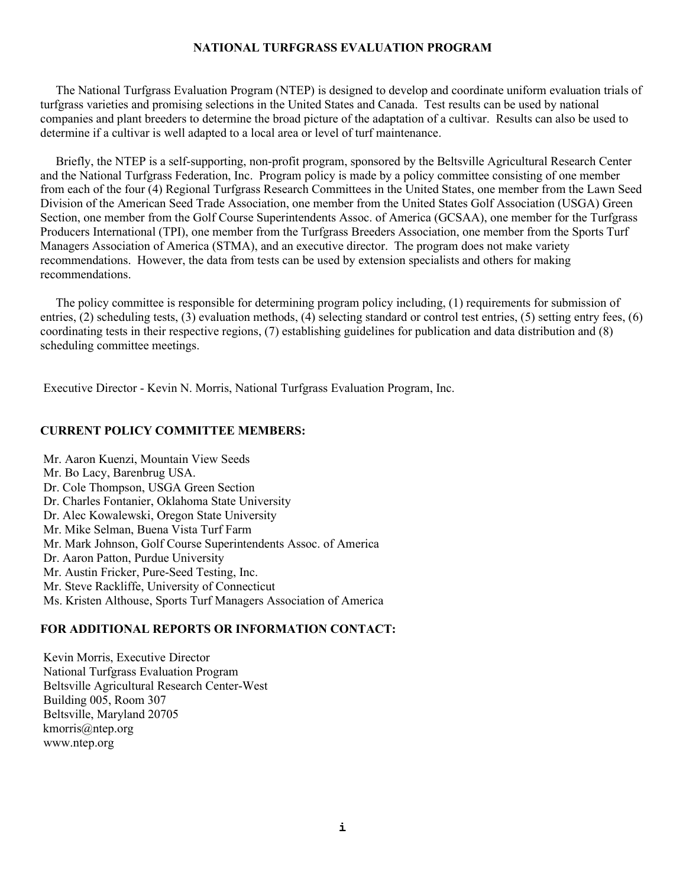# NATIONAL TURFGRASS EVALUATION PROGRAM

The National Turfgrass Evaluation Program (NTEP) is designed to develop and coordinate uniform evaluation trials of turfgrass varieties and promising selections in the United States and Canada. Test results can be used by national companies and plant breeders to determine the broad picture of the adaptation of a cultivar. Results can also be used to determine if a cultivar is well adapted to a local area or level of turf maintenance.

Briefly, the NTEP is a self-supporting, non-profit program, sponsored by the Beltsville Agricultural Research Center and the National Turfgrass Federation, Inc. Program policy is made by a policy committee consisting of one member from each of the four (4) Regional Turfgrass Research Committees in the United States, one member from the Lawn Seed Division of the American Seed Trade Association, one member from the United States Golf Association (USGA) Green Section, one member from the Golf Course Superintendents Assoc. of America (GCSAA), one member for the Turfgrass Producers International (TPI), one member from the Turfgrass Breeders Association, one member from the Sports Turf Managers Association of America (STMA), and an executive director. The program does not make variety recommendations. However, the data from tests can be used by extension specialists and others for making recommendations.

The policy committee is responsible for determining program policy including, (1) requirements for submission of entries, (2) scheduling tests, (3) evaluation methods, (4) selecting standard or control test entries, (5) setting entry fees, (6) coordinating tests in their respective regions, (7) establishing guidelines for publication and data distribution and (8) scheduling committee meetings.

Executive Director - Kevin N. Morris, National Turfgrass Evaluation Program, Inc.

## CURRENT POLICY COMMITTEE MEMBERS:

Mr. Aaron Kuenzi, Mountain View Seeds
Mr. Bo Lacy, Barenbrug USA.
Dr. Cole Thompson, USGA Green Section
Dr. Charles Fontanier, Oklahoma State University
Dr. Alec Kowalewski, Oregon State University
Mr. Mike Selman, Buena Vista Turf Farm
Mr. Mark Johnson, Golf Course Superintendents Assoc. of America
Dr. Aaron Patton, Purdue University
Mr. Austin Fricker, Pure-Seed Testing, Inc.
Mr. Steve Rackliffe, University of Connecticut
Ms. Kristen Althouse, Sports Turf Managers Association of America

## FOR ADDITIONAL REPORTS OR INFORMATION CONTACT:

Kevin Morris, Executive Director
National Turfgrass Evaluation Program
Beltsville Agricultural Research Center-West
Building 005, Room 307
Beltsville, Maryland 20705
kmorris@ntep.org
www.ntep.org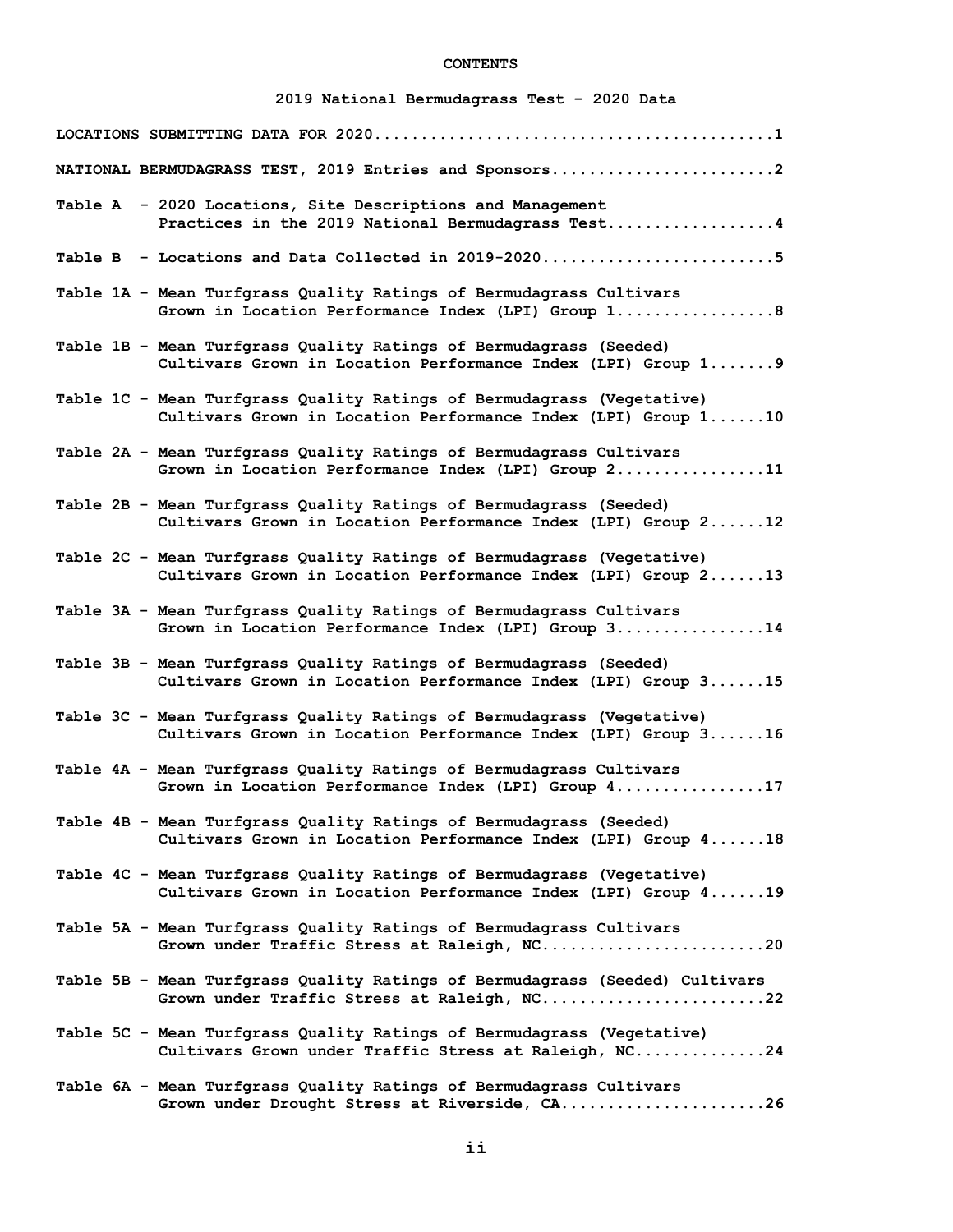# CONTENTS

## 2019 National Bermudagrass Test – 2020 Data

LOCATIONS SUBMITTING DATA FOR 2020..........................................1

NATIONAL BERMUDAGRASS TEST, 2019 Entries and Sponsors........................2

Table A - 2020 Locations, Site Descriptions and Management Practices in the 2019 National Bermudagrass Test..................4

Table B - Locations and Data Collected in 2019-2020.........................5

Table 1A - Mean Turfgrass Quality Ratings of Bermudagrass Cultivars Grown in Location Performance Index (LPI) Group 1.................8

Table 1B - Mean Turfgrass Quality Ratings of Bermudagrass (Seeded) Cultivars Grown in Location Performance Index (LPI) Group 1.......9

Table 1C - Mean Turfgrass Quality Ratings of Bermudagrass (Vegetative) Cultivars Grown in Location Performance Index (LPI) Group 1......10

Table 2A - Mean Turfgrass Quality Ratings of Bermudagrass Cultivars Grown in Location Performance Index (LPI) Group 2................11

Table 2B - Mean Turfgrass Quality Ratings of Bermudagrass (Seeded) Cultivars Grown in Location Performance Index (LPI) Group 2......12

Table 2C - Mean Turfgrass Quality Ratings of Bermudagrass (Vegetative) Cultivars Grown in Location Performance Index (LPI) Group 2......13

Table 3A - Mean Turfgrass Quality Ratings of Bermudagrass Cultivars Grown in Location Performance Index (LPI) Group 3................14

Table 3B - Mean Turfgrass Quality Ratings of Bermudagrass (Seeded) Cultivars Grown in Location Performance Index (LPI) Group 3......15

Table 3C - Mean Turfgrass Quality Ratings of Bermudagrass (Vegetative) Cultivars Grown in Location Performance Index (LPI) Group 3......16

Table 4A - Mean Turfgrass Quality Ratings of Bermudagrass Cultivars Grown in Location Performance Index (LPI) Group 4................17

Table 4B - Mean Turfgrass Quality Ratings of Bermudagrass (Seeded) Cultivars Grown in Location Performance Index (LPI) Group 4......18

Table 4C - Mean Turfgrass Quality Ratings of Bermudagrass (Vegetative) Cultivars Grown in Location Performance Index (LPI) Group 4......19

Table 5A - Mean Turfgrass Quality Ratings of Bermudagrass Cultivars Grown under Traffic Stress at Raleigh, NC........................20

Table 5B - Mean Turfgrass Quality Ratings of Bermudagrass (Seeded) Cultivars Grown under Traffic Stress at Raleigh, NC........................22

Table 5C - Mean Turfgrass Quality Ratings of Bermudagrass (Vegetative) Cultivars Grown under Traffic Stress at Raleigh, NC.............24

Table 6A - Mean Turfgrass Quality Ratings of Bermudagrass Cultivars Grown under Drought Stress at Riverside, CA......................26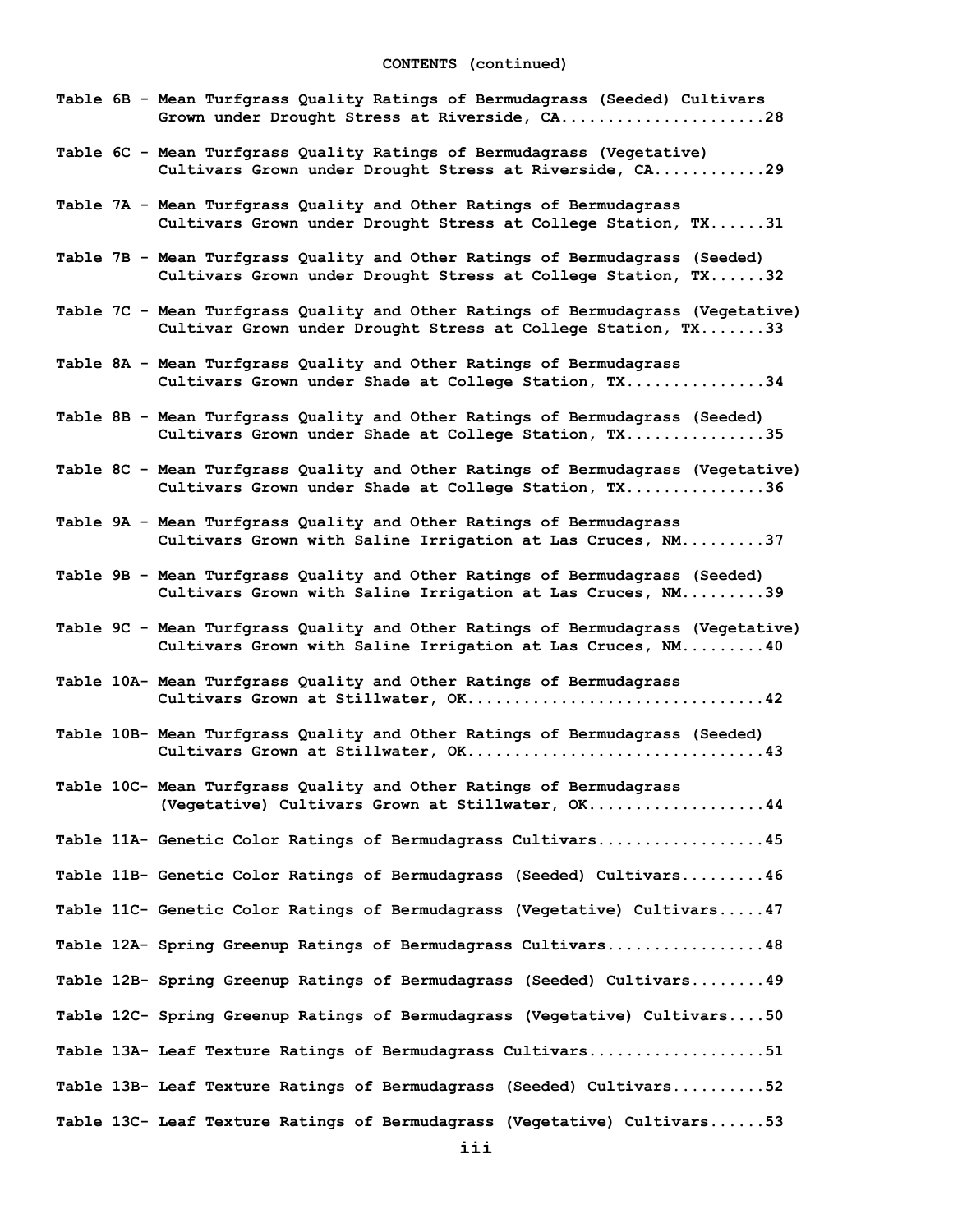**CONTENTS (continued)**

Table 6B - Mean Turfgrass Quality Ratings of Bermudagrass (Seeded) Cultivars Grown under Drought Stress at Riverside, CA......................28

Table 6C - Mean Turfgrass Quality Ratings of Bermudagrass (Vegetative) Cultivars Grown under Drought Stress at Riverside, CA............29

Table 7A - Mean Turfgrass Quality and Other Ratings of Bermudagrass Cultivars Grown under Drought Stress at College Station, TX......31

Table 7B - Mean Turfgrass Quality and Other Ratings of Bermudagrass (Seeded) Cultivars Grown under Drought Stress at College Station, TX......32

Table 7C - Mean Turfgrass Quality and Other Ratings of Bermudagrass (Vegetative) Cultivar Grown under Drought Stress at College Station, TX.......33

Table 8A - Mean Turfgrass Quality and Other Ratings of Bermudagrass Cultivars Grown under Shade at College Station, TX...............34

Table 8B - Mean Turfgrass Quality and Other Ratings of Bermudagrass (Seeded) Cultivars Grown under Shade at College Station, TX...............35

Table 8C - Mean Turfgrass Quality and Other Ratings of Bermudagrass (Vegetative) Cultivars Grown under Shade at College Station, TX...............36

Table 9A - Mean Turfgrass Quality and Other Ratings of Bermudagrass Cultivars Grown with Saline Irrigation at Las Cruces, NM.........37

Table 9B - Mean Turfgrass Quality and Other Ratings of Bermudagrass (Seeded) Cultivars Grown with Saline Irrigation at Las Cruces, NM.........39

Table 9C - Mean Turfgrass Quality and Other Ratings of Bermudagrass (Vegetative) Cultivars Grown with Saline Irrigation at Las Cruces, NM.........40

Table 10A- Mean Turfgrass Quality and Other Ratings of Bermudagrass Cultivars Grown at Stillwater, OK...............................42

Table 10B- Mean Turfgrass Quality and Other Ratings of Bermudagrass (Seeded) Cultivars Grown at Stillwater, OK...............................43

Table 10C- Mean Turfgrass Quality and Other Ratings of Bermudagrass (Vegetative) Cultivars Grown at Stillwater, OK...................44

Table 11A- Genetic Color Ratings of Bermudagrass Cultivars..................45

Table 11B- Genetic Color Ratings of Bermudagrass (Seeded) Cultivars.........46

Table 11C- Genetic Color Ratings of Bermudagrass (Vegetative) Cultivars.....47

Table 12A- Spring Greenup Ratings of Bermudagrass Cultivars.................48

Table 12B- Spring Greenup Ratings of Bermudagrass (Seeded) Cultivars........49

Table 12C- Spring Greenup Ratings of Bermudagrass (Vegetative) Cultivars....50

Table 13A- Leaf Texture Ratings of Bermudagrass Cultivars...................51

Table 13B- Leaf Texture Ratings of Bermudagrass (Seeded) Cultivars..........52

Table 13C- Leaf Texture Ratings of Bermudagrass (Vegetative) Cultivars......53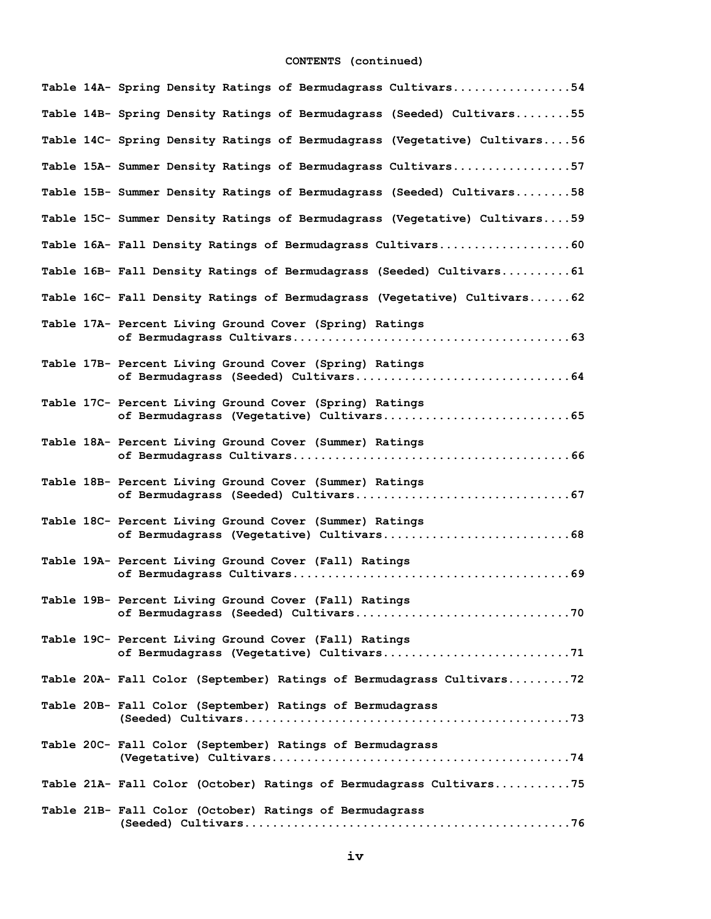CONTENTS (continued)

Table 14A- Spring Density Ratings of Bermudagrass Cultivars.................54

Table 14B- Spring Density Ratings of Bermudagrass (Seeded) Cultivars........55

Table 14C- Spring Density Ratings of Bermudagrass (Vegetative) Cultivars....56

Table 15A- Summer Density Ratings of Bermudagrass Cultivars.................57

Table 15B- Summer Density Ratings of Bermudagrass (Seeded) Cultivars........58

Table 15C- Summer Density Ratings of Bermudagrass (Vegetative) Cultivars....59

Table 16A- Fall Density Ratings of Bermudagrass Cultivars...................60

Table 16B- Fall Density Ratings of Bermudagrass (Seeded) Cultivars..........61

Table 16C- Fall Density Ratings of Bermudagrass (Vegetative) Cultivars......62

Table 17A- Percent Living Ground Cover (Spring) Ratings of Bermudagrass Cultivars.......................................63

Table 17B- Percent Living Ground Cover (Spring) Ratings of Bermudagrass (Seeded) Cultivars...............................64

Table 17C- Percent Living Ground Cover (Spring) Ratings of Bermudagrass (Vegetative) Cultivars...........................65

Table 18A- Percent Living Ground Cover (Summer) Ratings of Bermudagrass Cultivars.......................................66

Table 18B- Percent Living Ground Cover (Summer) Ratings of Bermudagrass (Seeded) Cultivars...............................67

Table 18C- Percent Living Ground Cover (Summer) Ratings of Bermudagrass (Vegetative) Cultivars...........................68

Table 19A- Percent Living Ground Cover (Fall) Ratings of Bermudagrass Cultivars.......................................69

Table 19B- Percent Living Ground Cover (Fall) Ratings of Bermudagrass (Seeded) Cultivars...............................70

Table 19C- Percent Living Ground Cover (Fall) Ratings of Bermudagrass (Vegetative) Cultivars...........................71

Table 20A- Fall Color (September) Ratings of Bermudagrass Cultivars.........72

Table 20B- Fall Color (September) Ratings of Bermudagrass (Seeded) Cultivars...............................................73

Table 20C- Fall Color (September) Ratings of Bermudagrass (Vegetative) Cultivars...........................................74

Table 21A- Fall Color (October) Ratings of Bermudagrass Cultivars...........75

Table 21B- Fall Color (October) Ratings of Bermudagrass (Seeded) Cultivars...............................................76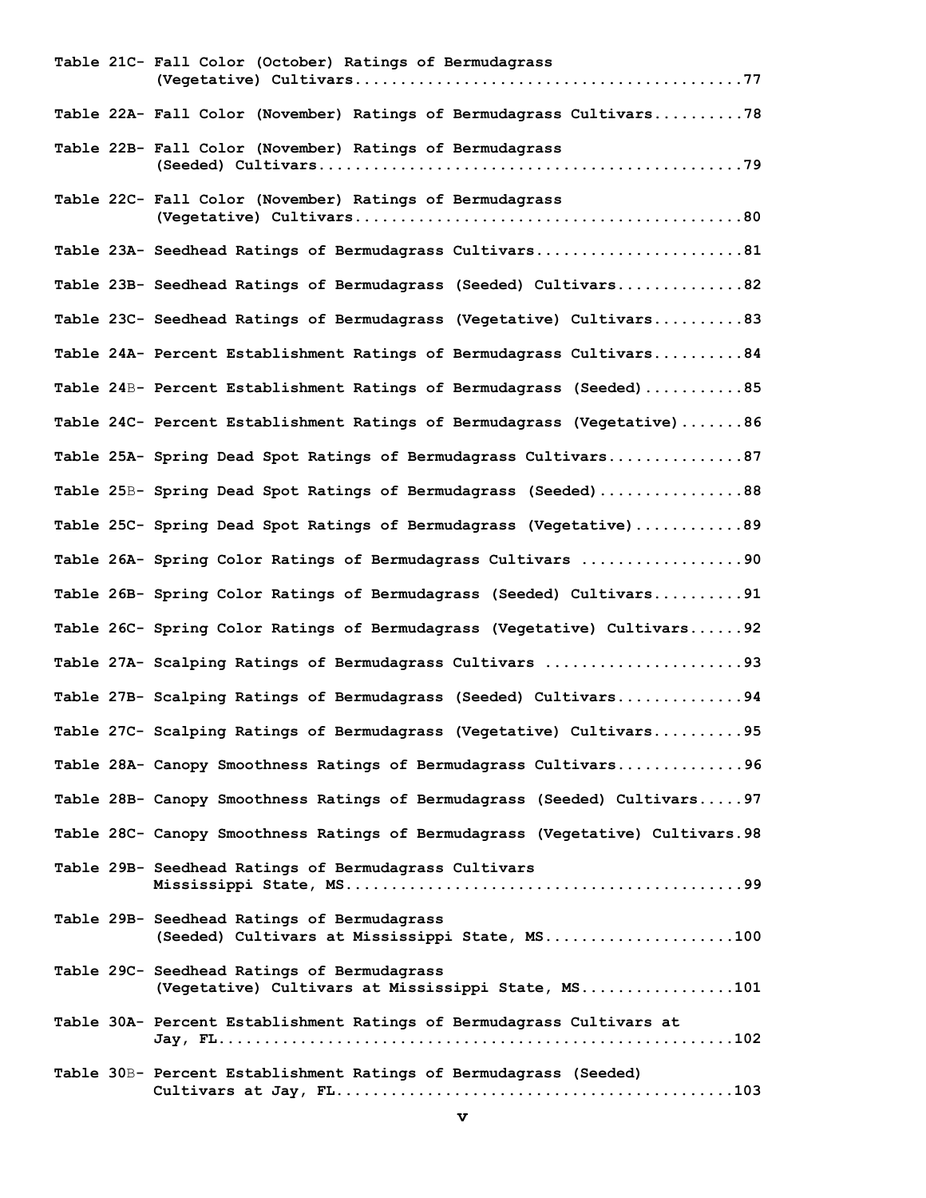Table 21C- Fall Color (October) Ratings of Bermudagrass (Vegetative) Cultivars....................................................77

Table 22A- Fall Color (November) Ratings of Bermudagrass Cultivars..........78

Table 22B- Fall Color (November) Ratings of Bermudagrass (Seeded) Cultivars..............................................79

Table 22C- Fall Color (November) Ratings of Bermudagrass (Vegetative) Cultivars..........................................80

Table 23A- Seedhead Ratings of Bermudagrass Cultivars.......................81

Table 23B- Seedhead Ratings of Bermudagrass (Seeded) Cultivars..............82

Table 23C- Seedhead Ratings of Bermudagrass (Vegetative) Cultivars..........83

Table 24A- Percent Establishment Ratings of Bermudagrass Cultivars..........84

Table 24B- Percent Establishment Ratings of Bermudagrass (Seeded)...........85

Table 24C- Percent Establishment Ratings of Bermudagrass (Vegetative).......86

Table 25A- Spring Dead Spot Ratings of Bermudagrass Cultivars...............87

Table 25B- Spring Dead Spot Ratings of Bermudagrass (Seeded)................88

Table 25C- Spring Dead Spot Ratings of Bermudagrass (Vegetative)............89

Table 26A- Spring Color Ratings of Bermudagrass Cultivars ..................90

Table 26B- Spring Color Ratings of Bermudagrass (Seeded) Cultivars..........91

Table 26C- Spring Color Ratings of Bermudagrass (Vegetative) Cultivars......92

Table 27A- Scalping Ratings of Bermudagrass Cultivars ......................93

Table 27B- Scalping Ratings of Bermudagrass (Seeded) Cultivars..............94

Table 27C- Scalping Ratings of Bermudagrass (Vegetative) Cultivars..........95

Table 28A- Canopy Smoothness Ratings of Bermudagrass Cultivars..............96

Table 28B- Canopy Smoothness Ratings of Bermudagrass (Seeded) Cultivars.....97

Table 28C- Canopy Smoothness Ratings of Bermudagrass (Vegetative) Cultivars.98

Table 29B- Seedhead Ratings of Bermudagrass Cultivars Mississippi State, MS...........................................99

Table 29B- Seedhead Ratings of Bermudagrass (Seeded) Cultivars at Mississippi State, MS.....................100

Table 29C- Seedhead Ratings of Bermudagrass (Vegetative) Cultivars at Mississippi State, MS.................101

Table 30A- Percent Establishment Ratings of Bermudagrass Cultivars at Jay, FL.......................................................102

Table 30B- Percent Establishment Ratings of Bermudagrass (Seeded) Cultivars at Jay, FL...........................................103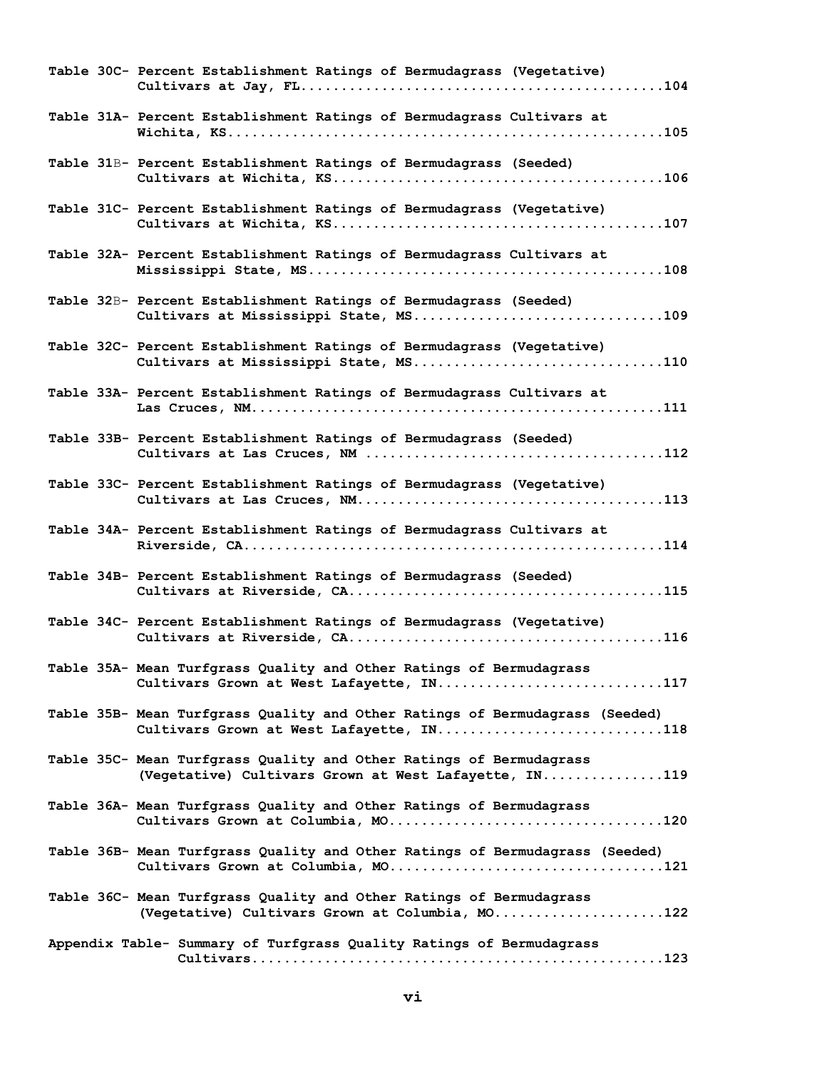Table 30C- Percent Establishment Ratings of Bermudagrass (Vegetative) Cultivars at Jay, FL............................................104

Table 31A- Percent Establishment Ratings of Bermudagrass Cultivars at Wichita, KS....................................................105

Table 31B- Percent Establishment Ratings of Bermudagrass (Seeded) Cultivars at Wichita, KS........................................106

Table 31C- Percent Establishment Ratings of Bermudagrass (Vegetative) Cultivars at Wichita, KS........................................107

Table 32A- Percent Establishment Ratings of Bermudagrass Cultivars at Mississippi State, MS..........................................108

Table 32B- Percent Establishment Ratings of Bermudagrass (Seeded) Cultivars at Mississippi State, MS..............................109

Table 32C- Percent Establishment Ratings of Bermudagrass (Vegetative) Cultivars at Mississippi State, MS..............................110

Table 33A- Percent Establishment Ratings of Bermudagrass Cultivars at Las Cruces, NM.................................................111

Table 33B- Percent Establishment Ratings of Bermudagrass (Seeded) Cultivars at Las Cruces, NM ...................................112

Table 33C- Percent Establishment Ratings of Bermudagrass (Vegetative) Cultivars at Las Cruces, NM....................................113

Table 34A- Percent Establishment Ratings of Bermudagrass Cultivars at Riverside, CA.................................................114

Table 34B- Percent Establishment Ratings of Bermudagrass (Seeded) Cultivars at Riverside, CA.....................................115

Table 34C- Percent Establishment Ratings of Bermudagrass (Vegetative) Cultivars at Riverside, CA.....................................116

Table 35A- Mean Turfgrass Quality and Other Ratings of Bermudagrass Cultivars Grown at West Lafayette, IN...........................117

Table 35B- Mean Turfgrass Quality and Other Ratings of Bermudagrass (Seeded) Cultivars Grown at West Lafayette, IN...........................118

Table 35C- Mean Turfgrass Quality and Other Ratings of Bermudagrass (Vegetative) Cultivars Grown at West Lafayette, IN..............119

Table 36A- Mean Turfgrass Quality and Other Ratings of Bermudagrass Cultivars Grown at Columbia, MO.................................120

Table 36B- Mean Turfgrass Quality and Other Ratings of Bermudagrass (Seeded) Cultivars Grown at Columbia, MO.................................121

Table 36C- Mean Turfgrass Quality and Other Ratings of Bermudagrass (Vegetative) Cultivars Grown at Columbia, MO....................122

Appendix Table- Summary of Turfgrass Quality Ratings of Bermudagrass Cultivars..................................................123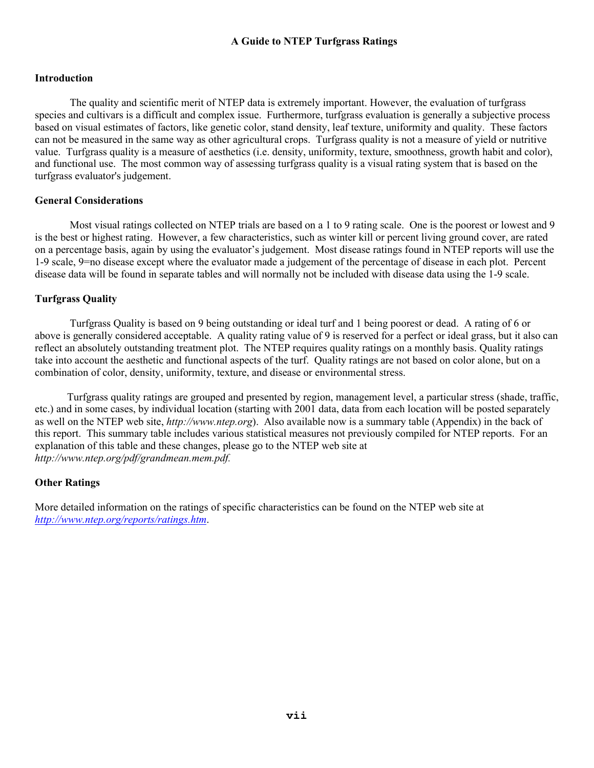# A Guide to NTEP Turfgrass Ratings

## Introduction

The quality and scientific merit of NTEP data is extremely important. However, the evaluation of turfgrass species and cultivars is a difficult and complex issue. Furthermore, turfgrass evaluation is generally a subjective process based on visual estimates of factors, like genetic color, stand density, leaf texture, uniformity and quality. These factors can not be measured in the same way as other agricultural crops. Turfgrass quality is not a measure of yield or nutritive value. Turfgrass quality is a measure of aesthetics (i.e. density, uniformity, texture, smoothness, growth habit and color), and functional use. The most common way of assessing turfgrass quality is a visual rating system that is based on the turfgrass evaluator's judgement.

## General Considerations

Most visual ratings collected on NTEP trials are based on a 1 to 9 rating scale. One is the poorest or lowest and 9 is the best or highest rating. However, a few characteristics, such as winter kill or percent living ground cover, are rated on a percentage basis, again by using the evaluator's judgement. Most disease ratings found in NTEP reports will use the 1-9 scale, 9=no disease except where the evaluator made a judgement of the percentage of disease in each plot. Percent disease data will be found in separate tables and will normally not be included with disease data using the 1-9 scale.

## Turfgrass Quality

Turfgrass Quality is based on 9 being outstanding or ideal turf and 1 being poorest or dead. A rating of 6 or above is generally considered acceptable. A quality rating value of 9 is reserved for a perfect or ideal grass, but it also can reflect an absolutely outstanding treatment plot. The NTEP requires quality ratings on a monthly basis. Quality ratings take into account the aesthetic and functional aspects of the turf. Quality ratings are not based on color alone, but on a combination of color, density, uniformity, texture, and disease or environmental stress.

Turfgrass quality ratings are grouped and presented by region, management level, a particular stress (shade, traffic, etc.) and in some cases, by individual location (starting with 2001 data, data from each location will be posted separately as well on the NTEP web site, *http://www.ntep.org*). Also available now is a summary table (Appendix) in the back of this report. This summary table includes various statistical measures not previously compiled for NTEP reports. For an explanation of this table and these changes, please go to the NTEP web site at *http://www.ntep.org/pdf/grandmean.mem.pdf.*

## Other Ratings

More detailed information on the ratings of specific characteristics can be found on the NTEP web site at *http://www.ntep.org/reports/ratings.htm*.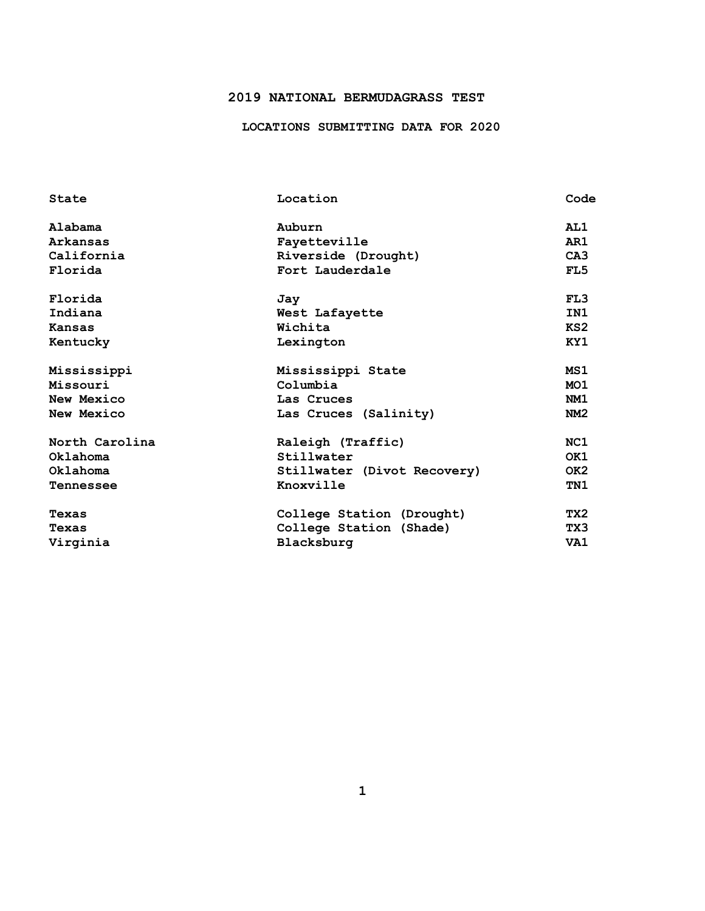# 2019 NATIONAL BERMUDAGRASS TEST

## LOCATIONS SUBMITTING DATA FOR 2020

| State | Location | Code |
|---|---|---|
| Alabama | Auburn | AL1 |
| Arkansas | Fayetteville | AR1 |
| California | Riverside (Drought) | CA3 |
| Florida | Fort Lauderdale | FL5 |
| Florida | Jay | FL3 |
| Indiana | West Lafayette | IN1 |
| Kansas | Wichita | KS2 |
| Kentucky | Lexington | KY1 |
| Mississippi | Mississippi State | MS1 |
| Missouri | Columbia | MO1 |
| New Mexico | Las Cruces | NM1 |
| New Mexico | Las Cruces (Salinity) | NM2 |
| North Carolina | Raleigh (Traffic) | NC1 |
| Oklahoma | Stillwater | OK1 |
| Oklahoma | Stillwater (Divot Recovery) | OK2 |
| Tennessee | Knoxville | TN1 |
| Texas | College Station (Drought) | TX2 |
| Texas | College Station (Shade) | TX3 |
| Virginia | Blacksburg | VA1 |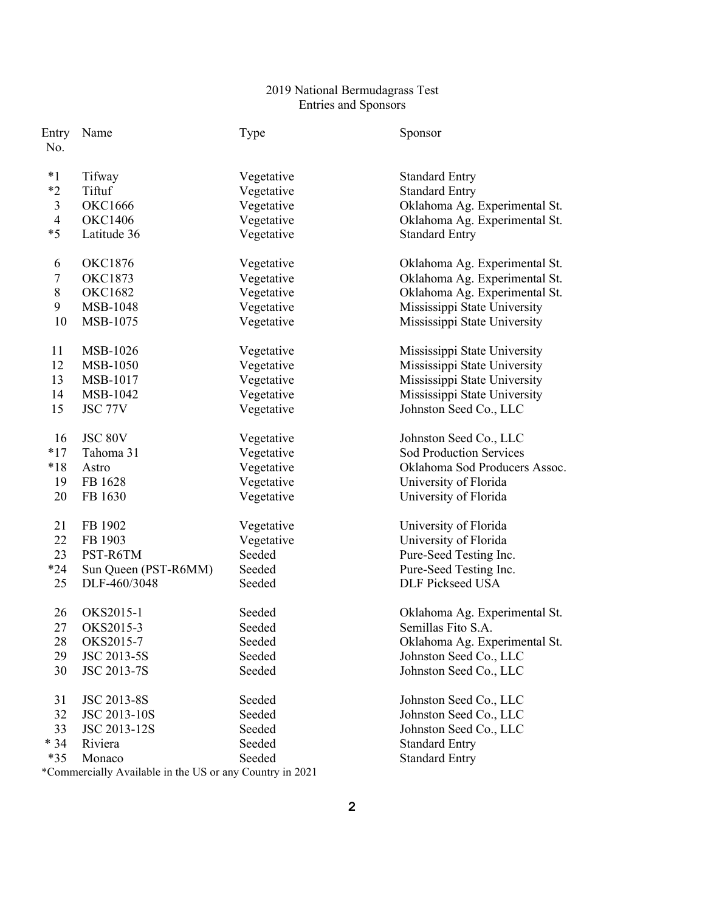# 2019 National Bermudagrass Test
## Entries and Sponsors

| Entry No. | Name | Type | Sponsor |
|---|---|---|---|
| *1 | Tifway | Vegetative | Standard Entry |
| *2 | Tiftuf | Vegetative | Standard Entry |
| 3 | OKC1666 | Vegetative | Oklahoma Ag. Experimental St. |
| 4 | OKC1406 | Vegetative | Oklahoma Ag. Experimental St. |
| *5 | Latitude 36 | Vegetative | Standard Entry |
| 6 | OKC1876 | Vegetative | Oklahoma Ag. Experimental St. |
| 7 | OKC1873 | Vegetative | Oklahoma Ag. Experimental St. |
| 8 | OKC1682 | Vegetative | Oklahoma Ag. Experimental St. |
| 9 | MSB-1048 | Vegetative | Mississippi State University |
| 10 | MSB-1075 | Vegetative | Mississippi State University |
| 11 | MSB-1026 | Vegetative | Mississippi State University |
| 12 | MSB-1050 | Vegetative | Mississippi State University |
| 13 | MSB-1017 | Vegetative | Mississippi State University |
| 14 | MSB-1042 | Vegetative | Mississippi State University |
| 15 | JSC 77V | Vegetative | Johnston Seed Co., LLC |
| 16 | JSC 80V | Vegetative | Johnston Seed Co., LLC |
| *17 | Tahoma 31 | Vegetative | Sod Production Services |
| *18 | Astro | Vegetative | Oklahoma Sod Producers Assoc. |
| 19 | FB 1628 | Vegetative | University of Florida |
| 20 | FB 1630 | Vegetative | University of Florida |
| 21 | FB 1902 | Vegetative | University of Florida |
| 22 | FB 1903 | Vegetative | University of Florida |
| 23 | PST-R6TM | Seeded | Pure-Seed Testing Inc. |
| *24 | Sun Queen (PST-R6MM) | Seeded | Pure-Seed Testing Inc. |
| 25 | DLF-460/3048 | Seeded | DLF Pickseed USA |
| 26 | OKS2015-1 | Seeded | Oklahoma Ag. Experimental St. |
| 27 | OKS2015-3 | Seeded | Semillas Fito S.A. |
| 28 | OKS2015-7 | Seeded | Oklahoma Ag. Experimental St. |
| 29 | JSC 2013-5S | Seeded | Johnston Seed Co., LLC |
| 30 | JSC 2013-7S | Seeded | Johnston Seed Co., LLC |
| 31 | JSC 2013-8S | Seeded | Johnston Seed Co., LLC |
| 32 | JSC 2013-10S | Seeded | Johnston Seed Co., LLC |
| 33 | JSC 2013-12S | Seeded | Johnston Seed Co., LLC |
| * 34 | Riviera | Seeded | Standard Entry |
| *35 | Monaco | Seeded | Standard Entry |

*Commercially Available in the US or any Country in 2021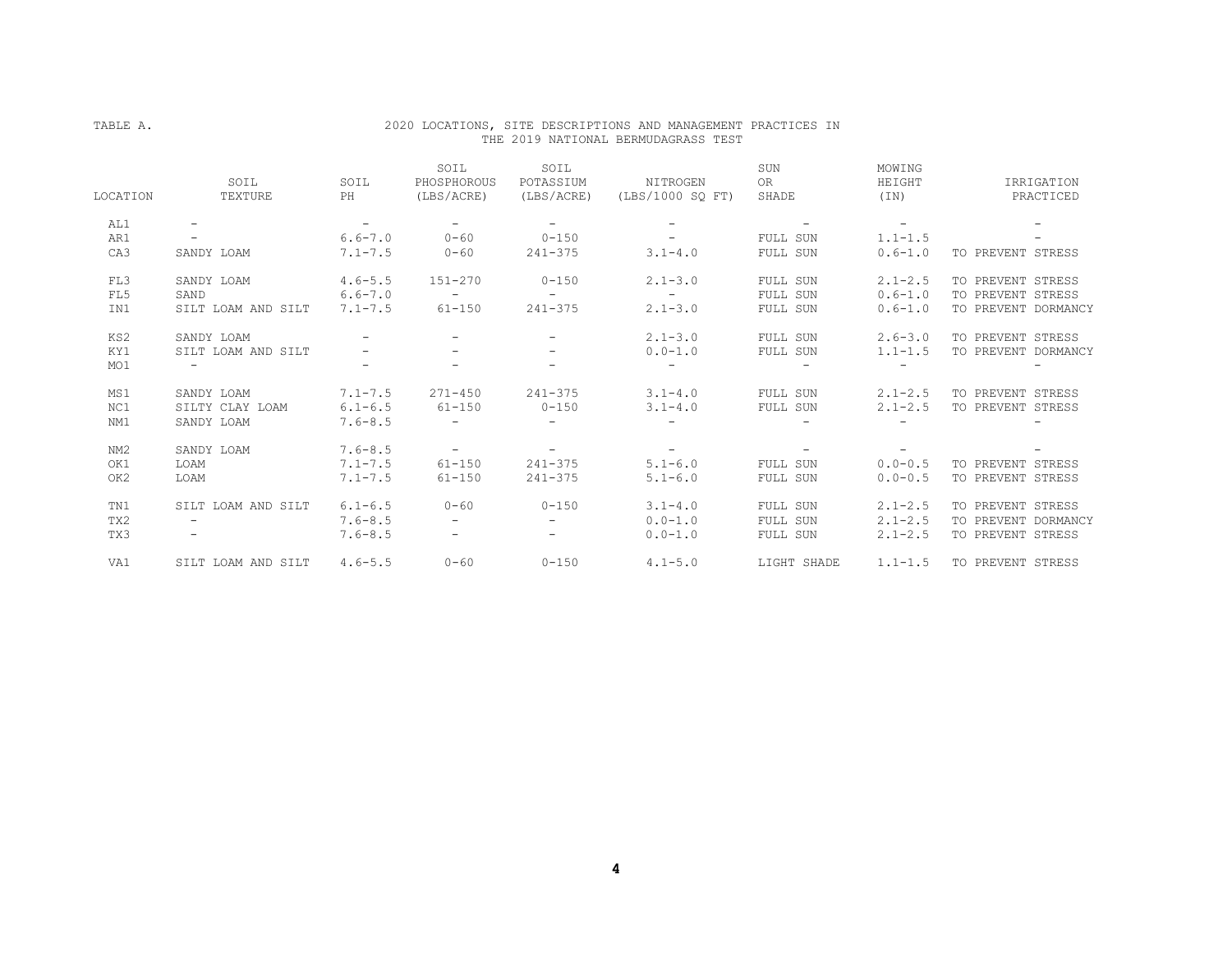TABLE A. 2020 LOCATIONS, SITE DESCRIPTIONS AND MANAGEMENT PRACTICES IN THE 2019 NATIONAL BERMUDAGRASS TEST

| LOCATION | SOIL TEXTURE | SOIL PH | SOIL PHOSPHOROUS (LBS/ACRE) | SOIL POTASSIUM (LBS/ACRE) | NITROGEN (LBS/1000 SQ FT) | SUN OR SHADE | MOWING HEIGHT (IN) | IRRIGATION PRACTICED |
|---|---|---|---|---|---|---|---|---|
| AL1 | - | - | - | - | - | - | - | - |
| AR1 | - | 6.6-7.0 | 0-60 | 0-150 | - | FULL SUN | 1.1-1.5 | - |
| CA3 | SANDY LOAM | 7.1-7.5 | 0-60 | 241-375 | 3.1-4.0 | FULL SUN | 0.6-1.0 | TO PREVENT STRESS |
| FL3 | SANDY LOAM | 4.6-5.5 | 151-270 | 0-150 | 2.1-3.0 | FULL SUN | 2.1-2.5 | TO PREVENT STRESS |
| FL5 | SAND | 6.6-7.0 | - | - | - | FULL SUN | 0.6-1.0 | TO PREVENT STRESS |
| IN1 | SILT LOAM AND SILT | 7.1-7.5 | 61-150 | 241-375 | 2.1-3.0 | FULL SUN | 0.6-1.0 | TO PREVENT DORMANCY |
| KS2 | SANDY LOAM | - | - | - | 2.1-3.0 | FULL SUN | 2.6-3.0 | TO PREVENT STRESS |
| KY1 | SILT LOAM AND SILT | - | - | - | 0.0-1.0 | FULL SUN | 1.1-1.5 | TO PREVENT DORMANCY |
| MO1 | - | - | - | - | - | - | - | - |
| MS1 | SANDY LOAM | 7.1-7.5 | 271-450 | 241-375 | 3.1-4.0 | FULL SUN | 2.1-2.5 | TO PREVENT STRESS |
| NC1 | SILTY CLAY LOAM | 6.1-6.5 | 61-150 | 0-150 | 3.1-4.0 | FULL SUN | 2.1-2.5 | TO PREVENT STRESS |
| NM1 | SANDY LOAM | 7.6-8.5 | - | - | - | - | - | - |
| NM2 | SANDY LOAM | 7.6-8.5 | - | - | - | - | - | - |
| OK1 | LOAM | 7.1-7.5 | 61-150 | 241-375 | 5.1-6.0 | FULL SUN | 0.0-0.5 | TO PREVENT STRESS |
| OK2 | LOAM | 7.1-7.5 | 61-150 | 241-375 | 5.1-6.0 | FULL SUN | 0.0-0.5 | TO PREVENT STRESS |
| TN1 | SILT LOAM AND SILT | 6.1-6.5 | 0-60 | 0-150 | 3.1-4.0 | FULL SUN | 2.1-2.5 | TO PREVENT STRESS |
| TX2 | - | 7.6-8.5 | - | - | 0.0-1.0 | FULL SUN | 2.1-2.5 | TO PREVENT DORMANCY |
| TX3 | - | 7.6-8.5 | - | - | 0.0-1.0 | FULL SUN | 2.1-2.5 | TO PREVENT STRESS |
| VA1 | SILT LOAM AND SILT | 4.6-5.5 | 0-60 | 0-150 | 4.1-5.0 | LIGHT SHADE | 1.1-1.5 | TO PREVENT STRESS |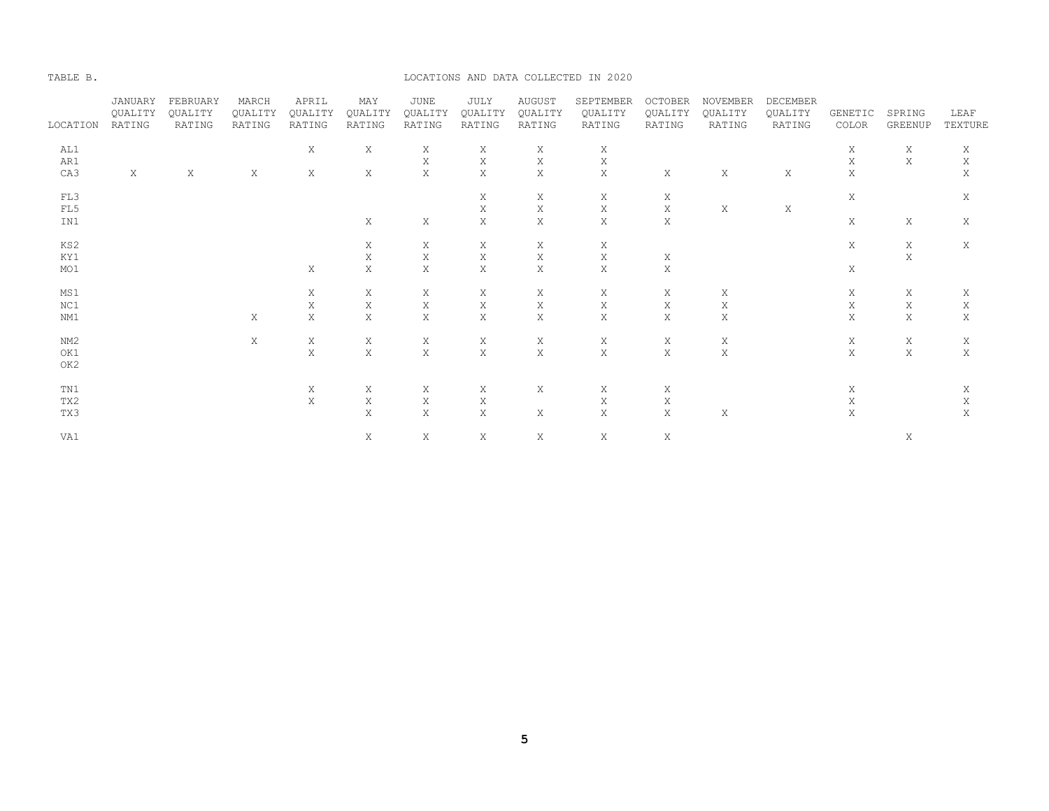TABLE B. LOCATIONS AND DATA COLLECTED IN 2020

| LOCATION | JANUARY QUALITY RATING | FEBRUARY QUALITY RATING | MARCH QUALITY RATING | APRIL QUALITY RATING | MAY QUALITY RATING | JUNE QUALITY RATING | JULY QUALITY RATING | AUGUST QUALITY RATING | SEPTEMBER QUALITY RATING | OCTOBER QUALITY RATING | NOVEMBER QUALITY RATING | DECEMBER QUALITY RATING | GENETIC COLOR | SPRING GREENUP | LEAF TEXTURE |
|---|---|---|---|---|---|---|---|---|---|---|---|---|---|---|---|
| AL1 | | | | X | X | X | X | X | X | | | | X | X | X |
| AR1 | | | | | | X | X | X | X | | | | X | X | X |
| CA3 | X | X | X | X | X | X | X | X | X | X | X | X | X | | X |
| FL3 | | | | | | | X | X | X | X | | | X | | X |
| FL5 | | | | | | | X | X | X | X | X | X | | | |
| IN1 | | | | | X | X | X | X | X | X | | | X | X | X |
| KS2 | | | | | X | X | X | X | X | | | | X | X | X |
| KY1 | | | | | X | X | X | X | X | X | | | | X | |
| MO1 | | | | X | X | X | X | X | X | X | | | X | | |
| MS1 | | | | X | X | X | X | X | X | X | X | | X | X | X |
| NC1 | | | | X | X | X | X | X | X | X | X | | X | X | X |
| NM1 | | | X | X | X | X | X | X | X | X | X | | X | X | X |
| NM2 | | | X | X | X | X | X | X | X | X | X | | X | X | X |
| OK1 | | | | X | X | X | X | X | X | X | X | | X | X | X |
| OK2 | | | | | | | | | | | | | | | |
| TN1 | | | | X | X | X | X | X | X | X | | | X | | X |
| TX2 | | | | X | X | X | X | | X | X | | | X | | X |
| TX3 | | | | | X | X | X | X | X | X | X | | X | | X |
| VA1 | | | | | X | X | X | X | X | X | | | | X | |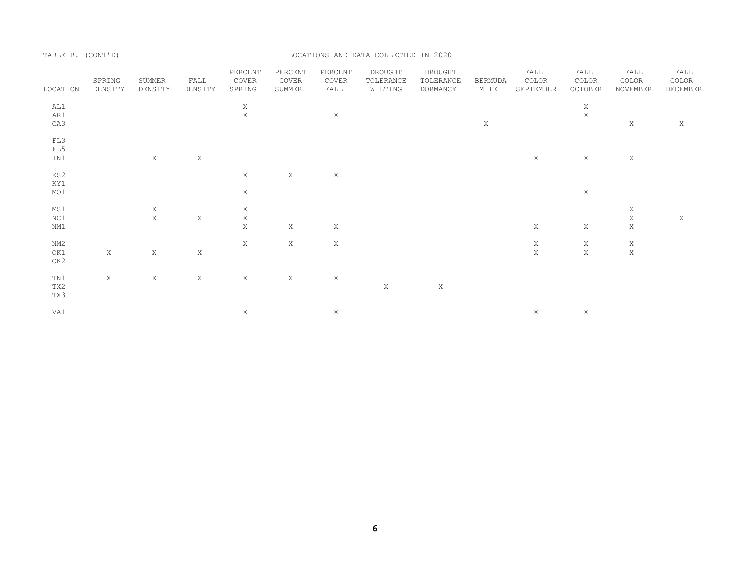TABLE B. (CONT'D) LOCATIONS AND DATA COLLECTED IN 2020

| LOCATION | SPRING DENSITY | SUMMER DENSITY | FALL DENSITY | PERCENT COVER SPRING | PERCENT COVER SUMMER | PERCENT COVER FALL | DROUGHT TOLERANCE WILTING | DROUGHT TOLERANCE DORMANCY | BERMUDA MITE | FALL COLOR SEPTEMBER | FALL COLOR OCTOBER | FALL COLOR NOVEMBER | FALL COLOR DECEMBER |
|---|---|---|---|---|---|---|---|---|---|---|---|---|---|
| AL1 | | | | X | | | | | | | X | | |
| AR1 | | | | X | | X | | | | | X | | |
| CA3 | | | | | | | | | X | | | X | X |
| FL3 | | | | | | | | | | | | | |
| FL5 | | | | | | | | | | | | | |
| IN1 | | X | X | | | | | | | X | X | X | |
| KS2 | | | | X | X | X | | | | | | | |
| KY1 | | | | | | | | | | | | | |
| MO1 | | | | X | | | | | | | X | | |
| MS1 | | X | | X | | | | | | | | X | |
| NC1 | | X | X | X | | | | | | | | X | X |
| NM1 | | | | X | X | X | | | | X | X | X | |
| NM2 | | | | X | X | X | | | | X | X | X | |
| OK1 | X | X | X | | | | | | | X | X | X | |
| OK2 | | | | | | | | | | | | | |
| TN1 | X | X | X | X | X | X | | | | | | | |
| TX2 | | | | | | | X | X | | | | | |
| TX3 | | | | | | | | | | | | | |
| VA1 | | | | X | | X | | | | X | X | | |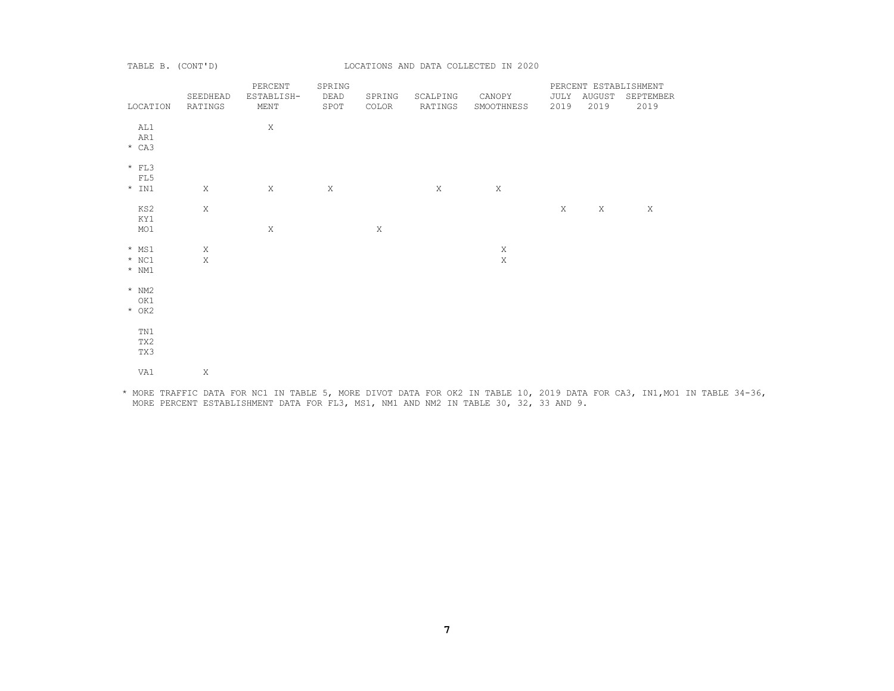TABLE B. (CONT'D) LOCATIONS AND DATA COLLECTED IN 2020

| LOCATION | SEEDHEAD RATINGS | PERCENT ESTABLISH-MENT | SPRING DEAD SPOT | SPRING COLOR | SCALPING RATINGS | CANOPY SMOOTHNESS | PERCENT ESTABLISHMENT JULY 2019 | AUGUST 2019 | SEPTEMBER 2019 |
|---|---|---|---|---|---|---|---|---|---|
| AL1 | | X | | | | | | | |
| AR1 | | | | | | | | | |
| * CA3 | | | | | | | | | |
| * FL3 | | | | | | | | | |
| FL5 | | | | | | | | | |
| * IN1 | X | X | X | | X | X | | | |
| KS2 | X | | | | | | X | X | X |
| KY1 | | | | | | | | | |
| MO1 | | X | | X | | | | | |
| * MS1 | X | | | | | X | | | |
| * NC1 | X | | | | | X | | | |
| * NM1 | | | | | | | | | |
| * NM2 | | | | | | | | | |
| OK1 | | | | | | | | | |
| * OK2 | | | | | | | | | |
| TN1 | | | | | | | | | |
| TX2 | | | | | | | | | |
| TX3 | | | | | | | | | |
| VA1 | X | | | | | | | | |

* MORE TRAFFIC DATA FOR NC1 IN TABLE 5, MORE DIVOT DATA FOR OK2 IN TABLE 10, 2019 DATA FOR CA3, IN1,MO1 IN TABLE 34-36, MORE PERCENT ESTABLISHMENT DATA FOR FL3, MS1, NM1 AND NM2 IN TABLE 30, 32, 33 AND 9.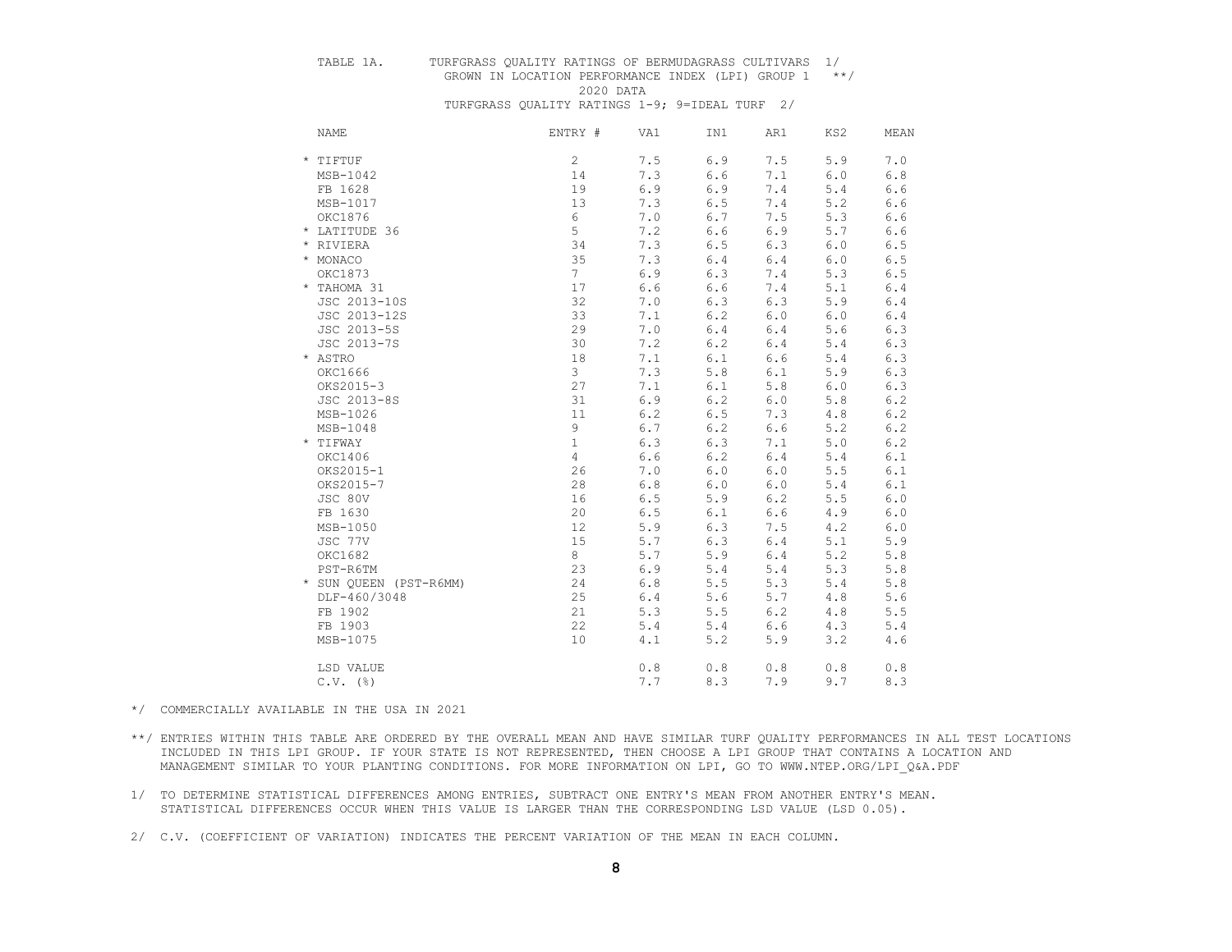TABLE 1A. TURFGRASS QUALITY RATINGS OF BERMUDAGRASS CULTIVARS 1/
GROWN IN LOCATION PERFORMANCE INDEX (LPI) GROUP 1 **/
2020 DATA
TURFGRASS QUALITY RATINGS 1-9; 9=IDEAL TURF 2/

| NAME | ENTRY # | VA1 | IN1 | AR1 | KS2 | MEAN |
|---|---|---|---|---|---|---|
| * TIFTUF | 2 | 7.5 | 6.9 | 7.5 | 5.9 | 7.0 |
| MSB-1042 | 14 | 7.3 | 6.6 | 7.1 | 6.0 | 6.8 |
| FB 1628 | 19 | 6.9 | 6.9 | 7.4 | 5.4 | 6.6 |
| MSB-1017 | 13 | 7.3 | 6.5 | 7.4 | 5.2 | 6.6 |
| OKC1876 | 6 | 7.0 | 6.7 | 7.5 | 5.3 | 6.6 |
| * LATITUDE 36 | 5 | 7.2 | 6.6 | 6.9 | 5.7 | 6.6 |
| * RIVIERA | 34 | 7.3 | 6.5 | 6.3 | 6.0 | 6.5 |
| * MONACO | 35 | 7.3 | 6.4 | 6.4 | 6.0 | 6.5 |
| OKC1873 | 7 | 6.9 | 6.3 | 7.4 | 5.3 | 6.5 |
| * TAHOMA 31 | 17 | 6.6 | 6.6 | 7.4 | 5.1 | 6.4 |
| JSC 2013-10S | 32 | 7.0 | 6.3 | 6.3 | 5.9 | 6.4 |
| JSC 2013-12S | 33 | 7.1 | 6.2 | 6.0 | 6.0 | 6.4 |
| JSC 2013-5S | 29 | 7.0 | 6.4 | 6.4 | 5.6 | 6.3 |
| JSC 2013-7S | 30 | 7.2 | 6.2 | 6.4 | 5.4 | 6.3 |
| * ASTRO | 18 | 7.1 | 6.1 | 6.6 | 5.4 | 6.3 |
| OKC1666 | 3 | 7.3 | 5.8 | 6.1 | 5.9 | 6.3 |
| OKS2015-3 | 27 | 7.1 | 6.1 | 5.8 | 6.0 | 6.3 |
| JSC 2013-8S | 31 | 6.9 | 6.2 | 6.0 | 5.8 | 6.2 |
| MSB-1026 | 11 | 6.2 | 6.5 | 7.3 | 4.8 | 6.2 |
| MSB-1048 | 9 | 6.7 | 6.2 | 6.6 | 5.2 | 6.2 |
| * TIFWAY | 1 | 6.3 | 6.3 | 7.1 | 5.0 | 6.2 |
| OKC1406 | 4 | 6.6 | 6.2 | 6.4 | 5.4 | 6.1 |
| OKS2015-1 | 26 | 7.0 | 6.0 | 6.0 | 5.5 | 6.1 |
| OKS2015-7 | 28 | 6.8 | 6.0 | 6.0 | 5.4 | 6.1 |
| JSC 80V | 16 | 6.5 | 5.9 | 6.2 | 5.5 | 6.0 |
| FB 1630 | 20 | 6.5 | 6.1 | 6.6 | 4.9 | 6.0 |
| MSB-1050 | 12 | 5.9 | 6.3 | 7.5 | 4.2 | 6.0 |
| JSC 77V | 15 | 5.7 | 6.3 | 6.4 | 5.1 | 5.9 |
| OKC1682 | 8 | 5.7 | 5.9 | 6.4 | 5.2 | 5.8 |
| PST-R6TM | 23 | 6.9 | 5.4 | 5.4 | 5.3 | 5.8 |
| * SUN QUEEN (PST-R6MM) | 24 | 6.8 | 5.5 | 5.3 | 5.4 | 5.8 |
| DLF-460/3048 | 25 | 6.4 | 5.6 | 5.7 | 4.8 | 5.6 |
| FB 1902 | 21 | 5.3 | 5.5 | 6.2 | 4.8 | 5.5 |
| FB 1903 | 22 | 5.4 | 5.4 | 6.6 | 4.3 | 5.4 |
| MSB-1075 | 10 | 4.1 | 5.2 | 5.9 | 3.2 | 4.6 |
| LSD VALUE | | 0.8 | 0.8 | 0.8 | 0.8 | 0.8 |
| C.V. (%) | | 7.7 | 8.3 | 7.9 | 9.7 | 8.3 |

*/ COMMERCIALLY AVAILABLE IN THE USA IN 2021

**/ ENTRIES WITHIN THIS TABLE ARE ORDERED BY THE OVERALL MEAN AND HAVE SIMILAR TURF QUALITY PERFORMANCES IN ALL TEST LOCATIONS INCLUDED IN THIS LPI GROUP. IF YOUR STATE IS NOT REPRESENTED, THEN CHOOSE A LPI GROUP THAT CONTAINS A LOCATION AND MANAGEMENT SIMILAR TO YOUR PLANTING CONDITIONS. FOR MORE INFORMATION ON LPI, GO TO WWW.NTEP.ORG/LPI_Q&A.PDF

1/ TO DETERMINE STATISTICAL DIFFERENCES AMONG ENTRIES, SUBTRACT ONE ENTRY'S MEAN FROM ANOTHER ENTRY'S MEAN. STATISTICAL DIFFERENCES OCCUR WHEN THIS VALUE IS LARGER THAN THE CORRESPONDING LSD VALUE (LSD 0.05).

2/ C.V. (COEFFICIENT OF VARIATION) INDICATES THE PERCENT VARIATION OF THE MEAN IN EACH COLUMN.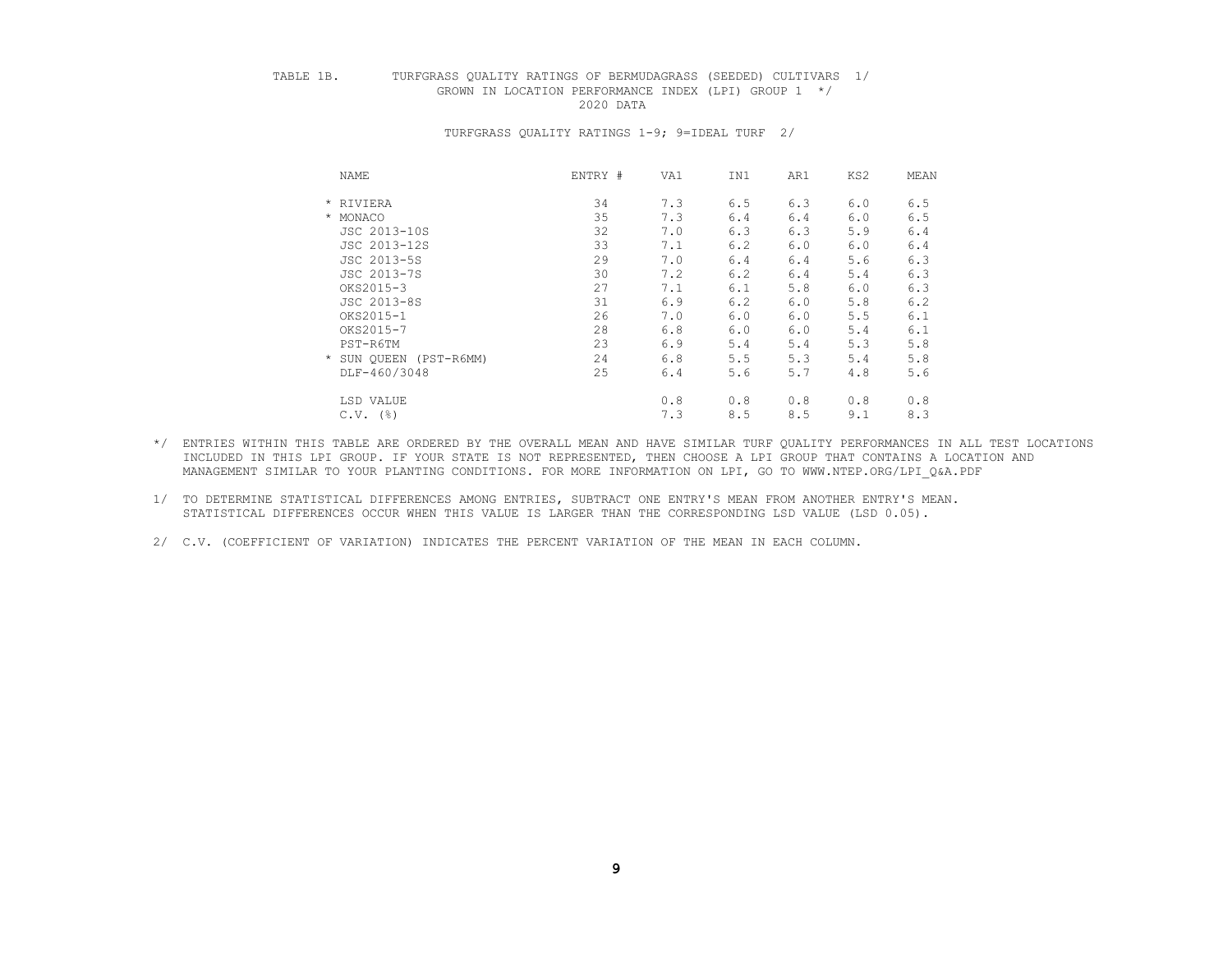TABLE 1B. TURFGRASS QUALITY RATINGS OF BERMUDAGRASS (SEEDED) CULTIVARS 1/
GROWN IN LOCATION PERFORMANCE INDEX (LPI) GROUP 1 */
2020 DATA

TURFGRASS QUALITY RATINGS 1-9; 9=IDEAL TURF 2/

| NAME | ENTRY # | VA1 | IN1 | AR1 | KS2 | MEAN |
|---|---|---|---|---|---|---|
| * RIVIERA | 34 | 7.3 | 6.5 | 6.3 | 6.0 | 6.5 |
| * MONACO | 35 | 7.3 | 6.4 | 6.4 | 6.0 | 6.5 |
| JSC 2013-10S | 32 | 7.0 | 6.3 | 6.3 | 5.9 | 6.4 |
| JSC 2013-12S | 33 | 7.1 | 6.2 | 6.0 | 6.0 | 6.4 |
| JSC 2013-5S | 29 | 7.0 | 6.4 | 6.4 | 5.6 | 6.3 |
| JSC 2013-7S | 30 | 7.2 | 6.2 | 6.4 | 5.4 | 6.3 |
| OKS2015-3 | 27 | 7.1 | 6.1 | 5.8 | 6.0 | 6.3 |
| JSC 2013-8S | 31 | 6.9 | 6.2 | 6.0 | 5.8 | 6.2 |
| OKS2015-1 | 26 | 7.0 | 6.0 | 6.0 | 5.5 | 6.1 |
| OKS2015-7 | 28 | 6.8 | 6.0 | 6.0 | 5.4 | 6.1 |
| PST-R6TM | 23 | 6.9 | 5.4 | 5.4 | 5.3 | 5.8 |
| * SUN QUEEN (PST-R6MM) | 24 | 6.8 | 5.5 | 5.3 | 5.4 | 5.8 |
| DLF-460/3048 | 25 | 6.4 | 5.6 | 5.7 | 4.8 | 5.6 |
| LSD VALUE | | 0.8 | 0.8 | 0.8 | 0.8 | 0.8 |
| C.V. (%) | | 7.3 | 8.5 | 8.5 | 9.1 | 8.3 |

*/ ENTRIES WITHIN THIS TABLE ARE ORDERED BY THE OVERALL MEAN AND HAVE SIMILAR TURF QUALITY PERFORMANCES IN ALL TEST LOCATIONS INCLUDED IN THIS LPI GROUP. IF YOUR STATE IS NOT REPRESENTED, THEN CHOOSE A LPI GROUP THAT CONTAINS A LOCATION AND MANAGEMENT SIMILAR TO YOUR PLANTING CONDITIONS. FOR MORE INFORMATION ON LPI, GO TO WWW.NTEP.ORG/LPI_Q&A.PDF

1/ TO DETERMINE STATISTICAL DIFFERENCES AMONG ENTRIES, SUBTRACT ONE ENTRY'S MEAN FROM ANOTHER ENTRY'S MEAN. STATISTICAL DIFFERENCES OCCUR WHEN THIS VALUE IS LARGER THAN THE CORRESPONDING LSD VALUE (LSD 0.05).

2/ C.V. (COEFFICIENT OF VARIATION) INDICATES THE PERCENT VARIATION OF THE MEAN IN EACH COLUMN.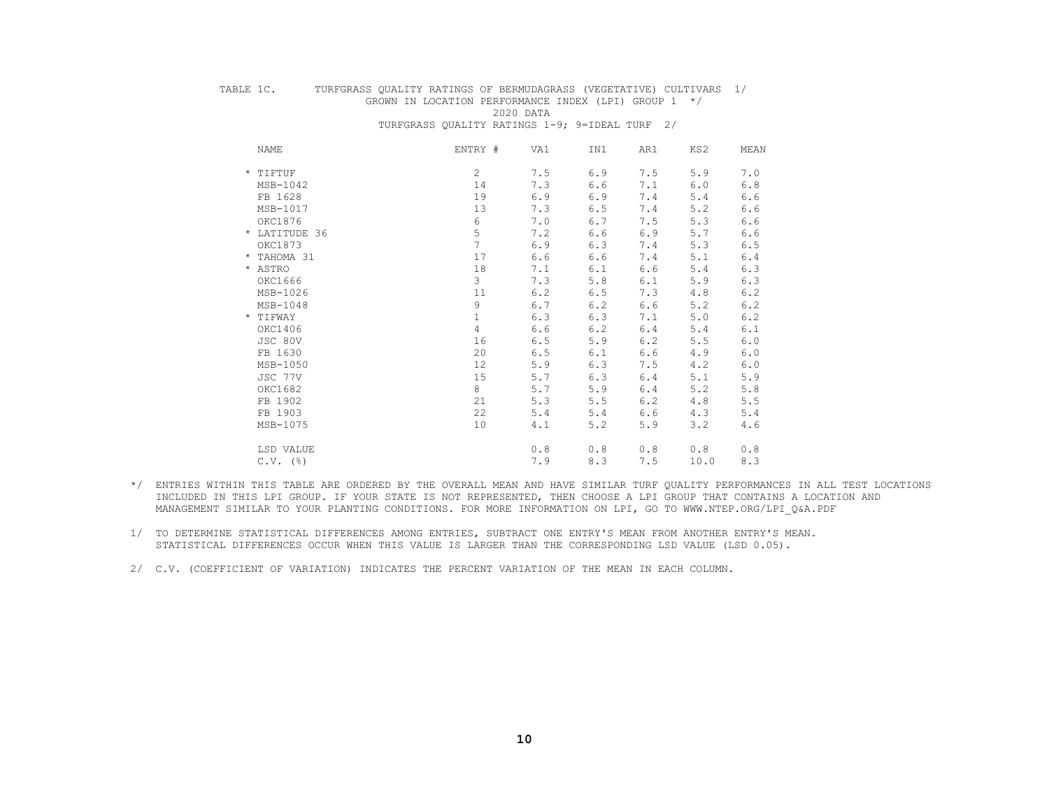TABLE 1C. TURFGRASS QUALITY RATINGS OF BERMUDAGRASS (VEGETATIVE) CULTIVARS 1/
GROWN IN LOCATION PERFORMANCE INDEX (LPI) GROUP 1 */
2020 DATA
TURFGRASS QUALITY RATINGS 1-9; 9=IDEAL TURF 2/

| NAME | ENTRY # | VA1 | IN1 | AR1 | KS2 | MEAN |
|---|---|---|---|---|---|---|
| * TIFTUF | 2 | 7.5 | 6.9 | 7.5 | 5.9 | 7.0 |
| MSB-1042 | 14 | 7.3 | 6.6 | 7.1 | 6.0 | 6.8 |
| FB 1628 | 19 | 6.9 | 6.9 | 7.4 | 5.4 | 6.6 |
| MSB-1017 | 13 | 7.3 | 6.5 | 7.4 | 5.2 | 6.6 |
| OKC1876 | 6 | 7.0 | 6.7 | 7.5 | 5.3 | 6.6 |
| * LATITUDE 36 | 5 | 7.2 | 6.6 | 6.9 | 5.7 | 6.6 |
| OKC1873 | 7 | 6.9 | 6.3 | 7.4 | 5.3 | 6.5 |
| * TAHOMA 31 | 17 | 6.6 | 6.6 | 7.4 | 5.1 | 6.4 |
| * ASTRO | 18 | 7.1 | 6.1 | 6.6 | 5.4 | 6.3 |
| OKC1666 | 3 | 7.3 | 5.8 | 6.1 | 5.9 | 6.3 |
| MSB-1026 | 11 | 6.2 | 6.5 | 7.3 | 4.8 | 6.2 |
| MSB-1048 | 9 | 6.7 | 6.2 | 6.6 | 5.2 | 6.2 |
| * TIFWAY | 1 | 6.3 | 6.3 | 7.1 | 5.0 | 6.2 |
| OKC1406 | 4 | 6.6 | 6.2 | 6.4 | 5.4 | 6.1 |
| JSC 80V | 16 | 6.5 | 5.9 | 6.2 | 5.5 | 6.0 |
| FB 1630 | 20 | 6.5 | 6.1 | 6.6 | 4.9 | 6.0 |
| MSB-1050 | 12 | 5.9 | 6.3 | 7.5 | 4.2 | 6.0 |
| JSC 77V | 15 | 5.7 | 6.3 | 6.4 | 5.1 | 5.9 |
| OKC1682 | 8 | 5.7 | 5.9 | 6.4 | 5.2 | 5.8 |
| FB 1902 | 21 | 5.3 | 5.5 | 6.2 | 4.8 | 5.5 |
| FB 1903 | 22 | 5.4 | 5.4 | 6.6 | 4.3 | 5.4 |
| MSB-1075 | 10 | 4.1 | 5.2 | 5.9 | 3.2 | 4.6 |
| LSD VALUE | | 0.8 | 0.8 | 0.8 | 0.8 | 0.8 |
| C.V. (%) | | 7.9 | 8.3 | 7.5 | 10.0 | 8.3 |

*/ ENTRIES WITHIN THIS TABLE ARE ORDERED BY THE OVERALL MEAN AND HAVE SIMILAR TURF QUALITY PERFORMANCES IN ALL TEST LOCATIONS INCLUDED IN THIS LPI GROUP. IF YOUR STATE IS NOT REPRESENTED, THEN CHOOSE A LPI GROUP THAT CONTAINS A LOCATION AND MANAGEMENT SIMILAR TO YOUR PLANTING CONDITIONS. FOR MORE INFORMATION ON LPI, GO TO WWW.NTEP.ORG/LPI_Q&A.PDF

1/ TO DETERMINE STATISTICAL DIFFERENCES AMONG ENTRIES, SUBTRACT ONE ENTRY'S MEAN FROM ANOTHER ENTRY'S MEAN. STATISTICAL DIFFERENCES OCCUR WHEN THIS VALUE IS LARGER THAN THE CORRESPONDING LSD VALUE (LSD 0.05).

2/ C.V. (COEFFICIENT OF VARIATION) INDICATES THE PERCENT VARIATION OF THE MEAN IN EACH COLUMN.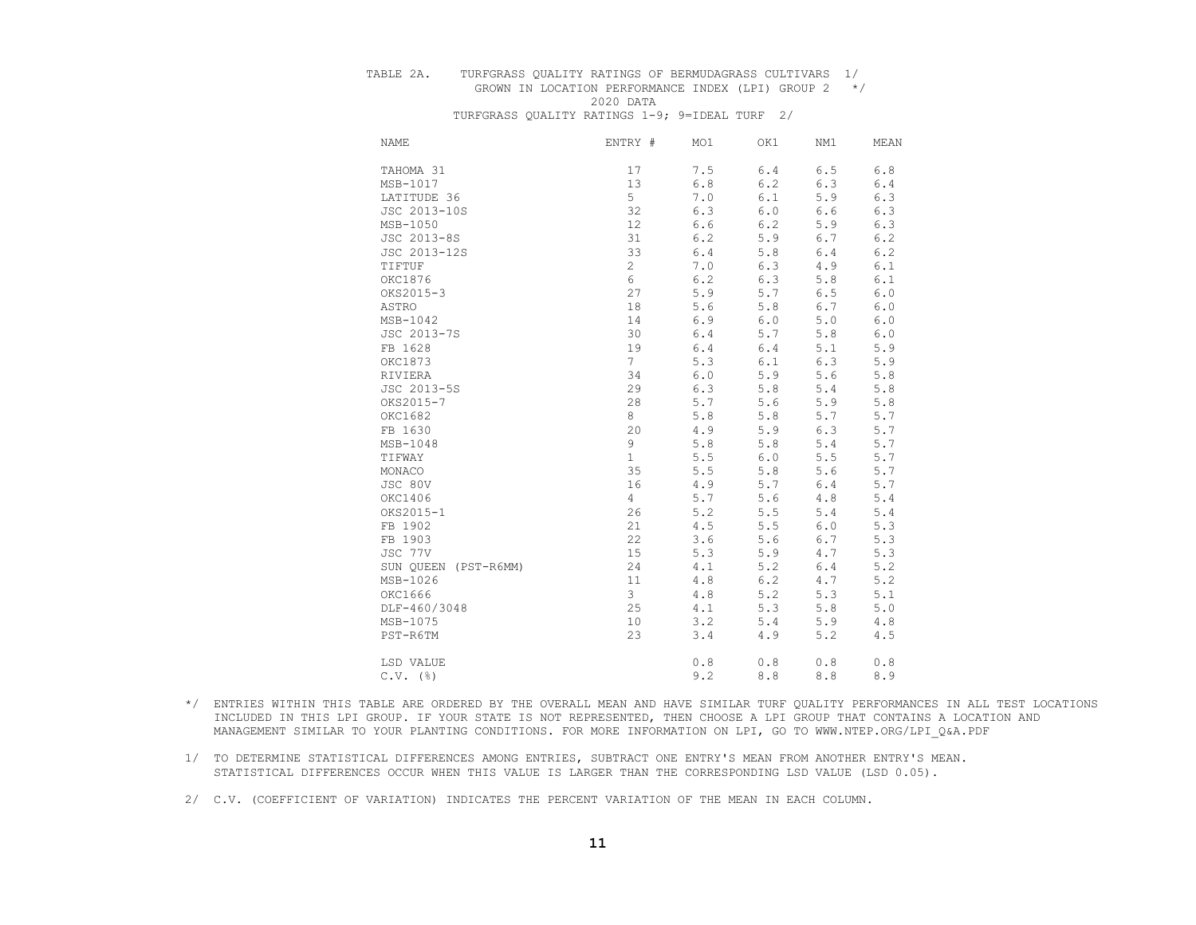TABLE 2A. TURFGRASS QUALITY RATINGS OF BERMUDAGRASS CULTIVARS 1/
GROWN IN LOCATION PERFORMANCE INDEX (LPI) GROUP 2 */
2020 DATA
TURFGRASS QUALITY RATINGS 1-9; 9=IDEAL TURF 2/

| NAME | ENTRY # | MO1 | OK1 | NM1 | MEAN |
|---|---|---|---|---|---|
| TAHOMA 31 | 17 | 7.5 | 6.4 | 6.5 | 6.8 |
| MSB-1017 | 13 | 6.8 | 6.2 | 6.3 | 6.4 |
| LATITUDE 36 | 5 | 7.0 | 6.1 | 5.9 | 6.3 |
| JSC 2013-10S | 32 | 6.3 | 6.0 | 6.6 | 6.3 |
| MSB-1050 | 12 | 6.6 | 6.2 | 5.9 | 6.3 |
| JSC 2013-8S | 31 | 6.2 | 5.9 | 6.7 | 6.2 |
| JSC 2013-12S | 33 | 6.4 | 5.8 | 6.4 | 6.2 |
| TIFTUF | 2 | 7.0 | 6.3 | 4.9 | 6.1 |
| OKC1876 | 6 | 6.2 | 6.3 | 5.8 | 6.1 |
| OKS2015-3 | 27 | 5.9 | 5.7 | 6.5 | 6.0 |
| ASTRO | 18 | 5.6 | 5.8 | 6.7 | 6.0 |
| MSB-1042 | 14 | 6.9 | 6.0 | 5.0 | 6.0 |
| JSC 2013-7S | 30 | 6.4 | 5.7 | 5.8 | 6.0 |
| FB 1628 | 19 | 6.4 | 6.4 | 5.1 | 5.9 |
| OKC1873 | 7 | 5.3 | 6.1 | 6.3 | 5.9 |
| RIVIERA | 34 | 6.0 | 5.9 | 5.6 | 5.8 |
| JSC 2013-5S | 29 | 6.3 | 5.8 | 5.4 | 5.8 |
| OKS2015-7 | 28 | 5.7 | 5.6 | 5.9 | 5.8 |
| OKC1682 | 8 | 5.8 | 5.8 | 5.7 | 5.7 |
| FB 1630 | 20 | 4.9 | 5.9 | 6.3 | 5.7 |
| MSB-1048 | 9 | 5.8 | 5.8 | 5.4 | 5.7 |
| TIFWAY | 1 | 5.5 | 6.0 | 5.5 | 5.7 |
| MONACO | 35 | 5.5 | 5.8 | 5.6 | 5.7 |
| JSC 80V | 16 | 4.9 | 5.7 | 6.4 | 5.7 |
| OKC1406 | 4 | 5.7 | 5.6 | 4.8 | 5.4 |
| OKS2015-1 | 26 | 5.2 | 5.5 | 5.4 | 5.4 |
| FB 1902 | 21 | 4.5 | 5.5 | 6.0 | 5.3 |
| FB 1903 | 22 | 3.6 | 5.6 | 6.7 | 5.3 |
| JSC 77V | 15 | 5.3 | 5.9 | 4.7 | 5.3 |
| SUN QUEEN (PST-R6MM) | 24 | 4.1 | 5.2 | 6.4 | 5.2 |
| MSB-1026 | 11 | 4.8 | 6.2 | 4.7 | 5.2 |
| OKC1666 | 3 | 4.8 | 5.2 | 5.3 | 5.1 |
| DLF-460/3048 | 25 | 4.1 | 5.3 | 5.8 | 5.0 |
| MSB-1075 | 10 | 3.2 | 5.4 | 5.9 | 4.8 |
| PST-R6TM | 23 | 3.4 | 4.9 | 5.2 | 4.5 |
| LSD VALUE | | 0.8 | 0.8 | 0.8 | 0.8 |
| C.V. (%) | | 9.2 | 8.8 | 8.8 | 8.9 |

*/ ENTRIES WITHIN THIS TABLE ARE ORDERED BY THE OVERALL MEAN AND HAVE SIMILAR TURF QUALITY PERFORMANCES IN ALL TEST LOCATIONS INCLUDED IN THIS LPI GROUP. IF YOUR STATE IS NOT REPRESENTED, THEN CHOOSE A LPI GROUP THAT CONTAINS A LOCATION AND MANAGEMENT SIMILAR TO YOUR PLANTING CONDITIONS. FOR MORE INFORMATION ON LPI, GO TO WWW.NTEP.ORG/LPI_Q&A.PDF

1/ TO DETERMINE STATISTICAL DIFFERENCES AMONG ENTRIES, SUBTRACT ONE ENTRY'S MEAN FROM ANOTHER ENTRY'S MEAN. STATISTICAL DIFFERENCES OCCUR WHEN THIS VALUE IS LARGER THAN THE CORRESPONDING LSD VALUE (LSD 0.05).

2/ C.V. (COEFFICIENT OF VARIATION) INDICATES THE PERCENT VARIATION OF THE MEAN IN EACH COLUMN.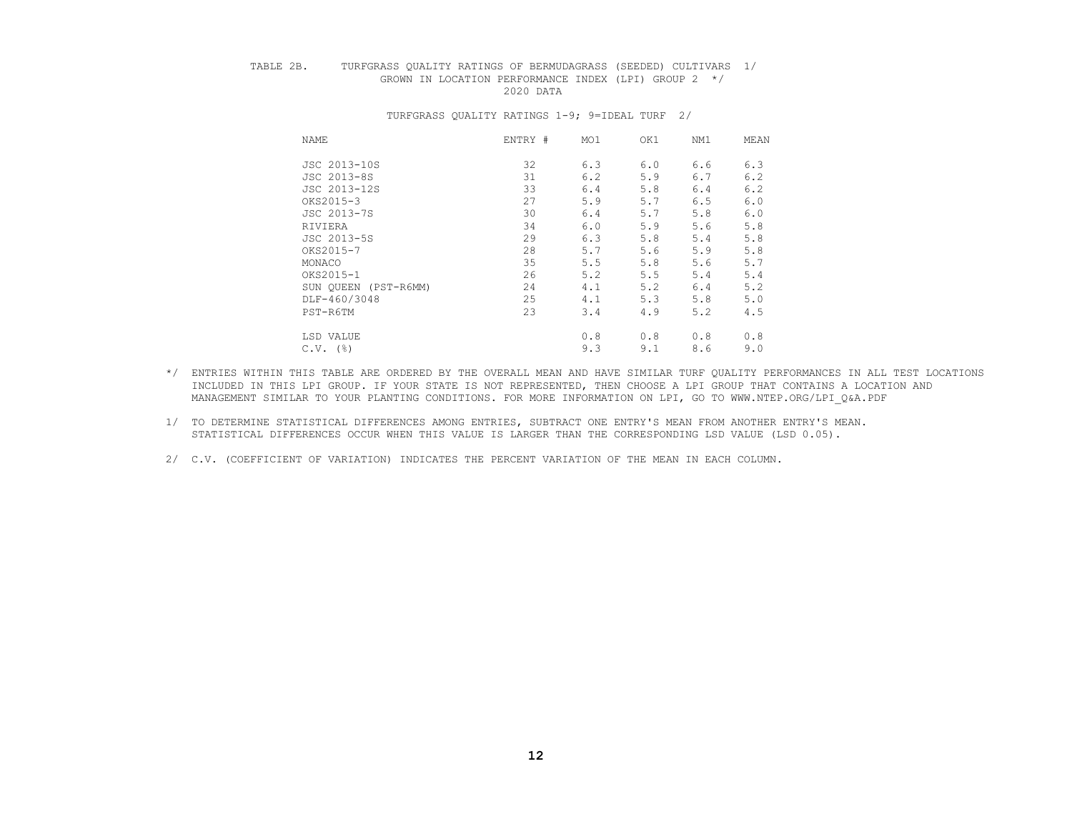TABLE 2B. TURFGRASS QUALITY RATINGS OF BERMUDAGRASS (SEEDED) CULTIVARS 1/
GROWN IN LOCATION PERFORMANCE INDEX (LPI) GROUP 2 */
2020 DATA

TURFGRASS QUALITY RATINGS 1-9; 9=IDEAL TURF 2/

| NAME | ENTRY # | MO1 | OK1 | NM1 | MEAN |
|---|---|---|---|---|---|
| JSC 2013-10S | 32 | 6.3 | 6.0 | 6.6 | 6.3 |
| JSC 2013-8S | 31 | 6.2 | 5.9 | 6.7 | 6.2 |
| JSC 2013-12S | 33 | 6.4 | 5.8 | 6.4 | 6.2 |
| OKS2015-3 | 27 | 5.9 | 5.7 | 6.5 | 6.0 |
| JSC 2013-7S | 30 | 6.4 | 5.7 | 5.8 | 6.0 |
| RIVIERA | 34 | 6.0 | 5.9 | 5.6 | 5.8 |
| JSC 2013-5S | 29 | 6.3 | 5.8 | 5.4 | 5.8 |
| OKS2015-7 | 28 | 5.7 | 5.6 | 5.9 | 5.8 |
| MONACO | 35 | 5.5 | 5.8 | 5.6 | 5.7 |
| OKS2015-1 | 26 | 5.2 | 5.5 | 5.4 | 5.4 |
| SUN QUEEN (PST-R6MM) | 24 | 4.1 | 5.2 | 6.4 | 5.2 |
| DLF-460/3048 | 25 | 4.1 | 5.3 | 5.8 | 5.0 |
| PST-R6TM | 23 | 3.4 | 4.9 | 5.2 | 4.5 |
| | | | | | |
| LSD VALUE | | 0.8 | 0.8 | 0.8 | 0.8 |
| C.V. (%) | | 9.3 | 9.1 | 8.6 | 9.0 |

*/ ENTRIES WITHIN THIS TABLE ARE ORDERED BY THE OVERALL MEAN AND HAVE SIMILAR TURF QUALITY PERFORMANCES IN ALL TEST LOCATIONS INCLUDED IN THIS LPI GROUP. IF YOUR STATE IS NOT REPRESENTED, THEN CHOOSE A LPI GROUP THAT CONTAINS A LOCATION AND MANAGEMENT SIMILAR TO YOUR PLANTING CONDITIONS. FOR MORE INFORMATION ON LPI, GO TO WWW.NTEP.ORG/LPI_Q&A.PDF

1/ TO DETERMINE STATISTICAL DIFFERENCES AMONG ENTRIES, SUBTRACT ONE ENTRY'S MEAN FROM ANOTHER ENTRY'S MEAN. STATISTICAL DIFFERENCES OCCUR WHEN THIS VALUE IS LARGER THAN THE CORRESPONDING LSD VALUE (LSD 0.05).

2/ C.V. (COEFFICIENT OF VARIATION) INDICATES THE PERCENT VARIATION OF THE MEAN IN EACH COLUMN.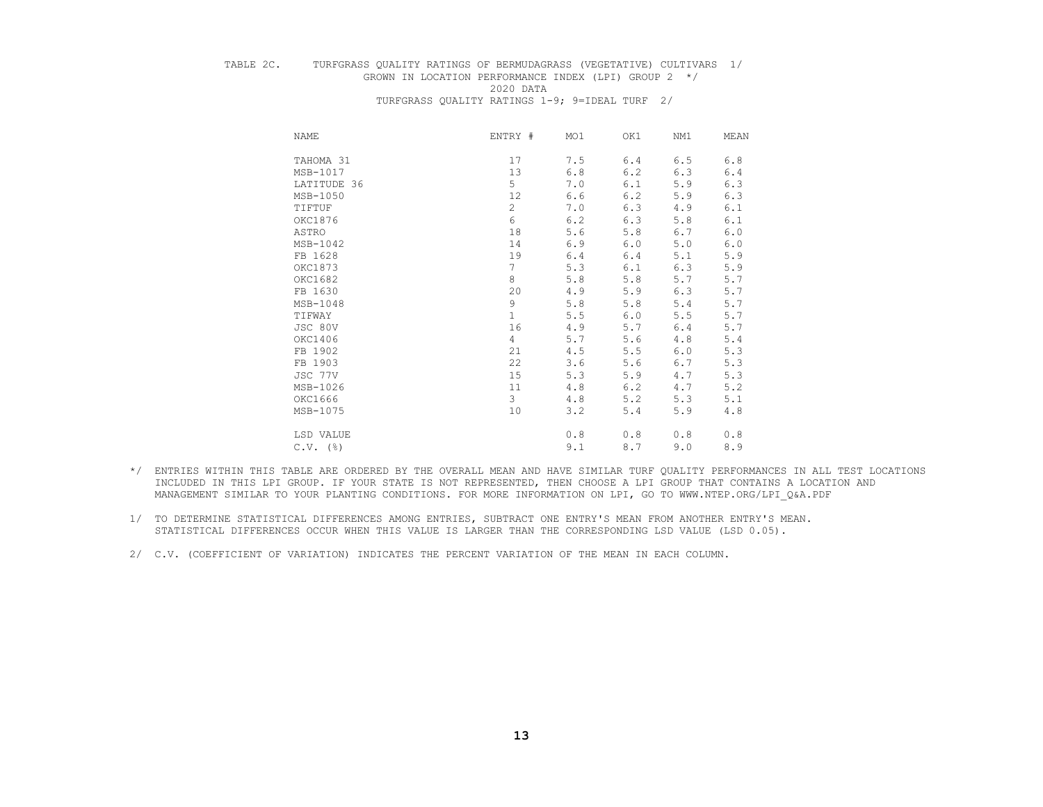TABLE 2C. TURFGRASS QUALITY RATINGS OF BERMUDAGRASS (VEGETATIVE) CULTIVARS 1/
GROWN IN LOCATION PERFORMANCE INDEX (LPI) GROUP 2 */
2020 DATA
TURFGRASS QUALITY RATINGS 1-9; 9=IDEAL TURF 2/

| NAME | ENTRY # | MO1 | OK1 | NM1 | MEAN |
|---|---|---|---|---|---|
| TAHOMA 31 | 17 | 7.5 | 6.4 | 6.5 | 6.8 |
| MSB-1017 | 13 | 6.8 | 6.2 | 6.3 | 6.4 |
| LATITUDE 36 | 5 | 7.0 | 6.1 | 5.9 | 6.3 |
| MSB-1050 | 12 | 6.6 | 6.2 | 5.9 | 6.3 |
| TIFTUF | 2 | 7.0 | 6.3 | 4.9 | 6.1 |
| OKC1876 | 6 | 6.2 | 6.3 | 5.8 | 6.1 |
| ASTRO | 18 | 5.6 | 5.8 | 6.7 | 6.0 |
| MSB-1042 | 14 | 6.9 | 6.0 | 5.0 | 6.0 |
| FB 1628 | 19 | 6.4 | 6.4 | 5.1 | 5.9 |
| OKC1873 | 7 | 5.3 | 6.1 | 6.3 | 5.9 |
| OKC1682 | 8 | 5.8 | 5.8 | 5.7 | 5.7 |
| FB 1630 | 20 | 4.9 | 5.9 | 6.3 | 5.7 |
| MSB-1048 | 9 | 5.8 | 5.8 | 5.4 | 5.7 |
| TIFWAY | 1 | 5.5 | 6.0 | 5.5 | 5.7 |
| JSC 80V | 16 | 4.9 | 5.7 | 6.4 | 5.7 |
| OKC1406 | 4 | 5.7 | 5.6 | 4.8 | 5.4 |
| FB 1902 | 21 | 4.5 | 5.5 | 6.0 | 5.3 |
| FB 1903 | 22 | 3.6 | 5.6 | 6.7 | 5.3 |
| JSC 77V | 15 | 5.3 | 5.9 | 4.7 | 5.3 |
| MSB-1026 | 11 | 4.8 | 6.2 | 4.7 | 5.2 |
| OKC1666 | 3 | 4.8 | 5.2 | 5.3 | 5.1 |
| MSB-1075 | 10 | 3.2 | 5.4 | 5.9 | 4.8 |
| LSD VALUE | | 0.8 | 0.8 | 0.8 | 0.8 |
| C.V. (%) | | 9.1 | 8.7 | 9.0 | 8.9 |

*/ ENTRIES WITHIN THIS TABLE ARE ORDERED BY THE OVERALL MEAN AND HAVE SIMILAR TURF QUALITY PERFORMANCES IN ALL TEST LOCATIONS INCLUDED IN THIS LPI GROUP. IF YOUR STATE IS NOT REPRESENTED, THEN CHOOSE A LPI GROUP THAT CONTAINS A LOCATION AND MANAGEMENT SIMILAR TO YOUR PLANTING CONDITIONS. FOR MORE INFORMATION ON LPI, GO TO WWW.NTEP.ORG/LPI_Q&A.PDF

1/ TO DETERMINE STATISTICAL DIFFERENCES AMONG ENTRIES, SUBTRACT ONE ENTRY'S MEAN FROM ANOTHER ENTRY'S MEAN. STATISTICAL DIFFERENCES OCCUR WHEN THIS VALUE IS LARGER THAN THE CORRESPONDING LSD VALUE (LSD 0.05).

2/ C.V. (COEFFICIENT OF VARIATION) INDICATES THE PERCENT VARIATION OF THE MEAN IN EACH COLUMN.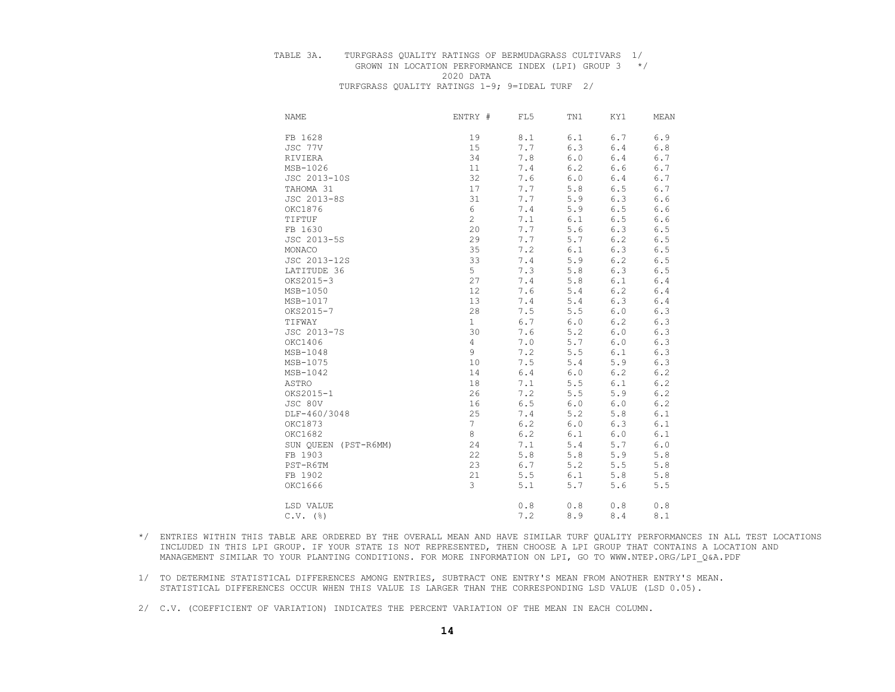TABLE 3A. TURFGRASS QUALITY RATINGS OF BERMUDAGRASS CULTIVARS 1/
GROWN IN LOCATION PERFORMANCE INDEX (LPI) GROUP 3 */
2020 DATA
TURFGRASS QUALITY RATINGS 1-9; 9=IDEAL TURF 2/

| NAME | ENTRY # | FL5 | TN1 | KY1 | MEAN |
|---|---|---|---|---|---|
| FB 1628 | 19 | 8.1 | 6.1 | 6.7 | 6.9 |
| JSC 77V | 15 | 7.7 | 6.3 | 6.4 | 6.8 |
| RIVIERA | 34 | 7.8 | 6.0 | 6.4 | 6.7 |
| MSB-1026 | 11 | 7.4 | 6.2 | 6.6 | 6.7 |
| JSC 2013-10S | 32 | 7.6 | 6.0 | 6.4 | 6.7 |
| TAHOMA 31 | 17 | 7.7 | 5.8 | 6.5 | 6.7 |
| JSC 2013-8S | 31 | 7.7 | 5.9 | 6.3 | 6.6 |
| OKC1876 | 6 | 7.4 | 5.9 | 6.5 | 6.6 |
| TIFTUF | 2 | 7.1 | 6.1 | 6.5 | 6.6 |
| FB 1630 | 20 | 7.7 | 5.6 | 6.3 | 6.5 |
| JSC 2013-5S | 29 | 7.7 | 5.7 | 6.2 | 6.5 |
| MONACO | 35 | 7.2 | 6.1 | 6.3 | 6.5 |
| JSC 2013-12S | 33 | 7.4 | 5.9 | 6.2 | 6.5 |
| LATITUDE 36 | 5 | 7.3 | 5.8 | 6.3 | 6.5 |
| OKS2015-3 | 27 | 7.4 | 5.8 | 6.1 | 6.4 |
| MSB-1050 | 12 | 7.6 | 5.4 | 6.2 | 6.4 |
| MSB-1017 | 13 | 7.4 | 5.4 | 6.3 | 6.4 |
| OKS2015-7 | 28 | 7.5 | 5.5 | 6.0 | 6.3 |
| TIFWAY | 1 | 6.7 | 6.0 | 6.2 | 6.3 |
| JSC 2013-7S | 30 | 7.6 | 5.2 | 6.0 | 6.3 |
| OKC1406 | 4 | 7.0 | 5.7 | 6.0 | 6.3 |
| MSB-1048 | 9 | 7.2 | 5.5 | 6.1 | 6.3 |
| MSB-1075 | 10 | 7.5 | 5.4 | 5.9 | 6.3 |
| MSB-1042 | 14 | 6.4 | 6.0 | 6.2 | 6.2 |
| ASTRO | 18 | 7.1 | 5.5 | 6.1 | 6.2 |
| OKS2015-1 | 26 | 7.2 | 5.5 | 5.9 | 6.2 |
| JSC 80V | 16 | 6.5 | 6.0 | 6.0 | 6.2 |
| DLF-460/3048 | 25 | 7.4 | 5.2 | 5.8 | 6.1 |
| OKC1873 | 7 | 6.2 | 6.0 | 6.3 | 6.1 |
| OKC1682 | 8 | 6.2 | 6.1 | 6.0 | 6.1 |
| SUN QUEEN (PST-R6MM) | 24 | 7.1 | 5.4 | 5.7 | 6.0 |
| FB 1903 | 22 | 5.8 | 5.8 | 5.9 | 5.8 |
| PST-R6TM | 23 | 6.7 | 5.2 | 5.5 | 5.8 |
| FB 1902 | 21 | 5.5 | 6.1 | 5.8 | 5.8 |
| OKC1666 | 3 | 5.1 | 5.7 | 5.6 | 5.5 |
| LSD VALUE | | 0.8 | 0.8 | 0.8 | 0.8 |
| C.V. (%) | | 7.2 | 8.9 | 8.4 | 8.1 |

*/ ENTRIES WITHIN THIS TABLE ARE ORDERED BY THE OVERALL MEAN AND HAVE SIMILAR TURF QUALITY PERFORMANCES IN ALL TEST LOCATIONS INCLUDED IN THIS LPI GROUP. IF YOUR STATE IS NOT REPRESENTED, THEN CHOOSE A LPI GROUP THAT CONTAINS A LOCATION AND MANAGEMENT SIMILAR TO YOUR PLANTING CONDITIONS. FOR MORE INFORMATION ON LPI, GO TO WWW.NTEP.ORG/LPI_Q&A.PDF

1/ TO DETERMINE STATISTICAL DIFFERENCES AMONG ENTRIES, SUBTRACT ONE ENTRY'S MEAN FROM ANOTHER ENTRY'S MEAN. STATISTICAL DIFFERENCES OCCUR WHEN THIS VALUE IS LARGER THAN THE CORRESPONDING LSD VALUE (LSD 0.05).

2/ C.V. (COEFFICIENT OF VARIATION) INDICATES THE PERCENT VARIATION OF THE MEAN IN EACH COLUMN.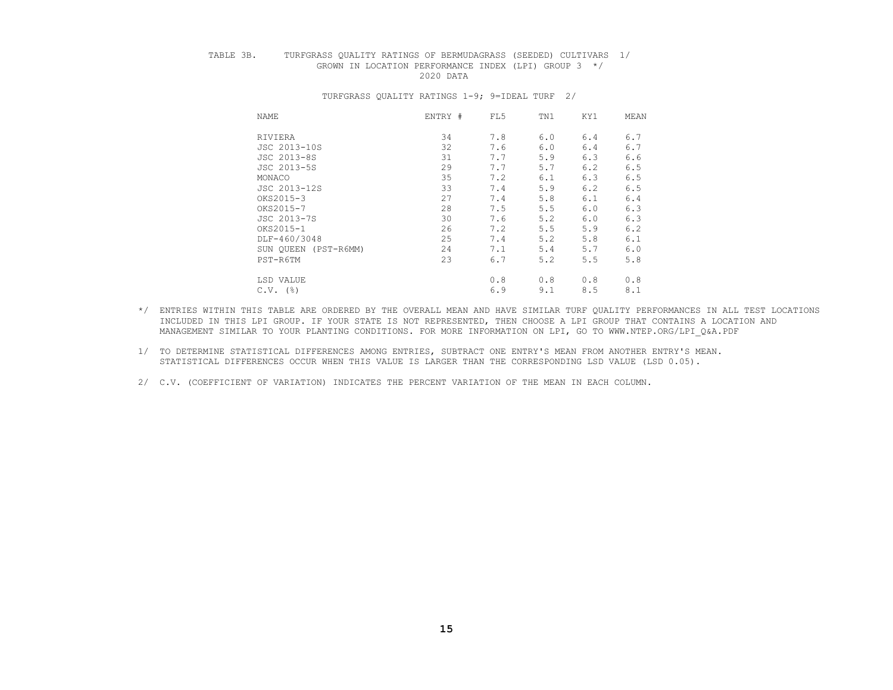TABLE 3B. TURFGRASS QUALITY RATINGS OF BERMUDAGRASS (SEEDED) CULTIVARS 1/
GROWN IN LOCATION PERFORMANCE INDEX (LPI) GROUP 3 */
2020 DATA

TURFGRASS QUALITY RATINGS 1-9; 9=IDEAL TURF 2/

| NAME | ENTRY # | FL5 | TN1 | KY1 | MEAN |
|---|---|---|---|---|---|
| RIVIERA | 34 | 7.8 | 6.0 | 6.4 | 6.7 |
| JSC 2013-10S | 32 | 7.6 | 6.0 | 6.4 | 6.7 |
| JSC 2013-8S | 31 | 7.7 | 5.9 | 6.3 | 6.6 |
| JSC 2013-5S | 29 | 7.7 | 5.7 | 6.2 | 6.5 |
| MONACO | 35 | 7.2 | 6.1 | 6.3 | 6.5 |
| JSC 2013-12S | 33 | 7.4 | 5.9 | 6.2 | 6.5 |
| OKS2015-3 | 27 | 7.4 | 5.8 | 6.1 | 6.4 |
| OKS2015-7 | 28 | 7.5 | 5.5 | 6.0 | 6.3 |
| JSC 2013-7S | 30 | 7.6 | 5.2 | 6.0 | 6.3 |
| OKS2015-1 | 26 | 7.2 | 5.5 | 5.9 | 6.2 |
| DLF-460/3048 | 25 | 7.4 | 5.2 | 5.8 | 6.1 |
| SUN QUEEN (PST-R6MM) | 24 | 7.1 | 5.4 | 5.7 | 6.0 |
| PST-R6TM | 23 | 6.7 | 5.2 | 5.5 | 5.8 |
| | | | | | |
| LSD VALUE | | 0.8 | 0.8 | 0.8 | 0.8 |
| C.V. (%) | | 6.9 | 9.1 | 8.5 | 8.1 |

*/ ENTRIES WITHIN THIS TABLE ARE ORDERED BY THE OVERALL MEAN AND HAVE SIMILAR TURF QUALITY PERFORMANCES IN ALL TEST LOCATIONS INCLUDED IN THIS LPI GROUP. IF YOUR STATE IS NOT REPRESENTED, THEN CHOOSE A LPI GROUP THAT CONTAINS A LOCATION AND MANAGEMENT SIMILAR TO YOUR PLANTING CONDITIONS. FOR MORE INFORMATION ON LPI, GO TO WWW.NTEP.ORG/LPI_Q&A.PDF

1/ TO DETERMINE STATISTICAL DIFFERENCES AMONG ENTRIES, SUBTRACT ONE ENTRY'S MEAN FROM ANOTHER ENTRY'S MEAN. STATISTICAL DIFFERENCES OCCUR WHEN THIS VALUE IS LARGER THAN THE CORRESPONDING LSD VALUE (LSD 0.05).

2/ C.V. (COEFFICIENT OF VARIATION) INDICATES THE PERCENT VARIATION OF THE MEAN IN EACH COLUMN.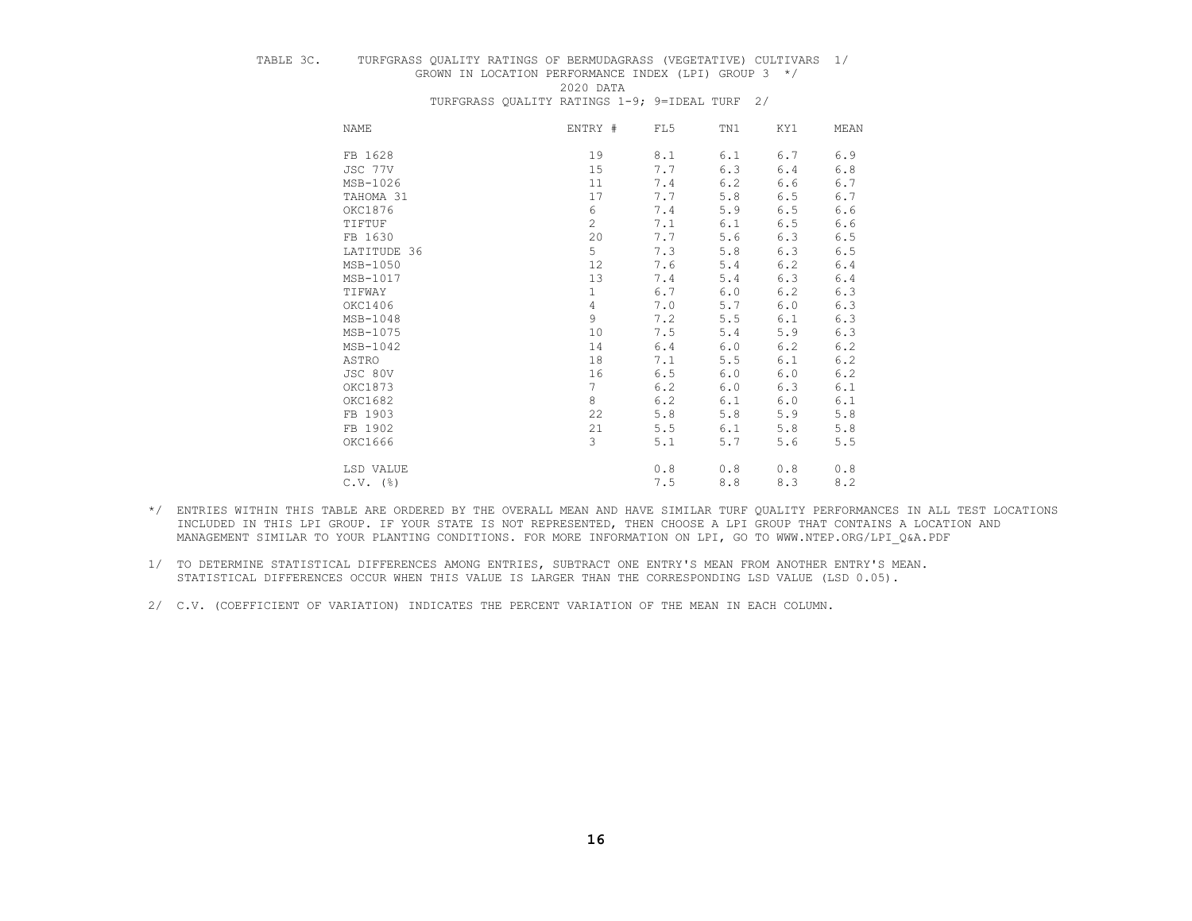TABLE 3C. TURFGRASS QUALITY RATINGS OF BERMUDAGRASS (VEGETATIVE) CULTIVARS 1/
GROWN IN LOCATION PERFORMANCE INDEX (LPI) GROUP 3 */
2020 DATA
TURFGRASS QUALITY RATINGS 1-9; 9=IDEAL TURF 2/

| NAME | ENTRY # | FL5 | TN1 | KY1 | MEAN |
|---|---|---|---|---|---|
| FB 1628 | 19 | 8.1 | 6.1 | 6.7 | 6.9 |
| JSC 77V | 15 | 7.7 | 6.3 | 6.4 | 6.8 |
| MSB-1026 | 11 | 7.4 | 6.2 | 6.6 | 6.7 |
| TAHOMA 31 | 17 | 7.7 | 5.8 | 6.5 | 6.7 |
| OKC1876 | 6 | 7.4 | 5.9 | 6.5 | 6.6 |
| TIFTUF | 2 | 7.1 | 6.1 | 6.5 | 6.6 |
| FB 1630 | 20 | 7.7 | 5.6 | 6.3 | 6.5 |
| LATITUDE 36 | 5 | 7.3 | 5.8 | 6.3 | 6.5 |
| MSB-1050 | 12 | 7.6 | 5.4 | 6.2 | 6.4 |
| MSB-1017 | 13 | 7.4 | 5.4 | 6.3 | 6.4 |
| TIFWAY | 1 | 6.7 | 6.0 | 6.2 | 6.3 |
| OKC1406 | 4 | 7.0 | 5.7 | 6.0 | 6.3 |
| MSB-1048 | 9 | 7.2 | 5.5 | 6.1 | 6.3 |
| MSB-1075 | 10 | 7.5 | 5.4 | 5.9 | 6.3 |
| MSB-1042 | 14 | 6.4 | 6.0 | 6.2 | 6.2 |
| ASTRO | 18 | 7.1 | 5.5 | 6.1 | 6.2 |
| JSC 80V | 16 | 6.5 | 6.0 | 6.0 | 6.2 |
| OKC1873 | 7 | 6.2 | 6.0 | 6.3 | 6.1 |
| OKC1682 | 8 | 6.2 | 6.1 | 6.0 | 6.1 |
| FB 1903 | 22 | 5.8 | 5.8 | 5.9 | 5.8 |
| FB 1902 | 21 | 5.5 | 6.1 | 5.8 | 5.8 |
| OKC1666 | 3 | 5.1 | 5.7 | 5.6 | 5.5 |
| LSD VALUE | | 0.8 | 0.8 | 0.8 | 0.8 |
| C.V. (%) | | 7.5 | 8.8 | 8.3 | 8.2 |

*/ ENTRIES WITHIN THIS TABLE ARE ORDERED BY THE OVERALL MEAN AND HAVE SIMILAR TURF QUALITY PERFORMANCES IN ALL TEST LOCATIONS INCLUDED IN THIS LPI GROUP. IF YOUR STATE IS NOT REPRESENTED, THEN CHOOSE A LPI GROUP THAT CONTAINS A LOCATION AND MANAGEMENT SIMILAR TO YOUR PLANTING CONDITIONS. FOR MORE INFORMATION ON LPI, GO TO WWW.NTEP.ORG/LPI_Q&A.PDF

1/ TO DETERMINE STATISTICAL DIFFERENCES AMONG ENTRIES, SUBTRACT ONE ENTRY'S MEAN FROM ANOTHER ENTRY'S MEAN. STATISTICAL DIFFERENCES OCCUR WHEN THIS VALUE IS LARGER THAN THE CORRESPONDING LSD VALUE (LSD 0.05).

2/ C.V. (COEFFICIENT OF VARIATION) INDICATES THE PERCENT VARIATION OF THE MEAN IN EACH COLUMN.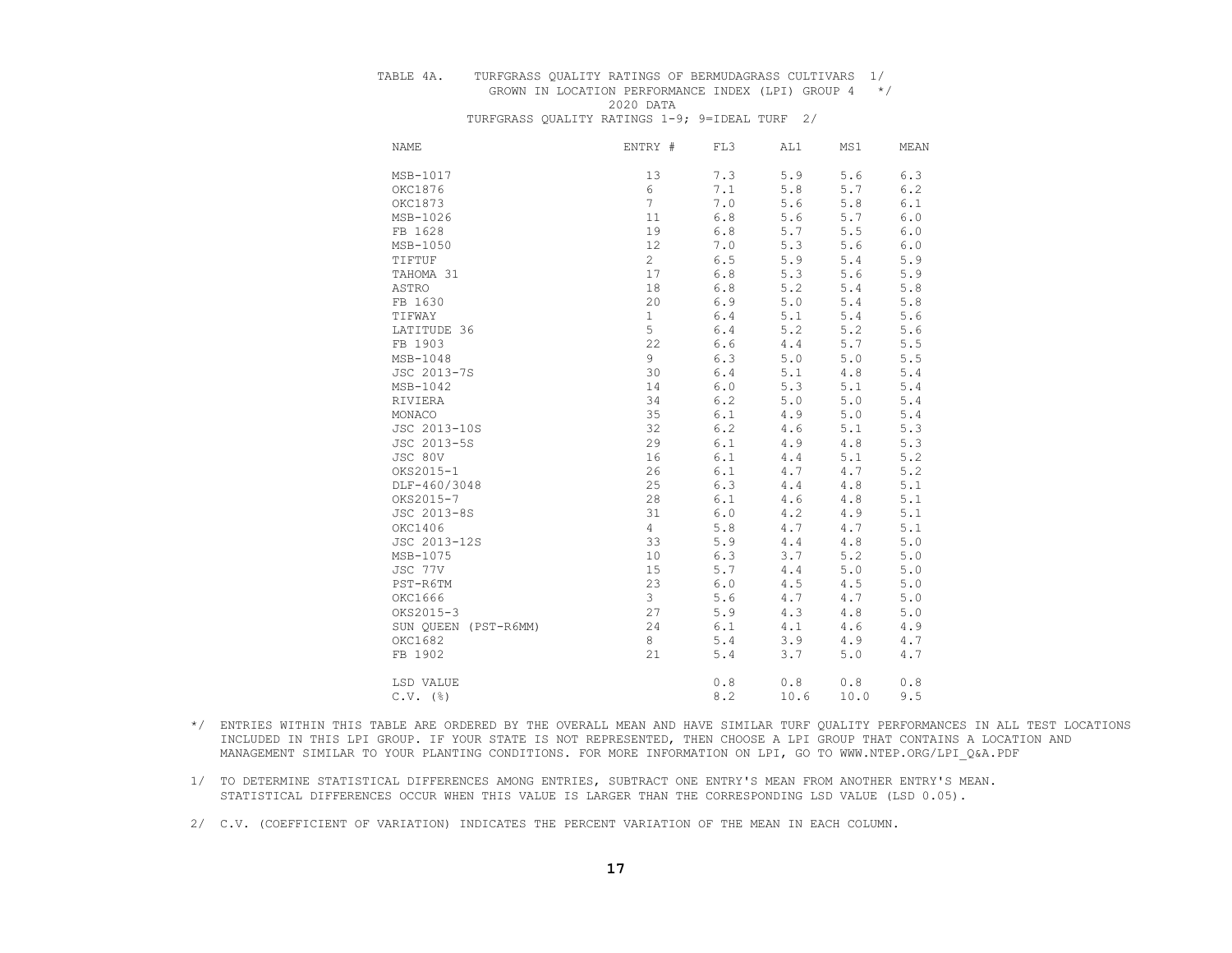TABLE 4A. TURFGRASS QUALITY RATINGS OF BERMUDAGRASS CULTIVARS 1/
GROWN IN LOCATION PERFORMANCE INDEX (LPI) GROUP 4 */
2020 DATA
TURFGRASS QUALITY RATINGS 1-9; 9=IDEAL TURF 2/

| NAME | ENTRY # | FL3 | AL1 | MS1 | MEAN |
|---|---|---|---|---|---|
| MSB-1017 | 13 | 7.3 | 5.9 | 5.6 | 6.3 |
| OKC1876 | 6 | 7.1 | 5.8 | 5.7 | 6.2 |
| OKC1873 | 7 | 7.0 | 5.6 | 5.8 | 6.1 |
| MSB-1026 | 11 | 6.8 | 5.6 | 5.7 | 6.0 |
| FB 1628 | 19 | 6.8 | 5.7 | 5.5 | 6.0 |
| MSB-1050 | 12 | 7.0 | 5.3 | 5.6 | 6.0 |
| TIFTUF | 2 | 6.5 | 5.9 | 5.4 | 5.9 |
| TAHOMA 31 | 17 | 6.8 | 5.3 | 5.6 | 5.9 |
| ASTRO | 18 | 6.8 | 5.2 | 5.4 | 5.8 |
| FB 1630 | 20 | 6.9 | 5.0 | 5.4 | 5.8 |
| TIFWAY | 1 | 6.4 | 5.1 | 5.4 | 5.6 |
| LATITUDE 36 | 5 | 6.4 | 5.2 | 5.2 | 5.6 |
| FB 1903 | 22 | 6.6 | 4.4 | 5.7 | 5.5 |
| MSB-1048 | 9 | 6.3 | 5.0 | 5.0 | 5.5 |
| JSC 2013-7S | 30 | 6.4 | 5.1 | 4.8 | 5.4 |
| MSB-1042 | 14 | 6.0 | 5.3 | 5.1 | 5.4 |
| RIVIERA | 34 | 6.2 | 5.0 | 5.0 | 5.4 |
| MONACO | 35 | 6.1 | 4.9 | 5.0 | 5.4 |
| JSC 2013-10S | 32 | 6.2 | 4.6 | 5.1 | 5.3 |
| JSC 2013-5S | 29 | 6.1 | 4.9 | 4.8 | 5.3 |
| JSC 80V | 16 | 6.1 | 4.4 | 5.1 | 5.2 |
| OKS2015-1 | 26 | 6.1 | 4.7 | 4.7 | 5.2 |
| DLF-460/3048 | 25 | 6.3 | 4.4 | 4.8 | 5.1 |
| OKS2015-7 | 28 | 6.1 | 4.6 | 4.8 | 5.1 |
| JSC 2013-8S | 31 | 6.0 | 4.2 | 4.9 | 5.1 |
| OKC1406 | 4 | 5.8 | 4.7 | 4.7 | 5.1 |
| JSC 2013-12S | 33 | 5.9 | 4.4 | 4.8 | 5.0 |
| MSB-1075 | 10 | 6.3 | 3.7 | 5.2 | 5.0 |
| JSC 77V | 15 | 5.7 | 4.4 | 5.0 | 5.0 |
| PST-R6TM | 23 | 6.0 | 4.5 | 4.5 | 5.0 |
| OKC1666 | 3 | 5.6 | 4.7 | 4.7 | 5.0 |
| OKS2015-3 | 27 | 5.9 | 4.3 | 4.8 | 5.0 |
| SUN QUEEN (PST-R6MM) | 24 | 6.1 | 4.1 | 4.6 | 4.9 |
| OKC1682 | 8 | 5.4 | 3.9 | 4.9 | 4.7 |
| FB 1902 | 21 | 5.4 | 3.7 | 5.0 | 4.7 |
| LSD VALUE | | 0.8 | 0.8 | 0.8 | 0.8 |
| C.V. (%) | | 8.2 | 10.6 | 10.0 | 9.5 |

*/ ENTRIES WITHIN THIS TABLE ARE ORDERED BY THE OVERALL MEAN AND HAVE SIMILAR TURF QUALITY PERFORMANCES IN ALL TEST LOCATIONS INCLUDED IN THIS LPI GROUP. IF YOUR STATE IS NOT REPRESENTED, THEN CHOOSE A LPI GROUP THAT CONTAINS A LOCATION AND MANAGEMENT SIMILAR TO YOUR PLANTING CONDITIONS. FOR MORE INFORMATION ON LPI, GO TO WWW.NTEP.ORG/LPI_Q&A.PDF

1/ TO DETERMINE STATISTICAL DIFFERENCES AMONG ENTRIES, SUBTRACT ONE ENTRY'S MEAN FROM ANOTHER ENTRY'S MEAN. STATISTICAL DIFFERENCES OCCUR WHEN THIS VALUE IS LARGER THAN THE CORRESPONDING LSD VALUE (LSD 0.05).

2/ C.V. (COEFFICIENT OF VARIATION) INDICATES THE PERCENT VARIATION OF THE MEAN IN EACH COLUMN.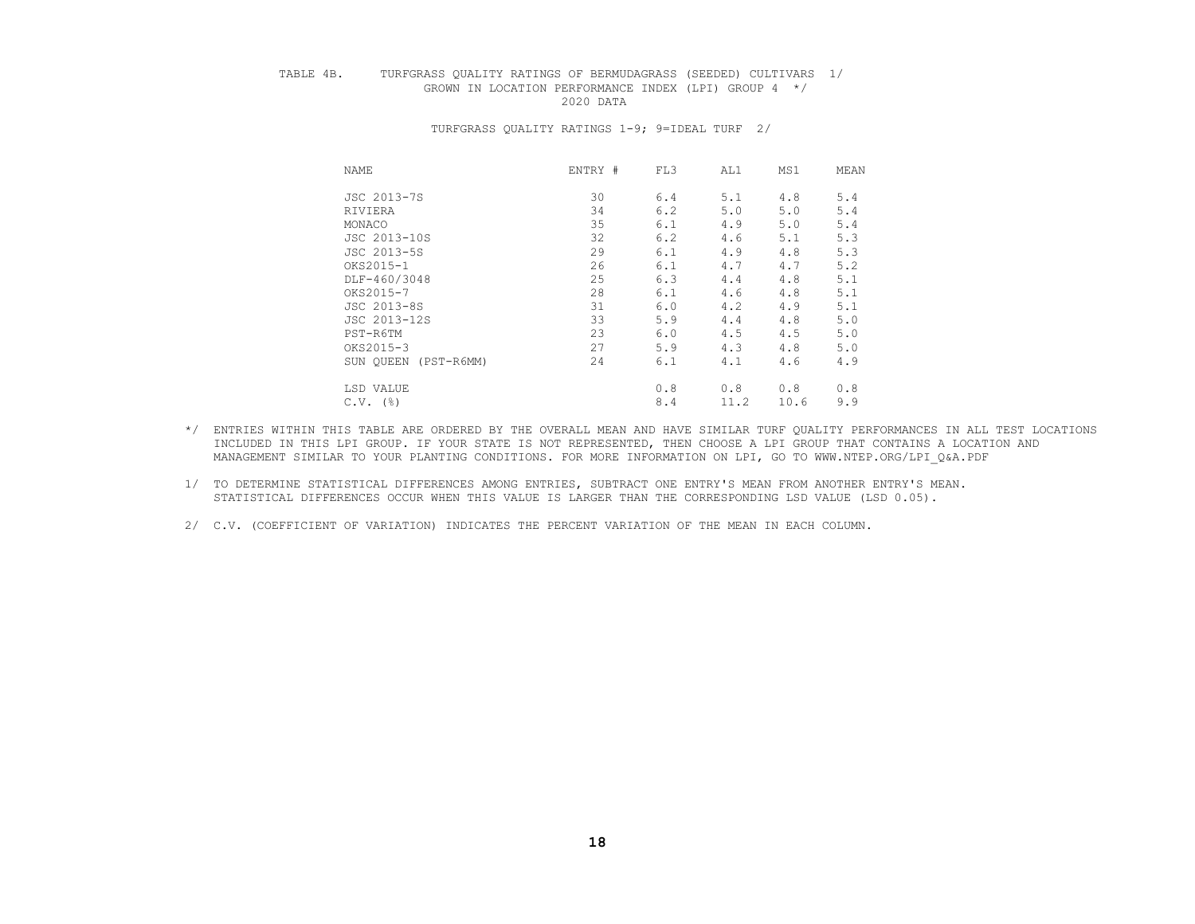TABLE 4B. TURFGRASS QUALITY RATINGS OF BERMUDAGRASS (SEEDED) CULTIVARS 1/
GROWN IN LOCATION PERFORMANCE INDEX (LPI) GROUP 4 */
2020 DATA

TURFGRASS QUALITY RATINGS 1-9; 9=IDEAL TURF 2/

| NAME | ENTRY # | FL3 | AL1 | MS1 | MEAN |
|---|---|---|---|---|---|
| JSC 2013-7S | 30 | 6.4 | 5.1 | 4.8 | 5.4 |
| RIVIERA | 34 | 6.2 | 5.0 | 5.0 | 5.4 |
| MONACO | 35 | 6.1 | 4.9 | 5.0 | 5.4 |
| JSC 2013-10S | 32 | 6.2 | 4.6 | 5.1 | 5.3 |
| JSC 2013-5S | 29 | 6.1 | 4.9 | 4.8 | 5.3 |
| OKS2015-1 | 26 | 6.1 | 4.7 | 4.7 | 5.2 |
| DLF-460/3048 | 25 | 6.3 | 4.4 | 4.8 | 5.1 |
| OKS2015-7 | 28 | 6.1 | 4.6 | 4.8 | 5.1 |
| JSC 2013-8S | 31 | 6.0 | 4.2 | 4.9 | 5.1 |
| JSC 2013-12S | 33 | 5.9 | 4.4 | 4.8 | 5.0 |
| PST-R6TM | 23 | 6.0 | 4.5 | 4.5 | 5.0 |
| OKS2015-3 | 27 | 5.9 | 4.3 | 4.8 | 5.0 |
| SUN QUEEN (PST-R6MM) | 24 | 6.1 | 4.1 | 4.6 | 4.9 |
| LSD VALUE | | 0.8 | 0.8 | 0.8 | 0.8 |
| C.V. (%) | | 8.4 | 11.2 | 10.6 | 9.9 |

*/ ENTRIES WITHIN THIS TABLE ARE ORDERED BY THE OVERALL MEAN AND HAVE SIMILAR TURF QUALITY PERFORMANCES IN ALL TEST LOCATIONS INCLUDED IN THIS LPI GROUP. IF YOUR STATE IS NOT REPRESENTED, THEN CHOOSE A LPI GROUP THAT CONTAINS A LOCATION AND MANAGEMENT SIMILAR TO YOUR PLANTING CONDITIONS. FOR MORE INFORMATION ON LPI, GO TO WWW.NTEP.ORG/LPI_Q&A.PDF

1/ TO DETERMINE STATISTICAL DIFFERENCES AMONG ENTRIES, SUBTRACT ONE ENTRY'S MEAN FROM ANOTHER ENTRY'S MEAN. STATISTICAL DIFFERENCES OCCUR WHEN THIS VALUE IS LARGER THAN THE CORRESPONDING LSD VALUE (LSD 0.05).

2/ C.V. (COEFFICIENT OF VARIATION) INDICATES THE PERCENT VARIATION OF THE MEAN IN EACH COLUMN.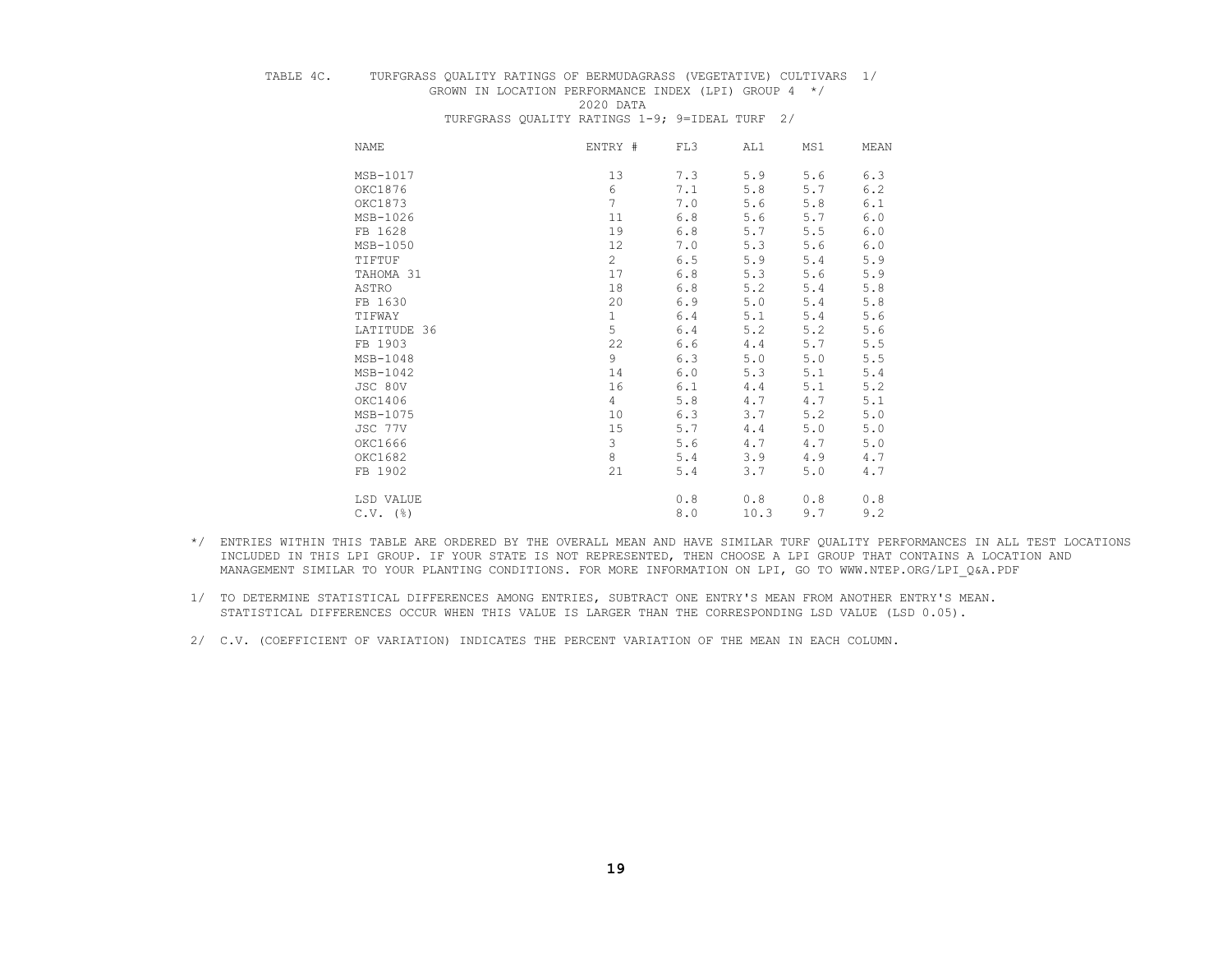TABLE 4C. TURFGRASS QUALITY RATINGS OF BERMUDAGRASS (VEGETATIVE) CULTIVARS 1/
GROWN IN LOCATION PERFORMANCE INDEX (LPI) GROUP 4 */
2020 DATA
TURFGRASS QUALITY RATINGS 1-9; 9=IDEAL TURF 2/

| NAME | ENTRY # | FL3 | AL1 | MS1 | MEAN |
|---|---|---|---|---|---|
| MSB-1017 | 13 | 7.3 | 5.9 | 5.6 | 6.3 |
| OKC1876 | 6 | 7.1 | 5.8 | 5.7 | 6.2 |
| OKC1873 | 7 | 7.0 | 5.6 | 5.8 | 6.1 |
| MSB-1026 | 11 | 6.8 | 5.6 | 5.7 | 6.0 |
| FB 1628 | 19 | 6.8 | 5.7 | 5.5 | 6.0 |
| MSB-1050 | 12 | 7.0 | 5.3 | 5.6 | 6.0 |
| TIFTUF | 2 | 6.5 | 5.9 | 5.4 | 5.9 |
| TAHOMA 31 | 17 | 6.8 | 5.3 | 5.6 | 5.9 |
| ASTRO | 18 | 6.8 | 5.2 | 5.4 | 5.8 |
| FB 1630 | 20 | 6.9 | 5.0 | 5.4 | 5.8 |
| TIFWAY | 1 | 6.4 | 5.1 | 5.4 | 5.6 |
| LATITUDE 36 | 5 | 6.4 | 5.2 | 5.2 | 5.6 |
| FB 1903 | 22 | 6.6 | 4.4 | 5.7 | 5.5 |
| MSB-1048 | 9 | 6.3 | 5.0 | 5.0 | 5.5 |
| MSB-1042 | 14 | 6.0 | 5.3 | 5.1 | 5.4 |
| JSC 80V | 16 | 6.1 | 4.4 | 5.1 | 5.2 |
| OKC1406 | 4 | 5.8 | 4.7 | 4.7 | 5.1 |
| MSB-1075 | 10 | 6.3 | 3.7 | 5.2 | 5.0 |
| JSC 77V | 15 | 5.7 | 4.4 | 5.0 | 5.0 |
| OKC1666 | 3 | 5.6 | 4.7 | 4.7 | 5.0 |
| OKC1682 | 8 | 5.4 | 3.9 | 4.9 | 4.7 |
| FB 1902 | 21 | 5.4 | 3.7 | 5.0 | 4.7 |
| LSD VALUE | | 0.8 | 0.8 | 0.8 | 0.8 |
| C.V. (%) | | 8.0 | 10.3 | 9.7 | 9.2 |

*/ ENTRIES WITHIN THIS TABLE ARE ORDERED BY THE OVERALL MEAN AND HAVE SIMILAR TURF QUALITY PERFORMANCES IN ALL TEST LOCATIONS INCLUDED IN THIS LPI GROUP. IF YOUR STATE IS NOT REPRESENTED, THEN CHOOSE A LPI GROUP THAT CONTAINS A LOCATION AND MANAGEMENT SIMILAR TO YOUR PLANTING CONDITIONS. FOR MORE INFORMATION ON LPI, GO TO WWW.NTEP.ORG/LPI_Q&A.PDF

1/ TO DETERMINE STATISTICAL DIFFERENCES AMONG ENTRIES, SUBTRACT ONE ENTRY'S MEAN FROM ANOTHER ENTRY'S MEAN. STATISTICAL DIFFERENCES OCCUR WHEN THIS VALUE IS LARGER THAN THE CORRESPONDING LSD VALUE (LSD 0.05).

2/ C.V. (COEFFICIENT OF VARIATION) INDICATES THE PERCENT VARIATION OF THE MEAN IN EACH COLUMN.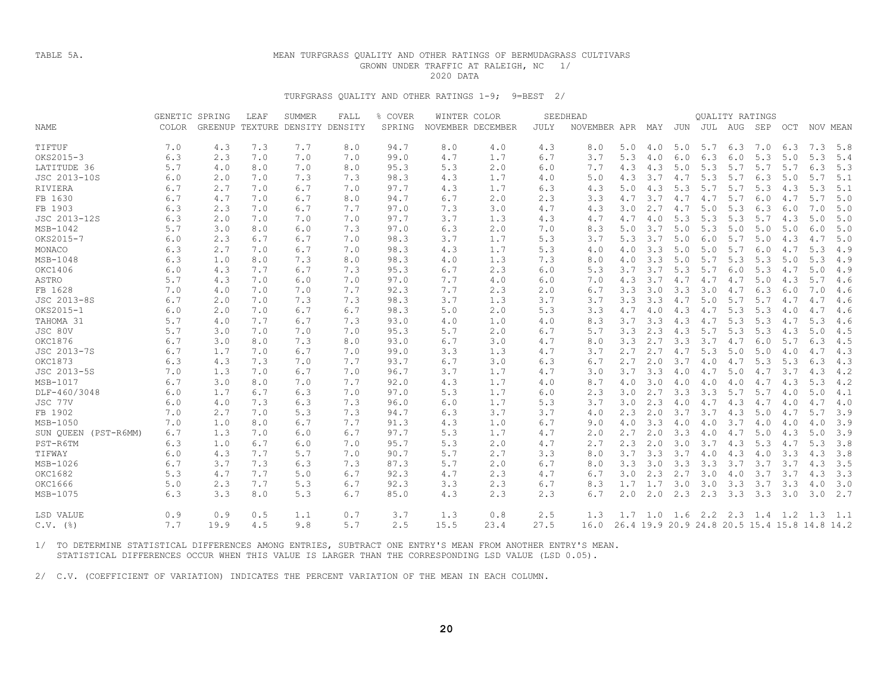TABLE 5A.

# MEAN TURFGRASS QUALITY AND OTHER RATINGS OF BERMUDAGRASS CULTIVARS GROWN UNDER TRAFFIC AT RALEIGH, NC 1/

2020 DATA

TURFGRASS QUALITY AND OTHER RATINGS 1-9; 9=BEST 2/

| NAME | GENETIC COLOR | SPRING GREENUP | LEAF TEXTURE | SUMMER DENSITY | FALL DENSITY | % COVER SPRING | WINTER COLOR NOVEMBER | WINTER COLOR DECEMBER | SEEDHEAD JULY | SEEDHEAD NOVEMBER | APR | MAY | JUN | JUL | AUG | SEP | OCT | NOV | MEAN |
|---|---|---|---|---|---|---|---|---|---|---|---|---|---|---|---|---|---|---|---|
| | | | | | | | | | | | QUALITY RATINGS | | | | | | | | |
| TIFTUF | 7.0 | 4.3 | 7.3 | 7.7 | 8.0 | 94.7 | 8.0 | 4.0 | 4.3 | 8.0 | 5.0 | 4.0 | 5.0 | 5.7 | 6.3 | 7.0 | 6.3 | 7.3 | 5.8 |
| OKS2015-3 | 6.3 | 2.3 | 7.0 | 7.0 | 7.0 | 99.0 | 4.7 | 1.7 | 6.7 | 3.7 | 5.3 | 4.0 | 6.0 | 6.3 | 6.0 | 5.3 | 5.0 | 5.3 | 5.4 |
| LATITUDE 36 | 5.7 | 4.0 | 8.0 | 7.0 | 8.0 | 95.3 | 5.3 | 2.0 | 6.0 | 7.7 | 4.3 | 4.3 | 5.0 | 5.3 | 5.7 | 5.7 | 5.7 | 6.3 | 5.3 |
| JSC 2013-10S | 6.0 | 2.0 | 7.0 | 7.3 | 7.3 | 98.3 | 4.3 | 1.7 | 4.0 | 5.0 | 4.3 | 3.7 | 4.7 | 5.3 | 5.7 | 6.3 | 5.0 | 5.7 | 5.1 |
| RIVIERA | 6.7 | 2.7 | 7.0 | 6.7 | 7.0 | 97.7 | 4.3 | 1.7 | 6.3 | 4.3 | 5.0 | 4.3 | 5.3 | 5.7 | 5.7 | 5.3 | 4.3 | 5.3 | 5.1 |
| FB 1630 | 6.7 | 4.7 | 7.0 | 6.7 | 8.0 | 94.7 | 6.7 | 2.0 | 2.3 | 3.3 | 4.7 | 3.7 | 4.7 | 4.7 | 5.7 | 6.0 | 4.7 | 5.7 | 5.0 |
| FB 1903 | 6.3 | 2.3 | 7.0 | 6.7 | 7.7 | 97.0 | 7.3 | 3.0 | 4.7 | 4.3 | 3.0 | 2.7 | 4.7 | 5.0 | 5.3 | 6.3 | 6.0 | 7.0 | 5.0 |
| JSC 2013-12S | 6.3 | 2.0 | 7.0 | 7.0 | 7.0 | 97.7 | 3.7 | 1.3 | 4.3 | 4.7 | 4.7 | 4.0 | 5.3 | 5.3 | 5.3 | 5.7 | 4.3 | 5.0 | 5.0 |
| MSB-1042 | 5.7 | 3.0 | 8.0 | 6.0 | 7.3 | 97.0 | 6.3 | 2.0 | 7.0 | 8.3 | 5.0 | 3.7 | 5.0 | 5.3 | 5.0 | 5.0 | 5.0 | 6.0 | 5.0 |
| OKS2015-7 | 6.0 | 2.3 | 6.7 | 6.7 | 7.0 | 98.3 | 3.7 | 1.7 | 5.3 | 3.7 | 5.3 | 3.7 | 5.0 | 6.0 | 5.7 | 5.0 | 4.3 | 4.7 | 5.0 |
| MONACO | 6.3 | 2.7 | 7.0 | 6.7 | 7.0 | 98.3 | 4.3 | 1.7 | 5.3 | 4.0 | 4.0 | 3.3 | 5.0 | 5.0 | 5.7 | 6.0 | 4.7 | 5.3 | 4.9 |
| MSB-1048 | 6.3 | 1.0 | 8.0 | 7.3 | 8.0 | 98.3 | 4.0 | 1.3 | 7.3 | 8.0 | 4.0 | 3.3 | 5.0 | 5.7 | 5.3 | 5.3 | 5.0 | 5.3 | 4.9 |
| OKC1406 | 6.0 | 4.3 | 7.7 | 6.7 | 7.3 | 95.3 | 6.7 | 2.3 | 6.0 | 5.3 | 3.7 | 3.7 | 5.3 | 5.7 | 6.0 | 5.3 | 4.7 | 5.0 | 4.9 |
| ASTRO | 5.7 | 4.3 | 7.0 | 6.0 | 7.0 | 97.0 | 7.7 | 4.0 | 6.0 | 7.0 | 4.3 | 3.7 | 4.7 | 4.7 | 4.7 | 5.0 | 4.3 | 5.7 | 4.6 |
| FB 1628 | 7.0 | 4.0 | 7.0 | 7.0 | 7.7 | 92.3 | 7.7 | 2.3 | 2.0 | 6.7 | 3.3 | 3.0 | 3.3 | 3.0 | 4.7 | 6.3 | 6.0 | 7.0 | 4.6 |
| JSC 2013-8S | 6.7 | 2.0 | 7.0 | 7.3 | 7.3 | 98.3 | 3.7 | 1.3 | 3.7 | 3.7 | 3.3 | 3.3 | 4.7 | 5.0 | 5.7 | 5.7 | 4.7 | 4.7 | 4.6 |
| OKS2015-1 | 6.0 | 2.0 | 7.0 | 6.7 | 6.7 | 98.3 | 5.0 | 2.0 | 5.3 | 3.3 | 4.7 | 4.0 | 4.3 | 4.7 | 5.3 | 5.3 | 4.0 | 4.7 | 4.6 |
| TAHOMA 31 | 5.7 | 4.0 | 7.7 | 6.7 | 7.3 | 93.0 | 4.0 | 1.0 | 4.0 | 8.3 | 3.7 | 3.3 | 4.3 | 4.7 | 5.3 | 5.3 | 4.7 | 5.3 | 4.6 |
| JSC 80V | 5.7 | 3.0 | 7.0 | 7.0 | 7.0 | 95.3 | 5.7 | 2.0 | 6.7 | 5.7 | 3.3 | 2.3 | 4.3 | 5.7 | 5.3 | 5.3 | 4.3 | 5.0 | 4.5 |
| OKC1876 | 6.7 | 3.0 | 8.0 | 7.3 | 8.0 | 93.0 | 6.7 | 3.0 | 4.7 | 8.0 | 3.3 | 2.7 | 3.3 | 3.7 | 4.7 | 6.0 | 5.7 | 6.3 | 4.5 |
| JSC 2013-7S | 6.7 | 1.7 | 7.0 | 6.7 | 7.0 | 99.0 | 3.3 | 1.3 | 4.7 | 3.7 | 2.7 | 2.7 | 4.7 | 5.3 | 5.0 | 5.0 | 4.0 | 4.7 | 4.3 |
| OKC1873 | 6.3 | 4.3 | 7.3 | 7.0 | 7.7 | 93.7 | 6.7 | 3.0 | 6.3 | 6.7 | 2.7 | 2.0 | 3.7 | 4.0 | 4.7 | 5.3 | 5.3 | 6.3 | 4.3 |
| JSC 2013-5S | 7.0 | 1.3 | 7.0 | 6.7 | 7.0 | 96.7 | 3.7 | 1.7 | 4.7 | 3.0 | 3.7 | 3.3 | 4.0 | 4.7 | 5.0 | 4.7 | 3.7 | 4.3 | 4.2 |
| MSB-1017 | 6.7 | 3.0 | 8.0 | 7.0 | 7.7 | 92.0 | 4.3 | 1.7 | 4.0 | 8.7 | 4.0 | 3.0 | 4.0 | 4.0 | 4.0 | 4.7 | 4.3 | 5.3 | 4.2 |
| DLF-460/3048 | 6.0 | 1.7 | 6.7 | 6.3 | 7.0 | 97.0 | 5.3 | 1.7 | 6.0 | 2.3 | 3.0 | 2.7 | 3.3 | 3.3 | 5.7 | 5.7 | 4.0 | 5.0 | 4.1 |
| JSC 77V | 6.0 | 4.0 | 7.3 | 6.3 | 7.3 | 96.0 | 6.0 | 1.7 | 5.3 | 3.7 | 3.0 | 2.3 | 4.0 | 4.7 | 4.3 | 4.7 | 4.0 | 4.7 | 4.0 |
| FB 1902 | 7.0 | 2.7 | 7.0 | 5.3 | 7.3 | 94.7 | 6.3 | 3.7 | 3.7 | 4.0 | 2.3 | 2.0 | 3.7 | 3.7 | 4.3 | 5.0 | 4.7 | 5.7 | 3.9 |
| MSB-1050 | 7.0 | 1.0 | 8.0 | 6.7 | 7.7 | 91.3 | 4.3 | 1.0 | 6.7 | 9.0 | 4.0 | 3.3 | 4.0 | 4.0 | 3.7 | 4.0 | 4.0 | 4.0 | 3.9 |
| SUN QUEEN (PST-R6MM) | 6.7 | 1.3 | 7.0 | 6.0 | 6.7 | 97.7 | 5.3 | 1.7 | 4.7 | 2.0 | 2.7 | 2.0 | 3.3 | 4.0 | 4.7 | 5.0 | 4.3 | 5.0 | 3.9 |
| PST-R6TM | 6.3 | 1.0 | 6.7 | 6.0 | 7.0 | 95.7 | 5.3 | 2.0 | 4.7 | 2.7 | 2.3 | 2.0 | 3.0 | 3.7 | 4.3 | 5.3 | 4.7 | 5.3 | 3.8 |
| TIFWAY | 6.0 | 4.3 | 7.7 | 5.7 | 7.0 | 90.7 | 5.7 | 2.7 | 3.3 | 8.0 | 3.7 | 3.3 | 3.7 | 4.0 | 4.3 | 4.0 | 3.3 | 4.3 | 3.8 |
| MSB-1026 | 6.7 | 3.7 | 7.3 | 6.3 | 7.3 | 87.3 | 5.7 | 2.0 | 6.7 | 8.0 | 3.3 | 3.0 | 3.3 | 3.3 | 3.7 | 3.7 | 3.7 | 4.3 | 3.5 |
| OKC1682 | 5.3 | 4.7 | 7.7 | 5.0 | 6.7 | 92.3 | 4.7 | 2.3 | 4.7 | 6.7 | 3.0 | 2.3 | 2.7 | 3.0 | 4.0 | 3.7 | 3.7 | 4.3 | 3.3 |
| OKC1666 | 5.0 | 2.3 | 7.7 | 5.3 | 6.7 | 92.3 | 3.3 | 2.3 | 6.7 | 8.3 | 1.7 | 1.7 | 3.0 | 3.0 | 3.3 | 3.7 | 3.3 | 4.0 | 3.0 |
| MSB-1075 | 6.3 | 3.3 | 8.0 | 5.3 | 6.7 | 85.0 | 4.3 | 2.3 | 2.3 | 6.7 | 2.0 | 2.0 | 2.3 | 2.3 | 3.3 | 3.3 | 3.0 | 3.0 | 2.7 |
| LSD VALUE | 0.9 | 0.9 | 0.5 | 1.1 | 0.7 | 3.7 | 1.3 | 0.8 | 2.5 | 1.3 | 1.7 | 1.0 | 1.6 | 2.2 | 2.3 | 1.4 | 1.2 | 1.3 | 1.1 |
| C.V. (%) | 7.7 | 19.9 | 4.5 | 9.8 | 5.7 | 2.5 | 15.5 | 23.4 | 27.5 | 16.0 | 26.4 | 19.9 | 20.9 | 24.8 | 20.5 | 15.4 | 15.8 | 14.8 | 14.2 |

1/ TO DETERMINE STATISTICAL DIFFERENCES AMONG ENTRIES, SUBTRACT ONE ENTRY'S MEAN FROM ANOTHER ENTRY'S MEAN. STATISTICAL DIFFERENCES OCCUR WHEN THIS VALUE IS LARGER THAN THE CORRESPONDING LSD VALUE (LSD 0.05).

2/ C.V. (COEFFICIENT OF VARIATION) INDICATES THE PERCENT VARIATION OF THE MEAN IN EACH COLUMN.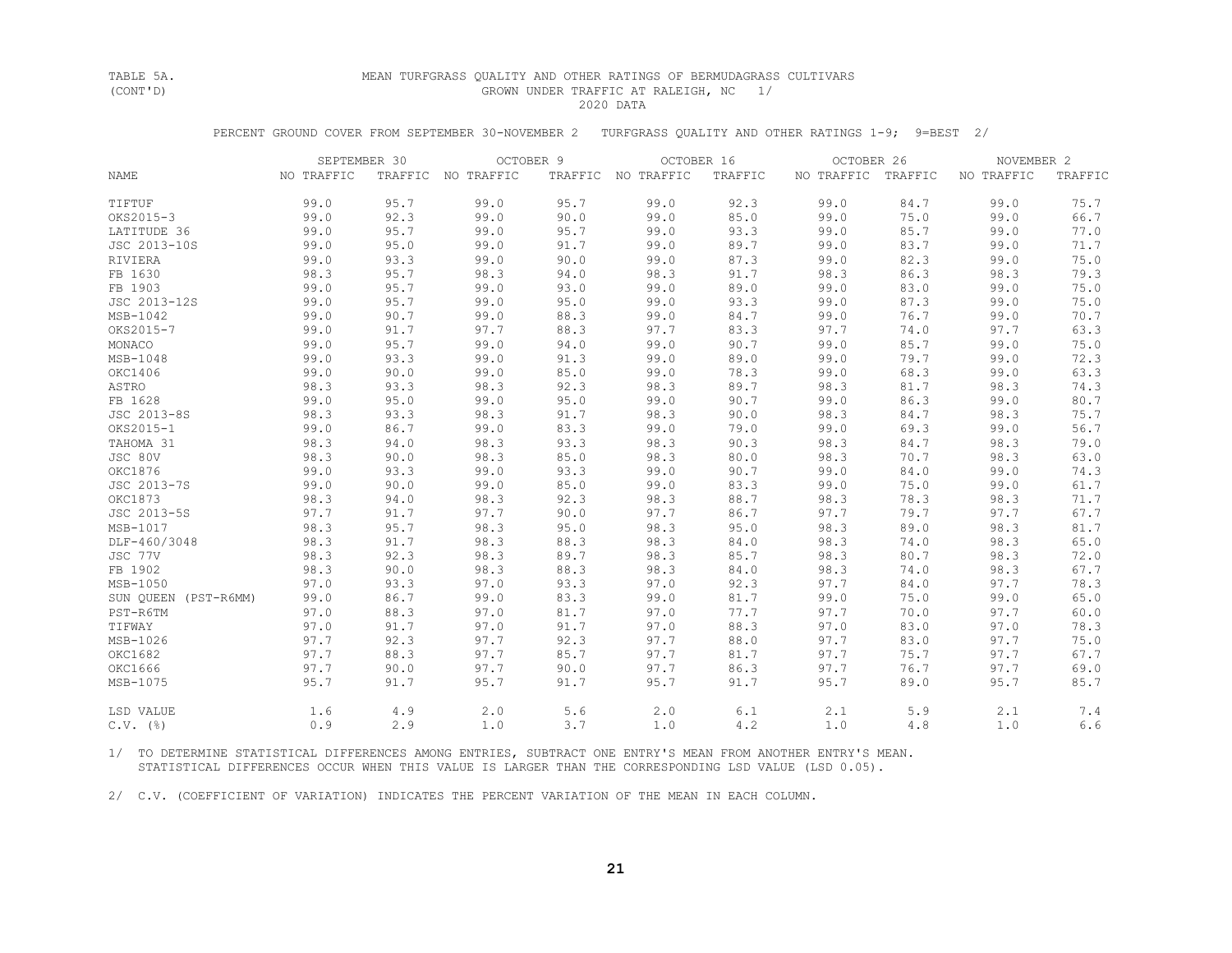TABLE 5A. (CONT'D)

MEAN TURFGRASS QUALITY AND OTHER RATINGS OF BERMUDAGRASS CULTIVARS GROWN UNDER TRAFFIC AT RALEIGH, NC 1/

2020 DATA

PERCENT GROUND COVER FROM SEPTEMBER 30-NOVEMBER 2 TURFGRASS QUALITY AND OTHER RATINGS 1-9; 9=BEST 2/

| NAME | SEPTEMBER 30 | | OCTOBER 9 | | OCTOBER 16 | | OCTOBER 26 | | NOVEMBER 2 | |
|---|---|---|---|---|---|---|---|---|---|---|
| | NO TRAFFIC | TRAFFIC | NO TRAFFIC | TRAFFIC | NO TRAFFIC | TRAFFIC | NO TRAFFIC | TRAFFIC | NO TRAFFIC | TRAFFIC |
| TIFTUF | 99.0 | 95.7 | 99.0 | 95.7 | 99.0 | 92.3 | 99.0 | 84.7 | 99.0 | 75.7 |
| OKS2015-3 | 99.0 | 92.3 | 99.0 | 90.0 | 99.0 | 85.0 | 99.0 | 75.0 | 99.0 | 66.7 |
| LATITUDE 36 | 99.0 | 95.7 | 99.0 | 95.7 | 99.0 | 93.3 | 99.0 | 85.7 | 99.0 | 77.0 |
| JSC 2013-10S | 99.0 | 95.0 | 99.0 | 91.7 | 99.0 | 89.7 | 99.0 | 83.7 | 99.0 | 71.7 |
| RIVIERA | 99.0 | 93.3 | 99.0 | 90.0 | 99.0 | 87.3 | 99.0 | 82.3 | 99.0 | 75.0 |
| FB 1630 | 98.3 | 95.7 | 98.3 | 94.0 | 98.3 | 91.7 | 98.3 | 86.3 | 98.3 | 79.3 |
| FB 1903 | 99.0 | 95.7 | 99.0 | 93.0 | 99.0 | 89.0 | 99.0 | 83.0 | 99.0 | 75.0 |
| JSC 2013-12S | 99.0 | 95.7 | 99.0 | 95.0 | 99.0 | 93.3 | 99.0 | 87.3 | 99.0 | 75.0 |
| MSB-1042 | 99.0 | 90.7 | 99.0 | 88.3 | 99.0 | 84.7 | 99.0 | 76.7 | 99.0 | 70.7 |
| OKS2015-7 | 99.0 | 91.7 | 97.7 | 88.3 | 97.7 | 83.3 | 97.7 | 74.0 | 97.7 | 63.3 |
| MONACO | 99.0 | 95.7 | 99.0 | 94.0 | 99.0 | 90.7 | 99.0 | 85.7 | 99.0 | 75.0 |
| MSB-1048 | 99.0 | 93.3 | 99.0 | 91.3 | 99.0 | 89.0 | 99.0 | 79.7 | 99.0 | 72.3 |
| OKC1406 | 99.0 | 90.0 | 99.0 | 85.0 | 99.0 | 78.3 | 99.0 | 68.3 | 99.0 | 63.3 |
| ASTRO | 98.3 | 93.3 | 98.3 | 92.3 | 98.3 | 89.7 | 98.3 | 81.7 | 98.3 | 74.3 |
| FB 1628 | 99.0 | 95.0 | 99.0 | 95.0 | 99.0 | 90.7 | 99.0 | 86.3 | 99.0 | 80.7 |
| JSC 2013-8S | 98.3 | 93.3 | 98.3 | 91.7 | 98.3 | 90.0 | 98.3 | 84.7 | 98.3 | 75.7 |
| OKS2015-1 | 99.0 | 86.7 | 99.0 | 83.3 | 99.0 | 79.0 | 99.0 | 69.3 | 99.0 | 56.7 |
| TAHOMA 31 | 98.3 | 94.0 | 98.3 | 93.3 | 98.3 | 90.3 | 98.3 | 84.7 | 98.3 | 79.0 |
| JSC 80V | 98.3 | 90.0 | 98.3 | 85.0 | 98.3 | 80.0 | 98.3 | 70.7 | 98.3 | 63.0 |
| OKC1876 | 99.0 | 93.3 | 99.0 | 93.3 | 99.0 | 90.7 | 99.0 | 84.0 | 99.0 | 74.3 |
| JSC 2013-7S | 99.0 | 90.0 | 99.0 | 85.0 | 99.0 | 83.3 | 99.0 | 75.0 | 99.0 | 61.7 |
| OKC1873 | 98.3 | 94.0 | 98.3 | 92.3 | 98.3 | 88.7 | 98.3 | 78.3 | 98.3 | 71.7 |
| JSC 2013-5S | 97.7 | 91.7 | 97.7 | 90.0 | 97.7 | 86.7 | 97.7 | 79.7 | 97.7 | 67.7 |
| MSB-1017 | 98.3 | 95.7 | 98.3 | 95.0 | 98.3 | 95.0 | 98.3 | 89.0 | 98.3 | 81.7 |
| DLF-460/3048 | 98.3 | 91.7 | 98.3 | 88.3 | 98.3 | 84.0 | 98.3 | 74.0 | 98.3 | 65.0 |
| JSC 77V | 98.3 | 92.3 | 98.3 | 89.7 | 98.3 | 85.7 | 98.3 | 80.7 | 98.3 | 72.0 |
| FB 1902 | 98.3 | 90.0 | 98.3 | 88.3 | 98.3 | 84.0 | 98.3 | 74.0 | 98.3 | 67.7 |
| MSB-1050 | 97.0 | 93.3 | 97.0 | 93.3 | 97.0 | 92.3 | 97.7 | 84.0 | 97.7 | 78.3 |
| SUN QUEEN (PST-R6MM) | 99.0 | 86.7 | 99.0 | 83.3 | 99.0 | 81.7 | 99.0 | 75.0 | 99.0 | 65.0 |
| PST-R6TM | 97.0 | 88.3 | 97.0 | 81.7 | 97.0 | 77.7 | 97.7 | 70.0 | 97.7 | 60.0 |
| TIFWAY | 97.0 | 91.7 | 97.0 | 91.7 | 97.0 | 88.3 | 97.0 | 83.0 | 97.0 | 78.3 |
| MSB-1026 | 97.7 | 92.3 | 97.7 | 92.3 | 97.7 | 88.0 | 97.7 | 83.0 | 97.7 | 75.0 |
| OKC1682 | 97.7 | 88.3 | 97.7 | 85.7 | 97.7 | 81.7 | 97.7 | 75.7 | 97.7 | 67.7 |
| OKC1666 | 97.7 | 90.0 | 97.7 | 90.0 | 97.7 | 86.3 | 97.7 | 76.7 | 97.7 | 69.0 |
| MSB-1075 | 95.7 | 91.7 | 95.7 | 91.7 | 95.7 | 91.7 | 95.7 | 89.0 | 95.7 | 85.7 |
| LSD VALUE | 1.6 | 4.9 | 2.0 | 5.6 | 2.0 | 6.1 | 2.1 | 5.9 | 2.1 | 7.4 |
| C.V. (%) | 0.9 | 2.9 | 1.0 | 3.7 | 1.0 | 4.2 | 1.0 | 4.8 | 1.0 | 6.6 |

1/ TO DETERMINE STATISTICAL DIFFERENCES AMONG ENTRIES, SUBTRACT ONE ENTRY'S MEAN FROM ANOTHER ENTRY'S MEAN. STATISTICAL DIFFERENCES OCCUR WHEN THIS VALUE IS LARGER THAN THE CORRESPONDING LSD VALUE (LSD 0.05).

2/ C.V. (COEFFICIENT OF VARIATION) INDICATES THE PERCENT VARIATION OF THE MEAN IN EACH COLUMN.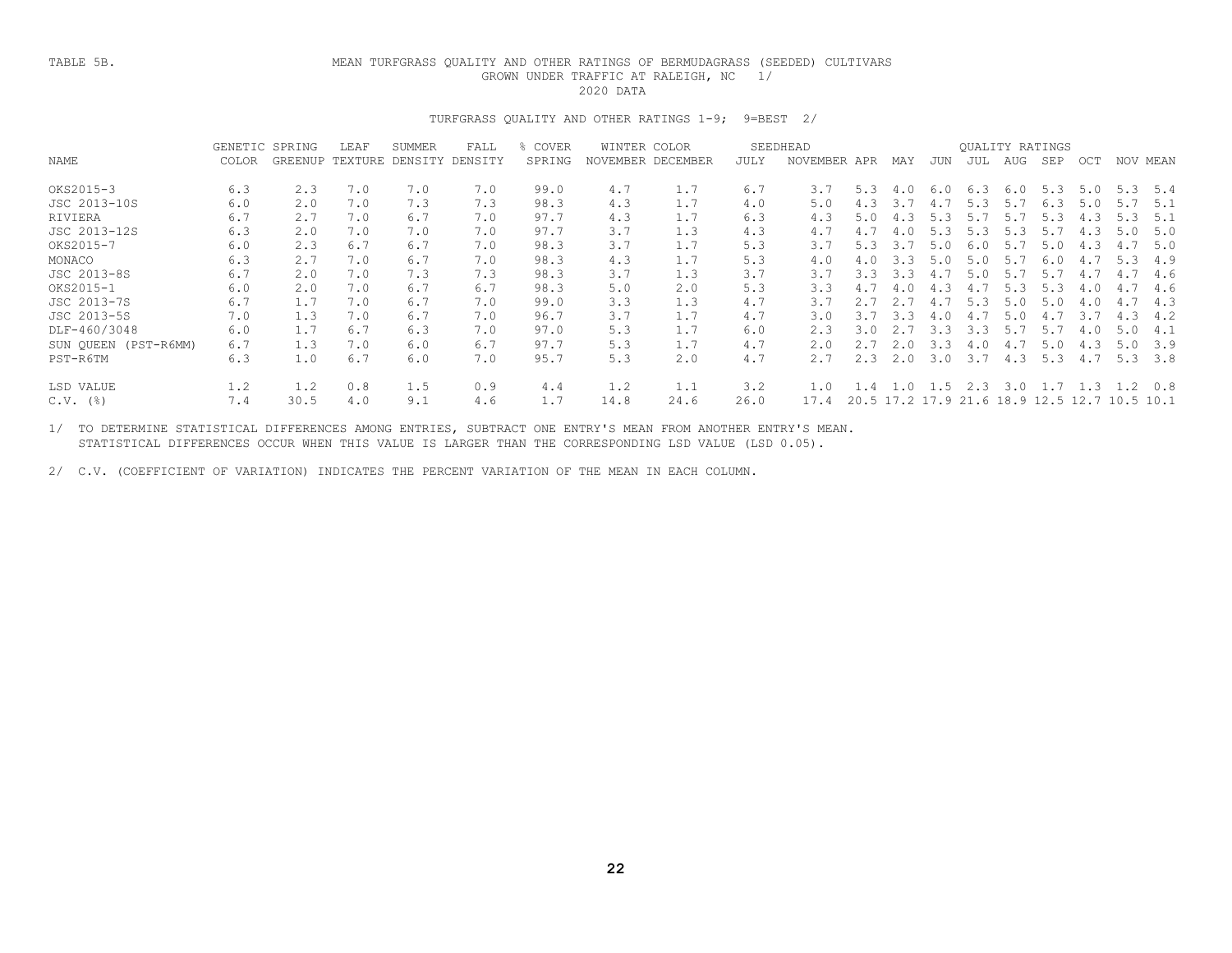TABLE 5B.

MEAN TURFGRASS QUALITY AND OTHER RATINGS OF BERMUDAGRASS (SEEDED) CULTIVARS GROWN UNDER TRAFFIC AT RALEIGH, NC 1/

2020 DATA

TURFGRASS QUALITY AND OTHER RATINGS 1-9; 9=BEST 2/

| NAME | GENETIC COLOR | SPRING GREENUP | LEAF TEXTURE | SUMMER DENSITY | FALL DENSITY | % COVER SPRING | WINTER COLOR NOVEMBER | WINTER COLOR DECEMBER | SEEDHEAD JULY | SEEDHEAD NOVEMBER | QUALITY RATINGS APR | MAY | JUN | JUL | AUG | SEP | OCT | NOV | MEAN |
|---|---|---|---|---|---|---|---|---|---|---|---|---|---|---|---|---|---|---|---|
| OKS2015-3 | 6.3 | 2.3 | 7.0 | 7.0 | 7.0 | 99.0 | 4.7 | 1.7 | 6.7 | 3.7 | 5.3 | 4.0 | 6.0 | 6.3 | 6.0 | 5.3 | 5.0 | 5.3 | 5.4 |
| JSC 2013-10S | 6.0 | 2.0 | 7.0 | 7.3 | 7.3 | 98.3 | 4.3 | 1.7 | 4.0 | 5.0 | 4.3 | 3.7 | 4.7 | 5.3 | 5.7 | 6.3 | 5.0 | 5.7 | 5.1 |
| RIVIERA | 6.7 | 2.7 | 7.0 | 6.7 | 7.0 | 97.7 | 4.3 | 1.7 | 6.3 | 4.3 | 5.0 | 4.3 | 5.3 | 5.7 | 5.7 | 5.3 | 4.3 | 5.3 | 5.1 |
| JSC 2013-12S | 6.3 | 2.0 | 7.0 | 7.0 | 7.0 | 97.7 | 3.7 | 1.3 | 4.3 | 4.7 | 4.7 | 4.0 | 5.3 | 5.3 | 5.3 | 5.7 | 4.3 | 5.0 | 5.0 |
| OKS2015-7 | 6.0 | 2.3 | 6.7 | 6.7 | 7.0 | 98.3 | 3.7 | 1.7 | 5.3 | 3.7 | 5.3 | 3.7 | 5.0 | 6.0 | 5.7 | 5.0 | 4.3 | 4.7 | 5.0 |
| MONACO | 6.3 | 2.7 | 7.0 | 6.7 | 7.0 | 98.3 | 4.3 | 1.7 | 5.3 | 4.0 | 4.0 | 3.3 | 5.0 | 5.0 | 5.7 | 6.0 | 4.7 | 5.3 | 4.9 |
| JSC 2013-8S | 6.7 | 2.0 | 7.0 | 7.3 | 7.3 | 98.3 | 3.7 | 1.3 | 3.7 | 3.7 | 3.3 | 3.3 | 4.7 | 5.0 | 5.7 | 5.7 | 4.7 | 4.7 | 4.6 |
| OKS2015-1 | 6.0 | 2.0 | 7.0 | 6.7 | 6.7 | 98.3 | 5.0 | 2.0 | 5.3 | 3.3 | 4.7 | 4.0 | 4.3 | 4.7 | 5.3 | 5.3 | 4.0 | 4.7 | 4.6 |
| JSC 2013-7S | 6.7 | 1.7 | 7.0 | 6.7 | 7.0 | 99.0 | 3.3 | 1.3 | 4.7 | 3.7 | 2.7 | 2.7 | 4.7 | 5.3 | 5.0 | 5.0 | 4.0 | 4.7 | 4.3 |
| JSC 2013-5S | 7.0 | 1.3 | 7.0 | 6.7 | 7.0 | 96.7 | 3.7 | 1.7 | 4.7 | 3.0 | 3.7 | 3.3 | 4.0 | 4.7 | 5.0 | 4.7 | 3.7 | 4.3 | 4.2 |
| DLF-460/3048 | 6.0 | 1.7 | 6.7 | 6.3 | 7.0 | 97.0 | 5.3 | 1.7 | 6.0 | 2.3 | 3.0 | 2.7 | 3.3 | 3.3 | 5.7 | 5.7 | 4.0 | 5.0 | 4.1 |
| SUN QUEEN (PST-R6MM) | 6.7 | 1.3 | 7.0 | 6.0 | 6.7 | 97.7 | 5.3 | 1.7 | 4.7 | 2.0 | 2.7 | 2.0 | 3.3 | 4.0 | 4.7 | 5.0 | 4.3 | 5.0 | 3.9 |
| PST-R6TM | 6.3 | 1.0 | 6.7 | 6.0 | 7.0 | 95.7 | 5.3 | 2.0 | 4.7 | 2.7 | 2.3 | 2.0 | 3.0 | 3.7 | 4.3 | 5.3 | 4.7 | 5.3 | 3.8 |
| LSD VALUE | 1.2 | 1.2 | 0.8 | 1.5 | 0.9 | 4.4 | 1.2 | 1.1 | 3.2 | 1.0 | 1.4 | 1.0 | 1.5 | 2.3 | 3.0 | 1.7 | 1.3 | 1.2 | 0.8 |
| C.V. (%) | 7.4 | 30.5 | 4.0 | 9.1 | 4.6 | 1.7 | 14.8 | 24.6 | 26.0 | 17.4 | 20.5 | 17.2 | 17.9 | 21.6 | 18.9 | 12.5 | 12.7 | 10.5 | 10.1 |

1/ TO DETERMINE STATISTICAL DIFFERENCES AMONG ENTRIES, SUBTRACT ONE ENTRY'S MEAN FROM ANOTHER ENTRY'S MEAN. STATISTICAL DIFFERENCES OCCUR WHEN THIS VALUE IS LARGER THAN THE CORRESPONDING LSD VALUE (LSD 0.05).

2/ C.V. (COEFFICIENT OF VARIATION) INDICATES THE PERCENT VARIATION OF THE MEAN IN EACH COLUMN.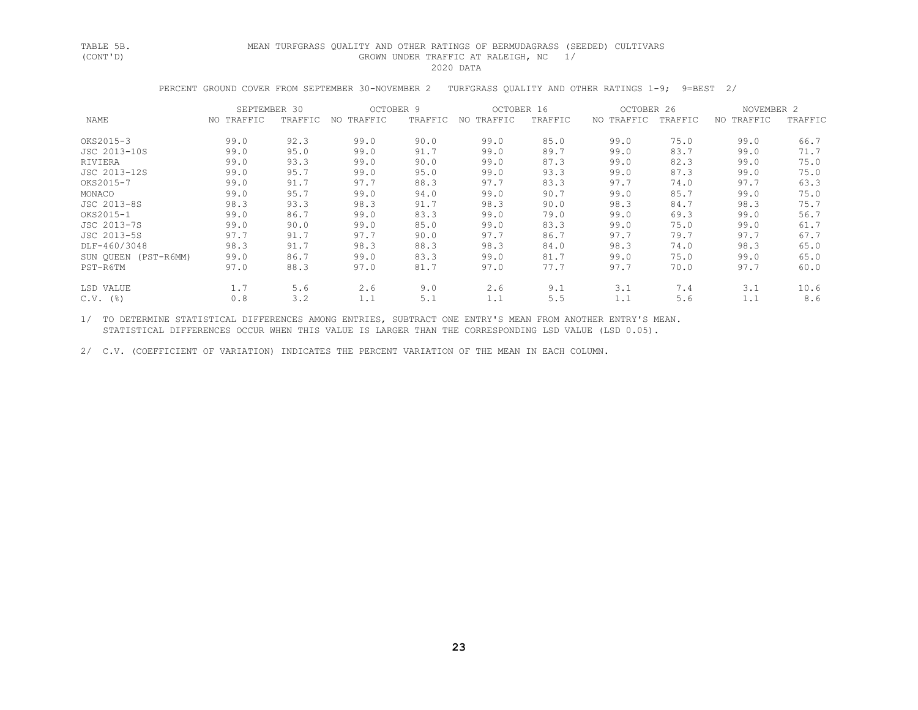TABLE 5B. (CONT'D)

MEAN TURFGRASS QUALITY AND OTHER RATINGS OF BERMUDAGRASS (SEEDED) CULTIVARS GROWN UNDER TRAFFIC AT RALEIGH, NC 1/

2020 DATA

PERCENT GROUND COVER FROM SEPTEMBER 30-NOVEMBER 2 TURFGRASS QUALITY AND OTHER RATINGS 1-9; 9=BEST 2/

| NAME | SEPTEMBER 30 | | OCTOBER 9 | | OCTOBER 16 | | OCTOBER 26 | | NOVEMBER 2 | |
|---|---|---|---|---|---|---|---|---|---|---|
| | NO TRAFFIC | TRAFFIC | NO TRAFFIC | TRAFFIC | NO TRAFFIC | TRAFFIC | NO TRAFFIC | TRAFFIC | NO TRAFFIC | TRAFFIC |
| OKS2015-3 | 99.0 | 92.3 | 99.0 | 90.0 | 99.0 | 85.0 | 99.0 | 75.0 | 99.0 | 66.7 |
| JSC 2013-10S | 99.0 | 95.0 | 99.0 | 91.7 | 99.0 | 89.7 | 99.0 | 83.7 | 99.0 | 71.7 |
| RIVIERA | 99.0 | 93.3 | 99.0 | 90.0 | 99.0 | 87.3 | 99.0 | 82.3 | 99.0 | 75.0 |
| JSC 2013-12S | 99.0 | 95.7 | 99.0 | 95.0 | 99.0 | 93.3 | 99.0 | 87.3 | 99.0 | 75.0 |
| OKS2015-7 | 99.0 | 91.7 | 97.7 | 88.3 | 97.7 | 83.3 | 97.7 | 74.0 | 97.7 | 63.3 |
| MONACO | 99.0 | 95.7 | 99.0 | 94.0 | 99.0 | 90.7 | 99.0 | 85.7 | 99.0 | 75.0 |
| JSC 2013-8S | 98.3 | 93.3 | 98.3 | 91.7 | 98.3 | 90.0 | 98.3 | 84.7 | 98.3 | 75.7 |
| OKS2015-1 | 99.0 | 86.7 | 99.0 | 83.3 | 99.0 | 79.0 | 99.0 | 69.3 | 99.0 | 56.7 |
| JSC 2013-7S | 99.0 | 90.0 | 99.0 | 85.0 | 99.0 | 83.3 | 99.0 | 75.0 | 99.0 | 61.7 |
| JSC 2013-5S | 97.7 | 91.7 | 97.7 | 90.0 | 97.7 | 86.7 | 97.7 | 79.7 | 97.7 | 67.7 |
| DLF-460/3048 | 98.3 | 91.7 | 98.3 | 88.3 | 98.3 | 84.0 | 98.3 | 74.0 | 98.3 | 65.0 |
| SUN QUEEN (PST-R6MM) | 99.0 | 86.7 | 99.0 | 83.3 | 99.0 | 81.7 | 99.0 | 75.0 | 99.0 | 65.0 |
| PST-R6TM | 97.0 | 88.3 | 97.0 | 81.7 | 97.0 | 77.7 | 97.7 | 70.0 | 97.7 | 60.0 |
| LSD VALUE | 1.7 | 5.6 | 2.6 | 9.0 | 2.6 | 9.1 | 3.1 | 7.4 | 3.1 | 10.6 |
| C.V. (%) | 0.8 | 3.2 | 1.1 | 5.1 | 1.1 | 5.5 | 1.1 | 5.6 | 1.1 | 8.6 |

1/ TO DETERMINE STATISTICAL DIFFERENCES AMONG ENTRIES, SUBTRACT ONE ENTRY'S MEAN FROM ANOTHER ENTRY'S MEAN. STATISTICAL DIFFERENCES OCCUR WHEN THIS VALUE IS LARGER THAN THE CORRESPONDING LSD VALUE (LSD 0.05).

2/ C.V. (COEFFICIENT OF VARIATION) INDICATES THE PERCENT VARIATION OF THE MEAN IN EACH COLUMN.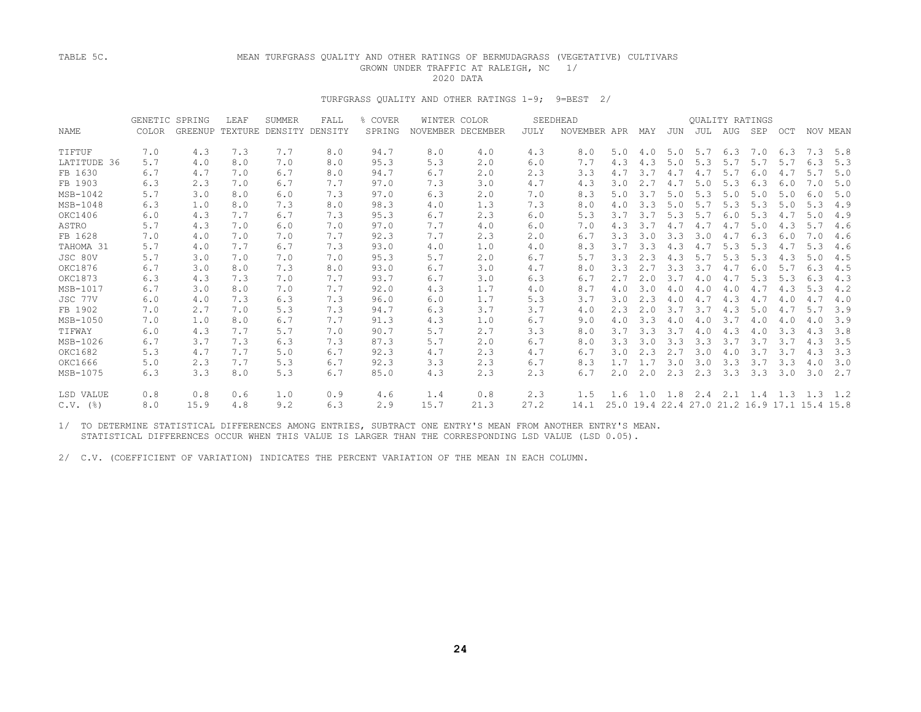TABLE 5C. MEAN TURFGRASS QUALITY AND OTHER RATINGS OF BERMUDAGRASS (VEGETATIVE) CULTIVARS GROWN UNDER TRAFFIC AT RALEIGH, NC 1/

2020 DATA

TURFGRASS QUALITY AND OTHER RATINGS 1-9; 9=BEST 2/

| NAME | GENETIC COLOR | SPRING GREENUP | LEAF TEXTURE | SUMMER DENSITY | FALL DENSITY | % COVER SPRING | WINTER COLOR NOVEMBER | WINTER COLOR DECEMBER | SEEDHEAD JULY | SEEDHEAD NOVEMBER | QUALITY RATINGS APR | MAY | JUN | JUL | AUG | SEP | OCT | NOV | MEAN |
|---|---|---|---|---|---|---|---|---|---|---|---|---|---|---|---|---|---|---|---|
| TIFTUF | 7.0 | 4.3 | 7.3 | 7.7 | 8.0 | 94.7 | 8.0 | 4.0 | 4.3 | 8.0 | 5.0 | 4.0 | 5.0 | 5.7 | 6.3 | 7.0 | 6.3 | 7.3 | 5.8 |
| LATITUDE 36 | 5.7 | 4.0 | 8.0 | 7.0 | 8.0 | 95.3 | 5.3 | 2.0 | 6.0 | 7.7 | 4.3 | 4.3 | 5.0 | 5.3 | 5.7 | 5.7 | 5.7 | 6.3 | 5.3 |
| FB 1630 | 6.7 | 4.7 | 7.0 | 6.7 | 8.0 | 94.7 | 6.7 | 2.0 | 2.3 | 3.3 | 4.7 | 3.7 | 4.7 | 4.7 | 5.7 | 6.0 | 4.7 | 5.7 | 5.0 |
| FB 1903 | 6.3 | 2.3 | 7.0 | 6.7 | 7.7 | 97.0 | 7.3 | 3.0 | 4.7 | 4.3 | 3.0 | 2.7 | 4.7 | 5.0 | 5.3 | 6.3 | 6.0 | 7.0 | 5.0 |
| MSB-1042 | 5.7 | 3.0 | 8.0 | 6.0 | 7.3 | 97.0 | 6.3 | 2.0 | 7.0 | 8.3 | 5.0 | 3.7 | 5.0 | 5.3 | 5.0 | 5.0 | 5.0 | 6.0 | 5.0 |
| MSB-1048 | 6.3 | 1.0 | 8.0 | 7.3 | 8.0 | 98.3 | 4.0 | 1.3 | 7.3 | 8.0 | 4.0 | 3.3 | 5.0 | 5.7 | 5.3 | 5.3 | 5.0 | 5.3 | 4.9 |
| OKC1406 | 6.0 | 4.3 | 7.7 | 6.7 | 7.3 | 95.3 | 6.7 | 2.3 | 6.0 | 5.3 | 3.7 | 3.7 | 5.3 | 5.7 | 6.0 | 5.3 | 4.7 | 5.0 | 4.9 |
| ASTRO | 5.7 | 4.3 | 7.0 | 6.0 | 7.0 | 97.0 | 7.7 | 4.0 | 6.0 | 7.0 | 4.3 | 3.7 | 4.7 | 4.7 | 4.7 | 5.0 | 4.3 | 5.7 | 4.6 |
| FB 1628 | 7.0 | 4.0 | 7.0 | 7.0 | 7.7 | 92.3 | 7.7 | 2.3 | 2.0 | 6.7 | 3.3 | 3.0 | 3.3 | 3.0 | 4.7 | 6.3 | 6.0 | 7.0 | 4.6 |
| TAHOMA 31 | 5.7 | 4.0 | 7.7 | 6.7 | 7.3 | 93.0 | 4.0 | 1.0 | 4.0 | 8.3 | 3.7 | 3.3 | 4.3 | 4.7 | 5.3 | 5.3 | 4.7 | 5.3 | 4.6 |
| JSC 80V | 5.7 | 3.0 | 7.0 | 7.0 | 7.0 | 95.3 | 5.7 | 2.0 | 6.7 | 5.7 | 3.3 | 2.3 | 4.3 | 5.7 | 5.3 | 5.3 | 4.3 | 5.0 | 4.5 |
| OKC1876 | 6.7 | 3.0 | 8.0 | 7.3 | 8.0 | 93.0 | 6.7 | 3.0 | 4.7 | 8.0 | 3.3 | 2.7 | 3.3 | 3.7 | 4.7 | 6.0 | 5.7 | 6.3 | 4.5 |
| OKC1873 | 6.3 | 4.3 | 7.3 | 7.0 | 7.7 | 93.7 | 6.7 | 3.0 | 6.3 | 6.7 | 2.7 | 2.0 | 3.7 | 4.0 | 4.7 | 5.3 | 5.3 | 6.3 | 4.3 |
| MSB-1017 | 6.7 | 3.0 | 8.0 | 7.0 | 7.7 | 92.0 | 4.3 | 1.7 | 4.0 | 8.7 | 4.0 | 3.0 | 4.0 | 4.0 | 4.0 | 4.7 | 4.3 | 5.3 | 4.2 |
| JSC 77V | 6.0 | 4.0 | 7.3 | 6.3 | 7.3 | 96.0 | 6.0 | 1.7 | 5.3 | 3.7 | 3.0 | 2.3 | 4.0 | 4.7 | 4.3 | 4.7 | 4.0 | 4.7 | 4.0 |
| FB 1902 | 7.0 | 2.7 | 7.0 | 5.3 | 7.3 | 94.7 | 6.3 | 3.7 | 3.7 | 4.0 | 2.3 | 2.0 | 3.7 | 3.7 | 4.3 | 5.0 | 4.7 | 5.7 | 3.9 |
| MSB-1050 | 7.0 | 1.0 | 8.0 | 6.7 | 7.7 | 91.3 | 4.3 | 1.0 | 6.7 | 9.0 | 4.0 | 3.3 | 4.0 | 4.0 | 3.7 | 4.0 | 4.0 | 4.0 | 3.9 |
| TIFWAY | 6.0 | 4.3 | 7.7 | 5.7 | 7.0 | 90.7 | 5.7 | 2.7 | 3.3 | 8.0 | 3.7 | 3.3 | 3.7 | 4.0 | 4.3 | 4.0 | 3.3 | 4.3 | 3.8 |
| MSB-1026 | 6.7 | 3.7 | 7.3 | 6.3 | 7.3 | 87.3 | 5.7 | 2.0 | 6.7 | 8.0 | 3.3 | 3.0 | 3.3 | 3.3 | 3.7 | 3.7 | 3.7 | 4.3 | 3.5 |
| OKC1682 | 5.3 | 4.7 | 7.7 | 5.0 | 6.7 | 92.3 | 4.7 | 2.3 | 4.7 | 6.7 | 3.0 | 2.3 | 2.7 | 3.0 | 4.0 | 3.7 | 3.7 | 4.3 | 3.3 |
| OKC1666 | 5.0 | 2.3 | 7.7 | 5.3 | 6.7 | 92.3 | 3.3 | 2.3 | 6.7 | 8.3 | 1.7 | 1.7 | 3.0 | 3.0 | 3.3 | 3.7 | 3.3 | 4.0 | 3.0 |
| MSB-1075 | 6.3 | 3.3 | 8.0 | 5.3 | 6.7 | 85.0 | 4.3 | 2.3 | 2.3 | 6.7 | 2.0 | 2.0 | 2.3 | 2.3 | 3.3 | 3.3 | 3.0 | 3.0 | 2.7 |
| LSD VALUE | 0.8 | 0.8 | 0.6 | 1.0 | 0.9 | 4.6 | 1.4 | 0.8 | 2.3 | 1.5 | 1.6 | 1.0 | 1.8 | 2.4 | 2.1 | 1.4 | 1.3 | 1.3 | 1.2 |
| C.V. (%) | 8.0 | 15.9 | 4.8 | 9.2 | 6.3 | 2.9 | 15.7 | 21.3 | 27.2 | 14.1 | 25.0 | 19.4 | 22.4 | 27.0 | 21.2 | 16.9 | 17.1 | 15.4 | 15.8 |

1/ TO DETERMINE STATISTICAL DIFFERENCES AMONG ENTRIES, SUBTRACT ONE ENTRY'S MEAN FROM ANOTHER ENTRY'S MEAN. STATISTICAL DIFFERENCES OCCUR WHEN THIS VALUE IS LARGER THAN THE CORRESPONDING LSD VALUE (LSD 0.05).

2/ C.V. (COEFFICIENT OF VARIATION) INDICATES THE PERCENT VARIATION OF THE MEAN IN EACH COLUMN.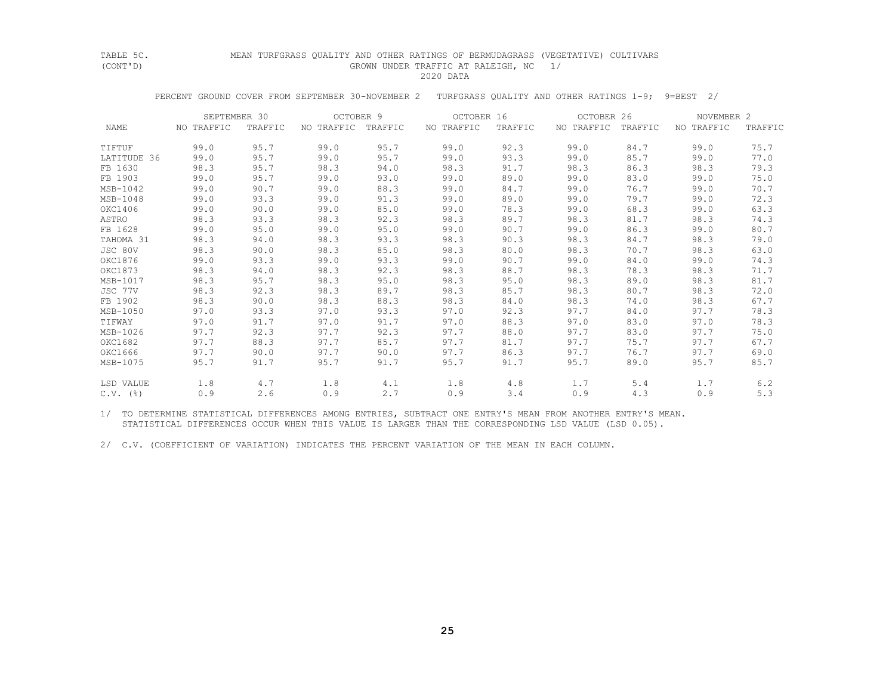TABLE 5C. (CONT'D)

MEAN TURFGRASS QUALITY AND OTHER RATINGS OF BERMUDAGRASS (VEGETATIVE) CULTIVARS GROWN UNDER TRAFFIC AT RALEIGH, NC 1/

2020 DATA

PERCENT GROUND COVER FROM SEPTEMBER 30-NOVEMBER 2 TURFGRASS QUALITY AND OTHER RATINGS 1-9; 9=BEST 2/

| | SEPTEMBER 30 | | OCTOBER 9 | | OCTOBER 16 | | OCTOBER 26 | | NOVEMBER 2 | |
|---|---|---|---|---|---|---|---|---|---|---|
| NAME | NO TRAFFIC | TRAFFIC | NO TRAFFIC | TRAFFIC | NO TRAFFIC | TRAFFIC | NO TRAFFIC | TRAFFIC | NO TRAFFIC | TRAFFIC |
| TIFTUF | 99.0 | 95.7 | 99.0 | 95.7 | 99.0 | 92.3 | 99.0 | 84.7 | 99.0 | 75.7 |
| LATITUDE 36 | 99.0 | 95.7 | 99.0 | 95.7 | 99.0 | 93.3 | 99.0 | 85.7 | 99.0 | 77.0 |
| FB 1630 | 98.3 | 95.7 | 98.3 | 94.0 | 98.3 | 91.7 | 98.3 | 86.3 | 98.3 | 79.3 |
| FB 1903 | 99.0 | 95.7 | 99.0 | 93.0 | 99.0 | 89.0 | 99.0 | 83.0 | 99.0 | 75.0 |
| MSB-1042 | 99.0 | 90.7 | 99.0 | 88.3 | 99.0 | 84.7 | 99.0 | 76.7 | 99.0 | 70.7 |
| MSB-1048 | 99.0 | 93.3 | 99.0 | 91.3 | 99.0 | 89.0 | 99.0 | 79.7 | 99.0 | 72.3 |
| OKC1406 | 99.0 | 90.0 | 99.0 | 85.0 | 99.0 | 78.3 | 99.0 | 68.3 | 99.0 | 63.3 |
| ASTRO | 98.3 | 93.3 | 98.3 | 92.3 | 98.3 | 89.7 | 98.3 | 81.7 | 98.3 | 74.3 |
| FB 1628 | 99.0 | 95.0 | 99.0 | 95.0 | 99.0 | 90.7 | 99.0 | 86.3 | 99.0 | 80.7 |
| TAHOMA 31 | 98.3 | 94.0 | 98.3 | 93.3 | 98.3 | 90.3 | 98.3 | 84.7 | 98.3 | 79.0 |
| JSC 80V | 98.3 | 90.0 | 98.3 | 85.0 | 98.3 | 80.0 | 98.3 | 70.7 | 98.3 | 63.0 |
| OKC1876 | 99.0 | 93.3 | 99.0 | 93.3 | 99.0 | 90.7 | 99.0 | 84.0 | 99.0 | 74.3 |
| OKC1873 | 98.3 | 94.0 | 98.3 | 92.3 | 98.3 | 88.7 | 98.3 | 78.3 | 98.3 | 71.7 |
| MSB-1017 | 98.3 | 95.7 | 98.3 | 95.0 | 98.3 | 95.0 | 98.3 | 89.0 | 98.3 | 81.7 |
| JSC 77V | 98.3 | 92.3 | 98.3 | 89.7 | 98.3 | 85.7 | 98.3 | 80.7 | 98.3 | 72.0 |
| FB 1902 | 98.3 | 90.0 | 98.3 | 88.3 | 98.3 | 84.0 | 98.3 | 74.0 | 98.3 | 67.7 |
| MSB-1050 | 97.0 | 93.3 | 97.0 | 93.3 | 97.0 | 92.3 | 97.7 | 84.0 | 97.7 | 78.3 |
| TIFWAY | 97.0 | 91.7 | 97.0 | 91.7 | 97.0 | 88.3 | 97.0 | 83.0 | 97.0 | 78.3 |
| MSB-1026 | 97.7 | 92.3 | 97.7 | 92.3 | 97.7 | 88.0 | 97.7 | 83.0 | 97.7 | 75.0 |
| OKC1682 | 97.7 | 88.3 | 97.7 | 85.7 | 97.7 | 81.7 | 97.7 | 75.7 | 97.7 | 67.7 |
| OKC1666 | 97.7 | 90.0 | 97.7 | 90.0 | 97.7 | 86.3 | 97.7 | 76.7 | 97.7 | 69.0 |
| MSB-1075 | 95.7 | 91.7 | 95.7 | 91.7 | 95.7 | 91.7 | 95.7 | 89.0 | 95.7 | 85.7 |
| LSD VALUE | 1.8 | 4.7 | 1.8 | 4.1 | 1.8 | 4.8 | 1.7 | 5.4 | 1.7 | 6.2 |
| C.V. (%) | 0.9 | 2.6 | 0.9 | 2.7 | 0.9 | 3.4 | 0.9 | 4.3 | 0.9 | 5.3 |

1/ TO DETERMINE STATISTICAL DIFFERENCES AMONG ENTRIES, SUBTRACT ONE ENTRY'S MEAN FROM ANOTHER ENTRY'S MEAN. STATISTICAL DIFFERENCES OCCUR WHEN THIS VALUE IS LARGER THAN THE CORRESPONDING LSD VALUE (LSD 0.05).

2/ C.V. (COEFFICIENT OF VARIATION) INDICATES THE PERCENT VARIATION OF THE MEAN IN EACH COLUMN.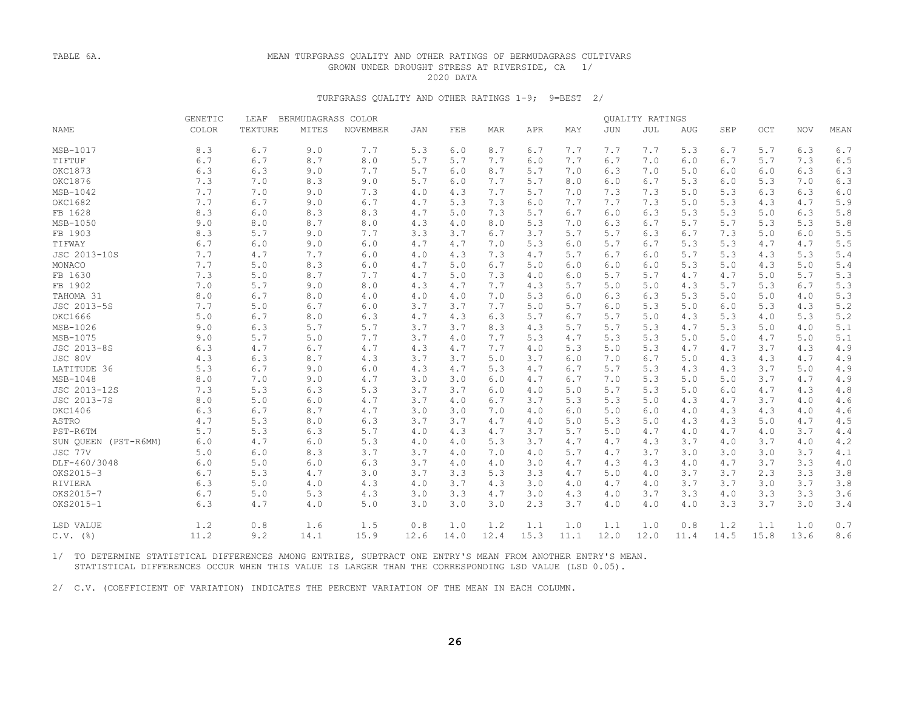TABLE 6A.

MEAN TURFGRASS QUALITY AND OTHER RATINGS OF BERMUDAGRASS CULTIVARS GROWN UNDER DROUGHT STRESS AT RIVERSIDE, CA 1/

2020 DATA

TURFGRASS QUALITY AND OTHER RATINGS 1-9; 9=BEST 2/

| NAME | GENETIC COLOR | LEAF TEXTURE | BERMUDAGRASS MITES | COLOR NOVEMBER | QUALITY RATINGS JAN | FEB | MAR | APR | MAY | JUN | JUL | AUG | SEP | OCT | NOV | MEAN |
|---|---|---|---|---|---|---|---|---|---|---|---|---|---|---|---|---|
| MSB-1017 | 8.3 | 6.7 | 9.0 | 7.7 | 5.3 | 6.0 | 8.7 | 6.7 | 7.7 | 7.7 | 7.7 | 5.3 | 6.7 | 5.7 | 6.3 | 6.7 |
| TIFTUF | 6.7 | 6.7 | 8.7 | 8.0 | 5.7 | 5.7 | 7.7 | 6.0 | 7.7 | 6.7 | 7.0 | 6.0 | 6.7 | 5.7 | 7.3 | 6.5 |
| OKC1873 | 6.3 | 6.3 | 9.0 | 7.7 | 5.7 | 6.0 | 8.7 | 5.7 | 7.0 | 6.3 | 7.0 | 5.0 | 6.0 | 6.0 | 6.3 | 6.3 |
| OKC1876 | 7.3 | 7.0 | 8.3 | 9.0 | 5.7 | 6.0 | 7.7 | 5.7 | 8.0 | 6.0 | 6.7 | 5.3 | 6.0 | 5.3 | 7.0 | 6.3 |
| MSB-1042 | 7.7 | 7.0 | 9.0 | 7.3 | 4.0 | 4.3 | 7.7 | 5.7 | 7.0 | 7.3 | 7.3 | 5.0 | 5.3 | 6.3 | 6.3 | 6.0 |
| OKC1682 | 7.7 | 6.7 | 9.0 | 6.7 | 4.7 | 5.3 | 7.3 | 6.0 | 7.7 | 7.7 | 7.3 | 5.0 | 5.3 | 4.3 | 4.7 | 5.9 |
| FB 1628 | 8.3 | 6.0 | 8.3 | 8.3 | 4.7 | 5.0 | 7.3 | 5.7 | 6.7 | 6.0 | 6.3 | 5.3 | 5.3 | 5.0 | 6.3 | 5.8 |
| MSB-1050 | 9.0 | 8.0 | 8.7 | 8.0 | 4.3 | 4.0 | 8.0 | 5.3 | 7.0 | 6.3 | 6.7 | 5.7 | 5.7 | 5.3 | 5.3 | 5.8 |
| FB 1903 | 8.3 | 5.7 | 9.0 | 7.7 | 3.3 | 3.7 | 6.7 | 3.7 | 5.7 | 5.7 | 6.3 | 6.7 | 7.3 | 5.0 | 6.0 | 5.5 |
| TIFWAY | 6.7 | 6.0 | 9.0 | 6.0 | 4.7 | 4.7 | 7.0 | 5.3 | 6.0 | 5.7 | 6.7 | 5.3 | 5.3 | 4.7 | 4.7 | 5.5 |
| JSC 2013-10S | 7.7 | 4.7 | 7.7 | 6.0 | 4.0 | 4.3 | 7.3 | 4.7 | 5.7 | 6.7 | 6.0 | 5.7 | 5.3 | 4.3 | 5.3 | 5.4 |
| MONACO | 7.7 | 5.0 | 8.3 | 6.0 | 4.7 | 5.0 | 6.7 | 5.0 | 6.0 | 6.0 | 6.0 | 5.3 | 5.0 | 4.3 | 5.0 | 5.4 |
| FB 1630 | 7.3 | 5.0 | 8.7 | 7.7 | 4.7 | 5.0 | 7.3 | 4.0 | 6.0 | 5.7 | 5.7 | 4.7 | 4.7 | 5.0 | 5.7 | 5.3 |
| FB 1902 | 7.0 | 5.7 | 9.0 | 8.0 | 4.3 | 4.7 | 7.7 | 4.3 | 5.7 | 5.0 | 5.0 | 4.3 | 5.7 | 5.3 | 6.7 | 5.3 |
| TAHOMA 31 | 8.0 | 6.7 | 8.0 | 4.0 | 4.0 | 4.0 | 7.0 | 5.3 | 6.0 | 6.3 | 6.3 | 5.3 | 5.0 | 5.0 | 4.0 | 5.3 |
| JSC 2013-5S | 7.7 | 5.0 | 6.7 | 6.0 | 3.7 | 3.7 | 7.7 | 5.0 | 5.7 | 6.0 | 5.3 | 5.0 | 6.0 | 5.3 | 4.3 | 5.2 |
| OKC1666 | 5.0 | 6.7 | 8.0 | 6.3 | 4.7 | 4.3 | 6.3 | 5.7 | 6.7 | 5.7 | 5.0 | 4.3 | 5.3 | 4.0 | 5.3 | 5.2 |
| MSB-1026 | 9.0 | 6.3 | 5.7 | 5.7 | 3.7 | 3.7 | 8.3 | 4.3 | 5.7 | 5.7 | 5.3 | 4.7 | 5.3 | 5.0 | 4.0 | 5.1 |
| MSB-1075 | 9.0 | 5.7 | 5.0 | 7.7 | 3.7 | 4.0 | 7.7 | 5.3 | 4.7 | 5.3 | 5.3 | 5.0 | 5.0 | 4.7 | 5.0 | 5.1 |
| JSC 2013-8S | 6.3 | 4.7 | 6.7 | 4.7 | 4.3 | 4.7 | 7.7 | 4.0 | 5.3 | 5.0 | 5.3 | 4.7 | 4.7 | 3.7 | 4.3 | 4.9 |
| JSC 80V | 4.3 | 6.3 | 8.7 | 4.3 | 3.7 | 3.7 | 5.0 | 3.7 | 6.0 | 7.0 | 6.7 | 5.0 | 4.3 | 4.3 | 4.7 | 4.9 |
| LATITUDE 36 | 5.3 | 6.7 | 9.0 | 6.0 | 4.3 | 4.7 | 5.3 | 4.7 | 6.7 | 5.7 | 5.3 | 4.3 | 4.3 | 3.7 | 5.0 | 4.9 |
| MSB-1048 | 8.0 | 7.0 | 9.0 | 4.7 | 3.0 | 3.0 | 6.0 | 4.7 | 6.7 | 7.0 | 5.3 | 5.0 | 5.0 | 3.7 | 4.7 | 4.9 |
| JSC 2013-12S | 7.3 | 5.3 | 6.3 | 5.3 | 3.7 | 3.7 | 6.0 | 4.0 | 5.0 | 5.7 | 5.3 | 5.0 | 6.0 | 4.7 | 4.3 | 4.8 |
| JSC 2013-7S | 8.0 | 5.0 | 6.0 | 4.7 | 3.7 | 4.0 | 6.7 | 3.7 | 5.3 | 5.3 | 5.0 | 4.3 | 4.7 | 3.7 | 4.0 | 4.6 |
| OKC1406 | 6.3 | 6.7 | 8.7 | 4.7 | 3.0 | 3.0 | 7.0 | 4.0 | 6.0 | 5.0 | 6.0 | 4.0 | 4.3 | 4.3 | 4.0 | 4.6 |
| ASTRO | 4.7 | 5.3 | 8.0 | 6.3 | 3.7 | 3.7 | 4.7 | 4.0 | 5.0 | 5.3 | 5.0 | 4.3 | 4.3 | 5.0 | 4.7 | 4.5 |
| PST-R6TM | 5.7 | 5.3 | 6.3 | 5.7 | 4.0 | 4.3 | 4.7 | 3.7 | 5.7 | 5.0 | 4.7 | 4.0 | 4.7 | 4.0 | 3.7 | 4.4 |
| SUN QUEEN (PST-R6MM) | 6.0 | 4.7 | 6.0 | 5.3 | 4.0 | 4.0 | 5.3 | 3.7 | 4.7 | 4.7 | 4.3 | 3.7 | 4.0 | 3.7 | 4.0 | 4.2 |
| JSC 77V | 5.0 | 6.0 | 8.3 | 3.7 | 3.7 | 4.0 | 7.0 | 4.0 | 5.7 | 4.7 | 3.7 | 3.0 | 3.0 | 3.0 | 3.7 | 4.1 |
| DLF-460/3048 | 6.0 | 5.0 | 6.0 | 6.3 | 3.7 | 4.0 | 4.0 | 3.0 | 4.7 | 4.3 | 4.3 | 4.0 | 4.7 | 3.7 | 3.3 | 4.0 |
| OKS2015-3 | 6.7 | 5.3 | 4.7 | 3.0 | 3.7 | 3.3 | 5.3 | 3.3 | 4.7 | 5.0 | 4.0 | 3.7 | 3.7 | 2.3 | 3.3 | 3.8 |
| RIVIERA | 6.3 | 5.0 | 4.0 | 4.3 | 4.0 | 3.7 | 4.3 | 3.0 | 4.0 | 4.7 | 4.0 | 3.7 | 3.7 | 3.0 | 3.7 | 3.8 |
| OKS2015-7 | 6.7 | 5.0 | 5.3 | 4.3 | 3.0 | 3.3 | 4.7 | 3.0 | 4.3 | 4.0 | 3.7 | 3.3 | 4.0 | 3.3 | 3.3 | 3.6 |
| OKS2015-1 | 6.3 | 4.7 | 4.0 | 5.0 | 3.0 | 3.0 | 3.0 | 2.3 | 3.7 | 4.0 | 4.0 | 4.0 | 3.3 | 3.7 | 3.0 | 3.4 |
| LSD VALUE | 1.2 | 0.8 | 1.6 | 1.5 | 0.8 | 1.0 | 1.2 | 1.1 | 1.0 | 1.1 | 1.0 | 0.8 | 1.2 | 1.1 | 1.0 | 0.7 |
| C.V. (%) | 11.2 | 9.2 | 14.1 | 15.9 | 12.6 | 14.0 | 12.4 | 15.3 | 11.1 | 12.0 | 12.0 | 11.4 | 14.5 | 15.8 | 13.6 | 8.6 |

1/ TO DETERMINE STATISTICAL DIFFERENCES AMONG ENTRIES, SUBTRACT ONE ENTRY'S MEAN FROM ANOTHER ENTRY'S MEAN. STATISTICAL DIFFERENCES OCCUR WHEN THIS VALUE IS LARGER THAN THE CORRESPONDING LSD VALUE (LSD 0.05).

2/ C.V. (COEFFICIENT OF VARIATION) INDICATES THE PERCENT VARIATION OF THE MEAN IN EACH COLUMN.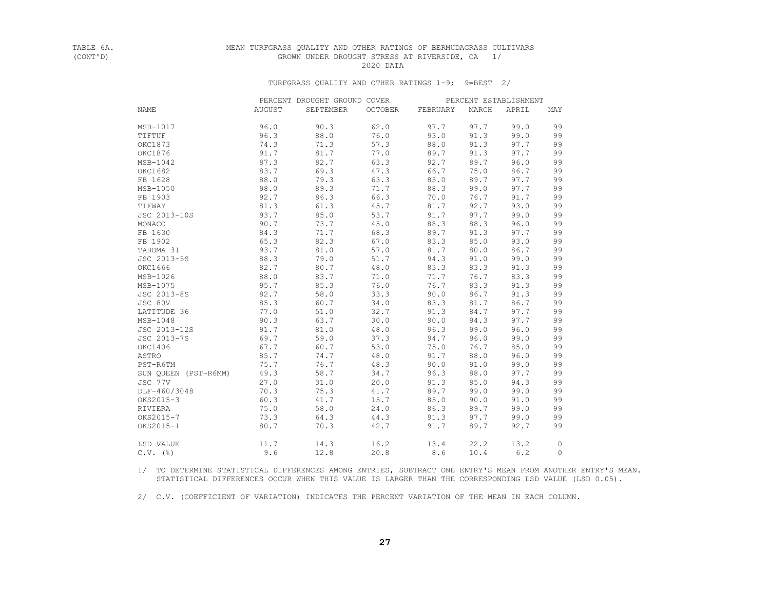TABLE 6A. (CONT'D)

MEAN TURFGRASS QUALITY AND OTHER RATINGS OF BERMUDAGRASS CULTIVARS GROWN UNDER DROUGHT STRESS AT RIVERSIDE, CA 1/

2020 DATA

TURFGRASS QUALITY AND OTHER RATINGS 1-9; 9=BEST 2/

| | PERCENT DROUGHT GROUND COVER | | | PERCENT ESTABLISHMENT | | | |
|---|---|---|---|---|---|---|---|
| NAME | AUGUST | SEPTEMBER | OCTOBER | FEBRUARY | MARCH | APRIL | MAY |
| MSB-1017 | 96.0 | 90.3 | 62.0 | 97.7 | 97.7 | 99.0 | 99 |
| TIFTUF | 96.3 | 88.0 | 76.0 | 93.0 | 91.3 | 99.0 | 99 |
| OKC1873 | 74.3 | 71.3 | 57.3 | 88.0 | 91.3 | 97.7 | 99 |
| OKC1876 | 91.7 | 81.7 | 77.0 | 89.7 | 91.3 | 97.7 | 99 |
| MSB-1042 | 87.3 | 82.7 | 63.3 | 92.7 | 89.7 | 96.0 | 99 |
| OKC1682 | 83.7 | 69.3 | 47.3 | 66.7 | 75.0 | 86.7 | 99 |
| FB 1628 | 88.0 | 79.3 | 63.3 | 85.0 | 89.7 | 97.7 | 99 |
| MSB-1050 | 98.0 | 89.3 | 71.7 | 88.3 | 99.0 | 97.7 | 99 |
| FB 1903 | 92.7 | 86.3 | 66.3 | 70.0 | 76.7 | 91.7 | 99 |
| TIFWAY | 81.3 | 61.3 | 45.7 | 81.7 | 92.7 | 93.0 | 99 |
| JSC 2013-10S | 93.7 | 85.0 | 53.7 | 91.7 | 97.7 | 99.0 | 99 |
| MONACO | 90.7 | 73.7 | 45.0 | 88.3 | 88.3 | 96.0 | 99 |
| FB 1630 | 84.3 | 71.7 | 68.3 | 89.7 | 91.3 | 97.7 | 99 |
| FB 1902 | 65.3 | 82.3 | 67.0 | 83.3 | 85.0 | 93.0 | 99 |
| TAHOMA 31 | 93.7 | 81.0 | 57.0 | 81.7 | 80.0 | 86.7 | 99 |
| JSC 2013-5S | 88.3 | 79.0 | 51.7 | 94.3 | 91.0 | 99.0 | 99 |
| OKC1666 | 82.7 | 80.7 | 48.0 | 83.3 | 83.3 | 91.3 | 99 |
| MSB-1026 | 88.0 | 83.7 | 71.0 | 71.7 | 76.7 | 83.3 | 99 |
| MSB-1075 | 95.7 | 85.3 | 76.0 | 76.7 | 83.3 | 91.3 | 99 |
| JSC 2013-8S | 82.7 | 58.0 | 33.3 | 90.0 | 86.7 | 91.3 | 99 |
| JSC 80V | 85.3 | 60.7 | 34.0 | 83.3 | 81.7 | 86.7 | 99 |
| LATITUDE 36 | 77.0 | 51.0 | 32.7 | 91.3 | 84.7 | 97.7 | 99 |
| MSB-1048 | 90.3 | 63.7 | 30.0 | 90.0 | 94.3 | 97.7 | 99 |
| JSC 2013-12S | 91.7 | 81.0 | 48.0 | 96.3 | 99.0 | 96.0 | 99 |
| JSC 2013-7S | 69.7 | 59.0 | 37.3 | 94.7 | 96.0 | 99.0 | 99 |
| OKC1406 | 67.7 | 60.7 | 53.0 | 75.0 | 76.7 | 85.0 | 99 |
| ASTRO | 85.7 | 74.7 | 48.0 | 91.7 | 88.0 | 96.0 | 99 |
| PST-R6TM | 75.7 | 76.7 | 48.3 | 90.0 | 91.0 | 99.0 | 99 |
| SUN QUEEN (PST-R6MM) | 49.3 | 58.7 | 34.7 | 96.3 | 88.0 | 97.7 | 99 |
| JSC 77V | 27.0 | 31.0 | 20.0 | 91.3 | 85.0 | 94.3 | 99 |
| DLF-460/3048 | 70.3 | 75.3 | 41.7 | 89.7 | 99.0 | 99.0 | 99 |
| OKS2015-3 | 60.3 | 41.7 | 15.7 | 85.0 | 90.0 | 91.0 | 99 |
| RIVIERA | 75.0 | 58.0 | 24.0 | 86.3 | 89.7 | 99.0 | 99 |
| OKS2015-7 | 73.3 | 64.3 | 44.3 | 91.3 | 97.7 | 99.0 | 99 |
| OKS2015-1 | 80.7 | 70.3 | 42.7 | 91.7 | 89.7 | 92.7 | 99 |
| LSD VALUE | 11.7 | 14.3 | 16.2 | 13.4 | 22.2 | 13.2 | 0 |
| C.V. (%) | 9.6 | 12.8 | 20.8 | 8.6 | 10.4 | 6.2 | 0 |

1/ TO DETERMINE STATISTICAL DIFFERENCES AMONG ENTRIES, SUBTRACT ONE ENTRY'S MEAN FROM ANOTHER ENTRY'S MEAN. STATISTICAL DIFFERENCES OCCUR WHEN THIS VALUE IS LARGER THAN THE CORRESPONDING LSD VALUE (LSD 0.05).

2/ C.V. (COEFFICIENT OF VARIATION) INDICATES THE PERCENT VARIATION OF THE MEAN IN EACH COLUMN.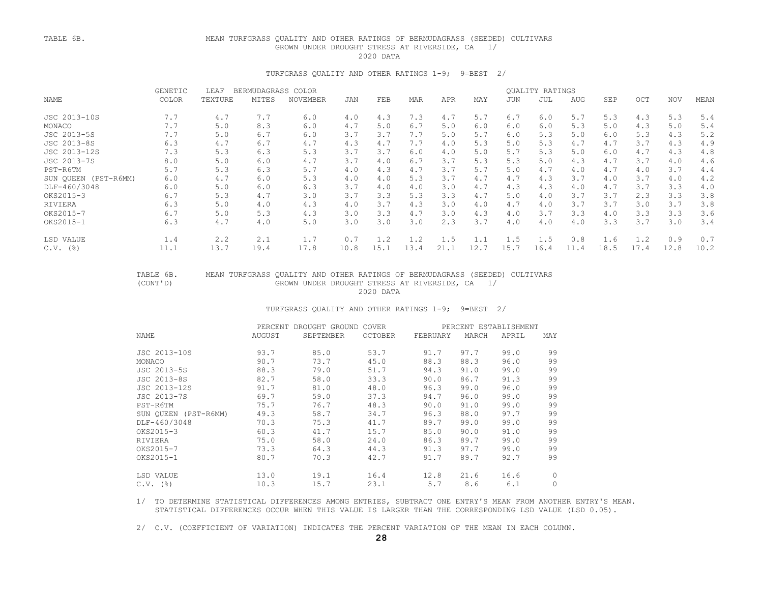TABLE 6B. MEAN TURFGRASS QUALITY AND OTHER RATINGS OF BERMUDAGRASS (SEEDED) CULTIVARS GROWN UNDER DROUGHT STRESS AT RIVERSIDE, CA 1/

2020 DATA

TURFGRASS QUALITY AND OTHER RATINGS 1-9; 9=BEST 2/

| NAME | GENETIC COLOR | LEAF TEXTURE | BERMUDAGRASS MITES | COLOR NOVEMBER | JAN | FEB | MAR | APR | MAY | JUN | JUL | AUG | SEP | OCT | NOV | MEAN |
|---|---|---|---|---|---|---|---|---|---|---|---|---|---|---|---|---|
| | | | | | QUALITY RATINGS | | | | | | | | | | | |
| JSC 2013-10S | 7.7 | 4.7 | 7.7 | 6.0 | 4.0 | 4.3 | 7.3 | 4.7 | 5.7 | 6.7 | 6.0 | 5.7 | 5.3 | 4.3 | 5.3 | 5.4 |
| MONACO | 7.7 | 5.0 | 8.3 | 6.0 | 4.7 | 5.0 | 6.7 | 5.0 | 6.0 | 6.0 | 6.0 | 5.3 | 5.0 | 4.3 | 5.0 | 5.4 |
| JSC 2013-5S | 7.7 | 5.0 | 6.7 | 6.0 | 3.7 | 3.7 | 7.7 | 5.0 | 5.7 | 6.0 | 5.3 | 5.0 | 6.0 | 5.3 | 4.3 | 5.2 |
| JSC 2013-8S | 6.3 | 4.7 | 6.7 | 4.7 | 4.3 | 4.7 | 7.7 | 4.0 | 5.3 | 5.0 | 5.3 | 4.7 | 4.7 | 3.7 | 4.3 | 4.9 |
| JSC 2013-12S | 7.3 | 5.3 | 6.3 | 5.3 | 3.7 | 3.7 | 6.0 | 4.0 | 5.0 | 5.7 | 5.3 | 5.0 | 6.0 | 4.7 | 4.3 | 4.8 |
| JSC 2013-7S | 8.0 | 5.0 | 6.0 | 4.7 | 3.7 | 4.0 | 6.7 | 3.7 | 5.3 | 5.3 | 5.0 | 4.3 | 4.7 | 3.7 | 4.0 | 4.6 |
| PST-R6TM | 5.7 | 5.3 | 6.3 | 5.7 | 4.0 | 4.3 | 4.7 | 3.7 | 5.7 | 5.0 | 4.7 | 4.0 | 4.7 | 4.0 | 3.7 | 4.4 |
| SUN QUEEN (PST-R6MM) | 6.0 | 4.7 | 6.0 | 5.3 | 4.0 | 4.0 | 5.3 | 3.7 | 4.7 | 4.7 | 4.3 | 3.7 | 4.0 | 3.7 | 4.0 | 4.2 |
| DLF-460/3048 | 6.0 | 5.0 | 6.0 | 6.3 | 3.7 | 4.0 | 4.0 | 3.0 | 4.7 | 4.3 | 4.3 | 4.0 | 4.7 | 3.7 | 3.3 | 4.0 |
| OKS2015-3 | 6.7 | 5.3 | 4.7 | 3.0 | 3.7 | 3.3 | 5.3 | 3.3 | 4.7 | 5.0 | 4.0 | 3.7 | 3.7 | 2.3 | 3.3 | 3.8 |
| RIVIERA | 6.3 | 5.0 | 4.0 | 4.3 | 4.0 | 3.7 | 4.3 | 3.0 | 4.0 | 4.7 | 4.0 | 3.7 | 3.7 | 3.0 | 3.7 | 3.8 |
| OKS2015-7 | 6.7 | 5.0 | 5.3 | 4.3 | 3.0 | 3.3 | 4.7 | 3.0 | 4.3 | 4.0 | 3.7 | 3.3 | 4.0 | 3.3 | 3.3 | 3.6 |
| OKS2015-1 | 6.3 | 4.7 | 4.0 | 5.0 | 3.0 | 3.0 | 3.0 | 2.3 | 3.7 | 4.0 | 4.0 | 4.0 | 3.3 | 3.7 | 3.0 | 3.4 |
| LSD VALUE | 1.4 | 2.2 | 2.1 | 1.7 | 0.7 | 1.2 | 1.2 | 1.5 | 1.1 | 1.5 | 1.5 | 0.8 | 1.6 | 1.2 | 0.9 | 0.7 |
| C.V. (%) | 11.1 | 13.7 | 19.4 | 17.8 | 10.8 | 15.1 | 13.4 | 21.1 | 12.7 | 15.7 | 16.4 | 11.4 | 18.5 | 17.4 | 12.8 | 10.2 |

TABLE 6B. (CONT'D) MEAN TURFGRASS QUALITY AND OTHER RATINGS OF BERMUDAGRASS (SEEDED) CULTIVARS GROWN UNDER DROUGHT STRESS AT RIVERSIDE, CA 1/

2020 DATA

TURFGRASS QUALITY AND OTHER RATINGS 1-9; 9=BEST 2/

| NAME | PERCENT DROUGHT GROUND COVER | | | PERCENT ESTABLISHMENT | | | |
|---|---|---|---|---|---|---|---|
| | AUGUST | SEPTEMBER | OCTOBER | FEBRUARY | MARCH | APRIL | MAY |
| JSC 2013-10S | 93.7 | 85.0 | 53.7 | 91.7 | 97.7 | 99.0 | 99 |
| MONACO | 90.7 | 73.7 | 45.0 | 88.3 | 88.3 | 96.0 | 99 |
| JSC 2013-5S | 88.3 | 79.0 | 51.7 | 94.3 | 91.0 | 99.0 | 99 |
| JSC 2013-8S | 82.7 | 58.0 | 33.3 | 90.0 | 86.7 | 91.3 | 99 |
| JSC 2013-12S | 91.7 | 81.0 | 48.0 | 96.3 | 99.0 | 96.0 | 99 |
| JSC 2013-7S | 69.7 | 59.0 | 37.3 | 94.7 | 96.0 | 99.0 | 99 |
| PST-R6TM | 75.7 | 76.7 | 48.3 | 90.0 | 91.0 | 99.0 | 99 |
| SUN QUEEN (PST-R6MM) | 49.3 | 58.7 | 34.7 | 96.3 | 88.0 | 97.7 | 99 |
| DLF-460/3048 | 70.3 | 75.3 | 41.7 | 89.7 | 99.0 | 99.0 | 99 |
| OKS2015-3 | 60.3 | 41.7 | 15.7 | 85.0 | 90.0 | 91.0 | 99 |
| RIVIERA | 75.0 | 58.0 | 24.0 | 86.3 | 89.7 | 99.0 | 99 |
| OKS2015-7 | 73.3 | 64.3 | 44.3 | 91.3 | 97.7 | 99.0 | 99 |
| OKS2015-1 | 80.7 | 70.3 | 42.7 | 91.7 | 89.7 | 92.7 | 99 |
| LSD VALUE | 13.0 | 19.1 | 16.4 | 12.8 | 21.6 | 16.6 | 0 |
| C.V. (%) | 10.3 | 15.7 | 23.1 | 5.7 | 8.6 | 6.1 | 0 |

1/ TO DETERMINE STATISTICAL DIFFERENCES AMONG ENTRIES, SUBTRACT ONE ENTRY'S MEAN FROM ANOTHER ENTRY'S MEAN. STATISTICAL DIFFERENCES OCCUR WHEN THIS VALUE IS LARGER THAN THE CORRESPONDING LSD VALUE (LSD 0.05).

2/ C.V. (COEFFICIENT OF VARIATION) INDICATES THE PERCENT VARIATION OF THE MEAN IN EACH COLUMN.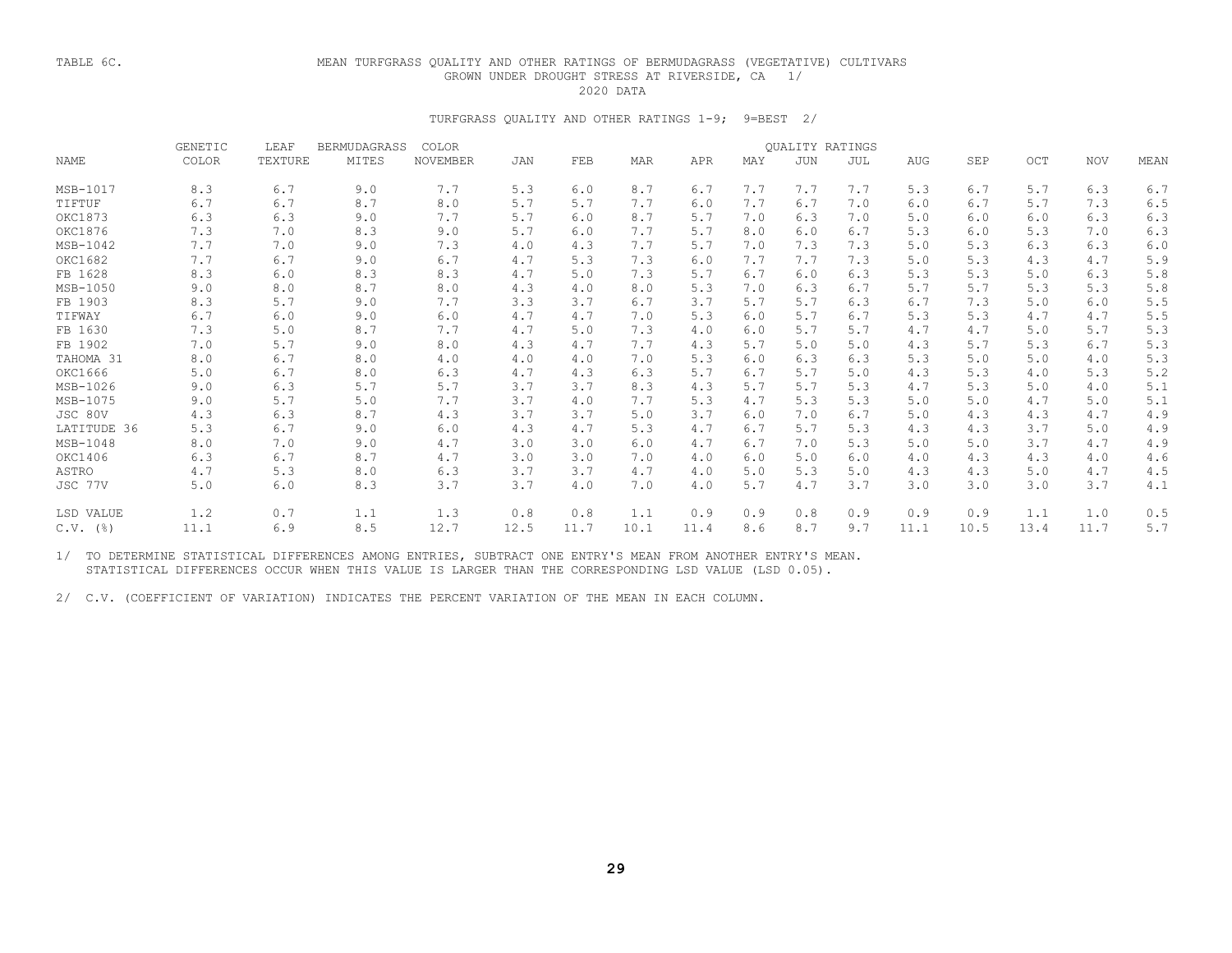TABLE 6C.

MEAN TURFGRASS QUALITY AND OTHER RATINGS OF BERMUDAGRASS (VEGETATIVE) CULTIVARS GROWN UNDER DROUGHT STRESS AT RIVERSIDE, CA 1/

2020 DATA

TURFGRASS QUALITY AND OTHER RATINGS 1-9; 9=BEST 2/

| NAME | GENETIC COLOR | LEAF TEXTURE | BERMUDAGRASS MITES | COLOR NOVEMBER | JAN | FEB | MAR | APR | MAY | JUN | JUL | AUG | SEP | OCT | NOV | MEAN |
|---|---|---|---|---|---|---|---|---|---|---|---|---|---|---|---|---|
| | | | | | QUALITY RATINGS | | | | | | | | | | | |
| MSB-1017 | 8.3 | 6.7 | 9.0 | 7.7 | 5.3 | 6.0 | 8.7 | 6.7 | 7.7 | 7.7 | 7.7 | 5.3 | 6.7 | 5.7 | 6.3 | 6.7 |
| TIFTUF | 6.7 | 6.7 | 8.7 | 8.0 | 5.7 | 5.7 | 7.7 | 6.0 | 7.7 | 6.7 | 7.0 | 6.0 | 6.7 | 5.7 | 7.3 | 6.5 |
| OKC1873 | 6.3 | 6.3 | 9.0 | 7.7 | 5.7 | 6.0 | 8.7 | 5.7 | 7.0 | 6.3 | 7.0 | 5.0 | 6.0 | 6.0 | 6.3 | 6.3 |
| OKC1876 | 7.3 | 7.0 | 8.3 | 9.0 | 5.7 | 6.0 | 7.7 | 5.7 | 8.0 | 6.0 | 6.7 | 5.3 | 6.0 | 5.3 | 7.0 | 6.3 |
| MSB-1042 | 7.7 | 7.0 | 9.0 | 7.3 | 4.0 | 4.3 | 7.7 | 5.7 | 7.0 | 7.3 | 7.3 | 5.0 | 5.3 | 6.3 | 6.3 | 6.0 |
| OKC1682 | 7.7 | 6.7 | 9.0 | 6.7 | 4.7 | 5.3 | 7.3 | 6.0 | 7.7 | 7.7 | 7.3 | 5.0 | 5.3 | 4.3 | 4.7 | 5.9 |
| FB 1628 | 8.3 | 6.0 | 8.3 | 8.3 | 4.7 | 5.0 | 7.3 | 5.7 | 6.7 | 6.0 | 6.3 | 5.3 | 5.3 | 5.0 | 6.3 | 5.8 |
| MSB-1050 | 9.0 | 8.0 | 8.7 | 8.0 | 4.3 | 4.0 | 8.0 | 5.3 | 7.0 | 6.3 | 6.7 | 5.7 | 5.7 | 5.3 | 5.3 | 5.8 |
| FB 1903 | 8.3 | 5.7 | 9.0 | 7.7 | 3.3 | 3.7 | 6.7 | 3.7 | 5.7 | 5.7 | 6.3 | 6.7 | 7.3 | 5.0 | 6.0 | 5.5 |
| TIFWAY | 6.7 | 6.0 | 9.0 | 6.0 | 4.7 | 4.7 | 7.0 | 5.3 | 6.0 | 5.7 | 6.7 | 5.3 | 5.3 | 4.7 | 4.7 | 5.5 |
| FB 1630 | 7.3 | 5.0 | 8.7 | 7.7 | 4.7 | 5.0 | 7.3 | 4.0 | 6.0 | 5.7 | 5.7 | 4.7 | 4.7 | 5.0 | 5.7 | 5.3 |
| FB 1902 | 7.0 | 5.7 | 9.0 | 8.0 | 4.3 | 4.7 | 7.7 | 4.3 | 5.7 | 5.0 | 5.0 | 4.3 | 5.7 | 5.3 | 6.7 | 5.3 |
| TAHOMA 31 | 8.0 | 6.7 | 8.0 | 4.0 | 4.0 | 4.0 | 7.0 | 5.3 | 6.0 | 6.3 | 6.3 | 5.3 | 5.0 | 5.0 | 4.0 | 5.3 |
| OKC1666 | 5.0 | 6.7 | 8.0 | 6.3 | 4.7 | 4.3 | 6.3 | 5.7 | 6.7 | 5.7 | 5.0 | 4.3 | 5.3 | 4.0 | 5.3 | 5.2 |
| MSB-1026 | 9.0 | 6.3 | 5.7 | 5.7 | 3.7 | 3.7 | 8.3 | 4.3 | 5.7 | 5.7 | 5.3 | 4.7 | 5.3 | 5.0 | 4.0 | 5.1 |
| MSB-1075 | 9.0 | 5.7 | 5.0 | 7.7 | 3.7 | 4.0 | 7.7 | 5.3 | 4.7 | 5.3 | 5.3 | 5.0 | 5.0 | 4.7 | 5.0 | 5.1 |
| JSC 80V | 4.3 | 6.3 | 8.7 | 4.3 | 3.7 | 3.7 | 5.0 | 3.7 | 6.0 | 7.0 | 6.7 | 5.0 | 4.3 | 4.3 | 4.7 | 4.9 |
| LATITUDE 36 | 5.3 | 6.7 | 9.0 | 6.0 | 4.3 | 4.7 | 5.3 | 4.7 | 6.7 | 5.7 | 5.3 | 4.3 | 4.3 | 3.7 | 5.0 | 4.9 |
| MSB-1048 | 8.0 | 7.0 | 9.0 | 4.7 | 3.0 | 3.0 | 6.0 | 4.7 | 6.7 | 7.0 | 5.3 | 5.0 | 5.0 | 3.7 | 4.7 | 4.9 |
| OKC1406 | 6.3 | 6.7 | 8.7 | 4.7 | 3.0 | 3.0 | 7.0 | 4.0 | 6.0 | 5.0 | 6.0 | 4.0 | 4.3 | 4.3 | 4.0 | 4.6 |
| ASTRO | 4.7 | 5.3 | 8.0 | 6.3 | 3.7 | 3.7 | 4.7 | 4.0 | 5.0 | 5.3 | 5.0 | 4.3 | 4.3 | 5.0 | 4.7 | 4.5 |
| JSC 77V | 5.0 | 6.0 | 8.3 | 3.7 | 3.7 | 4.0 | 7.0 | 4.0 | 5.7 | 4.7 | 3.7 | 3.0 | 3.0 | 3.0 | 3.7 | 4.1 |
| LSD VALUE | 1.2 | 0.7 | 1.1 | 1.3 | 0.8 | 0.8 | 1.1 | 0.9 | 0.9 | 0.8 | 0.9 | 0.9 | 0.9 | 1.1 | 1.0 | 0.5 |
| C.V. (%) | 11.1 | 6.9 | 8.5 | 12.7 | 12.5 | 11.7 | 10.1 | 11.4 | 8.6 | 8.7 | 9.7 | 11.1 | 10.5 | 13.4 | 11.7 | 5.7 |

1/ TO DETERMINE STATISTICAL DIFFERENCES AMONG ENTRIES, SUBTRACT ONE ENTRY'S MEAN FROM ANOTHER ENTRY'S MEAN. STATISTICAL DIFFERENCES OCCUR WHEN THIS VALUE IS LARGER THAN THE CORRESPONDING LSD VALUE (LSD 0.05).

2/ C.V. (COEFFICIENT OF VARIATION) INDICATES THE PERCENT VARIATION OF THE MEAN IN EACH COLUMN.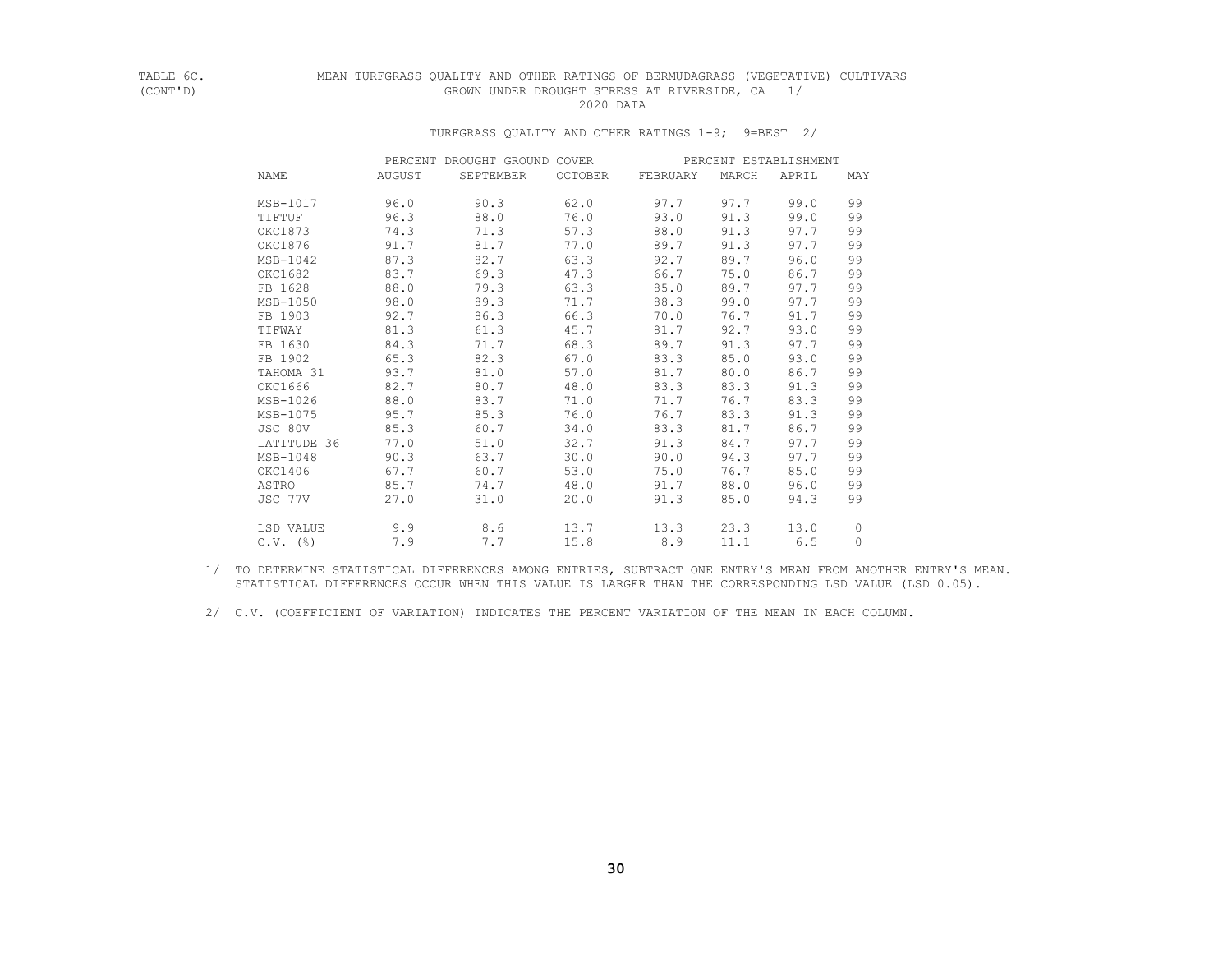TABLE 6C. (CONT'D) MEAN TURFGRASS QUALITY AND OTHER RATINGS OF BERMUDAGRASS (VEGETATIVE) CULTIVARS GROWN UNDER DROUGHT STRESS AT RIVERSIDE, CA 1/

2020 DATA

TURFGRASS QUALITY AND OTHER RATINGS 1-9; 9=BEST 2/

| | PERCENT DROUGHT GROUND COVER | | | PERCENT ESTABLISHMENT | | | |
|---|---|---|---|---|---|---|---|
| NAME | AUGUST | SEPTEMBER | OCTOBER | FEBRUARY | MARCH | APRIL | MAY |
| MSB-1017 | 96.0 | 90.3 | 62.0 | 97.7 | 97.7 | 99.0 | 99 |
| TIFTUF | 96.3 | 88.0 | 76.0 | 93.0 | 91.3 | 99.0 | 99 |
| OKC1873 | 74.3 | 71.3 | 57.3 | 88.0 | 91.3 | 97.7 | 99 |
| OKC1876 | 91.7 | 81.7 | 77.0 | 89.7 | 91.3 | 97.7 | 99 |
| MSB-1042 | 87.3 | 82.7 | 63.3 | 92.7 | 89.7 | 96.0 | 99 |
| OKC1682 | 83.7 | 69.3 | 47.3 | 66.7 | 75.0 | 86.7 | 99 |
| FB 1628 | 88.0 | 79.3 | 63.3 | 85.0 | 89.7 | 97.7 | 99 |
| MSB-1050 | 98.0 | 89.3 | 71.7 | 88.3 | 99.0 | 97.7 | 99 |
| FB 1903 | 92.7 | 86.3 | 66.3 | 70.0 | 76.7 | 91.7 | 99 |
| TIFWAY | 81.3 | 61.3 | 45.7 | 81.7 | 92.7 | 93.0 | 99 |
| FB 1630 | 84.3 | 71.7 | 68.3 | 89.7 | 91.3 | 97.7 | 99 |
| FB 1902 | 65.3 | 82.3 | 67.0 | 83.3 | 85.0 | 93.0 | 99 |
| TAHOMA 31 | 93.7 | 81.0 | 57.0 | 81.7 | 80.0 | 86.7 | 99 |
| OKC1666 | 82.7 | 80.7 | 48.0 | 83.3 | 83.3 | 91.3 | 99 |
| MSB-1026 | 88.0 | 83.7 | 71.0 | 71.7 | 76.7 | 83.3 | 99 |
| MSB-1075 | 95.7 | 85.3 | 76.0 | 76.7 | 83.3 | 91.3 | 99 |
| JSC 80V | 85.3 | 60.7 | 34.0 | 83.3 | 81.7 | 86.7 | 99 |
| LATITUDE 36 | 77.0 | 51.0 | 32.7 | 91.3 | 84.7 | 97.7 | 99 |
| MSB-1048 | 90.3 | 63.7 | 30.0 | 90.0 | 94.3 | 97.7 | 99 |
| OKC1406 | 67.7 | 60.7 | 53.0 | 75.0 | 76.7 | 85.0 | 99 |
| ASTRO | 85.7 | 74.7 | 48.0 | 91.7 | 88.0 | 96.0 | 99 |
| JSC 77V | 27.0 | 31.0 | 20.0 | 91.3 | 85.0 | 94.3 | 99 |
| LSD VALUE | 9.9 | 8.6 | 13.7 | 13.3 | 23.3 | 13.0 | 0 |
| C.V. (%) | 7.9 | 7.7 | 15.8 | 8.9 | 11.1 | 6.5 | 0 |

1/ TO DETERMINE STATISTICAL DIFFERENCES AMONG ENTRIES, SUBTRACT ONE ENTRY'S MEAN FROM ANOTHER ENTRY'S MEAN. STATISTICAL DIFFERENCES OCCUR WHEN THIS VALUE IS LARGER THAN THE CORRESPONDING LSD VALUE (LSD 0.05).

2/ C.V. (COEFFICIENT OF VARIATION) INDICATES THE PERCENT VARIATION OF THE MEAN IN EACH COLUMN.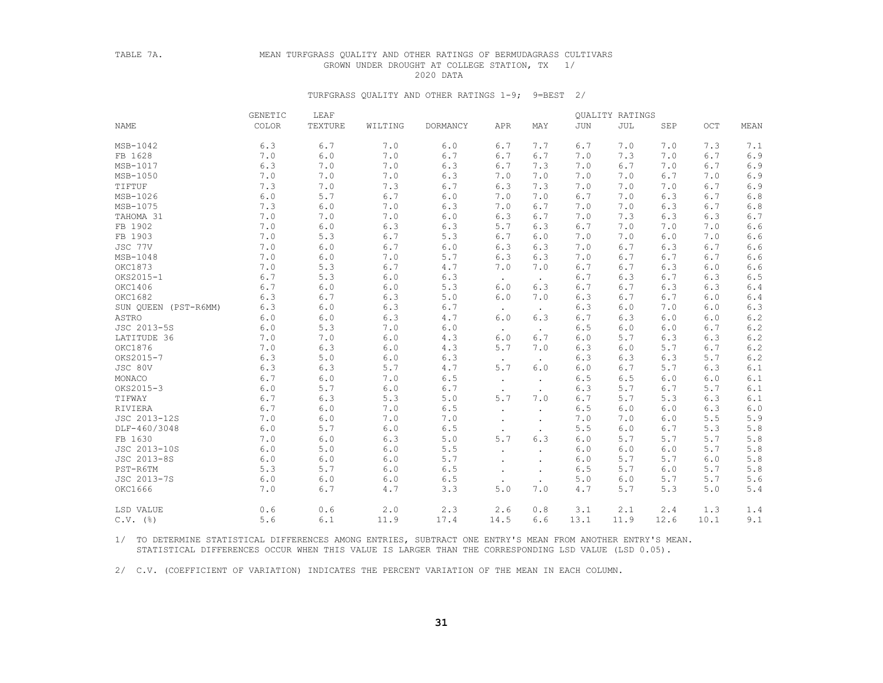TABLE 7A. MEAN TURFGRASS QUALITY AND OTHER RATINGS OF BERMUDAGRASS CULTIVARS GROWN UNDER DROUGHT AT COLLEGE STATION, TX 1/

2020 DATA

TURFGRASS QUALITY AND OTHER RATINGS 1-9; 9=BEST 2/

| NAME | GENETIC COLOR | LEAF TEXTURE | WILTING | DORMANCY | QUALITY RATINGS APR | MAY | JUN | JUL | SEP | OCT | MEAN |
|---|---|---|---|---|---|---|---|---|---|---|---|
| MSB-1042 | 6.3 | 6.7 | 7.0 | 6.0 | 6.7 | 7.7 | 6.7 | 7.0 | 7.0 | 7.3 | 7.1 |
| FB 1628 | 7.0 | 6.0 | 7.0 | 6.7 | 6.7 | 6.7 | 7.0 | 7.3 | 7.0 | 6.7 | 6.9 |
| MSB-1017 | 6.3 | 7.0 | 7.0 | 6.3 | 6.7 | 7.3 | 7.0 | 6.7 | 7.0 | 6.7 | 6.9 |
| MSB-1050 | 7.0 | 7.0 | 7.0 | 6.3 | 7.0 | 7.0 | 7.0 | 7.0 | 6.7 | 7.0 | 6.9 |
| TIFTUF | 7.3 | 7.0 | 7.3 | 6.7 | 6.3 | 7.3 | 7.0 | 7.0 | 7.0 | 6.7 | 6.9 |
| MSB-1026 | 6.0 | 5.7 | 6.7 | 6.0 | 7.0 | 7.0 | 6.7 | 7.0 | 6.3 | 6.7 | 6.8 |
| MSB-1075 | 7.3 | 6.0 | 7.0 | 6.3 | 7.0 | 6.7 | 7.0 | 7.0 | 6.3 | 6.7 | 6.8 |
| TAHOMA 31 | 7.0 | 7.0 | 7.0 | 6.0 | 6.3 | 6.7 | 7.0 | 7.3 | 6.3 | 6.3 | 6.7 |
| FB 1902 | 7.0 | 6.0 | 6.3 | 6.3 | 5.7 | 6.3 | 6.7 | 7.0 | 7.0 | 7.0 | 6.6 |
| FB 1903 | 7.0 | 5.3 | 6.7 | 5.3 | 6.7 | 6.0 | 7.0 | 7.0 | 6.0 | 7.0 | 6.6 |
| JSC 77V | 7.0 | 6.0 | 6.7 | 6.0 | 6.3 | 6.3 | 7.0 | 6.7 | 6.3 | 6.7 | 6.6 |
| MSB-1048 | 7.0 | 6.0 | 7.0 | 5.7 | 6.3 | 6.3 | 7.0 | 6.7 | 6.7 | 6.7 | 6.6 |
| OKC1873 | 7.0 | 5.3 | 6.7 | 4.7 | 7.0 | 7.0 | 6.7 | 6.7 | 6.3 | 6.0 | 6.6 |
| OKS2015-1 | 6.7 | 5.3 | 6.0 | 6.3 | . | . | 6.7 | 6.3 | 6.7 | 6.3 | 6.5 |
| OKC1406 | 6.7 | 6.0 | 6.0 | 5.3 | 6.0 | 6.3 | 6.7 | 6.7 | 6.3 | 6.3 | 6.4 |
| OKC1682 | 6.3 | 6.7 | 6.3 | 5.0 | 6.0 | 7.0 | 6.3 | 6.7 | 6.7 | 6.0 | 6.4 |
| SUN QUEEN (PST-R6MM) | 6.3 | 6.0 | 6.3 | 6.7 | . | . | 6.3 | 6.0 | 7.0 | 6.0 | 6.3 |
| ASTRO | 6.0 | 6.0 | 6.3 | 4.7 | 6.0 | 6.3 | 6.7 | 6.3 | 6.0 | 6.0 | 6.2 |
| JSC 2013-5S | 6.0 | 5.3 | 7.0 | 6.0 | . | . | 6.5 | 6.0 | 6.0 | 6.7 | 6.2 |
| LATITUDE 36 | 7.0 | 7.0 | 6.0 | 4.3 | 6.0 | 6.7 | 6.0 | 5.7 | 6.3 | 6.3 | 6.2 |
| OKC1876 | 7.0 | 6.3 | 6.0 | 4.3 | 5.7 | 7.0 | 6.3 | 6.0 | 5.7 | 6.7 | 6.2 |
| OKS2015-7 | 6.3 | 5.0 | 6.0 | 6.3 | . | . | 6.3 | 6.3 | 6.3 | 5.7 | 6.2 |
| JSC 80V | 6.3 | 6.3 | 5.7 | 4.7 | 5.7 | 6.0 | 6.0 | 6.7 | 5.7 | 6.3 | 6.1 |
| MONACO | 6.7 | 6.0 | 7.0 | 6.5 | . | . | 6.5 | 6.5 | 6.0 | 6.0 | 6.1 |
| OKS2015-3 | 6.0 | 5.7 | 6.0 | 6.7 | . | . | 6.3 | 5.7 | 6.7 | 5.7 | 6.1 |
| TIFWAY | 6.7 | 6.3 | 5.3 | 5.0 | 5.7 | 7.0 | 6.7 | 5.7 | 5.3 | 6.3 | 6.1 |
| RIVIERA | 6.7 | 6.0 | 7.0 | 6.5 | . | . | 6.5 | 6.0 | 6.0 | 6.3 | 6.0 |
| JSC 2013-12S | 7.0 | 6.0 | 7.0 | 7.0 | . | . | 7.0 | 7.0 | 6.0 | 5.5 | 5.9 |
| DLF-460/3048 | 6.0 | 5.7 | 6.0 | 6.5 | . | . | 5.5 | 6.0 | 6.7 | 5.3 | 5.8 |
| FB 1630 | 7.0 | 6.0 | 6.3 | 5.0 | 5.7 | 6.3 | 6.0 | 5.7 | 5.7 | 5.7 | 5.8 |
| JSC 2013-10S | 6.0 | 5.0 | 6.0 | 5.5 | . | . | 6.0 | 6.0 | 6.0 | 5.7 | 5.8 |
| JSC 2013-8S | 6.0 | 6.0 | 6.0 | 5.7 | . | . | 6.0 | 5.7 | 5.7 | 6.0 | 5.8 |
| PST-R6TM | 5.3 | 5.7 | 6.0 | 6.5 | . | . | 6.5 | 5.7 | 6.0 | 5.7 | 5.8 |
| JSC 2013-7S | 6.0 | 6.0 | 6.0 | 6.5 | . | . | 5.0 | 6.0 | 5.7 | 5.7 | 5.6 |
| OKC1666 | 7.0 | 6.7 | 4.7 | 3.3 | 5.0 | 7.0 | 4.7 | 5.7 | 5.3 | 5.0 | 5.4 |
| LSD VALUE | 0.6 | 0.6 | 2.0 | 2.3 | 2.6 | 0.8 | 3.1 | 2.1 | 2.4 | 1.3 | 1.4 |
| C.V. (%) | 5.6 | 6.1 | 11.9 | 17.4 | 14.5 | 6.6 | 13.1 | 11.9 | 12.6 | 10.1 | 9.1 |

1/ TO DETERMINE STATISTICAL DIFFERENCES AMONG ENTRIES, SUBTRACT ONE ENTRY'S MEAN FROM ANOTHER ENTRY'S MEAN. STATISTICAL DIFFERENCES OCCUR WHEN THIS VALUE IS LARGER THAN THE CORRESPONDING LSD VALUE (LSD 0.05).

2/ C.V. (COEFFICIENT OF VARIATION) INDICATES THE PERCENT VARIATION OF THE MEAN IN EACH COLUMN.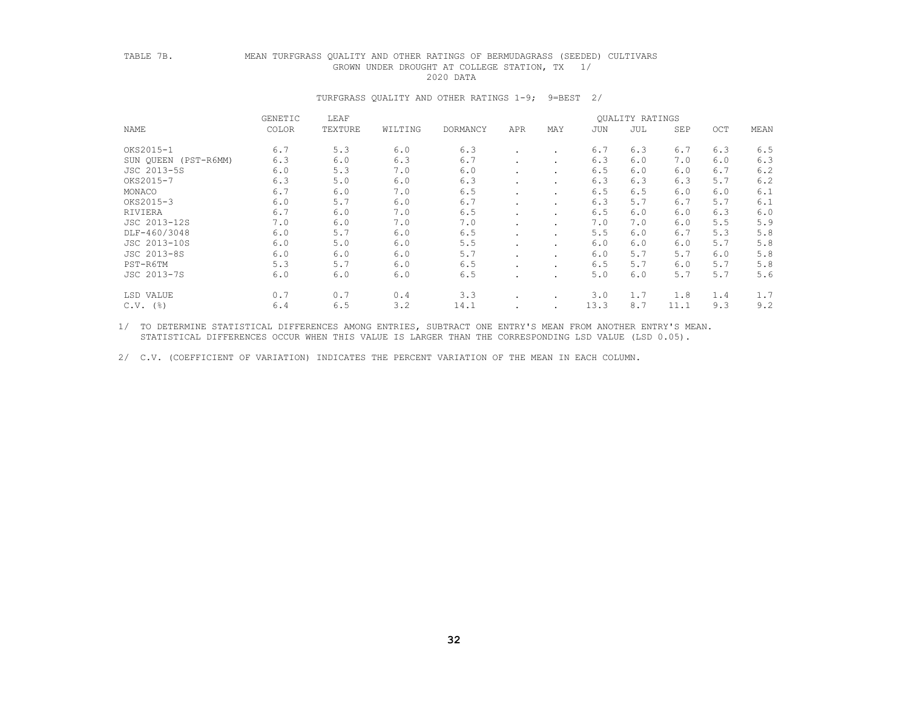TABLE 7B. MEAN TURFGRASS QUALITY AND OTHER RATINGS OF BERMUDAGRASS (SEEDED) CULTIVARS GROWN UNDER DROUGHT AT COLLEGE STATION, TX 1/

2020 DATA

TURFGRASS QUALITY AND OTHER RATINGS 1-9; 9=BEST 2/

| NAME | GENETIC COLOR | LEAF TEXTURE | WILTING | DORMANCY | APR | MAY | JUN | JUL | SEP | OCT | MEAN |
|---|---|---|---|---|---|---|---|---|---|---|---|
| | | | | | QUALITY RATINGS | | | | | | |
| OKS2015-1 | 6.7 | 5.3 | 6.0 | 6.3 | . | . | 6.7 | 6.3 | 6.7 | 6.3 | 6.5 |
| SUN QUEEN (PST-R6MM) | 6.3 | 6.0 | 6.3 | 6.7 | . | . | 6.3 | 6.0 | 7.0 | 6.0 | 6.3 |
| JSC 2013-5S | 6.0 | 5.3 | 7.0 | 6.0 | . | . | 6.5 | 6.0 | 6.0 | 6.7 | 6.2 |
| OKS2015-7 | 6.3 | 5.0 | 6.0 | 6.3 | . | . | 6.3 | 6.3 | 6.3 | 5.7 | 6.2 |
| MONACO | 6.7 | 6.0 | 7.0 | 6.5 | . | . | 6.5 | 6.5 | 6.0 | 6.0 | 6.1 |
| OKS2015-3 | 6.0 | 5.7 | 6.0 | 6.7 | . | . | 6.3 | 5.7 | 6.7 | 5.7 | 6.1 |
| RIVIERA | 6.7 | 6.0 | 7.0 | 6.5 | . | . | 6.5 | 6.0 | 6.0 | 6.3 | 6.0 |
| JSC 2013-12S | 7.0 | 6.0 | 7.0 | 7.0 | . | . | 7.0 | 7.0 | 6.0 | 5.5 | 5.9 |
| DLF-460/3048 | 6.0 | 5.7 | 6.0 | 6.5 | . | . | 5.5 | 6.0 | 6.7 | 5.3 | 5.8 |
| JSC 2013-10S | 6.0 | 5.0 | 6.0 | 5.5 | . | . | 6.0 | 6.0 | 6.0 | 5.7 | 5.8 |
| JSC 2013-8S | 6.0 | 6.0 | 6.0 | 5.7 | . | . | 6.0 | 5.7 | 5.7 | 6.0 | 5.8 |
| PST-R6TM | 5.3 | 5.7 | 6.0 | 6.5 | . | . | 6.5 | 5.7 | 6.0 | 5.7 | 5.8 |
| JSC 2013-7S | 6.0 | 6.0 | 6.0 | 6.5 | . | . | 5.0 | 6.0 | 5.7 | 5.7 | 5.6 |
| LSD VALUE | 0.7 | 0.7 | 0.4 | 3.3 | . | . | 3.0 | 1.7 | 1.8 | 1.4 | 1.7 |
| C.V. (%) | 6.4 | 6.5 | 3.2 | 14.1 | . | . | 13.3 | 8.7 | 11.1 | 9.3 | 9.2 |

1/ TO DETERMINE STATISTICAL DIFFERENCES AMONG ENTRIES, SUBTRACT ONE ENTRY'S MEAN FROM ANOTHER ENTRY'S MEAN. STATISTICAL DIFFERENCES OCCUR WHEN THIS VALUE IS LARGER THAN THE CORRESPONDING LSD VALUE (LSD 0.05).

2/ C.V. (COEFFICIENT OF VARIATION) INDICATES THE PERCENT VARIATION OF THE MEAN IN EACH COLUMN.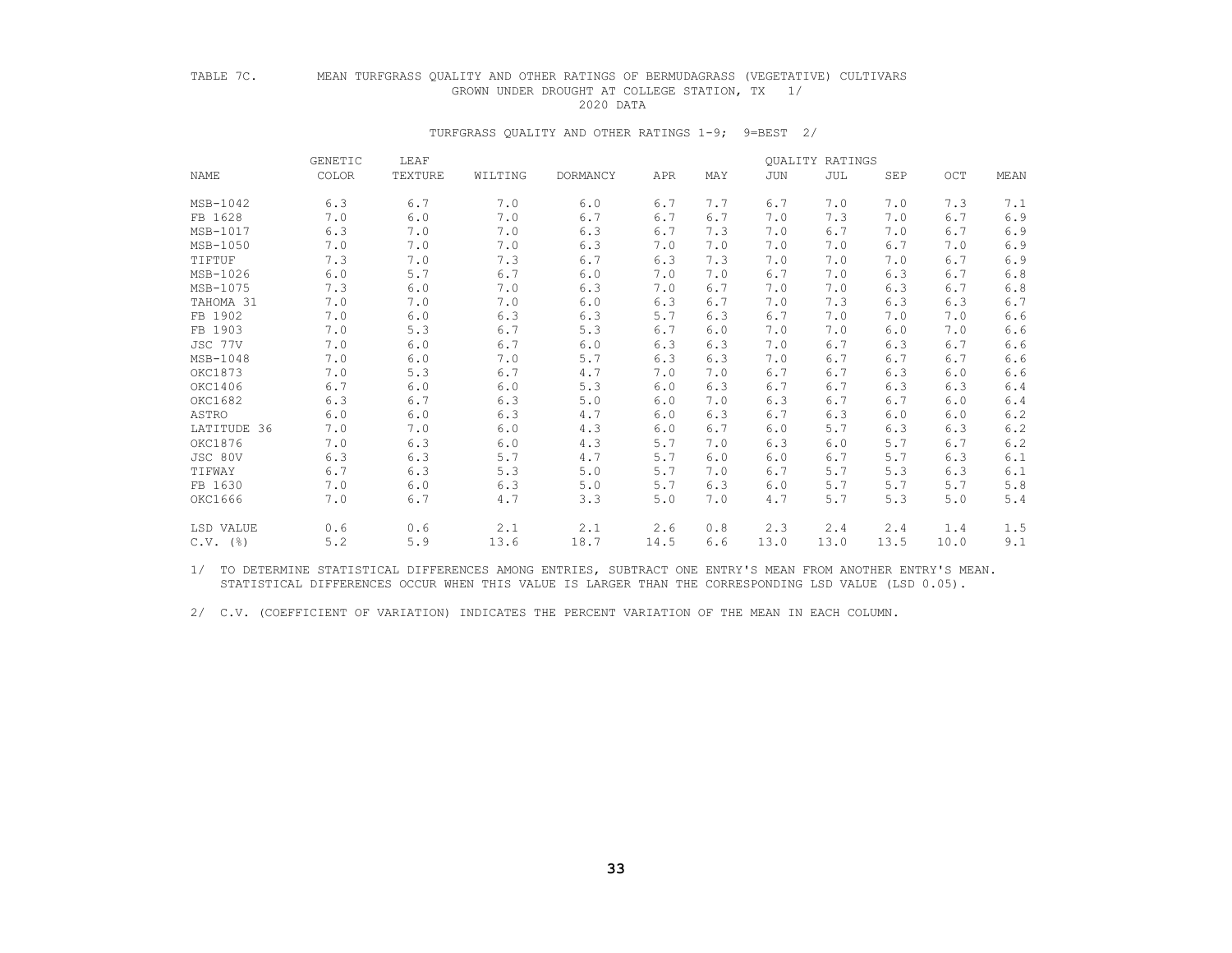TABLE 7C. MEAN TURFGRASS QUALITY AND OTHER RATINGS OF BERMUDAGRASS (VEGETATIVE) CULTIVARS GROWN UNDER DROUGHT AT COLLEGE STATION, TX 1/

2020 DATA

TURFGRASS QUALITY AND OTHER RATINGS 1-9; 9=BEST 2/

| | GENETIC | LEAF | | | QUALITY RATINGS | | | | | | |
|---|---|---|---|---|---|---|---|---|---|---|---|
| NAME | COLOR | TEXTURE | WILTING | DORMANCY | APR | MAY | JUN | JUL | SEP | OCT | MEAN |
| MSB-1042 | 6.3 | 6.7 | 7.0 | 6.0 | 6.7 | 7.7 | 6.7 | 7.0 | 7.0 | 7.3 | 7.1 |
| FB 1628 | 7.0 | 6.0 | 7.0 | 6.7 | 6.7 | 6.7 | 7.0 | 7.3 | 7.0 | 6.7 | 6.9 |
| MSB-1017 | 6.3 | 7.0 | 7.0 | 6.3 | 6.7 | 7.3 | 7.0 | 6.7 | 7.0 | 6.7 | 6.9 |
| MSB-1050 | 7.0 | 7.0 | 7.0 | 6.3 | 7.0 | 7.0 | 7.0 | 7.0 | 6.7 | 7.0 | 6.9 |
| TIFTUF | 7.3 | 7.0 | 7.3 | 6.7 | 6.3 | 7.3 | 7.0 | 7.0 | 7.0 | 6.7 | 6.9 |
| MSB-1026 | 6.0 | 5.7 | 6.7 | 6.0 | 7.0 | 7.0 | 6.7 | 7.0 | 6.3 | 6.7 | 6.8 |
| MSB-1075 | 7.3 | 6.0 | 7.0 | 6.3 | 7.0 | 6.7 | 7.0 | 7.0 | 6.3 | 6.7 | 6.8 |
| TAHOMA 31 | 7.0 | 7.0 | 7.0 | 6.0 | 6.3 | 6.7 | 7.0 | 7.3 | 6.3 | 6.3 | 6.7 |
| FB 1902 | 7.0 | 6.0 | 6.3 | 6.3 | 5.7 | 6.3 | 6.7 | 7.0 | 7.0 | 7.0 | 6.6 |
| FB 1903 | 7.0 | 5.3 | 6.7 | 5.3 | 6.7 | 6.0 | 7.0 | 7.0 | 6.0 | 7.0 | 6.6 |
| JSC 77V | 7.0 | 6.0 | 6.7 | 6.0 | 6.3 | 6.3 | 7.0 | 6.7 | 6.3 | 6.7 | 6.6 |
| MSB-1048 | 7.0 | 6.0 | 7.0 | 5.7 | 6.3 | 6.3 | 7.0 | 6.7 | 6.7 | 6.7 | 6.6 |
| OKC1873 | 7.0 | 5.3 | 6.7 | 4.7 | 7.0 | 7.0 | 6.7 | 6.7 | 6.3 | 6.0 | 6.6 |
| OKC1406 | 6.7 | 6.0 | 6.0 | 5.3 | 6.0 | 6.3 | 6.7 | 6.7 | 6.3 | 6.3 | 6.4 |
| OKC1682 | 6.3 | 6.7 | 6.3 | 5.0 | 6.0 | 7.0 | 6.3 | 6.7 | 6.7 | 6.0 | 6.4 |
| ASTRO | 6.0 | 6.0 | 6.3 | 4.7 | 6.0 | 6.3 | 6.7 | 6.3 | 6.0 | 6.0 | 6.2 |
| LATITUDE 36 | 7.0 | 7.0 | 6.0 | 4.3 | 6.0 | 6.7 | 6.0 | 5.7 | 6.3 | 6.3 | 6.2 |
| OKC1876 | 7.0 | 6.3 | 6.0 | 4.3 | 5.7 | 7.0 | 6.3 | 6.0 | 5.7 | 6.7 | 6.2 |
| JSC 80V | 6.3 | 6.3 | 5.7 | 4.7 | 5.7 | 6.0 | 6.0 | 6.7 | 5.7 | 6.3 | 6.1 |
| TIFWAY | 6.7 | 6.3 | 5.3 | 5.0 | 5.7 | 7.0 | 6.7 | 5.7 | 5.3 | 6.3 | 6.1 |
| FB 1630 | 7.0 | 6.0 | 6.3 | 5.0 | 5.7 | 6.3 | 6.0 | 5.7 | 5.7 | 5.7 | 5.8 |
| OKC1666 | 7.0 | 6.7 | 4.7 | 3.3 | 5.0 | 7.0 | 4.7 | 5.7 | 5.3 | 5.0 | 5.4 |
| LSD VALUE | 0.6 | 0.6 | 2.1 | 2.1 | 2.6 | 0.8 | 2.3 | 2.4 | 2.4 | 1.4 | 1.5 |
| C.V. (%) | 5.2 | 5.9 | 13.6 | 18.7 | 14.5 | 6.6 | 13.0 | 13.0 | 13.5 | 10.0 | 9.1 |

1/ TO DETERMINE STATISTICAL DIFFERENCES AMONG ENTRIES, SUBTRACT ONE ENTRY'S MEAN FROM ANOTHER ENTRY'S MEAN. STATISTICAL DIFFERENCES OCCUR WHEN THIS VALUE IS LARGER THAN THE CORRESPONDING LSD VALUE (LSD 0.05).

2/ C.V. (COEFFICIENT OF VARIATION) INDICATES THE PERCENT VARIATION OF THE MEAN IN EACH COLUMN.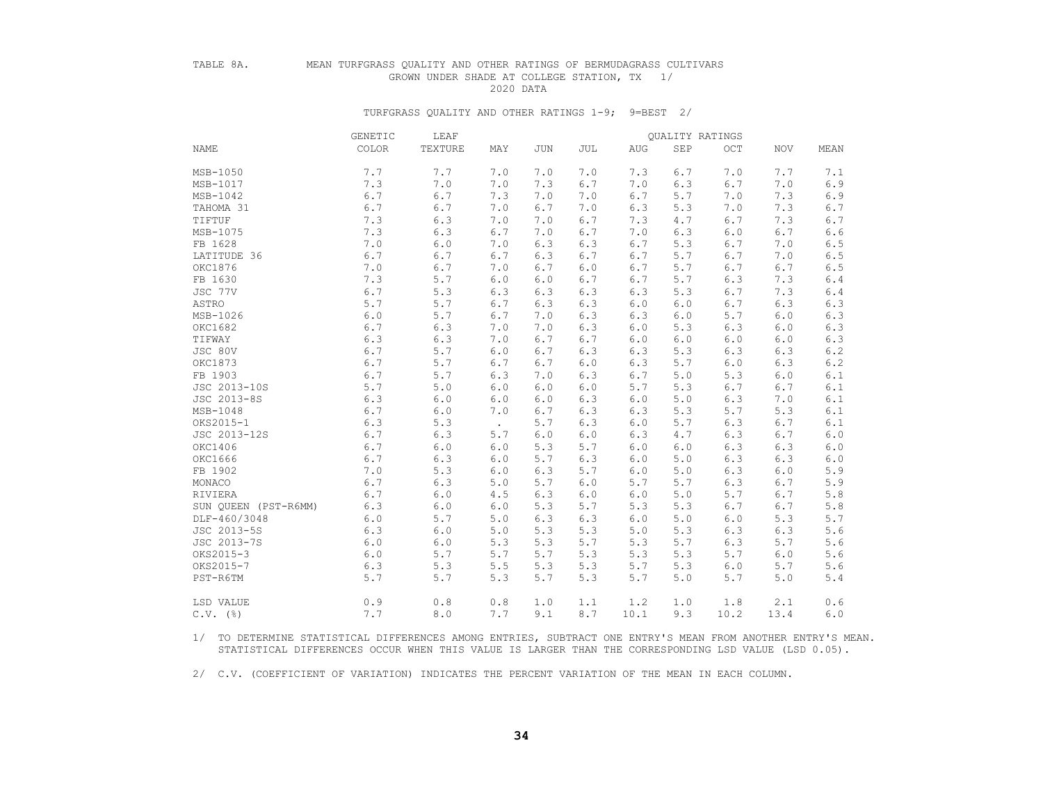TABLE 8A. MEAN TURFGRASS QUALITY AND OTHER RATINGS OF BERMUDAGRASS CULTIVARS GROWN UNDER SHADE AT COLLEGE STATION, TX 1/

2020 DATA

TURFGRASS QUALITY AND OTHER RATINGS 1-9; 9=BEST 2/

| NAME | GENETIC COLOR | LEAF TEXTURE | MAY | JUN | JUL | AUG | SEP | OCT | NOV | MEAN |
|---|---|---|---|---|---|---|---|---|---|---|
| | | | QUALITY RATINGS | | | | | | | |
| MSB-1050 | 7.7 | 7.7 | 7.0 | 7.0 | 7.0 | 7.3 | 6.7 | 7.0 | 7.7 | 7.1 |
| MSB-1017 | 7.3 | 7.0 | 7.0 | 7.3 | 6.7 | 7.0 | 6.3 | 6.7 | 7.0 | 6.9 |
| MSB-1042 | 6.7 | 6.7 | 7.3 | 7.0 | 7.0 | 6.7 | 5.7 | 7.0 | 7.3 | 6.9 |
| TAHOMA 31 | 6.7 | 6.7 | 7.0 | 6.7 | 7.0 | 6.3 | 5.3 | 7.0 | 7.3 | 6.7 |
| TIFTUF | 7.3 | 6.3 | 7.0 | 7.0 | 6.7 | 7.3 | 4.7 | 6.7 | 7.3 | 6.7 |
| MSB-1075 | 7.3 | 6.3 | 6.7 | 7.0 | 6.7 | 7.0 | 6.3 | 6.0 | 6.7 | 6.6 |
| FB 1628 | 7.0 | 6.0 | 7.0 | 6.3 | 6.3 | 6.7 | 5.3 | 6.7 | 7.0 | 6.5 |
| LATITUDE 36 | 6.7 | 6.7 | 6.7 | 6.3 | 6.7 | 6.7 | 5.7 | 6.7 | 7.0 | 6.5 |
| OKC1876 | 7.0 | 6.7 | 7.0 | 6.7 | 6.0 | 6.7 | 5.7 | 6.7 | 6.7 | 6.5 |
| FB 1630 | 7.3 | 5.7 | 6.0 | 6.0 | 6.7 | 6.7 | 5.7 | 6.3 | 7.3 | 6.4 |
| JSC 77V | 6.7 | 5.3 | 6.3 | 6.3 | 6.3 | 6.3 | 5.3 | 6.7 | 7.3 | 6.4 |
| ASTRO | 5.7 | 5.7 | 6.7 | 6.3 | 6.3 | 6.0 | 6.0 | 6.7 | 6.3 | 6.3 |
| MSB-1026 | 6.0 | 5.7 | 6.7 | 7.0 | 6.3 | 6.3 | 6.0 | 5.7 | 6.0 | 6.3 |
| OKC1682 | 6.7 | 6.3 | 7.0 | 7.0 | 6.3 | 6.0 | 5.3 | 6.3 | 6.0 | 6.3 |
| TIFWAY | 6.3 | 6.3 | 7.0 | 6.7 | 6.7 | 6.0 | 6.0 | 6.0 | 6.0 | 6.3 |
| JSC 80V | 6.7 | 5.7 | 6.0 | 6.7 | 6.3 | 6.3 | 5.3 | 6.3 | 6.3 | 6.2 |
| OKC1873 | 6.7 | 5.7 | 6.7 | 6.7 | 6.0 | 6.3 | 5.7 | 6.0 | 6.3 | 6.2 |
| FB 1903 | 6.7 | 5.7 | 6.3 | 7.0 | 6.3 | 6.7 | 5.0 | 5.3 | 6.0 | 6.1 |
| JSC 2013-10S | 5.7 | 5.0 | 6.0 | 6.0 | 6.0 | 5.7 | 5.3 | 6.7 | 6.7 | 6.1 |
| JSC 2013-8S | 6.3 | 6.0 | 6.0 | 6.0 | 6.3 | 6.0 | 5.0 | 6.3 | 7.0 | 6.1 |
| MSB-1048 | 6.7 | 6.0 | 7.0 | 6.7 | 6.3 | 6.3 | 5.3 | 5.7 | 5.3 | 6.1 |
| OKS2015-1 | 6.3 | 5.3 | . | 5.7 | 6.3 | 6.0 | 5.7 | 6.3 | 6.7 | 6.1 |
| JSC 2013-12S | 6.7 | 6.3 | 5.7 | 6.0 | 6.0 | 6.3 | 4.7 | 6.3 | 6.7 | 6.0 |
| OKC1406 | 6.7 | 6.0 | 6.0 | 5.3 | 5.7 | 6.0 | 6.0 | 6.3 | 6.3 | 6.0 |
| OKC1666 | 6.7 | 6.3 | 6.0 | 5.7 | 6.3 | 6.0 | 5.0 | 6.3 | 6.3 | 6.0 |
| FB 1902 | 7.0 | 5.3 | 6.0 | 6.3 | 5.7 | 6.0 | 5.0 | 6.3 | 6.0 | 5.9 |
| MONACO | 6.7 | 6.3 | 5.0 | 5.7 | 6.0 | 5.7 | 5.7 | 6.3 | 6.7 | 5.9 |
| RIVIERA | 6.7 | 6.0 | 4.5 | 6.3 | 6.0 | 6.0 | 5.0 | 5.7 | 6.7 | 5.8 |
| SUN QUEEN (PST-R6MM) | 6.3 | 6.0 | 6.0 | 5.3 | 5.7 | 5.3 | 5.3 | 6.7 | 6.7 | 5.8 |
| DLF-460/3048 | 6.0 | 5.7 | 5.0 | 6.3 | 6.3 | 6.0 | 5.0 | 6.0 | 5.3 | 5.7 |
| JSC 2013-5S | 6.3 | 6.0 | 5.0 | 5.3 | 5.3 | 5.0 | 5.3 | 6.3 | 6.3 | 5.6 |
| JSC 2013-7S | 6.0 | 6.0 | 5.3 | 5.3 | 5.7 | 5.3 | 5.7 | 6.3 | 5.7 | 5.6 |
| OKS2015-3 | 6.0 | 5.7 | 5.7 | 5.7 | 5.3 | 5.3 | 5.3 | 5.7 | 6.0 | 5.6 |
| OKS2015-7 | 6.3 | 5.3 | 5.5 | 5.3 | 5.3 | 5.7 | 5.3 | 6.0 | 5.7 | 5.6 |
| PST-R6TM | 5.7 | 5.7 | 5.3 | 5.7 | 5.3 | 5.7 | 5.0 | 5.7 | 5.0 | 5.4 |
| LSD VALUE | 0.9 | 0.8 | 0.8 | 1.0 | 1.1 | 1.2 | 1.0 | 1.8 | 2.1 | 0.6 |
| C.V. (%) | 7.7 | 8.0 | 7.7 | 9.1 | 8.7 | 10.1 | 9.3 | 10.2 | 13.4 | 6.0 |

1/ TO DETERMINE STATISTICAL DIFFERENCES AMONG ENTRIES, SUBTRACT ONE ENTRY'S MEAN FROM ANOTHER ENTRY'S MEAN. STATISTICAL DIFFERENCES OCCUR WHEN THIS VALUE IS LARGER THAN THE CORRESPONDING LSD VALUE (LSD 0.05).

2/ C.V. (COEFFICIENT OF VARIATION) INDICATES THE PERCENT VARIATION OF THE MEAN IN EACH COLUMN.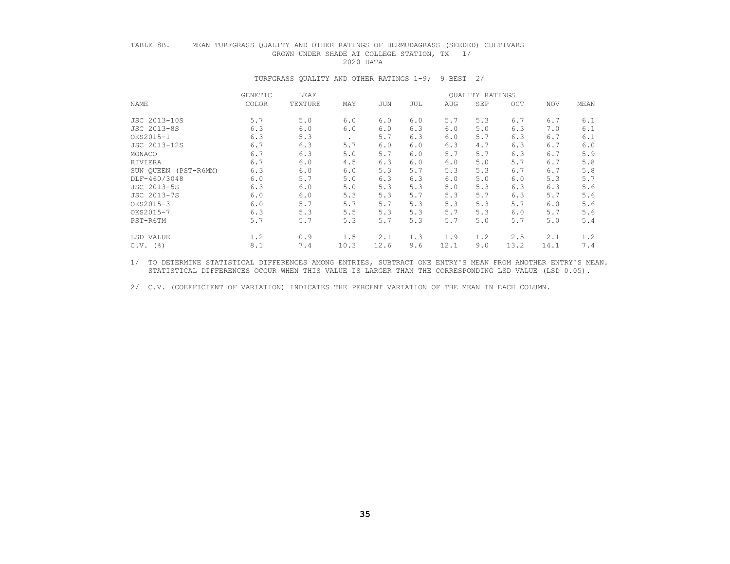TABLE 8B. MEAN TURFGRASS QUALITY AND OTHER RATINGS OF BERMUDAGRASS (SEEDED) CULTIVARS GROWN UNDER SHADE AT COLLEGE STATION, TX 1/
2020 DATA

TURFGRASS QUALITY AND OTHER RATINGS 1-9; 9=BEST 2/

| NAME | GENETIC COLOR | LEAF TEXTURE | QUALITY RATINGS MAY | JUN | JUL | AUG | SEP | OCT | NOV | MEAN |
|---|---|---|---|---|---|---|---|---|---|---|
| JSC 2013-10S | 5.7 | 5.0 | 6.0 | 6.0 | 6.0 | 5.7 | 5.3 | 6.7 | 6.7 | 6.1 |
| JSC 2013-8S | 6.3 | 6.0 | 6.0 | 6.0 | 6.3 | 6.0 | 5.0 | 6.3 | 7.0 | 6.1 |
| OKS2015-1 | 6.3 | 5.3 | . | 5.7 | 6.3 | 6.0 | 5.7 | 6.3 | 6.7 | 6.1 |
| JSC 2013-12S | 6.7 | 6.3 | 5.7 | 6.0 | 6.0 | 6.3 | 4.7 | 6.3 | 6.7 | 6.0 |
| MONACO | 6.7 | 6.3 | 5.0 | 5.7 | 6.0 | 5.7 | 5.7 | 6.3 | 6.7 | 5.9 |
| RIVIERA | 6.7 | 6.0 | 4.5 | 6.3 | 6.0 | 6.0 | 5.0 | 5.7 | 6.7 | 5.8 |
| SUN QUEEN (PST-R6MM) | 6.3 | 6.0 | 6.0 | 5.3 | 5.7 | 5.3 | 5.3 | 6.7 | 6.7 | 5.8 |
| DLF-460/3048 | 6.0 | 5.7 | 5.0 | 6.3 | 6.3 | 6.0 | 5.0 | 6.0 | 5.3 | 5.7 |
| JSC 2013-5S | 6.3 | 6.0 | 5.0 | 5.3 | 5.3 | 5.0 | 5.3 | 6.3 | 6.3 | 5.6 |
| JSC 2013-7S | 6.0 | 6.0 | 5.3 | 5.3 | 5.7 | 5.3 | 5.7 | 6.3 | 5.7 | 5.6 |
| OKS2015-3 | 6.0 | 5.7 | 5.7 | 5.7 | 5.3 | 5.3 | 5.3 | 5.7 | 6.0 | 5.6 |
| OKS2015-7 | 6.3 | 5.3 | 5.5 | 5.3 | 5.3 | 5.7 | 5.3 | 6.0 | 5.7 | 5.6 |
| PST-R6TM | 5.7 | 5.7 | 5.3 | 5.7 | 5.3 | 5.7 | 5.0 | 5.7 | 5.0 | 5.4 |
| LSD VALUE | 1.2 | 0.9 | 1.5 | 2.1 | 1.3 | 1.9 | 1.2 | 2.5 | 2.1 | 1.2 |
| C.V. (%) | 8.1 | 7.4 | 10.3 | 12.6 | 9.6 | 12.1 | 9.0 | 13.2 | 14.1 | 7.4 |

1/ TO DETERMINE STATISTICAL DIFFERENCES AMONG ENTRIES, SUBTRACT ONE ENTRY'S MEAN FROM ANOTHER ENTRY'S MEAN. STATISTICAL DIFFERENCES OCCUR WHEN THIS VALUE IS LARGER THAN THE CORRESPONDING LSD VALUE (LSD 0.05).

2/ C.V. (COEFFICIENT OF VARIATION) INDICATES THE PERCENT VARIATION OF THE MEAN IN EACH COLUMN.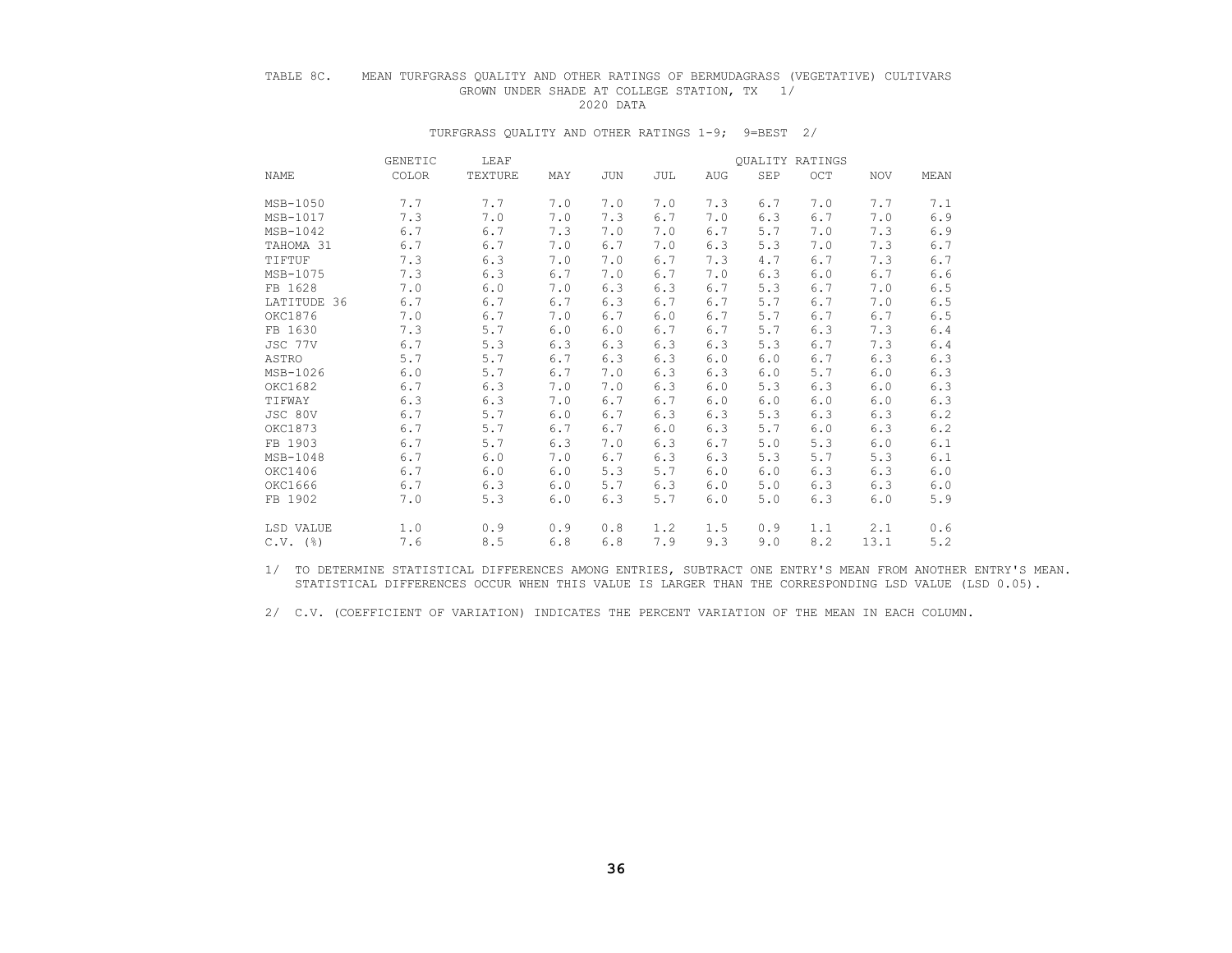TABLE 8C. MEAN TURFGRASS QUALITY AND OTHER RATINGS OF BERMUDAGRASS (VEGETATIVE) CULTIVARS GROWN UNDER SHADE AT COLLEGE STATION, TX 1/
2020 DATA

TURFGRASS QUALITY AND OTHER RATINGS 1-9; 9=BEST 2/

| NAME | GENETIC COLOR | LEAF TEXTURE | QUALITY RATINGS MAY | JUN | JUL | AUG | SEP | OCT | NOV | MEAN |
|---|---|---|---|---|---|---|---|---|---|---|
| MSB-1050 | 7.7 | 7.7 | 7.0 | 7.0 | 7.0 | 7.3 | 6.7 | 7.0 | 7.7 | 7.1 |
| MSB-1017 | 7.3 | 7.0 | 7.0 | 7.3 | 6.7 | 7.0 | 6.3 | 6.7 | 7.0 | 6.9 |
| MSB-1042 | 6.7 | 6.7 | 7.3 | 7.0 | 7.0 | 6.7 | 5.7 | 7.0 | 7.3 | 6.9 |
| TAHOMA 31 | 6.7 | 6.7 | 7.0 | 6.7 | 7.0 | 6.3 | 5.3 | 7.0 | 7.3 | 6.7 |
| TIFTUF | 7.3 | 6.3 | 7.0 | 7.0 | 6.7 | 7.3 | 4.7 | 6.7 | 7.3 | 6.7 |
| MSB-1075 | 7.3 | 6.3 | 6.7 | 7.0 | 6.7 | 7.0 | 6.3 | 6.0 | 6.7 | 6.6 |
| FB 1628 | 7.0 | 6.0 | 7.0 | 6.3 | 6.3 | 6.7 | 5.3 | 6.7 | 7.0 | 6.5 |
| LATITUDE 36 | 6.7 | 6.7 | 6.7 | 6.3 | 6.7 | 6.7 | 5.7 | 6.7 | 7.0 | 6.5 |
| OKC1876 | 7.0 | 6.7 | 7.0 | 6.7 | 6.0 | 6.7 | 5.7 | 6.7 | 6.7 | 6.5 |
| FB 1630 | 7.3 | 5.7 | 6.0 | 6.0 | 6.7 | 6.7 | 5.7 | 6.3 | 7.3 | 6.4 |
| JSC 77V | 6.7 | 5.3 | 6.3 | 6.3 | 6.3 | 6.3 | 5.3 | 6.7 | 7.3 | 6.4 |
| ASTRO | 5.7 | 5.7 | 6.7 | 6.3 | 6.3 | 6.0 | 6.0 | 6.7 | 6.3 | 6.3 |
| MSB-1026 | 6.0 | 5.7 | 6.7 | 7.0 | 6.3 | 6.3 | 6.0 | 5.7 | 6.0 | 6.3 |
| OKC1682 | 6.7 | 6.3 | 7.0 | 7.0 | 6.3 | 6.0 | 5.3 | 6.3 | 6.0 | 6.3 |
| TIFWAY | 6.3 | 6.3 | 7.0 | 6.7 | 6.7 | 6.0 | 6.0 | 6.0 | 6.0 | 6.3 |
| JSC 80V | 6.7 | 5.7 | 6.0 | 6.7 | 6.3 | 6.3 | 5.3 | 6.3 | 6.3 | 6.2 |
| OKC1873 | 6.7 | 5.7 | 6.7 | 6.7 | 6.0 | 6.3 | 5.7 | 6.0 | 6.3 | 6.2 |
| FB 1903 | 6.7 | 5.7 | 6.3 | 7.0 | 6.3 | 6.7 | 5.0 | 5.3 | 6.0 | 6.1 |
| MSB-1048 | 6.7 | 6.0 | 7.0 | 6.7 | 6.3 | 6.3 | 5.3 | 5.7 | 5.3 | 6.1 |
| OKC1406 | 6.7 | 6.0 | 6.0 | 5.3 | 5.7 | 6.0 | 6.0 | 6.3 | 6.3 | 6.0 |
| OKC1666 | 6.7 | 6.3 | 6.0 | 5.7 | 6.3 | 6.0 | 5.0 | 6.3 | 6.3 | 6.0 |
| FB 1902 | 7.0 | 5.3 | 6.0 | 6.3 | 5.7 | 6.0 | 5.0 | 6.3 | 6.0 | 5.9 |
| LSD VALUE | 1.0 | 0.9 | 0.9 | 0.8 | 1.2 | 1.5 | 0.9 | 1.1 | 2.1 | 0.6 |
| C.V. (%) | 7.6 | 8.5 | 6.8 | 6.8 | 7.9 | 9.3 | 9.0 | 8.2 | 13.1 | 5.2 |

1/ TO DETERMINE STATISTICAL DIFFERENCES AMONG ENTRIES, SUBTRACT ONE ENTRY'S MEAN FROM ANOTHER ENTRY'S MEAN. STATISTICAL DIFFERENCES OCCUR WHEN THIS VALUE IS LARGER THAN THE CORRESPONDING LSD VALUE (LSD 0.05).

2/ C.V. (COEFFICIENT OF VARIATION) INDICATES THE PERCENT VARIATION OF THE MEAN IN EACH COLUMN.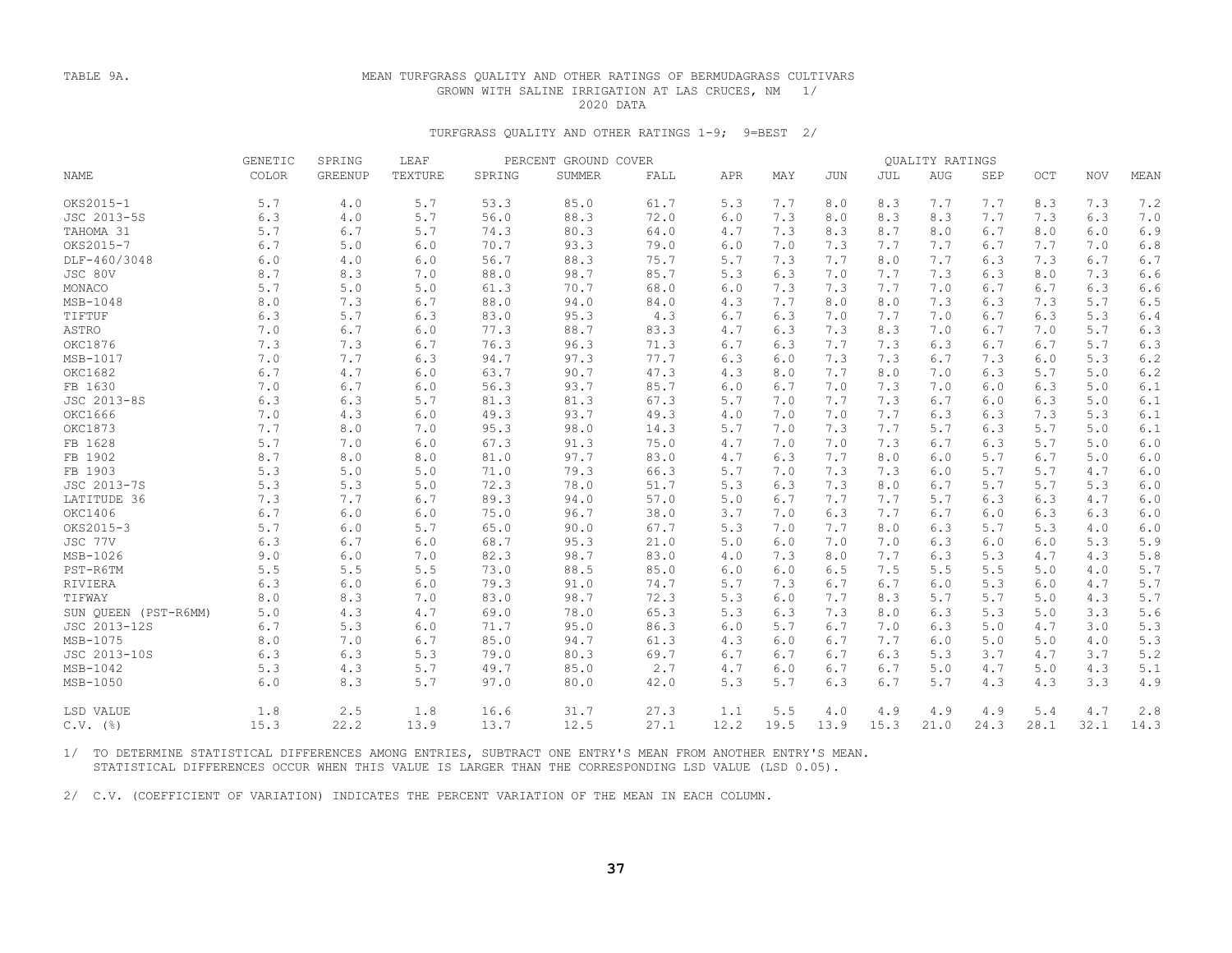TABLE 9A. MEAN TURFGRASS QUALITY AND OTHER RATINGS OF BERMUDAGRASS CULTIVARS GROWN WITH SALINE IRRIGATION AT LAS CRUCES, NM 1/

2020 DATA

TURFGRASS QUALITY AND OTHER RATINGS 1-9; 9=BEST 2/

| NAME | GENETIC COLOR | SPRING GREENUP | LEAF TEXTURE | PERCENT GROUND COVER SPRING | SUMMER | FALL | QUALITY RATINGS APR | MAY | JUN | JUL | AUG | SEP | OCT | NOV | MEAN |
|---|---|---|---|---|---|---|---|---|---|---|---|---|---|---|---|
| OKS2015-1 | 5.7 | 4.0 | 5.7 | 53.3 | 85.0 | 61.7 | 5.3 | 7.7 | 8.0 | 8.3 | 7.7 | 7.7 | 8.3 | 7.3 | 7.2 |
| JSC 2013-5S | 6.3 | 4.0 | 5.7 | 56.0 | 88.3 | 72.0 | 6.0 | 7.3 | 8.0 | 8.3 | 8.3 | 7.7 | 7.3 | 6.3 | 7.0 |
| TAHOMA 31 | 5.7 | 6.7 | 5.7 | 74.3 | 80.3 | 64.0 | 4.7 | 7.3 | 8.3 | 8.7 | 8.0 | 6.7 | 8.0 | 6.0 | 6.9 |
| OKS2015-7 | 6.7 | 5.0 | 6.0 | 70.7 | 93.3 | 79.0 | 6.0 | 7.0 | 7.3 | 7.7 | 7.7 | 6.7 | 7.7 | 7.0 | 6.8 |
| DLF-460/3048 | 6.0 | 4.0 | 6.0 | 56.7 | 88.3 | 75.7 | 5.7 | 7.3 | 7.7 | 8.0 | 7.7 | 6.3 | 7.3 | 6.7 | 6.7 |
| JSC 80V | 8.7 | 8.3 | 7.0 | 88.0 | 98.7 | 85.7 | 5.3 | 6.3 | 7.0 | 7.7 | 7.3 | 6.3 | 8.0 | 7.3 | 6.6 |
| MONACO | 5.7 | 5.0 | 5.0 | 61.3 | 70.7 | 68.0 | 6.0 | 7.3 | 7.3 | 7.7 | 7.0 | 6.7 | 6.7 | 6.3 | 6.6 |
| MSB-1048 | 8.0 | 7.3 | 6.7 | 88.0 | 94.0 | 84.0 | 4.3 | 7.7 | 8.0 | 8.0 | 7.3 | 6.3 | 7.3 | 5.7 | 6.5 |
| TIFTUF | 6.3 | 5.7 | 6.3 | 83.0 | 95.3 | 4.3 | 6.7 | 6.3 | 7.0 | 7.7 | 7.0 | 6.7 | 6.3 | 5.3 | 6.4 |
| ASTRO | 7.0 | 6.7 | 6.0 | 77.3 | 88.7 | 83.3 | 4.7 | 6.3 | 7.3 | 8.3 | 7.0 | 6.7 | 7.0 | 5.7 | 6.3 |
| OKC1876 | 7.3 | 7.3 | 6.7 | 76.3 | 96.3 | 71.3 | 6.7 | 6.3 | 7.7 | 7.3 | 6.3 | 6.7 | 6.7 | 5.7 | 6.3 |
| MSB-1017 | 7.0 | 7.7 | 6.3 | 94.7 | 97.3 | 77.7 | 6.3 | 6.0 | 7.3 | 7.3 | 6.7 | 7.3 | 6.0 | 5.3 | 6.2 |
| OKC1682 | 6.7 | 4.7 | 6.0 | 63.7 | 90.7 | 47.3 | 4.3 | 8.0 | 7.7 | 8.0 | 7.0 | 6.3 | 5.7 | 5.0 | 6.2 |
| FB 1630 | 7.0 | 6.7 | 6.0 | 56.3 | 93.7 | 85.7 | 6.0 | 6.7 | 7.0 | 7.3 | 7.0 | 6.0 | 6.3 | 5.0 | 6.1 |
| JSC 2013-8S | 6.3 | 6.3 | 5.7 | 81.3 | 81.3 | 67.3 | 5.7 | 7.0 | 7.7 | 7.3 | 6.7 | 6.0 | 6.3 | 5.0 | 6.1 |
| OKC1666 | 7.0 | 4.3 | 6.0 | 49.3 | 93.7 | 49.3 | 4.0 | 7.0 | 7.0 | 7.7 | 6.3 | 6.3 | 7.3 | 5.3 | 6.1 |
| OKC1873 | 7.7 | 8.0 | 7.0 | 95.3 | 98.0 | 14.3 | 5.7 | 7.0 | 7.3 | 7.7 | 5.7 | 6.3 | 5.7 | 5.0 | 6.1 |
| FB 1628 | 5.7 | 7.0 | 6.0 | 67.3 | 91.3 | 75.0 | 4.7 | 7.0 | 7.0 | 7.3 | 6.7 | 6.3 | 5.7 | 5.0 | 6.0 |
| FB 1902 | 8.7 | 8.0 | 8.0 | 81.0 | 97.7 | 83.0 | 4.7 | 6.3 | 7.7 | 8.0 | 6.0 | 5.7 | 6.7 | 5.0 | 6.0 |
| FB 1903 | 5.3 | 5.0 | 5.0 | 71.0 | 79.3 | 66.3 | 5.7 | 7.0 | 7.3 | 7.3 | 6.0 | 5.7 | 5.7 | 4.7 | 6.0 |
| JSC 2013-7S | 5.3 | 5.3 | 5.0 | 72.3 | 78.0 | 51.7 | 5.3 | 6.3 | 7.3 | 8.0 | 6.7 | 5.7 | 5.7 | 5.3 | 6.0 |
| LATITUDE 36 | 7.3 | 7.7 | 6.7 | 89.3 | 94.0 | 57.0 | 5.0 | 6.7 | 7.7 | 7.7 | 5.7 | 6.3 | 6.3 | 4.7 | 6.0 |
| OKC1406 | 6.7 | 6.0 | 6.0 | 75.0 | 96.7 | 38.0 | 3.7 | 7.0 | 6.3 | 7.7 | 6.7 | 6.0 | 6.3 | 6.3 | 6.0 |
| OKS2015-3 | 5.7 | 6.0 | 5.7 | 65.0 | 90.0 | 67.7 | 5.3 | 7.0 | 7.7 | 8.0 | 6.3 | 5.7 | 5.3 | 4.0 | 6.0 |
| JSC 77V | 6.3 | 6.7 | 6.0 | 68.7 | 95.3 | 21.0 | 5.0 | 6.0 | 7.0 | 7.0 | 6.3 | 6.0 | 6.0 | 5.3 | 5.9 |
| MSB-1026 | 9.0 | 6.0 | 7.0 | 82.3 | 98.7 | 83.0 | 4.0 | 7.3 | 8.0 | 7.7 | 6.3 | 5.3 | 4.7 | 4.3 | 5.8 |
| PST-R6TM | 5.5 | 5.5 | 5.5 | 73.0 | 88.5 | 85.0 | 6.0 | 6.0 | 6.5 | 7.5 | 5.5 | 5.5 | 5.0 | 4.0 | 5.7 |
| RIVIERA | 6.3 | 6.0 | 6.0 | 79.3 | 91.0 | 74.7 | 5.7 | 7.3 | 6.7 | 6.7 | 6.0 | 5.3 | 6.0 | 4.7 | 5.7 |
| TIFWAY | 8.0 | 8.3 | 7.0 | 83.0 | 98.7 | 72.3 | 5.3 | 6.0 | 7.7 | 8.3 | 5.7 | 5.7 | 5.0 | 4.3 | 5.7 |
| SUN QUEEN (PST-R6MM) | 5.0 | 4.3 | 4.7 | 69.0 | 78.0 | 65.3 | 5.3 | 6.3 | 7.3 | 8.0 | 6.3 | 5.3 | 5.0 | 3.3 | 5.6 |
| JSC 2013-12S | 6.7 | 5.3 | 6.0 | 71.7 | 95.0 | 86.3 | 6.0 | 5.7 | 6.7 | 7.0 | 6.3 | 5.0 | 4.7 | 3.0 | 5.3 |
| MSB-1075 | 8.0 | 7.0 | 6.7 | 85.0 | 94.7 | 61.3 | 4.3 | 6.0 | 6.7 | 7.7 | 6.0 | 5.0 | 5.0 | 4.0 | 5.3 |
| JSC 2013-10S | 6.3 | 6.3 | 5.3 | 79.0 | 80.3 | 69.7 | 6.7 | 6.7 | 6.7 | 6.3 | 5.3 | 3.7 | 4.7 | 3.7 | 5.2 |
| MSB-1042 | 5.3 | 4.3 | 5.7 | 49.7 | 85.0 | 2.7 | 4.7 | 6.0 | 6.7 | 6.7 | 5.0 | 4.7 | 5.0 | 4.3 | 5.1 |
| MSB-1050 | 6.0 | 8.3 | 5.7 | 97.0 | 80.0 | 42.0 | 5.3 | 5.7 | 6.3 | 6.7 | 5.7 | 4.3 | 4.3 | 3.3 | 4.9 |
| LSD VALUE | 1.8 | 2.5 | 1.8 | 16.6 | 31.7 | 27.3 | 1.1 | 5.5 | 4.0 | 4.9 | 4.9 | 4.9 | 5.4 | 4.7 | 2.8 |
| C.V. (%) | 15.3 | 22.2 | 13.9 | 13.7 | 12.5 | 27.1 | 12.2 | 19.5 | 13.9 | 15.3 | 21.0 | 24.3 | 28.1 | 32.1 | 14.3 |

1/ TO DETERMINE STATISTICAL DIFFERENCES AMONG ENTRIES, SUBTRACT ONE ENTRY'S MEAN FROM ANOTHER ENTRY'S MEAN. STATISTICAL DIFFERENCES OCCUR WHEN THIS VALUE IS LARGER THAN THE CORRESPONDING LSD VALUE (LSD 0.05).

2/ C.V. (COEFFICIENT OF VARIATION) INDICATES THE PERCENT VARIATION OF THE MEAN IN EACH COLUMN.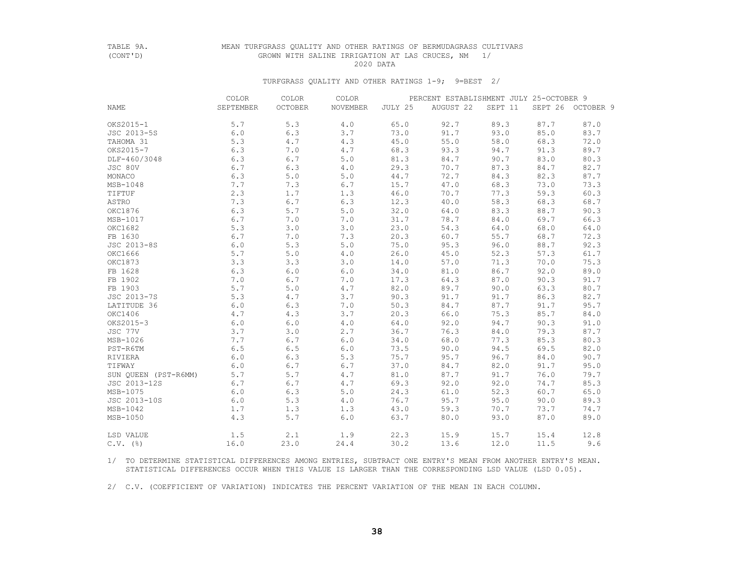TABLE 9A. (CONT'D) MEAN TURFGRASS QUALITY AND OTHER RATINGS OF BERMUDAGRASS CULTIVARS GROWN WITH SALINE IRRIGATION AT LAS CRUCES, NM 1/

2020 DATA

TURFGRASS QUALITY AND OTHER RATINGS 1-9; 9=BEST 2/

| NAME | COLOR SEPTEMBER | COLOR OCTOBER | COLOR NOVEMBER | PERCENT ESTABLISHMENT JULY 25-OCTOBER 9 JULY 25 | AUGUST 22 | SEPT 11 | SEPT 26 | OCTOBER 9 |
|---|---|---|---|---|---|---|---|---|
| OKS2015-1 | 5.7 | 5.3 | 4.0 | 65.0 | 92.7 | 89.3 | 87.7 | 87.0 |
| JSC 2013-5S | 6.0 | 6.3 | 3.7 | 73.0 | 91.7 | 93.0 | 85.0 | 83.7 |
| TAHOMA 31 | 5.3 | 4.7 | 4.3 | 45.0 | 55.0 | 58.0 | 68.3 | 72.0 |
| OKS2015-7 | 6.3 | 7.0 | 4.7 | 68.3 | 93.3 | 94.7 | 91.3 | 89.7 |
| DLF-460/3048 | 6.3 | 6.7 | 5.0 | 81.3 | 84.7 | 90.7 | 83.0 | 80.3 |
| JSC 80V | 6.7 | 6.3 | 4.0 | 29.3 | 70.7 | 87.3 | 84.7 | 82.7 |
| MONACO | 6.3 | 5.0 | 5.0 | 44.7 | 72.7 | 84.3 | 82.3 | 87.7 |
| MSB-1048 | 7.7 | 7.3 | 6.7 | 15.7 | 47.0 | 68.3 | 73.0 | 73.3 |
| TIFTUF | 2.3 | 1.7 | 1.3 | 46.0 | 70.7 | 77.3 | 59.3 | 60.3 |
| ASTRO | 7.3 | 6.7 | 6.3 | 12.3 | 40.0 | 58.3 | 68.3 | 68.7 |
| OKC1876 | 6.3 | 5.7 | 5.0 | 32.0 | 64.0 | 83.3 | 88.7 | 90.3 |
| MSB-1017 | 6.7 | 7.0 | 7.0 | 31.7 | 78.7 | 84.0 | 69.7 | 66.3 |
| OKC1682 | 5.3 | 3.0 | 3.0 | 23.0 | 54.3 | 64.0 | 68.0 | 64.0 |
| FB 1630 | 6.7 | 7.0 | 7.3 | 20.3 | 60.7 | 55.7 | 68.7 | 72.3 |
| JSC 2013-8S | 6.0 | 5.3 | 5.0 | 75.0 | 95.3 | 96.0 | 88.7 | 92.3 |
| OKC1666 | 5.7 | 5.0 | 4.0 | 26.0 | 45.0 | 52.3 | 57.3 | 61.7 |
| OKC1873 | 3.3 | 3.3 | 3.0 | 14.0 | 57.0 | 71.3 | 70.0 | 75.3 |
| FB 1628 | 6.3 | 6.0 | 6.0 | 34.0 | 81.0 | 86.7 | 92.0 | 89.0 |
| FB 1902 | 7.0 | 6.7 | 7.0 | 17.3 | 64.3 | 87.0 | 90.3 | 91.7 |
| FB 1903 | 5.7 | 5.0 | 4.7 | 82.0 | 89.7 | 90.0 | 63.3 | 80.7 |
| JSC 2013-7S | 5.3 | 4.7 | 3.7 | 90.3 | 91.7 | 91.7 | 86.3 | 82.7 |
| LATITUDE 36 | 6.0 | 6.3 | 7.0 | 50.3 | 84.7 | 87.7 | 91.7 | 95.7 |
| OKC1406 | 4.7 | 4.3 | 3.7 | 20.3 | 66.0 | 75.3 | 85.7 | 84.0 |
| OKS2015-3 | 6.0 | 6.0 | 4.0 | 64.0 | 92.0 | 94.7 | 90.3 | 91.0 |
| JSC 77V | 3.7 | 3.0 | 2.7 | 36.7 | 76.3 | 84.0 | 79.3 | 87.7 |
| MSB-1026 | 7.7 | 6.7 | 6.0 | 34.0 | 68.0 | 77.3 | 85.3 | 80.3 |
| PST-R6TM | 6.5 | 6.5 | 6.0 | 73.5 | 90.0 | 94.5 | 69.5 | 82.0 |
| RIVIERA | 6.0 | 6.3 | 5.3 | 75.7 | 95.7 | 96.7 | 84.0 | 90.7 |
| TIFWAY | 6.0 | 6.7 | 6.7 | 37.0 | 84.7 | 82.0 | 91.7 | 95.0 |
| SUN QUEEN (PST-R6MM) | 5.7 | 5.7 | 4.7 | 81.0 | 87.7 | 91.7 | 76.0 | 79.7 |
| JSC 2013-12S | 6.7 | 6.7 | 4.7 | 69.3 | 92.0 | 92.0 | 74.7 | 85.3 |
| MSB-1075 | 6.0 | 6.3 | 5.0 | 24.3 | 61.0 | 52.3 | 60.7 | 65.0 |
| JSC 2013-10S | 6.0 | 5.3 | 4.0 | 76.7 | 95.7 | 95.0 | 90.0 | 89.3 |
| MSB-1042 | 1.7 | 1.3 | 1.3 | 43.0 | 59.3 | 70.7 | 73.7 | 74.7 |
| MSB-1050 | 4.3 | 5.7 | 6.0 | 63.7 | 80.0 | 93.0 | 87.0 | 89.0 |
| LSD VALUE | 1.5 | 2.1 | 1.9 | 22.3 | 15.9 | 15.7 | 15.4 | 12.8 |
| C.V. (%) | 16.0 | 23.0 | 24.4 | 30.2 | 13.6 | 12.0 | 11.5 | 9.6 |

1/ TO DETERMINE STATISTICAL DIFFERENCES AMONG ENTRIES, SUBTRACT ONE ENTRY'S MEAN FROM ANOTHER ENTRY'S MEAN. STATISTICAL DIFFERENCES OCCUR WHEN THIS VALUE IS LARGER THAN THE CORRESPONDING LSD VALUE (LSD 0.05).

2/ C.V. (COEFFICIENT OF VARIATION) INDICATES THE PERCENT VARIATION OF THE MEAN IN EACH COLUMN.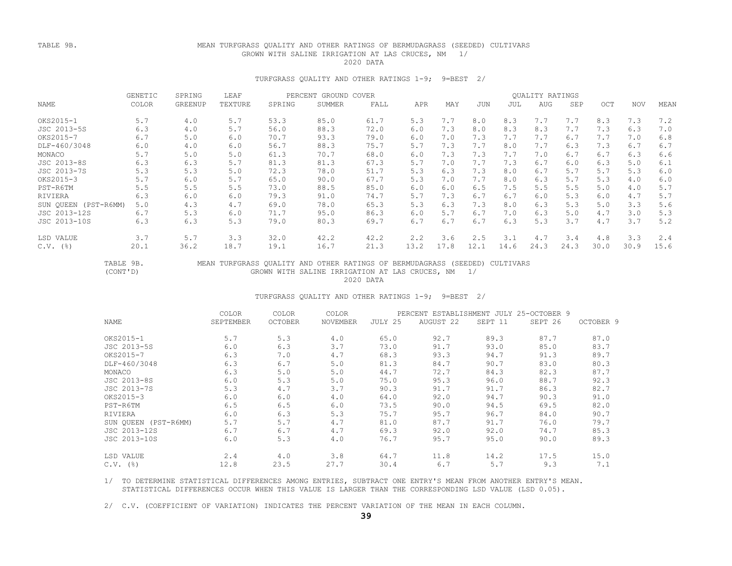TABLE 9B. MEAN TURFGRASS QUALITY AND OTHER RATINGS OF BERMUDAGRASS (SEEDED) CULTIVARS GROWN WITH SALINE IRRIGATION AT LAS CRUCES, NM 1/

2020 DATA

TURFGRASS QUALITY AND OTHER RATINGS 1-9; 9=BEST 2/

| NAME | GENETIC COLOR | SPRING GREENUP | LEAF TEXTURE | PERCENT GROUND COVER SPRING | SUMMER | FALL | QUALITY RATINGS APR | MAY | JUN | JUL | AUG | SEP | OCT | NOV | MEAN |
|---|---|---|---|---|---|---|---|---|---|---|---|---|---|---|---|
| OKS2015-1 | 5.7 | 4.0 | 5.7 | 53.3 | 85.0 | 61.7 | 5.3 | 7.7 | 8.0 | 8.3 | 7.7 | 7.7 | 8.3 | 7.3 | 7.2 |
| JSC 2013-5S | 6.3 | 4.0 | 5.7 | 56.0 | 88.3 | 72.0 | 6.0 | 7.3 | 8.0 | 8.3 | 8.3 | 7.7 | 7.3 | 6.3 | 7.0 |
| OKS2015-7 | 6.7 | 5.0 | 6.0 | 70.7 | 93.3 | 79.0 | 6.0 | 7.0 | 7.3 | 7.7 | 7.7 | 6.7 | 7.7 | 7.0 | 6.8 |
| DLF-460/3048 | 6.0 | 4.0 | 6.0 | 56.7 | 88.3 | 75.7 | 5.7 | 7.3 | 7.7 | 8.0 | 7.7 | 6.3 | 7.3 | 6.7 | 6.7 |
| MONACO | 5.7 | 5.0 | 5.0 | 61.3 | 70.7 | 68.0 | 6.0 | 7.3 | 7.3 | 7.7 | 7.0 | 6.7 | 6.7 | 6.3 | 6.6 |
| JSC 2013-8S | 6.3 | 6.3 | 5.7 | 81.3 | 81.3 | 67.3 | 5.7 | 7.0 | 7.7 | 7.3 | 6.7 | 6.0 | 6.3 | 5.0 | 6.1 |
| JSC 2013-7S | 5.3 | 5.3 | 5.0 | 72.3 | 78.0 | 51.7 | 5.3 | 6.3 | 7.3 | 8.0 | 6.7 | 5.7 | 5.7 | 5.3 | 6.0 |
| OKS2015-3 | 5.7 | 6.0 | 5.7 | 65.0 | 90.0 | 67.7 | 5.3 | 7.0 | 7.7 | 8.0 | 6.3 | 5.7 | 5.3 | 4.0 | 6.0 |
| PST-R6TM | 5.5 | 5.5 | 5.5 | 73.0 | 88.5 | 85.0 | 6.0 | 6.0 | 6.5 | 7.5 | 5.5 | 5.5 | 5.0 | 4.0 | 5.7 |
| RIVIERA | 6.3 | 6.0 | 6.0 | 79.3 | 91.0 | 74.7 | 5.7 | 7.3 | 6.7 | 6.7 | 6.0 | 5.3 | 6.0 | 4.7 | 5.7 |
| SUN QUEEN (PST-R6MM) | 5.0 | 4.3 | 4.7 | 69.0 | 78.0 | 65.3 | 5.3 | 6.3 | 7.3 | 8.0 | 6.3 | 5.3 | 5.0 | 3.3 | 5.6 |
| JSC 2013-12S | 6.7 | 5.3 | 6.0 | 71.7 | 95.0 | 86.3 | 6.0 | 5.7 | 6.7 | 7.0 | 6.3 | 5.0 | 4.7 | 3.0 | 5.3 |
| JSC 2013-10S | 6.3 | 6.3 | 5.3 | 79.0 | 80.3 | 69.7 | 6.7 | 6.7 | 6.7 | 6.3 | 5.3 | 3.7 | 4.7 | 3.7 | 5.2 |
| LSD VALUE | 3.7 | 5.7 | 3.3 | 32.0 | 42.2 | 42.2 | 2.2 | 3.6 | 2.5 | 3.1 | 4.7 | 3.4 | 4.8 | 3.3 | 2.4 |
| C.V. (%) | 20.1 | 36.2 | 18.7 | 19.1 | 16.7 | 21.3 | 13.2 | 17.8 | 12.1 | 14.6 | 24.3 | 24.3 | 30.0 | 30.9 | 15.6 |

TABLE 9B. (CONT'D) MEAN TURFGRASS QUALITY AND OTHER RATINGS OF BERMUDAGRASS (SEEDED) CULTIVARS GROWN WITH SALINE IRRIGATION AT LAS CRUCES, NM 1/

2020 DATA

TURFGRASS QUALITY AND OTHER RATINGS 1-9; 9=BEST 2/

| NAME | COLOR SEPTEMBER | COLOR OCTOBER | COLOR NOVEMBER | PERCENT ESTABLISHMENT JULY 25-OCTOBER 9 JULY 25 | AUGUST 22 | SEPT 11 | SEPT 26 | OCTOBER 9 |
|---|---|---|---|---|---|---|---|---|
| OKS2015-1 | 5.7 | 5.3 | 4.0 | 65.0 | 92.7 | 89.3 | 87.7 | 87.0 |
| JSC 2013-5S | 6.0 | 6.3 | 3.7 | 73.0 | 91.7 | 93.0 | 85.0 | 83.7 |
| OKS2015-7 | 6.3 | 7.0 | 4.7 | 68.3 | 93.3 | 94.7 | 91.3 | 89.7 |
| DLF-460/3048 | 6.3 | 6.7 | 5.0 | 81.3 | 84.7 | 90.7 | 83.0 | 80.3 |
| MONACO | 6.3 | 5.0 | 5.0 | 44.7 | 72.7 | 84.3 | 82.3 | 87.7 |
| JSC 2013-8S | 6.0 | 5.3 | 5.0 | 75.0 | 95.3 | 96.0 | 88.7 | 92.3 |
| JSC 2013-7S | 5.3 | 4.7 | 3.7 | 90.3 | 91.7 | 91.7 | 86.3 | 82.7 |
| OKS2015-3 | 6.0 | 6.0 | 4.0 | 64.0 | 92.0 | 94.7 | 90.3 | 91.0 |
| PST-R6TM | 6.5 | 6.5 | 6.0 | 73.5 | 90.0 | 94.5 | 69.5 | 82.0 |
| RIVIERA | 6.0 | 6.3 | 5.3 | 75.7 | 95.7 | 96.7 | 84.0 | 90.7 |
| SUN QUEEN (PST-R6MM) | 5.7 | 5.7 | 4.7 | 81.0 | 87.7 | 91.7 | 76.0 | 79.7 |
| JSC 2013-12S | 6.7 | 6.7 | 4.7 | 69.3 | 92.0 | 92.0 | 74.7 | 85.3 |
| JSC 2013-10S | 6.0 | 5.3 | 4.0 | 76.7 | 95.7 | 95.0 | 90.0 | 89.3 |
| LSD VALUE | 2.4 | 4.0 | 3.8 | 64.7 | 11.8 | 14.2 | 17.5 | 15.0 |
| C.V. (%) | 12.8 | 23.5 | 27.7 | 30.4 | 6.7 | 5.7 | 9.3 | 7.1 |

1/ TO DETERMINE STATISTICAL DIFFERENCES AMONG ENTRIES, SUBTRACT ONE ENTRY'S MEAN FROM ANOTHER ENTRY'S MEAN. STATISTICAL DIFFERENCES OCCUR WHEN THIS VALUE IS LARGER THAN THE CORRESPONDING LSD VALUE (LSD 0.05).

2/ C.V. (COEFFICIENT OF VARIATION) INDICATES THE PERCENT VARIATION OF THE MEAN IN EACH COLUMN.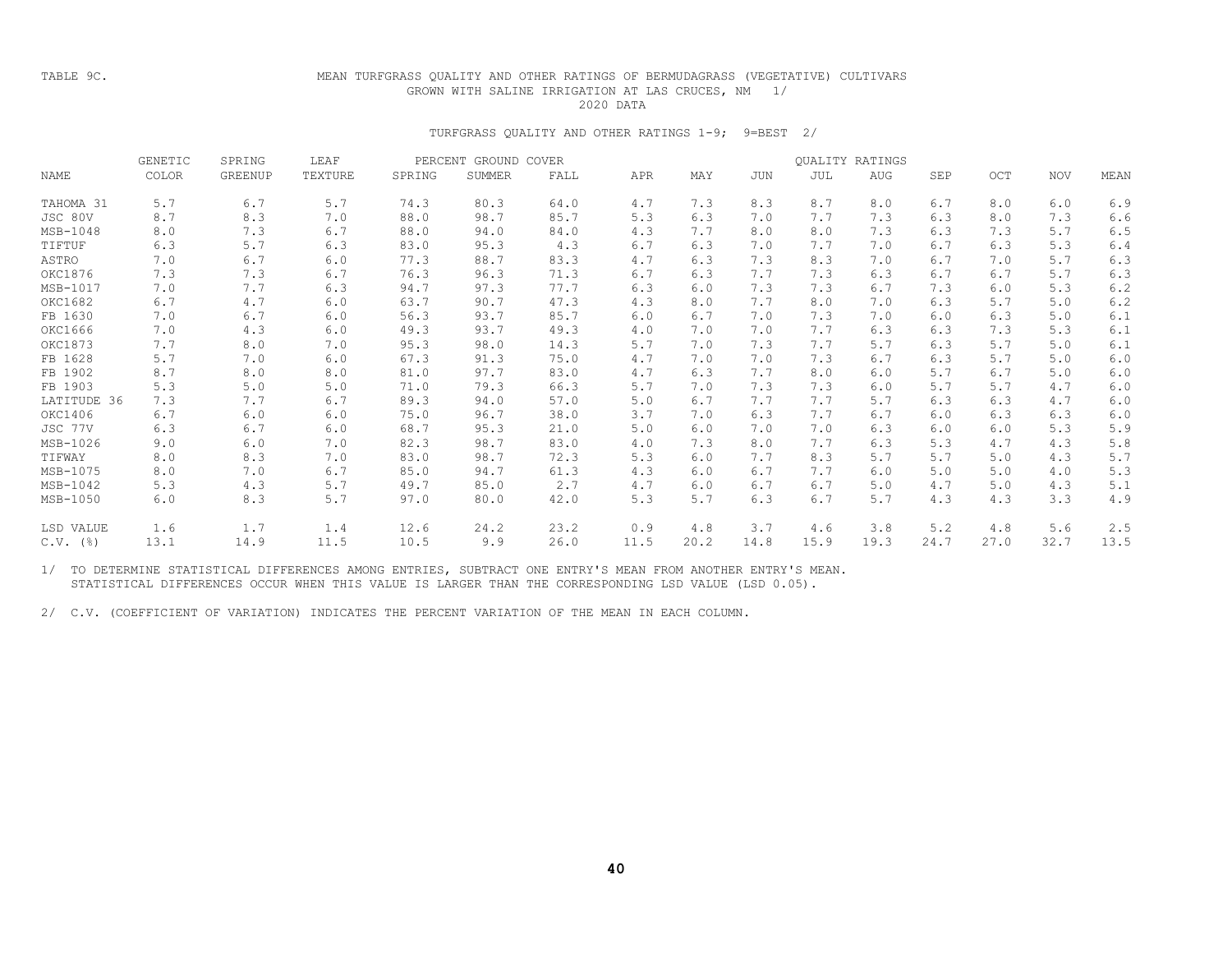TABLE 9C. MEAN TURFGRASS QUALITY AND OTHER RATINGS OF BERMUDAGRASS (VEGETATIVE) CULTIVARS GROWN WITH SALINE IRRIGATION AT LAS CRUCES, NM 1/

2020 DATA

TURFGRASS QUALITY AND OTHER RATINGS 1-9; 9=BEST 2/

| NAME | GENETIC COLOR | SPRING GREENUP | LEAF TEXTURE | PERCENT GROUND COVER SPRING | SUMMER | FALL | QUALITY RATINGS APR | MAY | JUN | JUL | AUG | SEP | OCT | NOV | MEAN |
|---|---|---|---|---|---|---|---|---|---|---|---|---|---|---|---|
| TAHOMA 31 | 5.7 | 6.7 | 5.7 | 74.3 | 80.3 | 64.0 | 4.7 | 7.3 | 8.3 | 8.7 | 8.0 | 6.7 | 8.0 | 6.0 | 6.9 |
| JSC 80V | 8.7 | 8.3 | 7.0 | 88.0 | 98.7 | 85.7 | 5.3 | 6.3 | 7.0 | 7.7 | 7.3 | 6.3 | 8.0 | 7.3 | 6.6 |
| MSB-1048 | 8.0 | 7.3 | 6.7 | 88.0 | 94.0 | 84.0 | 4.3 | 7.7 | 8.0 | 8.0 | 7.3 | 6.3 | 7.3 | 5.7 | 6.5 |
| TIFTUF | 6.3 | 5.7 | 6.3 | 83.0 | 95.3 | 4.3 | 6.7 | 6.3 | 7.0 | 7.7 | 7.0 | 6.7 | 6.3 | 5.3 | 6.4 |
| ASTRO | 7.0 | 6.7 | 6.0 | 77.3 | 88.7 | 83.3 | 4.7 | 6.3 | 7.3 | 8.3 | 7.0 | 6.7 | 7.0 | 5.7 | 6.3 |
| OKC1876 | 7.3 | 7.3 | 6.7 | 76.3 | 96.3 | 71.3 | 6.7 | 6.3 | 7.7 | 7.3 | 6.3 | 6.7 | 6.7 | 5.7 | 6.3 |
| MSB-1017 | 7.0 | 7.7 | 6.3 | 94.7 | 97.3 | 77.7 | 6.3 | 6.0 | 7.3 | 7.3 | 6.7 | 7.3 | 6.0 | 5.3 | 6.2 |
| OKC1682 | 6.7 | 4.7 | 6.0 | 63.7 | 90.7 | 47.3 | 4.3 | 8.0 | 7.7 | 8.0 | 7.0 | 6.3 | 5.7 | 5.0 | 6.2 |
| FB 1630 | 7.0 | 6.7 | 6.0 | 56.3 | 93.7 | 85.7 | 6.0 | 6.7 | 7.0 | 7.3 | 7.0 | 6.0 | 6.3 | 5.0 | 6.1 |
| OKC1666 | 7.0 | 4.3 | 6.0 | 49.3 | 93.7 | 49.3 | 4.0 | 7.0 | 7.0 | 7.7 | 6.3 | 6.3 | 7.3 | 5.3 | 6.1 |
| OKC1873 | 7.7 | 8.0 | 7.0 | 95.3 | 98.0 | 14.3 | 5.7 | 7.0 | 7.3 | 7.7 | 5.7 | 6.3 | 5.7 | 5.0 | 6.1 |
| FB 1628 | 5.7 | 7.0 | 6.0 | 67.3 | 91.3 | 75.0 | 4.7 | 7.0 | 7.0 | 7.3 | 6.7 | 6.3 | 5.7 | 5.0 | 6.0 |
| FB 1902 | 8.7 | 8.0 | 8.0 | 81.0 | 97.7 | 83.0 | 4.7 | 6.3 | 7.7 | 8.0 | 6.0 | 5.7 | 6.7 | 5.0 | 6.0 |
| FB 1903 | 5.3 | 5.0 | 5.0 | 71.0 | 79.3 | 66.3 | 5.7 | 7.0 | 7.3 | 7.3 | 6.0 | 5.7 | 5.7 | 4.7 | 6.0 |
| LATITUDE 36 | 7.3 | 7.7 | 6.7 | 89.3 | 94.0 | 57.0 | 5.0 | 6.7 | 7.7 | 7.7 | 5.7 | 6.3 | 6.3 | 4.7 | 6.0 |
| OKC1406 | 6.7 | 6.0 | 6.0 | 75.0 | 96.7 | 38.0 | 3.7 | 7.0 | 6.3 | 7.7 | 6.7 | 6.0 | 6.3 | 6.3 | 6.0 |
| JSC 77V | 6.3 | 6.7 | 6.0 | 68.7 | 95.3 | 21.0 | 5.0 | 6.0 | 7.0 | 7.0 | 6.3 | 6.0 | 6.0 | 5.3 | 5.9 |
| MSB-1026 | 9.0 | 6.0 | 7.0 | 82.3 | 98.7 | 83.0 | 4.0 | 7.3 | 8.0 | 7.7 | 6.3 | 5.3 | 4.7 | 4.3 | 5.8 |
| TIFWAY | 8.0 | 8.3 | 7.0 | 83.0 | 98.7 | 72.3 | 5.3 | 6.0 | 7.7 | 8.3 | 5.7 | 5.7 | 5.0 | 4.3 | 5.7 |
| MSB-1075 | 8.0 | 7.0 | 6.7 | 85.0 | 94.7 | 61.3 | 4.3 | 6.0 | 6.7 | 7.7 | 6.0 | 5.0 | 5.0 | 4.0 | 5.3 |
| MSB-1042 | 5.3 | 4.3 | 5.7 | 49.7 | 85.0 | 2.7 | 4.7 | 6.0 | 6.7 | 6.7 | 5.0 | 4.7 | 5.0 | 4.3 | 5.1 |
| MSB-1050 | 6.0 | 8.3 | 5.7 | 97.0 | 80.0 | 42.0 | 5.3 | 5.7 | 6.3 | 6.7 | 5.7 | 4.3 | 4.3 | 3.3 | 4.9 |
| LSD VALUE | 1.6 | 1.7 | 1.4 | 12.6 | 24.2 | 23.2 | 0.9 | 4.8 | 3.7 | 4.6 | 3.8 | 5.2 | 4.8 | 5.6 | 2.5 |
| C.V. (%) | 13.1 | 14.9 | 11.5 | 10.5 | 9.9 | 26.0 | 11.5 | 20.2 | 14.8 | 15.9 | 19.3 | 24.7 | 27.0 | 32.7 | 13.5 |

1/ TO DETERMINE STATISTICAL DIFFERENCES AMONG ENTRIES, SUBTRACT ONE ENTRY'S MEAN FROM ANOTHER ENTRY'S MEAN. STATISTICAL DIFFERENCES OCCUR WHEN THIS VALUE IS LARGER THAN THE CORRESPONDING LSD VALUE (LSD 0.05).

2/ C.V. (COEFFICIENT OF VARIATION) INDICATES THE PERCENT VARIATION OF THE MEAN IN EACH COLUMN.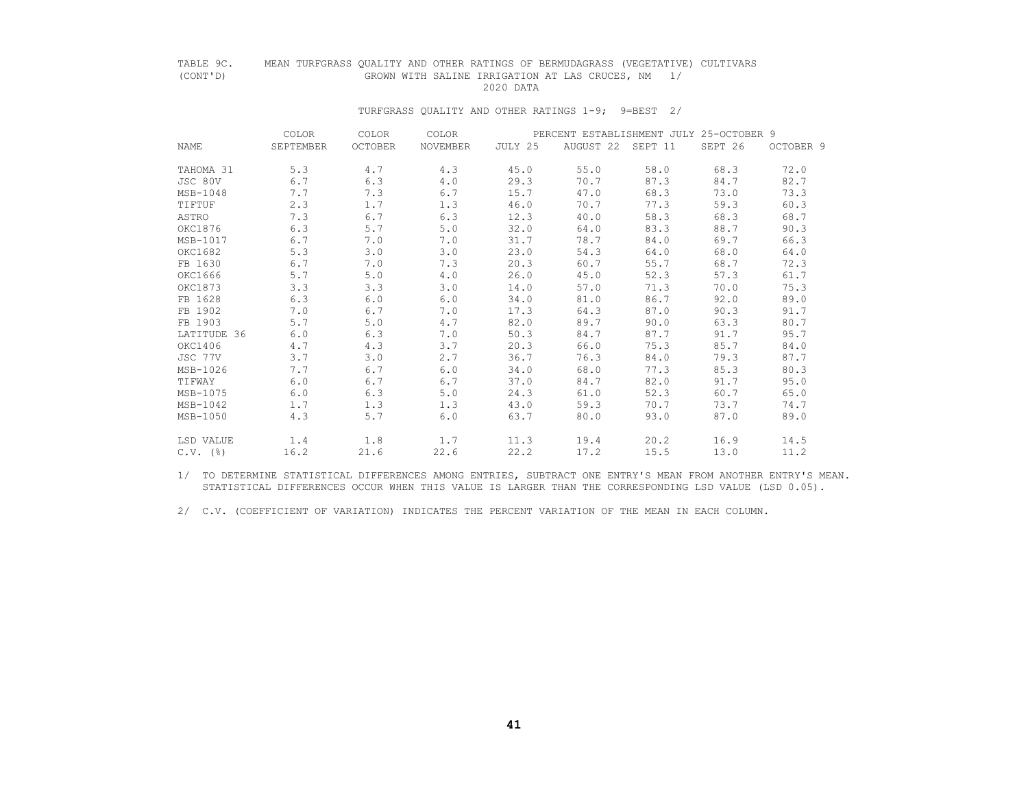TABLE 9C. (CONT'D) MEAN TURFGRASS QUALITY AND OTHER RATINGS OF BERMUDAGRASS (VEGETATIVE) CULTIVARS GROWN WITH SALINE IRRIGATION AT LAS CRUCES, NM 1/

2020 DATA

TURFGRASS QUALITY AND OTHER RATINGS 1-9; 9=BEST 2/

| NAME | COLOR SEPTEMBER | COLOR OCTOBER | COLOR NOVEMBER | PERCENT ESTABLISHMENT JULY 25-OCTOBER 9 JULY 25 | AUGUST 22 | SEPT 11 | SEPT 26 | OCTOBER 9 |
|---|---|---|---|---|---|---|---|---|
| TAHOMA 31 | 5.3 | 4.7 | 4.3 | 45.0 | 55.0 | 58.0 | 68.3 | 72.0 |
| JSC 80V | 6.7 | 6.3 | 4.0 | 29.3 | 70.7 | 87.3 | 84.7 | 82.7 |
| MSB-1048 | 7.7 | 7.3 | 6.7 | 15.7 | 47.0 | 68.3 | 73.0 | 73.3 |
| TIFTUF | 2.3 | 1.7 | 1.3 | 46.0 | 70.7 | 77.3 | 59.3 | 60.3 |
| ASTRO | 7.3 | 6.7 | 6.3 | 12.3 | 40.0 | 58.3 | 68.3 | 68.7 |
| OKC1876 | 6.3 | 5.7 | 5.0 | 32.0 | 64.0 | 83.3 | 88.7 | 90.3 |
| MSB-1017 | 6.7 | 7.0 | 7.0 | 31.7 | 78.7 | 84.0 | 69.7 | 66.3 |
| OKC1682 | 5.3 | 3.0 | 3.0 | 23.0 | 54.3 | 64.0 | 68.0 | 64.0 |
| FB 1630 | 6.7 | 7.0 | 7.3 | 20.3 | 60.7 | 55.7 | 68.7 | 72.3 |
| OKC1666 | 5.7 | 5.0 | 4.0 | 26.0 | 45.0 | 52.3 | 57.3 | 61.7 |
| OKC1873 | 3.3 | 3.3 | 3.0 | 14.0 | 57.0 | 71.3 | 70.0 | 75.3 |
| FB 1628 | 6.3 | 6.0 | 6.0 | 34.0 | 81.0 | 86.7 | 92.0 | 89.0 |
| FB 1902 | 7.0 | 6.7 | 7.0 | 17.3 | 64.3 | 87.0 | 90.3 | 91.7 |
| FB 1903 | 5.7 | 5.0 | 4.7 | 82.0 | 89.7 | 90.0 | 63.3 | 80.7 |
| LATITUDE 36 | 6.0 | 6.3 | 7.0 | 50.3 | 84.7 | 87.7 | 91.7 | 95.7 |
| OKC1406 | 4.7 | 4.3 | 3.7 | 20.3 | 66.0 | 75.3 | 85.7 | 84.0 |
| JSC 77V | 3.7 | 3.0 | 2.7 | 36.7 | 76.3 | 84.0 | 79.3 | 87.7 |
| MSB-1026 | 7.7 | 6.7 | 6.0 | 34.0 | 68.0 | 77.3 | 85.3 | 80.3 |
| TIFWAY | 6.0 | 6.7 | 6.7 | 37.0 | 84.7 | 82.0 | 91.7 | 95.0 |
| MSB-1075 | 6.0 | 6.3 | 5.0 | 24.3 | 61.0 | 52.3 | 60.7 | 65.0 |
| MSB-1042 | 1.7 | 1.3 | 1.3 | 43.0 | 59.3 | 70.7 | 73.7 | 74.7 |
| MSB-1050 | 4.3 | 5.7 | 6.0 | 63.7 | 80.0 | 93.0 | 87.0 | 89.0 |
| LSD VALUE | 1.4 | 1.8 | 1.7 | 11.3 | 19.4 | 20.2 | 16.9 | 14.5 |
| C.V. (%) | 16.2 | 21.6 | 22.6 | 22.2 | 17.2 | 15.5 | 13.0 | 11.2 |

1/ TO DETERMINE STATISTICAL DIFFERENCES AMONG ENTRIES, SUBTRACT ONE ENTRY'S MEAN FROM ANOTHER ENTRY'S MEAN. STATISTICAL DIFFERENCES OCCUR WHEN THIS VALUE IS LARGER THAN THE CORRESPONDING LSD VALUE (LSD 0.05).

2/ C.V. (COEFFICIENT OF VARIATION) INDICATES THE PERCENT VARIATION OF THE MEAN IN EACH COLUMN.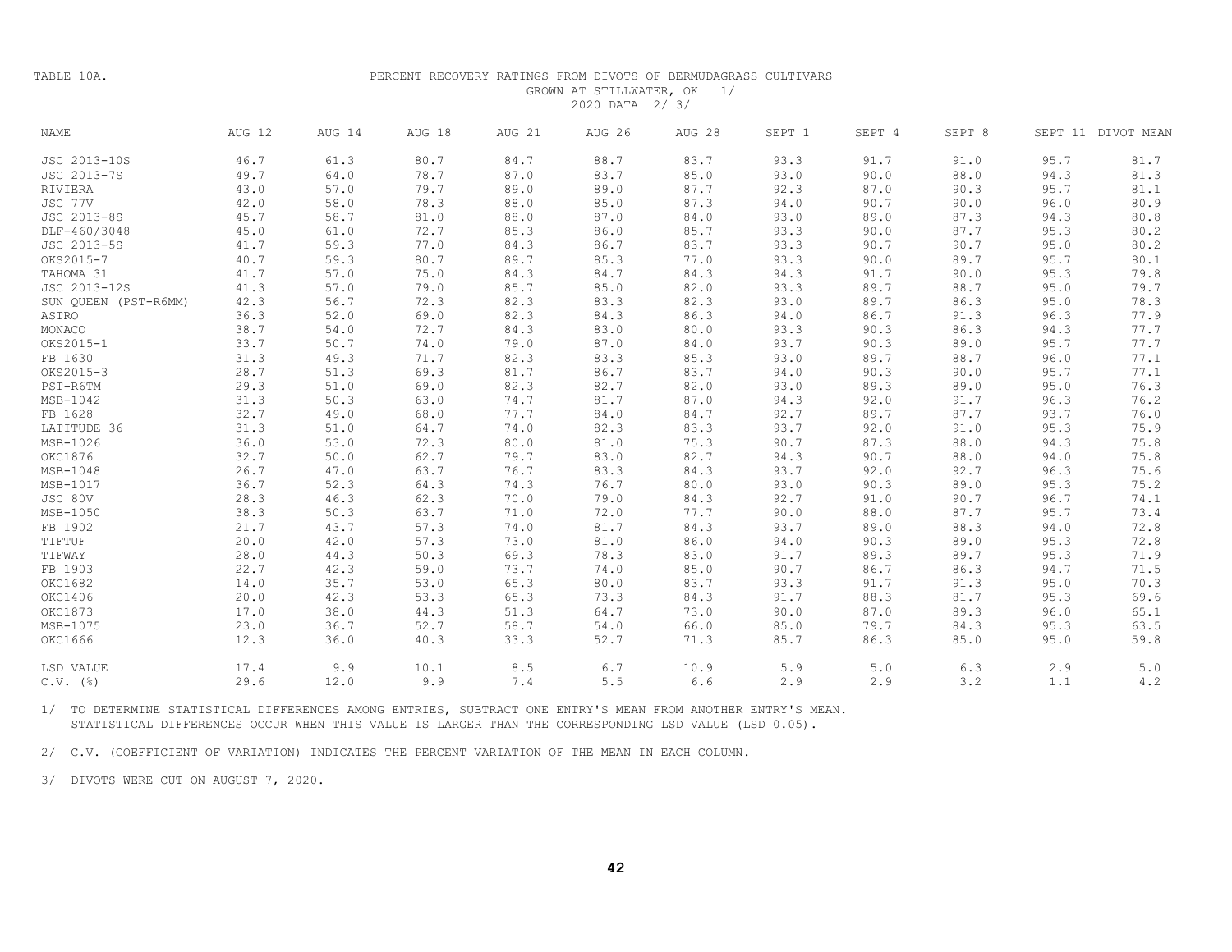TABLE 10A.

PERCENT RECOVERY RATINGS FROM DIVOTS OF BERMUDAGRASS CULTIVARS GROWN AT STILLWATER, OK 1/

2020 DATA 2/ 3/

| NAME | AUG 12 | AUG 14 | AUG 18 | AUG 21 | AUG 26 | AUG 28 | SEPT 1 | SEPT 4 | SEPT 8 | SEPT 11 | DIVOT MEAN |
|---|---|---|---|---|---|---|---|---|---|---|---|
| JSC 2013-10S | 46.7 | 61.3 | 80.7 | 84.7 | 88.7 | 83.7 | 93.3 | 91.7 | 91.0 | 95.7 | 81.7 |
| JSC 2013-7S | 49.7 | 64.0 | 78.7 | 87.0 | 83.7 | 85.0 | 93.0 | 90.0 | 88.0 | 94.3 | 81.3 |
| RIVIERA | 43.0 | 57.0 | 79.7 | 89.0 | 89.0 | 87.7 | 92.3 | 87.0 | 90.3 | 95.7 | 81.1 |
| JSC 77V | 42.0 | 58.0 | 78.3 | 88.0 | 85.0 | 87.3 | 94.0 | 90.7 | 90.0 | 96.0 | 80.9 |
| JSC 2013-8S | 45.7 | 58.7 | 81.0 | 88.0 | 87.0 | 84.0 | 93.0 | 89.0 | 87.3 | 94.3 | 80.8 |
| DLF-460/3048 | 45.0 | 61.0 | 72.7 | 85.3 | 86.0 | 85.7 | 93.3 | 90.0 | 87.7 | 95.3 | 80.2 |
| JSC 2013-5S | 41.7 | 59.3 | 77.0 | 84.3 | 86.7 | 83.7 | 93.3 | 90.7 | 90.7 | 95.0 | 80.2 |
| OKS2015-7 | 40.7 | 59.3 | 80.7 | 89.7 | 85.3 | 77.0 | 93.3 | 90.0 | 89.7 | 95.7 | 80.1 |
| TAHOMA 31 | 41.7 | 57.0 | 75.0 | 84.3 | 84.7 | 84.3 | 94.3 | 91.7 | 90.0 | 95.3 | 79.8 |
| JSC 2013-12S | 41.3 | 57.0 | 79.0 | 85.7 | 85.0 | 82.0 | 93.3 | 89.7 | 88.7 | 95.0 | 79.7 |
| SUN QUEEN (PST-R6MM) | 42.3 | 56.7 | 72.3 | 82.3 | 83.3 | 82.3 | 93.0 | 89.7 | 86.3 | 95.0 | 78.3 |
| ASTRO | 36.3 | 52.0 | 69.0 | 82.3 | 84.3 | 86.3 | 94.0 | 86.7 | 91.3 | 96.3 | 77.9 |
| MONACO | 38.7 | 54.0 | 72.7 | 84.3 | 83.0 | 80.0 | 93.3 | 90.3 | 86.3 | 94.3 | 77.7 |
| OKS2015-1 | 33.7 | 50.7 | 74.0 | 79.0 | 87.0 | 84.0 | 93.7 | 90.3 | 89.0 | 95.7 | 77.7 |
| FB 1630 | 31.3 | 49.3 | 71.7 | 82.3 | 83.3 | 85.3 | 93.0 | 89.7 | 88.7 | 96.0 | 77.1 |
| OKS2015-3 | 28.7 | 51.3 | 69.3 | 81.7 | 86.7 | 83.7 | 94.0 | 90.3 | 90.0 | 95.7 | 77.1 |
| PST-R6TM | 29.3 | 51.0 | 69.0 | 82.3 | 82.7 | 82.0 | 93.0 | 89.3 | 89.0 | 95.0 | 76.3 |
| MSB-1042 | 31.3 | 50.3 | 63.0 | 74.7 | 81.7 | 87.0 | 94.3 | 92.0 | 91.7 | 96.3 | 76.2 |
| FB 1628 | 32.7 | 49.0 | 68.0 | 77.7 | 84.0 | 84.7 | 92.7 | 89.7 | 87.7 | 93.7 | 76.0 |
| LATITUDE 36 | 31.3 | 51.0 | 64.7 | 74.0 | 82.3 | 83.3 | 93.7 | 92.0 | 91.0 | 95.3 | 75.9 |
| MSB-1026 | 36.0 | 53.0 | 72.3 | 80.0 | 81.0 | 75.3 | 90.7 | 87.3 | 88.0 | 94.3 | 75.8 |
| OKC1876 | 32.7 | 50.0 | 62.7 | 79.7 | 83.0 | 82.7 | 94.3 | 90.7 | 88.0 | 94.0 | 75.8 |
| MSB-1048 | 26.7 | 47.0 | 63.7 | 76.7 | 83.3 | 84.3 | 93.7 | 92.0 | 92.7 | 96.3 | 75.6 |
| MSB-1017 | 36.7 | 52.3 | 64.3 | 74.3 | 76.7 | 80.0 | 93.0 | 90.3 | 89.0 | 95.3 | 75.2 |
| JSC 80V | 28.3 | 46.3 | 62.3 | 70.0 | 79.0 | 84.3 | 92.7 | 91.0 | 90.7 | 96.7 | 74.1 |
| MSB-1050 | 38.3 | 50.3 | 63.7 | 71.0 | 72.0 | 77.7 | 90.0 | 88.0 | 87.7 | 95.7 | 73.4 |
| FB 1902 | 21.7 | 43.7 | 57.3 | 74.0 | 81.7 | 84.3 | 93.7 | 89.0 | 88.3 | 94.0 | 72.8 |
| TIFTUF | 20.0 | 42.0 | 57.3 | 73.0 | 81.0 | 86.0 | 94.0 | 90.3 | 89.0 | 95.3 | 72.8 |
| TIFWAY | 28.0 | 44.3 | 50.3 | 69.3 | 78.3 | 83.0 | 91.7 | 89.3 | 89.7 | 95.3 | 71.9 |
| FB 1903 | 22.7 | 42.3 | 59.0 | 73.7 | 74.0 | 85.0 | 90.7 | 86.7 | 86.3 | 94.7 | 71.5 |
| OKC1682 | 14.0 | 35.7 | 53.0 | 65.3 | 80.0 | 83.7 | 93.3 | 91.7 | 91.3 | 95.0 | 70.3 |
| OKC1406 | 20.0 | 42.3 | 53.3 | 65.3 | 73.3 | 84.3 | 91.7 | 88.3 | 81.7 | 95.3 | 69.6 |
| OKC1873 | 17.0 | 38.0 | 44.3 | 51.3 | 64.7 | 73.0 | 90.0 | 87.0 | 89.3 | 96.0 | 65.1 |
| MSB-1075 | 23.0 | 36.7 | 52.7 | 58.7 | 54.0 | 66.0 | 85.0 | 79.7 | 84.3 | 95.3 | 63.5 |
| OKC1666 | 12.3 | 36.0 | 40.3 | 33.3 | 52.7 | 71.3 | 85.7 | 86.3 | 85.0 | 95.0 | 59.8 |
| LSD VALUE | 17.4 | 9.9 | 10.1 | 8.5 | 6.7 | 10.9 | 5.9 | 5.0 | 6.3 | 2.9 | 5.0 |
| C.V. (%) | 29.6 | 12.0 | 9.9 | 7.4 | 5.5 | 6.6 | 2.9 | 2.9 | 3.2 | 1.1 | 4.2 |

1/ TO DETERMINE STATISTICAL DIFFERENCES AMONG ENTRIES, SUBTRACT ONE ENTRY'S MEAN FROM ANOTHER ENTRY'S MEAN. STATISTICAL DIFFERENCES OCCUR WHEN THIS VALUE IS LARGER THAN THE CORRESPONDING LSD VALUE (LSD 0.05).

2/ C.V. (COEFFICIENT OF VARIATION) INDICATES THE PERCENT VARIATION OF THE MEAN IN EACH COLUMN.

3/ DIVOTS WERE CUT ON AUGUST 7, 2020.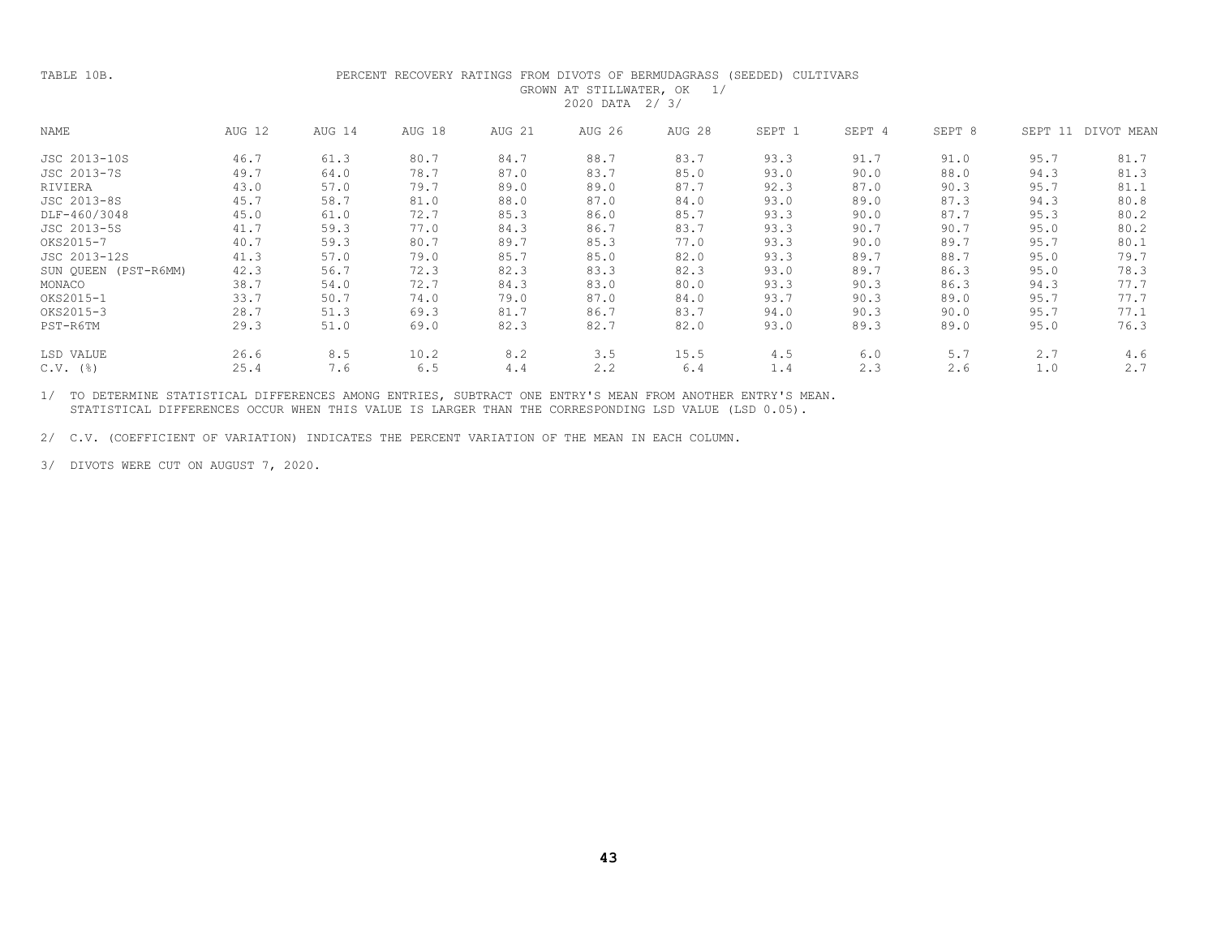TABLE 10B.

PERCENT RECOVERY RATINGS FROM DIVOTS OF BERMUDAGRASS (SEEDED) CULTIVARS
GROWN AT STILLWATER, OK 1/
2020 DATA 2/ 3/

| NAME | AUG 12 | AUG 14 | AUG 18 | AUG 21 | AUG 26 | AUG 28 | SEPT 1 | SEPT 4 | SEPT 8 | SEPT 11 | DIVOT MEAN |
|---|---|---|---|---|---|---|---|---|---|---|---|
| JSC 2013-10S | 46.7 | 61.3 | 80.7 | 84.7 | 88.7 | 83.7 | 93.3 | 91.7 | 91.0 | 95.7 | 81.7 |
| JSC 2013-7S | 49.7 | 64.0 | 78.7 | 87.0 | 83.7 | 85.0 | 93.0 | 90.0 | 88.0 | 94.3 | 81.3 |
| RIVIERA | 43.0 | 57.0 | 79.7 | 89.0 | 89.0 | 87.7 | 92.3 | 87.0 | 90.3 | 95.7 | 81.1 |
| JSC 2013-8S | 45.7 | 58.7 | 81.0 | 88.0 | 87.0 | 84.0 | 93.0 | 89.0 | 87.3 | 94.3 | 80.8 |
| DLF-460/3048 | 45.0 | 61.0 | 72.7 | 85.3 | 86.0 | 85.7 | 93.3 | 90.0 | 87.7 | 95.3 | 80.2 |
| JSC 2013-5S | 41.7 | 59.3 | 77.0 | 84.3 | 86.7 | 83.7 | 93.3 | 90.7 | 90.7 | 95.0 | 80.2 |
| OKS2015-7 | 40.7 | 59.3 | 80.7 | 89.7 | 85.3 | 77.0 | 93.3 | 90.0 | 89.7 | 95.7 | 80.1 |
| JSC 2013-12S | 41.3 | 57.0 | 79.0 | 85.7 | 85.0 | 82.0 | 93.3 | 89.7 | 88.7 | 95.0 | 79.7 |
| SUN QUEEN (PST-R6MM) | 42.3 | 56.7 | 72.3 | 82.3 | 83.3 | 82.3 | 93.0 | 89.7 | 86.3 | 95.0 | 78.3 |
| MONACO | 38.7 | 54.0 | 72.7 | 84.3 | 83.0 | 80.0 | 93.3 | 90.3 | 86.3 | 94.3 | 77.7 |
| OKS2015-1 | 33.7 | 50.7 | 74.0 | 79.0 | 87.0 | 84.0 | 93.7 | 90.3 | 89.0 | 95.7 | 77.7 |
| OKS2015-3 | 28.7 | 51.3 | 69.3 | 81.7 | 86.7 | 83.7 | 94.0 | 90.3 | 90.0 | 95.7 | 77.1 |
| PST-R6TM | 29.3 | 51.0 | 69.0 | 82.3 | 82.7 | 82.0 | 93.0 | 89.3 | 89.0 | 95.0 | 76.3 |
| LSD VALUE | 26.6 | 8.5 | 10.2 | 8.2 | 3.5 | 15.5 | 4.5 | 6.0 | 5.7 | 2.7 | 4.6 |
| C.V. (%) | 25.4 | 7.6 | 6.5 | 4.4 | 2.2 | 6.4 | 1.4 | 2.3 | 2.6 | 1.0 | 2.7 |

1/ TO DETERMINE STATISTICAL DIFFERENCES AMONG ENTRIES, SUBTRACT ONE ENTRY'S MEAN FROM ANOTHER ENTRY'S MEAN. STATISTICAL DIFFERENCES OCCUR WHEN THIS VALUE IS LARGER THAN THE CORRESPONDING LSD VALUE (LSD 0.05).

2/ C.V. (COEFFICIENT OF VARIATION) INDICATES THE PERCENT VARIATION OF THE MEAN IN EACH COLUMN.

3/ DIVOTS WERE CUT ON AUGUST 7, 2020.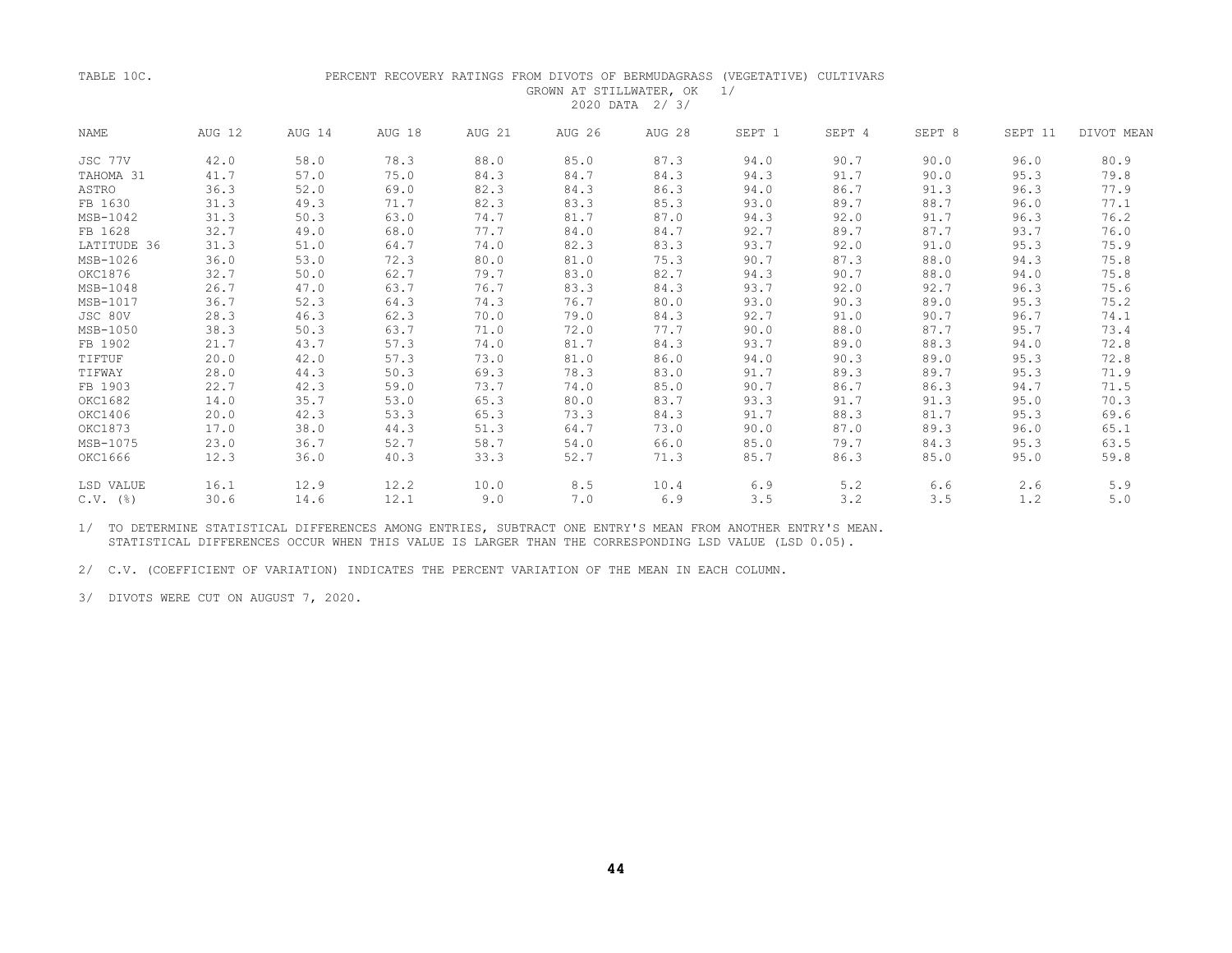TABLE 10C. PERCENT RECOVERY RATINGS FROM DIVOTS OF BERMUDAGRASS (VEGETATIVE) CULTIVARS GROWN AT STILLWATER, OK 1/
2020 DATA 2/ 3/

| NAME | AUG 12 | AUG 14 | AUG 18 | AUG 21 | AUG 26 | AUG 28 | SEPT 1 | SEPT 4 | SEPT 8 | SEPT 11 | DIVOT MEAN |
|---|---|---|---|---|---|---|---|---|---|---|---|
| JSC 77V | 42.0 | 58.0 | 78.3 | 88.0 | 85.0 | 87.3 | 94.0 | 90.7 | 90.0 | 96.0 | 80.9 |
| TAHOMA 31 | 41.7 | 57.0 | 75.0 | 84.3 | 84.7 | 84.3 | 94.3 | 91.7 | 90.0 | 95.3 | 79.8 |
| ASTRO | 36.3 | 52.0 | 69.0 | 82.3 | 84.3 | 86.3 | 94.0 | 86.7 | 91.3 | 96.3 | 77.9 |
| FB 1630 | 31.3 | 49.3 | 71.7 | 82.3 | 83.3 | 85.3 | 93.0 | 89.7 | 88.7 | 96.0 | 77.1 |
| MSB-1042 | 31.3 | 50.3 | 63.0 | 74.7 | 81.7 | 87.0 | 94.3 | 92.0 | 91.7 | 96.3 | 76.2 |
| FB 1628 | 32.7 | 49.0 | 68.0 | 77.7 | 84.0 | 84.7 | 92.7 | 89.7 | 87.7 | 93.7 | 76.0 |
| LATITUDE 36 | 31.3 | 51.0 | 64.7 | 74.0 | 82.3 | 83.3 | 93.7 | 92.0 | 91.0 | 95.3 | 75.9 |
| MSB-1026 | 36.0 | 53.0 | 72.3 | 80.0 | 81.0 | 75.3 | 90.7 | 87.3 | 88.0 | 94.3 | 75.8 |
| OKC1876 | 32.7 | 50.0 | 62.7 | 79.7 | 83.0 | 82.7 | 94.3 | 90.7 | 88.0 | 94.0 | 75.8 |
| MSB-1048 | 26.7 | 47.0 | 63.7 | 76.7 | 83.3 | 84.3 | 93.7 | 92.0 | 92.7 | 96.3 | 75.6 |
| MSB-1017 | 36.7 | 52.3 | 64.3 | 74.3 | 76.7 | 80.0 | 93.0 | 90.3 | 89.0 | 95.3 | 75.2 |
| JSC 80V | 28.3 | 46.3 | 62.3 | 70.0 | 79.0 | 84.3 | 92.7 | 91.0 | 90.7 | 96.7 | 74.1 |
| MSB-1050 | 38.3 | 50.3 | 63.7 | 71.0 | 72.0 | 77.7 | 90.0 | 88.0 | 87.7 | 95.7 | 73.4 |
| FB 1902 | 21.7 | 43.7 | 57.3 | 74.0 | 81.7 | 84.3 | 93.7 | 89.0 | 88.3 | 94.0 | 72.8 |
| TIFTUF | 20.0 | 42.0 | 57.3 | 73.0 | 81.0 | 86.0 | 94.0 | 90.3 | 89.0 | 95.3 | 72.8 |
| TIFWAY | 28.0 | 44.3 | 50.3 | 69.3 | 78.3 | 83.0 | 91.7 | 89.3 | 89.7 | 95.3 | 71.9 |
| FB 1903 | 22.7 | 42.3 | 59.0 | 73.7 | 74.0 | 85.0 | 90.7 | 86.7 | 86.3 | 94.7 | 71.5 |
| OKC1682 | 14.0 | 35.7 | 53.0 | 65.3 | 80.0 | 83.7 | 93.3 | 91.7 | 91.3 | 95.0 | 70.3 |
| OKC1406 | 20.0 | 42.3 | 53.3 | 65.3 | 73.3 | 84.3 | 91.7 | 88.3 | 81.7 | 95.3 | 69.6 |
| OKC1873 | 17.0 | 38.0 | 44.3 | 51.3 | 64.7 | 73.0 | 90.0 | 87.0 | 89.3 | 96.0 | 65.1 |
| MSB-1075 | 23.0 | 36.7 | 52.7 | 58.7 | 54.0 | 66.0 | 85.0 | 79.7 | 84.3 | 95.3 | 63.5 |
| OKC1666 | 12.3 | 36.0 | 40.3 | 33.3 | 52.7 | 71.3 | 85.7 | 86.3 | 85.0 | 95.0 | 59.8 |
| LSD VALUE | 16.1 | 12.9 | 12.2 | 10.0 | 8.5 | 10.4 | 6.9 | 5.2 | 6.6 | 2.6 | 5.9 |
| C.V. (%) | 30.6 | 14.6 | 12.1 | 9.0 | 7.0 | 6.9 | 3.5 | 3.2 | 3.5 | 1.2 | 5.0 |

1/ TO DETERMINE STATISTICAL DIFFERENCES AMONG ENTRIES, SUBTRACT ONE ENTRY'S MEAN FROM ANOTHER ENTRY'S MEAN. STATISTICAL DIFFERENCES OCCUR WHEN THIS VALUE IS LARGER THAN THE CORRESPONDING LSD VALUE (LSD 0.05).

2/ C.V. (COEFFICIENT OF VARIATION) INDICATES THE PERCENT VARIATION OF THE MEAN IN EACH COLUMN.

3/ DIVOTS WERE CUT ON AUGUST 7, 2020.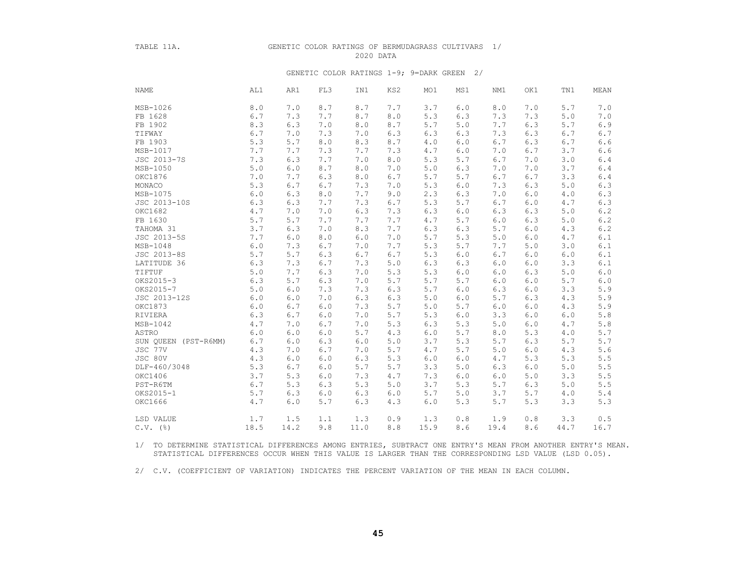TABLE 11A. GENETIC COLOR RATINGS OF BERMUDAGRASS CULTIVARS 1/

2020 DATA

GENETIC COLOR RATINGS 1-9; 9=DARK GREEN 2/

| NAME | AL1 | AR1 | FL3 | IN1 | KS2 | MO1 | MS1 | NM1 | OK1 | TN1 | MEAN |
|---|---|---|---|---|---|---|---|---|---|---|---|
| MSB-1026 | 8.0 | 7.0 | 8.7 | 8.7 | 7.7 | 3.7 | 6.0 | 8.0 | 7.0 | 5.7 | 7.0 |
| FB 1628 | 6.7 | 7.3 | 7.7 | 8.7 | 8.0 | 5.3 | 6.3 | 7.3 | 7.3 | 5.0 | 7.0 |
| FB 1902 | 8.3 | 6.3 | 7.0 | 8.0 | 8.7 | 5.7 | 5.0 | 7.7 | 6.3 | 5.7 | 6.9 |
| TIFWAY | 6.7 | 7.0 | 7.3 | 7.0 | 6.3 | 6.3 | 6.3 | 7.3 | 6.3 | 6.7 | 6.7 |
| FB 1903 | 5.3 | 5.7 | 8.0 | 8.3 | 8.7 | 4.0 | 6.0 | 6.7 | 6.3 | 6.7 | 6.6 |
| MSB-1017 | 7.7 | 7.7 | 7.3 | 7.7 | 7.3 | 4.7 | 6.0 | 7.0 | 6.7 | 3.7 | 6.6 |
| JSC 2013-7S | 7.3 | 6.3 | 7.7 | 7.0 | 8.0 | 5.3 | 5.7 | 6.7 | 7.0 | 3.0 | 6.4 |
| MSB-1050 | 5.0 | 6.0 | 8.7 | 8.0 | 7.0 | 5.0 | 6.3 | 7.0 | 7.0 | 3.7 | 6.4 |
| OKC1876 | 7.0 | 7.7 | 6.3 | 8.0 | 6.7 | 5.7 | 5.7 | 6.7 | 6.7 | 3.3 | 6.4 |
| MONACO | 5.3 | 6.7 | 6.7 | 7.3 | 7.0 | 5.3 | 6.0 | 7.3 | 6.3 | 5.0 | 6.3 |
| MSB-1075 | 6.0 | 6.3 | 8.0 | 7.7 | 9.0 | 2.3 | 6.3 | 7.0 | 6.0 | 4.0 | 6.3 |
| JSC 2013-10S | 6.3 | 6.3 | 7.7 | 7.3 | 6.7 | 5.3 | 5.7 | 6.7 | 6.0 | 4.7 | 6.3 |
| OKC1682 | 4.7 | 7.0 | 7.0 | 6.3 | 7.3 | 6.3 | 6.0 | 6.3 | 6.3 | 5.0 | 6.2 |
| FB 1630 | 5.7 | 5.7 | 7.7 | 7.7 | 7.7 | 4.7 | 5.7 | 6.0 | 6.3 | 5.0 | 6.2 |
| TAHOMA 31 | 3.7 | 6.3 | 7.0 | 8.3 | 7.7 | 6.3 | 6.3 | 5.7 | 6.0 | 4.3 | 6.2 |
| JSC 2013-5S | 7.7 | 6.0 | 8.0 | 6.0 | 7.0 | 5.7 | 5.3 | 5.0 | 6.0 | 4.7 | 6.1 |
| MSB-1048 | 6.0 | 7.3 | 6.7 | 7.0 | 7.7 | 5.3 | 5.7 | 7.7 | 5.0 | 3.0 | 6.1 |
| JSC 2013-8S | 5.7 | 5.7 | 6.3 | 6.7 | 6.7 | 5.3 | 6.0 | 6.7 | 6.0 | 6.0 | 6.1 |
| LATITUDE 36 | 6.3 | 7.3 | 6.7 | 7.3 | 5.0 | 6.3 | 6.3 | 6.0 | 6.0 | 3.3 | 6.1 |
| TIFTUF | 5.0 | 7.7 | 6.3 | 7.0 | 5.3 | 5.3 | 6.0 | 6.0 | 6.3 | 5.0 | 6.0 |
| OKS2015-3 | 6.3 | 5.7 | 6.3 | 7.0 | 5.7 | 5.7 | 5.7 | 6.0 | 6.0 | 5.7 | 6.0 |
| OKS2015-7 | 5.0 | 6.0 | 7.3 | 7.3 | 6.3 | 5.7 | 6.0 | 6.3 | 6.0 | 3.3 | 5.9 |
| JSC 2013-12S | 6.0 | 6.0 | 7.0 | 6.3 | 6.3 | 5.0 | 6.0 | 5.7 | 6.3 | 4.3 | 5.9 |
| OKC1873 | 6.0 | 6.7 | 6.0 | 7.3 | 5.7 | 5.0 | 5.7 | 6.0 | 6.0 | 4.3 | 5.9 |
| RIVIERA | 6.3 | 6.7 | 6.0 | 7.0 | 5.7 | 5.3 | 6.0 | 3.3 | 6.0 | 6.0 | 5.8 |
| MSB-1042 | 4.7 | 7.0 | 6.7 | 7.0 | 5.3 | 6.3 | 5.3 | 5.0 | 6.0 | 4.7 | 5.8 |
| ASTRO | 6.0 | 6.0 | 6.0 | 5.7 | 4.3 | 6.0 | 5.7 | 8.0 | 5.3 | 4.0 | 5.7 |
| SUN QUEEN (PST-R6MM) | 6.7 | 6.0 | 6.3 | 6.0 | 5.0 | 3.7 | 5.3 | 5.7 | 6.3 | 5.7 | 5.7 |
| JSC 77V | 4.3 | 7.0 | 6.7 | 7.0 | 5.7 | 4.7 | 5.7 | 5.0 | 6.0 | 4.3 | 5.6 |
| JSC 80V | 4.3 | 6.0 | 6.0 | 6.3 | 5.3 | 6.0 | 6.0 | 4.7 | 5.3 | 5.3 | 5.5 |
| DLF-460/3048 | 5.3 | 6.7 | 6.0 | 5.7 | 5.7 | 3.3 | 5.0 | 6.3 | 6.0 | 5.0 | 5.5 |
| OKC1406 | 3.7 | 5.3 | 6.0 | 7.3 | 4.7 | 7.3 | 6.0 | 6.0 | 5.0 | 3.3 | 5.5 |
| PST-R6TM | 6.7 | 5.3 | 6.3 | 5.3 | 5.0 | 3.7 | 5.3 | 5.7 | 6.3 | 5.0 | 5.5 |
| OKS2015-1 | 5.7 | 6.3 | 6.0 | 6.3 | 6.0 | 5.7 | 5.0 | 3.7 | 5.7 | 4.0 | 5.4 |
| OKC1666 | 4.7 | 6.0 | 5.7 | 6.3 | 4.3 | 6.0 | 5.3 | 5.7 | 5.3 | 3.3 | 5.3 |
| LSD VALUE | 1.7 | 1.5 | 1.1 | 1.3 | 0.9 | 1.3 | 0.8 | 1.9 | 0.8 | 3.3 | 0.5 |
| C.V. (%) | 18.5 | 14.2 | 9.8 | 11.0 | 8.8 | 15.9 | 8.6 | 19.4 | 8.6 | 44.7 | 16.7 |

1/ TO DETERMINE STATISTICAL DIFFERENCES AMONG ENTRIES, SUBTRACT ONE ENTRY'S MEAN FROM ANOTHER ENTRY'S MEAN. STATISTICAL DIFFERENCES OCCUR WHEN THIS VALUE IS LARGER THAN THE CORRESPONDING LSD VALUE (LSD 0.05).

2/ C.V. (COEFFICIENT OF VARIATION) INDICATES THE PERCENT VARIATION OF THE MEAN IN EACH COLUMN.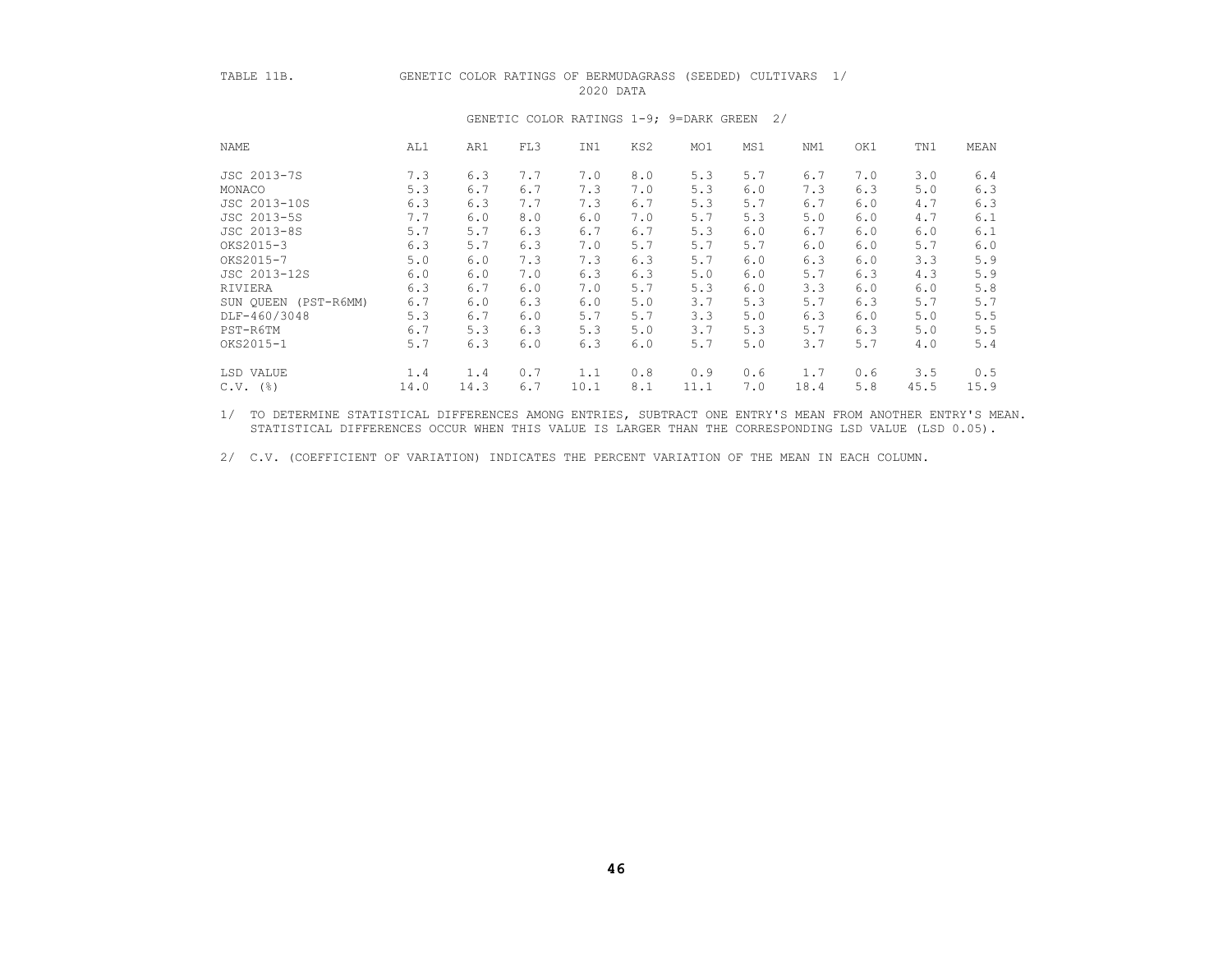TABLE 11B. GENETIC COLOR RATINGS OF BERMUDAGRASS (SEEDED) CULTIVARS 1/

2020 DATA

GENETIC COLOR RATINGS 1-9; 9=DARK GREEN 2/

| NAME | AL1 | AR1 | FL3 | IN1 | KS2 | MO1 | MS1 | NM1 | OK1 | TN1 | MEAN |
|---|---|---|---|---|---|---|---|---|---|---|---|
| JSC 2013-7S | 7.3 | 6.3 | 7.7 | 7.0 | 8.0 | 5.3 | 5.7 | 6.7 | 7.0 | 3.0 | 6.4 |
| MONACO | 5.3 | 6.7 | 6.7 | 7.3 | 7.0 | 5.3 | 6.0 | 7.3 | 6.3 | 5.0 | 6.3 |
| JSC 2013-10S | 6.3 | 6.3 | 7.7 | 7.3 | 6.7 | 5.3 | 5.7 | 6.7 | 6.0 | 4.7 | 6.3 |
| JSC 2013-5S | 7.7 | 6.0 | 8.0 | 6.0 | 7.0 | 5.7 | 5.3 | 5.0 | 6.0 | 4.7 | 6.1 |
| JSC 2013-8S | 5.7 | 5.7 | 6.3 | 6.7 | 6.7 | 5.3 | 6.0 | 6.7 | 6.0 | 6.0 | 6.1 |
| OKS2015-3 | 6.3 | 5.7 | 6.3 | 7.0 | 5.7 | 5.7 | 5.7 | 6.0 | 6.0 | 5.7 | 6.0 |
| OKS2015-7 | 5.0 | 6.0 | 7.3 | 7.3 | 6.3 | 5.7 | 6.0 | 6.3 | 6.0 | 3.3 | 5.9 |
| JSC 2013-12S | 6.0 | 6.0 | 7.0 | 6.3 | 6.3 | 5.0 | 6.0 | 5.7 | 6.3 | 4.3 | 5.9 |
| RIVIERA | 6.3 | 6.7 | 6.0 | 7.0 | 5.7 | 5.3 | 6.0 | 3.3 | 6.0 | 6.0 | 5.8 |
| SUN QUEEN (PST-R6MM) | 6.7 | 6.0 | 6.3 | 6.0 | 5.0 | 3.7 | 5.3 | 5.7 | 6.3 | 5.7 | 5.7 |
| DLF-460/3048 | 5.3 | 6.7 | 6.0 | 5.7 | 5.7 | 3.3 | 5.0 | 6.3 | 6.0 | 5.0 | 5.5 |
| PST-R6TM | 6.7 | 5.3 | 6.3 | 5.3 | 5.0 | 3.7 | 5.3 | 5.7 | 6.3 | 5.0 | 5.5 |
| OKS2015-1 | 5.7 | 6.3 | 6.0 | 6.3 | 6.0 | 5.7 | 5.0 | 3.7 | 5.7 | 4.0 | 5.4 |
| LSD VALUE | 1.4 | 1.4 | 0.7 | 1.1 | 0.8 | 0.9 | 0.6 | 1.7 | 0.6 | 3.5 | 0.5 |
| C.V. (%) | 14.0 | 14.3 | 6.7 | 10.1 | 8.1 | 11.1 | 7.0 | 18.4 | 5.8 | 45.5 | 15.9 |

1/ TO DETERMINE STATISTICAL DIFFERENCES AMONG ENTRIES, SUBTRACT ONE ENTRY'S MEAN FROM ANOTHER ENTRY'S MEAN. STATISTICAL DIFFERENCES OCCUR WHEN THIS VALUE IS LARGER THAN THE CORRESPONDING LSD VALUE (LSD 0.05).

2/ C.V. (COEFFICIENT OF VARIATION) INDICATES THE PERCENT VARIATION OF THE MEAN IN EACH COLUMN.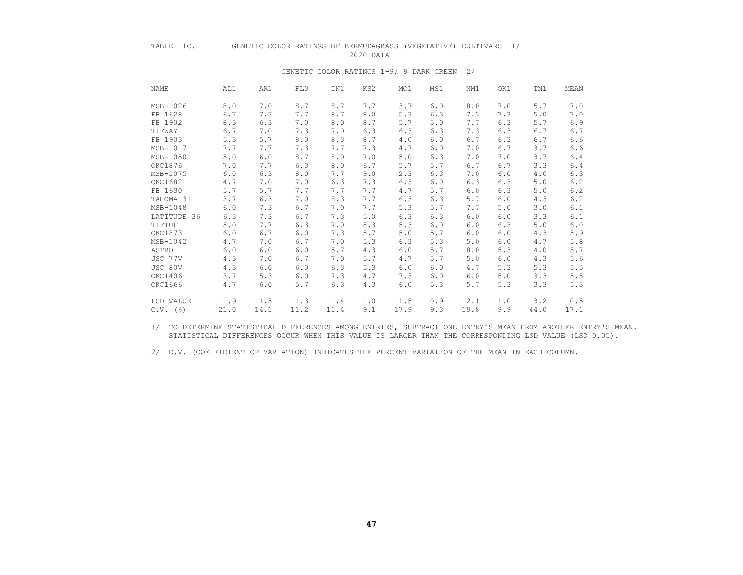TABLE 11C. GENETIC COLOR RATINGS OF BERMUDAGRASS (VEGETATIVE) CULTIVARS 1/
2020 DATA

GENETIC COLOR RATINGS 1-9; 9=DARK GREEN 2/

| NAME | AL1 | AR1 | FL3 | IN1 | KS2 | MO1 | MS1 | NM1 | OK1 | TN1 | MEAN |
|---|---|---|---|---|---|---|---|---|---|---|---|
| MSB-1026 | 8.0 | 7.0 | 8.7 | 8.7 | 7.7 | 3.7 | 6.0 | 8.0 | 7.0 | 5.7 | 7.0 |
| FB 1628 | 6.7 | 7.3 | 7.7 | 8.7 | 8.0 | 5.3 | 6.3 | 7.3 | 7.3 | 5.0 | 7.0 |
| FB 1902 | 8.3 | 6.3 | 7.0 | 8.0 | 8.7 | 5.7 | 5.0 | 7.7 | 6.3 | 5.7 | 6.9 |
| TIFWAY | 6.7 | 7.0 | 7.3 | 7.0 | 6.3 | 6.3 | 6.3 | 7.3 | 6.3 | 6.7 | 6.7 |
| FB 1903 | 5.3 | 5.7 | 8.0 | 8.3 | 8.7 | 4.0 | 6.0 | 6.7 | 6.3 | 6.7 | 6.6 |
| MSB-1017 | 7.7 | 7.7 | 7.3 | 7.7 | 7.3 | 4.7 | 6.0 | 7.0 | 6.7 | 3.7 | 6.6 |
| MSB-1050 | 5.0 | 6.0 | 8.7 | 8.0 | 7.0 | 5.0 | 6.3 | 7.0 | 7.0 | 3.7 | 6.4 |
| OKC1876 | 7.0 | 7.7 | 6.3 | 8.0 | 6.7 | 5.7 | 5.7 | 6.7 | 6.7 | 3.3 | 6.4 |
| MSB-1075 | 6.0 | 6.3 | 8.0 | 7.7 | 9.0 | 2.3 | 6.3 | 7.0 | 6.0 | 4.0 | 6.3 |
| OKC1682 | 4.7 | 7.0 | 7.0 | 6.3 | 7.3 | 6.3 | 6.0 | 6.3 | 6.3 | 5.0 | 6.2 |
| FB 1630 | 5.7 | 5.7 | 7.7 | 7.7 | 7.7 | 4.7 | 5.7 | 6.0 | 6.3 | 5.0 | 6.2 |
| TAHOMA 31 | 3.7 | 6.3 | 7.0 | 8.3 | 7.7 | 6.3 | 6.3 | 5.7 | 6.0 | 4.3 | 6.2 |
| MSB-1048 | 6.0 | 7.3 | 6.7 | 7.0 | 7.7 | 5.3 | 5.7 | 7.7 | 5.0 | 3.0 | 6.1 |
| LATITUDE 36 | 6.3 | 7.3 | 6.7 | 7.3 | 5.0 | 6.3 | 6.3 | 6.0 | 6.0 | 3.3 | 6.1 |
| TIFTUF | 5.0 | 7.7 | 6.3 | 7.0 | 5.3 | 5.3 | 6.0 | 6.0 | 6.3 | 5.0 | 6.0 |
| OKC1873 | 6.0 | 6.7 | 6.0 | 7.3 | 5.7 | 5.0 | 5.7 | 6.0 | 6.0 | 4.3 | 5.9 |
| MSB-1042 | 4.7 | 7.0 | 6.7 | 7.0 | 5.3 | 6.3 | 5.3 | 5.0 | 6.0 | 4.7 | 5.8 |
| ASTRO | 6.0 | 6.0 | 6.0 | 5.7 | 4.3 | 6.0 | 5.7 | 8.0 | 5.3 | 4.0 | 5.7 |
| JSC 77V | 4.3 | 7.0 | 6.7 | 7.0 | 5.7 | 4.7 | 5.7 | 5.0 | 6.0 | 4.3 | 5.6 |
| JSC 80V | 4.3 | 6.0 | 6.0 | 6.3 | 5.3 | 6.0 | 6.0 | 4.7 | 5.3 | 5.3 | 5.5 |
| OKC1406 | 3.7 | 5.3 | 6.0 | 7.3 | 4.7 | 7.3 | 6.0 | 6.0 | 5.0 | 3.3 | 5.5 |
| OKC1666 | 4.7 | 6.0 | 5.7 | 6.3 | 4.3 | 6.0 | 5.3 | 5.7 | 5.3 | 3.3 | 5.3 |
| LSD VALUE | 1.9 | 1.5 | 1.3 | 1.4 | 1.0 | 1.5 | 0.9 | 2.1 | 1.0 | 3.2 | 0.5 |
| C.V. (%) | 21.0 | 14.1 | 11.2 | 11.4 | 9.1 | 17.9 | 9.3 | 19.8 | 9.9 | 44.0 | 17.1 |

1/ TO DETERMINE STATISTICAL DIFFERENCES AMONG ENTRIES, SUBTRACT ONE ENTRY'S MEAN FROM ANOTHER ENTRY'S MEAN. STATISTICAL DIFFERENCES OCCUR WHEN THIS VALUE IS LARGER THAN THE CORRESPONDING LSD VALUE (LSD 0.05).

2/ C.V. (COEFFICIENT OF VARIATION) INDICATES THE PERCENT VARIATION OF THE MEAN IN EACH COLUMN.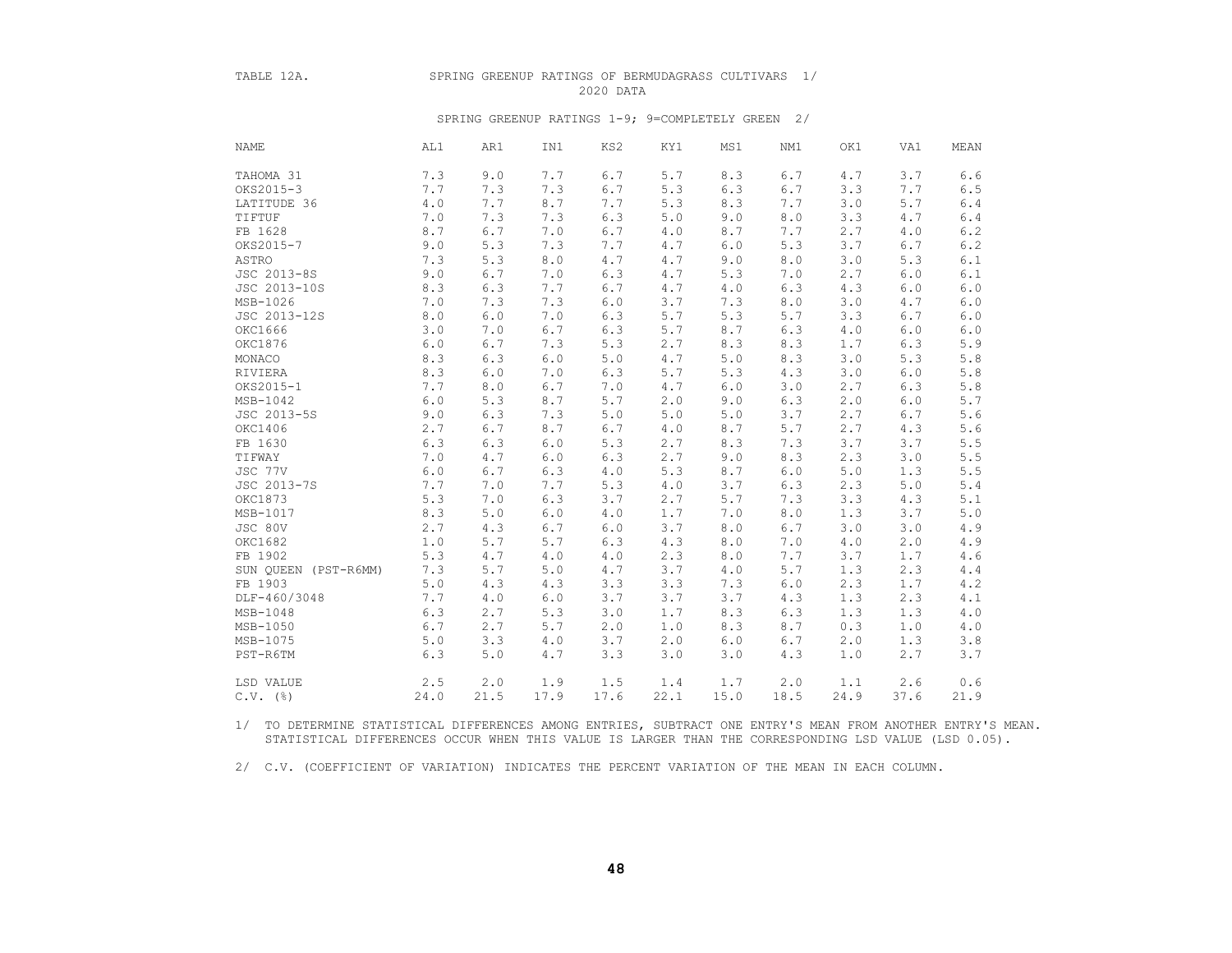TABLE 12A. SPRING GREENUP RATINGS OF BERMUDAGRASS CULTIVARS 1/

2020 DATA

SPRING GREENUP RATINGS 1-9; 9=COMPLETELY GREEN 2/

| NAME | AL1 | AR1 | IN1 | KS2 | KY1 | MS1 | NM1 | OK1 | VA1 | MEAN |
|---|---|---|---|---|---|---|---|---|---|---|
| TAHOMA 31 | 7.3 | 9.0 | 7.7 | 6.7 | 5.7 | 8.3 | 6.7 | 4.7 | 3.7 | 6.6 |
| OKS2015-3 | 7.7 | 7.3 | 7.3 | 6.7 | 5.3 | 6.3 | 6.7 | 3.3 | 7.7 | 6.5 |
| LATITUDE 36 | 4.0 | 7.7 | 8.7 | 7.7 | 5.3 | 8.3 | 7.7 | 3.0 | 5.7 | 6.4 |
| TIFTUF | 7.0 | 7.3 | 7.3 | 6.3 | 5.0 | 9.0 | 8.0 | 3.3 | 4.7 | 6.4 |
| FB 1628 | 8.7 | 6.7 | 7.0 | 6.7 | 4.0 | 8.7 | 7.7 | 2.7 | 4.0 | 6.2 |
| OKS2015-7 | 9.0 | 5.3 | 7.3 | 7.7 | 4.7 | 6.0 | 5.3 | 3.7 | 6.7 | 6.2 |
| ASTRO | 7.3 | 5.3 | 8.0 | 4.7 | 4.7 | 9.0 | 8.0 | 3.0 | 5.3 | 6.1 |
| JSC 2013-8S | 9.0 | 6.7 | 7.0 | 6.3 | 4.7 | 5.3 | 7.0 | 2.7 | 6.0 | 6.1 |
| JSC 2013-10S | 8.3 | 6.3 | 7.7 | 6.7 | 4.7 | 4.0 | 6.3 | 4.3 | 6.0 | 6.0 |
| MSB-1026 | 7.0 | 7.3 | 7.3 | 6.0 | 3.7 | 7.3 | 8.0 | 3.0 | 4.7 | 6.0 |
| JSC 2013-12S | 8.0 | 6.0 | 7.0 | 6.3 | 5.7 | 5.3 | 5.7 | 3.3 | 6.7 | 6.0 |
| OKC1666 | 3.0 | 7.0 | 6.7 | 6.3 | 5.7 | 8.7 | 6.3 | 4.0 | 6.0 | 6.0 |
| OKC1876 | 6.0 | 6.7 | 7.3 | 5.3 | 2.7 | 8.3 | 8.3 | 1.7 | 6.3 | 5.9 |
| MONACO | 8.3 | 6.3 | 6.0 | 5.0 | 4.7 | 5.0 | 8.3 | 3.0 | 5.3 | 5.8 |
| RIVIERA | 8.3 | 6.0 | 7.0 | 6.3 | 5.7 | 5.3 | 4.3 | 3.0 | 6.0 | 5.8 |
| OKS2015-1 | 7.7 | 8.0 | 6.7 | 7.0 | 4.7 | 6.0 | 3.0 | 2.7 | 6.3 | 5.8 |
| MSB-1042 | 6.0 | 5.3 | 8.7 | 5.7 | 2.0 | 9.0 | 6.3 | 2.0 | 6.0 | 5.7 |
| JSC 2013-5S | 9.0 | 6.3 | 7.3 | 5.0 | 5.0 | 5.0 | 3.7 | 2.7 | 6.7 | 5.6 |
| OKC1406 | 2.7 | 6.7 | 8.7 | 6.7 | 4.0 | 8.7 | 5.7 | 2.7 | 4.3 | 5.6 |
| FB 1630 | 6.3 | 6.3 | 6.0 | 5.3 | 2.7 | 8.3 | 7.3 | 3.7 | 3.7 | 5.5 |
| TIFWAY | 7.0 | 4.7 | 6.0 | 6.3 | 2.7 | 9.0 | 8.3 | 2.3 | 3.0 | 5.5 |
| JSC 77V | 6.0 | 6.7 | 6.3 | 4.0 | 5.3 | 8.7 | 6.0 | 5.0 | 1.3 | 5.5 |
| JSC 2013-7S | 7.7 | 7.0 | 7.7 | 5.3 | 4.0 | 3.7 | 6.3 | 2.3 | 5.0 | 5.4 |
| OKC1873 | 5.3 | 7.0 | 6.3 | 3.7 | 2.7 | 5.7 | 7.3 | 3.3 | 4.3 | 5.1 |
| MSB-1017 | 8.3 | 5.0 | 6.0 | 4.0 | 1.7 | 7.0 | 8.0 | 1.3 | 3.7 | 5.0 |
| JSC 80V | 2.7 | 4.3 | 6.7 | 6.0 | 3.7 | 8.0 | 6.7 | 3.0 | 3.0 | 4.9 |
| OKC1682 | 1.0 | 5.7 | 5.7 | 6.3 | 4.3 | 8.0 | 7.0 | 4.0 | 2.0 | 4.9 |
| FB 1902 | 5.3 | 4.7 | 4.0 | 4.0 | 2.3 | 8.0 | 7.7 | 3.7 | 1.7 | 4.6 |
| SUN QUEEN (PST-R6MM) | 7.3 | 5.7 | 5.0 | 4.7 | 3.7 | 4.0 | 5.7 | 1.3 | 2.3 | 4.4 |
| FB 1903 | 5.0 | 4.3 | 4.3 | 3.3 | 3.3 | 7.3 | 6.0 | 2.3 | 1.7 | 4.2 |
| DLF-460/3048 | 7.7 | 4.0 | 6.0 | 3.7 | 3.7 | 3.7 | 4.3 | 1.3 | 2.3 | 4.1 |
| MSB-1048 | 6.3 | 2.7 | 5.3 | 3.0 | 1.7 | 8.3 | 6.3 | 1.3 | 1.3 | 4.0 |
| MSB-1050 | 6.7 | 2.7 | 5.7 | 2.0 | 1.0 | 8.3 | 8.7 | 0.3 | 1.0 | 4.0 |
| MSB-1075 | 5.0 | 3.3 | 4.0 | 3.7 | 2.0 | 6.0 | 6.7 | 2.0 | 1.3 | 3.8 |
| PST-R6TM | 6.3 | 5.0 | 4.7 | 3.3 | 3.0 | 3.0 | 4.3 | 1.0 | 2.7 | 3.7 |
| LSD VALUE | 2.5 | 2.0 | 1.9 | 1.5 | 1.4 | 1.7 | 2.0 | 1.1 | 2.6 | 0.6 |
| C.V. (%) | 24.0 | 21.5 | 17.9 | 17.6 | 22.1 | 15.0 | 18.5 | 24.9 | 37.6 | 21.9 |

1/ TO DETERMINE STATISTICAL DIFFERENCES AMONG ENTRIES, SUBTRACT ONE ENTRY'S MEAN FROM ANOTHER ENTRY'S MEAN. STATISTICAL DIFFERENCES OCCUR WHEN THIS VALUE IS LARGER THAN THE CORRESPONDING LSD VALUE (LSD 0.05).

2/ C.V. (COEFFICIENT OF VARIATION) INDICATES THE PERCENT VARIATION OF THE MEAN IN EACH COLUMN.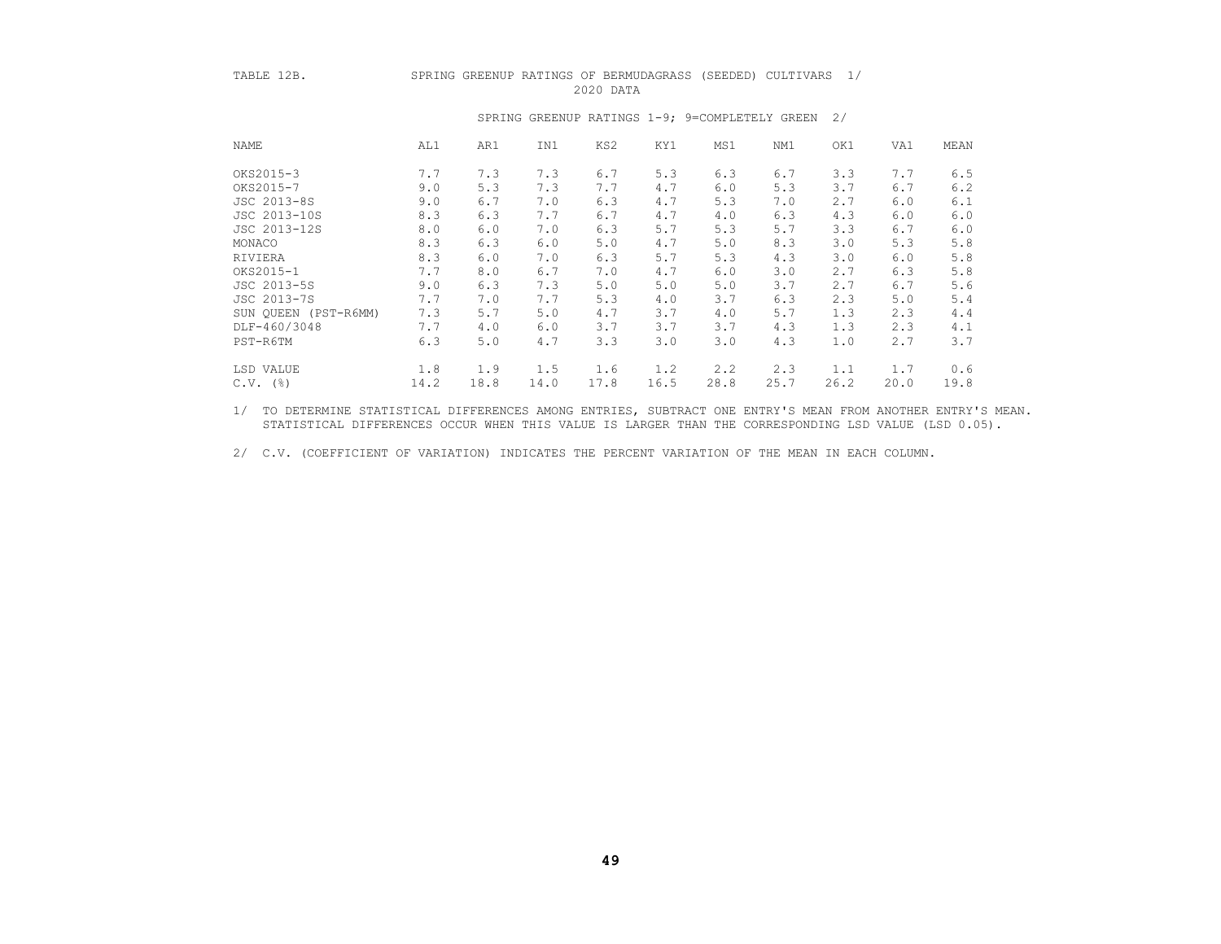TABLE 12B. SPRING GREENUP RATINGS OF BERMUDAGRASS (SEEDED) CULTIVARS 1/
2020 DATA

SPRING GREENUP RATINGS 1-9; 9=COMPLETELY GREEN 2/

| NAME | AL1 | AR1 | IN1 | KS2 | KY1 | MS1 | NM1 | OK1 | VA1 | MEAN |
|---|---|---|---|---|---|---|---|---|---|---|
| OKS2015-3 | 7.7 | 7.3 | 7.3 | 6.7 | 5.3 | 6.3 | 6.7 | 3.3 | 7.7 | 6.5 |
| OKS2015-7 | 9.0 | 5.3 | 7.3 | 7.7 | 4.7 | 6.0 | 5.3 | 3.7 | 6.7 | 6.2 |
| JSC 2013-8S | 9.0 | 6.7 | 7.0 | 6.3 | 4.7 | 5.3 | 7.0 | 2.7 | 6.0 | 6.1 |
| JSC 2013-10S | 8.3 | 6.3 | 7.7 | 6.7 | 4.7 | 4.0 | 6.3 | 4.3 | 6.0 | 6.0 |
| JSC 2013-12S | 8.0 | 6.0 | 7.0 | 6.3 | 5.7 | 5.3 | 5.7 | 3.3 | 6.7 | 6.0 |
| MONACO | 8.3 | 6.3 | 6.0 | 5.0 | 4.7 | 5.0 | 8.3 | 3.0 | 5.3 | 5.8 |
| RIVIERA | 8.3 | 6.0 | 7.0 | 6.3 | 5.7 | 5.3 | 4.3 | 3.0 | 6.0 | 5.8 |
| OKS2015-1 | 7.7 | 8.0 | 6.7 | 7.0 | 4.7 | 6.0 | 3.0 | 2.7 | 6.3 | 5.8 |
| JSC 2013-5S | 9.0 | 6.3 | 7.3 | 5.0 | 5.0 | 5.0 | 3.7 | 2.7 | 6.7 | 5.6 |
| JSC 2013-7S | 7.7 | 7.0 | 7.7 | 5.3 | 4.0 | 3.7 | 6.3 | 2.3 | 5.0 | 5.4 |
| SUN QUEEN (PST-R6MM) | 7.3 | 5.7 | 5.0 | 4.7 | 3.7 | 4.0 | 5.7 | 1.3 | 2.3 | 4.4 |
| DLF-460/3048 | 7.7 | 4.0 | 6.0 | 3.7 | 3.7 | 3.7 | 4.3 | 1.3 | 2.3 | 4.1 |
| PST-R6TM | 6.3 | 5.0 | 4.7 | 3.3 | 3.0 | 3.0 | 4.3 | 1.0 | 2.7 | 3.7 |
| LSD VALUE | 1.8 | 1.9 | 1.5 | 1.6 | 1.2 | 2.2 | 2.3 | 1.1 | 1.7 | 0.6 |
| C.V. (%) | 14.2 | 18.8 | 14.0 | 17.8 | 16.5 | 28.8 | 25.7 | 26.2 | 20.0 | 19.8 |

1/ TO DETERMINE STATISTICAL DIFFERENCES AMONG ENTRIES, SUBTRACT ONE ENTRY'S MEAN FROM ANOTHER ENTRY'S MEAN. STATISTICAL DIFFERENCES OCCUR WHEN THIS VALUE IS LARGER THAN THE CORRESPONDING LSD VALUE (LSD 0.05).

2/ C.V. (COEFFICIENT OF VARIATION) INDICATES THE PERCENT VARIATION OF THE MEAN IN EACH COLUMN.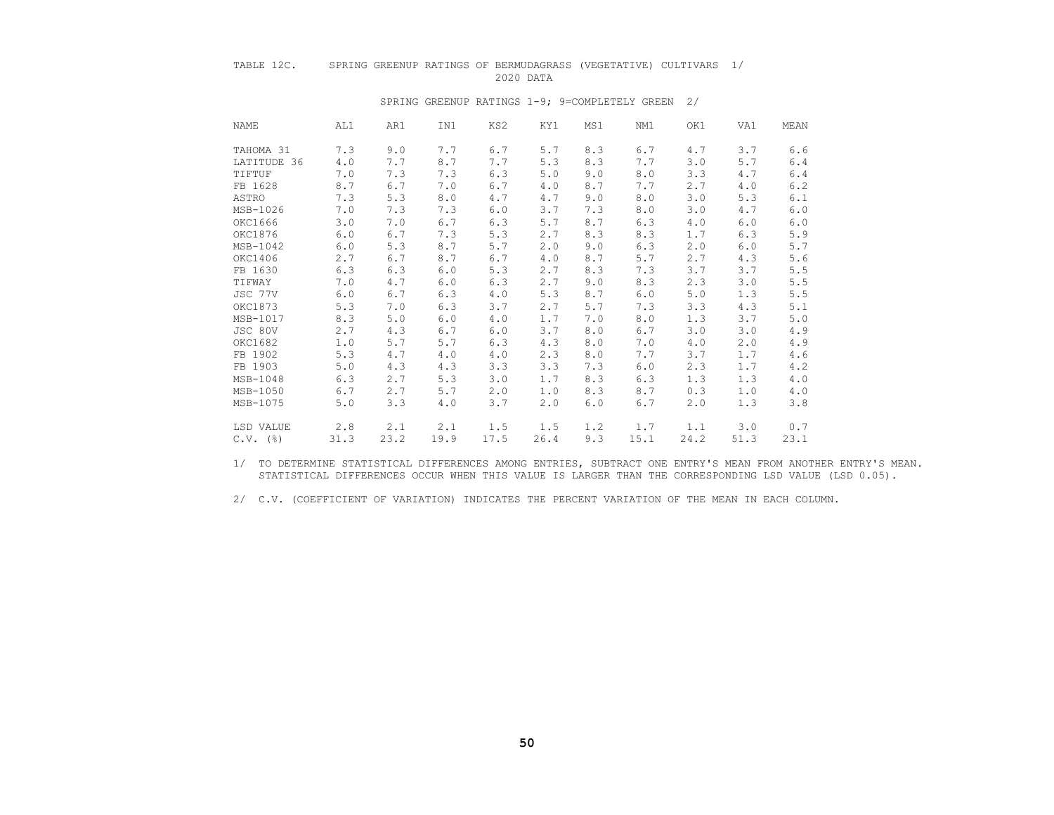TABLE 12C. SPRING GREENUP RATINGS OF BERMUDAGRASS (VEGETATIVE) CULTIVARS 1/
2020 DATA

SPRING GREENUP RATINGS 1-9; 9=COMPLETELY GREEN 2/

| NAME | AL1 | AR1 | IN1 | KS2 | KY1 | MS1 | NM1 | OK1 | VA1 | MEAN |
|---|---|---|---|---|---|---|---|---|---|---|
| TAHOMA 31 | 7.3 | 9.0 | 7.7 | 6.7 | 5.7 | 8.3 | 6.7 | 4.7 | 3.7 | 6.6 |
| LATITUDE 36 | 4.0 | 7.7 | 8.7 | 7.7 | 5.3 | 8.3 | 7.7 | 3.0 | 5.7 | 6.4 |
| TIFTUF | 7.0 | 7.3 | 7.3 | 6.3 | 5.0 | 9.0 | 8.0 | 3.3 | 4.7 | 6.4 |
| FB 1628 | 8.7 | 6.7 | 7.0 | 6.7 | 4.0 | 8.7 | 7.7 | 2.7 | 4.0 | 6.2 |
| ASTRO | 7.3 | 5.3 | 8.0 | 4.7 | 4.7 | 9.0 | 8.0 | 3.0 | 5.3 | 6.1 |
| MSB-1026 | 7.0 | 7.3 | 7.3 | 6.0 | 3.7 | 7.3 | 8.0 | 3.0 | 4.7 | 6.0 |
| OKC1666 | 3.0 | 7.0 | 6.7 | 6.3 | 5.7 | 8.7 | 6.3 | 4.0 | 6.0 | 6.0 |
| OKC1876 | 6.0 | 6.7 | 7.3 | 5.3 | 2.7 | 8.3 | 8.3 | 1.7 | 6.3 | 5.9 |
| MSB-1042 | 6.0 | 5.3 | 8.7 | 5.7 | 2.0 | 9.0 | 6.3 | 2.0 | 6.0 | 5.7 |
| OKC1406 | 2.7 | 6.7 | 8.7 | 6.7 | 4.0 | 8.7 | 5.7 | 2.7 | 4.3 | 5.6 |
| FB 1630 | 6.3 | 6.3 | 6.0 | 5.3 | 2.7 | 8.3 | 7.3 | 3.7 | 3.7 | 5.5 |
| TIFWAY | 7.0 | 4.7 | 6.0 | 6.3 | 2.7 | 9.0 | 8.3 | 2.3 | 3.0 | 5.5 |
| JSC 77V | 6.0 | 6.7 | 6.3 | 4.0 | 5.3 | 8.7 | 6.0 | 5.0 | 1.3 | 5.5 |
| OKC1873 | 5.3 | 7.0 | 6.3 | 3.7 | 2.7 | 5.7 | 7.3 | 3.3 | 4.3 | 5.1 |
| MSB-1017 | 8.3 | 5.0 | 6.0 | 4.0 | 1.7 | 7.0 | 8.0 | 1.3 | 3.7 | 5.0 |
| JSC 80V | 2.7 | 4.3 | 6.7 | 6.0 | 3.7 | 8.0 | 6.7 | 3.0 | 3.0 | 4.9 |
| OKC1682 | 1.0 | 5.7 | 5.7 | 6.3 | 4.3 | 8.0 | 7.0 | 4.0 | 2.0 | 4.9 |
| FB 1902 | 5.3 | 4.7 | 4.0 | 4.0 | 2.3 | 8.0 | 7.7 | 3.7 | 1.7 | 4.6 |
| FB 1903 | 5.0 | 4.3 | 4.3 | 3.3 | 3.3 | 7.3 | 6.0 | 2.3 | 1.7 | 4.2 |
| MSB-1048 | 6.3 | 2.7 | 5.3 | 3.0 | 1.7 | 8.3 | 6.3 | 1.3 | 1.3 | 4.0 |
| MSB-1050 | 6.7 | 2.7 | 5.7 | 2.0 | 1.0 | 8.3 | 8.7 | 0.3 | 1.0 | 4.0 |
| MSB-1075 | 5.0 | 3.3 | 4.0 | 3.7 | 2.0 | 6.0 | 6.7 | 2.0 | 1.3 | 3.8 |
| LSD VALUE | 2.8 | 2.1 | 2.1 | 1.5 | 1.5 | 1.2 | 1.7 | 1.1 | 3.0 | 0.7 |
| C.V. (%) | 31.3 | 23.2 | 19.9 | 17.5 | 26.4 | 9.3 | 15.1 | 24.2 | 51.3 | 23.1 |

1/ TO DETERMINE STATISTICAL DIFFERENCES AMONG ENTRIES, SUBTRACT ONE ENTRY'S MEAN FROM ANOTHER ENTRY'S MEAN. STATISTICAL DIFFERENCES OCCUR WHEN THIS VALUE IS LARGER THAN THE CORRESPONDING LSD VALUE (LSD 0.05).

2/ C.V. (COEFFICIENT OF VARIATION) INDICATES THE PERCENT VARIATION OF THE MEAN IN EACH COLUMN.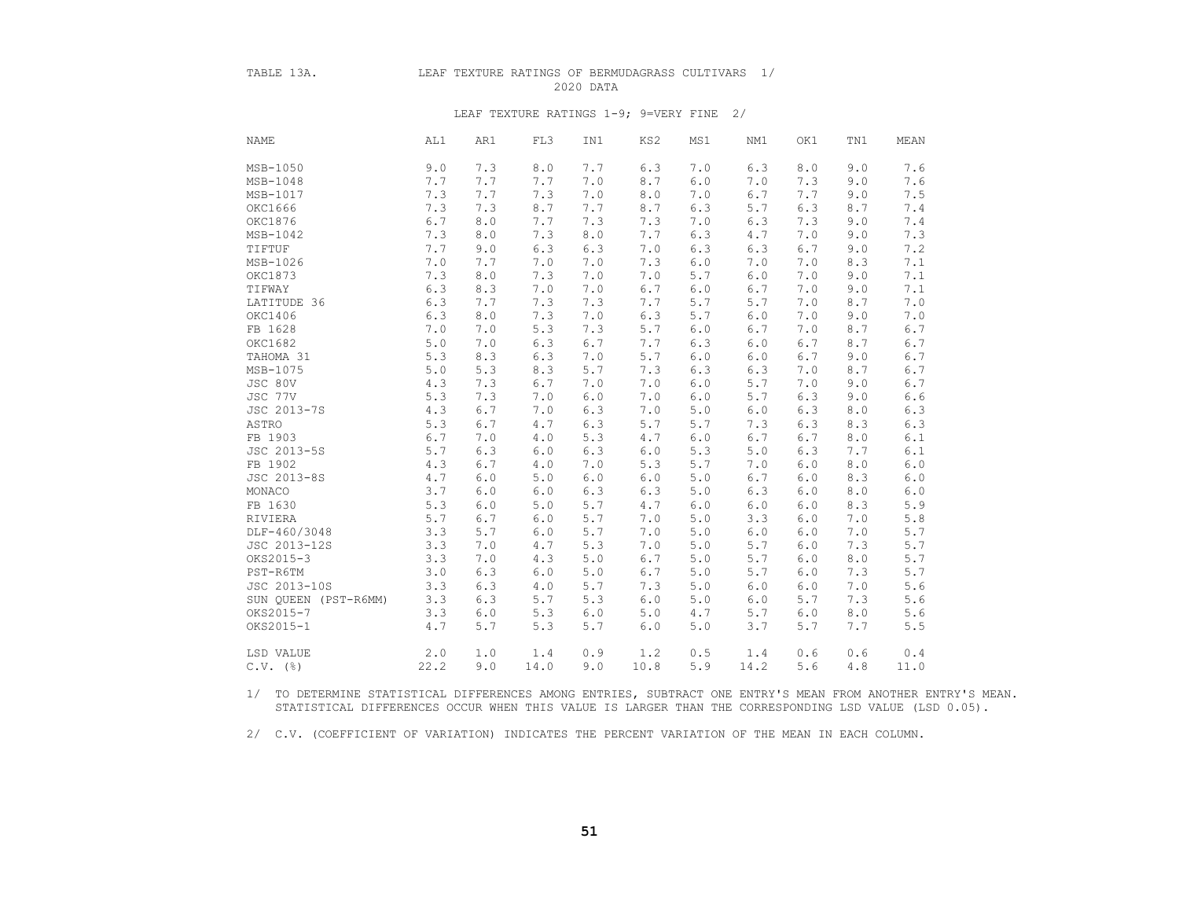TABLE 13A. LEAF TEXTURE RATINGS OF BERMUDAGRASS CULTIVARS 1/

2020 DATA

LEAF TEXTURE RATINGS 1-9; 9=VERY FINE 2/

| NAME | AL1 | AR1 | FL3 | IN1 | KS2 | MS1 | NM1 | OK1 | TN1 | MEAN |
|---|---|---|---|---|---|---|---|---|---|---|
| MSB-1050 | 9.0 | 7.3 | 8.0 | 7.7 | 6.3 | 7.0 | 6.3 | 8.0 | 9.0 | 7.6 |
| MSB-1048 | 7.7 | 7.7 | 7.7 | 7.0 | 8.7 | 6.0 | 7.0 | 7.3 | 9.0 | 7.6 |
| MSB-1017 | 7.3 | 7.7 | 7.3 | 7.0 | 8.0 | 7.0 | 6.7 | 7.7 | 9.0 | 7.5 |
| OKC1666 | 7.3 | 7.3 | 8.7 | 7.7 | 8.7 | 6.3 | 5.7 | 6.3 | 8.7 | 7.4 |
| OKC1876 | 6.7 | 8.0 | 7.7 | 7.3 | 7.3 | 7.0 | 6.3 | 7.3 | 9.0 | 7.4 |
| MSB-1042 | 7.3 | 8.0 | 7.3 | 8.0 | 7.7 | 6.3 | 4.7 | 7.0 | 9.0 | 7.3 |
| TIFTUF | 7.7 | 9.0 | 6.3 | 6.3 | 7.0 | 6.3 | 6.3 | 6.7 | 9.0 | 7.2 |
| MSB-1026 | 7.0 | 7.7 | 7.0 | 7.0 | 7.3 | 6.0 | 7.0 | 7.0 | 8.3 | 7.1 |
| OKC1873 | 7.3 | 8.0 | 7.3 | 7.0 | 7.0 | 5.7 | 6.0 | 7.0 | 9.0 | 7.1 |
| TIFWAY | 6.3 | 8.3 | 7.0 | 7.0 | 6.7 | 6.0 | 6.7 | 7.0 | 9.0 | 7.1 |
| LATITUDE 36 | 6.3 | 7.7 | 7.3 | 7.3 | 7.7 | 5.7 | 5.7 | 7.0 | 8.7 | 7.0 |
| OKC1406 | 6.3 | 8.0 | 7.3 | 7.0 | 6.3 | 5.7 | 6.0 | 7.0 | 9.0 | 7.0 |
| FB 1628 | 7.0 | 7.0 | 5.3 | 7.3 | 5.7 | 6.0 | 6.7 | 7.0 | 8.7 | 6.7 |
| OKC1682 | 5.0 | 7.0 | 6.3 | 6.7 | 7.7 | 6.3 | 6.0 | 6.7 | 8.7 | 6.7 |
| TAHOMA 31 | 5.3 | 8.3 | 6.3 | 7.0 | 5.7 | 6.0 | 6.0 | 6.7 | 9.0 | 6.7 |
| MSB-1075 | 5.0 | 5.3 | 8.3 | 5.7 | 7.3 | 6.3 | 6.3 | 7.0 | 8.7 | 6.7 |
| JSC 80V | 4.3 | 7.3 | 6.7 | 7.0 | 7.0 | 6.0 | 5.7 | 7.0 | 9.0 | 6.7 |
| JSC 77V | 5.3 | 7.3 | 7.0 | 6.0 | 7.0 | 6.0 | 5.7 | 6.3 | 9.0 | 6.6 |
| JSC 2013-7S | 4.3 | 6.7 | 7.0 | 6.3 | 7.0 | 5.0 | 6.0 | 6.3 | 8.0 | 6.3 |
| ASTRO | 5.3 | 6.7 | 4.7 | 6.3 | 5.7 | 5.7 | 7.3 | 6.3 | 8.3 | 6.3 |
| FB 1903 | 6.7 | 7.0 | 4.0 | 5.3 | 4.7 | 6.0 | 6.7 | 6.7 | 8.0 | 6.1 |
| JSC 2013-5S | 5.7 | 6.3 | 6.0 | 6.3 | 6.0 | 5.3 | 5.0 | 6.3 | 7.7 | 6.1 |
| FB 1902 | 4.3 | 6.7 | 4.0 | 7.0 | 5.3 | 5.7 | 7.0 | 6.0 | 8.0 | 6.0 |
| JSC 2013-8S | 4.7 | 6.0 | 5.0 | 6.0 | 6.0 | 5.0 | 6.7 | 6.0 | 8.3 | 6.0 |
| MONACO | 3.7 | 6.0 | 6.0 | 6.3 | 6.3 | 5.0 | 6.3 | 6.0 | 8.0 | 6.0 |
| FB 1630 | 5.3 | 6.0 | 5.0 | 5.7 | 4.7 | 6.0 | 6.0 | 6.0 | 8.3 | 5.9 |
| RIVIERA | 5.7 | 6.7 | 6.0 | 5.7 | 7.0 | 5.0 | 3.3 | 6.0 | 7.0 | 5.8 |
| DLF-460/3048 | 3.3 | 5.7 | 6.0 | 5.7 | 7.0 | 5.0 | 6.0 | 6.0 | 7.0 | 5.7 |
| JSC 2013-12S | 3.3 | 7.0 | 4.7 | 5.3 | 7.0 | 5.0 | 5.7 | 6.0 | 7.3 | 5.7 |
| OKS2015-3 | 3.3 | 7.0 | 4.3 | 5.0 | 6.7 | 5.0 | 5.7 | 6.0 | 8.0 | 5.7 |
| PST-R6TM | 3.0 | 6.3 | 6.0 | 5.0 | 6.7 | 5.0 | 5.7 | 6.0 | 7.3 | 5.7 |
| JSC 2013-10S | 3.3 | 6.3 | 4.0 | 5.7 | 7.3 | 5.0 | 6.0 | 6.0 | 7.0 | 5.6 |
| SUN QUEEN (PST-R6MM) | 3.3 | 6.3 | 5.7 | 5.3 | 6.0 | 5.0 | 6.0 | 5.7 | 7.3 | 5.6 |
| OKS2015-7 | 3.3 | 6.0 | 5.3 | 6.0 | 5.0 | 4.7 | 5.7 | 6.0 | 8.0 | 5.6 |
| OKS2015-1 | 4.7 | 5.7 | 5.3 | 5.7 | 6.0 | 5.0 | 3.7 | 5.7 | 7.7 | 5.5 |
| LSD VALUE | 2.0 | 1.0 | 1.4 | 0.9 | 1.2 | 0.5 | 1.4 | 0.6 | 0.6 | 0.4 |
| C.V. (%) | 22.2 | 9.0 | 14.0 | 9.0 | 10.8 | 5.9 | 14.2 | 5.6 | 4.8 | 11.0 |

1/ TO DETERMINE STATISTICAL DIFFERENCES AMONG ENTRIES, SUBTRACT ONE ENTRY'S MEAN FROM ANOTHER ENTRY'S MEAN. STATISTICAL DIFFERENCES OCCUR WHEN THIS VALUE IS LARGER THAN THE CORRESPONDING LSD VALUE (LSD 0.05).

2/ C.V. (COEFFICIENT OF VARIATION) INDICATES THE PERCENT VARIATION OF THE MEAN IN EACH COLUMN.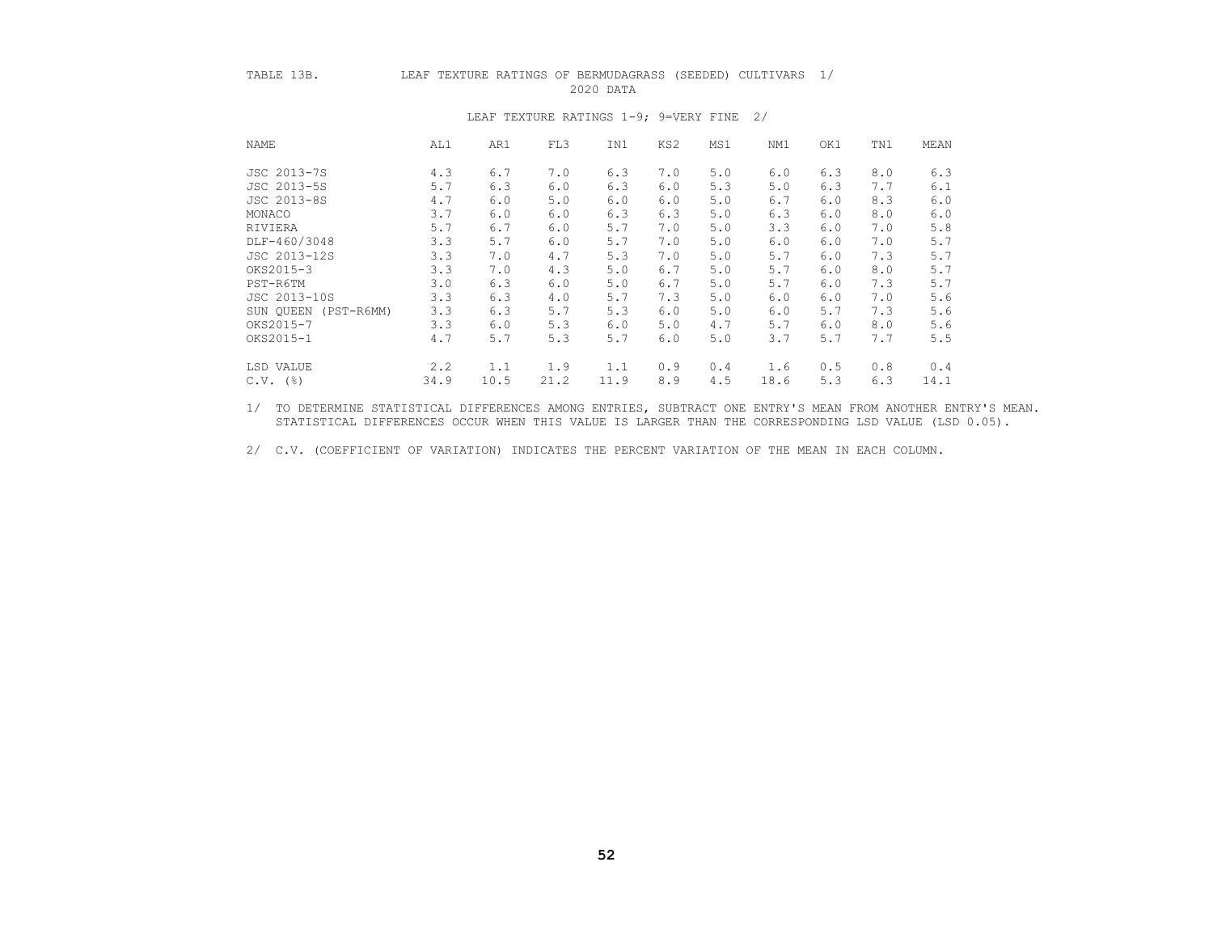TABLE 13B. LEAF TEXTURE RATINGS OF BERMUDAGRASS (SEEDED) CULTIVARS 1/
2020 DATA

LEAF TEXTURE RATINGS 1-9; 9=VERY FINE 2/

| NAME | AL1 | AR1 | FL3 | IN1 | KS2 | MS1 | NM1 | OK1 | TN1 | MEAN |
|---|---|---|---|---|---|---|---|---|---|---|
| JSC 2013-7S | 4.3 | 6.7 | 7.0 | 6.3 | 7.0 | 5.0 | 6.0 | 6.3 | 8.0 | 6.3 |
| JSC 2013-5S | 5.7 | 6.3 | 6.0 | 6.3 | 6.0 | 5.3 | 5.0 | 6.3 | 7.7 | 6.1 |
| JSC 2013-8S | 4.7 | 6.0 | 5.0 | 6.0 | 6.0 | 5.0 | 6.7 | 6.0 | 8.3 | 6.0 |
| MONACO | 3.7 | 6.0 | 6.0 | 6.3 | 6.3 | 5.0 | 6.3 | 6.0 | 8.0 | 6.0 |
| RIVIERA | 5.7 | 6.7 | 6.0 | 5.7 | 7.0 | 5.0 | 3.3 | 6.0 | 7.0 | 5.8 |
| DLF-460/3048 | 3.3 | 5.7 | 6.0 | 5.7 | 7.0 | 5.0 | 6.0 | 6.0 | 7.0 | 5.7 |
| JSC 2013-12S | 3.3 | 7.0 | 4.7 | 5.3 | 7.0 | 5.0 | 5.7 | 6.0 | 7.3 | 5.7 |
| OKS2015-3 | 3.3 | 7.0 | 4.3 | 5.0 | 6.7 | 5.0 | 5.7 | 6.0 | 8.0 | 5.7 |
| PST-R6TM | 3.0 | 6.3 | 6.0 | 5.0 | 6.7 | 5.0 | 5.7 | 6.0 | 7.3 | 5.7 |
| JSC 2013-10S | 3.3 | 6.3 | 4.0 | 5.7 | 7.3 | 5.0 | 6.0 | 6.0 | 7.0 | 5.6 |
| SUN QUEEN (PST-R6MM) | 3.3 | 6.3 | 5.7 | 5.3 | 6.0 | 5.0 | 6.0 | 5.7 | 7.3 | 5.6 |
| OKS2015-7 | 3.3 | 6.0 | 5.3 | 6.0 | 5.0 | 4.7 | 5.7 | 6.0 | 8.0 | 5.6 |
| OKS2015-1 | 4.7 | 5.7 | 5.3 | 5.7 | 6.0 | 5.0 | 3.7 | 5.7 | 7.7 | 5.5 |
| LSD VALUE | 2.2 | 1.1 | 1.9 | 1.1 | 0.9 | 0.4 | 1.6 | 0.5 | 0.8 | 0.4 |
| C.V. (%) | 34.9 | 10.5 | 21.2 | 11.9 | 8.9 | 4.5 | 18.6 | 5.3 | 6.3 | 14.1 |

1/ TO DETERMINE STATISTICAL DIFFERENCES AMONG ENTRIES, SUBTRACT ONE ENTRY'S MEAN FROM ANOTHER ENTRY'S MEAN. STATISTICAL DIFFERENCES OCCUR WHEN THIS VALUE IS LARGER THAN THE CORRESPONDING LSD VALUE (LSD 0.05).

2/ C.V. (COEFFICIENT OF VARIATION) INDICATES THE PERCENT VARIATION OF THE MEAN IN EACH COLUMN.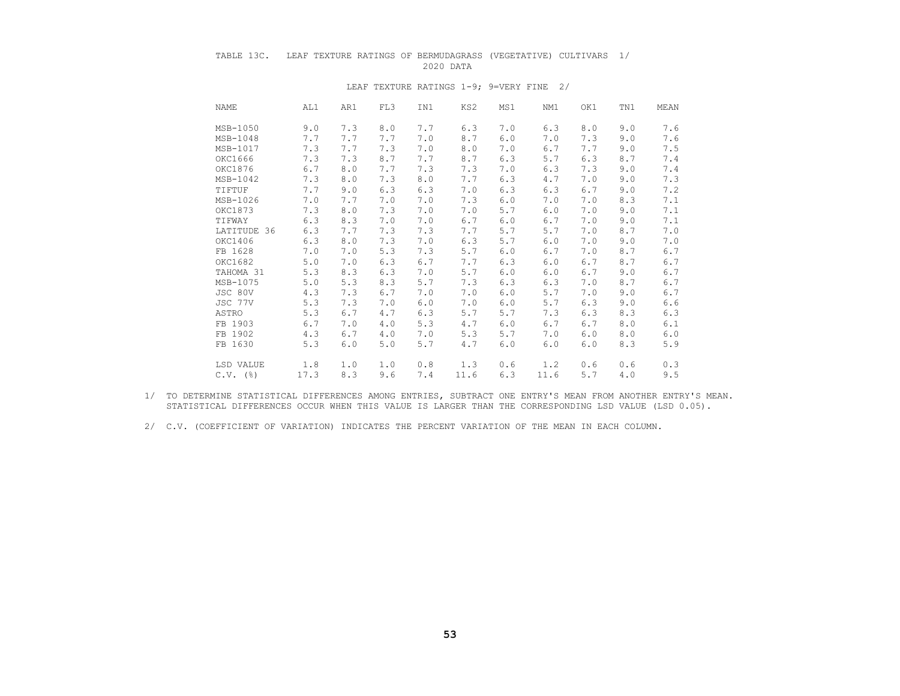TABLE 13C. LEAF TEXTURE RATINGS OF BERMUDAGRASS (VEGETATIVE) CULTIVARS 1/

2020 DATA

LEAF TEXTURE RATINGS 1-9; 9=VERY FINE 2/

| NAME | AL1 | AR1 | FL3 | IN1 | KS2 | MS1 | NM1 | OK1 | TN1 | MEAN |
|---|---|---|---|---|---|---|---|---|---|---|
| MSB-1050 | 9.0 | 7.3 | 8.0 | 7.7 | 6.3 | 7.0 | 6.3 | 8.0 | 9.0 | 7.6 |
| MSB-1048 | 7.7 | 7.7 | 7.7 | 7.0 | 8.7 | 6.0 | 7.0 | 7.3 | 9.0 | 7.6 |
| MSB-1017 | 7.3 | 7.7 | 7.3 | 7.0 | 8.0 | 7.0 | 6.7 | 7.7 | 9.0 | 7.5 |
| OKC1666 | 7.3 | 7.3 | 8.7 | 7.7 | 8.7 | 6.3 | 5.7 | 6.3 | 8.7 | 7.4 |
| OKC1876 | 6.7 | 8.0 | 7.7 | 7.3 | 7.3 | 7.0 | 6.3 | 7.3 | 9.0 | 7.4 |
| MSB-1042 | 7.3 | 8.0 | 7.3 | 8.0 | 7.7 | 6.3 | 4.7 | 7.0 | 9.0 | 7.3 |
| TIFTUF | 7.7 | 9.0 | 6.3 | 6.3 | 7.0 | 6.3 | 6.3 | 6.7 | 9.0 | 7.2 |
| MSB-1026 | 7.0 | 7.7 | 7.0 | 7.0 | 7.3 | 6.0 | 7.0 | 7.0 | 8.3 | 7.1 |
| OKC1873 | 7.3 | 8.0 | 7.3 | 7.0 | 7.0 | 5.7 | 6.0 | 7.0 | 9.0 | 7.1 |
| TIFWAY | 6.3 | 8.3 | 7.0 | 7.0 | 6.7 | 6.0 | 6.7 | 7.0 | 9.0 | 7.1 |
| LATITUDE 36 | 6.3 | 7.7 | 7.3 | 7.3 | 7.7 | 5.7 | 5.7 | 7.0 | 8.7 | 7.0 |
| OKC1406 | 6.3 | 8.0 | 7.3 | 7.0 | 6.3 | 5.7 | 6.0 | 7.0 | 9.0 | 7.0 |
| FB 1628 | 7.0 | 7.0 | 5.3 | 7.3 | 5.7 | 6.0 | 6.7 | 7.0 | 8.7 | 6.7 |
| OKC1682 | 5.0 | 7.0 | 6.3 | 6.7 | 7.7 | 6.3 | 6.0 | 6.7 | 8.7 | 6.7 |
| TAHOMA 31 | 5.3 | 8.3 | 6.3 | 7.0 | 5.7 | 6.0 | 6.0 | 6.7 | 9.0 | 6.7 |
| MSB-1075 | 5.0 | 5.3 | 8.3 | 5.7 | 7.3 | 6.3 | 6.3 | 7.0 | 8.7 | 6.7 |
| JSC 80V | 4.3 | 7.3 | 6.7 | 7.0 | 7.0 | 6.0 | 5.7 | 7.0 | 9.0 | 6.7 |
| JSC 77V | 5.3 | 7.3 | 7.0 | 6.0 | 7.0 | 6.0 | 5.7 | 6.3 | 9.0 | 6.6 |
| ASTRO | 5.3 | 6.7 | 4.7 | 6.3 | 5.7 | 5.7 | 7.3 | 6.3 | 8.3 | 6.3 |
| FB 1903 | 6.7 | 7.0 | 4.0 | 5.3 | 4.7 | 6.0 | 6.7 | 6.7 | 8.0 | 6.1 |
| FB 1902 | 4.3 | 6.7 | 4.0 | 7.0 | 5.3 | 5.7 | 7.0 | 6.0 | 8.0 | 6.0 |
| FB 1630 | 5.3 | 6.0 | 5.0 | 5.7 | 4.7 | 6.0 | 6.0 | 6.0 | 8.3 | 5.9 |
| LSD VALUE | 1.8 | 1.0 | 1.0 | 0.8 | 1.3 | 0.6 | 1.2 | 0.6 | 0.6 | 0.3 |
| C.V. (%) | 17.3 | 8.3 | 9.6 | 7.4 | 11.6 | 6.3 | 11.6 | 5.7 | 4.0 | 9.5 |

1/ TO DETERMINE STATISTICAL DIFFERENCES AMONG ENTRIES, SUBTRACT ONE ENTRY'S MEAN FROM ANOTHER ENTRY'S MEAN. STATISTICAL DIFFERENCES OCCUR WHEN THIS VALUE IS LARGER THAN THE CORRESPONDING LSD VALUE (LSD 0.05).

2/ C.V. (COEFFICIENT OF VARIATION) INDICATES THE PERCENT VARIATION OF THE MEAN IN EACH COLUMN.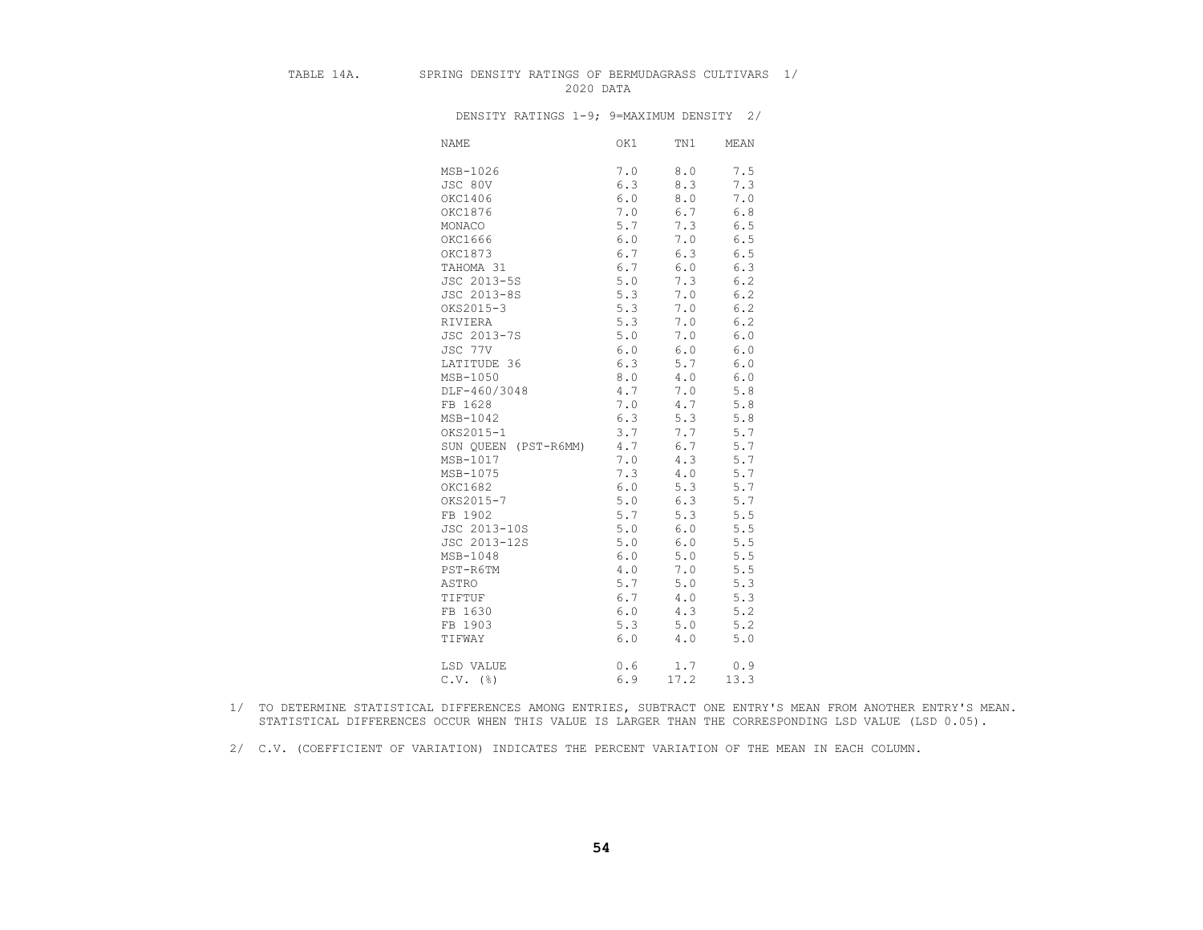TABLE 14A. SPRING DENSITY RATINGS OF BERMUDAGRASS CULTIVARS 1/
2020 DATA

DENSITY RATINGS 1-9; 9=MAXIMUM DENSITY 2/

| NAME | OK1 | TN1 | MEAN |
|---|---|---|---|
| MSB-1026 | 7.0 | 8.0 | 7.5 |
| JSC 80V | 6.3 | 8.3 | 7.3 |
| OKC1406 | 6.0 | 8.0 | 7.0 |
| OKC1876 | 7.0 | 6.7 | 6.8 |
| MONACO | 5.7 | 7.3 | 6.5 |
| OKC1666 | 6.0 | 7.0 | 6.5 |
| OKC1873 | 6.7 | 6.3 | 6.5 |
| TAHOMA 31 | 6.7 | 6.0 | 6.3 |
| JSC 2013-5S | 5.0 | 7.3 | 6.2 |
| JSC 2013-8S | 5.3 | 7.0 | 6.2 |
| OKS2015-3 | 5.3 | 7.0 | 6.2 |
| RIVIERA | 5.3 | 7.0 | 6.2 |
| JSC 2013-7S | 5.0 | 7.0 | 6.0 |
| JSC 77V | 6.0 | 6.0 | 6.0 |
| LATITUDE 36 | 6.3 | 5.7 | 6.0 |
| MSB-1050 | 8.0 | 4.0 | 6.0 |
| DLF-460/3048 | 4.7 | 7.0 | 5.8 |
| FB 1628 | 7.0 | 4.7 | 5.8 |
| MSB-1042 | 6.3 | 5.3 | 5.8 |
| OKS2015-1 | 3.7 | 7.7 | 5.7 |
| SUN QUEEN (PST-R6MM) | 4.7 | 6.7 | 5.7 |
| MSB-1017 | 7.0 | 4.3 | 5.7 |
| MSB-1075 | 7.3 | 4.0 | 5.7 |
| OKC1682 | 6.0 | 5.3 | 5.7 |
| OKS2015-7 | 5.0 | 6.3 | 5.7 |
| FB 1902 | 5.7 | 5.3 | 5.5 |
| JSC 2013-10S | 5.0 | 6.0 | 5.5 |
| JSC 2013-12S | 5.0 | 6.0 | 5.5 |
| MSB-1048 | 6.0 | 5.0 | 5.5 |
| PST-R6TM | 4.0 | 7.0 | 5.5 |
| ASTRO | 5.7 | 5.0 | 5.3 |
| TIFTUF | 6.7 | 4.0 | 5.3 |
| FB 1630 | 6.0 | 4.3 | 5.2 |
| FB 1903 | 5.3 | 5.0 | 5.2 |
| TIFWAY | 6.0 | 4.0 | 5.0 |
| LSD VALUE | 0.6 | 1.7 | 0.9 |
| C.V. (%) | 6.9 | 17.2 | 13.3 |

1/ TO DETERMINE STATISTICAL DIFFERENCES AMONG ENTRIES, SUBTRACT ONE ENTRY'S MEAN FROM ANOTHER ENTRY'S MEAN. STATISTICAL DIFFERENCES OCCUR WHEN THIS VALUE IS LARGER THAN THE CORRESPONDING LSD VALUE (LSD 0.05).

2/ C.V. (COEFFICIENT OF VARIATION) INDICATES THE PERCENT VARIATION OF THE MEAN IN EACH COLUMN.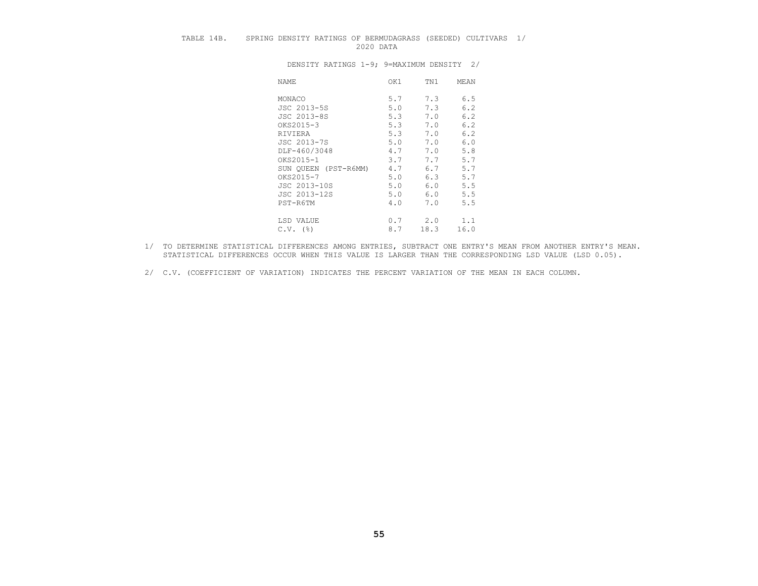TABLE 14B. SPRING DENSITY RATINGS OF BERMUDAGRASS (SEEDED) CULTIVARS 1/
2020 DATA

DENSITY RATINGS 1-9; 9=MAXIMUM DENSITY 2/

| NAME | OK1 | TN1 | MEAN |
|---|---|---|---|
| MONACO | 5.7 | 7.3 | 6.5 |
| JSC 2013-5S | 5.0 | 7.3 | 6.2 |
| JSC 2013-8S | 5.3 | 7.0 | 6.2 |
| OKS2015-3 | 5.3 | 7.0 | 6.2 |
| RIVIERA | 5.3 | 7.0 | 6.2 |
| JSC 2013-7S | 5.0 | 7.0 | 6.0 |
| DLF-460/3048 | 4.7 | 7.0 | 5.8 |
| OKS2015-1 | 3.7 | 7.7 | 5.7 |
| SUN QUEEN (PST-R6MM) | 4.7 | 6.7 | 5.7 |
| OKS2015-7 | 5.0 | 6.3 | 5.7 |
| JSC 2013-10S | 5.0 | 6.0 | 5.5 |
| JSC 2013-12S | 5.0 | 6.0 | 5.5 |
| PST-R6TM | 4.0 | 7.0 | 5.5 |
| | | | |
| LSD VALUE | 0.7 | 2.0 | 1.1 |
| C.V. (%) | 8.7 | 18.3 | 16.0 |

1/ TO DETERMINE STATISTICAL DIFFERENCES AMONG ENTRIES, SUBTRACT ONE ENTRY'S MEAN FROM ANOTHER ENTRY'S MEAN. STATISTICAL DIFFERENCES OCCUR WHEN THIS VALUE IS LARGER THAN THE CORRESPONDING LSD VALUE (LSD 0.05).

2/ C.V. (COEFFICIENT OF VARIATION) INDICATES THE PERCENT VARIATION OF THE MEAN IN EACH COLUMN.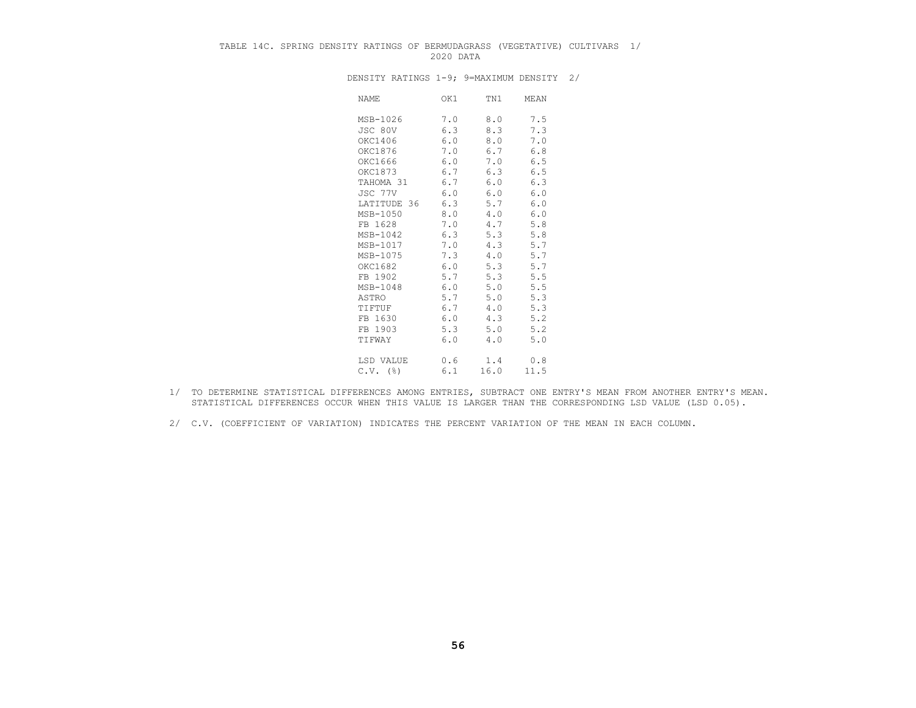TABLE 14C. SPRING DENSITY RATINGS OF BERMUDAGRASS (VEGETATIVE) CULTIVARS 1/
2020 DATA

DENSITY RATINGS 1-9; 9=MAXIMUM DENSITY 2/

| NAME | OK1 | TN1 | MEAN |
|---|---|---|---|
| MSB-1026 | 7.0 | 8.0 | 7.5 |
| JSC 80V | 6.3 | 8.3 | 7.3 |
| OKC1406 | 6.0 | 8.0 | 7.0 |
| OKC1876 | 7.0 | 6.7 | 6.8 |
| OKC1666 | 6.0 | 7.0 | 6.5 |
| OKC1873 | 6.7 | 6.3 | 6.5 |
| TAHOMA 31 | 6.7 | 6.0 | 6.3 |
| JSC 77V | 6.0 | 6.0 | 6.0 |
| LATITUDE 36 | 6.3 | 5.7 | 6.0 |
| MSB-1050 | 8.0 | 4.0 | 6.0 |
| FB 1628 | 7.0 | 4.7 | 5.8 |
| MSB-1042 | 6.3 | 5.3 | 5.8 |
| MSB-1017 | 7.0 | 4.3 | 5.7 |
| MSB-1075 | 7.3 | 4.0 | 5.7 |
| OKC1682 | 6.0 | 5.3 | 5.7 |
| FB 1902 | 5.7 | 5.3 | 5.5 |
| MSB-1048 | 6.0 | 5.0 | 5.5 |
| ASTRO | 5.7 | 5.0 | 5.3 |
| TIFTUF | 6.7 | 4.0 | 5.3 |
| FB 1630 | 6.0 | 4.3 | 5.2 |
| FB 1903 | 5.3 | 5.0 | 5.2 |
| TIFWAY | 6.0 | 4.0 | 5.0 |
| LSD VALUE | 0.6 | 1.4 | 0.8 |
| C.V. (%) | 6.1 | 16.0 | 11.5 |

1/ TO DETERMINE STATISTICAL DIFFERENCES AMONG ENTRIES, SUBTRACT ONE ENTRY'S MEAN FROM ANOTHER ENTRY'S MEAN. STATISTICAL DIFFERENCES OCCUR WHEN THIS VALUE IS LARGER THAN THE CORRESPONDING LSD VALUE (LSD 0.05).

2/ C.V. (COEFFICIENT OF VARIATION) INDICATES THE PERCENT VARIATION OF THE MEAN IN EACH COLUMN.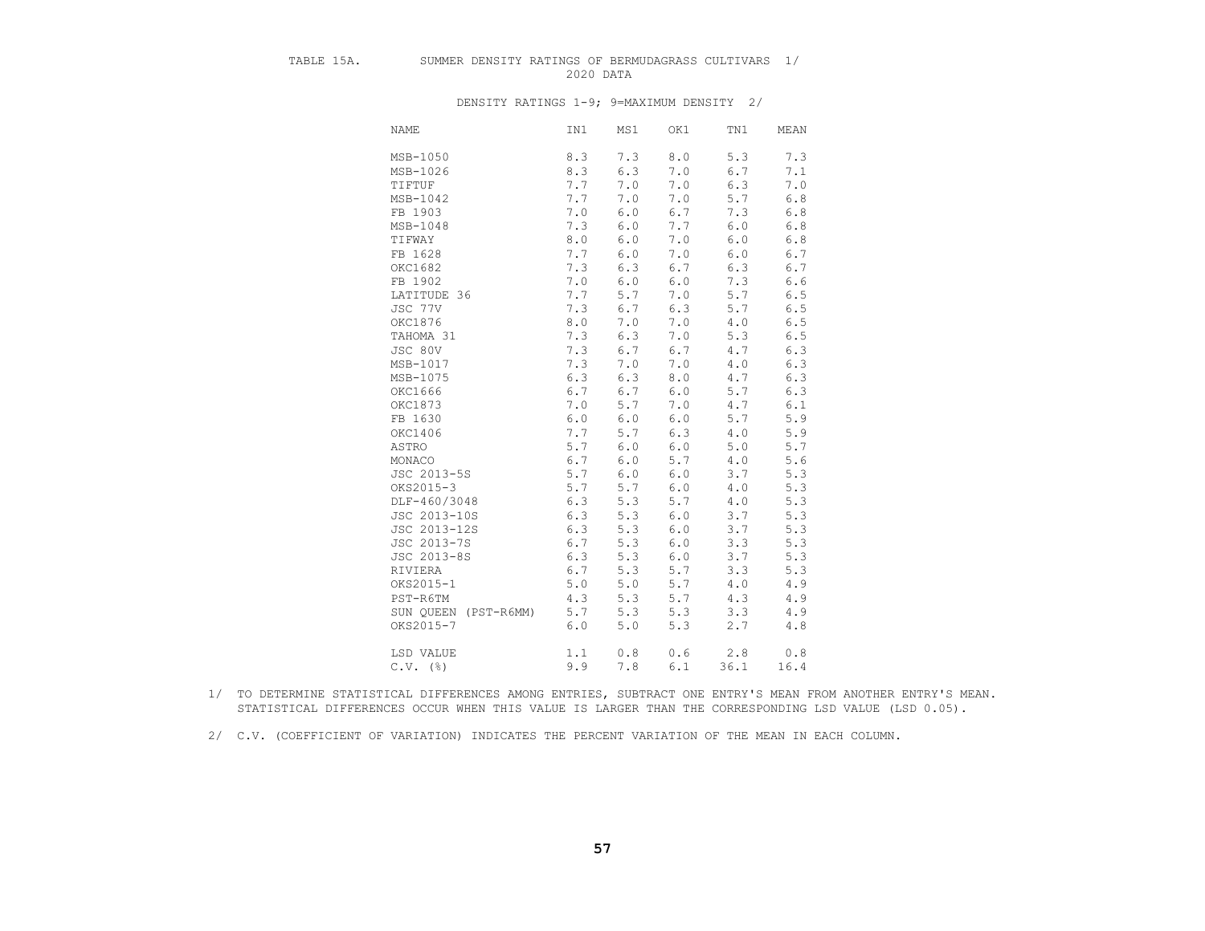TABLE 15A. SUMMER DENSITY RATINGS OF BERMUDAGRASS CULTIVARS 1/
2020 DATA

DENSITY RATINGS 1-9; 9=MAXIMUM DENSITY 2/

| NAME | IN1 | MS1 | OK1 | TN1 | MEAN |
|---|---|---|---|---|---|
| MSB-1050 | 8.3 | 7.3 | 8.0 | 5.3 | 7.3 |
| MSB-1026 | 8.3 | 6.3 | 7.0 | 6.7 | 7.1 |
| TIFTUF | 7.7 | 7.0 | 7.0 | 6.3 | 7.0 |
| MSB-1042 | 7.7 | 7.0 | 7.0 | 5.7 | 6.8 |
| FB 1903 | 7.0 | 6.0 | 6.7 | 7.3 | 6.8 |
| MSB-1048 | 7.3 | 6.0 | 7.7 | 6.0 | 6.8 |
| TIFWAY | 8.0 | 6.0 | 7.0 | 6.0 | 6.8 |
| FB 1628 | 7.7 | 6.0 | 7.0 | 6.0 | 6.7 |
| OKC1682 | 7.3 | 6.3 | 6.7 | 6.3 | 6.7 |
| FB 1902 | 7.0 | 6.0 | 6.0 | 7.3 | 6.6 |
| LATITUDE 36 | 7.7 | 5.7 | 7.0 | 5.7 | 6.5 |
| JSC 77V | 7.3 | 6.7 | 6.3 | 5.7 | 6.5 |
| OKC1876 | 8.0 | 7.0 | 7.0 | 4.0 | 6.5 |
| TAHOMA 31 | 7.3 | 6.3 | 7.0 | 5.3 | 6.5 |
| JSC 80V | 7.3 | 6.7 | 6.7 | 4.7 | 6.3 |
| MSB-1017 | 7.3 | 7.0 | 7.0 | 4.0 | 6.3 |
| MSB-1075 | 6.3 | 6.3 | 8.0 | 4.7 | 6.3 |
| OKC1666 | 6.7 | 6.7 | 6.0 | 5.7 | 6.3 |
| OKC1873 | 7.0 | 5.7 | 7.0 | 4.7 | 6.1 |
| FB 1630 | 6.0 | 6.0 | 6.0 | 5.7 | 5.9 |
| OKC1406 | 7.7 | 5.7 | 6.3 | 4.0 | 5.9 |
| ASTRO | 5.7 | 6.0 | 6.0 | 5.0 | 5.7 |
| MONACO | 6.7 | 6.0 | 5.7 | 4.0 | 5.6 |
| JSC 2013-5S | 5.7 | 6.0 | 6.0 | 3.7 | 5.3 |
| OKS2015-3 | 5.7 | 5.7 | 6.0 | 4.0 | 5.3 |
| DLF-460/3048 | 6.3 | 5.3 | 5.7 | 4.0 | 5.3 |
| JSC 2013-10S | 6.3 | 5.3 | 6.0 | 3.7 | 5.3 |
| JSC 2013-12S | 6.3 | 5.3 | 6.0 | 3.7 | 5.3 |
| JSC 2013-7S | 6.7 | 5.3 | 6.0 | 3.3 | 5.3 |
| JSC 2013-8S | 6.3 | 5.3 | 6.0 | 3.7 | 5.3 |
| RIVIERA | 6.7 | 5.3 | 5.7 | 3.3 | 5.3 |
| OKS2015-1 | 5.0 | 5.0 | 5.7 | 4.0 | 4.9 |
| PST-R6TM | 4.3 | 5.3 | 5.7 | 4.3 | 4.9 |
| SUN QUEEN (PST-R6MM) | 5.7 | 5.3 | 5.3 | 3.3 | 4.9 |
| OKS2015-7 | 6.0 | 5.0 | 5.3 | 2.7 | 4.8 |
| LSD VALUE | 1.1 | 0.8 | 0.6 | 2.8 | 0.8 |
| C.V. (%) | 9.9 | 7.8 | 6.1 | 36.1 | 16.4 |

1/ TO DETERMINE STATISTICAL DIFFERENCES AMONG ENTRIES, SUBTRACT ONE ENTRY'S MEAN FROM ANOTHER ENTRY'S MEAN. STATISTICAL DIFFERENCES OCCUR WHEN THIS VALUE IS LARGER THAN THE CORRESPONDING LSD VALUE (LSD 0.05).

2/ C.V. (COEFFICIENT OF VARIATION) INDICATES THE PERCENT VARIATION OF THE MEAN IN EACH COLUMN.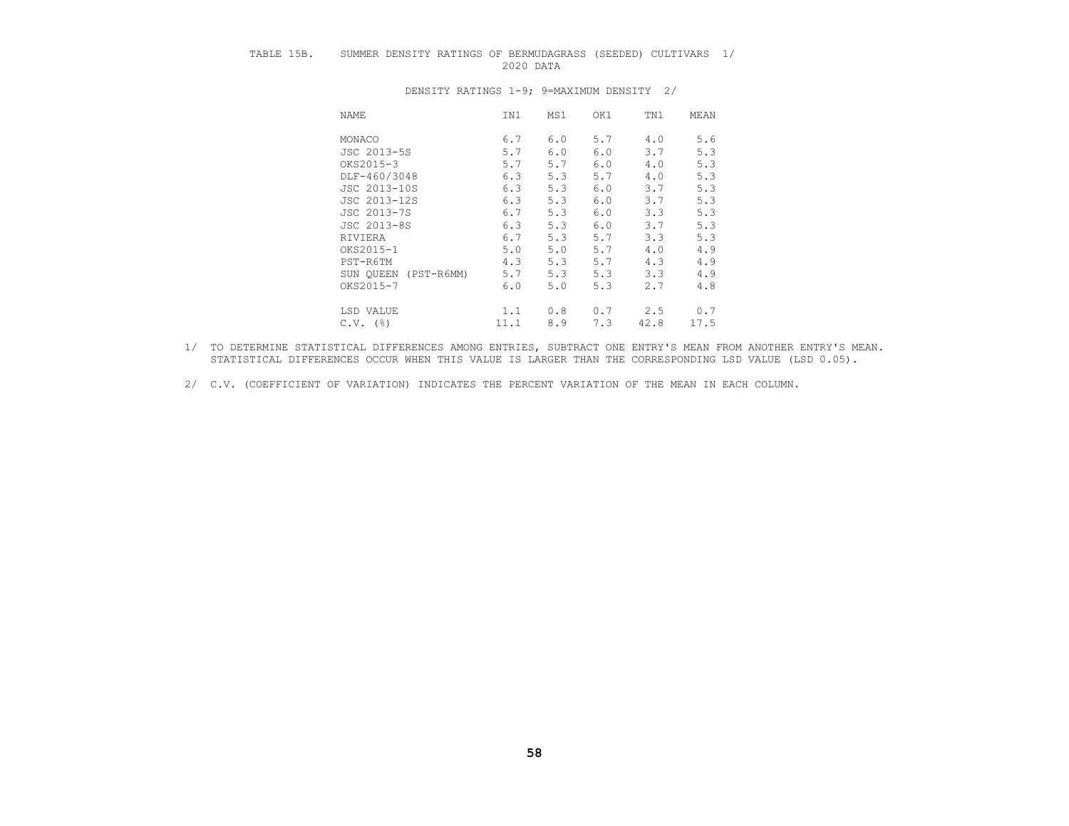TABLE 15B. SUMMER DENSITY RATINGS OF BERMUDAGRASS (SEEDED) CULTIVARS 1/
2020 DATA

DENSITY RATINGS 1-9; 9=MAXIMUM DENSITY 2/

| NAME | IN1 | MS1 | OK1 | TN1 | MEAN |
|---|---|---|---|---|---|
| MONACO | 6.7 | 6.0 | 5.7 | 4.0 | 5.6 |
| JSC 2013-5S | 5.7 | 6.0 | 6.0 | 3.7 | 5.3 |
| OKS2015-3 | 5.7 | 5.7 | 6.0 | 4.0 | 5.3 |
| DLF-460/3048 | 6.3 | 5.3 | 5.7 | 4.0 | 5.3 |
| JSC 2013-10S | 6.3 | 5.3 | 6.0 | 3.7 | 5.3 |
| JSC 2013-12S | 6.3 | 5.3 | 6.0 | 3.7 | 5.3 |
| JSC 2013-7S | 6.7 | 5.3 | 6.0 | 3.3 | 5.3 |
| JSC 2013-8S | 6.3 | 5.3 | 6.0 | 3.7 | 5.3 |
| RIVIERA | 6.7 | 5.3 | 5.7 | 3.3 | 5.3 |
| OKS2015-1 | 5.0 | 5.0 | 5.7 | 4.0 | 4.9 |
| PST-R6TM | 4.3 | 5.3 | 5.7 | 4.3 | 4.9 |
| SUN QUEEN (PST-R6MM) | 5.7 | 5.3 | 5.3 | 3.3 | 4.9 |
| OKS2015-7 | 6.0 | 5.0 | 5.3 | 2.7 | 4.8 |
| LSD VALUE | 1.1 | 0.8 | 0.7 | 2.5 | 0.7 |
| C.V. (%) | 11.1 | 8.9 | 7.3 | 42.8 | 17.5 |

1/ TO DETERMINE STATISTICAL DIFFERENCES AMONG ENTRIES, SUBTRACT ONE ENTRY'S MEAN FROM ANOTHER ENTRY'S MEAN. STATISTICAL DIFFERENCES OCCUR WHEN THIS VALUE IS LARGER THAN THE CORRESPONDING LSD VALUE (LSD 0.05).

2/ C.V. (COEFFICIENT OF VARIATION) INDICATES THE PERCENT VARIATION OF THE MEAN IN EACH COLUMN.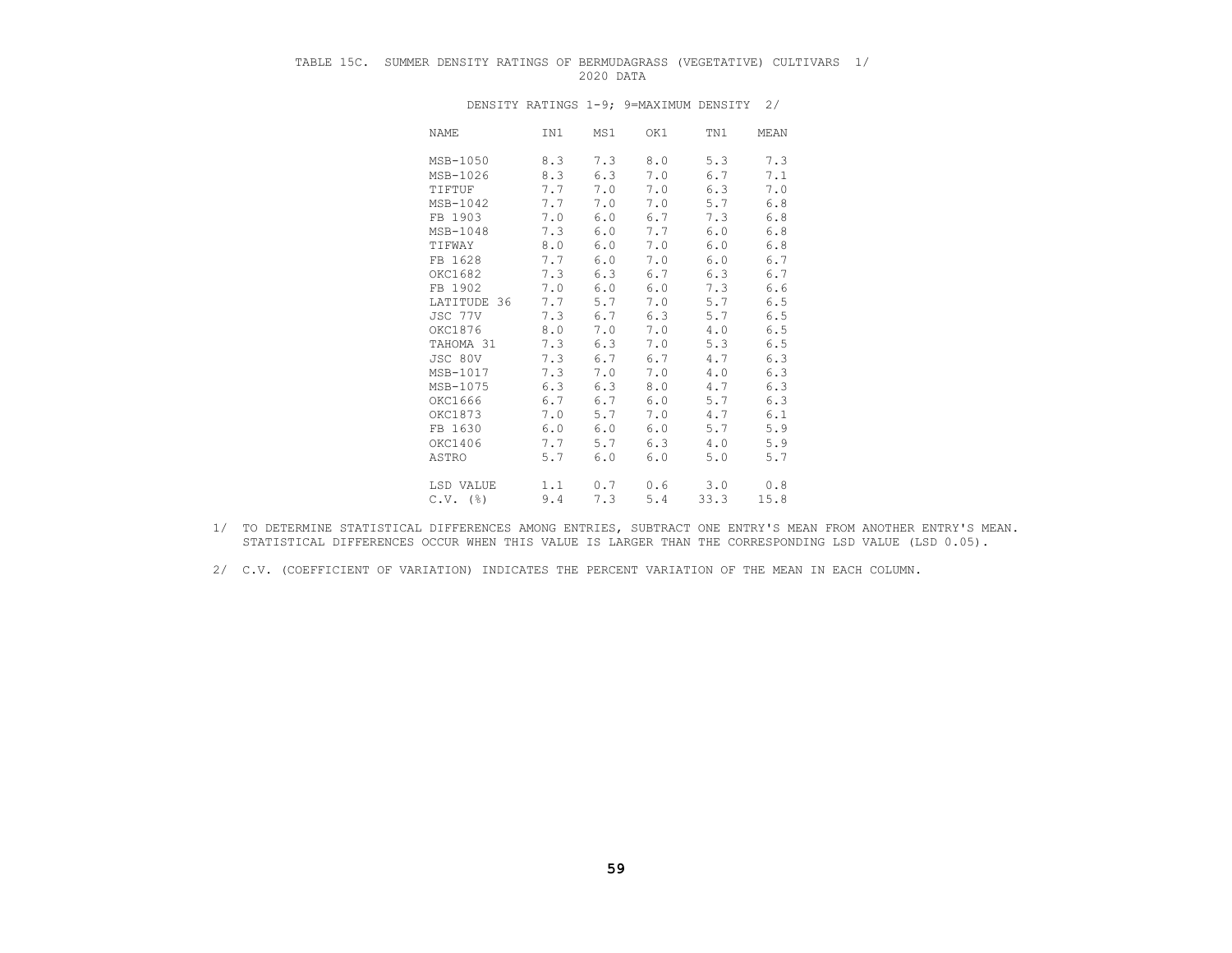TABLE 15C. SUMMER DENSITY RATINGS OF BERMUDAGRASS (VEGETATIVE) CULTIVARS 1/
2020 DATA

DENSITY RATINGS 1-9; 9=MAXIMUM DENSITY 2/

| NAME | IN1 | MS1 | OK1 | TN1 | MEAN |
|---|---|---|---|---|---|
| MSB-1050 | 8.3 | 7.3 | 8.0 | 5.3 | 7.3 |
| MSB-1026 | 8.3 | 6.3 | 7.0 | 6.7 | 7.1 |
| TIFTUF | 7.7 | 7.0 | 7.0 | 6.3 | 7.0 |
| MSB-1042 | 7.7 | 7.0 | 7.0 | 5.7 | 6.8 |
| FB 1903 | 7.0 | 6.0 | 6.7 | 7.3 | 6.8 |
| MSB-1048 | 7.3 | 6.0 | 7.7 | 6.0 | 6.8 |
| TIFWAY | 8.0 | 6.0 | 7.0 | 6.0 | 6.8 |
| FB 1628 | 7.7 | 6.0 | 7.0 | 6.0 | 6.7 |
| OKC1682 | 7.3 | 6.3 | 6.7 | 6.3 | 6.7 |
| FB 1902 | 7.0 | 6.0 | 6.0 | 7.3 | 6.6 |
| LATITUDE 36 | 7.7 | 5.7 | 7.0 | 5.7 | 6.5 |
| JSC 77V | 7.3 | 6.7 | 6.3 | 5.7 | 6.5 |
| OKC1876 | 8.0 | 7.0 | 7.0 | 4.0 | 6.5 |
| TAHOMA 31 | 7.3 | 6.3 | 7.0 | 5.3 | 6.5 |
| JSC 80V | 7.3 | 6.7 | 6.7 | 4.7 | 6.3 |
| MSB-1017 | 7.3 | 7.0 | 7.0 | 4.0 | 6.3 |
| MSB-1075 | 6.3 | 6.3 | 8.0 | 4.7 | 6.3 |
| OKC1666 | 6.7 | 6.7 | 6.0 | 5.7 | 6.3 |
| OKC1873 | 7.0 | 5.7 | 7.0 | 4.7 | 6.1 |
| FB 1630 | 6.0 | 6.0 | 6.0 | 5.7 | 5.9 |
| OKC1406 | 7.7 | 5.7 | 6.3 | 4.0 | 5.9 |
| ASTRO | 5.7 | 6.0 | 6.0 | 5.0 | 5.7 |
| LSD VALUE | 1.1 | 0.7 | 0.6 | 3.0 | 0.8 |
| C.V. (%) | 9.4 | 7.3 | 5.4 | 33.3 | 15.8 |

1/ TO DETERMINE STATISTICAL DIFFERENCES AMONG ENTRIES, SUBTRACT ONE ENTRY'S MEAN FROM ANOTHER ENTRY'S MEAN. STATISTICAL DIFFERENCES OCCUR WHEN THIS VALUE IS LARGER THAN THE CORRESPONDING LSD VALUE (LSD 0.05).

2/ C.V. (COEFFICIENT OF VARIATION) INDICATES THE PERCENT VARIATION OF THE MEAN IN EACH COLUMN.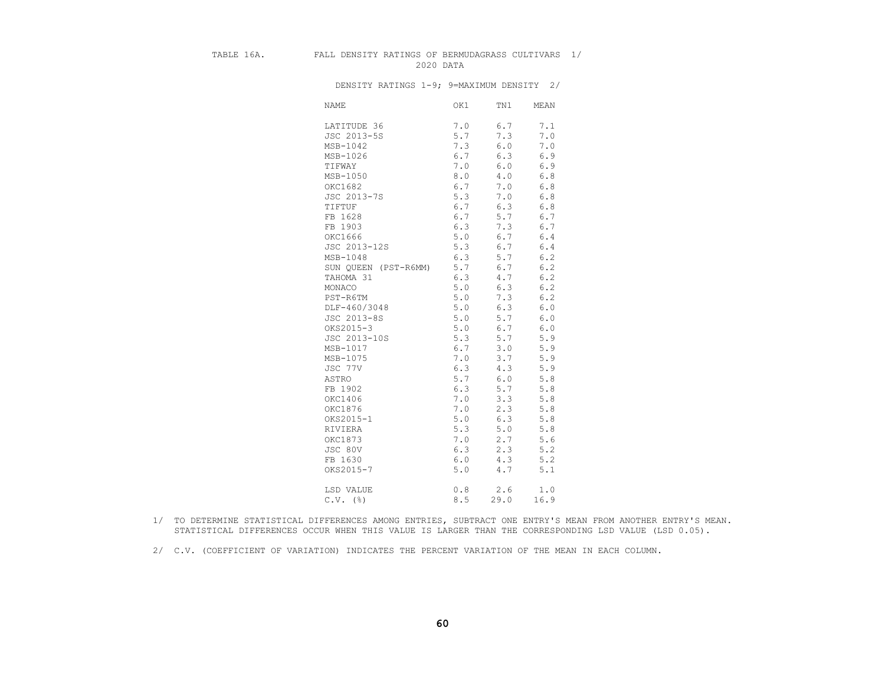TABLE 16A. FALL DENSITY RATINGS OF BERMUDAGRASS CULTIVARS 1/

2020 DATA

DENSITY RATINGS 1-9; 9=MAXIMUM DENSITY 2/

| NAME | OK1 | TN1 | MEAN |
|---|---|---|---|
| LATITUDE 36 | 7.0 | 6.7 | 7.1 |
| JSC 2013-5S | 5.7 | 7.3 | 7.0 |
| MSB-1042 | 7.3 | 6.0 | 7.0 |
| MSB-1026 | 6.7 | 6.3 | 6.9 |
| TIFWAY | 7.0 | 6.0 | 6.9 |
| MSB-1050 | 8.0 | 4.0 | 6.8 |
| OKC1682 | 6.7 | 7.0 | 6.8 |
| JSC 2013-7S | 5.3 | 7.0 | 6.8 |
| TIFTUF | 6.7 | 6.3 | 6.8 |
| FB 1628 | 6.7 | 5.7 | 6.7 |
| FB 1903 | 6.3 | 7.3 | 6.7 |
| OKC1666 | 5.0 | 6.7 | 6.4 |
| JSC 2013-12S | 5.3 | 6.7 | 6.4 |
| MSB-1048 | 6.3 | 5.7 | 6.2 |
| SUN QUEEN (PST-R6MM) | 5.7 | 6.7 | 6.2 |
| TAHOMA 31 | 6.3 | 4.7 | 6.2 |
| MONACO | 5.0 | 6.3 | 6.2 |
| PST-R6TM | 5.0 | 7.3 | 6.2 |
| DLF-460/3048 | 5.0 | 6.3 | 6.0 |
| JSC 2013-8S | 5.0 | 5.7 | 6.0 |
| OKS2015-3 | 5.0 | 6.7 | 6.0 |
| JSC 2013-10S | 5.3 | 5.7 | 5.9 |
| MSB-1017 | 6.7 | 3.0 | 5.9 |
| MSB-1075 | 7.0 | 3.7 | 5.9 |
| JSC 77V | 6.3 | 4.3 | 5.9 |
| ASTRO | 5.7 | 6.0 | 5.8 |
| FB 1902 | 6.3 | 5.7 | 5.8 |
| OKC1406 | 7.0 | 3.3 | 5.8 |
| OKC1876 | 7.0 | 2.3 | 5.8 |
| OKS2015-1 | 5.0 | 6.3 | 5.8 |
| RIVIERA | 5.3 | 5.0 | 5.8 |
| OKC1873 | 7.0 | 2.7 | 5.6 |
| JSC 80V | 6.3 | 2.3 | 5.2 |
| FB 1630 | 6.0 | 4.3 | 5.2 |
| OKS2015-7 | 5.0 | 4.7 | 5.1 |
| | | | |
| LSD VALUE | 0.8 | 2.6 | 1.0 |
| C.V. (%) | 8.5 | 29.0 | 16.9 |

1/ TO DETERMINE STATISTICAL DIFFERENCES AMONG ENTRIES, SUBTRACT ONE ENTRY'S MEAN FROM ANOTHER ENTRY'S MEAN. STATISTICAL DIFFERENCES OCCUR WHEN THIS VALUE IS LARGER THAN THE CORRESPONDING LSD VALUE (LSD 0.05).

2/ C.V. (COEFFICIENT OF VARIATION) INDICATES THE PERCENT VARIATION OF THE MEAN IN EACH COLUMN.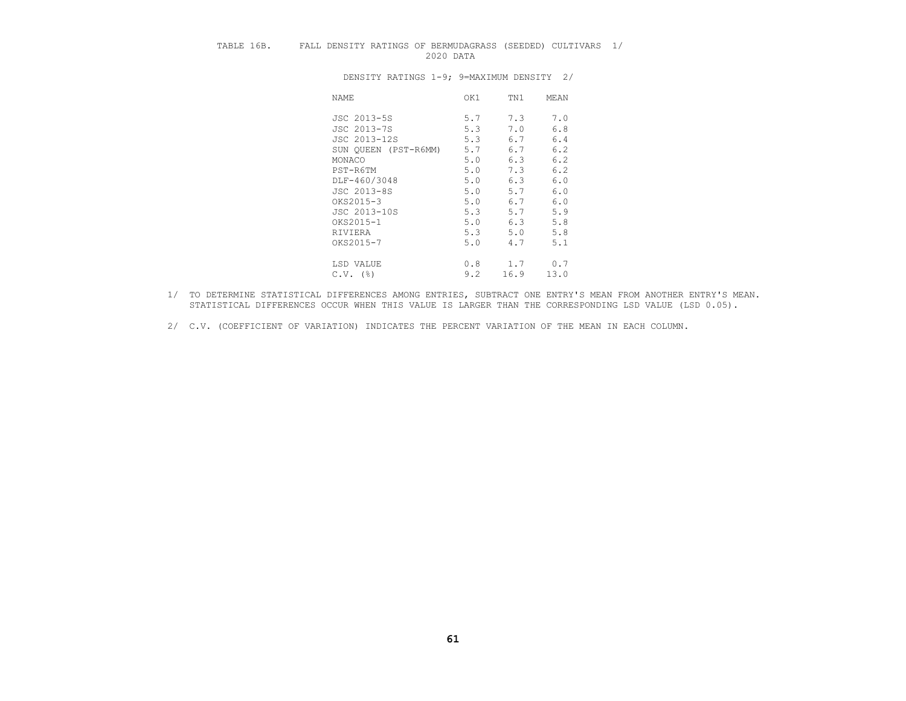TABLE 16B. FALL DENSITY RATINGS OF BERMUDAGRASS (SEEDED) CULTIVARS 1/
2020 DATA

DENSITY RATINGS 1-9; 9=MAXIMUM DENSITY 2/

| NAME | OK1 | TN1 | MEAN |
|---|---|---|---|
| JSC 2013-5S | 5.7 | 7.3 | 7.0 |
| JSC 2013-7S | 5.3 | 7.0 | 6.8 |
| JSC 2013-12S | 5.3 | 6.7 | 6.4 |
| SUN QUEEN (PST-R6MM) | 5.7 | 6.7 | 6.2 |
| MONACO | 5.0 | 6.3 | 6.2 |
| PST-R6TM | 5.0 | 7.3 | 6.2 |
| DLF-460/3048 | 5.0 | 6.3 | 6.0 |
| JSC 2013-8S | 5.0 | 5.7 | 6.0 |
| OKS2015-3 | 5.0 | 6.7 | 6.0 |
| JSC 2013-10S | 5.3 | 5.7 | 5.9 |
| OKS2015-1 | 5.0 | 6.3 | 5.8 |
| RIVIERA | 5.3 | 5.0 | 5.8 |
| OKS2015-7 | 5.0 | 4.7 | 5.1 |
| LSD VALUE | 0.8 | 1.7 | 0.7 |
| C.V. (%) | 9.2 | 16.9 | 13.0 |

1/ TO DETERMINE STATISTICAL DIFFERENCES AMONG ENTRIES, SUBTRACT ONE ENTRY'S MEAN FROM ANOTHER ENTRY'S MEAN. STATISTICAL DIFFERENCES OCCUR WHEN THIS VALUE IS LARGER THAN THE CORRESPONDING LSD VALUE (LSD 0.05).

2/ C.V. (COEFFICIENT OF VARIATION) INDICATES THE PERCENT VARIATION OF THE MEAN IN EACH COLUMN.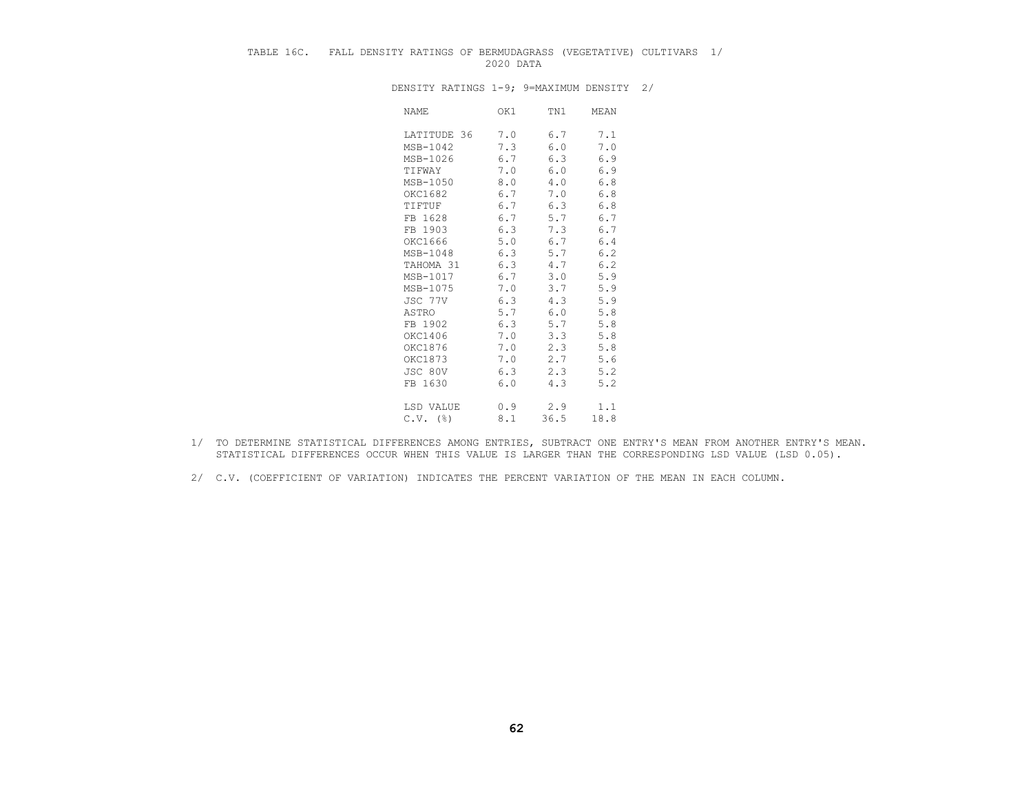TABLE 16C. FALL DENSITY RATINGS OF BERMUDAGRASS (VEGETATIVE) CULTIVARS 1/
2020 DATA

DENSITY RATINGS 1-9; 9=MAXIMUM DENSITY 2/

| NAME | OK1 | TN1 | MEAN |
|---|---|---|---|
| LATITUDE 36 | 7.0 | 6.7 | 7.1 |
| MSB-1042 | 7.3 | 6.0 | 7.0 |
| MSB-1026 | 6.7 | 6.3 | 6.9 |
| TIFWAY | 7.0 | 6.0 | 6.9 |
| MSB-1050 | 8.0 | 4.0 | 6.8 |
| OKC1682 | 6.7 | 7.0 | 6.8 |
| TIFTUF | 6.7 | 6.3 | 6.8 |
| FB 1628 | 6.7 | 5.7 | 6.7 |
| FB 1903 | 6.3 | 7.3 | 6.7 |
| OKC1666 | 5.0 | 6.7 | 6.4 |
| MSB-1048 | 6.3 | 5.7 | 6.2 |
| TAHOMA 31 | 6.3 | 4.7 | 6.2 |
| MSB-1017 | 6.7 | 3.0 | 5.9 |
| MSB-1075 | 7.0 | 3.7 | 5.9 |
| JSC 77V | 6.3 | 4.3 | 5.9 |
| ASTRO | 5.7 | 6.0 | 5.8 |
| FB 1902 | 6.3 | 5.7 | 5.8 |
| OKC1406 | 7.0 | 3.3 | 5.8 |
| OKC1876 | 7.0 | 2.3 | 5.8 |
| OKC1873 | 7.0 | 2.7 | 5.6 |
| JSC 80V | 6.3 | 2.3 | 5.2 |
| FB 1630 | 6.0 | 4.3 | 5.2 |
| | | | |
| LSD VALUE | 0.9 | 2.9 | 1.1 |
| C.V. (%) | 8.1 | 36.5 | 18.8 |

1/ TO DETERMINE STATISTICAL DIFFERENCES AMONG ENTRIES, SUBTRACT ONE ENTRY'S MEAN FROM ANOTHER ENTRY'S MEAN. STATISTICAL DIFFERENCES OCCUR WHEN THIS VALUE IS LARGER THAN THE CORRESPONDING LSD VALUE (LSD 0.05).

2/ C.V. (COEFFICIENT OF VARIATION) INDICATES THE PERCENT VARIATION OF THE MEAN IN EACH COLUMN.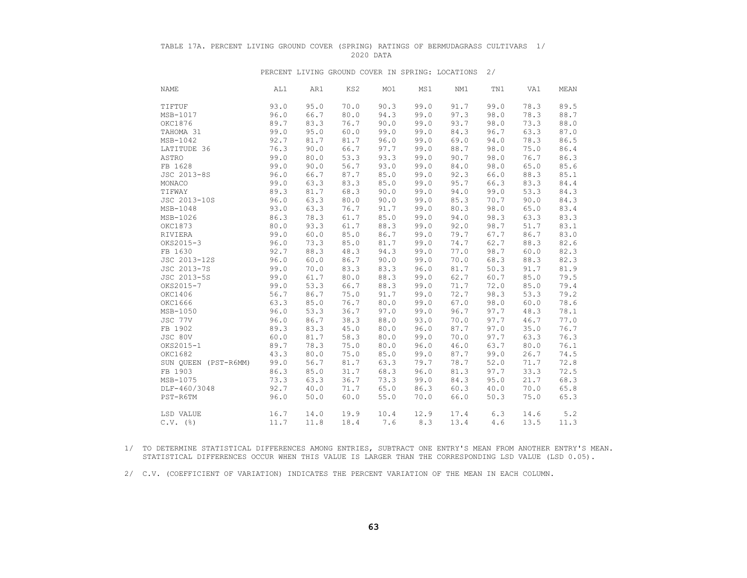TABLE 17A. PERCENT LIVING GROUND COVER (SPRING) RATINGS OF BERMUDAGRASS CULTIVARS 1/
2020 DATA

PERCENT LIVING GROUND COVER IN SPRING: LOCATIONS 2/

| NAME | AL1 | AR1 | KS2 | MO1 | MS1 | NM1 | TN1 | VA1 | MEAN |
|---|---|---|---|---|---|---|---|---|---|
| TIFTUF | 93.0 | 95.0 | 70.0 | 90.3 | 99.0 | 91.7 | 99.0 | 78.3 | 89.5 |
| MSB-1017 | 96.0 | 66.7 | 80.0 | 94.3 | 99.0 | 97.3 | 98.0 | 78.3 | 88.7 |
| OKC1876 | 89.7 | 83.3 | 76.7 | 90.0 | 99.0 | 93.7 | 98.0 | 73.3 | 88.0 |
| TAHOMA 31 | 99.0 | 95.0 | 60.0 | 99.0 | 99.0 | 84.3 | 96.7 | 63.3 | 87.0 |
| MSB-1042 | 92.7 | 81.7 | 81.7 | 96.0 | 99.0 | 69.0 | 94.0 | 78.3 | 86.5 |
| LATITUDE 36 | 76.3 | 90.0 | 66.7 | 97.7 | 99.0 | 88.7 | 98.0 | 75.0 | 86.4 |
| ASTRO | 99.0 | 80.0 | 53.3 | 93.3 | 99.0 | 90.7 | 98.0 | 76.7 | 86.3 |
| FB 1628 | 99.0 | 90.0 | 56.7 | 93.0 | 99.0 | 84.0 | 98.0 | 65.0 | 85.6 |
| JSC 2013-8S | 96.0 | 66.7 | 87.7 | 85.0 | 99.0 | 92.3 | 66.0 | 88.3 | 85.1 |
| MONACO | 99.0 | 63.3 | 83.3 | 85.0 | 99.0 | 95.7 | 66.3 | 83.3 | 84.4 |
| TIFWAY | 89.3 | 81.7 | 68.3 | 90.0 | 99.0 | 94.0 | 99.0 | 53.3 | 84.3 |
| JSC 2013-10S | 96.0 | 63.3 | 80.0 | 90.0 | 99.0 | 85.3 | 70.7 | 90.0 | 84.3 |
| MSB-1048 | 93.0 | 63.3 | 76.7 | 91.7 | 99.0 | 80.3 | 98.0 | 65.0 | 83.4 |
| MSB-1026 | 86.3 | 78.3 | 61.7 | 85.0 | 99.0 | 94.0 | 98.3 | 63.3 | 83.3 |
| OKC1873 | 80.0 | 93.3 | 61.7 | 88.3 | 99.0 | 92.0 | 98.7 | 51.7 | 83.1 |
| RIVIERA | 99.0 | 60.0 | 85.0 | 86.7 | 99.0 | 79.7 | 67.7 | 86.7 | 83.0 |
| OKS2015-3 | 96.0 | 73.3 | 85.0 | 81.7 | 99.0 | 74.7 | 62.7 | 88.3 | 82.6 |
| FB 1630 | 92.7 | 88.3 | 48.3 | 94.3 | 99.0 | 77.0 | 98.7 | 60.0 | 82.3 |
| JSC 2013-12S | 96.0 | 60.0 | 86.7 | 90.0 | 99.0 | 70.0 | 68.3 | 88.3 | 82.3 |
| JSC 2013-7S | 99.0 | 70.0 | 83.3 | 83.3 | 96.0 | 81.7 | 50.3 | 91.7 | 81.9 |
| JSC 2013-5S | 99.0 | 61.7 | 80.0 | 88.3 | 99.0 | 62.7 | 60.7 | 85.0 | 79.5 |
| OKS2015-7 | 99.0 | 53.3 | 66.7 | 88.3 | 99.0 | 71.7 | 72.0 | 85.0 | 79.4 |
| OKC1406 | 56.7 | 86.7 | 75.0 | 91.7 | 99.0 | 72.7 | 98.3 | 53.3 | 79.2 |
| OKC1666 | 63.3 | 85.0 | 76.7 | 80.0 | 99.0 | 67.0 | 98.0 | 60.0 | 78.6 |
| MSB-1050 | 96.0 | 53.3 | 36.7 | 97.0 | 99.0 | 96.7 | 97.7 | 48.3 | 78.1 |
| JSC 77V | 96.0 | 86.7 | 38.3 | 88.0 | 93.0 | 70.0 | 97.7 | 46.7 | 77.0 |
| FB 1902 | 89.3 | 83.3 | 45.0 | 80.0 | 96.0 | 87.7 | 97.0 | 35.0 | 76.7 |
| JSC 80V | 60.0 | 81.7 | 58.3 | 80.0 | 99.0 | 70.0 | 97.7 | 63.3 | 76.3 |
| OKS2015-1 | 89.7 | 78.3 | 75.0 | 80.0 | 96.0 | 46.0 | 63.7 | 80.0 | 76.1 |
| OKC1682 | 43.3 | 80.0 | 75.0 | 85.0 | 99.0 | 87.7 | 99.0 | 26.7 | 74.5 |
| SUN QUEEN (PST-R6MM) | 99.0 | 56.7 | 81.7 | 63.3 | 79.7 | 78.7 | 52.0 | 71.7 | 72.8 |
| FB 1903 | 86.3 | 85.0 | 31.7 | 68.3 | 96.0 | 81.3 | 97.7 | 33.3 | 72.5 |
| MSB-1075 | 73.3 | 63.3 | 36.7 | 73.3 | 99.0 | 84.3 | 95.0 | 21.7 | 68.3 |
| DLF-460/3048 | 92.7 | 40.0 | 71.7 | 65.0 | 86.3 | 60.3 | 40.0 | 70.0 | 65.8 |
| PST-R6TM | 96.0 | 50.0 | 60.0 | 55.0 | 70.0 | 66.0 | 50.3 | 75.0 | 65.3 |
| LSD VALUE | 16.7 | 14.0 | 19.9 | 10.4 | 12.9 | 17.4 | 6.3 | 14.6 | 5.2 |
| C.V. (%) | 11.7 | 11.8 | 18.4 | 7.6 | 8.3 | 13.4 | 4.6 | 13.5 | 11.3 |

1/ TO DETERMINE STATISTICAL DIFFERENCES AMONG ENTRIES, SUBTRACT ONE ENTRY'S MEAN FROM ANOTHER ENTRY'S MEAN. STATISTICAL DIFFERENCES OCCUR WHEN THIS VALUE IS LARGER THAN THE CORRESPONDING LSD VALUE (LSD 0.05).

2/ C.V. (COEFFICIENT OF VARIATION) INDICATES THE PERCENT VARIATION OF THE MEAN IN EACH COLUMN.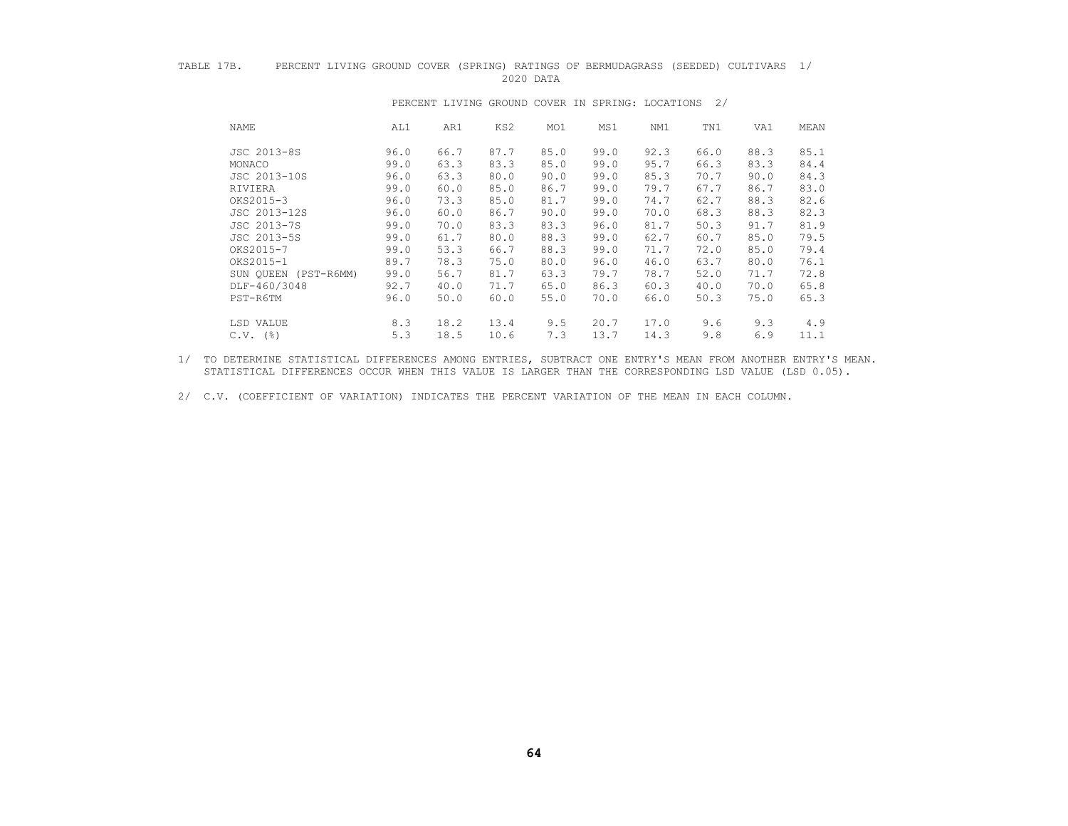TABLE 17B. PERCENT LIVING GROUND COVER (SPRING) RATINGS OF BERMUDAGRASS (SEEDED) CULTIVARS 1/
2020 DATA

| NAME | PERCENT LIVING GROUND COVER IN SPRING: LOCATIONS 2/ | | | | | | | | |
|---|---|---|---|---|---|---|---|---|---|
| | AL1 | AR1 | KS2 | MO1 | MS1 | NM1 | TN1 | VA1 | MEAN |
| JSC 2013-8S | 96.0 | 66.7 | 87.7 | 85.0 | 99.0 | 92.3 | 66.0 | 88.3 | 85.1 |
| MONACO | 99.0 | 63.3 | 83.3 | 85.0 | 99.0 | 95.7 | 66.3 | 83.3 | 84.4 |
| JSC 2013-10S | 96.0 | 63.3 | 80.0 | 90.0 | 99.0 | 85.3 | 70.7 | 90.0 | 84.3 |
| RIVIERA | 99.0 | 60.0 | 85.0 | 86.7 | 99.0 | 79.7 | 67.7 | 86.7 | 83.0 |
| OKS2015-3 | 96.0 | 73.3 | 85.0 | 81.7 | 99.0 | 74.7 | 62.7 | 88.3 | 82.6 |
| JSC 2013-12S | 96.0 | 60.0 | 86.7 | 90.0 | 99.0 | 70.0 | 68.3 | 88.3 | 82.3 |
| JSC 2013-7S | 99.0 | 70.0 | 83.3 | 83.3 | 96.0 | 81.7 | 50.3 | 91.7 | 81.9 |
| JSC 2013-5S | 99.0 | 61.7 | 80.0 | 88.3 | 99.0 | 62.7 | 60.7 | 85.0 | 79.5 |
| OKS2015-7 | 99.0 | 53.3 | 66.7 | 88.3 | 99.0 | 71.7 | 72.0 | 85.0 | 79.4 |
| OKS2015-1 | 89.7 | 78.3 | 75.0 | 80.0 | 96.0 | 46.0 | 63.7 | 80.0 | 76.1 |
| SUN QUEEN (PST-R6MM) | 99.0 | 56.7 | 81.7 | 63.3 | 79.7 | 78.7 | 52.0 | 71.7 | 72.8 |
| DLF-460/3048 | 92.7 | 40.0 | 71.7 | 65.0 | 86.3 | 60.3 | 40.0 | 70.0 | 65.8 |
| PST-R6TM | 96.0 | 50.0 | 60.0 | 55.0 | 70.0 | 66.0 | 50.3 | 75.0 | 65.3 |
| LSD VALUE | 8.3 | 18.2 | 13.4 | 9.5 | 20.7 | 17.0 | 9.6 | 9.3 | 4.9 |
| C.V. (%) | 5.3 | 18.5 | 10.6 | 7.3 | 13.7 | 14.3 | 9.8 | 6.9 | 11.1 |

1/ TO DETERMINE STATISTICAL DIFFERENCES AMONG ENTRIES, SUBTRACT ONE ENTRY'S MEAN FROM ANOTHER ENTRY'S MEAN. STATISTICAL DIFFERENCES OCCUR WHEN THIS VALUE IS LARGER THAN THE CORRESPONDING LSD VALUE (LSD 0.05).

2/ C.V. (COEFFICIENT OF VARIATION) INDICATES THE PERCENT VARIATION OF THE MEAN IN EACH COLUMN.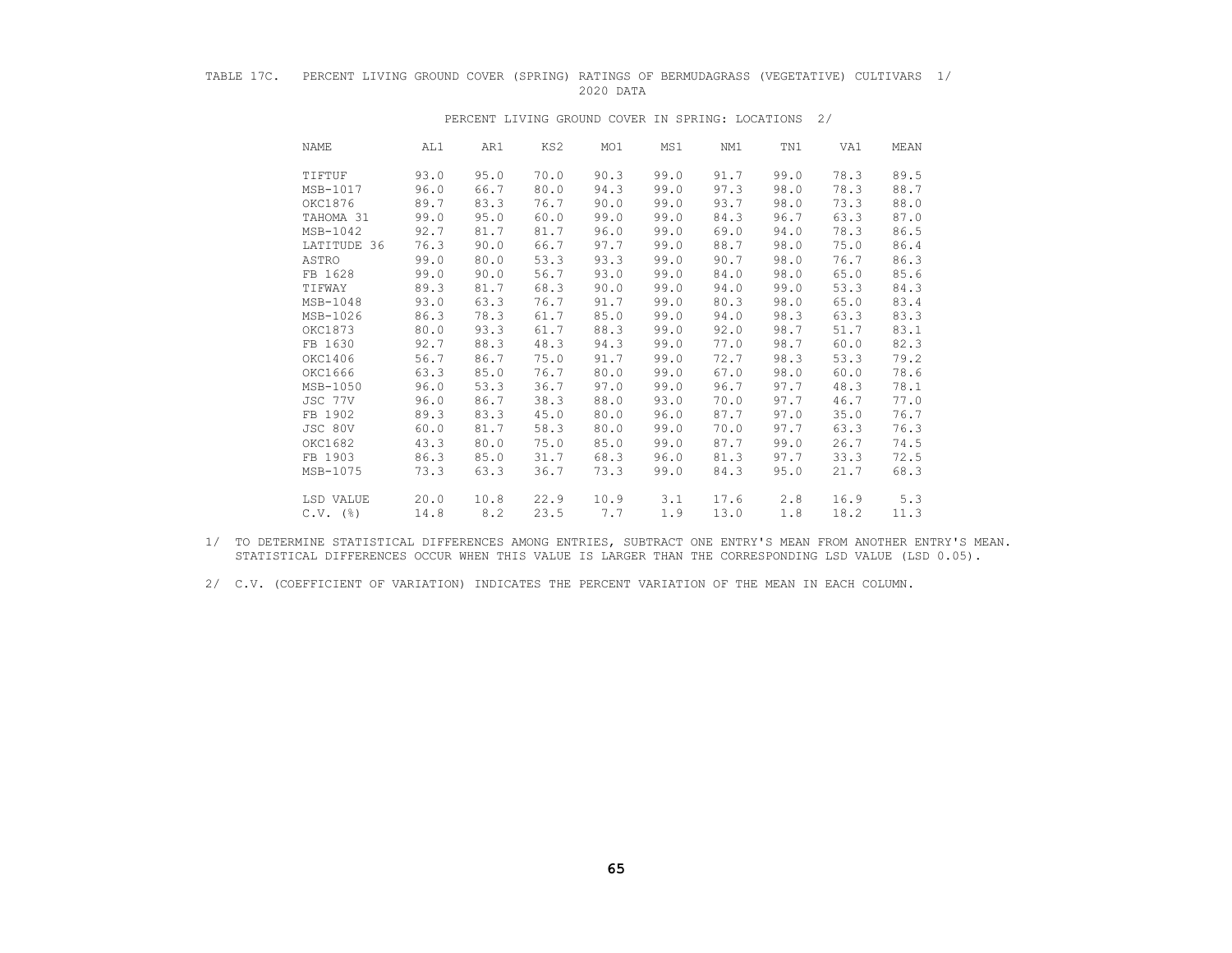TABLE 17C. PERCENT LIVING GROUND COVER (SPRING) RATINGS OF BERMUDAGRASS (VEGETATIVE) CULTIVARS 1/
2020 DATA

| | PERCENT LIVING GROUND COVER IN SPRING: LOCATIONS 2/ | | | | | | | | |
|---|---|---|---|---|---|---|---|---|---|
| NAME | AL1 | AR1 | KS2 | MO1 | MS1 | NM1 | TN1 | VA1 | MEAN |
| TIFTUF | 93.0 | 95.0 | 70.0 | 90.3 | 99.0 | 91.7 | 99.0 | 78.3 | 89.5 |
| MSB-1017 | 96.0 | 66.7 | 80.0 | 94.3 | 99.0 | 97.3 | 98.0 | 78.3 | 88.7 |
| OKC1876 | 89.7 | 83.3 | 76.7 | 90.0 | 99.0 | 93.7 | 98.0 | 73.3 | 88.0 |
| TAHOMA 31 | 99.0 | 95.0 | 60.0 | 99.0 | 99.0 | 84.3 | 96.7 | 63.3 | 87.0 |
| MSB-1042 | 92.7 | 81.7 | 81.7 | 96.0 | 99.0 | 69.0 | 94.0 | 78.3 | 86.5 |
| LATITUDE 36 | 76.3 | 90.0 | 66.7 | 97.7 | 99.0 | 88.7 | 98.0 | 75.0 | 86.4 |
| ASTRO | 99.0 | 80.0 | 53.3 | 93.3 | 99.0 | 90.7 | 98.0 | 76.7 | 86.3 |
| FB 1628 | 99.0 | 90.0 | 56.7 | 93.0 | 99.0 | 84.0 | 98.0 | 65.0 | 85.6 |
| TIFWAY | 89.3 | 81.7 | 68.3 | 90.0 | 99.0 | 94.0 | 99.0 | 53.3 | 84.3 |
| MSB-1048 | 93.0 | 63.3 | 76.7 | 91.7 | 99.0 | 80.3 | 98.0 | 65.0 | 83.4 |
| MSB-1026 | 86.3 | 78.3 | 61.7 | 85.0 | 99.0 | 94.0 | 98.3 | 63.3 | 83.3 |
| OKC1873 | 80.0 | 93.3 | 61.7 | 88.3 | 99.0 | 92.0 | 98.7 | 51.7 | 83.1 |
| FB 1630 | 92.7 | 88.3 | 48.3 | 94.3 | 99.0 | 77.0 | 98.7 | 60.0 | 82.3 |
| OKC1406 | 56.7 | 86.7 | 75.0 | 91.7 | 99.0 | 72.7 | 98.3 | 53.3 | 79.2 |
| OKC1666 | 63.3 | 85.0 | 76.7 | 80.0 | 99.0 | 67.0 | 98.0 | 60.0 | 78.6 |
| MSB-1050 | 96.0 | 53.3 | 36.7 | 97.0 | 99.0 | 96.7 | 97.7 | 48.3 | 78.1 |
| JSC 77V | 96.0 | 86.7 | 38.3 | 88.0 | 93.0 | 70.0 | 97.7 | 46.7 | 77.0 |
| FB 1902 | 89.3 | 83.3 | 45.0 | 80.0 | 96.0 | 87.7 | 97.0 | 35.0 | 76.7 |
| JSC 80V | 60.0 | 81.7 | 58.3 | 80.0 | 99.0 | 70.0 | 97.7 | 63.3 | 76.3 |
| OKC1682 | 43.3 | 80.0 | 75.0 | 85.0 | 99.0 | 87.7 | 99.0 | 26.7 | 74.5 |
| FB 1903 | 86.3 | 85.0 | 31.7 | 68.3 | 96.0 | 81.3 | 97.7 | 33.3 | 72.5 |
| MSB-1075 | 73.3 | 63.3 | 36.7 | 73.3 | 99.0 | 84.3 | 95.0 | 21.7 | 68.3 |
| LSD VALUE | 20.0 | 10.8 | 22.9 | 10.9 | 3.1 | 17.6 | 2.8 | 16.9 | 5.3 |
| C.V. (%) | 14.8 | 8.2 | 23.5 | 7.7 | 1.9 | 13.0 | 1.8 | 18.2 | 11.3 |

1/ TO DETERMINE STATISTICAL DIFFERENCES AMONG ENTRIES, SUBTRACT ONE ENTRY'S MEAN FROM ANOTHER ENTRY'S MEAN. STATISTICAL DIFFERENCES OCCUR WHEN THIS VALUE IS LARGER THAN THE CORRESPONDING LSD VALUE (LSD 0.05).

2/ C.V. (COEFFICIENT OF VARIATION) INDICATES THE PERCENT VARIATION OF THE MEAN IN EACH COLUMN.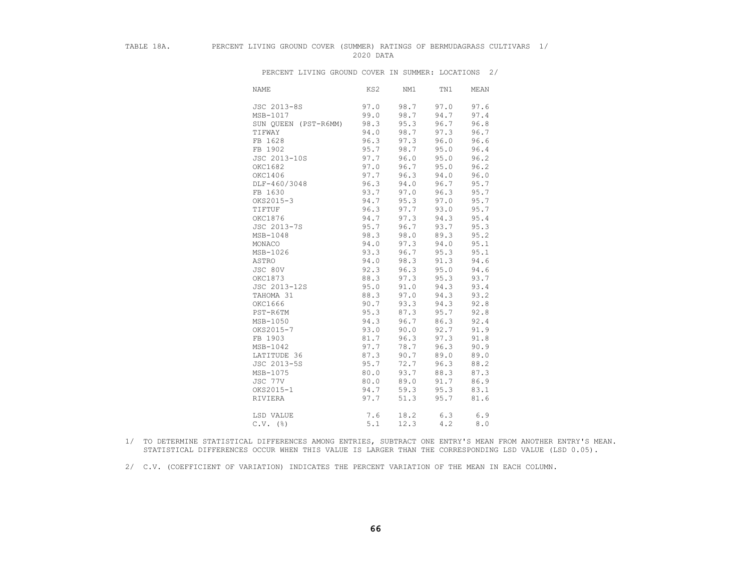TABLE 18A. PERCENT LIVING GROUND COVER (SUMMER) RATINGS OF BERMUDAGRASS CULTIVARS 1/
2020 DATA

PERCENT LIVING GROUND COVER IN SUMMER: LOCATIONS 2/

| NAME | KS2 | NM1 | TN1 | MEAN |
|---|---|---|---|---|
| JSC 2013-8S | 97.0 | 98.7 | 97.0 | 97.6 |
| MSB-1017 | 99.0 | 98.7 | 94.7 | 97.4 |
| SUN QUEEN (PST-R6MM) | 98.3 | 95.3 | 96.7 | 96.8 |
| TIFWAY | 94.0 | 98.7 | 97.3 | 96.7 |
| FB 1628 | 96.3 | 97.3 | 96.0 | 96.6 |
| FB 1902 | 95.7 | 98.7 | 95.0 | 96.4 |
| JSC 2013-10S | 97.7 | 96.0 | 95.0 | 96.2 |
| OKC1682 | 97.0 | 96.7 | 95.0 | 96.2 |
| OKC1406 | 97.7 | 96.3 | 94.0 | 96.0 |
| DLF-460/3048 | 96.3 | 94.0 | 96.7 | 95.7 |
| FB 1630 | 93.7 | 97.0 | 96.3 | 95.7 |
| OKS2015-3 | 94.7 | 95.3 | 97.0 | 95.7 |
| TIFTUF | 96.3 | 97.7 | 93.0 | 95.7 |
| OKC1876 | 94.7 | 97.3 | 94.3 | 95.4 |
| JSC 2013-7S | 95.7 | 96.7 | 93.7 | 95.3 |
| MSB-1048 | 98.3 | 98.0 | 89.3 | 95.2 |
| MONACO | 94.0 | 97.3 | 94.0 | 95.1 |
| MSB-1026 | 93.3 | 96.7 | 95.3 | 95.1 |
| ASTRO | 94.0 | 98.3 | 91.3 | 94.6 |
| JSC 80V | 92.3 | 96.3 | 95.0 | 94.6 |
| OKC1873 | 88.3 | 97.3 | 95.3 | 93.7 |
| JSC 2013-12S | 95.0 | 91.0 | 94.3 | 93.4 |
| TAHOMA 31 | 88.3 | 97.0 | 94.3 | 93.2 |
| OKC1666 | 90.7 | 93.3 | 94.3 | 92.8 |
| PST-R6TM | 95.3 | 87.3 | 95.7 | 92.8 |
| MSB-1050 | 94.3 | 96.7 | 86.3 | 92.4 |
| OKS2015-7 | 93.0 | 90.0 | 92.7 | 91.9 |
| FB 1903 | 81.7 | 96.3 | 97.3 | 91.8 |
| MSB-1042 | 97.7 | 78.7 | 96.3 | 90.9 |
| LATITUDE 36 | 87.3 | 90.7 | 89.0 | 89.0 |
| JSC 2013-5S | 95.7 | 72.7 | 96.3 | 88.2 |
| MSB-1075 | 80.0 | 93.7 | 88.3 | 87.3 |
| JSC 77V | 80.0 | 89.0 | 91.7 | 86.9 |
| OKS2015-1 | 94.7 | 59.3 | 95.3 | 83.1 |
| RIVIERA | 97.7 | 51.3 | 95.7 | 81.6 |
| LSD VALUE | 7.6 | 18.2 | 6.3 | 6.9 |
| C.V. (%) | 5.1 | 12.3 | 4.2 | 8.0 |

1/ TO DETERMINE STATISTICAL DIFFERENCES AMONG ENTRIES, SUBTRACT ONE ENTRY'S MEAN FROM ANOTHER ENTRY'S MEAN. STATISTICAL DIFFERENCES OCCUR WHEN THIS VALUE IS LARGER THAN THE CORRESPONDING LSD VALUE (LSD 0.05).

2/ C.V. (COEFFICIENT OF VARIATION) INDICATES THE PERCENT VARIATION OF THE MEAN IN EACH COLUMN.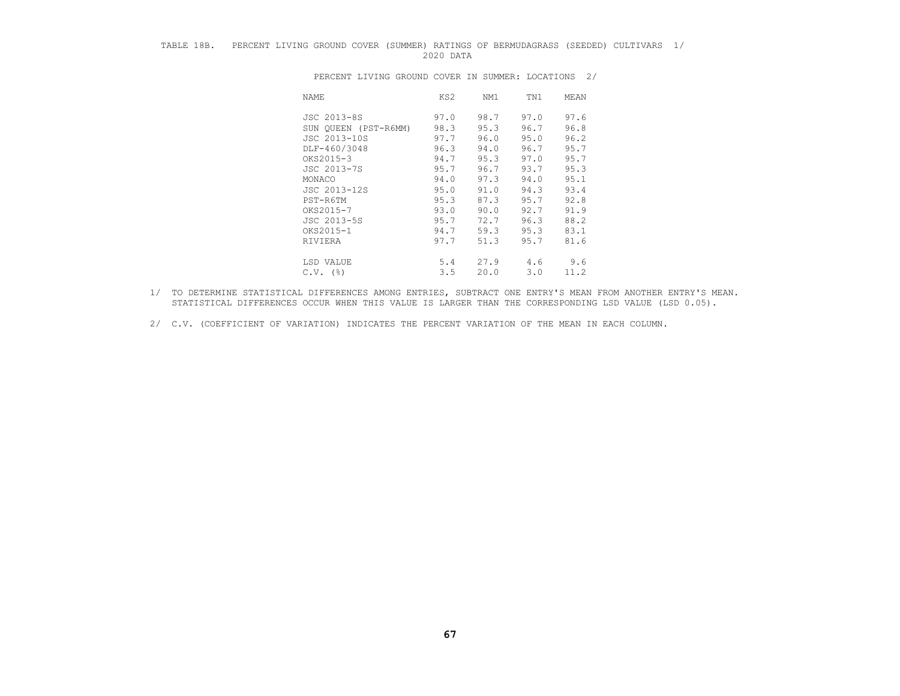TABLE 18B. PERCENT LIVING GROUND COVER (SUMMER) RATINGS OF BERMUDAGRASS (SEEDED) CULTIVARS 1/
2020 DATA

PERCENT LIVING GROUND COVER IN SUMMER: LOCATIONS 2/

| NAME | KS2 | NM1 | TN1 | MEAN |
|---|---|---|---|---|
| JSC 2013-8S | 97.0 | 98.7 | 97.0 | 97.6 |
| SUN QUEEN (PST-R6MM) | 98.3 | 95.3 | 96.7 | 96.8 |
| JSC 2013-10S | 97.7 | 96.0 | 95.0 | 96.2 |
| DLF-460/3048 | 96.3 | 94.0 | 96.7 | 95.7 |
| OKS2015-3 | 94.7 | 95.3 | 97.0 | 95.7 |
| JSC 2013-7S | 95.7 | 96.7 | 93.7 | 95.3 |
| MONACO | 94.0 | 97.3 | 94.0 | 95.1 |
| JSC 2013-12S | 95.0 | 91.0 | 94.3 | 93.4 |
| PST-R6TM | 95.3 | 87.3 | 95.7 | 92.8 |
| OKS2015-7 | 93.0 | 90.0 | 92.7 | 91.9 |
| JSC 2013-5S | 95.7 | 72.7 | 96.3 | 88.2 |
| OKS2015-1 | 94.7 | 59.3 | 95.3 | 83.1 |
| RIVIERA | 97.7 | 51.3 | 95.7 | 81.6 |
| LSD VALUE | 5.4 | 27.9 | 4.6 | 9.6 |
| C.V. (%) | 3.5 | 20.0 | 3.0 | 11.2 |

1/ TO DETERMINE STATISTICAL DIFFERENCES AMONG ENTRIES, SUBTRACT ONE ENTRY'S MEAN FROM ANOTHER ENTRY'S MEAN. STATISTICAL DIFFERENCES OCCUR WHEN THIS VALUE IS LARGER THAN THE CORRESPONDING LSD VALUE (LSD 0.05).

2/ C.V. (COEFFICIENT OF VARIATION) INDICATES THE PERCENT VARIATION OF THE MEAN IN EACH COLUMN.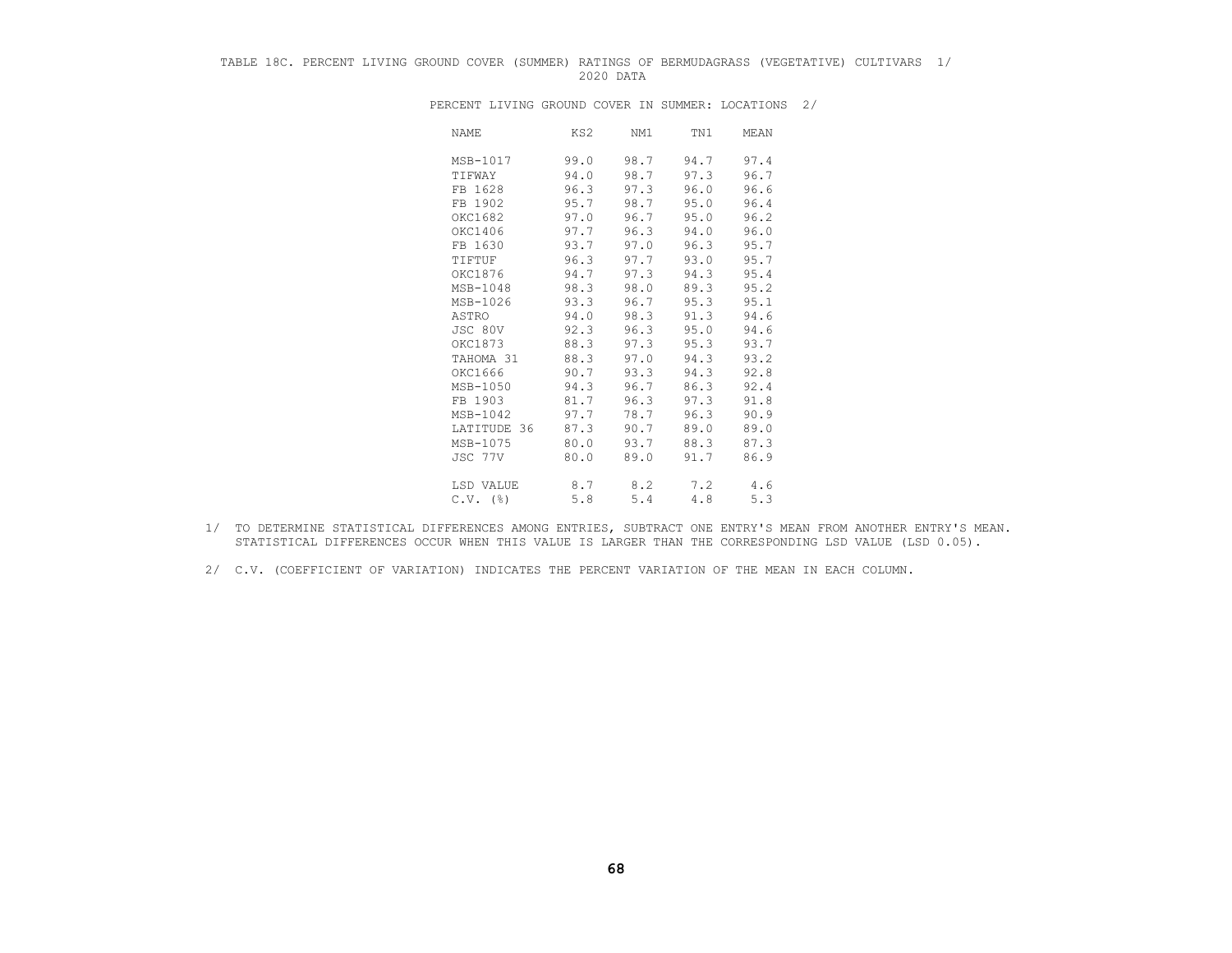TABLE 18C. PERCENT LIVING GROUND COVER (SUMMER) RATINGS OF BERMUDAGRASS (VEGETATIVE) CULTIVARS 1/
2020 DATA

PERCENT LIVING GROUND COVER IN SUMMER: LOCATIONS 2/

| NAME | KS2 | NM1 | TN1 | MEAN |
|---|---|---|---|---|
| MSB-1017 | 99.0 | 98.7 | 94.7 | 97.4 |
| TIFWAY | 94.0 | 98.7 | 97.3 | 96.7 |
| FB 1628 | 96.3 | 97.3 | 96.0 | 96.6 |
| FB 1902 | 95.7 | 98.7 | 95.0 | 96.4 |
| OKC1682 | 97.0 | 96.7 | 95.0 | 96.2 |
| OKC1406 | 97.7 | 96.3 | 94.0 | 96.0 |
| FB 1630 | 93.7 | 97.0 | 96.3 | 95.7 |
| TIFTUF | 96.3 | 97.7 | 93.0 | 95.7 |
| OKC1876 | 94.7 | 97.3 | 94.3 | 95.4 |
| MSB-1048 | 98.3 | 98.0 | 89.3 | 95.2 |
| MSB-1026 | 93.3 | 96.7 | 95.3 | 95.1 |
| ASTRO | 94.0 | 98.3 | 91.3 | 94.6 |
| JSC 80V | 92.3 | 96.3 | 95.0 | 94.6 |
| OKC1873 | 88.3 | 97.3 | 95.3 | 93.7 |
| TAHOMA 31 | 88.3 | 97.0 | 94.3 | 93.2 |
| OKC1666 | 90.7 | 93.3 | 94.3 | 92.8 |
| MSB-1050 | 94.3 | 96.7 | 86.3 | 92.4 |
| FB 1903 | 81.7 | 96.3 | 97.3 | 91.8 |
| MSB-1042 | 97.7 | 78.7 | 96.3 | 90.9 |
| LATITUDE 36 | 87.3 | 90.7 | 89.0 | 89.0 |
| MSB-1075 | 80.0 | 93.7 | 88.3 | 87.3 |
| JSC 77V | 80.0 | 89.0 | 91.7 | 86.9 |
| LSD VALUE | 8.7 | 8.2 | 7.2 | 4.6 |
| C.V. (%) | 5.8 | 5.4 | 4.8 | 5.3 |

1/ TO DETERMINE STATISTICAL DIFFERENCES AMONG ENTRIES, SUBTRACT ONE ENTRY'S MEAN FROM ANOTHER ENTRY'S MEAN. STATISTICAL DIFFERENCES OCCUR WHEN THIS VALUE IS LARGER THAN THE CORRESPONDING LSD VALUE (LSD 0.05).

2/ C.V. (COEFFICIENT OF VARIATION) INDICATES THE PERCENT VARIATION OF THE MEAN IN EACH COLUMN.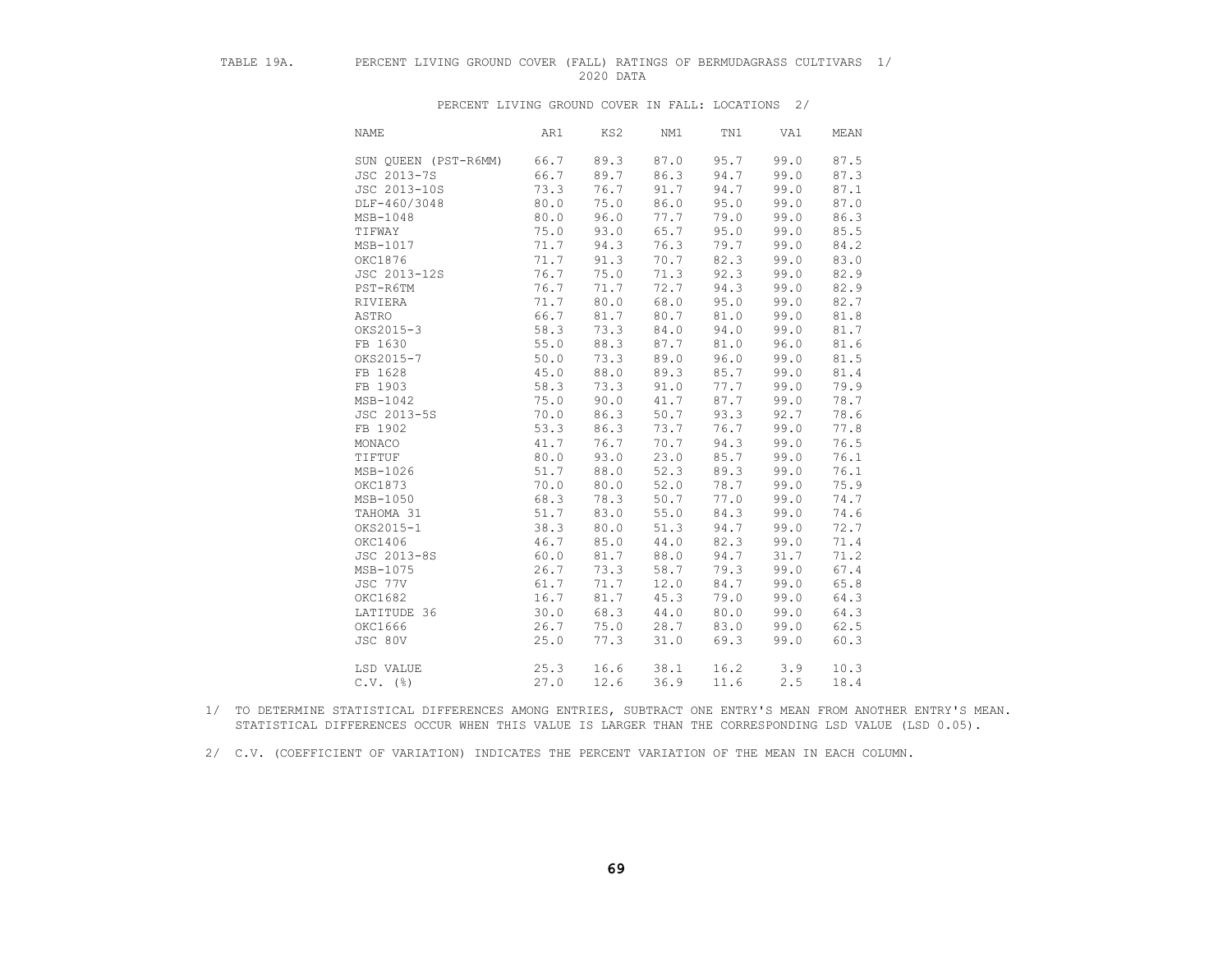TABLE 19A. PERCENT LIVING GROUND COVER (FALL) RATINGS OF BERMUDAGRASS CULTIVARS 1/

2020 DATA

PERCENT LIVING GROUND COVER IN FALL: LOCATIONS 2/

| NAME | AR1 | KS2 | NM1 | TN1 | VA1 | MEAN |
|---|---|---|---|---|---|---|
| SUN QUEEN (PST-R6MM) | 66.7 | 89.3 | 87.0 | 95.7 | 99.0 | 87.5 |
| JSC 2013-7S | 66.7 | 89.7 | 86.3 | 94.7 | 99.0 | 87.3 |
| JSC 2013-10S | 73.3 | 76.7 | 91.7 | 94.7 | 99.0 | 87.1 |
| DLF-460/3048 | 80.0 | 75.0 | 86.0 | 95.0 | 99.0 | 87.0 |
| MSB-1048 | 80.0 | 96.0 | 77.7 | 79.0 | 99.0 | 86.3 |
| TIFWAY | 75.0 | 93.0 | 65.7 | 95.0 | 99.0 | 85.5 |
| MSB-1017 | 71.7 | 94.3 | 76.3 | 79.7 | 99.0 | 84.2 |
| OKC1876 | 71.7 | 91.3 | 70.7 | 82.3 | 99.0 | 83.0 |
| JSC 2013-12S | 76.7 | 75.0 | 71.3 | 92.3 | 99.0 | 82.9 |
| PST-R6TM | 76.7 | 71.7 | 72.7 | 94.3 | 99.0 | 82.9 |
| RIVIERA | 71.7 | 80.0 | 68.0 | 95.0 | 99.0 | 82.7 |
| ASTRO | 66.7 | 81.7 | 80.7 | 81.0 | 99.0 | 81.8 |
| OKS2015-3 | 58.3 | 73.3 | 84.0 | 94.0 | 99.0 | 81.7 |
| FB 1630 | 55.0 | 88.3 | 87.7 | 81.0 | 96.0 | 81.6 |
| OKS2015-7 | 50.0 | 73.3 | 89.0 | 96.0 | 99.0 | 81.5 |
| FB 1628 | 45.0 | 88.0 | 89.3 | 85.7 | 99.0 | 81.4 |
| FB 1903 | 58.3 | 73.3 | 91.0 | 77.7 | 99.0 | 79.9 |
| MSB-1042 | 75.0 | 90.0 | 41.7 | 87.7 | 99.0 | 78.7 |
| JSC 2013-5S | 70.0 | 86.3 | 50.7 | 93.3 | 92.7 | 78.6 |
| FB 1902 | 53.3 | 86.3 | 73.7 | 76.7 | 99.0 | 77.8 |
| MONACO | 41.7 | 76.7 | 70.7 | 94.3 | 99.0 | 76.5 |
| TIFTUF | 80.0 | 93.0 | 23.0 | 85.7 | 99.0 | 76.1 |
| MSB-1026 | 51.7 | 88.0 | 52.3 | 89.3 | 99.0 | 76.1 |
| OKC1873 | 70.0 | 80.0 | 52.0 | 78.7 | 99.0 | 75.9 |
| MSB-1050 | 68.3 | 78.3 | 50.7 | 77.0 | 99.0 | 74.7 |
| TAHOMA 31 | 51.7 | 83.0 | 55.0 | 84.3 | 99.0 | 74.6 |
| OKS2015-1 | 38.3 | 80.0 | 51.3 | 94.7 | 99.0 | 72.7 |
| OKC1406 | 46.7 | 85.0 | 44.0 | 82.3 | 99.0 | 71.4 |
| JSC 2013-8S | 60.0 | 81.7 | 88.0 | 94.7 | 31.7 | 71.2 |
| MSB-1075 | 26.7 | 73.3 | 58.7 | 79.3 | 99.0 | 67.4 |
| JSC 77V | 61.7 | 71.7 | 12.0 | 84.7 | 99.0 | 65.8 |
| OKC1682 | 16.7 | 81.7 | 45.3 | 79.0 | 99.0 | 64.3 |
| LATITUDE 36 | 30.0 | 68.3 | 44.0 | 80.0 | 99.0 | 64.3 |
| OKC1666 | 26.7 | 75.0 | 28.7 | 83.0 | 99.0 | 62.5 |
| JSC 80V | 25.0 | 77.3 | 31.0 | 69.3 | 99.0 | 60.3 |
| LSD VALUE | 25.3 | 16.6 | 38.1 | 16.2 | 3.9 | 10.3 |
| C.V. (%) | 27.0 | 12.6 | 36.9 | 11.6 | 2.5 | 18.4 |

1/ TO DETERMINE STATISTICAL DIFFERENCES AMONG ENTRIES, SUBTRACT ONE ENTRY'S MEAN FROM ANOTHER ENTRY'S MEAN. STATISTICAL DIFFERENCES OCCUR WHEN THIS VALUE IS LARGER THAN THE CORRESPONDING LSD VALUE (LSD 0.05).

2/ C.V. (COEFFICIENT OF VARIATION) INDICATES THE PERCENT VARIATION OF THE MEAN IN EACH COLUMN.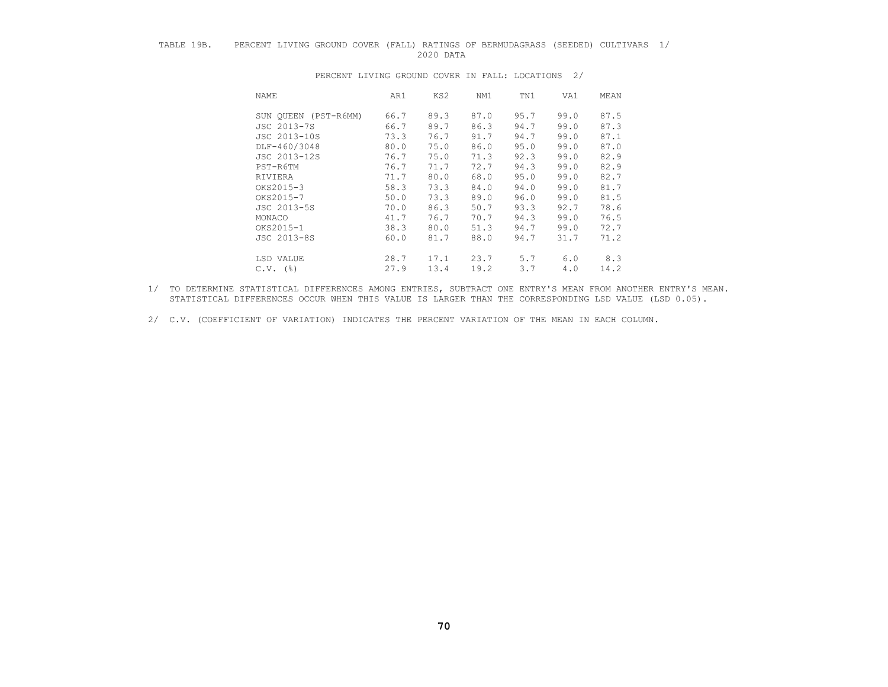TABLE 19B. PERCENT LIVING GROUND COVER (FALL) RATINGS OF BERMUDAGRASS (SEEDED) CULTIVARS 1/
2020 DATA

PERCENT LIVING GROUND COVER IN FALL: LOCATIONS 2/

| NAME | AR1 | KS2 | NM1 | TN1 | VA1 | MEAN |
|---|---|---|---|---|---|---|
| SUN QUEEN (PST-R6MM) | 66.7 | 89.3 | 87.0 | 95.7 | 99.0 | 87.5 |
| JSC 2013-7S | 66.7 | 89.7 | 86.3 | 94.7 | 99.0 | 87.3 |
| JSC 2013-10S | 73.3 | 76.7 | 91.7 | 94.7 | 99.0 | 87.1 |
| DLF-460/3048 | 80.0 | 75.0 | 86.0 | 95.0 | 99.0 | 87.0 |
| JSC 2013-12S | 76.7 | 75.0 | 71.3 | 92.3 | 99.0 | 82.9 |
| PST-R6TM | 76.7 | 71.7 | 72.7 | 94.3 | 99.0 | 82.9 |
| RIVIERA | 71.7 | 80.0 | 68.0 | 95.0 | 99.0 | 82.7 |
| OKS2015-3 | 58.3 | 73.3 | 84.0 | 94.0 | 99.0 | 81.7 |
| OKS2015-7 | 50.0 | 73.3 | 89.0 | 96.0 | 99.0 | 81.5 |
| JSC 2013-5S | 70.0 | 86.3 | 50.7 | 93.3 | 92.7 | 78.6 |
| MONACO | 41.7 | 76.7 | 70.7 | 94.3 | 99.0 | 76.5 |
| OKS2015-1 | 38.3 | 80.0 | 51.3 | 94.7 | 99.0 | 72.7 |
| JSC 2013-8S | 60.0 | 81.7 | 88.0 | 94.7 | 31.7 | 71.2 |
| LSD VALUE | 28.7 | 17.1 | 23.7 | 5.7 | 6.0 | 8.3 |
| C.V. (%) | 27.9 | 13.4 | 19.2 | 3.7 | 4.0 | 14.2 |

1/ TO DETERMINE STATISTICAL DIFFERENCES AMONG ENTRIES, SUBTRACT ONE ENTRY'S MEAN FROM ANOTHER ENTRY'S MEAN. STATISTICAL DIFFERENCES OCCUR WHEN THIS VALUE IS LARGER THAN THE CORRESPONDING LSD VALUE (LSD 0.05).

2/ C.V. (COEFFICIENT OF VARIATION) INDICATES THE PERCENT VARIATION OF THE MEAN IN EACH COLUMN.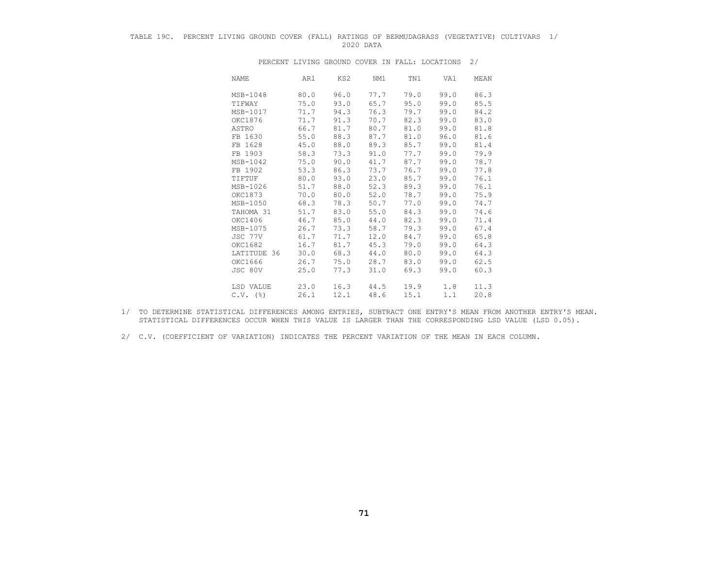TABLE 19C. PERCENT LIVING GROUND COVER (FALL) RATINGS OF BERMUDAGRASS (VEGETATIVE) CULTIVARS 1/
2020 DATA

PERCENT LIVING GROUND COVER IN FALL: LOCATIONS 2/

| NAME | AR1 | KS2 | NM1 | TN1 | VA1 | MEAN |
|---|---|---|---|---|---|---|
| MSB-1048 | 80.0 | 96.0 | 77.7 | 79.0 | 99.0 | 86.3 |
| TIFWAY | 75.0 | 93.0 | 65.7 | 95.0 | 99.0 | 85.5 |
| MSB-1017 | 71.7 | 94.3 | 76.3 | 79.7 | 99.0 | 84.2 |
| OKC1876 | 71.7 | 91.3 | 70.7 | 82.3 | 99.0 | 83.0 |
| ASTRO | 66.7 | 81.7 | 80.7 | 81.0 | 99.0 | 81.8 |
| FB 1630 | 55.0 | 88.3 | 87.7 | 81.0 | 96.0 | 81.6 |
| FB 1628 | 45.0 | 88.0 | 89.3 | 85.7 | 99.0 | 81.4 |
| FB 1903 | 58.3 | 73.3 | 91.0 | 77.7 | 99.0 | 79.9 |
| MSB-1042 | 75.0 | 90.0 | 41.7 | 87.7 | 99.0 | 78.7 |
| FB 1902 | 53.3 | 86.3 | 73.7 | 76.7 | 99.0 | 77.8 |
| TIFTUF | 80.0 | 93.0 | 23.0 | 85.7 | 99.0 | 76.1 |
| MSB-1026 | 51.7 | 88.0 | 52.3 | 89.3 | 99.0 | 76.1 |
| OKC1873 | 70.0 | 80.0 | 52.0 | 78.7 | 99.0 | 75.9 |
| MSB-1050 | 68.3 | 78.3 | 50.7 | 77.0 | 99.0 | 74.7 |
| TAHOMA 31 | 51.7 | 83.0 | 55.0 | 84.3 | 99.0 | 74.6 |
| OKC1406 | 46.7 | 85.0 | 44.0 | 82.3 | 99.0 | 71.4 |
| MSB-1075 | 26.7 | 73.3 | 58.7 | 79.3 | 99.0 | 67.4 |
| JSC 77V | 61.7 | 71.7 | 12.0 | 84.7 | 99.0 | 65.8 |
| OKC1682 | 16.7 | 81.7 | 45.3 | 79.0 | 99.0 | 64.3 |
| LATITUDE 36 | 30.0 | 68.3 | 44.0 | 80.0 | 99.0 | 64.3 |
| OKC1666 | 26.7 | 75.0 | 28.7 | 83.0 | 99.0 | 62.5 |
| JSC 80V | 25.0 | 77.3 | 31.0 | 69.3 | 99.0 | 60.3 |
| LSD VALUE | 23.0 | 16.3 | 44.5 | 19.9 | 1.8 | 11.3 |
| C.V. (%) | 26.1 | 12.1 | 48.6 | 15.1 | 1.1 | 20.8 |

1/ TO DETERMINE STATISTICAL DIFFERENCES AMONG ENTRIES, SUBTRACT ONE ENTRY'S MEAN FROM ANOTHER ENTRY'S MEAN. STATISTICAL DIFFERENCES OCCUR WHEN THIS VALUE IS LARGER THAN THE CORRESPONDING LSD VALUE (LSD 0.05).

2/ C.V. (COEFFICIENT OF VARIATION) INDICATES THE PERCENT VARIATION OF THE MEAN IN EACH COLUMN.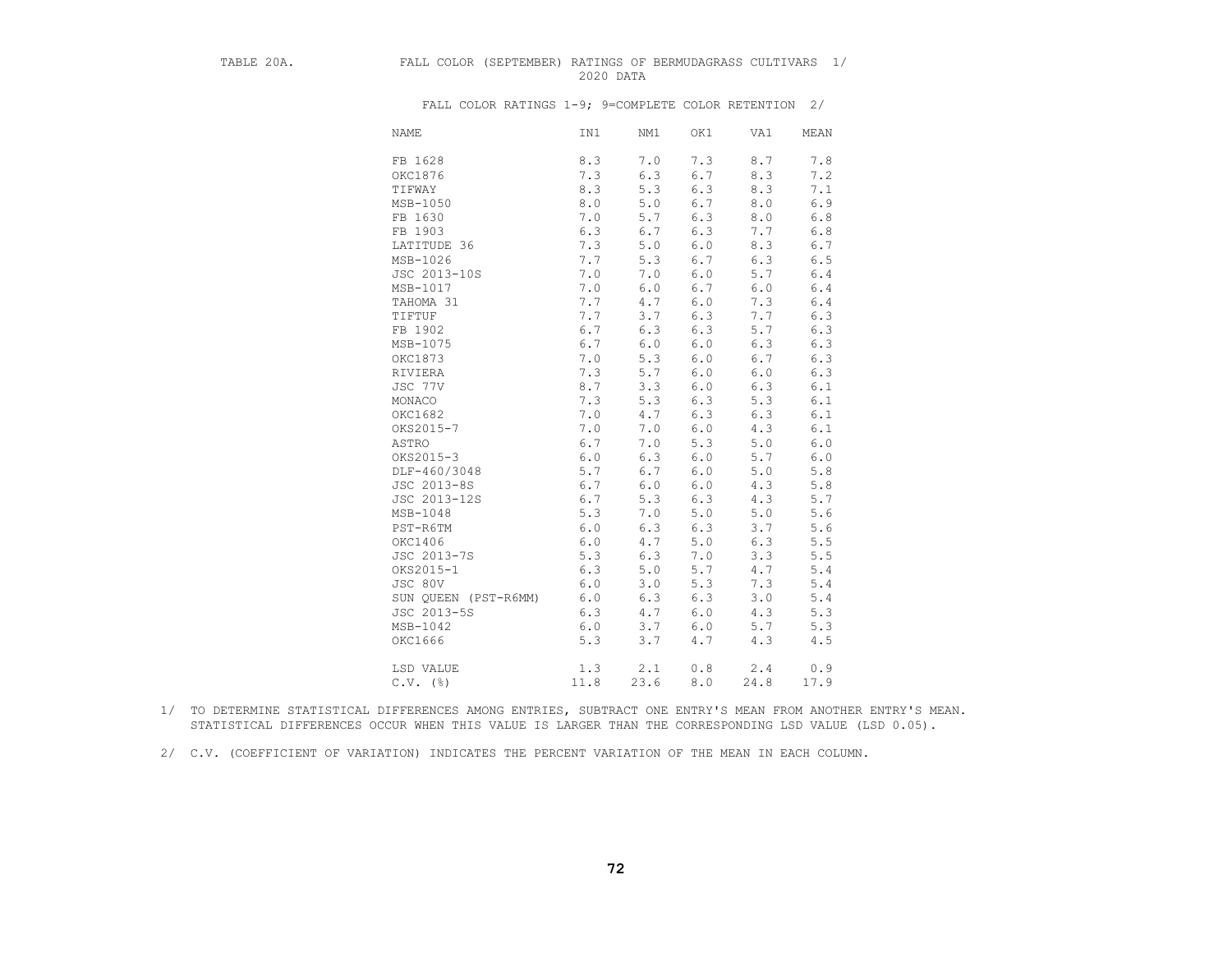TABLE 20A. FALL COLOR (SEPTEMBER) RATINGS OF BERMUDAGRASS CULTIVARS 1/
2020 DATA

FALL COLOR RATINGS 1-9; 9=COMPLETE COLOR RETENTION 2/

| NAME | IN1 | NM1 | OK1 | VA1 | MEAN |
|---|---|---|---|---|---|
| FB 1628 | 8.3 | 7.0 | 7.3 | 8.7 | 7.8 |
| OKC1876 | 7.3 | 6.3 | 6.7 | 8.3 | 7.2 |
| TIFWAY | 8.3 | 5.3 | 6.3 | 8.3 | 7.1 |
| MSB-1050 | 8.0 | 5.0 | 6.7 | 8.0 | 6.9 |
| FB 1630 | 7.0 | 5.7 | 6.3 | 8.0 | 6.8 |
| FB 1903 | 6.3 | 6.7 | 6.3 | 7.7 | 6.8 |
| LATITUDE 36 | 7.3 | 5.0 | 6.0 | 8.3 | 6.7 |
| MSB-1026 | 7.7 | 5.3 | 6.7 | 6.3 | 6.5 |
| JSC 2013-10S | 7.0 | 7.0 | 6.0 | 5.7 | 6.4 |
| MSB-1017 | 7.0 | 6.0 | 6.7 | 6.0 | 6.4 |
| TAHOMA 31 | 7.7 | 4.7 | 6.0 | 7.3 | 6.4 |
| TIFTUF | 7.7 | 3.7 | 6.3 | 7.7 | 6.3 |
| FB 1902 | 6.7 | 6.3 | 6.3 | 5.7 | 6.3 |
| MSB-1075 | 6.7 | 6.0 | 6.0 | 6.3 | 6.3 |
| OKC1873 | 7.0 | 5.3 | 6.0 | 6.7 | 6.3 |
| RIVIERA | 7.3 | 5.7 | 6.0 | 6.0 | 6.3 |
| JSC 77V | 8.7 | 3.3 | 6.0 | 6.3 | 6.1 |
| MONACO | 7.3 | 5.3 | 6.3 | 5.3 | 6.1 |
| OKC1682 | 7.0 | 4.7 | 6.3 | 6.3 | 6.1 |
| OKS2015-7 | 7.0 | 7.0 | 6.0 | 4.3 | 6.1 |
| ASTRO | 6.7 | 7.0 | 5.3 | 5.0 | 6.0 |
| OKS2015-3 | 6.0 | 6.3 | 6.0 | 5.7 | 6.0 |
| DLF-460/3048 | 5.7 | 6.7 | 6.0 | 5.0 | 5.8 |
| JSC 2013-8S | 6.7 | 6.0 | 6.0 | 4.3 | 5.8 |
| JSC 2013-12S | 6.7 | 5.3 | 6.3 | 4.3 | 5.7 |
| MSB-1048 | 5.3 | 7.0 | 5.0 | 5.0 | 5.6 |
| PST-R6TM | 6.0 | 6.3 | 6.3 | 3.7 | 5.6 |
| OKC1406 | 6.0 | 4.7 | 5.0 | 6.3 | 5.5 |
| JSC 2013-7S | 5.3 | 6.3 | 7.0 | 3.3 | 5.5 |
| OKS2015-1 | 6.3 | 5.0 | 5.7 | 4.7 | 5.4 |
| JSC 80V | 6.0 | 3.0 | 5.3 | 7.3 | 5.4 |
| SUN QUEEN (PST-R6MM) | 6.0 | 6.3 | 6.3 | 3.0 | 5.4 |
| JSC 2013-5S | 6.3 | 4.7 | 6.0 | 4.3 | 5.3 |
| MSB-1042 | 6.0 | 3.7 | 6.0 | 5.7 | 5.3 |
| OKC1666 | 5.3 | 3.7 | 4.7 | 4.3 | 4.5 |
| LSD VALUE | 1.3 | 2.1 | 0.8 | 2.4 | 0.9 |
| C.V. (%) | 11.8 | 23.6 | 8.0 | 24.8 | 17.9 |

1/ TO DETERMINE STATISTICAL DIFFERENCES AMONG ENTRIES, SUBTRACT ONE ENTRY'S MEAN FROM ANOTHER ENTRY'S MEAN. STATISTICAL DIFFERENCES OCCUR WHEN THIS VALUE IS LARGER THAN THE CORRESPONDING LSD VALUE (LSD 0.05).

2/ C.V. (COEFFICIENT OF VARIATION) INDICATES THE PERCENT VARIATION OF THE MEAN IN EACH COLUMN.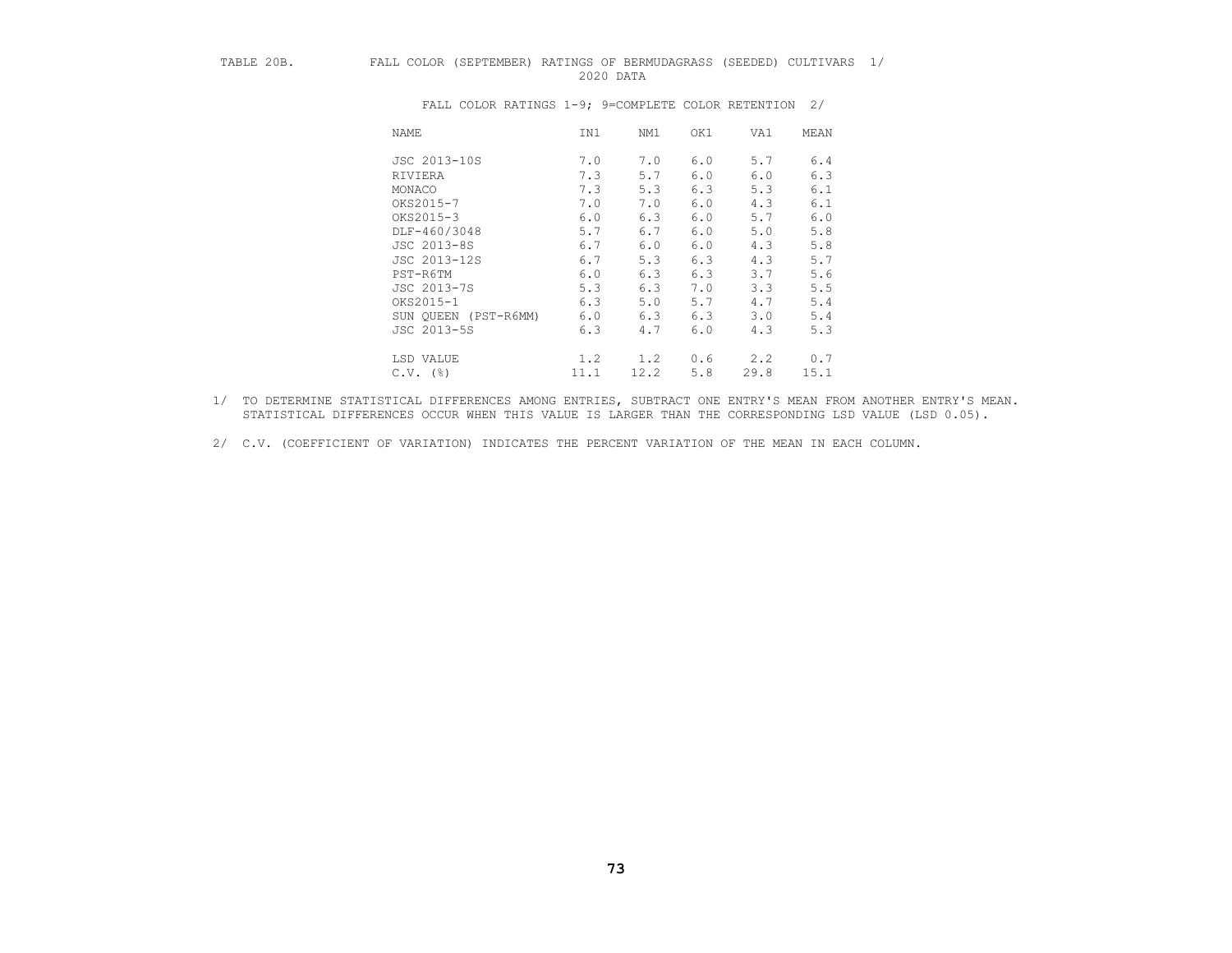TABLE 20B. FALL COLOR (SEPTEMBER) RATINGS OF BERMUDAGRASS (SEEDED) CULTIVARS 1/

2020 DATA

FALL COLOR RATINGS 1-9; 9=COMPLETE COLOR RETENTION 2/

| NAME | IN1 | NM1 | OK1 | VA1 | MEAN |
|---|---|---|---|---|---|
| JSC 2013-10S | 7.0 | 7.0 | 6.0 | 5.7 | 6.4 |
| RIVIERA | 7.3 | 5.7 | 6.0 | 6.0 | 6.3 |
| MONACO | 7.3 | 5.3 | 6.3 | 5.3 | 6.1 |
| OKS2015-7 | 7.0 | 7.0 | 6.0 | 4.3 | 6.1 |
| OKS2015-3 | 6.0 | 6.3 | 6.0 | 5.7 | 6.0 |
| DLF-460/3048 | 5.7 | 6.7 | 6.0 | 5.0 | 5.8 |
| JSC 2013-8S | 6.7 | 6.0 | 6.0 | 4.3 | 5.8 |
| JSC 2013-12S | 6.7 | 5.3 | 6.3 | 4.3 | 5.7 |
| PST-R6TM | 6.0 | 6.3 | 6.3 | 3.7 | 5.6 |
| JSC 2013-7S | 5.3 | 6.3 | 7.0 | 3.3 | 5.5 |
| OKS2015-1 | 6.3 | 5.0 | 5.7 | 4.7 | 5.4 |
| SUN QUEEN (PST-R6MM) | 6.0 | 6.3 | 6.3 | 3.0 | 5.4 |
| JSC 2013-5S | 6.3 | 4.7 | 6.0 | 4.3 | 5.3 |
| LSD VALUE | 1.2 | 1.2 | 0.6 | 2.2 | 0.7 |
| C.V. (%) | 11.1 | 12.2 | 5.8 | 29.8 | 15.1 |

1/ TO DETERMINE STATISTICAL DIFFERENCES AMONG ENTRIES, SUBTRACT ONE ENTRY'S MEAN FROM ANOTHER ENTRY'S MEAN. STATISTICAL DIFFERENCES OCCUR WHEN THIS VALUE IS LARGER THAN THE CORRESPONDING LSD VALUE (LSD 0.05).

2/ C.V. (COEFFICIENT OF VARIATION) INDICATES THE PERCENT VARIATION OF THE MEAN IN EACH COLUMN.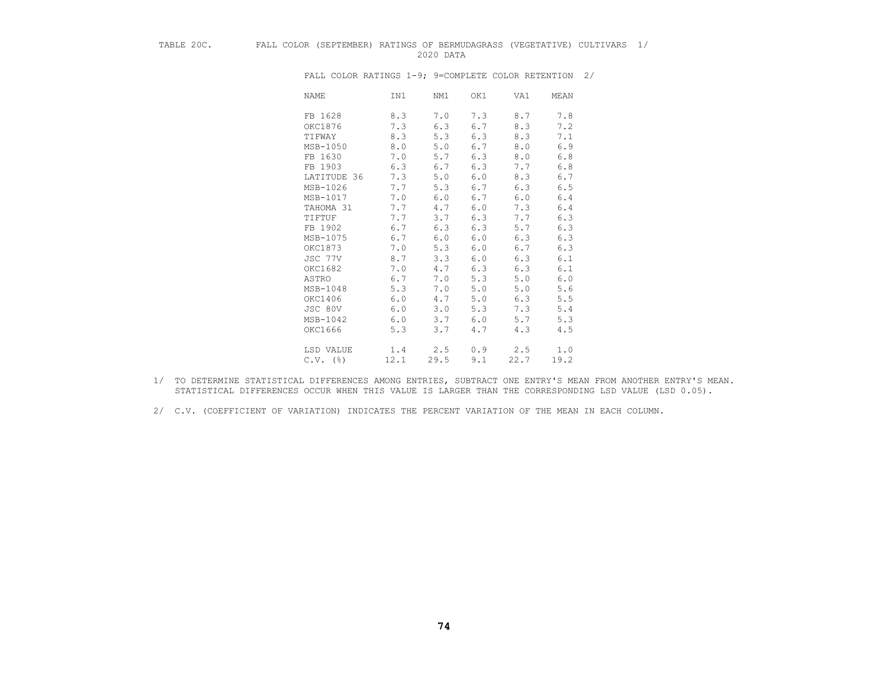TABLE 20C. FALL COLOR (SEPTEMBER) RATINGS OF BERMUDAGRASS (VEGETATIVE) CULTIVARS 1/
2020 DATA

FALL COLOR RATINGS 1-9; 9=COMPLETE COLOR RETENTION 2/

| NAME | IN1 | NM1 | OK1 | VA1 | MEAN |
|---|---|---|---|---|---|
| FB 1628 | 8.3 | 7.0 | 7.3 | 8.7 | 7.8 |
| OKC1876 | 7.3 | 6.3 | 6.7 | 8.3 | 7.2 |
| TIFWAY | 8.3 | 5.3 | 6.3 | 8.3 | 7.1 |
| MSB-1050 | 8.0 | 5.0 | 6.7 | 8.0 | 6.9 |
| FB 1630 | 7.0 | 5.7 | 6.3 | 8.0 | 6.8 |
| FB 1903 | 6.3 | 6.7 | 6.3 | 7.7 | 6.8 |
| LATITUDE 36 | 7.3 | 5.0 | 6.0 | 8.3 | 6.7 |
| MSB-1026 | 7.7 | 5.3 | 6.7 | 6.3 | 6.5 |
| MSB-1017 | 7.0 | 6.0 | 6.7 | 6.0 | 6.4 |
| TAHOMA 31 | 7.7 | 4.7 | 6.0 | 7.3 | 6.4 |
| TIFTUF | 7.7 | 3.7 | 6.3 | 7.7 | 6.3 |
| FB 1902 | 6.7 | 6.3 | 6.3 | 5.7 | 6.3 |
| MSB-1075 | 6.7 | 6.0 | 6.0 | 6.3 | 6.3 |
| OKC1873 | 7.0 | 5.3 | 6.0 | 6.7 | 6.3 |
| JSC 77V | 8.7 | 3.3 | 6.0 | 6.3 | 6.1 |
| OKC1682 | 7.0 | 4.7 | 6.3 | 6.3 | 6.1 |
| ASTRO | 6.7 | 7.0 | 5.3 | 5.0 | 6.0 |
| MSB-1048 | 5.3 | 7.0 | 5.0 | 5.0 | 5.6 |
| OKC1406 | 6.0 | 4.7 | 5.0 | 6.3 | 5.5 |
| JSC 80V | 6.0 | 3.0 | 5.3 | 7.3 | 5.4 |
| MSB-1042 | 6.0 | 3.7 | 6.0 | 5.7 | 5.3 |
| OKC1666 | 5.3 | 3.7 | 4.7 | 4.3 | 4.5 |
| LSD VALUE | 1.4 | 2.5 | 0.9 | 2.5 | 1.0 |
| C.V. (%) | 12.1 | 29.5 | 9.1 | 22.7 | 19.2 |

1/ TO DETERMINE STATISTICAL DIFFERENCES AMONG ENTRIES, SUBTRACT ONE ENTRY'S MEAN FROM ANOTHER ENTRY'S MEAN. STATISTICAL DIFFERENCES OCCUR WHEN THIS VALUE IS LARGER THAN THE CORRESPONDING LSD VALUE (LSD 0.05).

2/ C.V. (COEFFICIENT OF VARIATION) INDICATES THE PERCENT VARIATION OF THE MEAN IN EACH COLUMN.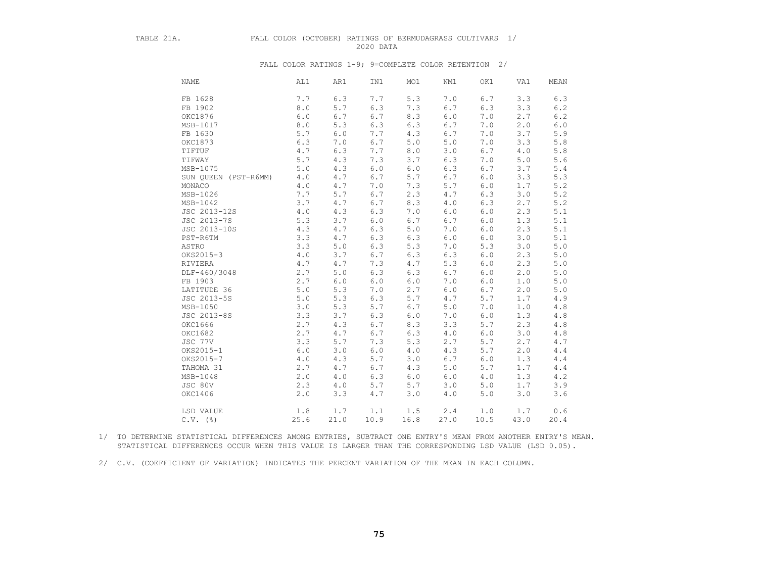TABLE 21A. FALL COLOR (OCTOBER) RATINGS OF BERMUDAGRASS CULTIVARS 1/
2020 DATA

FALL COLOR RATINGS 1-9; 9=COMPLETE COLOR RETENTION 2/

| NAME | AL1 | AR1 | IN1 | MO1 | NM1 | OK1 | VA1 | MEAN |
|---|---|---|---|---|---|---|---|---|
| FB 1628 | 7.7 | 6.3 | 7.7 | 5.3 | 7.0 | 6.7 | 3.3 | 6.3 |
| FB 1902 | 8.0 | 5.7 | 6.3 | 7.3 | 6.7 | 6.3 | 3.3 | 6.2 |
| OKC1876 | 6.0 | 6.7 | 6.7 | 8.3 | 6.0 | 7.0 | 2.7 | 6.2 |
| MSB-1017 | 8.0 | 5.3 | 6.3 | 6.3 | 6.7 | 7.0 | 2.0 | 6.0 |
| FB 1630 | 5.7 | 6.0 | 7.7 | 4.3 | 6.7 | 7.0 | 3.7 | 5.9 |
| OKC1873 | 6.3 | 7.0 | 6.7 | 5.0 | 5.0 | 7.0 | 3.3 | 5.8 |
| TIFTUF | 4.7 | 6.3 | 7.7 | 8.0 | 3.0 | 6.7 | 4.0 | 5.8 |
| TIFWAY | 5.7 | 4.3 | 7.3 | 3.7 | 6.3 | 7.0 | 5.0 | 5.6 |
| MSB-1075 | 5.0 | 4.3 | 6.0 | 6.0 | 6.3 | 6.7 | 3.7 | 5.4 |
| SUN QUEEN (PST-R6MM) | 4.0 | 4.7 | 6.7 | 5.7 | 6.7 | 6.0 | 3.3 | 5.3 |
| MONACO | 4.0 | 4.7 | 7.0 | 7.3 | 5.7 | 6.0 | 1.7 | 5.2 |
| MSB-1026 | 7.7 | 5.7 | 6.7 | 2.3 | 4.7 | 6.3 | 3.0 | 5.2 |
| MSB-1042 | 3.7 | 4.7 | 6.7 | 8.3 | 4.0 | 6.3 | 2.7 | 5.2 |
| JSC 2013-12S | 4.0 | 4.3 | 6.3 | 7.0 | 6.0 | 6.0 | 2.3 | 5.1 |
| JSC 2013-7S | 5.3 | 3.7 | 6.0 | 6.7 | 6.7 | 6.0 | 1.3 | 5.1 |
| JSC 2013-10S | 4.3 | 4.7 | 6.3 | 5.0 | 7.0 | 6.0 | 2.3 | 5.1 |
| PST-R6TM | 3.3 | 4.7 | 6.3 | 6.3 | 6.0 | 6.0 | 3.0 | 5.1 |
| ASTRO | 3.3 | 5.0 | 6.3 | 5.3 | 7.0 | 5.3 | 3.0 | 5.0 |
| OKS2015-3 | 4.0 | 3.7 | 6.7 | 6.3 | 6.3 | 6.0 | 2.3 | 5.0 |
| RIVIERA | 4.7 | 4.7 | 7.3 | 4.7 | 5.3 | 6.0 | 2.3 | 5.0 |
| DLF-460/3048 | 2.7 | 5.0 | 6.3 | 6.3 | 6.7 | 6.0 | 2.0 | 5.0 |
| FB 1903 | 2.7 | 6.0 | 6.0 | 6.0 | 7.0 | 6.0 | 1.0 | 5.0 |
| LATITUDE 36 | 5.0 | 5.3 | 7.0 | 2.7 | 6.0 | 6.7 | 2.0 | 5.0 |
| JSC 2013-5S | 5.0 | 5.3 | 6.3 | 5.7 | 4.7 | 5.7 | 1.7 | 4.9 |
| MSB-1050 | 3.0 | 5.3 | 5.7 | 6.7 | 5.0 | 7.0 | 1.0 | 4.8 |
| JSC 2013-8S | 3.3 | 3.7 | 6.3 | 6.0 | 7.0 | 6.0 | 1.3 | 4.8 |
| OKC1666 | 2.7 | 4.3 | 6.7 | 8.3 | 3.3 | 5.7 | 2.3 | 4.8 |
| OKC1682 | 2.7 | 4.7 | 6.7 | 6.3 | 4.0 | 6.0 | 3.0 | 4.8 |
| JSC 77V | 3.3 | 5.7 | 7.3 | 5.3 | 2.7 | 5.7 | 2.7 | 4.7 |
| OKS2015-1 | 6.0 | 3.0 | 6.0 | 4.0 | 4.3 | 5.7 | 2.0 | 4.4 |
| OKS2015-7 | 4.0 | 4.3 | 5.7 | 3.0 | 6.7 | 6.0 | 1.3 | 4.4 |
| TAHOMA 31 | 2.7 | 4.7 | 6.7 | 4.3 | 5.0 | 5.7 | 1.7 | 4.4 |
| MSB-1048 | 2.0 | 4.0 | 6.3 | 6.0 | 6.0 | 4.0 | 1.3 | 4.2 |
| JSC 80V | 2.3 | 4.0 | 5.7 | 5.7 | 3.0 | 5.0 | 1.7 | 3.9 |
| OKC1406 | 2.0 | 3.3 | 4.7 | 3.0 | 4.0 | 5.0 | 3.0 | 3.6 |
| LSD VALUE | 1.8 | 1.7 | 1.1 | 1.5 | 2.4 | 1.0 | 1.7 | 0.6 |
| C.V. (%) | 25.6 | 21.0 | 10.9 | 16.8 | 27.0 | 10.5 | 43.0 | 20.4 |

1/ TO DETERMINE STATISTICAL DIFFERENCES AMONG ENTRIES, SUBTRACT ONE ENTRY'S MEAN FROM ANOTHER ENTRY'S MEAN. STATISTICAL DIFFERENCES OCCUR WHEN THIS VALUE IS LARGER THAN THE CORRESPONDING LSD VALUE (LSD 0.05).

2/ C.V. (COEFFICIENT OF VARIATION) INDICATES THE PERCENT VARIATION OF THE MEAN IN EACH COLUMN.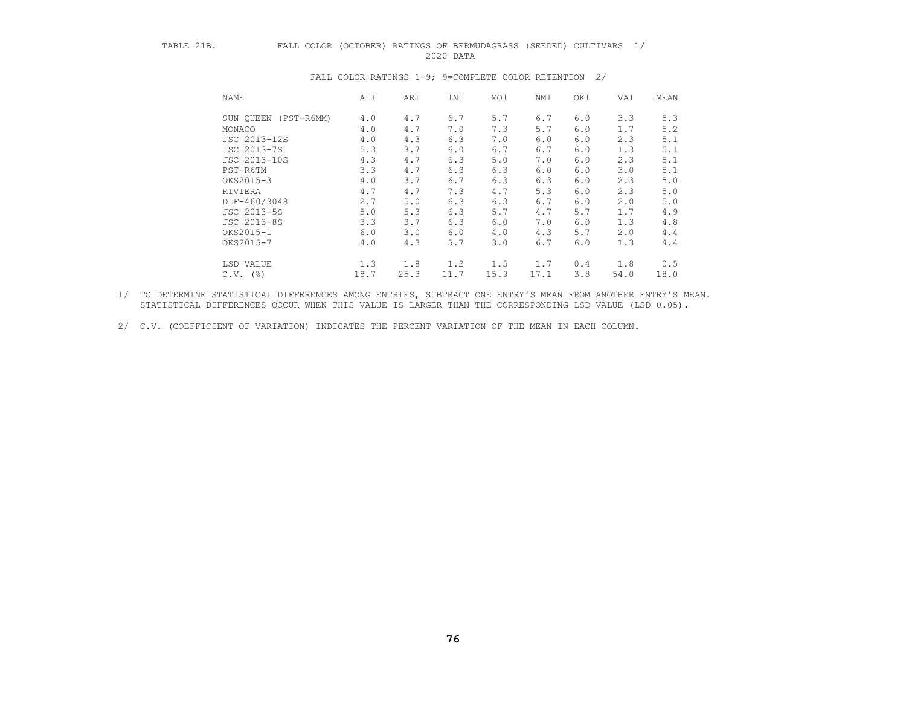TABLE 21B. FALL COLOR (OCTOBER) RATINGS OF BERMUDAGRASS (SEEDED) CULTIVARS 1/

2020 DATA

FALL COLOR RATINGS 1-9; 9=COMPLETE COLOR RETENTION 2/

| NAME | AL1 | AR1 | IN1 | MO1 | NM1 | OK1 | VA1 | MEAN |
|---|---|---|---|---|---|---|---|---|
| SUN QUEEN (PST-R6MM) | 4.0 | 4.7 | 6.7 | 5.7 | 6.7 | 6.0 | 3.3 | 5.3 |
| MONACO | 4.0 | 4.7 | 7.0 | 7.3 | 5.7 | 6.0 | 1.7 | 5.2 |
| JSC 2013-12S | 4.0 | 4.3 | 6.3 | 7.0 | 6.0 | 6.0 | 2.3 | 5.1 |
| JSC 2013-7S | 5.3 | 3.7 | 6.0 | 6.7 | 6.7 | 6.0 | 1.3 | 5.1 |
| JSC 2013-10S | 4.3 | 4.7 | 6.3 | 5.0 | 7.0 | 6.0 | 2.3 | 5.1 |
| PST-R6TM | 3.3 | 4.7 | 6.3 | 6.3 | 6.0 | 6.0 | 3.0 | 5.1 |
| OKS2015-3 | 4.0 | 3.7 | 6.7 | 6.3 | 6.3 | 6.0 | 2.3 | 5.0 |
| RIVIERA | 4.7 | 4.7 | 7.3 | 4.7 | 5.3 | 6.0 | 2.3 | 5.0 |
| DLF-460/3048 | 2.7 | 5.0 | 6.3 | 6.3 | 6.7 | 6.0 | 2.0 | 5.0 |
| JSC 2013-5S | 5.0 | 5.3 | 6.3 | 5.7 | 4.7 | 5.7 | 1.7 | 4.9 |
| JSC 2013-8S | 3.3 | 3.7 | 6.3 | 6.0 | 7.0 | 6.0 | 1.3 | 4.8 |
| OKS2015-1 | 6.0 | 3.0 | 6.0 | 4.0 | 4.3 | 5.7 | 2.0 | 4.4 |
| OKS2015-7 | 4.0 | 4.3 | 5.7 | 3.0 | 6.7 | 6.0 | 1.3 | 4.4 |
| LSD VALUE | 1.3 | 1.8 | 1.2 | 1.5 | 1.7 | 0.4 | 1.8 | 0.5 |
| C.V. (%) | 18.7 | 25.3 | 11.7 | 15.9 | 17.1 | 3.8 | 54.0 | 18.0 |

1/ TO DETERMINE STATISTICAL DIFFERENCES AMONG ENTRIES, SUBTRACT ONE ENTRY'S MEAN FROM ANOTHER ENTRY'S MEAN. STATISTICAL DIFFERENCES OCCUR WHEN THIS VALUE IS LARGER THAN THE CORRESPONDING LSD VALUE (LSD 0.05).

2/ C.V. (COEFFICIENT OF VARIATION) INDICATES THE PERCENT VARIATION OF THE MEAN IN EACH COLUMN.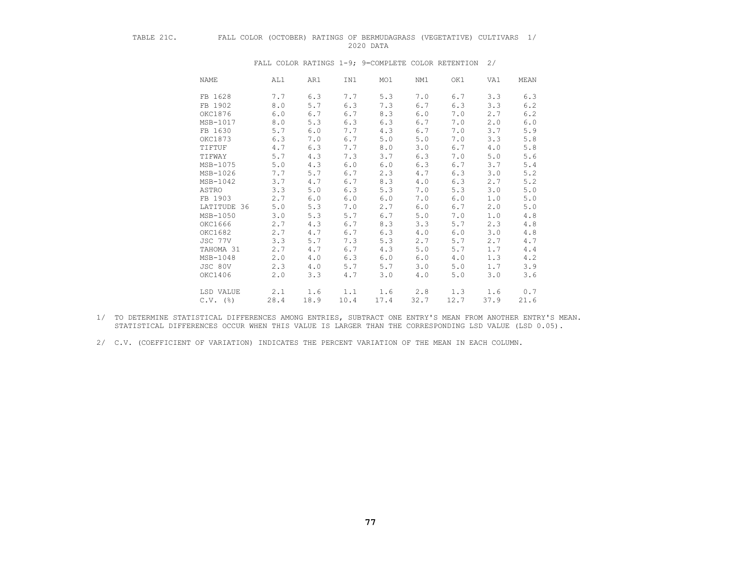TABLE 21C. FALL COLOR (OCTOBER) RATINGS OF BERMUDAGRASS (VEGETATIVE) CULTIVARS 1/

2020 DATA

FALL COLOR RATINGS 1-9; 9=COMPLETE COLOR RETENTION 2/

| NAME | AL1 | AR1 | IN1 | MO1 | NM1 | OK1 | VA1 | MEAN |
|---|---|---|---|---|---|---|---|---|
| FB 1628 | 7.7 | 6.3 | 7.7 | 5.3 | 7.0 | 6.7 | 3.3 | 6.3 |
| FB 1902 | 8.0 | 5.7 | 6.3 | 7.3 | 6.7 | 6.3 | 3.3 | 6.2 |
| OKC1876 | 6.0 | 6.7 | 6.7 | 8.3 | 6.0 | 7.0 | 2.7 | 6.2 |
| MSB-1017 | 8.0 | 5.3 | 6.3 | 6.3 | 6.7 | 7.0 | 2.0 | 6.0 |
| FB 1630 | 5.7 | 6.0 | 7.7 | 4.3 | 6.7 | 7.0 | 3.7 | 5.9 |
| OKC1873 | 6.3 | 7.0 | 6.7 | 5.0 | 5.0 | 7.0 | 3.3 | 5.8 |
| TIFTUF | 4.7 | 6.3 | 7.7 | 8.0 | 3.0 | 6.7 | 4.0 | 5.8 |
| TIFWAY | 5.7 | 4.3 | 7.3 | 3.7 | 6.3 | 7.0 | 5.0 | 5.6 |
| MSB-1075 | 5.0 | 4.3 | 6.0 | 6.0 | 6.3 | 6.7 | 3.7 | 5.4 |
| MSB-1026 | 7.7 | 5.7 | 6.7 | 2.3 | 4.7 | 6.3 | 3.0 | 5.2 |
| MSB-1042 | 3.7 | 4.7 | 6.7 | 8.3 | 4.0 | 6.3 | 2.7 | 5.2 |
| ASTRO | 3.3 | 5.0 | 6.3 | 5.3 | 7.0 | 5.3 | 3.0 | 5.0 |
| FB 1903 | 2.7 | 6.0 | 6.0 | 6.0 | 7.0 | 6.0 | 1.0 | 5.0 |
| LATITUDE 36 | 5.0 | 5.3 | 7.0 | 2.7 | 6.0 | 6.7 | 2.0 | 5.0 |
| MSB-1050 | 3.0 | 5.3 | 5.7 | 6.7 | 5.0 | 7.0 | 1.0 | 4.8 |
| OKC1666 | 2.7 | 4.3 | 6.7 | 8.3 | 3.3 | 5.7 | 2.3 | 4.8 |
| OKC1682 | 2.7 | 4.7 | 6.7 | 6.3 | 4.0 | 6.0 | 3.0 | 4.8 |
| JSC 77V | 3.3 | 5.7 | 7.3 | 5.3 | 2.7 | 5.7 | 2.7 | 4.7 |
| TAHOMA 31 | 2.7 | 4.7 | 6.7 | 4.3 | 5.0 | 5.7 | 1.7 | 4.4 |
| MSB-1048 | 2.0 | 4.0 | 6.3 | 6.0 | 6.0 | 4.0 | 1.3 | 4.2 |
| JSC 80V | 2.3 | 4.0 | 5.7 | 5.7 | 3.0 | 5.0 | 1.7 | 3.9 |
| OKC1406 | 2.0 | 3.3 | 4.7 | 3.0 | 4.0 | 5.0 | 3.0 | 3.6 |
| LSD VALUE | 2.1 | 1.6 | 1.1 | 1.6 | 2.8 | 1.3 | 1.6 | 0.7 |
| C.V. (%) | 28.4 | 18.9 | 10.4 | 17.4 | 32.7 | 12.7 | 37.9 | 21.6 |

1/ TO DETERMINE STATISTICAL DIFFERENCES AMONG ENTRIES, SUBTRACT ONE ENTRY'S MEAN FROM ANOTHER ENTRY'S MEAN. STATISTICAL DIFFERENCES OCCUR WHEN THIS VALUE IS LARGER THAN THE CORRESPONDING LSD VALUE (LSD 0.05).

2/ C.V. (COEFFICIENT OF VARIATION) INDICATES THE PERCENT VARIATION OF THE MEAN IN EACH COLUMN.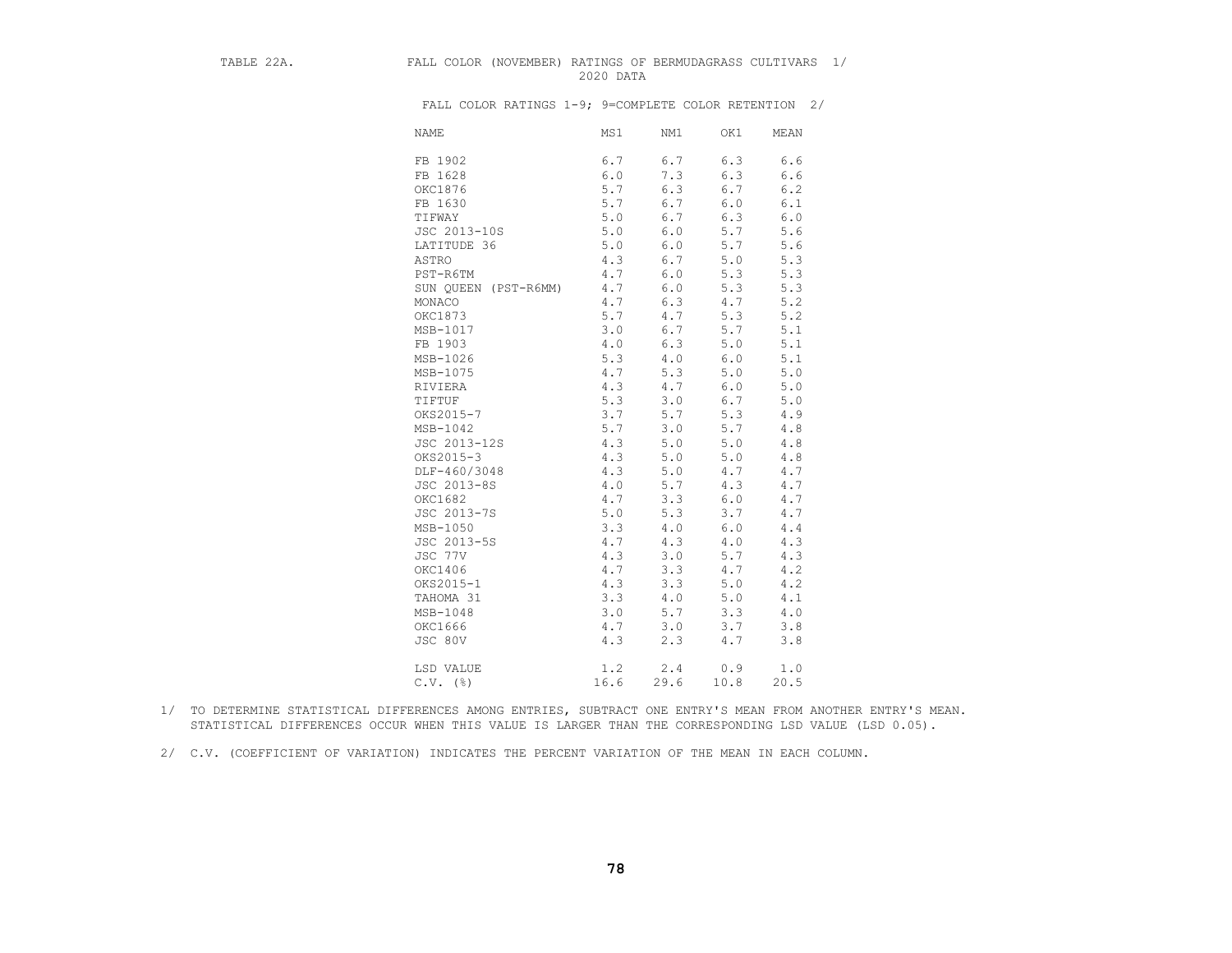TABLE 22A. FALL COLOR (NOVEMBER) RATINGS OF BERMUDAGRASS CULTIVARS 1/
2020 DATA

FALL COLOR RATINGS 1-9; 9=COMPLETE COLOR RETENTION 2/

| NAME | MS1 | NM1 | OK1 | MEAN |
|---|---|---|---|---|
| FB 1902 | 6.7 | 6.7 | 6.3 | 6.6 |
| FB 1628 | 6.0 | 7.3 | 6.3 | 6.6 |
| OKC1876 | 5.7 | 6.3 | 6.7 | 6.2 |
| FB 1630 | 5.7 | 6.7 | 6.0 | 6.1 |
| TIFWAY | 5.0 | 6.7 | 6.3 | 6.0 |
| JSC 2013-10S | 5.0 | 6.0 | 5.7 | 5.6 |
| LATITUDE 36 | 5.0 | 6.0 | 5.7 | 5.6 |
| ASTRO | 4.3 | 6.7 | 5.0 | 5.3 |
| PST-R6TM | 4.7 | 6.0 | 5.3 | 5.3 |
| SUN QUEEN (PST-R6MM) | 4.7 | 6.0 | 5.3 | 5.3 |
| MONACO | 4.7 | 6.3 | 4.7 | 5.2 |
| OKC1873 | 5.7 | 4.7 | 5.3 | 5.2 |
| MSB-1017 | 3.0 | 6.7 | 5.7 | 5.1 |
| FB 1903 | 4.0 | 6.3 | 5.0 | 5.1 |
| MSB-1026 | 5.3 | 4.0 | 6.0 | 5.1 |
| MSB-1075 | 4.7 | 5.3 | 5.0 | 5.0 |
| RIVIERA | 4.3 | 4.7 | 6.0 | 5.0 |
| TIFTUF | 5.3 | 3.0 | 6.7 | 5.0 |
| OKS2015-7 | 3.7 | 5.7 | 5.3 | 4.9 |
| MSB-1042 | 5.7 | 3.0 | 5.7 | 4.8 |
| JSC 2013-12S | 4.3 | 5.0 | 5.0 | 4.8 |
| OKS2015-3 | 4.3 | 5.0 | 5.0 | 4.8 |
| DLF-460/3048 | 4.3 | 5.0 | 4.7 | 4.7 |
| JSC 2013-8S | 4.0 | 5.7 | 4.3 | 4.7 |
| OKC1682 | 4.7 | 3.3 | 6.0 | 4.7 |
| JSC 2013-7S | 5.0 | 5.3 | 3.7 | 4.7 |
| MSB-1050 | 3.3 | 4.0 | 6.0 | 4.4 |
| JSC 2013-5S | 4.7 | 4.3 | 4.0 | 4.3 |
| JSC 77V | 4.3 | 3.0 | 5.7 | 4.3 |
| OKC1406 | 4.7 | 3.3 | 4.7 | 4.2 |
| OKS2015-1 | 4.3 | 3.3 | 5.0 | 4.2 |
| TAHOMA 31 | 3.3 | 4.0 | 5.0 | 4.1 |
| MSB-1048 | 3.0 | 5.7 | 3.3 | 4.0 |
| OKC1666 | 4.7 | 3.0 | 3.7 | 3.8 |
| JSC 80V | 4.3 | 2.3 | 4.7 | 3.8 |
| LSD VALUE | 1.2 | 2.4 | 0.9 | 1.0 |
| C.V. (%) | 16.6 | 29.6 | 10.8 | 20.5 |

1/ TO DETERMINE STATISTICAL DIFFERENCES AMONG ENTRIES, SUBTRACT ONE ENTRY'S MEAN FROM ANOTHER ENTRY'S MEAN. STATISTICAL DIFFERENCES OCCUR WHEN THIS VALUE IS LARGER THAN THE CORRESPONDING LSD VALUE (LSD 0.05).

2/ C.V. (COEFFICIENT OF VARIATION) INDICATES THE PERCENT VARIATION OF THE MEAN IN EACH COLUMN.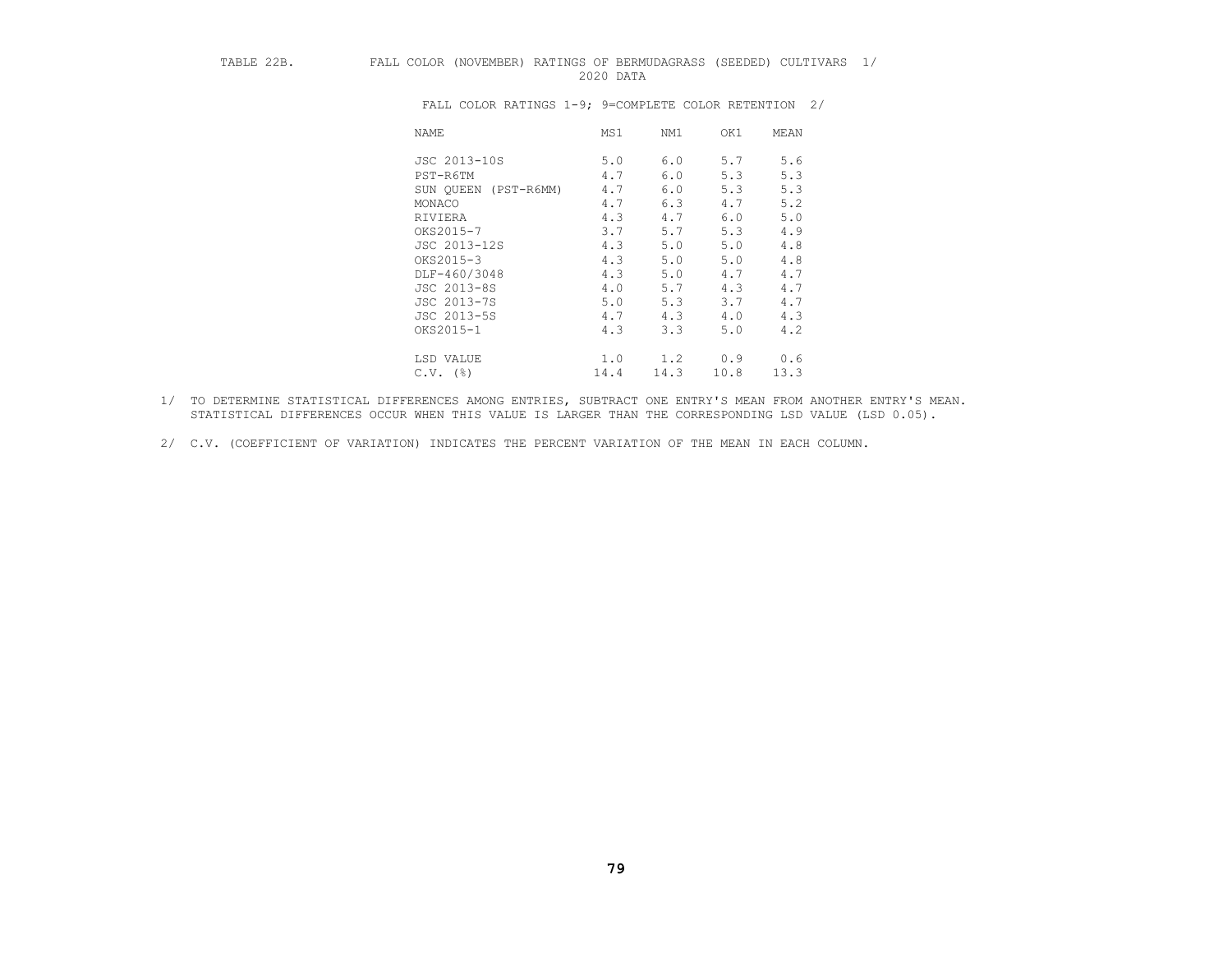TABLE 22B. FALL COLOR (NOVEMBER) RATINGS OF BERMUDAGRASS (SEEDED) CULTIVARS 1/

2020 DATA

FALL COLOR RATINGS 1-9; 9=COMPLETE COLOR RETENTION 2/

| NAME | MS1 | NM1 | OK1 | MEAN |
|---|---|---|---|---|
| JSC 2013-10S | 5.0 | 6.0 | 5.7 | 5.6 |
| PST-R6TM | 4.7 | 6.0 | 5.3 | 5.3 |
| SUN QUEEN (PST-R6MM) | 4.7 | 6.0 | 5.3 | 5.3 |
| MONACO | 4.7 | 6.3 | 4.7 | 5.2 |
| RIVIERA | 4.3 | 4.7 | 6.0 | 5.0 |
| OKS2015-7 | 3.7 | 5.7 | 5.3 | 4.9 |
| JSC 2013-12S | 4.3 | 5.0 | 5.0 | 4.8 |
| OKS2015-3 | 4.3 | 5.0 | 5.0 | 4.8 |
| DLF-460/3048 | 4.3 | 5.0 | 4.7 | 4.7 |
| JSC 2013-8S | 4.0 | 5.7 | 4.3 | 4.7 |
| JSC 2013-7S | 5.0 | 5.3 | 3.7 | 4.7 |
| JSC 2013-5S | 4.7 | 4.3 | 4.0 | 4.3 |
| OKS2015-1 | 4.3 | 3.3 | 5.0 | 4.2 |
| LSD VALUE | 1.0 | 1.2 | 0.9 | 0.6 |
| C.V. (%) | 14.4 | 14.3 | 10.8 | 13.3 |

1/ TO DETERMINE STATISTICAL DIFFERENCES AMONG ENTRIES, SUBTRACT ONE ENTRY'S MEAN FROM ANOTHER ENTRY'S MEAN. STATISTICAL DIFFERENCES OCCUR WHEN THIS VALUE IS LARGER THAN THE CORRESPONDING LSD VALUE (LSD 0.05).

2/ C.V. (COEFFICIENT OF VARIATION) INDICATES THE PERCENT VARIATION OF THE MEAN IN EACH COLUMN.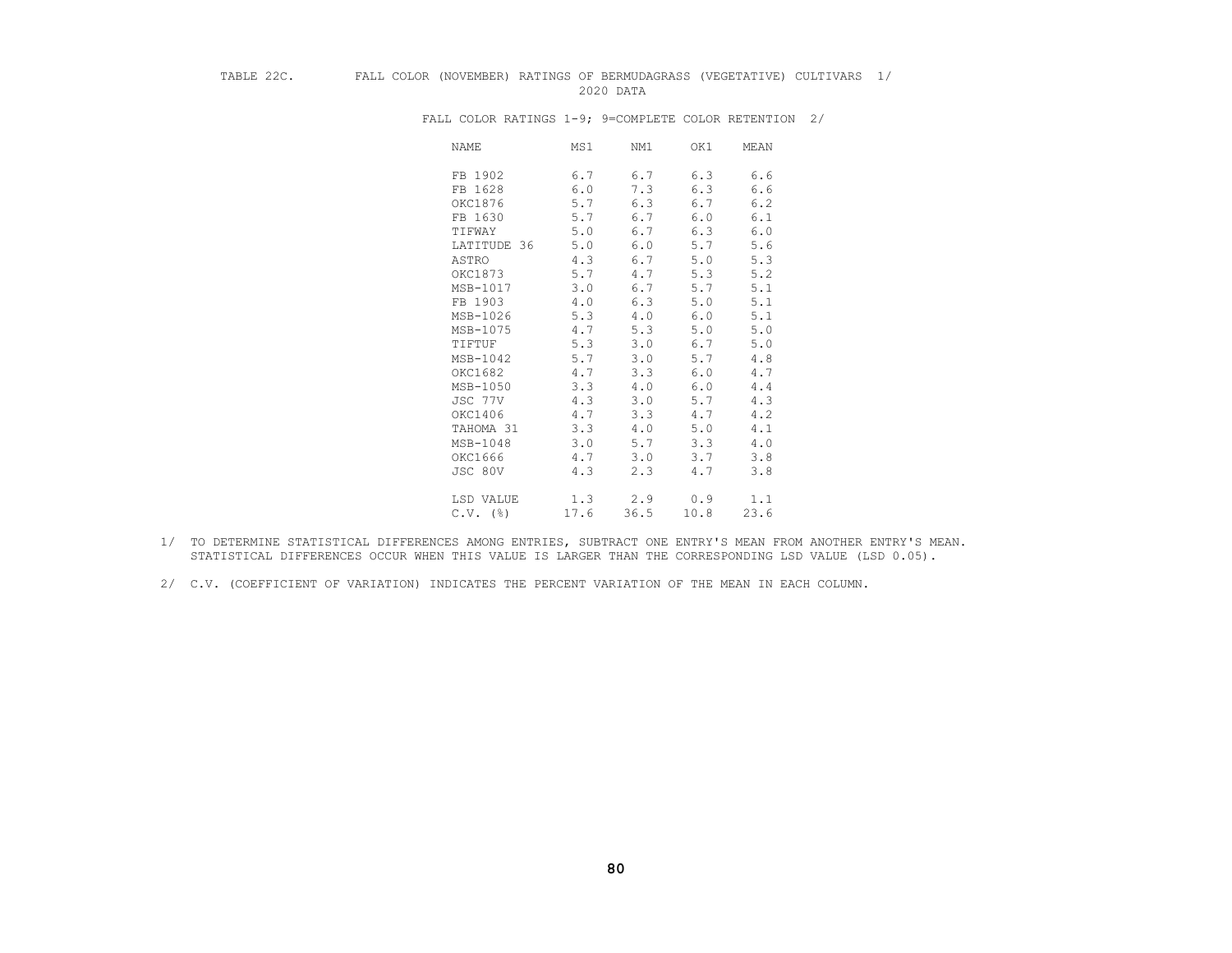TABLE 22C. FALL COLOR (NOVEMBER) RATINGS OF BERMUDAGRASS (VEGETATIVE) CULTIVARS 1/
2020 DATA

FALL COLOR RATINGS 1-9; 9=COMPLETE COLOR RETENTION 2/

| NAME | MS1 | NM1 | OK1 | MEAN |
|---|---|---|---|---|
| FB 1902 | 6.7 | 6.7 | 6.3 | 6.6 |
| FB 1628 | 6.0 | 7.3 | 6.3 | 6.6 |
| OKC1876 | 5.7 | 6.3 | 6.7 | 6.2 |
| FB 1630 | 5.7 | 6.7 | 6.0 | 6.1 |
| TIFWAY | 5.0 | 6.7 | 6.3 | 6.0 |
| LATITUDE 36 | 5.0 | 6.0 | 5.7 | 5.6 |
| ASTRO | 4.3 | 6.7 | 5.0 | 5.3 |
| OKC1873 | 5.7 | 4.7 | 5.3 | 5.2 |
| MSB-1017 | 3.0 | 6.7 | 5.7 | 5.1 |
| FB 1903 | 4.0 | 6.3 | 5.0 | 5.1 |
| MSB-1026 | 5.3 | 4.0 | 6.0 | 5.1 |
| MSB-1075 | 4.7 | 5.3 | 5.0 | 5.0 |
| TIFTUF | 5.3 | 3.0 | 6.7 | 5.0 |
| MSB-1042 | 5.7 | 3.0 | 5.7 | 4.8 |
| OKC1682 | 4.7 | 3.3 | 6.0 | 4.7 |
| MSB-1050 | 3.3 | 4.0 | 6.0 | 4.4 |
| JSC 77V | 4.3 | 3.0 | 5.7 | 4.3 |
| OKC1406 | 4.7 | 3.3 | 4.7 | 4.2 |
| TAHOMA 31 | 3.3 | 4.0 | 5.0 | 4.1 |
| MSB-1048 | 3.0 | 5.7 | 3.3 | 4.0 |
| OKC1666 | 4.7 | 3.0 | 3.7 | 3.8 |
| JSC 80V | 4.3 | 2.3 | 4.7 | 3.8 |
| LSD VALUE | 1.3 | 2.9 | 0.9 | 1.1 |
| C.V. (%) | 17.6 | 36.5 | 10.8 | 23.6 |

1/ TO DETERMINE STATISTICAL DIFFERENCES AMONG ENTRIES, SUBTRACT ONE ENTRY'S MEAN FROM ANOTHER ENTRY'S MEAN. STATISTICAL DIFFERENCES OCCUR WHEN THIS VALUE IS LARGER THAN THE CORRESPONDING LSD VALUE (LSD 0.05).

2/ C.V. (COEFFICIENT OF VARIATION) INDICATES THE PERCENT VARIATION OF THE MEAN IN EACH COLUMN.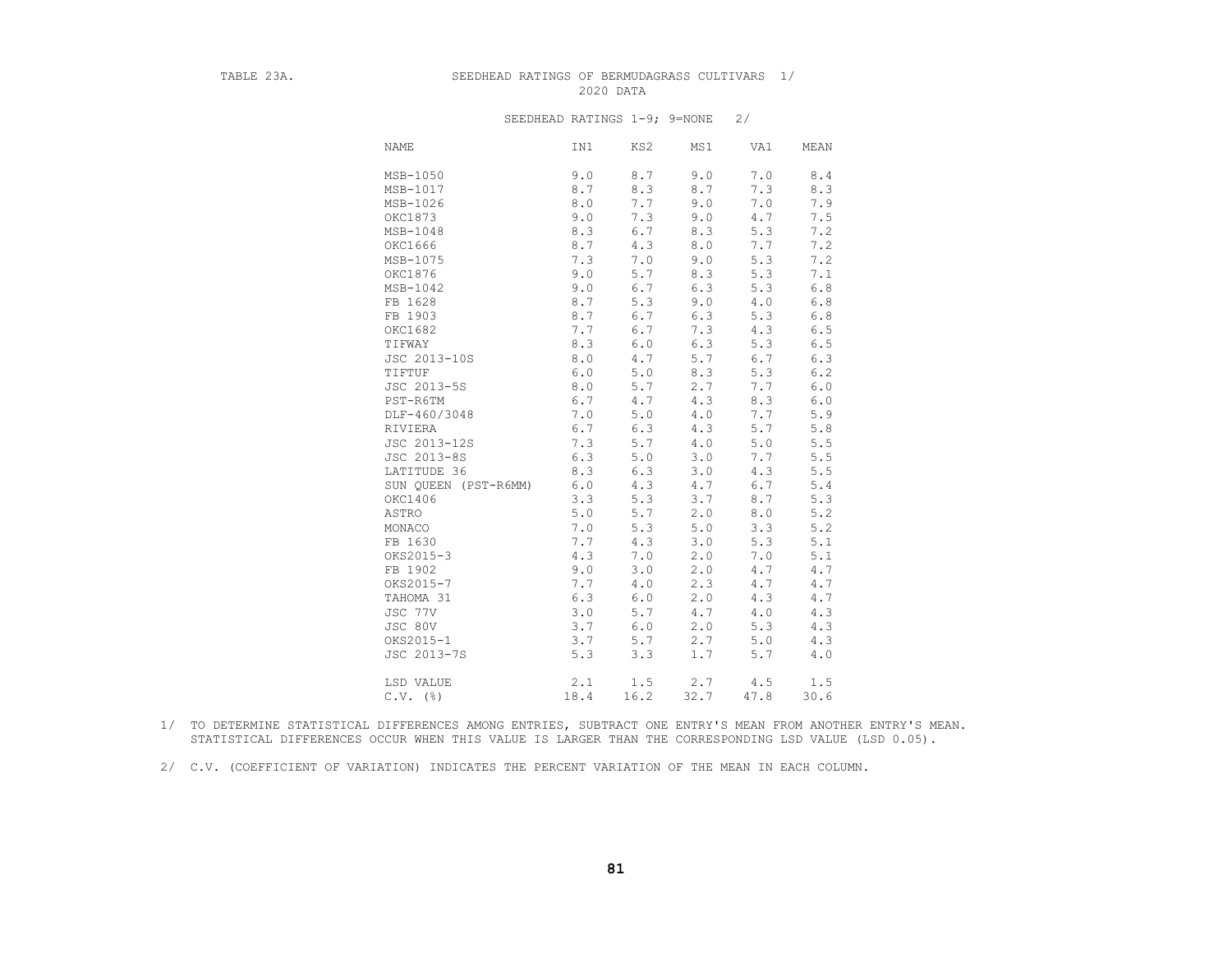TABLE 23A. SEEDHEAD RATINGS OF BERMUDAGRASS CULTIVARS 1/

2020 DATA

SEEDHEAD RATINGS 1-9; 9=NONE 2/

| NAME | IN1 | KS2 | MS1 | VA1 | MEAN |
|---|---|---|---|---|---|
| MSB-1050 | 9.0 | 8.7 | 9.0 | 7.0 | 8.4 |
| MSB-1017 | 8.7 | 8.3 | 8.7 | 7.3 | 8.3 |
| MSB-1026 | 8.0 | 7.7 | 9.0 | 7.0 | 7.9 |
| OKC1873 | 9.0 | 7.3 | 9.0 | 4.7 | 7.5 |
| MSB-1048 | 8.3 | 6.7 | 8.3 | 5.3 | 7.2 |
| OKC1666 | 8.7 | 4.3 | 8.0 | 7.7 | 7.2 |
| MSB-1075 | 7.3 | 7.0 | 9.0 | 5.3 | 7.2 |
| OKC1876 | 9.0 | 5.7 | 8.3 | 5.3 | 7.1 |
| MSB-1042 | 9.0 | 6.7 | 6.3 | 5.3 | 6.8 |
| FB 1628 | 8.7 | 5.3 | 9.0 | 4.0 | 6.8 |
| FB 1903 | 8.7 | 6.7 | 6.3 | 5.3 | 6.8 |
| OKC1682 | 7.7 | 6.7 | 7.3 | 4.3 | 6.5 |
| TIFWAY | 8.3 | 6.0 | 6.3 | 5.3 | 6.5 |
| JSC 2013-10S | 8.0 | 4.7 | 5.7 | 6.7 | 6.3 |
| TIFTUF | 6.0 | 5.0 | 8.3 | 5.3 | 6.2 |
| JSC 2013-5S | 8.0 | 5.7 | 2.7 | 7.7 | 6.0 |
| PST-R6TM | 6.7 | 4.7 | 4.3 | 8.3 | 6.0 |
| DLF-460/3048 | 7.0 | 5.0 | 4.0 | 7.7 | 5.9 |
| RIVIERA | 6.7 | 6.3 | 4.3 | 5.7 | 5.8 |
| JSC 2013-12S | 7.3 | 5.7 | 4.0 | 5.0 | 5.5 |
| JSC 2013-8S | 6.3 | 5.0 | 3.0 | 7.7 | 5.5 |
| LATITUDE 36 | 8.3 | 6.3 | 3.0 | 4.3 | 5.5 |
| SUN QUEEN (PST-R6MM) | 6.0 | 4.3 | 4.7 | 6.7 | 5.4 |
| OKC1406 | 3.3 | 5.3 | 3.7 | 8.7 | 5.3 |
| ASTRO | 5.0 | 5.7 | 2.0 | 8.0 | 5.2 |
| MONACO | 7.0 | 5.3 | 5.0 | 3.3 | 5.2 |
| FB 1630 | 7.7 | 4.3 | 3.0 | 5.3 | 5.1 |
| OKS2015-3 | 4.3 | 7.0 | 2.0 | 7.0 | 5.1 |
| FB 1902 | 9.0 | 3.0 | 2.0 | 4.7 | 4.7 |
| OKS2015-7 | 7.7 | 4.0 | 2.3 | 4.7 | 4.7 |
| TAHOMA 31 | 6.3 | 6.0 | 2.0 | 4.3 | 4.7 |
| JSC 77V | 3.0 | 5.7 | 4.7 | 4.0 | 4.3 |
| JSC 80V | 3.7 | 6.0 | 2.0 | 5.3 | 4.3 |
| OKS2015-1 | 3.7 | 5.7 | 2.7 | 5.0 | 4.3 |
| JSC 2013-7S | 5.3 | 3.3 | 1.7 | 5.7 | 4.0 |
| LSD VALUE | 2.1 | 1.5 | 2.7 | 4.5 | 1.5 |
| C.V. (%) | 18.4 | 16.2 | 32.7 | 47.8 | 30.6 |

1/ TO DETERMINE STATISTICAL DIFFERENCES AMONG ENTRIES, SUBTRACT ONE ENTRY'S MEAN FROM ANOTHER ENTRY'S MEAN. STATISTICAL DIFFERENCES OCCUR WHEN THIS VALUE IS LARGER THAN THE CORRESPONDING LSD VALUE (LSD 0.05).

2/ C.V. (COEFFICIENT OF VARIATION) INDICATES THE PERCENT VARIATION OF THE MEAN IN EACH COLUMN.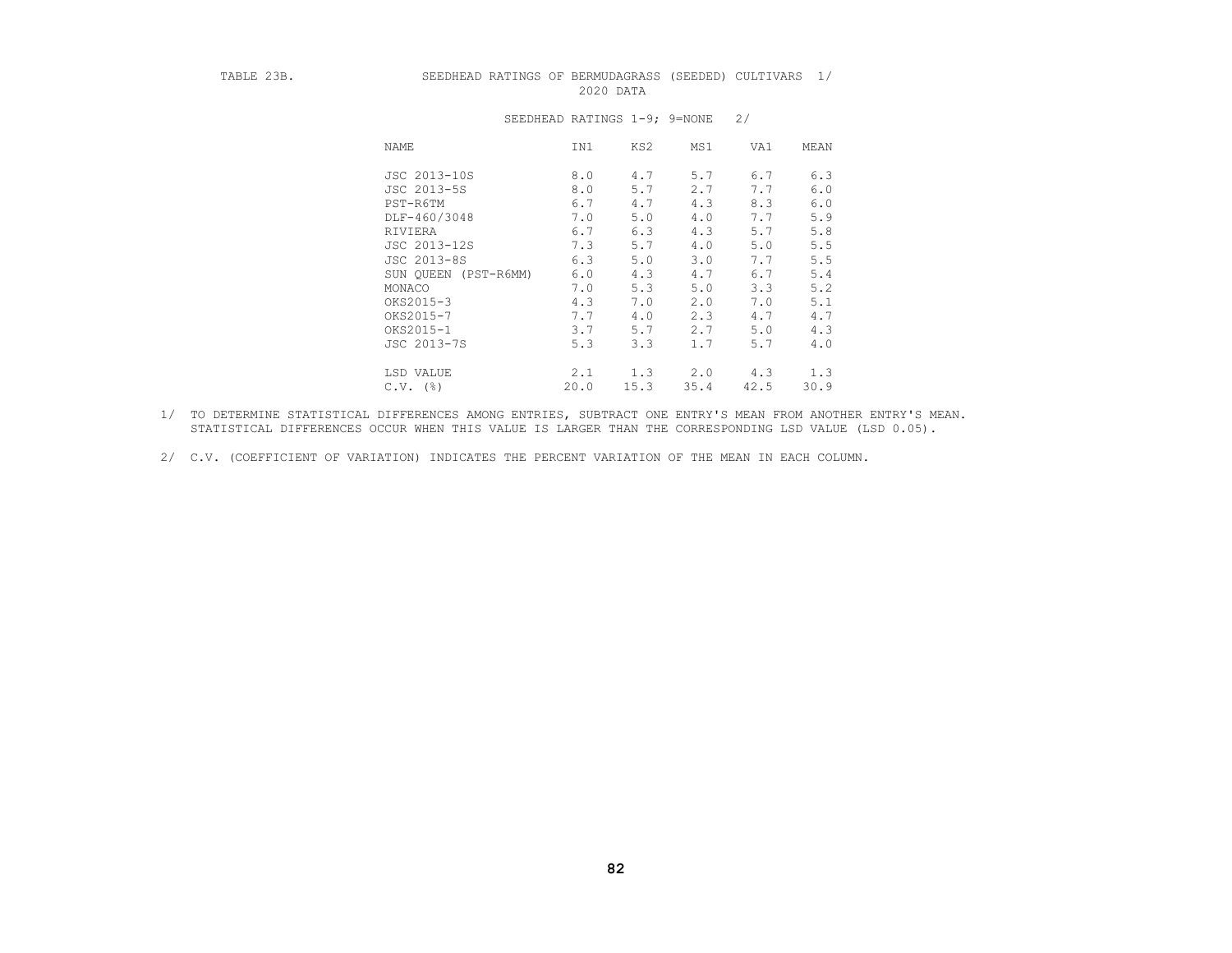TABLE 23B. SEEDHEAD RATINGS OF BERMUDAGRASS (SEEDED) CULTIVARS 1/

2020 DATA

SEEDHEAD RATINGS 1-9; 9=NONE 2/

| NAME | IN1 | KS2 | MS1 | VA1 | MEAN |
|---|---|---|---|---|---|
| JSC 2013-10S | 8.0 | 4.7 | 5.7 | 6.7 | 6.3 |
| JSC 2013-5S | 8.0 | 5.7 | 2.7 | 7.7 | 6.0 |
| PST-R6TM | 6.7 | 4.7 | 4.3 | 8.3 | 6.0 |
| DLF-460/3048 | 7.0 | 5.0 | 4.0 | 7.7 | 5.9 |
| RIVIERA | 6.7 | 6.3 | 4.3 | 5.7 | 5.8 |
| JSC 2013-12S | 7.3 | 5.7 | 4.0 | 5.0 | 5.5 |
| JSC 2013-8S | 6.3 | 5.0 | 3.0 | 7.7 | 5.5 |
| SUN QUEEN (PST-R6MM) | 6.0 | 4.3 | 4.7 | 6.7 | 5.4 |
| MONACO | 7.0 | 5.3 | 5.0 | 3.3 | 5.2 |
| OKS2015-3 | 4.3 | 7.0 | 2.0 | 7.0 | 5.1 |
| OKS2015-7 | 7.7 | 4.0 | 2.3 | 4.7 | 4.7 |
| OKS2015-1 | 3.7 | 5.7 | 2.7 | 5.0 | 4.3 |
| JSC 2013-7S | 5.3 | 3.3 | 1.7 | 5.7 | 4.0 |
| LSD VALUE | 2.1 | 1.3 | 2.0 | 4.3 | 1.3 |
| C.V. (%) | 20.0 | 15.3 | 35.4 | 42.5 | 30.9 |

1/ TO DETERMINE STATISTICAL DIFFERENCES AMONG ENTRIES, SUBTRACT ONE ENTRY'S MEAN FROM ANOTHER ENTRY'S MEAN. STATISTICAL DIFFERENCES OCCUR WHEN THIS VALUE IS LARGER THAN THE CORRESPONDING LSD VALUE (LSD 0.05).

2/ C.V. (COEFFICIENT OF VARIATION) INDICATES THE PERCENT VARIATION OF THE MEAN IN EACH COLUMN.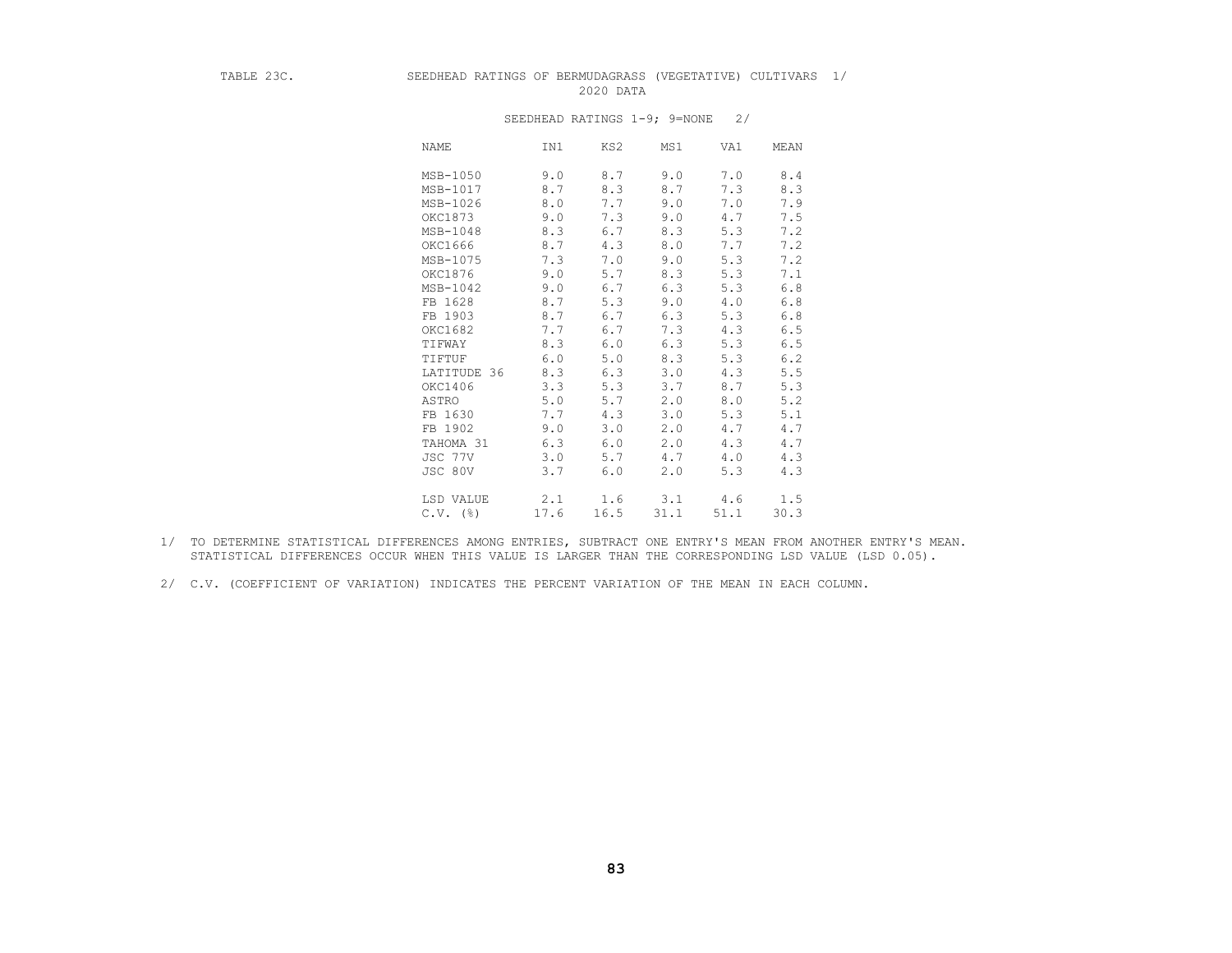TABLE 23C. SEEDHEAD RATINGS OF BERMUDAGRASS (VEGETATIVE) CULTIVARS 1/

2020 DATA

SEEDHEAD RATINGS 1-9; 9=NONE 2/

| NAME | IN1 | KS2 | MS1 | VA1 | MEAN |
|---|---|---|---|---|---|
| MSB-1050 | 9.0 | 8.7 | 9.0 | 7.0 | 8.4 |
| MSB-1017 | 8.7 | 8.3 | 8.7 | 7.3 | 8.3 |
| MSB-1026 | 8.0 | 7.7 | 9.0 | 7.0 | 7.9 |
| OKC1873 | 9.0 | 7.3 | 9.0 | 4.7 | 7.5 |
| MSB-1048 | 8.3 | 6.7 | 8.3 | 5.3 | 7.2 |
| OKC1666 | 8.7 | 4.3 | 8.0 | 7.7 | 7.2 |
| MSB-1075 | 7.3 | 7.0 | 9.0 | 5.3 | 7.2 |
| OKC1876 | 9.0 | 5.7 | 8.3 | 5.3 | 7.1 |
| MSB-1042 | 9.0 | 6.7 | 6.3 | 5.3 | 6.8 |
| FB 1628 | 8.7 | 5.3 | 9.0 | 4.0 | 6.8 |
| FB 1903 | 8.7 | 6.7 | 6.3 | 5.3 | 6.8 |
| OKC1682 | 7.7 | 6.7 | 7.3 | 4.3 | 6.5 |
| TIFWAY | 8.3 | 6.0 | 6.3 | 5.3 | 6.5 |
| TIFTUF | 6.0 | 5.0 | 8.3 | 5.3 | 6.2 |
| LATITUDE 36 | 8.3 | 6.3 | 3.0 | 4.3 | 5.5 |
| OKC1406 | 3.3 | 5.3 | 3.7 | 8.7 | 5.3 |
| ASTRO | 5.0 | 5.7 | 2.0 | 8.0 | 5.2 |
| FB 1630 | 7.7 | 4.3 | 3.0 | 5.3 | 5.1 |
| FB 1902 | 9.0 | 3.0 | 2.0 | 4.7 | 4.7 |
| TAHOMA 31 | 6.3 | 6.0 | 2.0 | 4.3 | 4.7 |
| JSC 77V | 3.0 | 5.7 | 4.7 | 4.0 | 4.3 |
| JSC 80V | 3.7 | 6.0 | 2.0 | 5.3 | 4.3 |
| LSD VALUE | 2.1 | 1.6 | 3.1 | 4.6 | 1.5 |
| C.V. (%) | 17.6 | 16.5 | 31.1 | 51.1 | 30.3 |

1/ TO DETERMINE STATISTICAL DIFFERENCES AMONG ENTRIES, SUBTRACT ONE ENTRY'S MEAN FROM ANOTHER ENTRY'S MEAN. STATISTICAL DIFFERENCES OCCUR WHEN THIS VALUE IS LARGER THAN THE CORRESPONDING LSD VALUE (LSD 0.05).

2/ C.V. (COEFFICIENT OF VARIATION) INDICATES THE PERCENT VARIATION OF THE MEAN IN EACH COLUMN.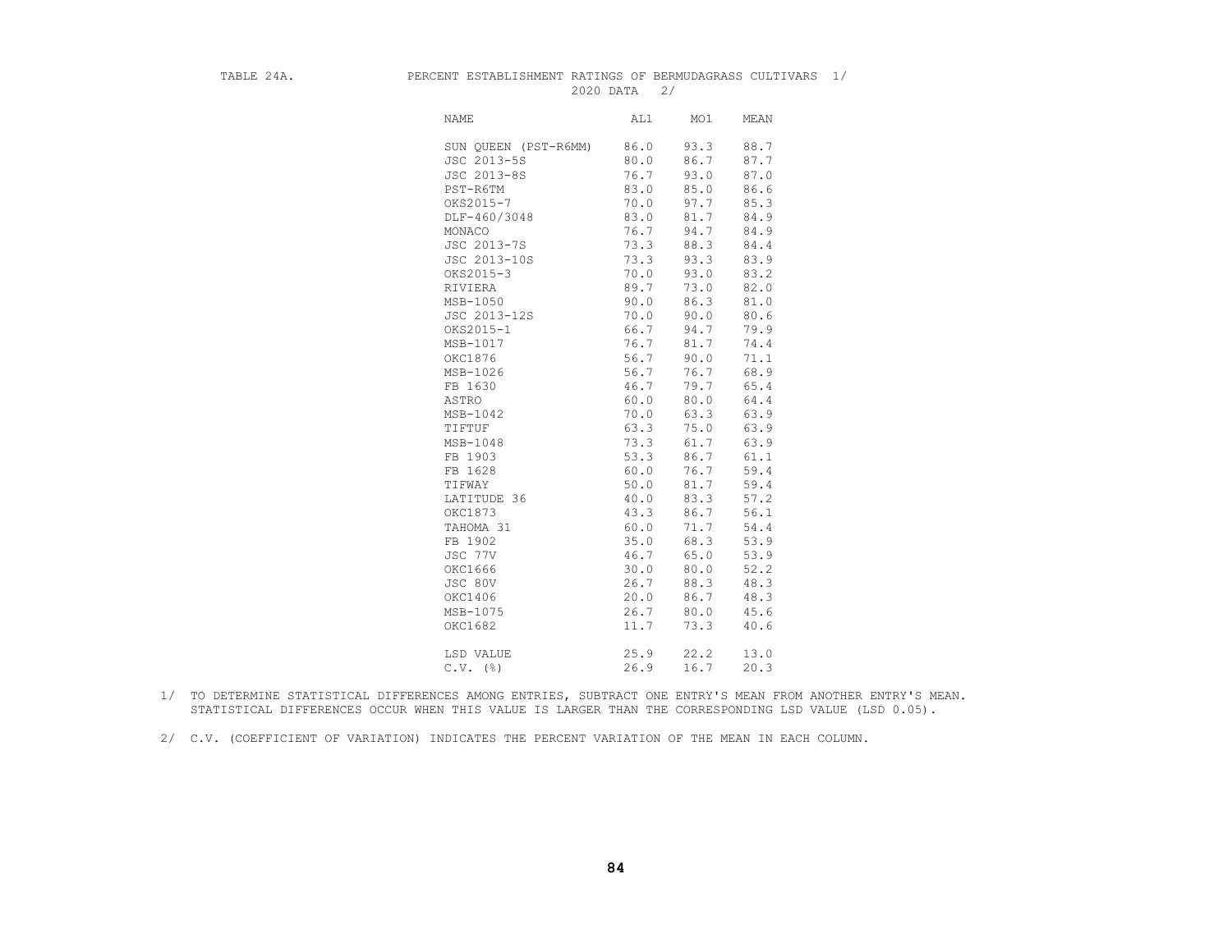TABLE 24A. PERCENT ESTABLISHMENT RATINGS OF BERMUDAGRASS CULTIVARS 1/
2020 DATA 2/

| NAME | AL1 | MO1 | MEAN |
|---|---|---|---|
| SUN QUEEN (PST-R6MM) | 86.0 | 93.3 | 88.7 |
| JSC 2013-5S | 80.0 | 86.7 | 87.7 |
| JSC 2013-8S | 76.7 | 93.0 | 87.0 |
| PST-R6TM | 83.0 | 85.0 | 86.6 |
| OKS2015-7 | 70.0 | 97.7 | 85.3 |
| DLF-460/3048 | 83.0 | 81.7 | 84.9 |
| MONACO | 76.7 | 94.7 | 84.9 |
| JSC 2013-7S | 73.3 | 88.3 | 84.4 |
| JSC 2013-10S | 73.3 | 93.3 | 83.9 |
| OKS2015-3 | 70.0 | 93.0 | 83.2 |
| RIVIERA | 89.7 | 73.0 | 82.0 |
| MSB-1050 | 90.0 | 86.3 | 81.0 |
| JSC 2013-12S | 70.0 | 90.0 | 80.6 |
| OKS2015-1 | 66.7 | 94.7 | 79.9 |
| MSB-1017 | 76.7 | 81.7 | 74.4 |
| OKC1876 | 56.7 | 90.0 | 71.1 |
| MSB-1026 | 56.7 | 76.7 | 68.9 |
| FB 1630 | 46.7 | 79.7 | 65.4 |
| ASTRO | 60.0 | 80.0 | 64.4 |
| MSB-1042 | 70.0 | 63.3 | 63.9 |
| TIFTUF | 63.3 | 75.0 | 63.9 |
| MSB-1048 | 73.3 | 61.7 | 63.9 |
| FB 1903 | 53.3 | 86.7 | 61.1 |
| FB 1628 | 60.0 | 76.7 | 59.4 |
| TIFWAY | 50.0 | 81.7 | 59.4 |
| LATITUDE 36 | 40.0 | 83.3 | 57.2 |
| OKC1873 | 43.3 | 86.7 | 56.1 |
| TAHOMA 31 | 60.0 | 71.7 | 54.4 |
| FB 1902 | 35.0 | 68.3 | 53.9 |
| JSC 77V | 46.7 | 65.0 | 53.9 |
| OKC1666 | 30.0 | 80.0 | 52.2 |
| JSC 80V | 26.7 | 88.3 | 48.3 |
| OKC1406 | 20.0 | 86.7 | 48.3 |
| MSB-1075 | 26.7 | 80.0 | 45.6 |
| OKC1682 | 11.7 | 73.3 | 40.6 |
| | | | |
| LSD VALUE | 25.9 | 22.2 | 13.0 |
| C.V. (%) | 26.9 | 16.7 | 20.3 |

1/ TO DETERMINE STATISTICAL DIFFERENCES AMONG ENTRIES, SUBTRACT ONE ENTRY'S MEAN FROM ANOTHER ENTRY'S MEAN. STATISTICAL DIFFERENCES OCCUR WHEN THIS VALUE IS LARGER THAN THE CORRESPONDING LSD VALUE (LSD 0.05).

2/ C.V. (COEFFICIENT OF VARIATION) INDICATES THE PERCENT VARIATION OF THE MEAN IN EACH COLUMN.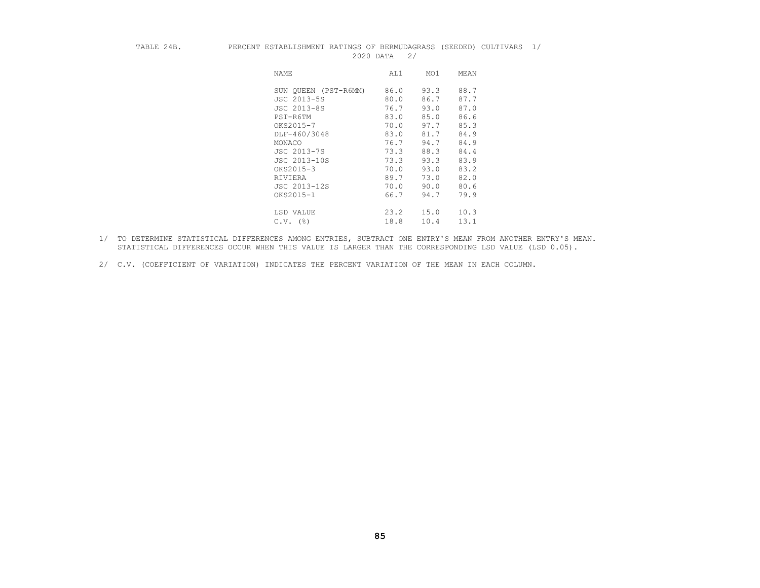TABLE 24B. PERCENT ESTABLISHMENT RATINGS OF BERMUDAGRASS (SEEDED) CULTIVARS 1/
2020 DATA 2/

| NAME | AL1 | MO1 | MEAN |
|---|---|---|---|
| SUN QUEEN (PST-R6MM) | 86.0 | 93.3 | 88.7 |
| JSC 2013-5S | 80.0 | 86.7 | 87.7 |
| JSC 2013-8S | 76.7 | 93.0 | 87.0 |
| PST-R6TM | 83.0 | 85.0 | 86.6 |
| OKS2015-7 | 70.0 | 97.7 | 85.3 |
| DLF-460/3048 | 83.0 | 81.7 | 84.9 |
| MONACO | 76.7 | 94.7 | 84.9 |
| JSC 2013-7S | 73.3 | 88.3 | 84.4 |
| JSC 2013-10S | 73.3 | 93.3 | 83.9 |
| OKS2015-3 | 70.0 | 93.0 | 83.2 |
| RIVIERA | 89.7 | 73.0 | 82.0 |
| JSC 2013-12S | 70.0 | 90.0 | 80.6 |
| OKS2015-1 | 66.7 | 94.7 | 79.9 |
| LSD VALUE | 23.2 | 15.0 | 10.3 |
| C.V. (%) | 18.8 | 10.4 | 13.1 |

1/ TO DETERMINE STATISTICAL DIFFERENCES AMONG ENTRIES, SUBTRACT ONE ENTRY'S MEAN FROM ANOTHER ENTRY'S MEAN. STATISTICAL DIFFERENCES OCCUR WHEN THIS VALUE IS LARGER THAN THE CORRESPONDING LSD VALUE (LSD 0.05).

2/ C.V. (COEFFICIENT OF VARIATION) INDICATES THE PERCENT VARIATION OF THE MEAN IN EACH COLUMN.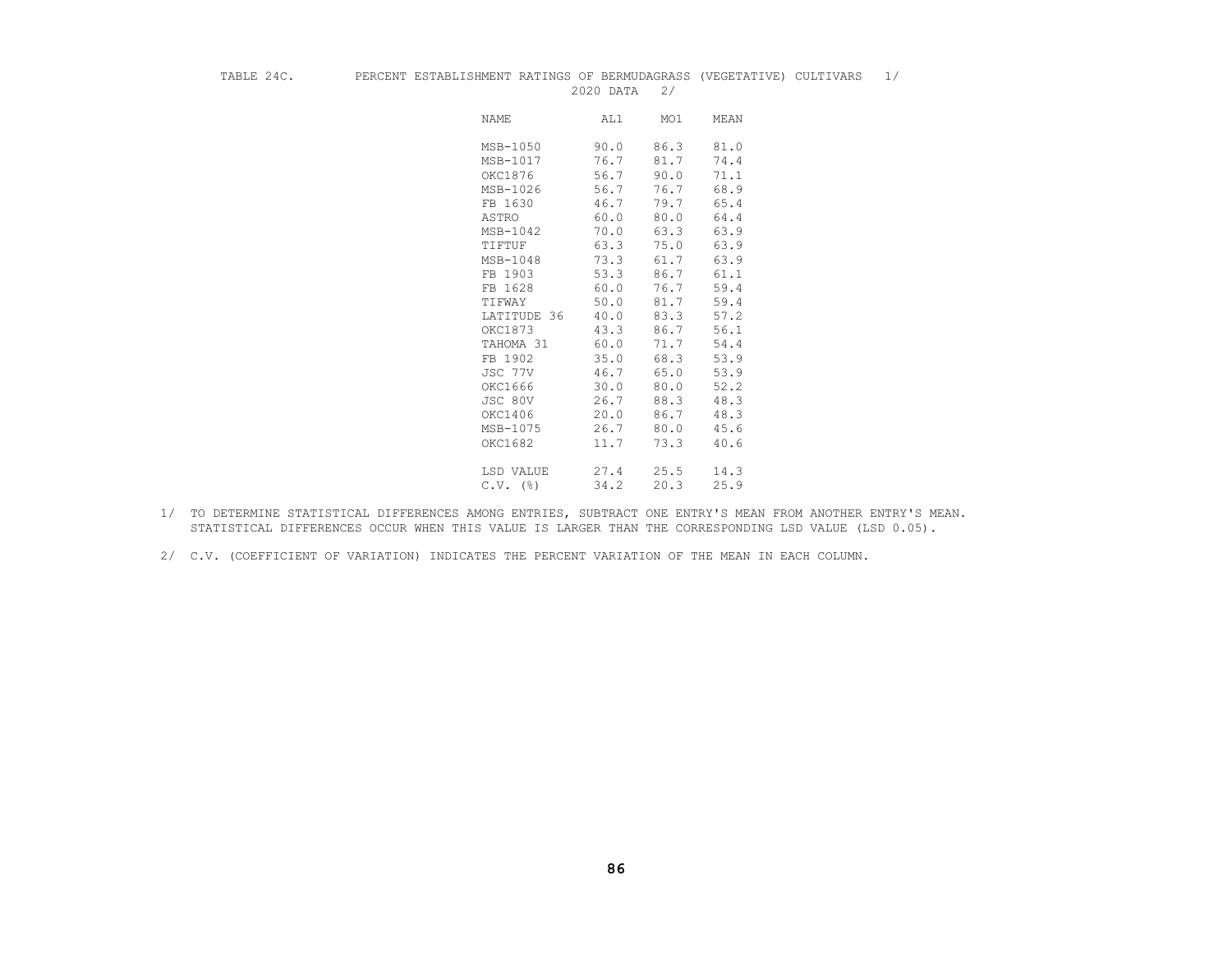TABLE 24C. PERCENT ESTABLISHMENT RATINGS OF BERMUDAGRASS (VEGETATIVE) CULTIVARS 1/

2020 DATA 2/

| NAME | AL1 | MO1 | MEAN |
|---|---|---|---|
| MSB-1050 | 90.0 | 86.3 | 81.0 |
| MSB-1017 | 76.7 | 81.7 | 74.4 |
| OKC1876 | 56.7 | 90.0 | 71.1 |
| MSB-1026 | 56.7 | 76.7 | 68.9 |
| FB 1630 | 46.7 | 79.7 | 65.4 |
| ASTRO | 60.0 | 80.0 | 64.4 |
| MSB-1042 | 70.0 | 63.3 | 63.9 |
| TIFTUF | 63.3 | 75.0 | 63.9 |
| MSB-1048 | 73.3 | 61.7 | 63.9 |
| FB 1903 | 53.3 | 86.7 | 61.1 |
| FB 1628 | 60.0 | 76.7 | 59.4 |
| TIFWAY | 50.0 | 81.7 | 59.4 |
| LATITUDE 36 | 40.0 | 83.3 | 57.2 |
| OKC1873 | 43.3 | 86.7 | 56.1 |
| TAHOMA 31 | 60.0 | 71.7 | 54.4 |
| FB 1902 | 35.0 | 68.3 | 53.9 |
| JSC 77V | 46.7 | 65.0 | 53.9 |
| OKC1666 | 30.0 | 80.0 | 52.2 |
| JSC 80V | 26.7 | 88.3 | 48.3 |
| OKC1406 | 20.0 | 86.7 | 48.3 |
| MSB-1075 | 26.7 | 80.0 | 45.6 |
| OKC1682 | 11.7 | 73.3 | 40.6 |
| LSD VALUE | 27.4 | 25.5 | 14.3 |
| C.V. (%) | 34.2 | 20.3 | 25.9 |

1/ TO DETERMINE STATISTICAL DIFFERENCES AMONG ENTRIES, SUBTRACT ONE ENTRY'S MEAN FROM ANOTHER ENTRY'S MEAN. STATISTICAL DIFFERENCES OCCUR WHEN THIS VALUE IS LARGER THAN THE CORRESPONDING LSD VALUE (LSD 0.05).

2/ C.V. (COEFFICIENT OF VARIATION) INDICATES THE PERCENT VARIATION OF THE MEAN IN EACH COLUMN.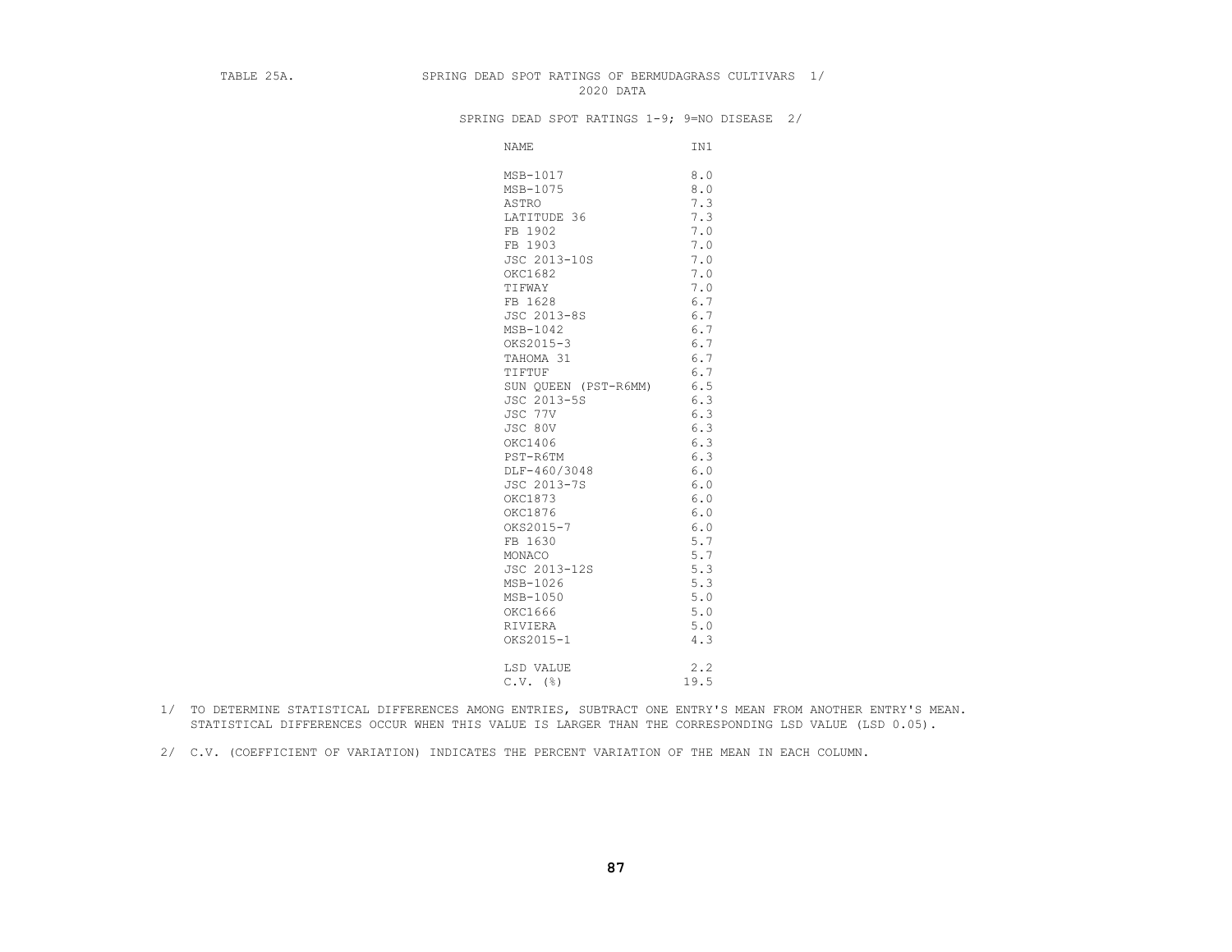TABLE 25A. SPRING DEAD SPOT RATINGS OF BERMUDAGRASS CULTIVARS 1/

2020 DATA

SPRING DEAD SPOT RATINGS 1-9; 9=NO DISEASE 2/

| NAME | IN1 |
|---|---|
| MSB-1017 | 8.0 |
| MSB-1075 | 8.0 |
| ASTRO | 7.3 |
| LATITUDE 36 | 7.3 |
| FB 1902 | 7.0 |
| FB 1903 | 7.0 |
| JSC 2013-10S | 7.0 |
| OKC1682 | 7.0 |
| TIFWAY | 7.0 |
| FB 1628 | 6.7 |
| JSC 2013-8S | 6.7 |
| MSB-1042 | 6.7 |
| OKS2015-3 | 6.7 |
| TAHOMA 31 | 6.7 |
| TIFTUF | 6.7 |
| SUN QUEEN (PST-R6MM) | 6.5 |
| JSC 2013-5S | 6.3 |
| JSC 77V | 6.3 |
| JSC 80V | 6.3 |
| OKC1406 | 6.3 |
| PST-R6TM | 6.3 |
| DLF-460/3048 | 6.0 |
| JSC 2013-7S | 6.0 |
| OKC1873 | 6.0 |
| OKC1876 | 6.0 |
| OKS2015-7 | 6.0 |
| FB 1630 | 5.7 |
| MONACO | 5.7 |
| JSC 2013-12S | 5.3 |
| MSB-1026 | 5.3 |
| MSB-1050 | 5.0 |
| OKC1666 | 5.0 |
| RIVIERA | 5.0 |
| OKS2015-1 | 4.3 |
| LSD VALUE | 2.2 |
| C.V. (%) | 19.5 |

1/ TO DETERMINE STATISTICAL DIFFERENCES AMONG ENTRIES, SUBTRACT ONE ENTRY'S MEAN FROM ANOTHER ENTRY'S MEAN. STATISTICAL DIFFERENCES OCCUR WHEN THIS VALUE IS LARGER THAN THE CORRESPONDING LSD VALUE (LSD 0.05).

2/ C.V. (COEFFICIENT OF VARIATION) INDICATES THE PERCENT VARIATION OF THE MEAN IN EACH COLUMN.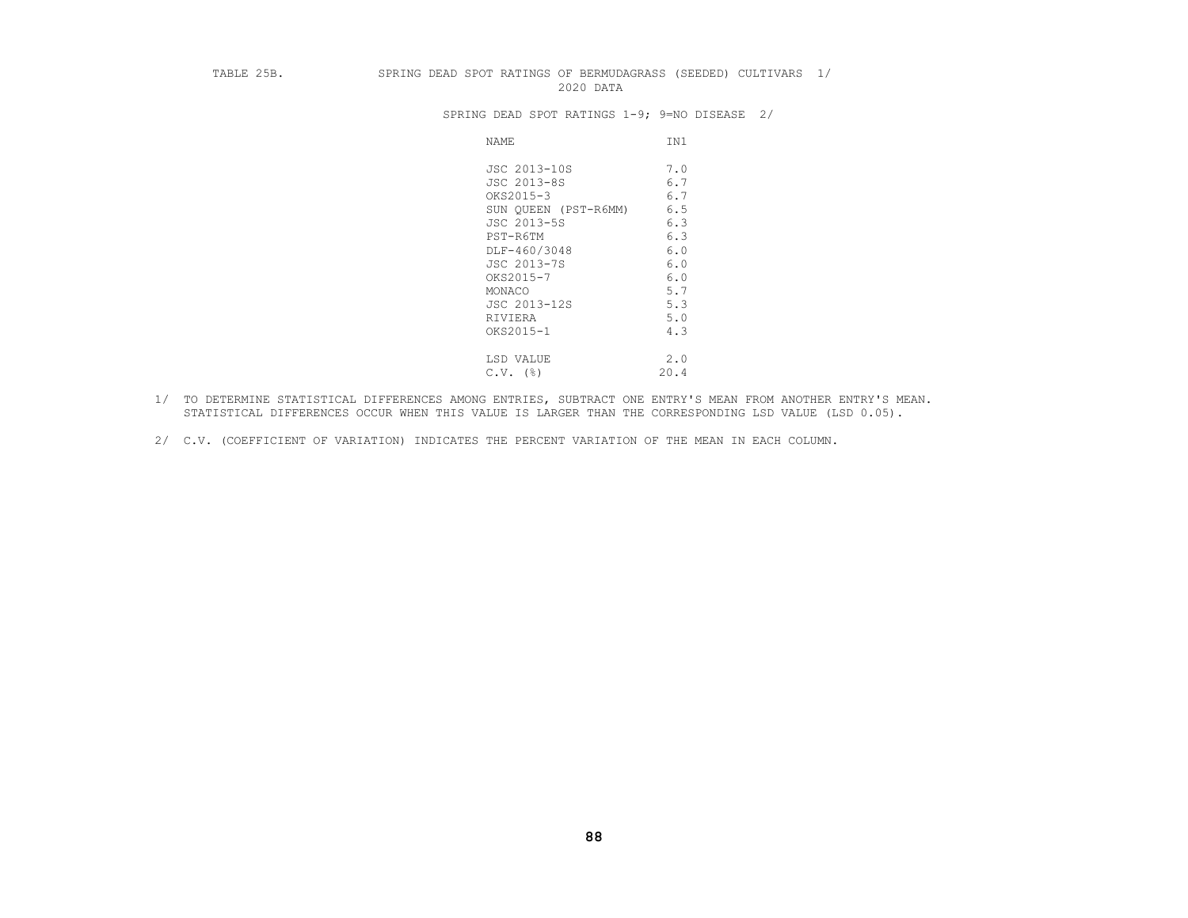TABLE 25B. SPRING DEAD SPOT RATINGS OF BERMUDAGRASS (SEEDED) CULTIVARS 1/

2020 DATA

SPRING DEAD SPOT RATINGS 1-9; 9=NO DISEASE 2/

| NAME | IN1 |
|---|---|
| JSC 2013-10S | 7.0 |
| JSC 2013-8S | 6.7 |
| OKS2015-3 | 6.7 |
| SUN QUEEN (PST-R6MM) | 6.5 |
| JSC 2013-5S | 6.3 |
| PST-R6TM | 6.3 |
| DLF-460/3048 | 6.0 |
| JSC 2013-7S | 6.0 |
| OKS2015-7 | 6.0 |
| MONACO | 5.7 |
| JSC 2013-12S | 5.3 |
| RIVIERA | 5.0 |
| OKS2015-1 | 4.3 |
| LSD VALUE | 2.0 |
| C.V. (%) | 20.4 |

1/ TO DETERMINE STATISTICAL DIFFERENCES AMONG ENTRIES, SUBTRACT ONE ENTRY'S MEAN FROM ANOTHER ENTRY'S MEAN. STATISTICAL DIFFERENCES OCCUR WHEN THIS VALUE IS LARGER THAN THE CORRESPONDING LSD VALUE (LSD 0.05).

2/ C.V. (COEFFICIENT OF VARIATION) INDICATES THE PERCENT VARIATION OF THE MEAN IN EACH COLUMN.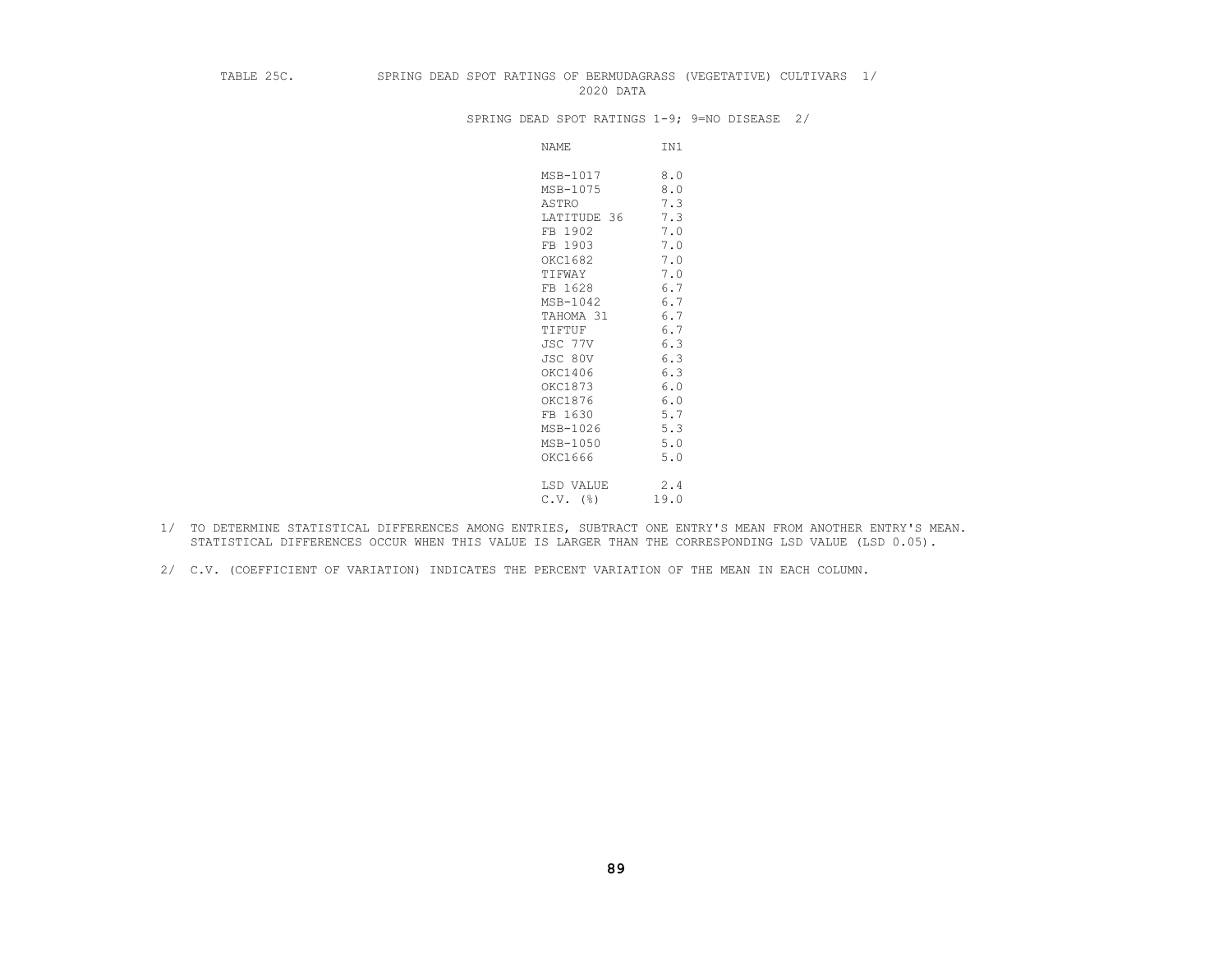TABLE 25C. SPRING DEAD SPOT RATINGS OF BERMUDAGRASS (VEGETATIVE) CULTIVARS 1/

2020 DATA

SPRING DEAD SPOT RATINGS 1-9; 9=NO DISEASE 2/

| NAME | IN1 |
|---|---|
| MSB-1017 | 8.0 |
| MSB-1075 | 8.0 |
| ASTRO | 7.3 |
| LATITUDE 36 | 7.3 |
| FB 1902 | 7.0 |
| FB 1903 | 7.0 |
| OKC1682 | 7.0 |
| TIFWAY | 7.0 |
| FB 1628 | 6.7 |
| MSB-1042 | 6.7 |
| TAHOMA 31 | 6.7 |
| TIFTUF | 6.7 |
| JSC 77V | 6.3 |
| JSC 80V | 6.3 |
| OKC1406 | 6.3 |
| OKC1873 | 6.0 |
| OKC1876 | 6.0 |
| FB 1630 | 5.7 |
| MSB-1026 | 5.3 |
| MSB-1050 | 5.0 |
| OKC1666 | 5.0 |
| LSD VALUE | 2.4 |
| C.V. (%) | 19.0 |

1/ TO DETERMINE STATISTICAL DIFFERENCES AMONG ENTRIES, SUBTRACT ONE ENTRY'S MEAN FROM ANOTHER ENTRY'S MEAN. STATISTICAL DIFFERENCES OCCUR WHEN THIS VALUE IS LARGER THAN THE CORRESPONDING LSD VALUE (LSD 0.05).

2/ C.V. (COEFFICIENT OF VARIATION) INDICATES THE PERCENT VARIATION OF THE MEAN IN EACH COLUMN.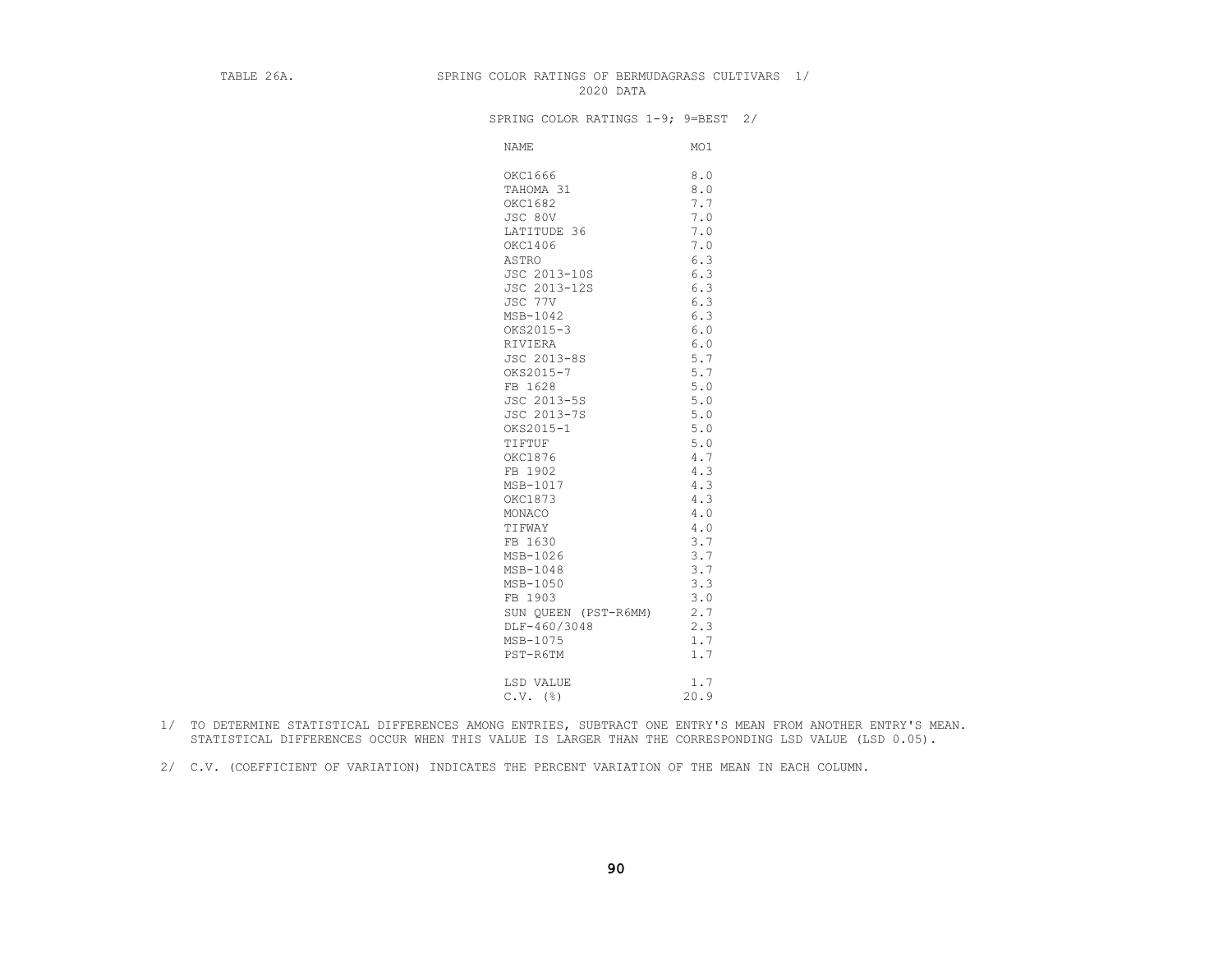TABLE 26A. SPRING COLOR RATINGS OF BERMUDAGRASS CULTIVARS 1/
2020 DATA

SPRING COLOR RATINGS 1-9; 9=BEST 2/

| NAME | MO1 |
|---|---|
| OKC1666 | 8.0 |
| TAHOMA 31 | 8.0 |
| OKC1682 | 7.7 |
| JSC 80V | 7.0 |
| LATITUDE 36 | 7.0 |
| OKC1406 | 7.0 |
| ASTRO | 6.3 |
| JSC 2013-10S | 6.3 |
| JSC 2013-12S | 6.3 |
| JSC 77V | 6.3 |
| MSB-1042 | 6.3 |
| OKS2015-3 | 6.0 |
| RIVIERA | 6.0 |
| JSC 2013-8S | 5.7 |
| OKS2015-7 | 5.7 |
| FB 1628 | 5.0 |
| JSC 2013-5S | 5.0 |
| JSC 2013-7S | 5.0 |
| OKS2015-1 | 5.0 |
| TIFTUF | 5.0 |
| OKC1876 | 4.7 |
| FB 1902 | 4.3 |
| MSB-1017 | 4.3 |
| OKC1873 | 4.3 |
| MONACO | 4.0 |
| TIFWAY | 4.0 |
| FB 1630 | 3.7 |
| MSB-1026 | 3.7 |
| MSB-1048 | 3.7 |
| MSB-1050 | 3.3 |
| FB 1903 | 3.0 |
| SUN QUEEN (PST-R6MM) | 2.7 |
| DLF-460/3048 | 2.3 |
| MSB-1075 | 1.7 |
| PST-R6TM | 1.7 |
| LSD VALUE | 1.7 |
| C.V. (%) | 20.9 |

1/ TO DETERMINE STATISTICAL DIFFERENCES AMONG ENTRIES, SUBTRACT ONE ENTRY'S MEAN FROM ANOTHER ENTRY'S MEAN. STATISTICAL DIFFERENCES OCCUR WHEN THIS VALUE IS LARGER THAN THE CORRESPONDING LSD VALUE (LSD 0.05).

2/ C.V. (COEFFICIENT OF VARIATION) INDICATES THE PERCENT VARIATION OF THE MEAN IN EACH COLUMN.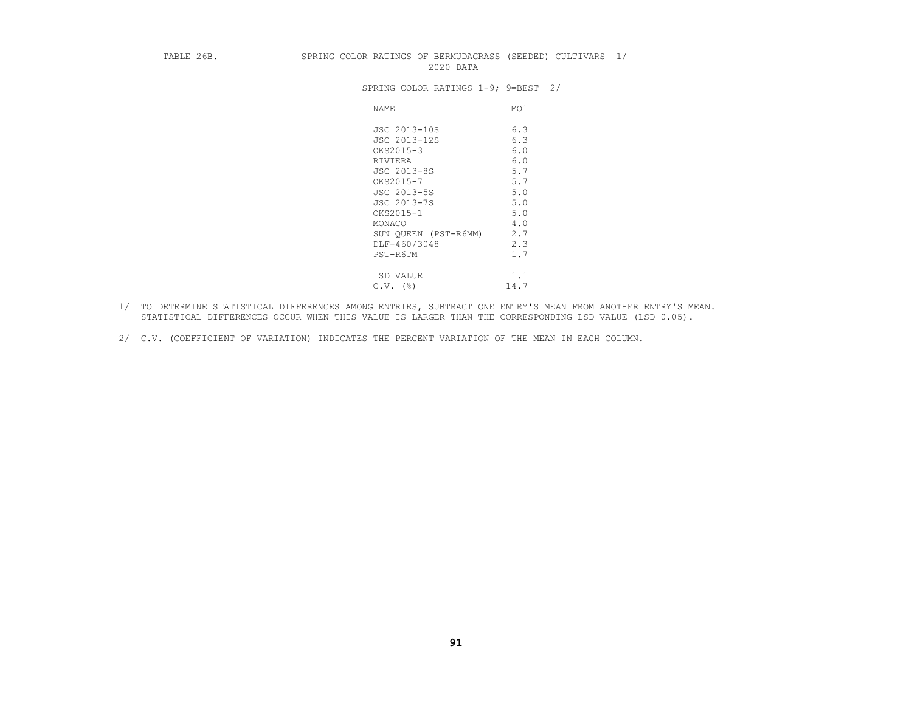TABLE 26B. SPRING COLOR RATINGS OF BERMUDAGRASS (SEEDED) CULTIVARS 1/

2020 DATA

SPRING COLOR RATINGS 1-9; 9=BEST 2/

| NAME | MO1 |
|---|---|
| JSC 2013-10S | 6.3 |
| JSC 2013-12S | 6.3 |
| OKS2015-3 | 6.0 |
| RIVIERA | 6.0 |
| JSC 2013-8S | 5.7 |
| OKS2015-7 | 5.7 |
| JSC 2013-5S | 5.0 |
| JSC 2013-7S | 5.0 |
| OKS2015-1 | 5.0 |
| MONACO | 4.0 |
| SUN QUEEN (PST-R6MM) | 2.7 |
| DLF-460/3048 | 2.3 |
| PST-R6TM | 1.7 |
| | |
| LSD VALUE | 1.1 |
| C.V. (%) | 14.7 |

1/ TO DETERMINE STATISTICAL DIFFERENCES AMONG ENTRIES, SUBTRACT ONE ENTRY'S MEAN FROM ANOTHER ENTRY'S MEAN. STATISTICAL DIFFERENCES OCCUR WHEN THIS VALUE IS LARGER THAN THE CORRESPONDING LSD VALUE (LSD 0.05).

2/ C.V. (COEFFICIENT OF VARIATION) INDICATES THE PERCENT VARIATION OF THE MEAN IN EACH COLUMN.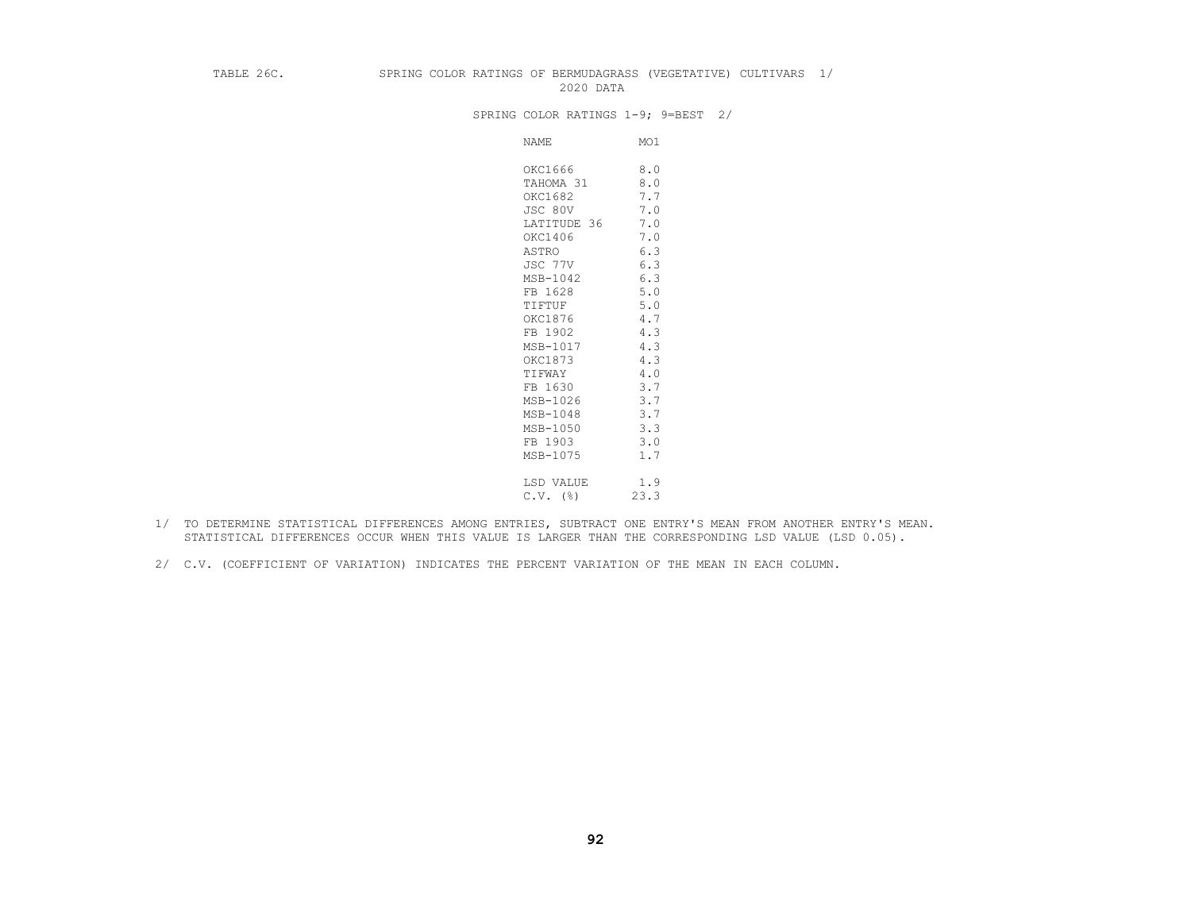TABLE 26C. SPRING COLOR RATINGS OF BERMUDAGRASS (VEGETATIVE) CULTIVARS 1/

2020 DATA

SPRING COLOR RATINGS 1-9; 9=BEST 2/

| NAME | MO1 |
|---|---|
| OKC1666 | 8.0 |
| TAHOMA 31 | 8.0 |
| OKC1682 | 7.7 |
| JSC 80V | 7.0 |
| LATITUDE 36 | 7.0 |
| OKC1406 | 7.0 |
| ASTRO | 6.3 |
| JSC 77V | 6.3 |
| MSB-1042 | 6.3 |
| FB 1628 | 5.0 |
| TIFTUF | 5.0 |
| OKC1876 | 4.7 |
| FB 1902 | 4.3 |
| MSB-1017 | 4.3 |
| OKC1873 | 4.3 |
| TIFWAY | 4.0 |
| FB 1630 | 3.7 |
| MSB-1026 | 3.7 |
| MSB-1048 | 3.7 |
| MSB-1050 | 3.3 |
| FB 1903 | 3.0 |
| MSB-1075 | 1.7 |
| LSD VALUE | 1.9 |
| C.V. (%) | 23.3 |

1/ TO DETERMINE STATISTICAL DIFFERENCES AMONG ENTRIES, SUBTRACT ONE ENTRY'S MEAN FROM ANOTHER ENTRY'S MEAN. STATISTICAL DIFFERENCES OCCUR WHEN THIS VALUE IS LARGER THAN THE CORRESPONDING LSD VALUE (LSD 0.05).

2/ C.V. (COEFFICIENT OF VARIATION) INDICATES THE PERCENT VARIATION OF THE MEAN IN EACH COLUMN.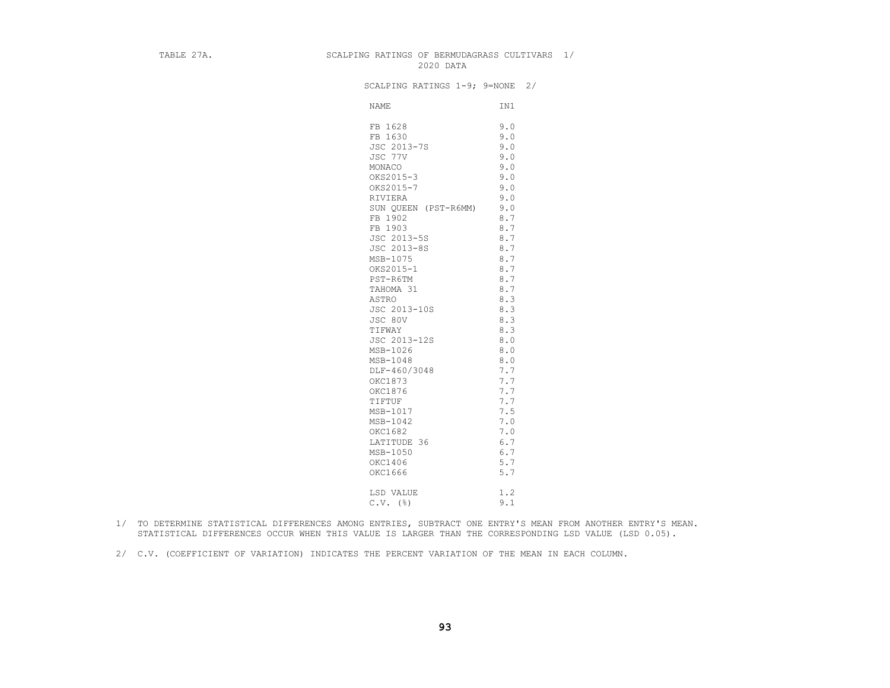TABLE 27A. SCALPING RATINGS OF BERMUDAGRASS CULTIVARS 1/

2020 DATA

SCALPING RATINGS 1-9; 9=NONE 2/

| NAME | IN1 |
|---|---|
| FB 1628 | 9.0 |
| FB 1630 | 9.0 |
| JSC 2013-7S | 9.0 |
| JSC 77V | 9.0 |
| MONACO | 9.0 |
| OKS2015-3 | 9.0 |
| OKS2015-7 | 9.0 |
| RIVIERA | 9.0 |
| SUN QUEEN (PST-R6MM) | 9.0 |
| FB 1902 | 8.7 |
| FB 1903 | 8.7 |
| JSC 2013-5S | 8.7 |
| JSC 2013-8S | 8.7 |
| MSB-1075 | 8.7 |
| OKS2015-1 | 8.7 |
| PST-R6TM | 8.7 |
| TAHOMA 31 | 8.7 |
| ASTRO | 8.3 |
| JSC 2013-10S | 8.3 |
| JSC 80V | 8.3 |
| TIFWAY | 8.3 |
| JSC 2013-12S | 8.0 |
| MSB-1026 | 8.0 |
| MSB-1048 | 8.0 |
| DLF-460/3048 | 7.7 |
| OKC1873 | 7.7 |
| OKC1876 | 7.7 |
| TIFTUF | 7.7 |
| MSB-1017 | 7.5 |
| MSB-1042 | 7.0 |
| OKC1682 | 7.0 |
| LATITUDE 36 | 6.7 |
| MSB-1050 | 6.7 |
| OKC1406 | 5.7 |
| OKC1666 | 5.7 |
| LSD VALUE | 1.2 |
| C.V. (%) | 9.1 |

1/ TO DETERMINE STATISTICAL DIFFERENCES AMONG ENTRIES, SUBTRACT ONE ENTRY'S MEAN FROM ANOTHER ENTRY'S MEAN. STATISTICAL DIFFERENCES OCCUR WHEN THIS VALUE IS LARGER THAN THE CORRESPONDING LSD VALUE (LSD 0.05).

2/ C.V. (COEFFICIENT OF VARIATION) INDICATES THE PERCENT VARIATION OF THE MEAN IN EACH COLUMN.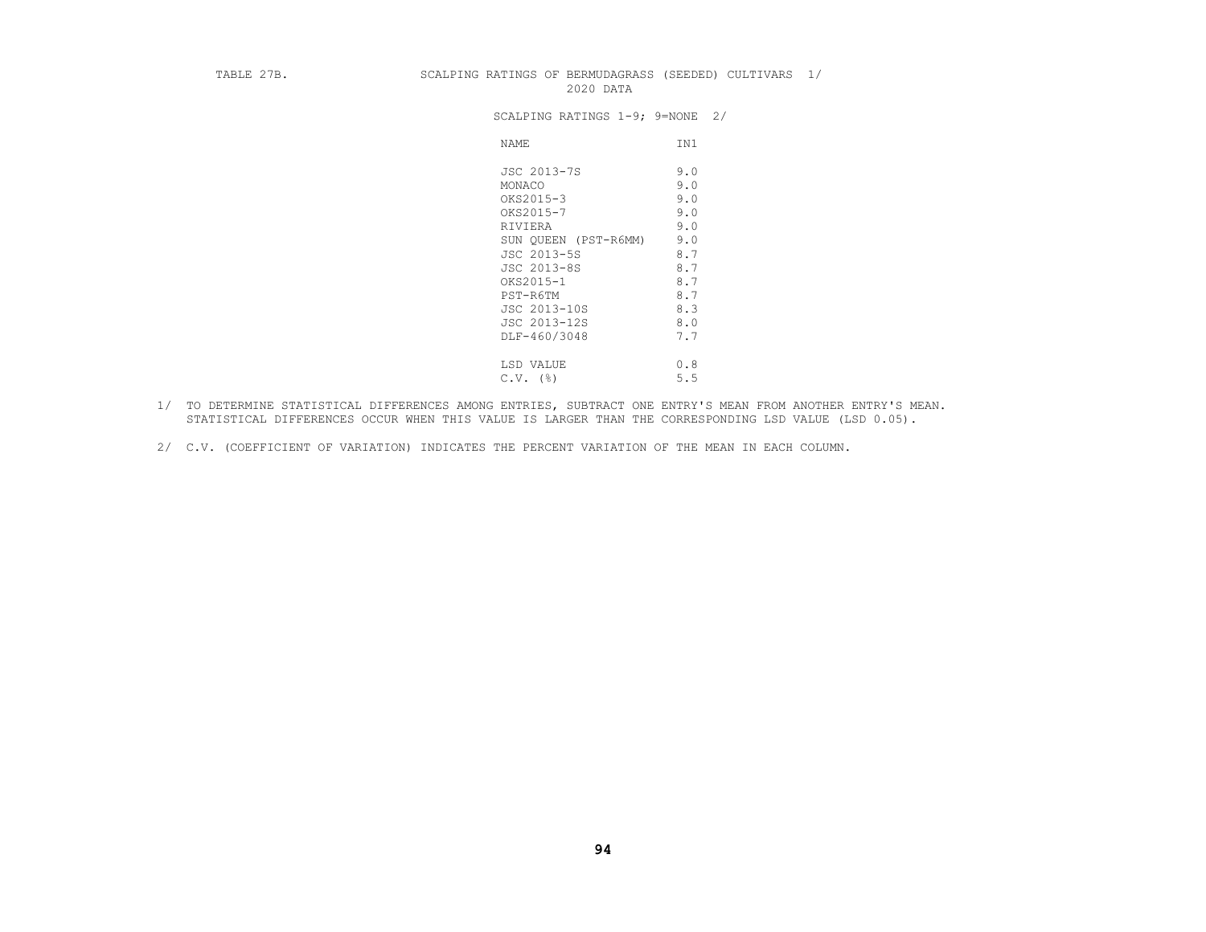TABLE 27B. SCALPING RATINGS OF BERMUDAGRASS (SEEDED) CULTIVARS 1/
2020 DATA

SCALPING RATINGS 1-9; 9=NONE 2/

| NAME | IN1 |
|---|---|
| JSC 2013-7S | 9.0 |
| MONACO | 9.0 |
| OKS2015-3 | 9.0 |
| OKS2015-7 | 9.0 |
| RIVIERA | 9.0 |
| SUN QUEEN (PST-R6MM) | 9.0 |
| JSC 2013-5S | 8.7 |
| JSC 2013-8S | 8.7 |
| OKS2015-1 | 8.7 |
| PST-R6TM | 8.7 |
| JSC 2013-10S | 8.3 |
| JSC 2013-12S | 8.0 |
| DLF-460/3048 | 7.7 |
| | |
| LSD VALUE | 0.8 |
| C.V. (%) | 5.5 |

1/ TO DETERMINE STATISTICAL DIFFERENCES AMONG ENTRIES, SUBTRACT ONE ENTRY'S MEAN FROM ANOTHER ENTRY'S MEAN. STATISTICAL DIFFERENCES OCCUR WHEN THIS VALUE IS LARGER THAN THE CORRESPONDING LSD VALUE (LSD 0.05).

2/ C.V. (COEFFICIENT OF VARIATION) INDICATES THE PERCENT VARIATION OF THE MEAN IN EACH COLUMN.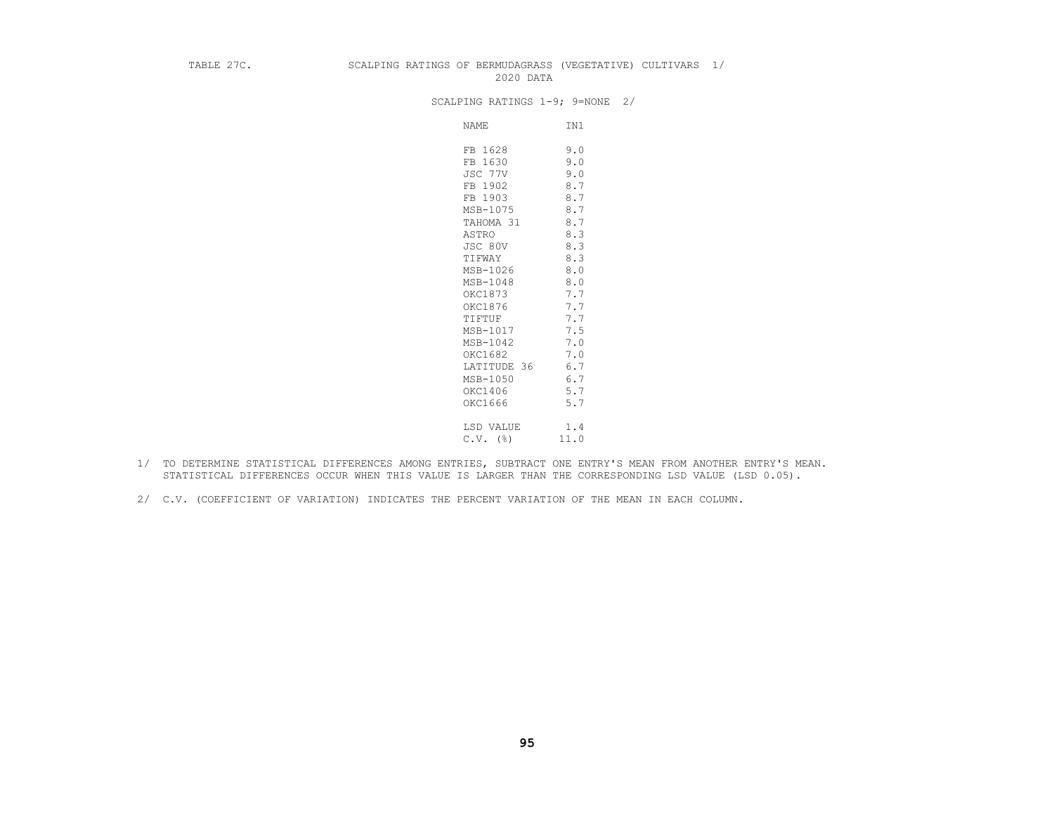TABLE 27C. SCALPING RATINGS OF BERMUDAGRASS (VEGETATIVE) CULTIVARS 1/
2020 DATA

SCALPING RATINGS 1-9; 9=NONE 2/

| NAME | IN1 |
|---|---|
| FB 1628 | 9.0 |
| FB 1630 | 9.0 |
| JSC 77V | 9.0 |
| FB 1902 | 8.7 |
| FB 1903 | 8.7 |
| MSB-1075 | 8.7 |
| TAHOMA 31 | 8.7 |
| ASTRO | 8.3 |
| JSC 80V | 8.3 |
| TIFWAY | 8.3 |
| MSB-1026 | 8.0 |
| MSB-1048 | 8.0 |
| OKC1873 | 7.7 |
| OKC1876 | 7.7 |
| TIFTUF | 7.7 |
| MSB-1017 | 7.5 |
| MSB-1042 | 7.0 |
| OKC1682 | 7.0 |
| LATITUDE 36 | 6.7 |
| MSB-1050 | 6.7 |
| OKC1406 | 5.7 |
| OKC1666 | 5.7 |
| LSD VALUE | 1.4 |
| C.V. (%) | 11.0 |

1/ TO DETERMINE STATISTICAL DIFFERENCES AMONG ENTRIES, SUBTRACT ONE ENTRY'S MEAN FROM ANOTHER ENTRY'S MEAN. STATISTICAL DIFFERENCES OCCUR WHEN THIS VALUE IS LARGER THAN THE CORRESPONDING LSD VALUE (LSD 0.05).

2/ C.V. (COEFFICIENT OF VARIATION) INDICATES THE PERCENT VARIATION OF THE MEAN IN EACH COLUMN.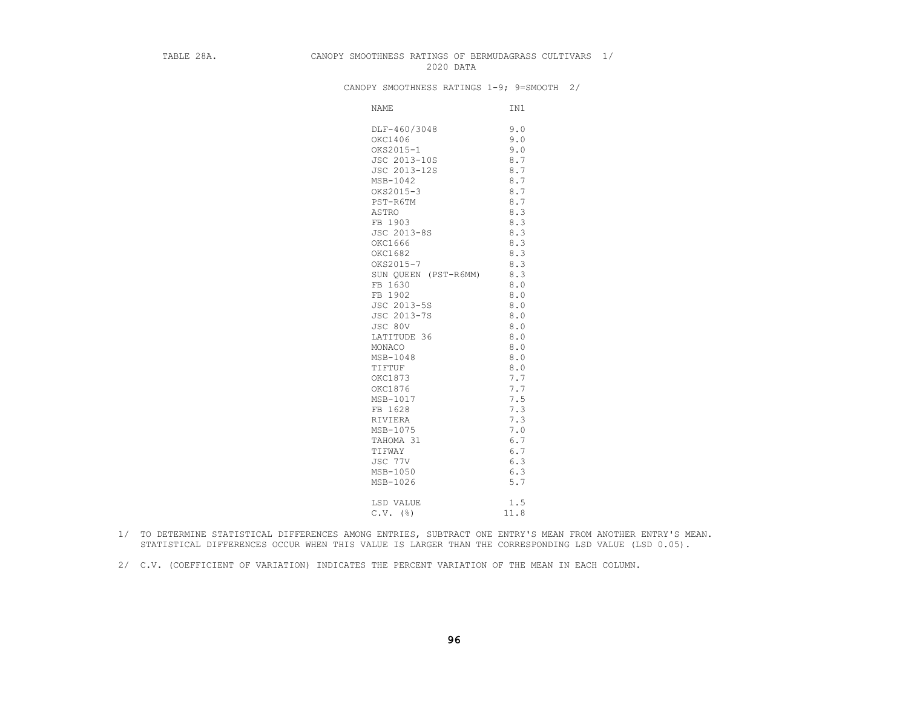TABLE 28A. CANOPY SMOOTHNESS RATINGS OF BERMUDAGRASS CULTIVARS 1/
2020 DATA

CANOPY SMOOTHNESS RATINGS 1-9; 9=SMOOTH 2/

| NAME | IN1 |
|---|---|
| DLF-460/3048 | 9.0 |
| OKC1406 | 9.0 |
| OKS2015-1 | 9.0 |
| JSC 2013-10S | 8.7 |
| JSC 2013-12S | 8.7 |
| MSB-1042 | 8.7 |
| OKS2015-3 | 8.7 |
| PST-R6TM | 8.7 |
| ASTRO | 8.3 |
| FB 1903 | 8.3 |
| JSC 2013-8S | 8.3 |
| OKC1666 | 8.3 |
| OKC1682 | 8.3 |
| OKS2015-7 | 8.3 |
| SUN QUEEN (PST-R6MM) | 8.3 |
| FB 1630 | 8.0 |
| FB 1902 | 8.0 |
| JSC 2013-5S | 8.0 |
| JSC 2013-7S | 8.0 |
| JSC 80V | 8.0 |
| LATITUDE 36 | 8.0 |
| MONACO | 8.0 |
| MSB-1048 | 8.0 |
| TIFTUF | 8.0 |
| OKC1873 | 7.7 |
| OKC1876 | 7.7 |
| MSB-1017 | 7.5 |
| FB 1628 | 7.3 |
| RIVIERA | 7.3 |
| MSB-1075 | 7.0 |
| TAHOMA 31 | 6.7 |
| TIFWAY | 6.7 |
| JSC 77V | 6.3 |
| MSB-1050 | 6.3 |
| MSB-1026 | 5.7 |
| LSD VALUE | 1.5 |
| C.V. (%) | 11.8 |

1/ TO DETERMINE STATISTICAL DIFFERENCES AMONG ENTRIES, SUBTRACT ONE ENTRY'S MEAN FROM ANOTHER ENTRY'S MEAN. STATISTICAL DIFFERENCES OCCUR WHEN THIS VALUE IS LARGER THAN THE CORRESPONDING LSD VALUE (LSD 0.05).

2/ C.V. (COEFFICIENT OF VARIATION) INDICATES THE PERCENT VARIATION OF THE MEAN IN EACH COLUMN.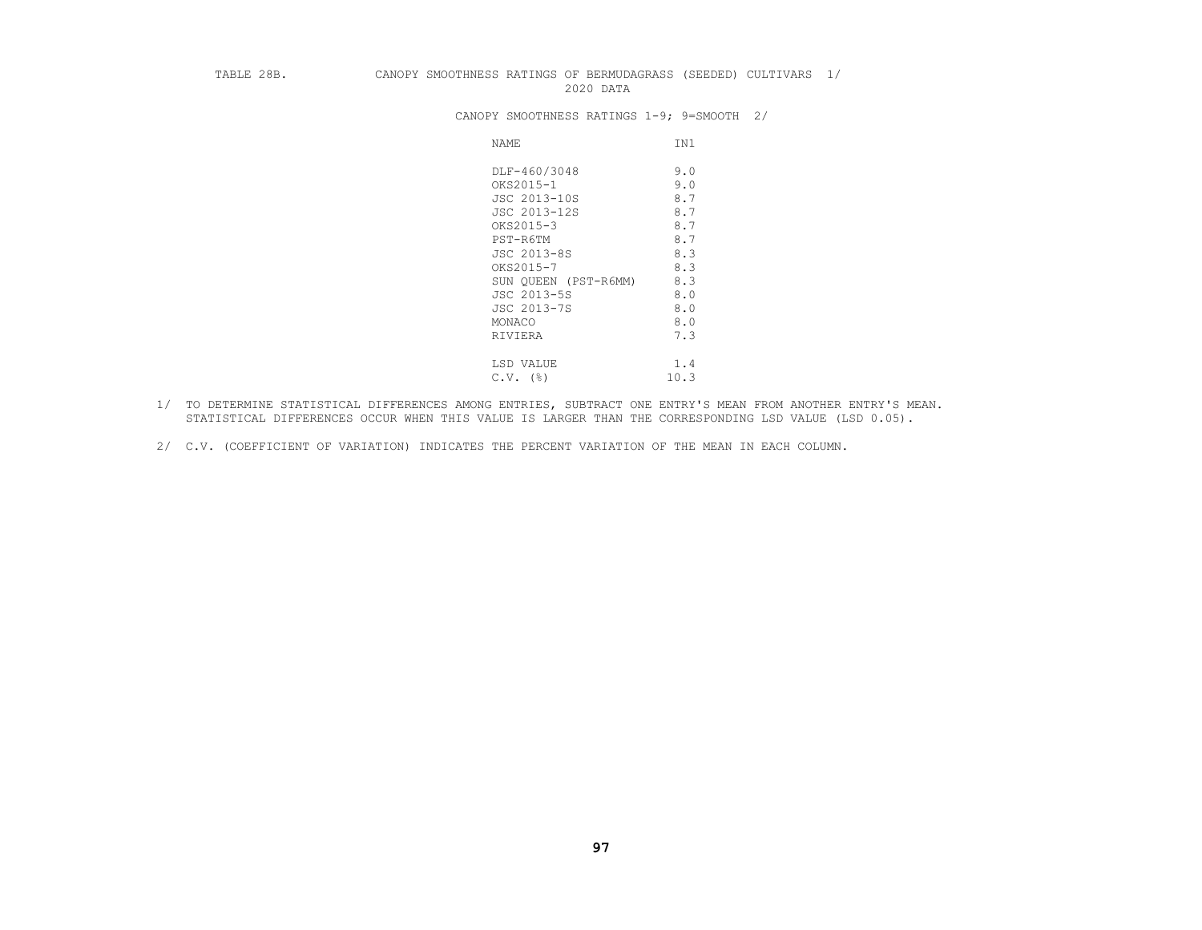TABLE 28B. CANOPY SMOOTHNESS RATINGS OF BERMUDAGRASS (SEEDED) CULTIVARS 1/
2020 DATA

CANOPY SMOOTHNESS RATINGS 1-9; 9=SMOOTH 2/

| NAME | IN1 |
|---|---|
| DLF-460/3048 | 9.0 |
| OKS2015-1 | 9.0 |
| JSC 2013-10S | 8.7 |
| JSC 2013-12S | 8.7 |
| OKS2015-3 | 8.7 |
| PST-R6TM | 8.7 |
| JSC 2013-8S | 8.3 |
| OKS2015-7 | 8.3 |
| SUN QUEEN (PST-R6MM) | 8.3 |
| JSC 2013-5S | 8.0 |
| JSC 2013-7S | 8.0 |
| MONACO | 8.0 |
| RIVIERA | 7.3 |
| LSD VALUE | 1.4 |
| C.V. (%) | 10.3 |

1/ TO DETERMINE STATISTICAL DIFFERENCES AMONG ENTRIES, SUBTRACT ONE ENTRY'S MEAN FROM ANOTHER ENTRY'S MEAN. STATISTICAL DIFFERENCES OCCUR WHEN THIS VALUE IS LARGER THAN THE CORRESPONDING LSD VALUE (LSD 0.05).

2/ C.V. (COEFFICIENT OF VARIATION) INDICATES THE PERCENT VARIATION OF THE MEAN IN EACH COLUMN.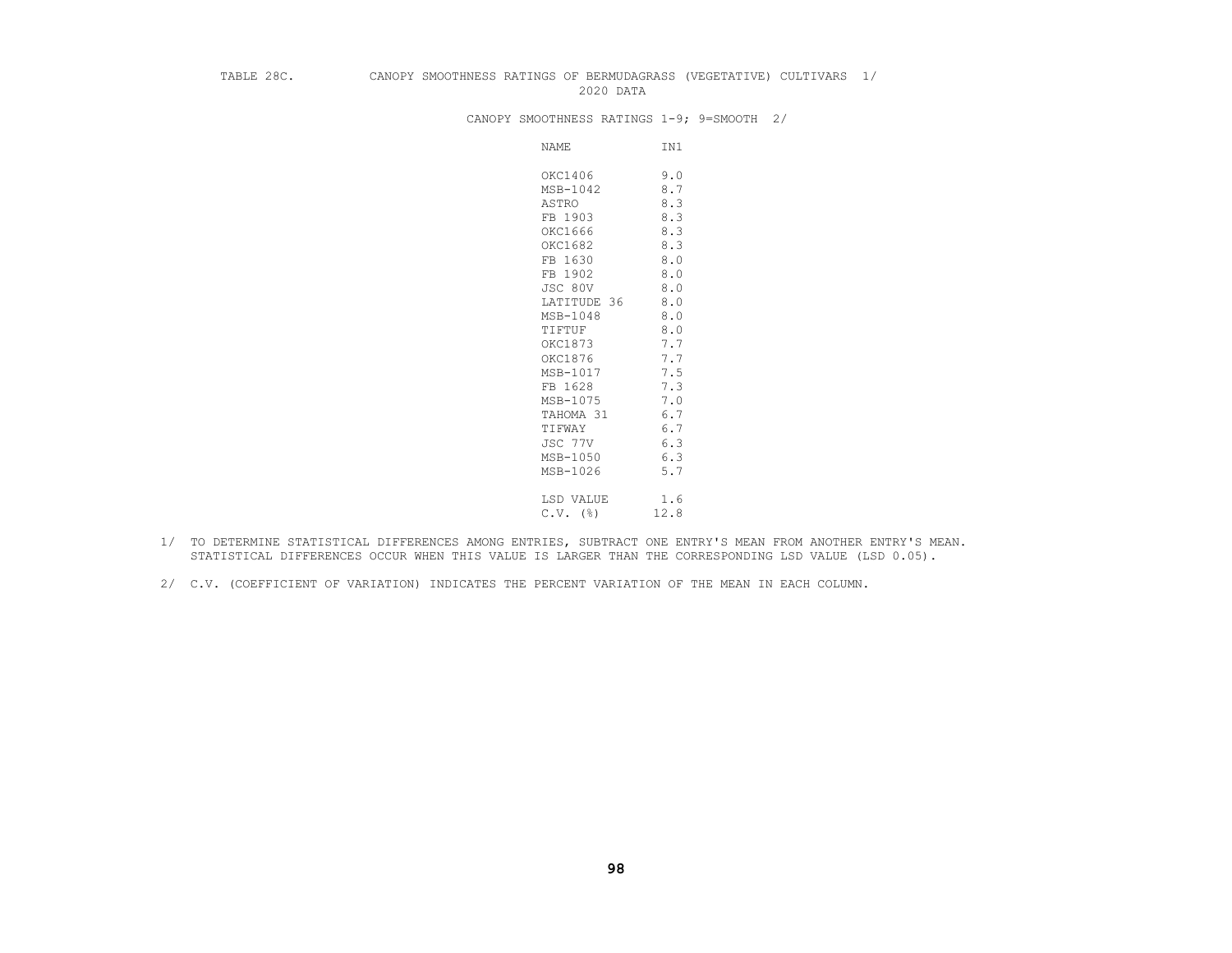TABLE 28C. CANOPY SMOOTHNESS RATINGS OF BERMUDAGRASS (VEGETATIVE) CULTIVARS 1/
2020 DATA

CANOPY SMOOTHNESS RATINGS 1-9; 9=SMOOTH 2/

| NAME | IN1 |
|---|---|
| OKC1406 | 9.0 |
| MSB-1042 | 8.7 |
| ASTRO | 8.3 |
| FB 1903 | 8.3 |
| OKC1666 | 8.3 |
| OKC1682 | 8.3 |
| FB 1630 | 8.0 |
| FB 1902 | 8.0 |
| JSC 80V | 8.0 |
| LATITUDE 36 | 8.0 |
| MSB-1048 | 8.0 |
| TIFTUF | 8.0 |
| OKC1873 | 7.7 |
| OKC1876 | 7.7 |
| MSB-1017 | 7.5 |
| FB 1628 | 7.3 |
| MSB-1075 | 7.0 |
| TAHOMA 31 | 6.7 |
| TIFWAY | 6.7 |
| JSC 77V | 6.3 |
| MSB-1050 | 6.3 |
| MSB-1026 | 5.7 |
| | |
| LSD VALUE | 1.6 |
| C.V. (%) | 12.8 |

1/ TO DETERMINE STATISTICAL DIFFERENCES AMONG ENTRIES, SUBTRACT ONE ENTRY'S MEAN FROM ANOTHER ENTRY'S MEAN. STATISTICAL DIFFERENCES OCCUR WHEN THIS VALUE IS LARGER THAN THE CORRESPONDING LSD VALUE (LSD 0.05).

2/ C.V. (COEFFICIENT OF VARIATION) INDICATES THE PERCENT VARIATION OF THE MEAN IN EACH COLUMN.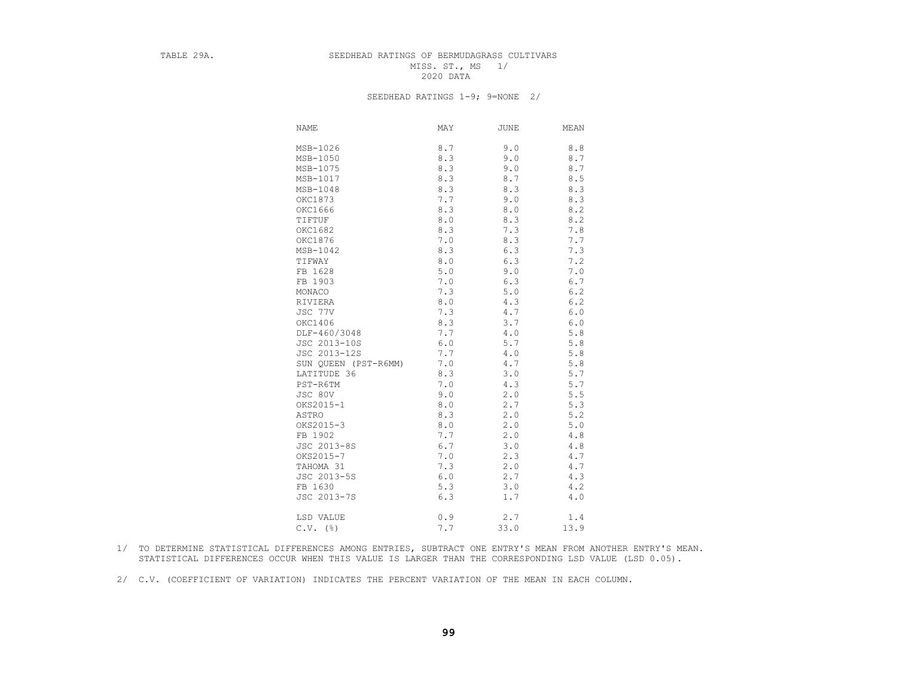TABLE 29A.

# SEEDHEAD RATINGS OF BERMUDAGRASS CULTIVARS
MISS. ST., MS 1/
2020 DATA

SEEDHEAD RATINGS 1-9; 9=NONE 2/

| NAME | MAY | JUNE | MEAN |
|---|---|---|---|
| MSB-1026 | 8.7 | 9.0 | 8.8 |
| MSB-1050 | 8.3 | 9.0 | 8.7 |
| MSB-1075 | 8.3 | 9.0 | 8.7 |
| MSB-1017 | 8.3 | 8.7 | 8.5 |
| MSB-1048 | 8.3 | 8.3 | 8.3 |
| OKC1873 | 7.7 | 9.0 | 8.3 |
| OKC1666 | 8.3 | 8.0 | 8.2 |
| TIFTUF | 8.0 | 8.3 | 8.2 |
| OKC1682 | 8.3 | 7.3 | 7.8 |
| OKC1876 | 7.0 | 8.3 | 7.7 |
| MSB-1042 | 8.3 | 6.3 | 7.3 |
| TIFWAY | 8.0 | 6.3 | 7.2 |
| FB 1628 | 5.0 | 9.0 | 7.0 |
| FB 1903 | 7.0 | 6.3 | 6.7 |
| MONACO | 7.3 | 5.0 | 6.2 |
| RIVIERA | 8.0 | 4.3 | 6.2 |
| JSC 77V | 7.3 | 4.7 | 6.0 |
| OKC1406 | 8.3 | 3.7 | 6.0 |
| DLF-460/3048 | 7.7 | 4.0 | 5.8 |
| JSC 2013-10S | 6.0 | 5.7 | 5.8 |
| JSC 2013-12S | 7.7 | 4.0 | 5.8 |
| SUN QUEEN (PST-R6MM) | 7.0 | 4.7 | 5.8 |
| LATITUDE 36 | 8.3 | 3.0 | 5.7 |
| PST-R6TM | 7.0 | 4.3 | 5.7 |
| JSC 80V | 9.0 | 2.0 | 5.5 |
| OKS2015-1 | 8.0 | 2.7 | 5.3 |
| ASTRO | 8.3 | 2.0 | 5.2 |
| OKS2015-3 | 8.0 | 2.0 | 5.0 |
| FB 1902 | 7.7 | 2.0 | 4.8 |
| JSC 2013-8S | 6.7 | 3.0 | 4.8 |
| OKS2015-7 | 7.0 | 2.3 | 4.7 |
| TAHOMA 31 | 7.3 | 2.0 | 4.7 |
| JSC 2013-5S | 6.0 | 2.7 | 4.3 |
| FB 1630 | 5.3 | 3.0 | 4.2 |
| JSC 2013-7S | 6.3 | 1.7 | 4.0 |
| LSD VALUE | 0.9 | 2.7 | 1.4 |
| C.V. (%) | 7.7 | 33.0 | 13.9 |

1/ TO DETERMINE STATISTICAL DIFFERENCES AMONG ENTRIES, SUBTRACT ONE ENTRY'S MEAN FROM ANOTHER ENTRY'S MEAN. STATISTICAL DIFFERENCES OCCUR WHEN THIS VALUE IS LARGER THAN THE CORRESPONDING LSD VALUE (LSD 0.05).

2/ C.V. (COEFFICIENT OF VARIATION) INDICATES THE PERCENT VARIATION OF THE MEAN IN EACH COLUMN.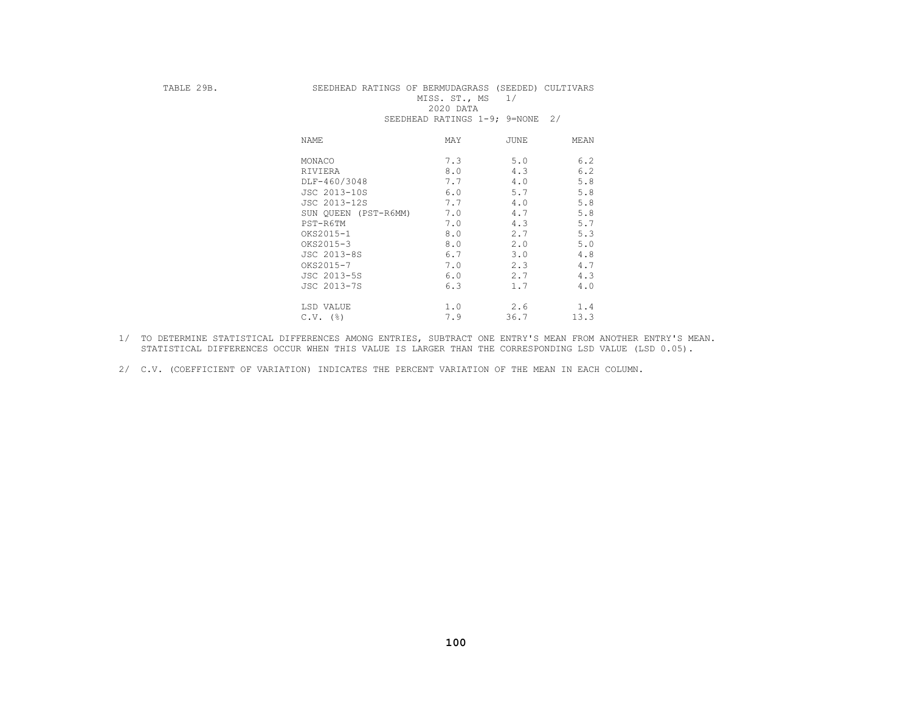TABLE 29B. SEEDHEAD RATINGS OF BERMUDAGRASS (SEEDED) CULTIVARS

MISS. ST., MS 1/

2020 DATA

SEEDHEAD RATINGS 1-9; 9=NONE 2/

| NAME | MAY | JUNE | MEAN |
|---|---|---|---|
| MONACO | 7.3 | 5.0 | 6.2 |
| RIVIERA | 8.0 | 4.3 | 6.2 |
| DLF-460/3048 | 7.7 | 4.0 | 5.8 |
| JSC 2013-10S | 6.0 | 5.7 | 5.8 |
| JSC 2013-12S | 7.7 | 4.0 | 5.8 |
| SUN QUEEN (PST-R6MM) | 7.0 | 4.7 | 5.8 |
| PST-R6TM | 7.0 | 4.3 | 5.7 |
| OKS2015-1 | 8.0 | 2.7 | 5.3 |
| OKS2015-3 | 8.0 | 2.0 | 5.0 |
| JSC 2013-8S | 6.7 | 3.0 | 4.8 |
| OKS2015-7 | 7.0 | 2.3 | 4.7 |
| JSC 2013-5S | 6.0 | 2.7 | 4.3 |
| JSC 2013-7S | 6.3 | 1.7 | 4.0 |
| LSD VALUE | 1.0 | 2.6 | 1.4 |
| C.V. (%) | 7.9 | 36.7 | 13.3 |

1/ TO DETERMINE STATISTICAL DIFFERENCES AMONG ENTRIES, SUBTRACT ONE ENTRY'S MEAN FROM ANOTHER ENTRY'S MEAN. STATISTICAL DIFFERENCES OCCUR WHEN THIS VALUE IS LARGER THAN THE CORRESPONDING LSD VALUE (LSD 0.05).

2/ C.V. (COEFFICIENT OF VARIATION) INDICATES THE PERCENT VARIATION OF THE MEAN IN EACH COLUMN.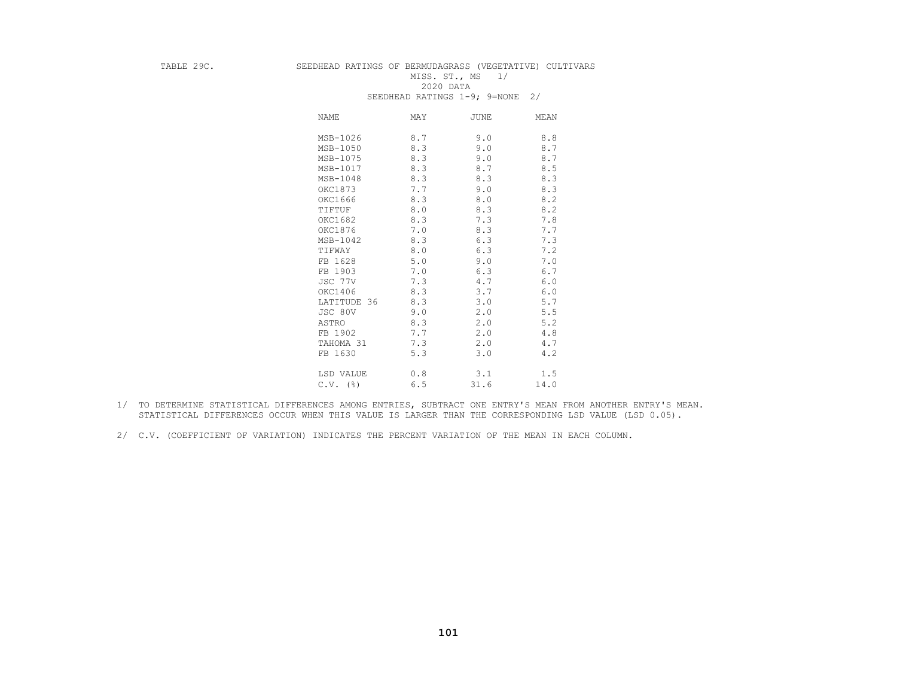TABLE 29C. SEEDHEAD RATINGS OF BERMUDAGRASS (VEGETATIVE) CULTIVARS

MISS. ST., MS 1/

2020 DATA

SEEDHEAD RATINGS 1-9; 9=NONE 2/

| NAME | MAY | JUNE | MEAN |
|---|---|---|---|
| MSB-1026 | 8.7 | 9.0 | 8.8 |
| MSB-1050 | 8.3 | 9.0 | 8.7 |
| MSB-1075 | 8.3 | 9.0 | 8.7 |
| MSB-1017 | 8.3 | 8.7 | 8.5 |
| MSB-1048 | 8.3 | 8.3 | 8.3 |
| OKC1873 | 7.7 | 9.0 | 8.3 |
| OKC1666 | 8.3 | 8.0 | 8.2 |
| TIFTUF | 8.0 | 8.3 | 8.2 |
| OKC1682 | 8.3 | 7.3 | 7.8 |
| OKC1876 | 7.0 | 8.3 | 7.7 |
| MSB-1042 | 8.3 | 6.3 | 7.3 |
| TIFWAY | 8.0 | 6.3 | 7.2 |
| FB 1628 | 5.0 | 9.0 | 7.0 |
| FB 1903 | 7.0 | 6.3 | 6.7 |
| JSC 77V | 7.3 | 4.7 | 6.0 |
| OKC1406 | 8.3 | 3.7 | 6.0 |
| LATITUDE 36 | 8.3 | 3.0 | 5.7 |
| JSC 80V | 9.0 | 2.0 | 5.5 |
| ASTRO | 8.3 | 2.0 | 5.2 |
| FB 1902 | 7.7 | 2.0 | 4.8 |
| TAHOMA 31 | 7.3 | 2.0 | 4.7 |
| FB 1630 | 5.3 | 3.0 | 4.2 |
| LSD VALUE | 0.8 | 3.1 | 1.5 |
| C.V. (%) | 6.5 | 31.6 | 14.0 |

1/ TO DETERMINE STATISTICAL DIFFERENCES AMONG ENTRIES, SUBTRACT ONE ENTRY'S MEAN FROM ANOTHER ENTRY'S MEAN. STATISTICAL DIFFERENCES OCCUR WHEN THIS VALUE IS LARGER THAN THE CORRESPONDING LSD VALUE (LSD 0.05).

2/ C.V. (COEFFICIENT OF VARIATION) INDICATES THE PERCENT VARIATION OF THE MEAN IN EACH COLUMN.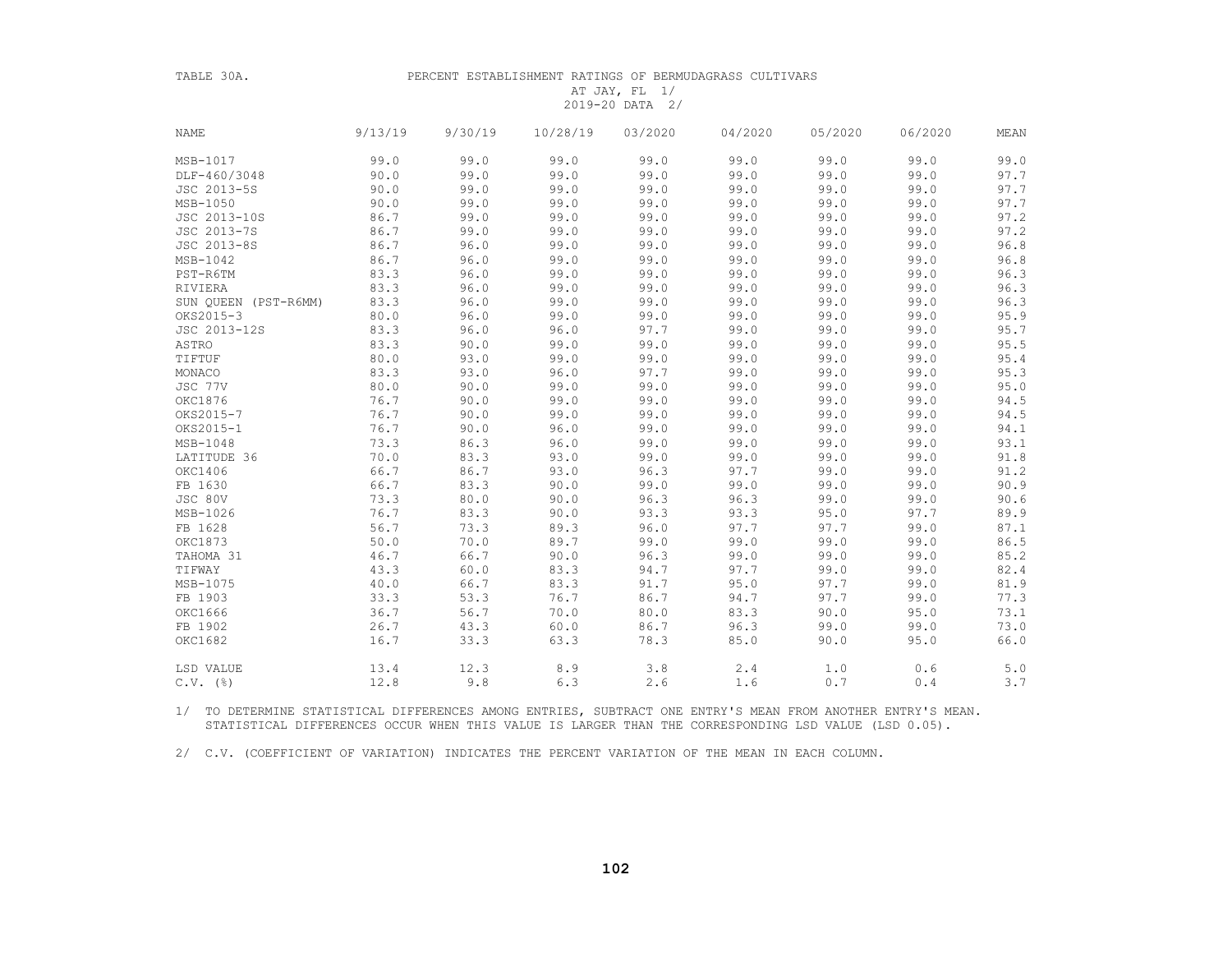TABLE 30A. PERCENT ESTABLISHMENT RATINGS OF BERMUDAGRASS CULTIVARS AT JAY, FL 1/ 2019-20 DATA 2/

| NAME | 9/13/19 | 9/30/19 | 10/28/19 | 03/2020 | 04/2020 | 05/2020 | 06/2020 | MEAN |
|---|---|---|---|---|---|---|---|---|
| MSB-1017 | 99.0 | 99.0 | 99.0 | 99.0 | 99.0 | 99.0 | 99.0 | 99.0 |
| DLF-460/3048 | 90.0 | 99.0 | 99.0 | 99.0 | 99.0 | 99.0 | 99.0 | 97.7 |
| JSC 2013-5S | 90.0 | 99.0 | 99.0 | 99.0 | 99.0 | 99.0 | 99.0 | 97.7 |
| MSB-1050 | 90.0 | 99.0 | 99.0 | 99.0 | 99.0 | 99.0 | 99.0 | 97.7 |
| JSC 2013-10S | 86.7 | 99.0 | 99.0 | 99.0 | 99.0 | 99.0 | 99.0 | 97.2 |
| JSC 2013-7S | 86.7 | 99.0 | 99.0 | 99.0 | 99.0 | 99.0 | 99.0 | 97.2 |
| JSC 2013-8S | 86.7 | 96.0 | 99.0 | 99.0 | 99.0 | 99.0 | 99.0 | 96.8 |
| MSB-1042 | 86.7 | 96.0 | 99.0 | 99.0 | 99.0 | 99.0 | 99.0 | 96.8 |
| PST-R6TM | 83.3 | 96.0 | 99.0 | 99.0 | 99.0 | 99.0 | 99.0 | 96.3 |
| RIVIERA | 83.3 | 96.0 | 99.0 | 99.0 | 99.0 | 99.0 | 99.0 | 96.3 |
| SUN QUEEN (PST-R6MM) | 83.3 | 96.0 | 99.0 | 99.0 | 99.0 | 99.0 | 99.0 | 96.3 |
| OKS2015-3 | 80.0 | 96.0 | 99.0 | 99.0 | 99.0 | 99.0 | 99.0 | 95.9 |
| JSC 2013-12S | 83.3 | 96.0 | 96.0 | 97.7 | 99.0 | 99.0 | 99.0 | 95.7 |
| ASTRO | 83.3 | 90.0 | 99.0 | 99.0 | 99.0 | 99.0 | 99.0 | 95.5 |
| TIFTUF | 80.0 | 93.0 | 99.0 | 99.0 | 99.0 | 99.0 | 99.0 | 95.4 |
| MONACO | 83.3 | 93.0 | 96.0 | 97.7 | 99.0 | 99.0 | 99.0 | 95.3 |
| JSC 77V | 80.0 | 90.0 | 99.0 | 99.0 | 99.0 | 99.0 | 99.0 | 95.0 |
| OKC1876 | 76.7 | 90.0 | 99.0 | 99.0 | 99.0 | 99.0 | 99.0 | 94.5 |
| OKS2015-7 | 76.7 | 90.0 | 99.0 | 99.0 | 99.0 | 99.0 | 99.0 | 94.5 |
| OKS2015-1 | 76.7 | 90.0 | 96.0 | 99.0 | 99.0 | 99.0 | 99.0 | 94.1 |
| MSB-1048 | 73.3 | 86.3 | 96.0 | 99.0 | 99.0 | 99.0 | 99.0 | 93.1 |
| LATITUDE 36 | 70.0 | 83.3 | 93.0 | 99.0 | 99.0 | 99.0 | 99.0 | 91.8 |
| OKC1406 | 66.7 | 86.7 | 93.0 | 96.3 | 97.7 | 99.0 | 99.0 | 91.2 |
| FB 1630 | 66.7 | 83.3 | 90.0 | 99.0 | 99.0 | 99.0 | 99.0 | 90.9 |
| JSC 80V | 73.3 | 80.0 | 90.0 | 96.3 | 96.3 | 99.0 | 99.0 | 90.6 |
| MSB-1026 | 76.7 | 83.3 | 90.0 | 93.3 | 93.3 | 95.0 | 97.7 | 89.9 |
| FB 1628 | 56.7 | 73.3 | 89.3 | 96.0 | 97.7 | 97.7 | 99.0 | 87.1 |
| OKC1873 | 50.0 | 70.0 | 89.7 | 99.0 | 99.0 | 99.0 | 99.0 | 86.5 |
| TAHOMA 31 | 46.7 | 66.7 | 90.0 | 96.3 | 99.0 | 99.0 | 99.0 | 85.2 |
| TIFWAY | 43.3 | 60.0 | 83.3 | 94.7 | 97.7 | 99.0 | 99.0 | 82.4 |
| MSB-1075 | 40.0 | 66.7 | 83.3 | 91.7 | 95.0 | 97.7 | 99.0 | 81.9 |
| FB 1903 | 33.3 | 53.3 | 76.7 | 86.7 | 94.7 | 97.7 | 99.0 | 77.3 |
| OKC1666 | 36.7 | 56.7 | 70.0 | 80.0 | 83.3 | 90.0 | 95.0 | 73.1 |
| FB 1902 | 26.7 | 43.3 | 60.0 | 86.7 | 96.3 | 99.0 | 99.0 | 73.0 |
| OKC1682 | 16.7 | 33.3 | 63.3 | 78.3 | 85.0 | 90.0 | 95.0 | 66.0 |
| LSD VALUE | 13.4 | 12.3 | 8.9 | 3.8 | 2.4 | 1.0 | 0.6 | 5.0 |
| C.V. (%) | 12.8 | 9.8 | 6.3 | 2.6 | 1.6 | 0.7 | 0.4 | 3.7 |

1/ TO DETERMINE STATISTICAL DIFFERENCES AMONG ENTRIES, SUBTRACT ONE ENTRY'S MEAN FROM ANOTHER ENTRY'S MEAN. STATISTICAL DIFFERENCES OCCUR WHEN THIS VALUE IS LARGER THAN THE CORRESPONDING LSD VALUE (LSD 0.05).

2/ C.V. (COEFFICIENT OF VARIATION) INDICATES THE PERCENT VARIATION OF THE MEAN IN EACH COLUMN.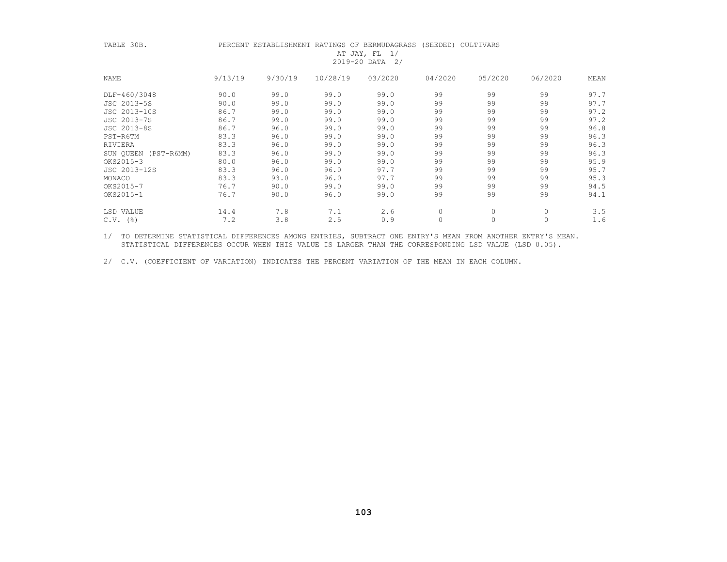TABLE 30B. PERCENT ESTABLISHMENT RATINGS OF BERMUDAGRASS (SEEDED) CULTIVARS AT JAY, FL 1/ 2019-20 DATA 2/

| NAME | 9/13/19 | 9/30/19 | 10/28/19 | 03/2020 | 04/2020 | 05/2020 | 06/2020 | MEAN |
|---|---|---|---|---|---|---|---|---|
| DLF-460/3048 | 90.0 | 99.0 | 99.0 | 99.0 | 99 | 99 | 99 | 97.7 |
| JSC 2013-5S | 90.0 | 99.0 | 99.0 | 99.0 | 99 | 99 | 99 | 97.7 |
| JSC 2013-10S | 86.7 | 99.0 | 99.0 | 99.0 | 99 | 99 | 99 | 97.2 |
| JSC 2013-7S | 86.7 | 99.0 | 99.0 | 99.0 | 99 | 99 | 99 | 97.2 |
| JSC 2013-8S | 86.7 | 96.0 | 99.0 | 99.0 | 99 | 99 | 99 | 96.8 |
| PST-R6TM | 83.3 | 96.0 | 99.0 | 99.0 | 99 | 99 | 99 | 96.3 |
| RIVIERA | 83.3 | 96.0 | 99.0 | 99.0 | 99 | 99 | 99 | 96.3 |
| SUN QUEEN (PST-R6MM) | 83.3 | 96.0 | 99.0 | 99.0 | 99 | 99 | 99 | 96.3 |
| OKS2015-3 | 80.0 | 96.0 | 99.0 | 99.0 | 99 | 99 | 99 | 95.9 |
| JSC 2013-12S | 83.3 | 96.0 | 96.0 | 97.7 | 99 | 99 | 99 | 95.7 |
| MONACO | 83.3 | 93.0 | 96.0 | 97.7 | 99 | 99 | 99 | 95.3 |
| OKS2015-7 | 76.7 | 90.0 | 99.0 | 99.0 | 99 | 99 | 99 | 94.5 |
| OKS2015-1 | 76.7 | 90.0 | 96.0 | 99.0 | 99 | 99 | 99 | 94.1 |
| LSD VALUE | 14.4 | 7.8 | 7.1 | 2.6 | 0 | 0 | 0 | 3.5 |
| C.V. (%) | 7.2 | 3.8 | 2.5 | 0.9 | 0 | 0 | 0 | 1.6 |

1/ TO DETERMINE STATISTICAL DIFFERENCES AMONG ENTRIES, SUBTRACT ONE ENTRY'S MEAN FROM ANOTHER ENTRY'S MEAN. STATISTICAL DIFFERENCES OCCUR WHEN THIS VALUE IS LARGER THAN THE CORRESPONDING LSD VALUE (LSD 0.05).

2/ C.V. (COEFFICIENT OF VARIATION) INDICATES THE PERCENT VARIATION OF THE MEAN IN EACH COLUMN.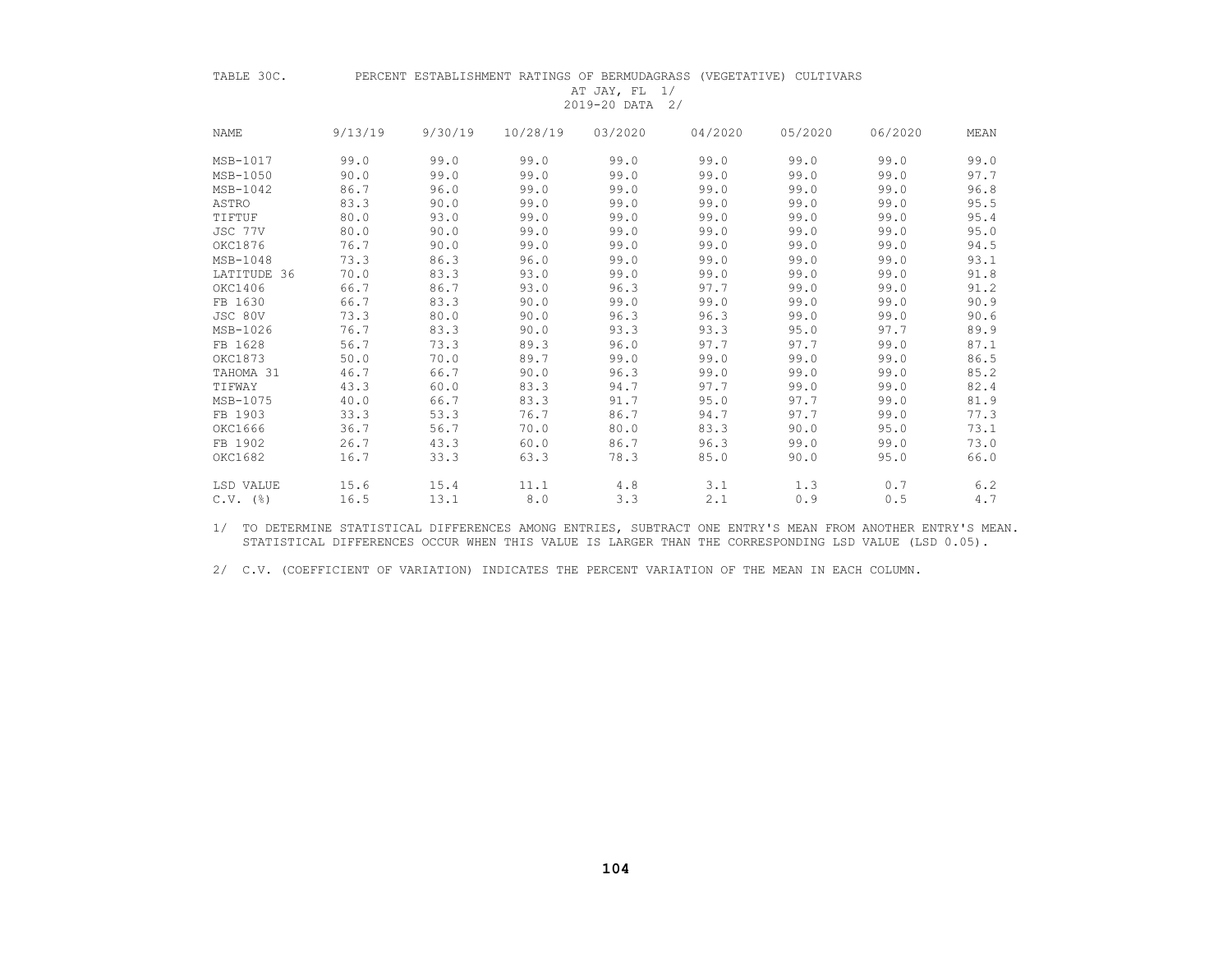TABLE 30C. PERCENT ESTABLISHMENT RATINGS OF BERMUDAGRASS (VEGETATIVE) CULTIVARS AT JAY, FL 1/ 2019-20 DATA 2/

| NAME | 9/13/19 | 9/30/19 | 10/28/19 | 03/2020 | 04/2020 | 05/2020 | 06/2020 | MEAN |
|---|---|---|---|---|---|---|---|---|
| MSB-1017 | 99.0 | 99.0 | 99.0 | 99.0 | 99.0 | 99.0 | 99.0 | 99.0 |
| MSB-1050 | 90.0 | 99.0 | 99.0 | 99.0 | 99.0 | 99.0 | 99.0 | 97.7 |
| MSB-1042 | 86.7 | 96.0 | 99.0 | 99.0 | 99.0 | 99.0 | 99.0 | 96.8 |
| ASTRO | 83.3 | 90.0 | 99.0 | 99.0 | 99.0 | 99.0 | 99.0 | 95.5 |
| TIFTUF | 80.0 | 93.0 | 99.0 | 99.0 | 99.0 | 99.0 | 99.0 | 95.4 |
| JSC 77V | 80.0 | 90.0 | 99.0 | 99.0 | 99.0 | 99.0 | 99.0 | 95.0 |
| OKC1876 | 76.7 | 90.0 | 99.0 | 99.0 | 99.0 | 99.0 | 99.0 | 94.5 |
| MSB-1048 | 73.3 | 86.3 | 96.0 | 99.0 | 99.0 | 99.0 | 99.0 | 93.1 |
| LATITUDE 36 | 70.0 | 83.3 | 93.0 | 99.0 | 99.0 | 99.0 | 99.0 | 91.8 |
| OKC1406 | 66.7 | 86.7 | 93.0 | 96.3 | 97.7 | 99.0 | 99.0 | 91.2 |
| FB 1630 | 66.7 | 83.3 | 90.0 | 99.0 | 99.0 | 99.0 | 99.0 | 90.9 |
| JSC 80V | 73.3 | 80.0 | 90.0 | 96.3 | 96.3 | 99.0 | 99.0 | 90.6 |
| MSB-1026 | 76.7 | 83.3 | 90.0 | 93.3 | 93.3 | 95.0 | 97.7 | 89.9 |
| FB 1628 | 56.7 | 73.3 | 89.3 | 96.0 | 97.7 | 97.7 | 99.0 | 87.1 |
| OKC1873 | 50.0 | 70.0 | 89.7 | 99.0 | 99.0 | 99.0 | 99.0 | 86.5 |
| TAHOMA 31 | 46.7 | 66.7 | 90.0 | 96.3 | 99.0 | 99.0 | 99.0 | 85.2 |
| TIFWAY | 43.3 | 60.0 | 83.3 | 94.7 | 97.7 | 99.0 | 99.0 | 82.4 |
| MSB-1075 | 40.0 | 66.7 | 83.3 | 91.7 | 95.0 | 97.7 | 99.0 | 81.9 |
| FB 1903 | 33.3 | 53.3 | 76.7 | 86.7 | 94.7 | 97.7 | 99.0 | 77.3 |
| OKC1666 | 36.7 | 56.7 | 70.0 | 80.0 | 83.3 | 90.0 | 95.0 | 73.1 |
| FB 1902 | 26.7 | 43.3 | 60.0 | 86.7 | 96.3 | 99.0 | 99.0 | 73.0 |
| OKC1682 | 16.7 | 33.3 | 63.3 | 78.3 | 85.0 | 90.0 | 95.0 | 66.0 |
| LSD VALUE | 15.6 | 15.4 | 11.1 | 4.8 | 3.1 | 1.3 | 0.7 | 6.2 |
| C.V. (%) | 16.5 | 13.1 | 8.0 | 3.3 | 2.1 | 0.9 | 0.5 | 4.7 |

1/ TO DETERMINE STATISTICAL DIFFERENCES AMONG ENTRIES, SUBTRACT ONE ENTRY'S MEAN FROM ANOTHER ENTRY'S MEAN. STATISTICAL DIFFERENCES OCCUR WHEN THIS VALUE IS LARGER THAN THE CORRESPONDING LSD VALUE (LSD 0.05).

2/ C.V. (COEFFICIENT OF VARIATION) INDICATES THE PERCENT VARIATION OF THE MEAN IN EACH COLUMN.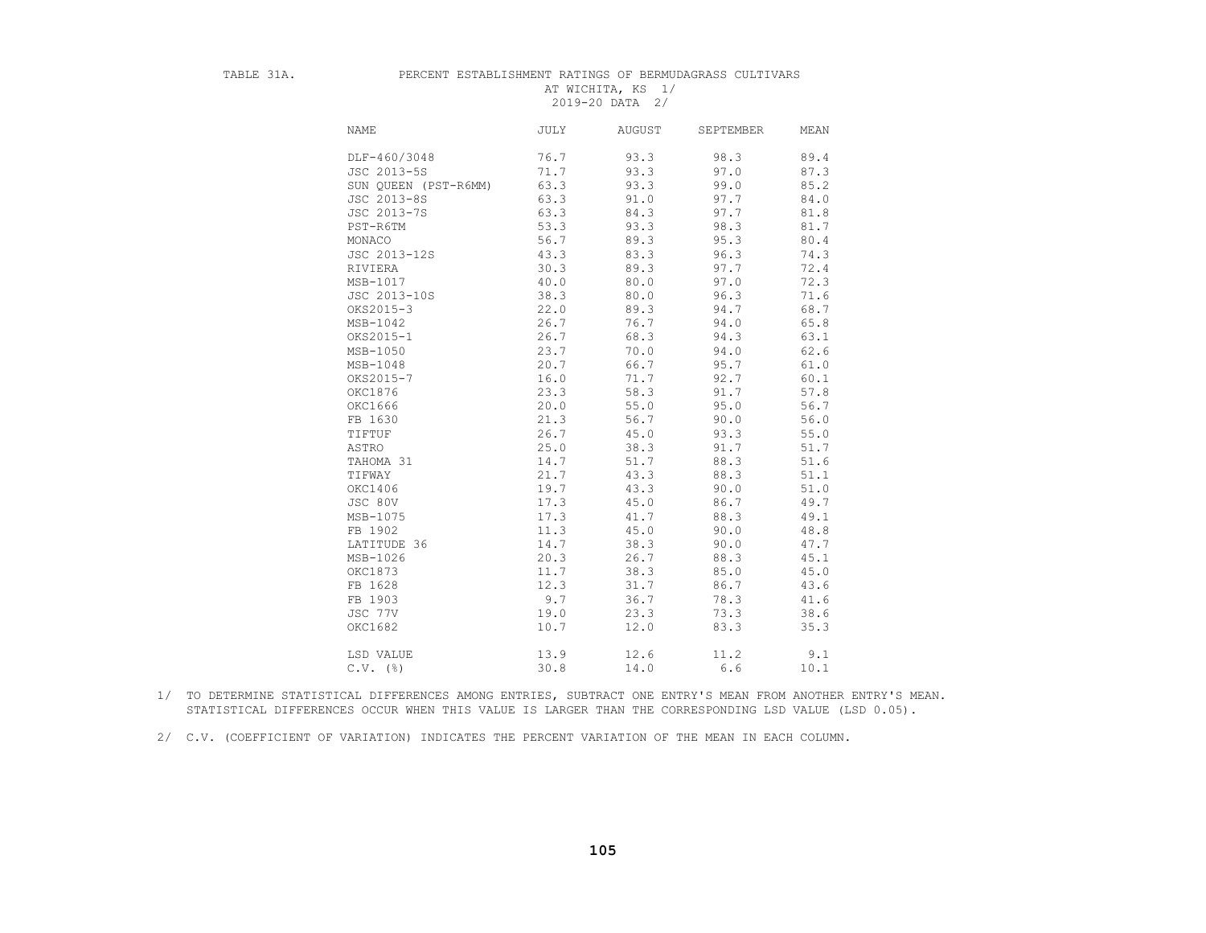TABLE 31A. PERCENT ESTABLISHMENT RATINGS OF BERMUDAGRASS CULTIVARS AT WICHITA, KS 1/ 2019-20 DATA 2/

| NAME | JULY | AUGUST | SEPTEMBER | MEAN |
|---|---|---|---|---|
| DLF-460/3048 | 76.7 | 93.3 | 98.3 | 89.4 |
| JSC 2013-5S | 71.7 | 93.3 | 97.0 | 87.3 |
| SUN QUEEN (PST-R6MM) | 63.3 | 93.3 | 99.0 | 85.2 |
| JSC 2013-8S | 63.3 | 91.0 | 97.7 | 84.0 |
| JSC 2013-7S | 63.3 | 84.3 | 97.7 | 81.8 |
| PST-R6TM | 53.3 | 93.3 | 98.3 | 81.7 |
| MONACO | 56.7 | 89.3 | 95.3 | 80.4 |
| JSC 2013-12S | 43.3 | 83.3 | 96.3 | 74.3 |
| RIVIERA | 30.3 | 89.3 | 97.7 | 72.4 |
| MSB-1017 | 40.0 | 80.0 | 97.0 | 72.3 |
| JSC 2013-10S | 38.3 | 80.0 | 96.3 | 71.6 |
| OKS2015-3 | 22.0 | 89.3 | 94.7 | 68.7 |
| MSB-1042 | 26.7 | 76.7 | 94.0 | 65.8 |
| OKS2015-1 | 26.7 | 68.3 | 94.3 | 63.1 |
| MSB-1050 | 23.7 | 70.0 | 94.0 | 62.6 |
| MSB-1048 | 20.7 | 66.7 | 95.7 | 61.0 |
| OKS2015-7 | 16.0 | 71.7 | 92.7 | 60.1 |
| OKC1876 | 23.3 | 58.3 | 91.7 | 57.8 |
| OKC1666 | 20.0 | 55.0 | 95.0 | 56.7 |
| FB 1630 | 21.3 | 56.7 | 90.0 | 56.0 |
| TIFTUF | 26.7 | 45.0 | 93.3 | 55.0 |
| ASTRO | 25.0 | 38.3 | 91.7 | 51.7 |
| TAHOMA 31 | 14.7 | 51.7 | 88.3 | 51.6 |
| TIFWAY | 21.7 | 43.3 | 88.3 | 51.1 |
| OKC1406 | 19.7 | 43.3 | 90.0 | 51.0 |
| JSC 80V | 17.3 | 45.0 | 86.7 | 49.7 |
| MSB-1075 | 17.3 | 41.7 | 88.3 | 49.1 |
| FB 1902 | 11.3 | 45.0 | 90.0 | 48.8 |
| LATITUDE 36 | 14.7 | 38.3 | 90.0 | 47.7 |
| MSB-1026 | 20.3 | 26.7 | 88.3 | 45.1 |
| OKC1873 | 11.7 | 38.3 | 85.0 | 45.0 |
| FB 1628 | 12.3 | 31.7 | 86.7 | 43.6 |
| FB 1903 | 9.7 | 36.7 | 78.3 | 41.6 |
| JSC 77V | 19.0 | 23.3 | 73.3 | 38.6 |
| OKC1682 | 10.7 | 12.0 | 83.3 | 35.3 |
| LSD VALUE | 13.9 | 12.6 | 11.2 | 9.1 |
| C.V. (%) | 30.8 | 14.0 | 6.6 | 10.1 |

1/ TO DETERMINE STATISTICAL DIFFERENCES AMONG ENTRIES, SUBTRACT ONE ENTRY'S MEAN FROM ANOTHER ENTRY'S MEAN. STATISTICAL DIFFERENCES OCCUR WHEN THIS VALUE IS LARGER THAN THE CORRESPONDING LSD VALUE (LSD 0.05).

2/ C.V. (COEFFICIENT OF VARIATION) INDICATES THE PERCENT VARIATION OF THE MEAN IN EACH COLUMN.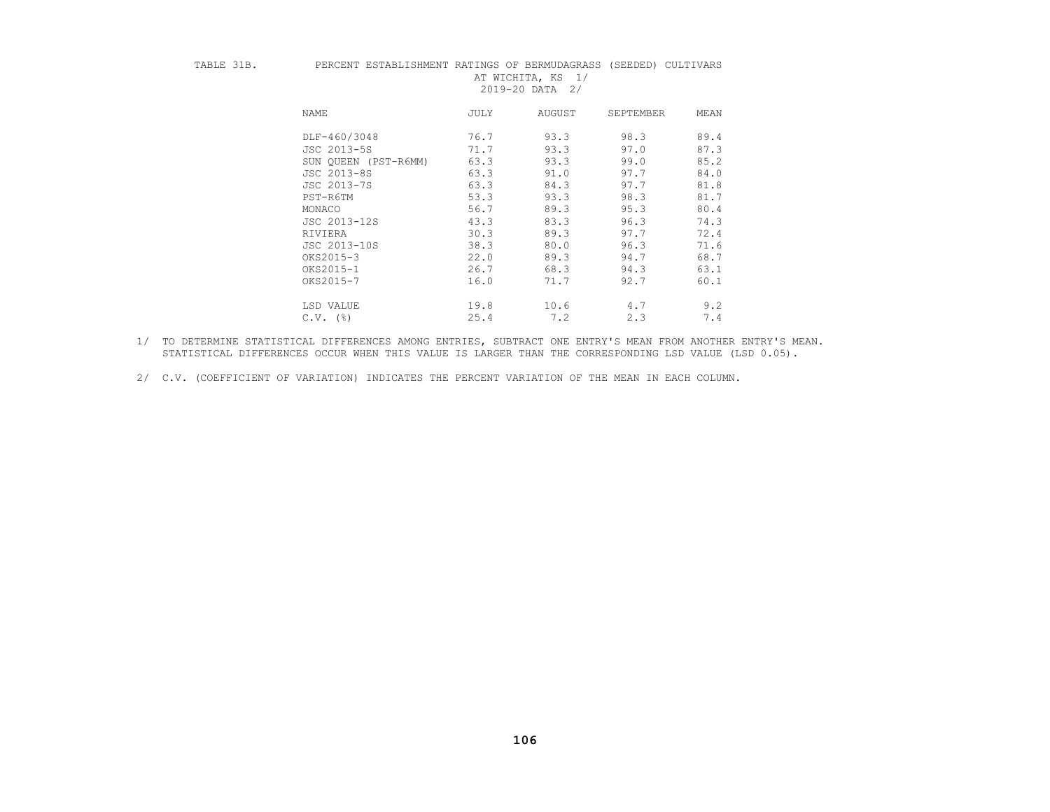TABLE 31B. PERCENT ESTABLISHMENT RATINGS OF BERMUDAGRASS (SEEDED) CULTIVARS AT WICHITA, KS 1/ 2019-20 DATA 2/

| NAME | JULY | AUGUST | SEPTEMBER | MEAN |
|---|---|---|---|---|
| DLF-460/3048 | 76.7 | 93.3 | 98.3 | 89.4 |
| JSC 2013-5S | 71.7 | 93.3 | 97.0 | 87.3 |
| SUN QUEEN (PST-R6MM) | 63.3 | 93.3 | 99.0 | 85.2 |
| JSC 2013-8S | 63.3 | 91.0 | 97.7 | 84.0 |
| JSC 2013-7S | 63.3 | 84.3 | 97.7 | 81.8 |
| PST-R6TM | 53.3 | 93.3 | 98.3 | 81.7 |
| MONACO | 56.7 | 89.3 | 95.3 | 80.4 |
| JSC 2013-12S | 43.3 | 83.3 | 96.3 | 74.3 |
| RIVIERA | 30.3 | 89.3 | 97.7 | 72.4 |
| JSC 2013-10S | 38.3 | 80.0 | 96.3 | 71.6 |
| OKS2015-3 | 22.0 | 89.3 | 94.7 | 68.7 |
| OKS2015-1 | 26.7 | 68.3 | 94.3 | 63.1 |
| OKS2015-7 | 16.0 | 71.7 | 92.7 | 60.1 |
| LSD VALUE | 19.8 | 10.6 | 4.7 | 9.2 |
| C.V. (%) | 25.4 | 7.2 | 2.3 | 7.4 |

1/ TO DETERMINE STATISTICAL DIFFERENCES AMONG ENTRIES, SUBTRACT ONE ENTRY'S MEAN FROM ANOTHER ENTRY'S MEAN. STATISTICAL DIFFERENCES OCCUR WHEN THIS VALUE IS LARGER THAN THE CORRESPONDING LSD VALUE (LSD 0.05).

2/ C.V. (COEFFICIENT OF VARIATION) INDICATES THE PERCENT VARIATION OF THE MEAN IN EACH COLUMN.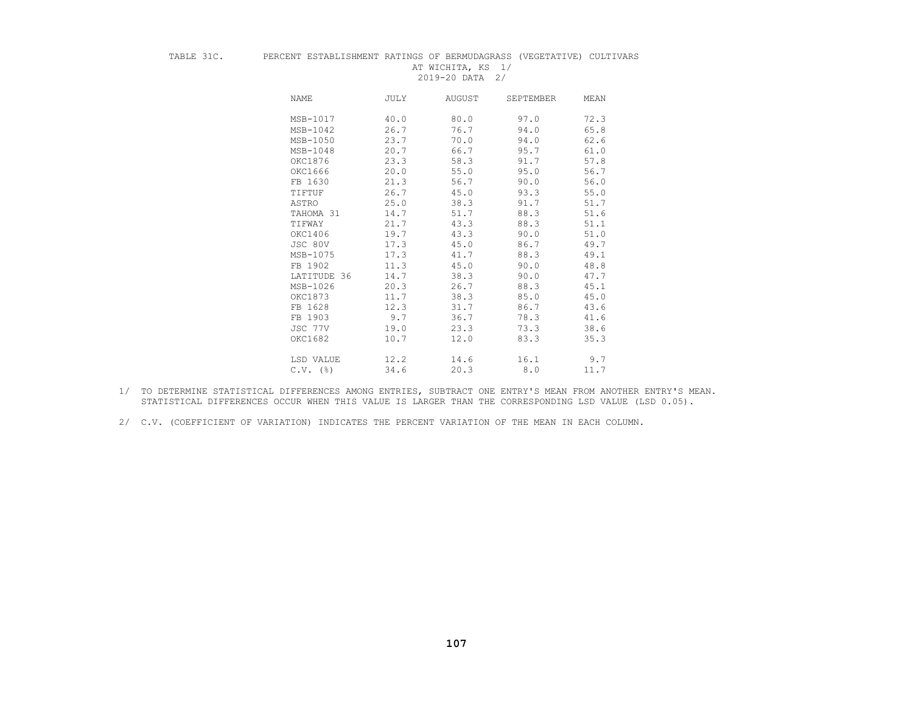TABLE 31C. PERCENT ESTABLISHMENT RATINGS OF BERMUDAGRASS (VEGETATIVE) CULTIVARS AT WICHITA, KS 1/ 2019-20 DATA 2/

| NAME | JULY | AUGUST | SEPTEMBER | MEAN |
|---|---|---|---|---|
| MSB-1017 | 40.0 | 80.0 | 97.0 | 72.3 |
| MSB-1042 | 26.7 | 76.7 | 94.0 | 65.8 |
| MSB-1050 | 23.7 | 70.0 | 94.0 | 62.6 |
| MSB-1048 | 20.7 | 66.7 | 95.7 | 61.0 |
| OKC1876 | 23.3 | 58.3 | 91.7 | 57.8 |
| OKC1666 | 20.0 | 55.0 | 95.0 | 56.7 |
| FB 1630 | 21.3 | 56.7 | 90.0 | 56.0 |
| TIFTUF | 26.7 | 45.0 | 93.3 | 55.0 |
| ASTRO | 25.0 | 38.3 | 91.7 | 51.7 |
| TAHOMA 31 | 14.7 | 51.7 | 88.3 | 51.6 |
| TIFWAY | 21.7 | 43.3 | 88.3 | 51.1 |
| OKC1406 | 19.7 | 43.3 | 90.0 | 51.0 |
| JSC 80V | 17.3 | 45.0 | 86.7 | 49.7 |
| MSB-1075 | 17.3 | 41.7 | 88.3 | 49.1 |
| FB 1902 | 11.3 | 45.0 | 90.0 | 48.8 |
| LATITUDE 36 | 14.7 | 38.3 | 90.0 | 47.7 |
| MSB-1026 | 20.3 | 26.7 | 88.3 | 45.1 |
| OKC1873 | 11.7 | 38.3 | 85.0 | 45.0 |
| FB 1628 | 12.3 | 31.7 | 86.7 | 43.6 |
| FB 1903 | 9.7 | 36.7 | 78.3 | 41.6 |
| JSC 77V | 19.0 | 23.3 | 73.3 | 38.6 |
| OKC1682 | 10.7 | 12.0 | 83.3 | 35.3 |
| LSD VALUE | 12.2 | 14.6 | 16.1 | 9.7 |
| C.V. (%) | 34.6 | 20.3 | 8.0 | 11.7 |

1/ TO DETERMINE STATISTICAL DIFFERENCES AMONG ENTRIES, SUBTRACT ONE ENTRY'S MEAN FROM ANOTHER ENTRY'S MEAN. STATISTICAL DIFFERENCES OCCUR WHEN THIS VALUE IS LARGER THAN THE CORRESPONDING LSD VALUE (LSD 0.05).

2/ C.V. (COEFFICIENT OF VARIATION) INDICATES THE PERCENT VARIATION OF THE MEAN IN EACH COLUMN.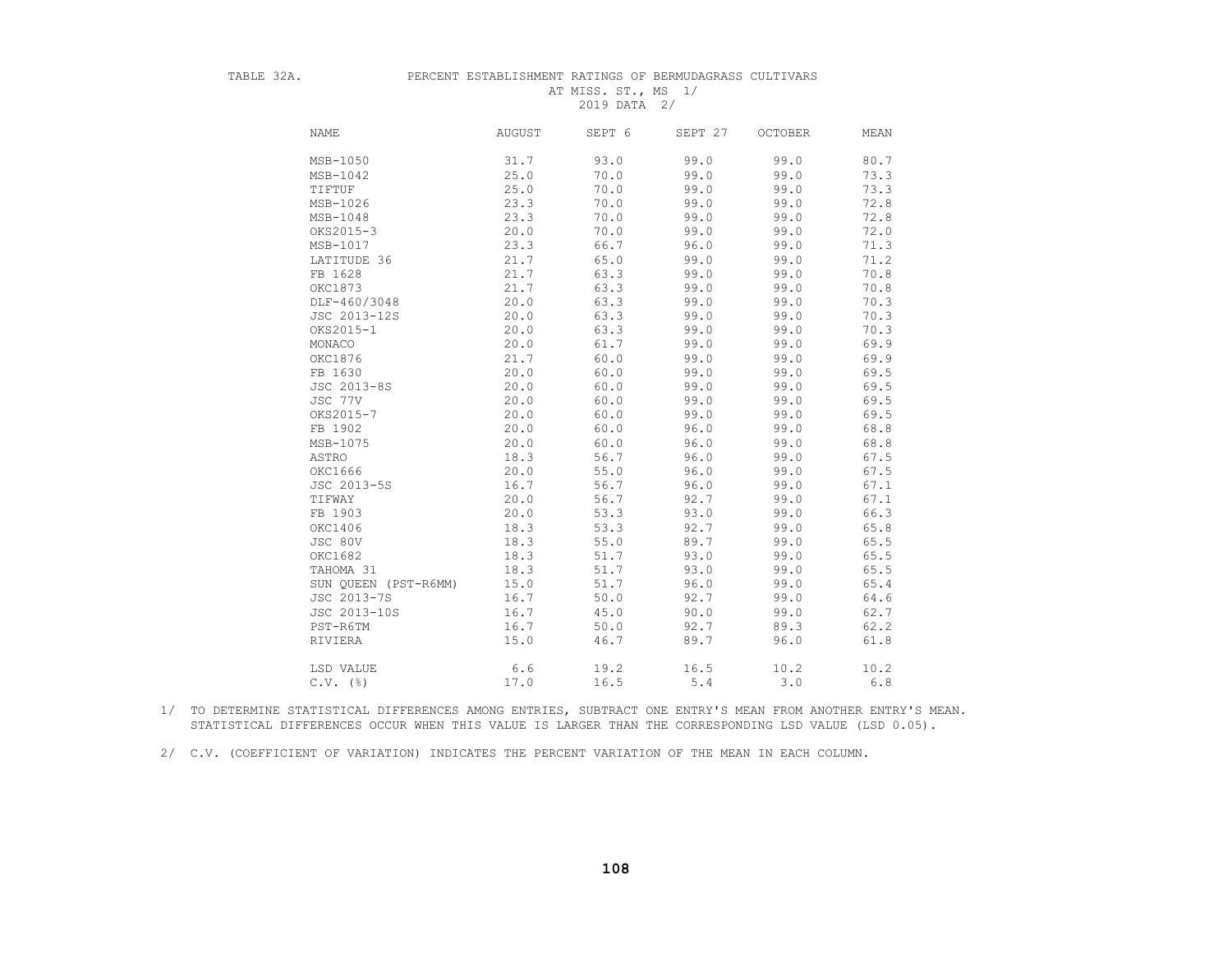TABLE 32A. PERCENT ESTABLISHMENT RATINGS OF BERMUDAGRASS CULTIVARS AT MISS. ST., MS 1/

2019 DATA 2/

| NAME | AUGUST | SEPT 6 | SEPT 27 | OCTOBER | MEAN |
|---|---|---|---|---|---|
| MSB-1050 | 31.7 | 93.0 | 99.0 | 99.0 | 80.7 |
| MSB-1042 | 25.0 | 70.0 | 99.0 | 99.0 | 73.3 |
| TIFTUF | 25.0 | 70.0 | 99.0 | 99.0 | 73.3 |
| MSB-1026 | 23.3 | 70.0 | 99.0 | 99.0 | 72.8 |
| MSB-1048 | 23.3 | 70.0 | 99.0 | 99.0 | 72.8 |
| OKS2015-3 | 20.0 | 70.0 | 99.0 | 99.0 | 72.0 |
| MSB-1017 | 23.3 | 66.7 | 96.0 | 99.0 | 71.3 |
| LATITUDE 36 | 21.7 | 65.0 | 99.0 | 99.0 | 71.2 |
| FB 1628 | 21.7 | 63.3 | 99.0 | 99.0 | 70.8 |
| OKC1873 | 21.7 | 63.3 | 99.0 | 99.0 | 70.8 |
| DLF-460/3048 | 20.0 | 63.3 | 99.0 | 99.0 | 70.3 |
| JSC 2013-12S | 20.0 | 63.3 | 99.0 | 99.0 | 70.3 |
| OKS2015-1 | 20.0 | 63.3 | 99.0 | 99.0 | 70.3 |
| MONACO | 20.0 | 61.7 | 99.0 | 99.0 | 69.9 |
| OKC1876 | 21.7 | 60.0 | 99.0 | 99.0 | 69.9 |
| FB 1630 | 20.0 | 60.0 | 99.0 | 99.0 | 69.5 |
| JSC 2013-8S | 20.0 | 60.0 | 99.0 | 99.0 | 69.5 |
| JSC 77V | 20.0 | 60.0 | 99.0 | 99.0 | 69.5 |
| OKS2015-7 | 20.0 | 60.0 | 99.0 | 99.0 | 69.5 |
| FB 1902 | 20.0 | 60.0 | 96.0 | 99.0 | 68.8 |
| MSB-1075 | 20.0 | 60.0 | 96.0 | 99.0 | 68.8 |
| ASTRO | 18.3 | 56.7 | 96.0 | 99.0 | 67.5 |
| OKC1666 | 20.0 | 55.0 | 96.0 | 99.0 | 67.5 |
| JSC 2013-5S | 16.7 | 56.7 | 96.0 | 99.0 | 67.1 |
| TIFWAY | 20.0 | 56.7 | 92.7 | 99.0 | 67.1 |
| FB 1903 | 20.0 | 53.3 | 93.0 | 99.0 | 66.3 |
| OKC1406 | 18.3 | 53.3 | 92.7 | 99.0 | 65.8 |
| JSC 80V | 18.3 | 55.0 | 89.7 | 99.0 | 65.5 |
| OKC1682 | 18.3 | 51.7 | 93.0 | 99.0 | 65.5 |
| TAHOMA 31 | 18.3 | 51.7 | 93.0 | 99.0 | 65.5 |
| SUN QUEEN (PST-R6MM) | 15.0 | 51.7 | 96.0 | 99.0 | 65.4 |
| JSC 2013-7S | 16.7 | 50.0 | 92.7 | 99.0 | 64.6 |
| JSC 2013-10S | 16.7 | 45.0 | 90.0 | 99.0 | 62.7 |
| PST-R6TM | 16.7 | 50.0 | 92.7 | 89.3 | 62.2 |
| RIVIERA | 15.0 | 46.7 | 89.7 | 96.0 | 61.8 |
| LSD VALUE | 6.6 | 19.2 | 16.5 | 10.2 | 10.2 |
| C.V. (%) | 17.0 | 16.5 | 5.4 | 3.0 | 6.8 |

1/ TO DETERMINE STATISTICAL DIFFERENCES AMONG ENTRIES, SUBTRACT ONE ENTRY'S MEAN FROM ANOTHER ENTRY'S MEAN. STATISTICAL DIFFERENCES OCCUR WHEN THIS VALUE IS LARGER THAN THE CORRESPONDING LSD VALUE (LSD 0.05).

2/ C.V. (COEFFICIENT OF VARIATION) INDICATES THE PERCENT VARIATION OF THE MEAN IN EACH COLUMN.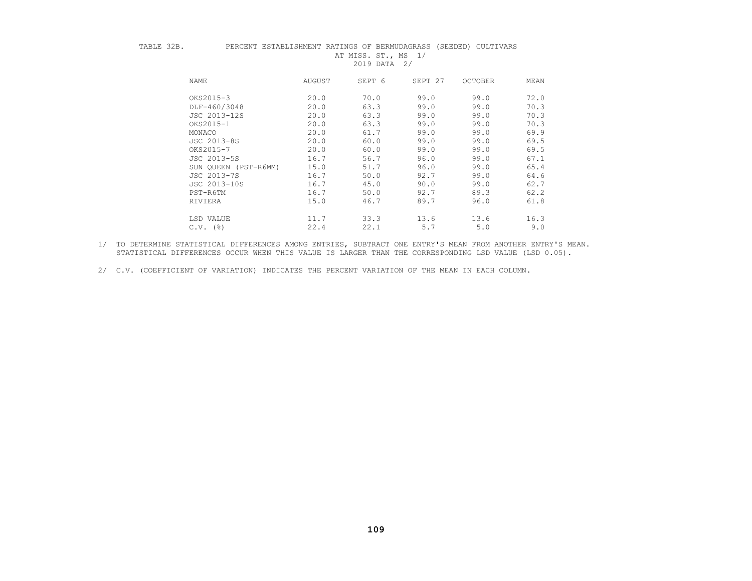TABLE 32B. PERCENT ESTABLISHMENT RATINGS OF BERMUDAGRASS (SEEDED) CULTIVARS AT MISS. ST., MS 1/ 2019 DATA 2/

| NAME | AUGUST | SEPT 6 | SEPT 27 | OCTOBER | MEAN |
|---|---|---|---|---|---|
| OKS2015-3 | 20.0 | 70.0 | 99.0 | 99.0 | 72.0 |
| DLF-460/3048 | 20.0 | 63.3 | 99.0 | 99.0 | 70.3 |
| JSC 2013-12S | 20.0 | 63.3 | 99.0 | 99.0 | 70.3 |
| OKS2015-1 | 20.0 | 63.3 | 99.0 | 99.0 | 70.3 |
| MONACO | 20.0 | 61.7 | 99.0 | 99.0 | 69.9 |
| JSC 2013-8S | 20.0 | 60.0 | 99.0 | 99.0 | 69.5 |
| OKS2015-7 | 20.0 | 60.0 | 99.0 | 99.0 | 69.5 |
| JSC 2013-5S | 16.7 | 56.7 | 96.0 | 99.0 | 67.1 |
| SUN QUEEN (PST-R6MM) | 15.0 | 51.7 | 96.0 | 99.0 | 65.4 |
| JSC 2013-7S | 16.7 | 50.0 | 92.7 | 99.0 | 64.6 |
| JSC 2013-10S | 16.7 | 45.0 | 90.0 | 99.0 | 62.7 |
| PST-R6TM | 16.7 | 50.0 | 92.7 | 89.3 | 62.2 |
| RIVIERA | 15.0 | 46.7 | 89.7 | 96.0 | 61.8 |
| LSD VALUE | 11.7 | 33.3 | 13.6 | 13.6 | 16.3 |
| C.V. (%) | 22.4 | 22.1 | 5.7 | 5.0 | 9.0 |

1/ TO DETERMINE STATISTICAL DIFFERENCES AMONG ENTRIES, SUBTRACT ONE ENTRY'S MEAN FROM ANOTHER ENTRY'S MEAN. STATISTICAL DIFFERENCES OCCUR WHEN THIS VALUE IS LARGER THAN THE CORRESPONDING LSD VALUE (LSD 0.05).

2/ C.V. (COEFFICIENT OF VARIATION) INDICATES THE PERCENT VARIATION OF THE MEAN IN EACH COLUMN.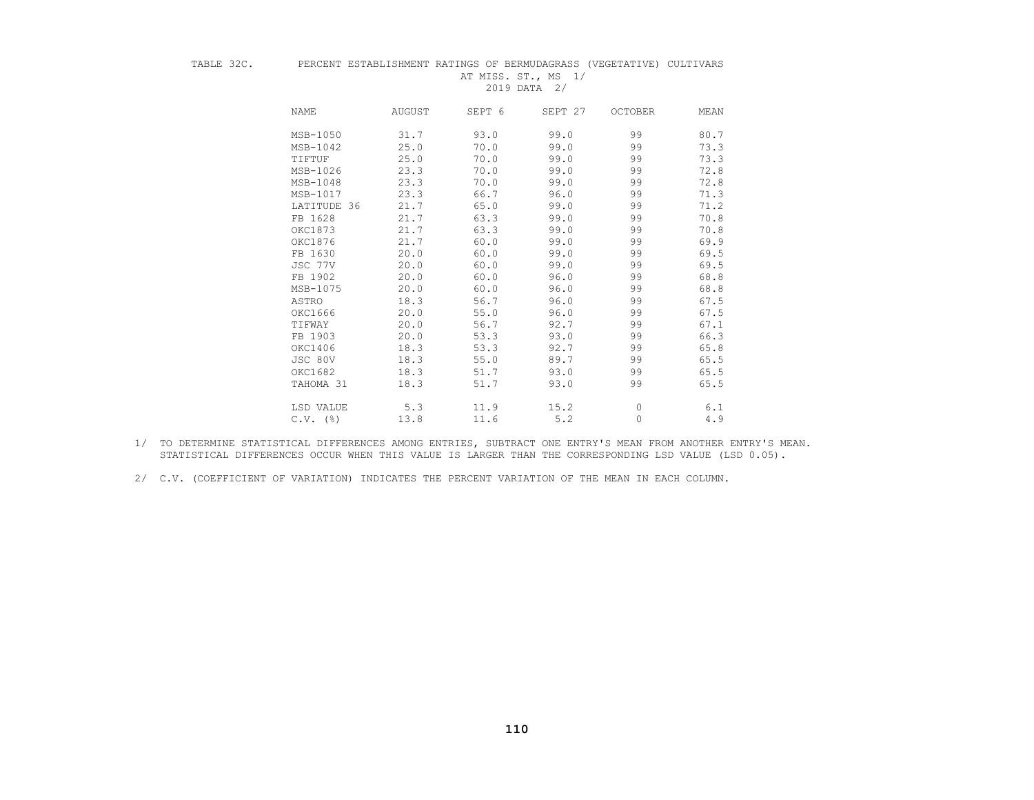TABLE 32C. PERCENT ESTABLISHMENT RATINGS OF BERMUDAGRASS (VEGETATIVE) CULTIVARS AT MISS. ST., MS 1/ 2019 DATA 2/

| NAME | AUGUST | SEPT 6 | SEPT 27 | OCTOBER | MEAN |
|---|---|---|---|---|---|
| MSB-1050 | 31.7 | 93.0 | 99.0 | 99 | 80.7 |
| MSB-1042 | 25.0 | 70.0 | 99.0 | 99 | 73.3 |
| TIFTUF | 25.0 | 70.0 | 99.0 | 99 | 73.3 |
| MSB-1026 | 23.3 | 70.0 | 99.0 | 99 | 72.8 |
| MSB-1048 | 23.3 | 70.0 | 99.0 | 99 | 72.8 |
| MSB-1017 | 23.3 | 66.7 | 96.0 | 99 | 71.3 |
| LATITUDE 36 | 21.7 | 65.0 | 99.0 | 99 | 71.2 |
| FB 1628 | 21.7 | 63.3 | 99.0 | 99 | 70.8 |
| OKC1873 | 21.7 | 63.3 | 99.0 | 99 | 70.8 |
| OKC1876 | 21.7 | 60.0 | 99.0 | 99 | 69.9 |
| FB 1630 | 20.0 | 60.0 | 99.0 | 99 | 69.5 |
| JSC 77V | 20.0 | 60.0 | 99.0 | 99 | 69.5 |
| FB 1902 | 20.0 | 60.0 | 96.0 | 99 | 68.8 |
| MSB-1075 | 20.0 | 60.0 | 96.0 | 99 | 68.8 |
| ASTRO | 18.3 | 56.7 | 96.0 | 99 | 67.5 |
| OKC1666 | 20.0 | 55.0 | 96.0 | 99 | 67.5 |
| TIFWAY | 20.0 | 56.7 | 92.7 | 99 | 67.1 |
| FB 1903 | 20.0 | 53.3 | 93.0 | 99 | 66.3 |
| OKC1406 | 18.3 | 53.3 | 92.7 | 99 | 65.8 |
| JSC 80V | 18.3 | 55.0 | 89.7 | 99 | 65.5 |
| OKC1682 | 18.3 | 51.7 | 93.0 | 99 | 65.5 |
| TAHOMA 31 | 18.3 | 51.7 | 93.0 | 99 | 65.5 |
| LSD VALUE | 5.3 | 11.9 | 15.2 | 0 | 6.1 |
| C.V. (%) | 13.8 | 11.6 | 5.2 | 0 | 4.9 |

1/ TO DETERMINE STATISTICAL DIFFERENCES AMONG ENTRIES, SUBTRACT ONE ENTRY'S MEAN FROM ANOTHER ENTRY'S MEAN. STATISTICAL DIFFERENCES OCCUR WHEN THIS VALUE IS LARGER THAN THE CORRESPONDING LSD VALUE (LSD 0.05).

2/ C.V. (COEFFICIENT OF VARIATION) INDICATES THE PERCENT VARIATION OF THE MEAN IN EACH COLUMN.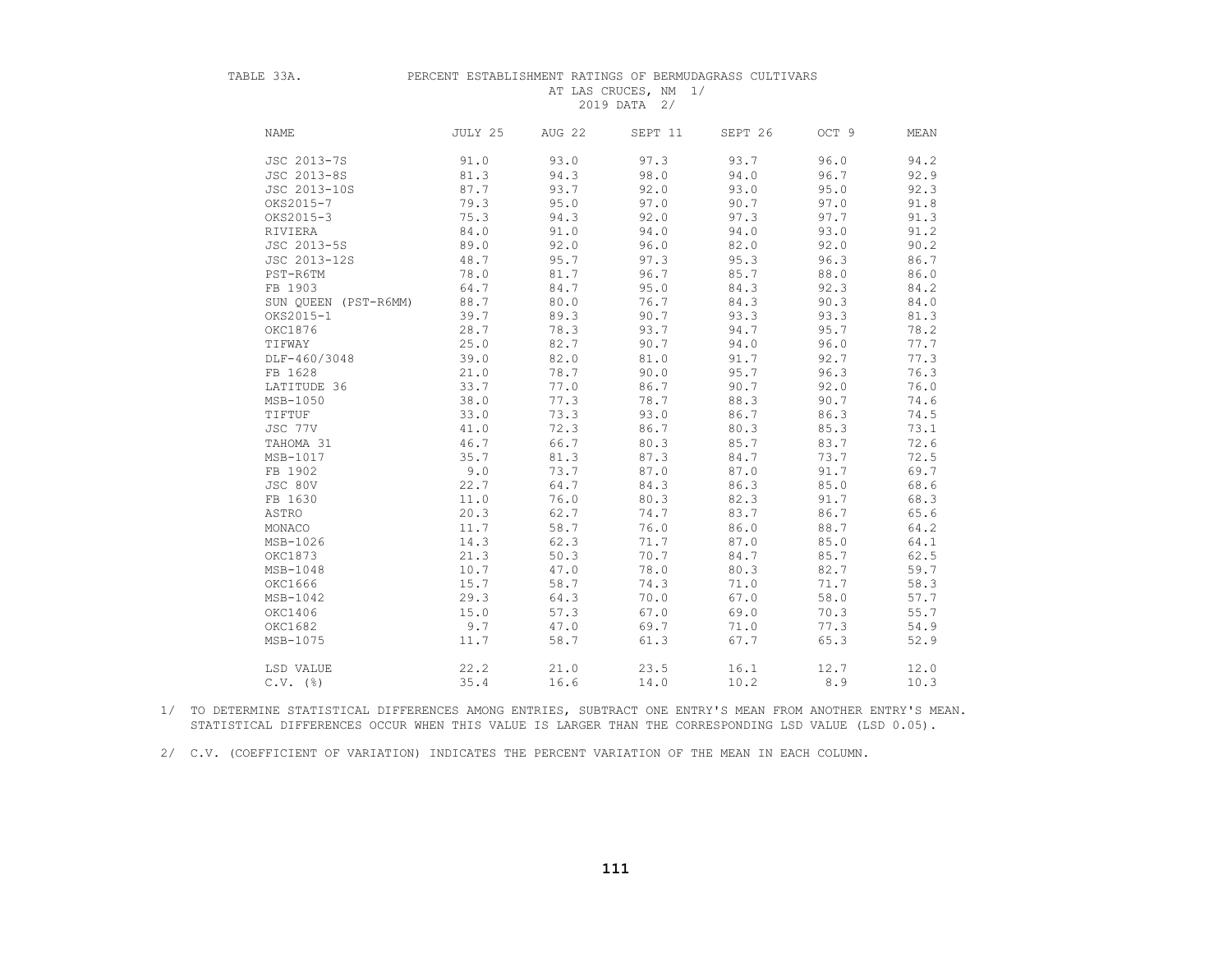TABLE 33A. PERCENT ESTABLISHMENT RATINGS OF BERMUDAGRASS CULTIVARS AT LAS CRUCES, NM 1/ 2019 DATA 2/

| NAME | JULY 25 | AUG 22 | SEPT 11 | SEPT 26 | OCT 9 | MEAN |
|---|---|---|---|---|---|---|
| JSC 2013-7S | 91.0 | 93.0 | 97.3 | 93.7 | 96.0 | 94.2 |
| JSC 2013-8S | 81.3 | 94.3 | 98.0 | 94.0 | 96.7 | 92.9 |
| JSC 2013-10S | 87.7 | 93.7 | 92.0 | 93.0 | 95.0 | 92.3 |
| OKS2015-7 | 79.3 | 95.0 | 97.0 | 90.7 | 97.0 | 91.8 |
| OKS2015-3 | 75.3 | 94.3 | 92.0 | 97.3 | 97.7 | 91.3 |
| RIVIERA | 84.0 | 91.0 | 94.0 | 94.0 | 93.0 | 91.2 |
| JSC 2013-5S | 89.0 | 92.0 | 96.0 | 82.0 | 92.0 | 90.2 |
| JSC 2013-12S | 48.7 | 95.7 | 97.3 | 95.3 | 96.3 | 86.7 |
| PST-R6TM | 78.0 | 81.7 | 96.7 | 85.7 | 88.0 | 86.0 |
| FB 1903 | 64.7 | 84.7 | 95.0 | 84.3 | 92.3 | 84.2 |
| SUN QUEEN (PST-R6MM) | 88.7 | 80.0 | 76.7 | 84.3 | 90.3 | 84.0 |
| OKS2015-1 | 39.7 | 89.3 | 90.7 | 93.3 | 93.3 | 81.3 |
| OKC1876 | 28.7 | 78.3 | 93.7 | 94.7 | 95.7 | 78.2 |
| TIFWAY | 25.0 | 82.7 | 90.7 | 94.0 | 96.0 | 77.7 |
| DLF-460/3048 | 39.0 | 82.0 | 81.0 | 91.7 | 92.7 | 77.3 |
| FB 1628 | 21.0 | 78.7 | 90.0 | 95.7 | 96.3 | 76.3 |
| LATITUDE 36 | 33.7 | 77.0 | 86.7 | 90.7 | 92.0 | 76.0 |
| MSB-1050 | 38.0 | 77.3 | 78.7 | 88.3 | 90.7 | 74.6 |
| TIFTUF | 33.0 | 73.3 | 93.0 | 86.7 | 86.3 | 74.5 |
| JSC 77V | 41.0 | 72.3 | 86.7 | 80.3 | 85.3 | 73.1 |
| TAHOMA 31 | 46.7 | 66.7 | 80.3 | 85.7 | 83.7 | 72.6 |
| MSB-1017 | 35.7 | 81.3 | 87.3 | 84.7 | 73.7 | 72.5 |
| FB 1902 | 9.0 | 73.7 | 87.0 | 87.0 | 91.7 | 69.7 |
| JSC 80V | 22.7 | 64.7 | 84.3 | 86.3 | 85.0 | 68.6 |
| FB 1630 | 11.0 | 76.0 | 80.3 | 82.3 | 91.7 | 68.3 |
| ASTRO | 20.3 | 62.7 | 74.7 | 83.7 | 86.7 | 65.6 |
| MONACO | 11.7 | 58.7 | 76.0 | 86.0 | 88.7 | 64.2 |
| MSB-1026 | 14.3 | 62.3 | 71.7 | 87.0 | 85.0 | 64.1 |
| OKC1873 | 21.3 | 50.3 | 70.7 | 84.7 | 85.7 | 62.5 |
| MSB-1048 | 10.7 | 47.0 | 78.0 | 80.3 | 82.7 | 59.7 |
| OKC1666 | 15.7 | 58.7 | 74.3 | 71.0 | 71.7 | 58.3 |
| MSB-1042 | 29.3 | 64.3 | 70.0 | 67.0 | 58.0 | 57.7 |
| OKC1406 | 15.0 | 57.3 | 67.0 | 69.0 | 70.3 | 55.7 |
| OKC1682 | 9.7 | 47.0 | 69.7 | 71.0 | 77.3 | 54.9 |
| MSB-1075 | 11.7 | 58.7 | 61.3 | 67.7 | 65.3 | 52.9 |
| LSD VALUE | 22.2 | 21.0 | 23.5 | 16.1 | 12.7 | 12.0 |
| C.V. (%) | 35.4 | 16.6 | 14.0 | 10.2 | 8.9 | 10.3 |

1/ TO DETERMINE STATISTICAL DIFFERENCES AMONG ENTRIES, SUBTRACT ONE ENTRY'S MEAN FROM ANOTHER ENTRY'S MEAN. STATISTICAL DIFFERENCES OCCUR WHEN THIS VALUE IS LARGER THAN THE CORRESPONDING LSD VALUE (LSD 0.05).

2/ C.V. (COEFFICIENT OF VARIATION) INDICATES THE PERCENT VARIATION OF THE MEAN IN EACH COLUMN.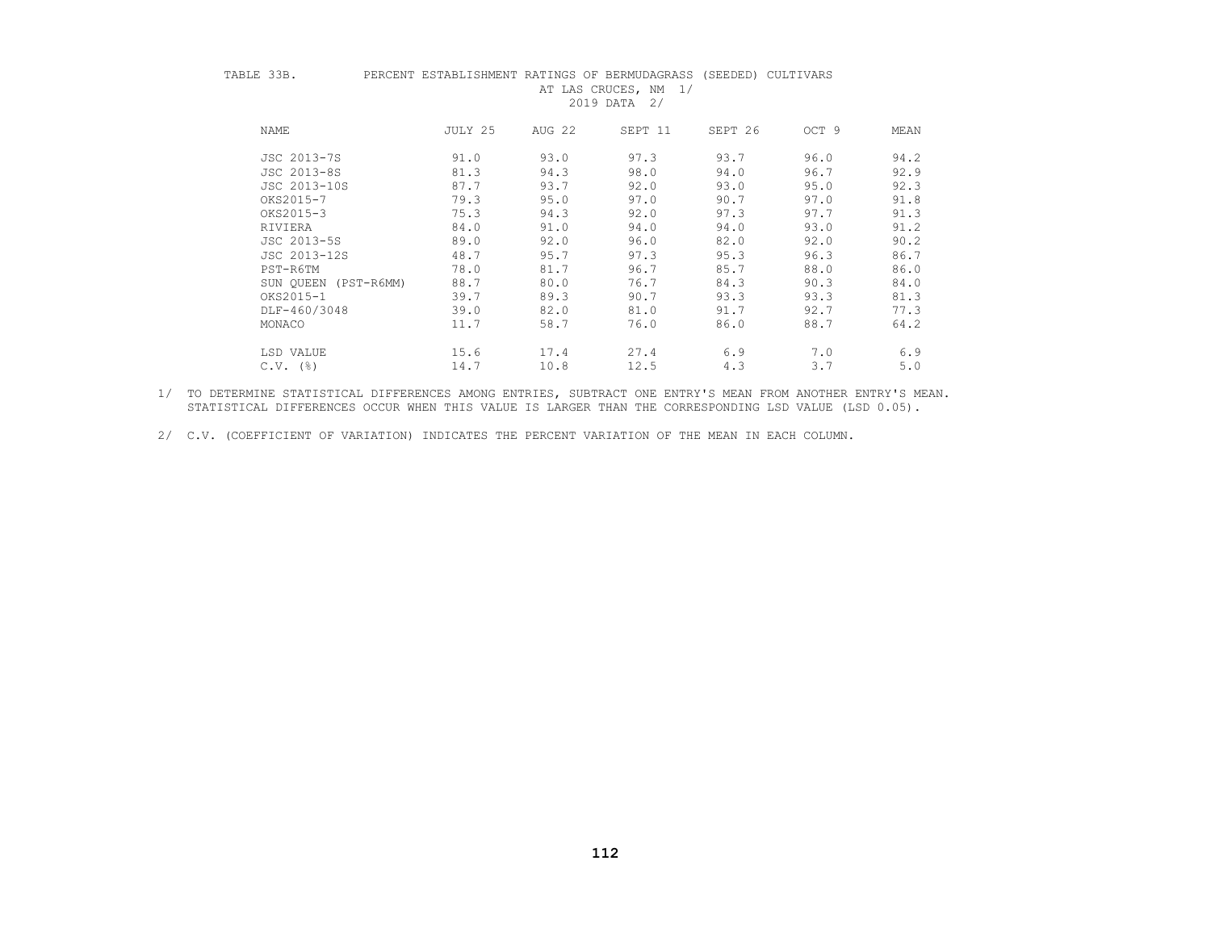TABLE 33B. PERCENT ESTABLISHMENT RATINGS OF BERMUDAGRASS (SEEDED) CULTIVARS AT LAS CRUCES, NM 1/ 2019 DATA 2/

| NAME | JULY 25 | AUG 22 | SEPT 11 | SEPT 26 | OCT 9 | MEAN |
|---|---|---|---|---|---|---|
| JSC 2013-7S | 91.0 | 93.0 | 97.3 | 93.7 | 96.0 | 94.2 |
| JSC 2013-8S | 81.3 | 94.3 | 98.0 | 94.0 | 96.7 | 92.9 |
| JSC 2013-10S | 87.7 | 93.7 | 92.0 | 93.0 | 95.0 | 92.3 |
| OKS2015-7 | 79.3 | 95.0 | 97.0 | 90.7 | 97.0 | 91.8 |
| OKS2015-3 | 75.3 | 94.3 | 92.0 | 97.3 | 97.7 | 91.3 |
| RIVIERA | 84.0 | 91.0 | 94.0 | 94.0 | 93.0 | 91.2 |
| JSC 2013-5S | 89.0 | 92.0 | 96.0 | 82.0 | 92.0 | 90.2 |
| JSC 2013-12S | 48.7 | 95.7 | 97.3 | 95.3 | 96.3 | 86.7 |
| PST-R6TM | 78.0 | 81.7 | 96.7 | 85.7 | 88.0 | 86.0 |
| SUN QUEEN (PST-R6MM) | 88.7 | 80.0 | 76.7 | 84.3 | 90.3 | 84.0 |
| OKS2015-1 | 39.7 | 89.3 | 90.7 | 93.3 | 93.3 | 81.3 |
| DLF-460/3048 | 39.0 | 82.0 | 81.0 | 91.7 | 92.7 | 77.3 |
| MONACO | 11.7 | 58.7 | 76.0 | 86.0 | 88.7 | 64.2 |
| LSD VALUE | 15.6 | 17.4 | 27.4 | 6.9 | 7.0 | 6.9 |
| C.V. (%) | 14.7 | 10.8 | 12.5 | 4.3 | 3.7 | 5.0 |

1/ TO DETERMINE STATISTICAL DIFFERENCES AMONG ENTRIES, SUBTRACT ONE ENTRY'S MEAN FROM ANOTHER ENTRY'S MEAN. STATISTICAL DIFFERENCES OCCUR WHEN THIS VALUE IS LARGER THAN THE CORRESPONDING LSD VALUE (LSD 0.05).

2/ C.V. (COEFFICIENT OF VARIATION) INDICATES THE PERCENT VARIATION OF THE MEAN IN EACH COLUMN.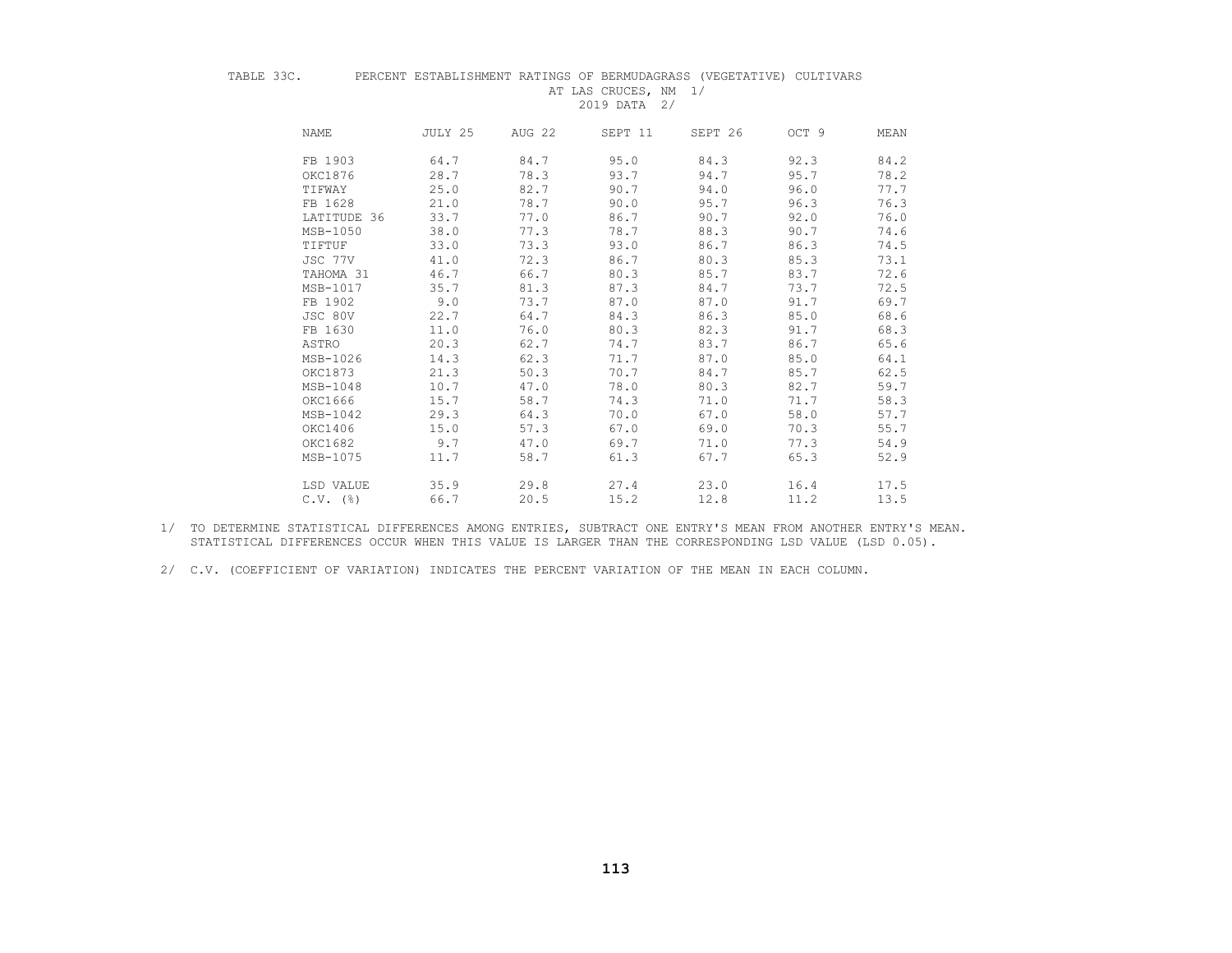TABLE 33C. PERCENT ESTABLISHMENT RATINGS OF BERMUDAGRASS (VEGETATIVE) CULTIVARS AT LAS CRUCES, NM 1/
2019 DATA 2/

| NAME | JULY 25 | AUG 22 | SEPT 11 | SEPT 26 | OCT 9 | MEAN |
|---|---|---|---|---|---|---|
| FB 1903 | 64.7 | 84.7 | 95.0 | 84.3 | 92.3 | 84.2 |
| OKC1876 | 28.7 | 78.3 | 93.7 | 94.7 | 95.7 | 78.2 |
| TIFWAY | 25.0 | 82.7 | 90.7 | 94.0 | 96.0 | 77.7 |
| FB 1628 | 21.0 | 78.7 | 90.0 | 95.7 | 96.3 | 76.3 |
| LATITUDE 36 | 33.7 | 77.0 | 86.7 | 90.7 | 92.0 | 76.0 |
| MSB-1050 | 38.0 | 77.3 | 78.7 | 88.3 | 90.7 | 74.6 |
| TIFTUF | 33.0 | 73.3 | 93.0 | 86.7 | 86.3 | 74.5 |
| JSC 77V | 41.0 | 72.3 | 86.7 | 80.3 | 85.3 | 73.1 |
| TAHOMA 31 | 46.7 | 66.7 | 80.3 | 85.7 | 83.7 | 72.6 |
| MSB-1017 | 35.7 | 81.3 | 87.3 | 84.7 | 73.7 | 72.5 |
| FB 1902 | 9.0 | 73.7 | 87.0 | 87.0 | 91.7 | 69.7 |
| JSC 80V | 22.7 | 64.7 | 84.3 | 86.3 | 85.0 | 68.6 |
| FB 1630 | 11.0 | 76.0 | 80.3 | 82.3 | 91.7 | 68.3 |
| ASTRO | 20.3 | 62.7 | 74.7 | 83.7 | 86.7 | 65.6 |
| MSB-1026 | 14.3 | 62.3 | 71.7 | 87.0 | 85.0 | 64.1 |
| OKC1873 | 21.3 | 50.3 | 70.7 | 84.7 | 85.7 | 62.5 |
| MSB-1048 | 10.7 | 47.0 | 78.0 | 80.3 | 82.7 | 59.7 |
| OKC1666 | 15.7 | 58.7 | 74.3 | 71.0 | 71.7 | 58.3 |
| MSB-1042 | 29.3 | 64.3 | 70.0 | 67.0 | 58.0 | 57.7 |
| OKC1406 | 15.0 | 57.3 | 67.0 | 69.0 | 70.3 | 55.7 |
| OKC1682 | 9.7 | 47.0 | 69.7 | 71.0 | 77.3 | 54.9 |
| MSB-1075 | 11.7 | 58.7 | 61.3 | 67.7 | 65.3 | 52.9 |
| LSD VALUE | 35.9 | 29.8 | 27.4 | 23.0 | 16.4 | 17.5 |
| C.V. (%) | 66.7 | 20.5 | 15.2 | 12.8 | 11.2 | 13.5 |

1/ TO DETERMINE STATISTICAL DIFFERENCES AMONG ENTRIES, SUBTRACT ONE ENTRY'S MEAN FROM ANOTHER ENTRY'S MEAN. STATISTICAL DIFFERENCES OCCUR WHEN THIS VALUE IS LARGER THAN THE CORRESPONDING LSD VALUE (LSD 0.05).

2/ C.V. (COEFFICIENT OF VARIATION) INDICATES THE PERCENT VARIATION OF THE MEAN IN EACH COLUMN.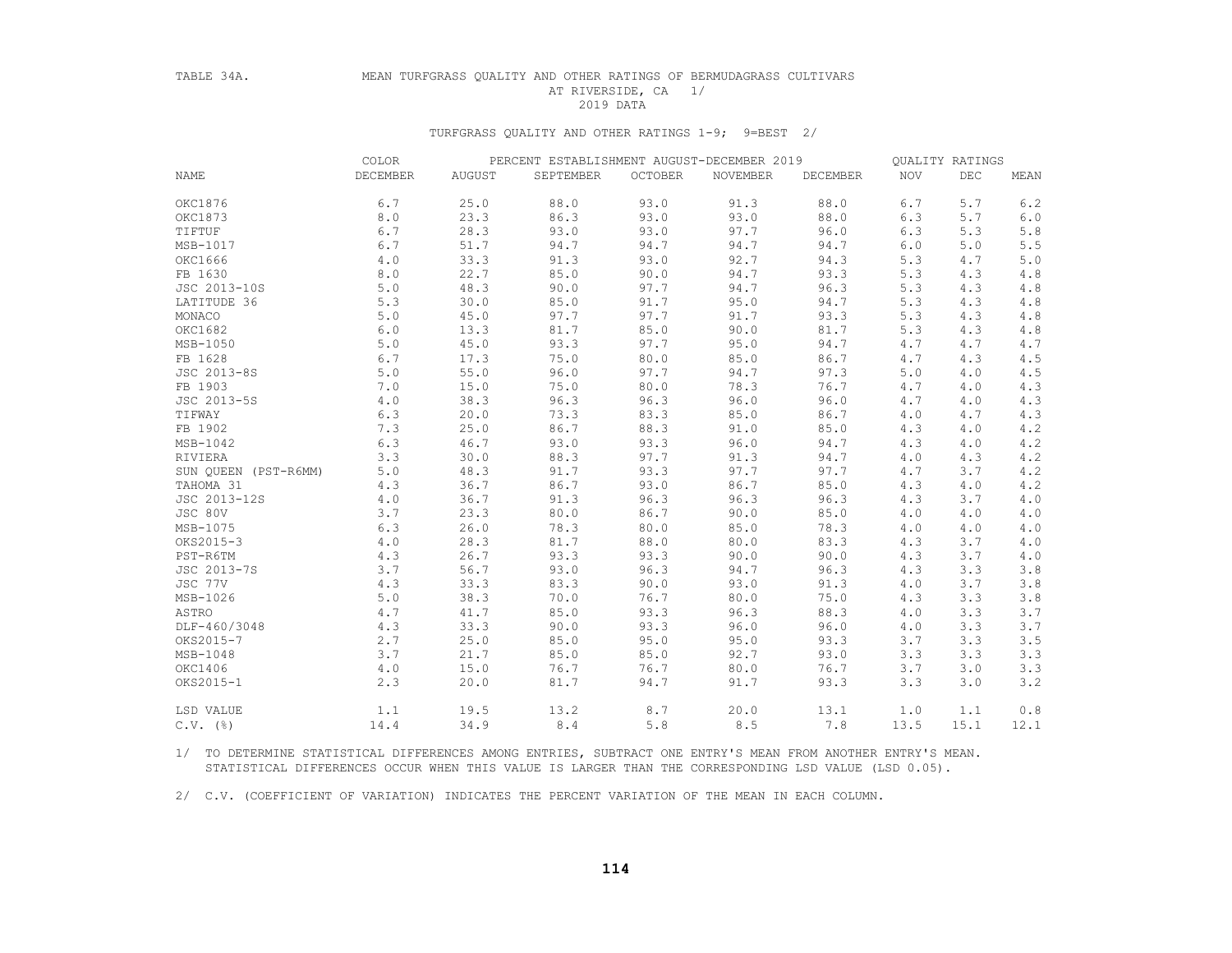TABLE 34A. MEAN TURFGRASS QUALITY AND OTHER RATINGS OF BERMUDAGRASS CULTIVARS AT RIVERSIDE, CA 1/

2019 DATA

TURFGRASS QUALITY AND OTHER RATINGS 1-9; 9=BEST 2/

| NAME | COLOR DECEMBER | PERCENT ESTABLISHMENT AUGUST-DECEMBER 2019 AUGUST | SEPTEMBER | OCTOBER | NOVEMBER | DECEMBER | QUALITY RATINGS NOV | DEC | MEAN |
|---|---|---|---|---|---|---|---|---|---|
| OKC1876 | 6.7 | 25.0 | 88.0 | 93.0 | 91.3 | 88.0 | 6.7 | 5.7 | 6.2 |
| OKC1873 | 8.0 | 23.3 | 86.3 | 93.0 | 93.0 | 88.0 | 6.3 | 5.7 | 6.0 |
| TIFTUF | 6.7 | 28.3 | 93.0 | 93.0 | 97.7 | 96.0 | 6.3 | 5.3 | 5.8 |
| MSB-1017 | 6.7 | 51.7 | 94.7 | 94.7 | 94.7 | 94.7 | 6.0 | 5.0 | 5.5 |
| OKC1666 | 4.0 | 33.3 | 91.3 | 93.0 | 92.7 | 94.3 | 5.3 | 4.7 | 5.0 |
| FB 1630 | 8.0 | 22.7 | 85.0 | 90.0 | 94.7 | 93.3 | 5.3 | 4.3 | 4.8 |
| JSC 2013-10S | 5.0 | 48.3 | 90.0 | 97.7 | 94.7 | 96.3 | 5.3 | 4.3 | 4.8 |
| LATITUDE 36 | 5.3 | 30.0 | 85.0 | 91.7 | 95.0 | 94.7 | 5.3 | 4.3 | 4.8 |
| MONACO | 5.0 | 45.0 | 97.7 | 97.7 | 91.7 | 93.3 | 5.3 | 4.3 | 4.8 |
| OKC1682 | 6.0 | 13.3 | 81.7 | 85.0 | 90.0 | 81.7 | 5.3 | 4.3 | 4.8 |
| MSB-1050 | 5.0 | 45.0 | 93.3 | 97.7 | 95.0 | 94.7 | 4.7 | 4.7 | 4.7 |
| FB 1628 | 6.7 | 17.3 | 75.0 | 80.0 | 85.0 | 86.7 | 4.7 | 4.3 | 4.5 |
| JSC 2013-8S | 5.0 | 55.0 | 96.0 | 97.7 | 94.7 | 97.3 | 5.0 | 4.0 | 4.5 |
| FB 1903 | 7.0 | 15.0 | 75.0 | 80.0 | 78.3 | 76.7 | 4.7 | 4.0 | 4.3 |
| JSC 2013-5S | 4.0 | 38.3 | 96.3 | 96.3 | 96.0 | 96.0 | 4.7 | 4.0 | 4.3 |
| TIFWAY | 6.3 | 20.0 | 73.3 | 83.3 | 85.0 | 86.7 | 4.0 | 4.7 | 4.3 |
| FB 1902 | 7.3 | 25.0 | 86.7 | 88.3 | 91.0 | 85.0 | 4.3 | 4.0 | 4.2 |
| MSB-1042 | 6.3 | 46.7 | 93.0 | 93.3 | 96.0 | 94.7 | 4.3 | 4.0 | 4.2 |
| RIVIERA | 3.3 | 30.0 | 88.3 | 97.7 | 91.3 | 94.7 | 4.0 | 4.3 | 4.2 |
| SUN QUEEN (PST-R6MM) | 5.0 | 48.3 | 91.7 | 93.3 | 97.7 | 97.7 | 4.7 | 3.7 | 4.2 |
| TAHOMA 31 | 4.3 | 36.7 | 86.7 | 93.0 | 86.7 | 85.0 | 4.3 | 4.0 | 4.2 |
| JSC 2013-12S | 4.0 | 36.7 | 91.3 | 96.3 | 96.3 | 96.3 | 4.3 | 3.7 | 4.0 |
| JSC 80V | 3.7 | 23.3 | 80.0 | 86.7 | 90.0 | 85.0 | 4.0 | 4.0 | 4.0 |
| MSB-1075 | 6.3 | 26.0 | 78.3 | 80.0 | 85.0 | 78.3 | 4.0 | 4.0 | 4.0 |
| OKS2015-3 | 4.0 | 28.3 | 81.7 | 88.0 | 80.0 | 83.3 | 4.3 | 3.7 | 4.0 |
| PST-R6TM | 4.3 | 26.7 | 93.3 | 93.3 | 90.0 | 90.0 | 4.3 | 3.7 | 4.0 |
| JSC 2013-7S | 3.7 | 56.7 | 93.0 | 96.3 | 94.7 | 96.3 | 4.3 | 3.3 | 3.8 |
| JSC 77V | 4.3 | 33.3 | 83.3 | 90.0 | 93.0 | 91.3 | 4.0 | 3.7 | 3.8 |
| MSB-1026 | 5.0 | 38.3 | 70.0 | 76.7 | 80.0 | 75.0 | 4.3 | 3.3 | 3.8 |
| ASTRO | 4.7 | 41.7 | 85.0 | 93.3 | 96.3 | 88.3 | 4.0 | 3.3 | 3.7 |
| DLF-460/3048 | 4.3 | 33.3 | 90.0 | 93.3 | 96.0 | 96.0 | 4.0 | 3.3 | 3.7 |
| OKS2015-7 | 2.7 | 25.0 | 85.0 | 95.0 | 95.0 | 93.3 | 3.7 | 3.3 | 3.5 |
| MSB-1048 | 3.7 | 21.7 | 85.0 | 85.0 | 92.7 | 93.0 | 3.3 | 3.3 | 3.3 |
| OKC1406 | 4.0 | 15.0 | 76.7 | 76.7 | 80.0 | 76.7 | 3.7 | 3.0 | 3.3 |
| OKS2015-1 | 2.3 | 20.0 | 81.7 | 94.7 | 91.7 | 93.3 | 3.3 | 3.0 | 3.2 |
| LSD VALUE | 1.1 | 19.5 | 13.2 | 8.7 | 20.0 | 13.1 | 1.0 | 1.1 | 0.8 |
| C.V. (%) | 14.4 | 34.9 | 8.4 | 5.8 | 8.5 | 7.8 | 13.5 | 15.1 | 12.1 |

1/ TO DETERMINE STATISTICAL DIFFERENCES AMONG ENTRIES, SUBTRACT ONE ENTRY'S MEAN FROM ANOTHER ENTRY'S MEAN. STATISTICAL DIFFERENCES OCCUR WHEN THIS VALUE IS LARGER THAN THE CORRESPONDING LSD VALUE (LSD 0.05).

2/ C.V. (COEFFICIENT OF VARIATION) INDICATES THE PERCENT VARIATION OF THE MEAN IN EACH COLUMN.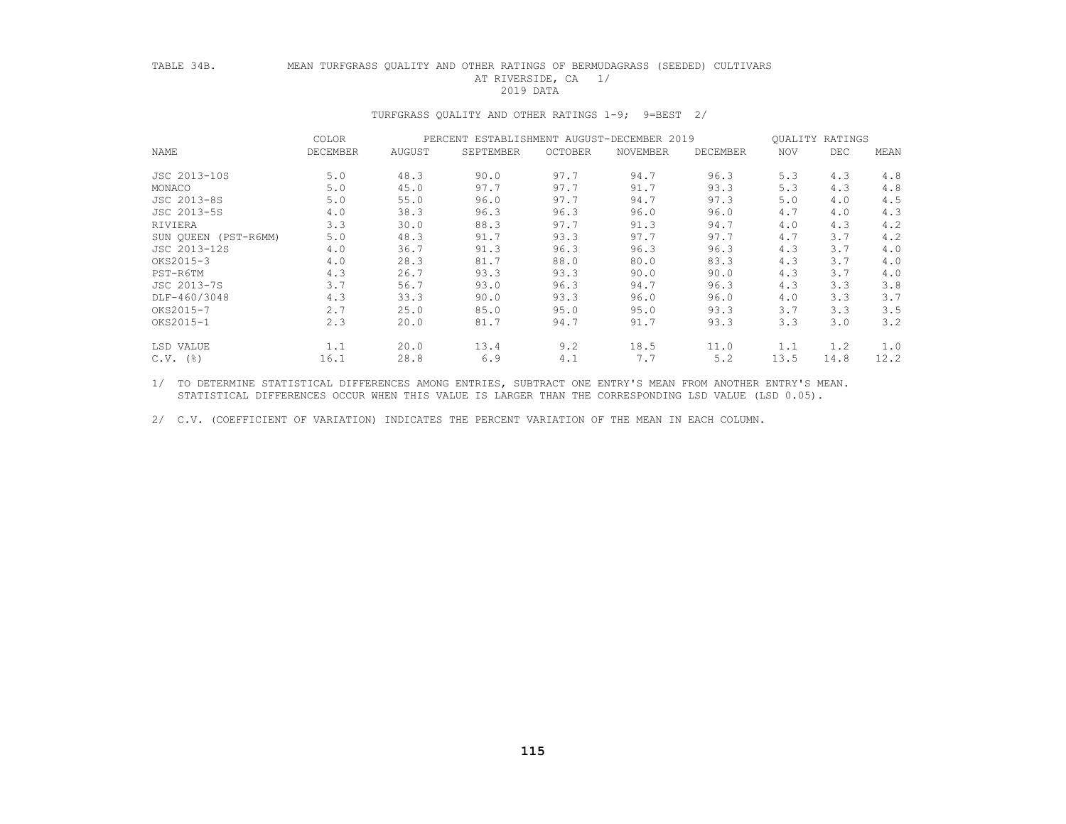TABLE 34B. MEAN TURFGRASS QUALITY AND OTHER RATINGS OF BERMUDAGRASS (SEEDED) CULTIVARS AT RIVERSIDE, CA 1/
2019 DATA

TURFGRASS QUALITY AND OTHER RATINGS 1-9; 9=BEST 2/

| | COLOR | PERCENT ESTABLISHMENT AUGUST-DECEMBER 2019 | | | | | QUALITY RATINGS | | |
|---|---|---|---|---|---|---|---|---|---|
| NAME | DECEMBER | AUGUST | SEPTEMBER | OCTOBER | NOVEMBER | DECEMBER | NOV | DEC | MEAN |
| JSC 2013-10S | 5.0 | 48.3 | 90.0 | 97.7 | 94.7 | 96.3 | 5.3 | 4.3 | 4.8 |
| MONACO | 5.0 | 45.0 | 97.7 | 97.7 | 91.7 | 93.3 | 5.3 | 4.3 | 4.8 |
| JSC 2013-8S | 5.0 | 55.0 | 96.0 | 97.7 | 94.7 | 97.3 | 5.0 | 4.0 | 4.5 |
| JSC 2013-5S | 4.0 | 38.3 | 96.3 | 96.3 | 96.0 | 96.0 | 4.7 | 4.0 | 4.3 |
| RIVIERA | 3.3 | 30.0 | 88.3 | 97.7 | 91.3 | 94.7 | 4.0 | 4.3 | 4.2 |
| SUN QUEEN (PST-R6MM) | 5.0 | 48.3 | 91.7 | 93.3 | 97.7 | 97.7 | 4.7 | 3.7 | 4.2 |
| JSC 2013-12S | 4.0 | 36.7 | 91.3 | 96.3 | 96.3 | 96.3 | 4.3 | 3.7 | 4.0 |
| OKS2015-3 | 4.0 | 28.3 | 81.7 | 88.0 | 80.0 | 83.3 | 4.3 | 3.7 | 4.0 |
| PST-R6TM | 4.3 | 26.7 | 93.3 | 93.3 | 90.0 | 90.0 | 4.3 | 3.7 | 4.0 |
| JSC 2013-7S | 3.7 | 56.7 | 93.0 | 96.3 | 94.7 | 96.3 | 4.3 | 3.3 | 3.8 |
| DLF-460/3048 | 4.3 | 33.3 | 90.0 | 93.3 | 96.0 | 96.0 | 4.0 | 3.3 | 3.7 |
| OKS2015-7 | 2.7 | 25.0 | 85.0 | 95.0 | 95.0 | 93.3 | 3.7 | 3.3 | 3.5 |
| OKS2015-1 | 2.3 | 20.0 | 81.7 | 94.7 | 91.7 | 93.3 | 3.3 | 3.0 | 3.2 |
| LSD VALUE | 1.1 | 20.0 | 13.4 | 9.2 | 18.5 | 11.0 | 1.1 | 1.2 | 1.0 |
| C.V. (%) | 16.1 | 28.8 | 6.9 | 4.1 | 7.7 | 5.2 | 13.5 | 14.8 | 12.2 |

1/ TO DETERMINE STATISTICAL DIFFERENCES AMONG ENTRIES, SUBTRACT ONE ENTRY'S MEAN FROM ANOTHER ENTRY'S MEAN. STATISTICAL DIFFERENCES OCCUR WHEN THIS VALUE IS LARGER THAN THE CORRESPONDING LSD VALUE (LSD 0.05).

2/ C.V. (COEFFICIENT OF VARIATION) INDICATES THE PERCENT VARIATION OF THE MEAN IN EACH COLUMN.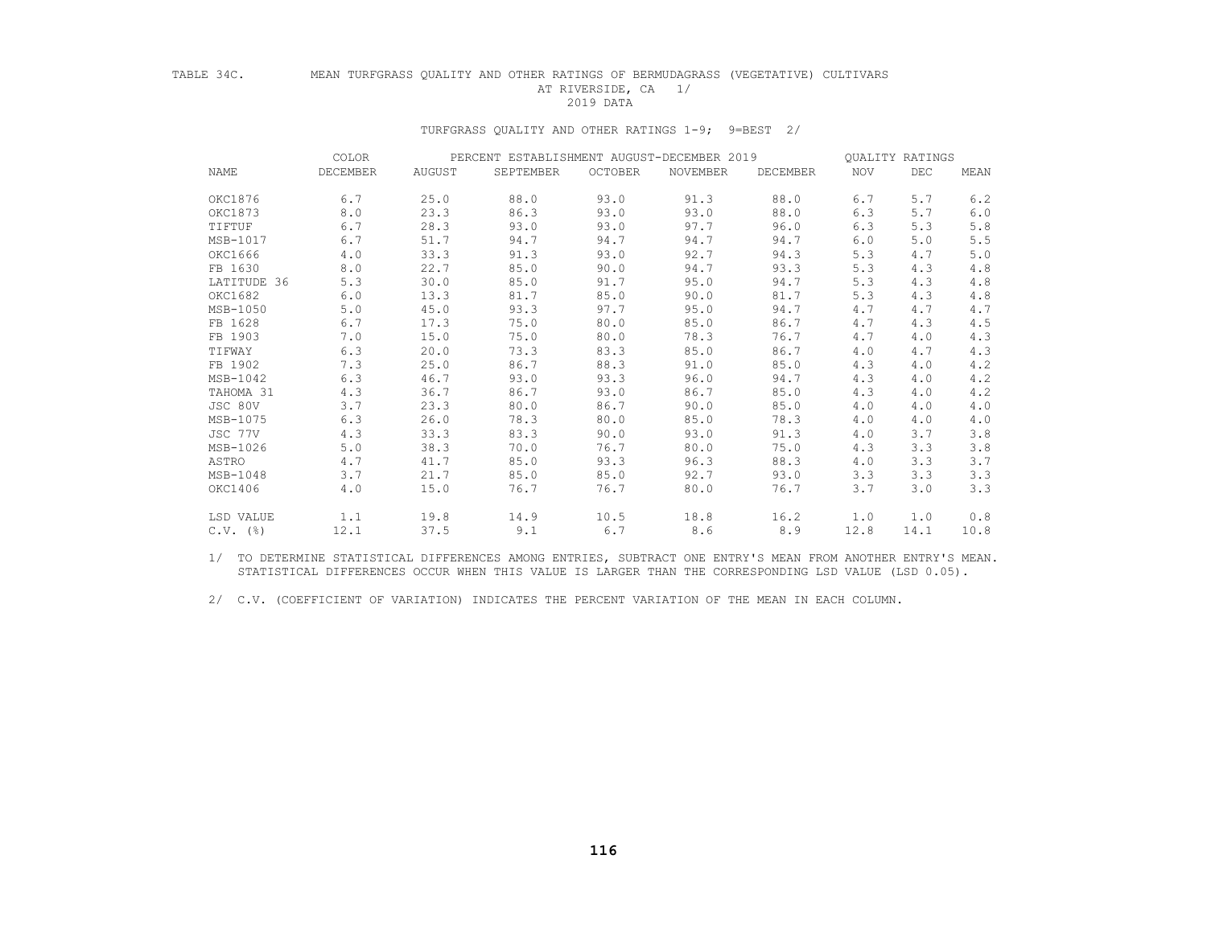TABLE 34C. MEAN TURFGRASS QUALITY AND OTHER RATINGS OF BERMUDAGRASS (VEGETATIVE) CULTIVARS AT RIVERSIDE, CA 1/
2019 DATA

TURFGRASS QUALITY AND OTHER RATINGS 1-9; 9=BEST 2/

| NAME | COLOR | PERCENT ESTABLISHMENT AUGUST-DECEMBER 2019 | | | | | QUALITY RATINGS | | |
|---|---|---|---|---|---|---|---|---|---|
| | DECEMBER | AUGUST | SEPTEMBER | OCTOBER | NOVEMBER | DECEMBER | NOV | DEC | MEAN |
| OKC1876 | 6.7 | 25.0 | 88.0 | 93.0 | 91.3 | 88.0 | 6.7 | 5.7 | 6.2 |
| OKC1873 | 8.0 | 23.3 | 86.3 | 93.0 | 93.0 | 88.0 | 6.3 | 5.7 | 6.0 |
| TIFTUF | 6.7 | 28.3 | 93.0 | 93.0 | 97.7 | 96.0 | 6.3 | 5.3 | 5.8 |
| MSB-1017 | 6.7 | 51.7 | 94.7 | 94.7 | 94.7 | 94.7 | 6.0 | 5.0 | 5.5 |
| OKC1666 | 4.0 | 33.3 | 91.3 | 93.0 | 92.7 | 94.3 | 5.3 | 4.7 | 5.0 |
| FB 1630 | 8.0 | 22.7 | 85.0 | 90.0 | 94.7 | 93.3 | 5.3 | 4.3 | 4.8 |
| LATITUDE 36 | 5.3 | 30.0 | 85.0 | 91.7 | 95.0 | 94.7 | 5.3 | 4.3 | 4.8 |
| OKC1682 | 6.0 | 13.3 | 81.7 | 85.0 | 90.0 | 81.7 | 5.3 | 4.3 | 4.8 |
| MSB-1050 | 5.0 | 45.0 | 93.3 | 97.7 | 95.0 | 94.7 | 4.7 | 4.7 | 4.7 |
| FB 1628 | 6.7 | 17.3 | 75.0 | 80.0 | 85.0 | 86.7 | 4.7 | 4.3 | 4.5 |
| FB 1903 | 7.0 | 15.0 | 75.0 | 80.0 | 78.3 | 76.7 | 4.7 | 4.0 | 4.3 |
| TIFWAY | 6.3 | 20.0 | 73.3 | 83.3 | 85.0 | 86.7 | 4.0 | 4.7 | 4.3 |
| FB 1902 | 7.3 | 25.0 | 86.7 | 88.3 | 91.0 | 85.0 | 4.3 | 4.0 | 4.2 |
| MSB-1042 | 6.3 | 46.7 | 93.0 | 93.3 | 96.0 | 94.7 | 4.3 | 4.0 | 4.2 |
| TAHOMA 31 | 4.3 | 36.7 | 86.7 | 93.0 | 86.7 | 85.0 | 4.3 | 4.0 | 4.2 |
| JSC 80V | 3.7 | 23.3 | 80.0 | 86.7 | 90.0 | 85.0 | 4.0 | 4.0 | 4.0 |
| MSB-1075 | 6.3 | 26.0 | 78.3 | 80.0 | 85.0 | 78.3 | 4.0 | 4.0 | 4.0 |
| JSC 77V | 4.3 | 33.3 | 83.3 | 90.0 | 93.0 | 91.3 | 4.0 | 3.7 | 3.8 |
| MSB-1026 | 5.0 | 38.3 | 70.0 | 76.7 | 80.0 | 75.0 | 4.3 | 3.3 | 3.8 |
| ASTRO | 4.7 | 41.7 | 85.0 | 93.3 | 96.3 | 88.3 | 4.0 | 3.3 | 3.7 |
| MSB-1048 | 3.7 | 21.7 | 85.0 | 85.0 | 92.7 | 93.0 | 3.3 | 3.3 | 3.3 |
| OKC1406 | 4.0 | 15.0 | 76.7 | 76.7 | 80.0 | 76.7 | 3.7 | 3.0 | 3.3 |
| LSD VALUE | 1.1 | 19.8 | 14.9 | 10.5 | 18.8 | 16.2 | 1.0 | 1.0 | 0.8 |
| C.V. (%) | 12.1 | 37.5 | 9.1 | 6.7 | 8.6 | 8.9 | 12.8 | 14.1 | 10.8 |

1/ TO DETERMINE STATISTICAL DIFFERENCES AMONG ENTRIES, SUBTRACT ONE ENTRY'S MEAN FROM ANOTHER ENTRY'S MEAN. STATISTICAL DIFFERENCES OCCUR WHEN THIS VALUE IS LARGER THAN THE CORRESPONDING LSD VALUE (LSD 0.05).

2/ C.V. (COEFFICIENT OF VARIATION) INDICATES THE PERCENT VARIATION OF THE MEAN IN EACH COLUMN.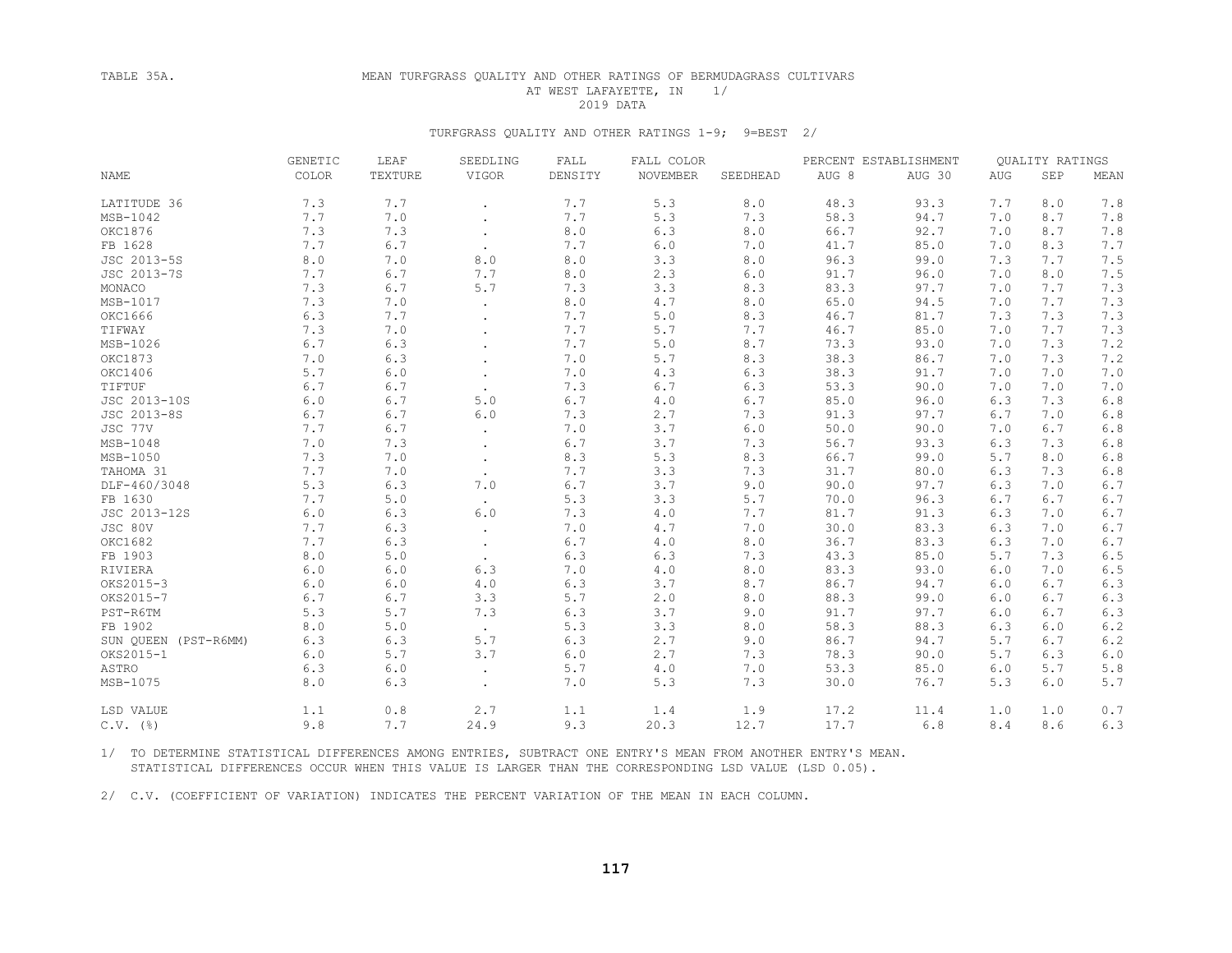TABLE 35A. MEAN TURFGRASS QUALITY AND OTHER RATINGS OF BERMUDAGRASS CULTIVARS AT WEST LAFAYETTE, IN 1/

2019 DATA

TURFGRASS QUALITY AND OTHER RATINGS 1-9; 9=BEST 2/

| NAME | GENETIC COLOR | LEAF TEXTURE | SEEDLING VIGOR | FALL DENSITY | FALL COLOR NOVEMBER | SEEDHEAD | PERCENT ESTABLISHMENT AUG 8 | PERCENT ESTABLISHMENT AUG 30 | QUALITY RATINGS AUG | QUALITY RATINGS SEP | QUALITY RATINGS MEAN |
|---|---|---|---|---|---|---|---|---|---|---|---|
| LATITUDE 36 | 7.3 | 7.7 | . | 7.7 | 5.3 | 8.0 | 48.3 | 93.3 | 7.7 | 8.0 | 7.8 |
| MSB-1042 | 7.7 | 7.0 | . | 7.7 | 5.3 | 7.3 | 58.3 | 94.7 | 7.0 | 8.7 | 7.8 |
| OKC1876 | 7.3 | 7.3 | . | 8.0 | 6.3 | 8.0 | 66.7 | 92.7 | 7.0 | 8.7 | 7.8 |
| FB 1628 | 7.7 | 6.7 | . | 7.7 | 6.0 | 7.0 | 41.7 | 85.0 | 7.0 | 8.3 | 7.7 |
| JSC 2013-5S | 8.0 | 7.0 | 8.0 | 8.0 | 3.3 | 8.0 | 96.3 | 99.0 | 7.3 | 7.7 | 7.5 |
| JSC 2013-7S | 7.7 | 6.7 | 7.7 | 8.0 | 2.3 | 6.0 | 91.7 | 96.0 | 7.0 | 8.0 | 7.5 |
| MONACO | 7.3 | 6.7 | 5.7 | 7.3 | 3.3 | 8.3 | 83.3 | 97.7 | 7.0 | 7.7 | 7.3 |
| MSB-1017 | 7.3 | 7.0 | . | 8.0 | 4.7 | 8.0 | 65.0 | 94.5 | 7.0 | 7.7 | 7.3 |
| OKC1666 | 6.3 | 7.7 | . | 7.7 | 5.0 | 8.3 | 46.7 | 81.7 | 7.3 | 7.3 | 7.3 |
| TIFWAY | 7.3 | 7.0 | . | 7.7 | 5.7 | 7.7 | 46.7 | 85.0 | 7.0 | 7.7 | 7.3 |
| MSB-1026 | 6.7 | 6.3 | . | 7.7 | 5.0 | 8.7 | 73.3 | 93.0 | 7.0 | 7.3 | 7.2 |
| OKC1873 | 7.0 | 6.3 | . | 7.0 | 5.7 | 8.3 | 38.3 | 86.7 | 7.0 | 7.3 | 7.2 |
| OKC1406 | 5.7 | 6.0 | . | 7.0 | 4.3 | 6.3 | 38.3 | 91.7 | 7.0 | 7.0 | 7.0 |
| TIFTUF | 6.7 | 6.7 | . | 7.3 | 6.7 | 6.3 | 53.3 | 90.0 | 7.0 | 7.0 | 7.0 |
| JSC 2013-10S | 6.0 | 6.7 | 5.0 | 6.7 | 4.0 | 6.7 | 85.0 | 96.0 | 6.3 | 7.3 | 6.8 |
| JSC 2013-8S | 6.7 | 6.7 | 6.0 | 7.3 | 2.7 | 7.3 | 91.3 | 97.7 | 6.7 | 7.0 | 6.8 |
| JSC 77V | 7.7 | 6.7 | . | 7.0 | 3.7 | 6.0 | 50.0 | 90.0 | 7.0 | 6.7 | 6.8 |
| MSB-1048 | 7.0 | 7.3 | . | 6.7 | 3.7 | 7.3 | 56.7 | 93.3 | 6.3 | 7.3 | 6.8 |
| MSB-1050 | 7.3 | 7.0 | . | 8.3 | 5.3 | 8.3 | 66.7 | 99.0 | 5.7 | 8.0 | 6.8 |
| TAHOMA 31 | 7.7 | 7.0 | . | 7.7 | 3.3 | 7.3 | 31.7 | 80.0 | 6.3 | 7.3 | 6.8 |
| DLF-460/3048 | 5.3 | 6.3 | 7.0 | 6.7 | 3.7 | 9.0 | 90.0 | 97.7 | 6.3 | 7.0 | 6.7 |
| FB 1630 | 7.7 | 5.0 | . | 5.3 | 3.3 | 5.7 | 70.0 | 96.3 | 6.7 | 6.7 | 6.7 |
| JSC 2013-12S | 6.0 | 6.3 | 6.0 | 7.3 | 4.0 | 7.7 | 81.7 | 91.3 | 6.3 | 7.0 | 6.7 |
| JSC 80V | 7.7 | 6.3 | . | 7.0 | 4.7 | 7.0 | 30.0 | 83.3 | 6.3 | 7.0 | 6.7 |
| OKC1682 | 7.7 | 6.3 | . | 6.7 | 4.0 | 8.0 | 36.7 | 83.3 | 6.3 | 7.0 | 6.7 |
| FB 1903 | 8.0 | 5.0 | . | 6.3 | 6.3 | 7.3 | 43.3 | 85.0 | 5.7 | 7.3 | 6.5 |
| RIVIERA | 6.0 | 6.0 | 6.3 | 7.0 | 4.0 | 8.0 | 83.3 | 93.0 | 6.0 | 7.0 | 6.5 |
| OKS2015-3 | 6.0 | 6.0 | 4.0 | 6.3 | 3.7 | 8.7 | 86.7 | 94.7 | 6.0 | 6.7 | 6.3 |
| OKS2015-7 | 6.7 | 6.7 | 3.3 | 5.7 | 2.0 | 8.0 | 88.3 | 99.0 | 6.0 | 6.7 | 6.3 |
| PST-R6TM | 5.3 | 5.7 | 7.3 | 6.3 | 3.7 | 9.0 | 91.7 | 97.7 | 6.0 | 6.7 | 6.3 |
| FB 1902 | 8.0 | 5.0 | . | 5.3 | 3.3 | 8.0 | 58.3 | 88.3 | 6.3 | 6.0 | 6.2 |
| SUN QUEEN (PST-R6MM) | 6.3 | 6.3 | 5.7 | 6.3 | 2.7 | 9.0 | 86.7 | 94.7 | 5.7 | 6.7 | 6.2 |
| OKS2015-1 | 6.0 | 5.7 | 3.7 | 6.0 | 2.7 | 7.3 | 78.3 | 90.0 | 5.7 | 6.3 | 6.0 |
| ASTRO | 6.3 | 6.0 | . | 5.7 | 4.0 | 7.0 | 53.3 | 85.0 | 6.0 | 5.7 | 5.8 |
| MSB-1075 | 8.0 | 6.3 | . | 7.0 | 5.3 | 7.3 | 30.0 | 76.7 | 5.3 | 6.0 | 5.7 |
| LSD VALUE | 1.1 | 0.8 | 2.7 | 1.1 | 1.4 | 1.9 | 17.2 | 11.4 | 1.0 | 1.0 | 0.7 |
| C.V. (%) | 9.8 | 7.7 | 24.9 | 9.3 | 20.3 | 12.7 | 17.7 | 6.8 | 8.4 | 8.6 | 6.3 |

1/ TO DETERMINE STATISTICAL DIFFERENCES AMONG ENTRIES, SUBTRACT ONE ENTRY'S MEAN FROM ANOTHER ENTRY'S MEAN. STATISTICAL DIFFERENCES OCCUR WHEN THIS VALUE IS LARGER THAN THE CORRESPONDING LSD VALUE (LSD 0.05).

2/ C.V. (COEFFICIENT OF VARIATION) INDICATES THE PERCENT VARIATION OF THE MEAN IN EACH COLUMN.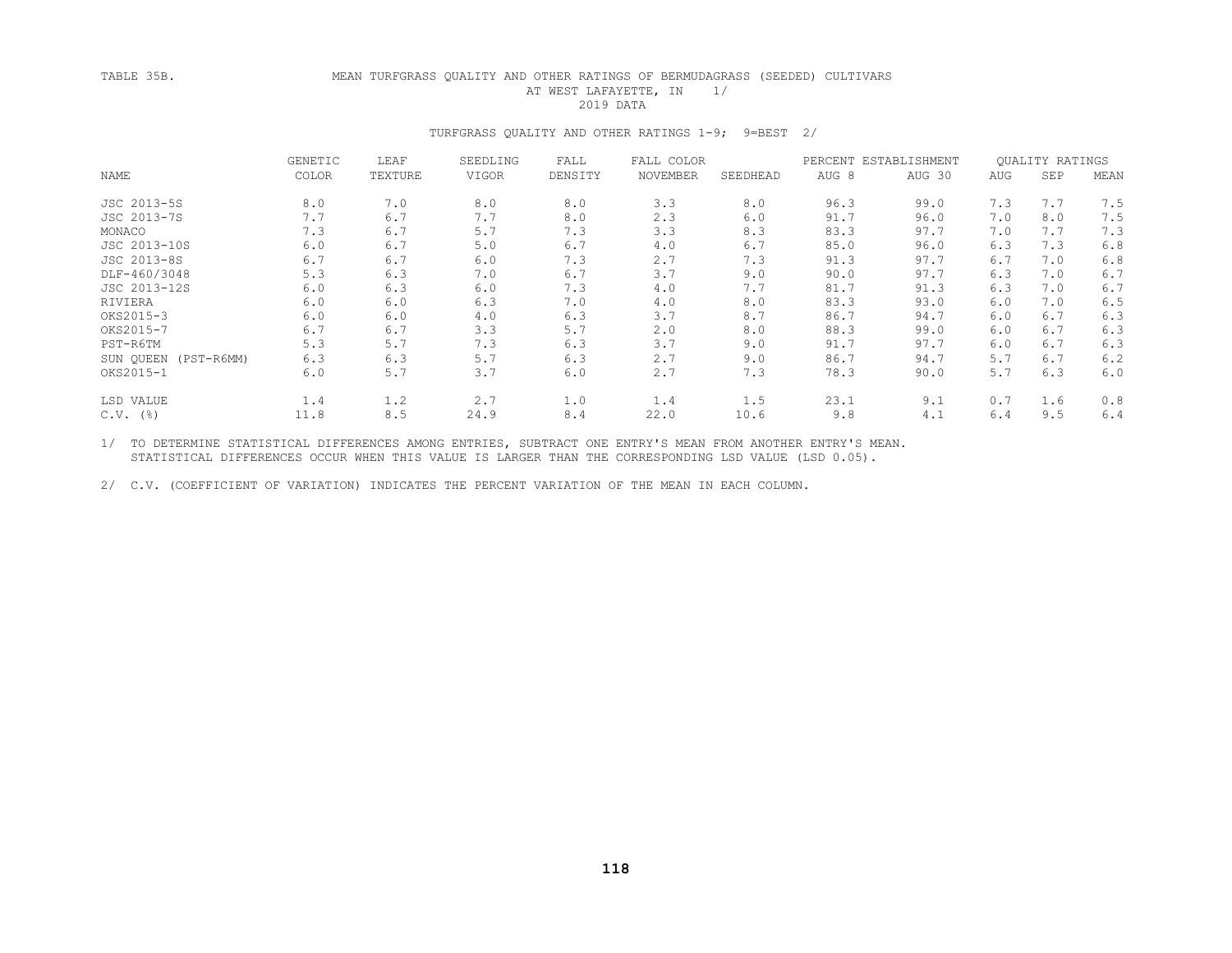TABLE 35B. MEAN TURFGRASS QUALITY AND OTHER RATINGS OF BERMUDAGRASS (SEEDED) CULTIVARS AT WEST LAFAYETTE, IN 1/

2019 DATA

TURFGRASS QUALITY AND OTHER RATINGS 1-9; 9=BEST 2/

| NAME | GENETIC COLOR | LEAF TEXTURE | SEEDLING VIGOR | FALL DENSITY | FALL COLOR NOVEMBER | SEEDHEAD | PERCENT ESTABLISHMENT AUG 8 | PERCENT ESTABLISHMENT AUG 30 | QUALITY RATINGS AUG | QUALITY RATINGS SEP | QUALITY RATINGS MEAN |
|---|---|---|---|---|---|---|---|---|---|---|---|
| JSC 2013-5S | 8.0 | 7.0 | 8.0 | 8.0 | 3.3 | 8.0 | 96.3 | 99.0 | 7.3 | 7.7 | 7.5 |
| JSC 2013-7S | 7.7 | 6.7 | 7.7 | 8.0 | 2.3 | 6.0 | 91.7 | 96.0 | 7.0 | 8.0 | 7.5 |
| MONACO | 7.3 | 6.7 | 5.7 | 7.3 | 3.3 | 8.3 | 83.3 | 97.7 | 7.0 | 7.7 | 7.3 |
| JSC 2013-10S | 6.0 | 6.7 | 5.0 | 6.7 | 4.0 | 6.7 | 85.0 | 96.0 | 6.3 | 7.3 | 6.8 |
| JSC 2013-8S | 6.7 | 6.7 | 6.0 | 7.3 | 2.7 | 7.3 | 91.3 | 97.7 | 6.7 | 7.0 | 6.8 |
| DLF-460/3048 | 5.3 | 6.3 | 7.0 | 6.7 | 3.7 | 9.0 | 90.0 | 97.7 | 6.3 | 7.0 | 6.7 |
| JSC 2013-12S | 6.0 | 6.3 | 6.0 | 7.3 | 4.0 | 7.7 | 81.7 | 91.3 | 6.3 | 7.0 | 6.7 |
| RIVIERA | 6.0 | 6.0 | 6.3 | 7.0 | 4.0 | 8.0 | 83.3 | 93.0 | 6.0 | 7.0 | 6.5 |
| OKS2015-3 | 6.0 | 6.0 | 4.0 | 6.3 | 3.7 | 8.7 | 86.7 | 94.7 | 6.0 | 6.7 | 6.3 |
| OKS2015-7 | 6.7 | 6.7 | 3.3 | 5.7 | 2.0 | 8.0 | 88.3 | 99.0 | 6.0 | 6.7 | 6.3 |
| PST-R6TM | 5.3 | 5.7 | 7.3 | 6.3 | 3.7 | 9.0 | 91.7 | 97.7 | 6.0 | 6.7 | 6.3 |
| SUN QUEEN (PST-R6MM) | 6.3 | 6.3 | 5.7 | 6.3 | 2.7 | 9.0 | 86.7 | 94.7 | 5.7 | 6.7 | 6.2 |
| OKS2015-1 | 6.0 | 5.7 | 3.7 | 6.0 | 2.7 | 7.3 | 78.3 | 90.0 | 5.7 | 6.3 | 6.0 |
| LSD VALUE | 1.4 | 1.2 | 2.7 | 1.0 | 1.4 | 1.5 | 23.1 | 9.1 | 0.7 | 1.6 | 0.8 |
| C.V. (%) | 11.8 | 8.5 | 24.9 | 8.4 | 22.0 | 10.6 | 9.8 | 4.1 | 6.4 | 9.5 | 6.4 |

1/ TO DETERMINE STATISTICAL DIFFERENCES AMONG ENTRIES, SUBTRACT ONE ENTRY'S MEAN FROM ANOTHER ENTRY'S MEAN. STATISTICAL DIFFERENCES OCCUR WHEN THIS VALUE IS LARGER THAN THE CORRESPONDING LSD VALUE (LSD 0.05).

2/ C.V. (COEFFICIENT OF VARIATION) INDICATES THE PERCENT VARIATION OF THE MEAN IN EACH COLUMN.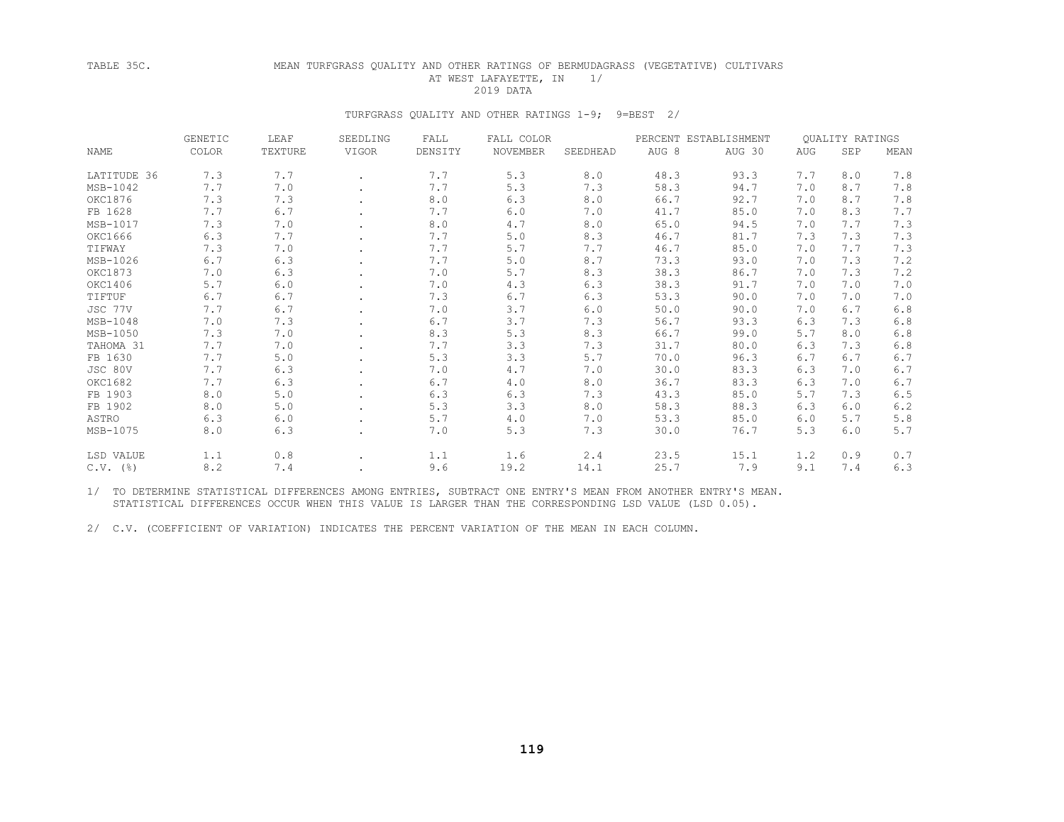TABLE 35C. MEAN TURFGRASS QUALITY AND OTHER RATINGS OF BERMUDAGRASS (VEGETATIVE) CULTIVARS AT WEST LAFAYETTE, IN 1/

2019 DATA

TURFGRASS QUALITY AND OTHER RATINGS 1-9; 9=BEST 2/

| NAME | GENETIC COLOR | LEAF TEXTURE | SEEDLING VIGOR | FALL DENSITY | FALL COLOR NOVEMBER | SEEDHEAD | PERCENT ESTABLISHMENT AUG 8 | AUG 30 | QUALITY RATINGS AUG | SEP | MEAN |
|---|---|---|---|---|---|---|---|---|---|---|---|
| LATITUDE 36 | 7.3 | 7.7 | . | 7.7 | 5.3 | 8.0 | 48.3 | 93.3 | 7.7 | 8.0 | 7.8 |
| MSB-1042 | 7.7 | 7.0 | . | 7.7 | 5.3 | 7.3 | 58.3 | 94.7 | 7.0 | 8.7 | 7.8 |
| OKC1876 | 7.3 | 7.3 | . | 8.0 | 6.3 | 8.0 | 66.7 | 92.7 | 7.0 | 8.7 | 7.8 |
| FB 1628 | 7.7 | 6.7 | . | 7.7 | 6.0 | 7.0 | 41.7 | 85.0 | 7.0 | 8.3 | 7.7 |
| MSB-1017 | 7.3 | 7.0 | . | 8.0 | 4.7 | 8.0 | 65.0 | 94.5 | 7.0 | 7.7 | 7.3 |
| OKC1666 | 6.3 | 7.7 | . | 7.7 | 5.0 | 8.3 | 46.7 | 81.7 | 7.3 | 7.3 | 7.3 |
| TIFWAY | 7.3 | 7.0 | . | 7.7 | 5.7 | 7.7 | 46.7 | 85.0 | 7.0 | 7.7 | 7.3 |
| MSB-1026 | 6.7 | 6.3 | . | 7.7 | 5.0 | 8.7 | 73.3 | 93.0 | 7.0 | 7.3 | 7.2 |
| OKC1873 | 7.0 | 6.3 | . | 7.0 | 5.7 | 8.3 | 38.3 | 86.7 | 7.0 | 7.3 | 7.2 |
| OKC1406 | 5.7 | 6.0 | . | 7.0 | 4.3 | 6.3 | 38.3 | 91.7 | 7.0 | 7.0 | 7.0 |
| TIFTUF | 6.7 | 6.7 | . | 7.3 | 6.7 | 6.3 | 53.3 | 90.0 | 7.0 | 7.0 | 7.0 |
| JSC 77V | 7.7 | 6.7 | . | 7.0 | 3.7 | 6.0 | 50.0 | 90.0 | 7.0 | 6.7 | 6.8 |
| MSB-1048 | 7.0 | 7.3 | . | 6.7 | 3.7 | 7.3 | 56.7 | 93.3 | 6.3 | 7.3 | 6.8 |
| MSB-1050 | 7.3 | 7.0 | . | 8.3 | 5.3 | 8.3 | 66.7 | 99.0 | 5.7 | 8.0 | 6.8 |
| TAHOMA 31 | 7.7 | 7.0 | . | 7.7 | 3.3 | 7.3 | 31.7 | 80.0 | 6.3 | 7.3 | 6.8 |
| FB 1630 | 7.7 | 5.0 | . | 5.3 | 3.3 | 5.7 | 70.0 | 96.3 | 6.7 | 6.7 | 6.7 |
| JSC 80V | 7.7 | 6.3 | . | 7.0 | 4.7 | 7.0 | 30.0 | 83.3 | 6.3 | 7.0 | 6.7 |
| OKC1682 | 7.7 | 6.3 | . | 6.7 | 4.0 | 8.0 | 36.7 | 83.3 | 6.3 | 7.0 | 6.7 |
| FB 1903 | 8.0 | 5.0 | . | 6.3 | 6.3 | 7.3 | 43.3 | 85.0 | 5.7 | 7.3 | 6.5 |
| FB 1902 | 8.0 | 5.0 | . | 5.3 | 3.3 | 8.0 | 58.3 | 88.3 | 6.3 | 6.0 | 6.2 |
| ASTRO | 6.3 | 6.0 | . | 5.7 | 4.0 | 7.0 | 53.3 | 85.0 | 6.0 | 5.7 | 5.8 |
| MSB-1075 | 8.0 | 6.3 | . | 7.0 | 5.3 | 7.3 | 30.0 | 76.7 | 5.3 | 6.0 | 5.7 |
| LSD VALUE | 1.1 | 0.8 | . | 1.1 | 1.6 | 2.4 | 23.5 | 15.1 | 1.2 | 0.9 | 0.7 |
| C.V. (%) | 8.2 | 7.4 | . | 9.6 | 19.2 | 14.1 | 25.7 | 7.9 | 9.1 | 7.4 | 6.3 |

1/ TO DETERMINE STATISTICAL DIFFERENCES AMONG ENTRIES, SUBTRACT ONE ENTRY'S MEAN FROM ANOTHER ENTRY'S MEAN. STATISTICAL DIFFERENCES OCCUR WHEN THIS VALUE IS LARGER THAN THE CORRESPONDING LSD VALUE (LSD 0.05).

2/ C.V. (COEFFICIENT OF VARIATION) INDICATES THE PERCENT VARIATION OF THE MEAN IN EACH COLUMN.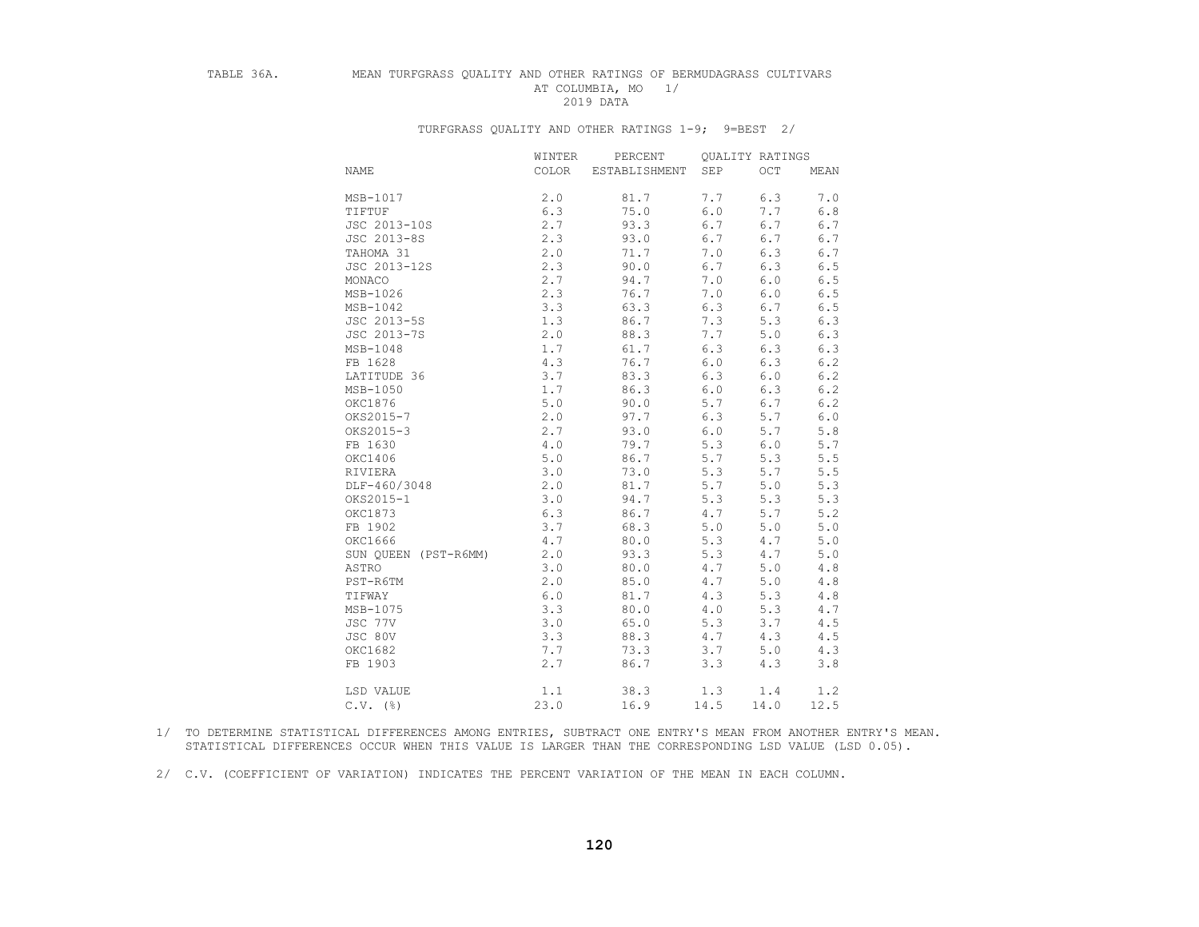TABLE 36A. MEAN TURFGRASS QUALITY AND OTHER RATINGS OF BERMUDAGRASS CULTIVARS AT COLUMBIA, MO 1/

2019 DATA

TURFGRASS QUALITY AND OTHER RATINGS 1-9; 9=BEST 2/

| NAME | WINTER COLOR | PERCENT ESTABLISHMENT | QUALITY RATINGS SEP | OCT | MEAN |
|---|---|---|---|---|---|
| MSB-1017 | 2.0 | 81.7 | 7.7 | 6.3 | 7.0 |
| TIFTUF | 6.3 | 75.0 | 6.0 | 7.7 | 6.8 |
| JSC 2013-10S | 2.7 | 93.3 | 6.7 | 6.7 | 6.7 |
| JSC 2013-8S | 2.3 | 93.0 | 6.7 | 6.7 | 6.7 |
| TAHOMA 31 | 2.0 | 71.7 | 7.0 | 6.3 | 6.7 |
| JSC 2013-12S | 2.3 | 90.0 | 6.7 | 6.3 | 6.5 |
| MONACO | 2.7 | 94.7 | 7.0 | 6.0 | 6.5 |
| MSB-1026 | 2.3 | 76.7 | 7.0 | 6.0 | 6.5 |
| MSB-1042 | 3.3 | 63.3 | 6.3 | 6.7 | 6.5 |
| JSC 2013-5S | 1.3 | 86.7 | 7.3 | 5.3 | 6.3 |
| JSC 2013-7S | 2.0 | 88.3 | 7.7 | 5.0 | 6.3 |
| MSB-1048 | 1.7 | 61.7 | 6.3 | 6.3 | 6.3 |
| FB 1628 | 4.3 | 76.7 | 6.0 | 6.3 | 6.2 |
| LATITUDE 36 | 3.7 | 83.3 | 6.3 | 6.0 | 6.2 |
| MSB-1050 | 1.7 | 86.3 | 6.0 | 6.3 | 6.2 |
| OKC1876 | 5.0 | 90.0 | 5.7 | 6.7 | 6.2 |
| OKS2015-7 | 2.0 | 97.7 | 6.3 | 5.7 | 6.0 |
| OKS2015-3 | 2.7 | 93.0 | 6.0 | 5.7 | 5.8 |
| FB 1630 | 4.0 | 79.7 | 5.3 | 6.0 | 5.7 |
| OKC1406 | 5.0 | 86.7 | 5.7 | 5.3 | 5.5 |
| RIVIERA | 3.0 | 73.0 | 5.3 | 5.7 | 5.5 |
| DLF-460/3048 | 2.0 | 81.7 | 5.7 | 5.0 | 5.3 |
| OKS2015-1 | 3.0 | 94.7 | 5.3 | 5.3 | 5.3 |
| OKC1873 | 6.3 | 86.7 | 4.7 | 5.7 | 5.2 |
| FB 1902 | 3.7 | 68.3 | 5.0 | 5.0 | 5.0 |
| OKC1666 | 4.7 | 80.0 | 5.3 | 4.7 | 5.0 |
| SUN QUEEN (PST-R6MM) | 2.0 | 93.3 | 5.3 | 4.7 | 5.0 |
| ASTRO | 3.0 | 80.0 | 4.7 | 5.0 | 4.8 |
| PST-R6TM | 2.0 | 85.0 | 4.7 | 5.0 | 4.8 |
| TIFWAY | 6.0 | 81.7 | 4.3 | 5.3 | 4.8 |
| MSB-1075 | 3.3 | 80.0 | 4.0 | 5.3 | 4.7 |
| JSC 77V | 3.0 | 65.0 | 5.3 | 3.7 | 4.5 |
| JSC 80V | 3.3 | 88.3 | 4.7 | 4.3 | 4.5 |
| OKC1682 | 7.7 | 73.3 | 3.7 | 5.0 | 4.3 |
| FB 1903 | 2.7 | 86.7 | 3.3 | 4.3 | 3.8 |
| LSD VALUE | 1.1 | 38.3 | 1.3 | 1.4 | 1.2 |
| C.V. (%) | 23.0 | 16.9 | 14.5 | 14.0 | 12.5 |

1/ TO DETERMINE STATISTICAL DIFFERENCES AMONG ENTRIES, SUBTRACT ONE ENTRY'S MEAN FROM ANOTHER ENTRY'S MEAN. STATISTICAL DIFFERENCES OCCUR WHEN THIS VALUE IS LARGER THAN THE CORRESPONDING LSD VALUE (LSD 0.05).

2/ C.V. (COEFFICIENT OF VARIATION) INDICATES THE PERCENT VARIATION OF THE MEAN IN EACH COLUMN.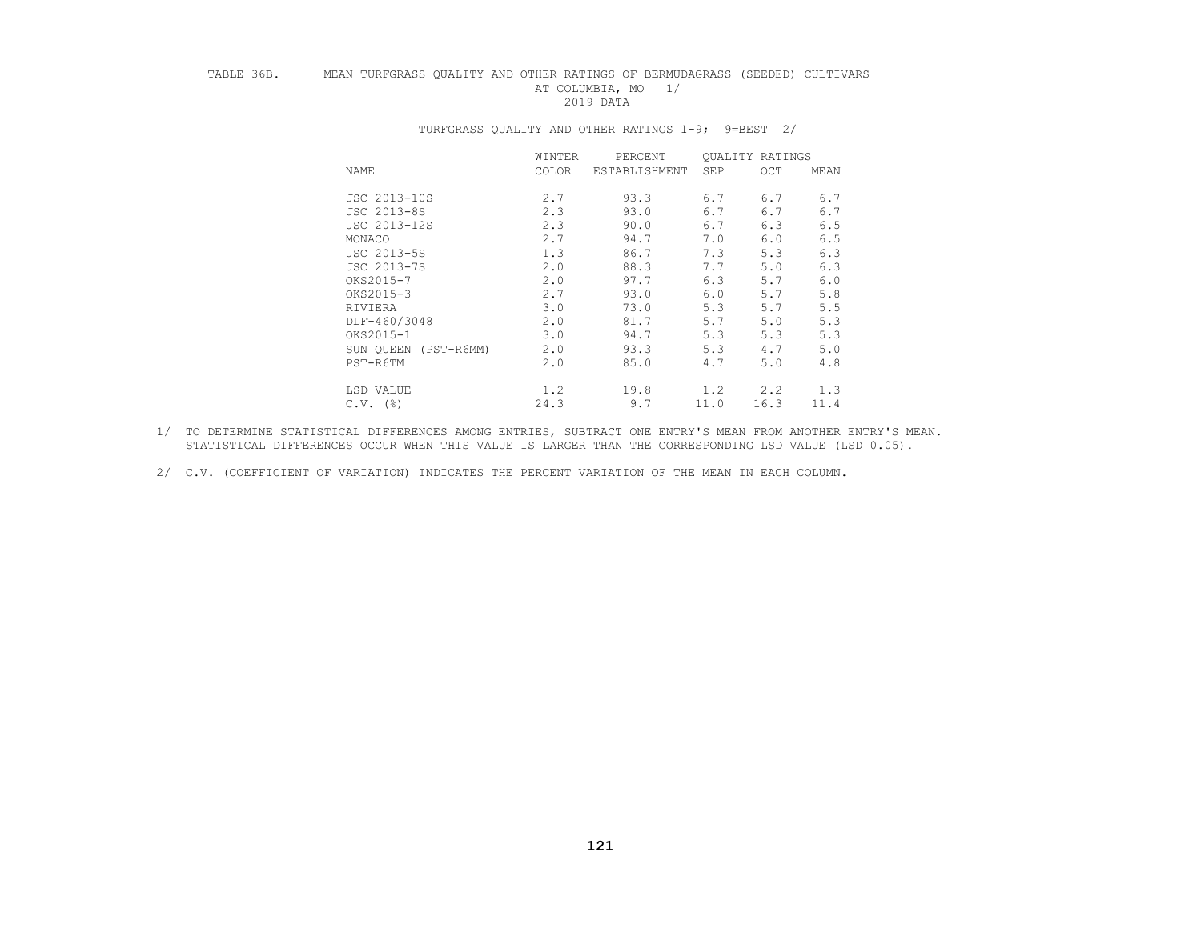TABLE 36B. MEAN TURFGRASS QUALITY AND OTHER RATINGS OF BERMUDAGRASS (SEEDED) CULTIVARS AT COLUMBIA, MO 1/

2019 DATA

TURFGRASS QUALITY AND OTHER RATINGS 1-9; 9=BEST 2/

| NAME | WINTER COLOR | PERCENT ESTABLISHMENT | QUALITY RATINGS SEP | OCT | MEAN |
|---|---|---|---|---|---|
| JSC 2013-10S | 2.7 | 93.3 | 6.7 | 6.7 | 6.7 |
| JSC 2013-8S | 2.3 | 93.0 | 6.7 | 6.7 | 6.7 |
| JSC 2013-12S | 2.3 | 90.0 | 6.7 | 6.3 | 6.5 |
| MONACO | 2.7 | 94.7 | 7.0 | 6.0 | 6.5 |
| JSC 2013-5S | 1.3 | 86.7 | 7.3 | 5.3 | 6.3 |
| JSC 2013-7S | 2.0 | 88.3 | 7.7 | 5.0 | 6.3 |
| OKS2015-7 | 2.0 | 97.7 | 6.3 | 5.7 | 6.0 |
| OKS2015-3 | 2.7 | 93.0 | 6.0 | 5.7 | 5.8 |
| RIVIERA | 3.0 | 73.0 | 5.3 | 5.7 | 5.5 |
| DLF-460/3048 | 2.0 | 81.7 | 5.7 | 5.0 | 5.3 |
| OKS2015-1 | 3.0 | 94.7 | 5.3 | 5.3 | 5.3 |
| SUN QUEEN (PST-R6MM) | 2.0 | 93.3 | 5.3 | 4.7 | 5.0 |
| PST-R6TM | 2.0 | 85.0 | 4.7 | 5.0 | 4.8 |
| LSD VALUE | 1.2 | 19.8 | 1.2 | 2.2 | 1.3 |
| C.V. (%) | 24.3 | 9.7 | 11.0 | 16.3 | 11.4 |

1/ TO DETERMINE STATISTICAL DIFFERENCES AMONG ENTRIES, SUBTRACT ONE ENTRY'S MEAN FROM ANOTHER ENTRY'S MEAN. STATISTICAL DIFFERENCES OCCUR WHEN THIS VALUE IS LARGER THAN THE CORRESPONDING LSD VALUE (LSD 0.05).

2/ C.V. (COEFFICIENT OF VARIATION) INDICATES THE PERCENT VARIATION OF THE MEAN IN EACH COLUMN.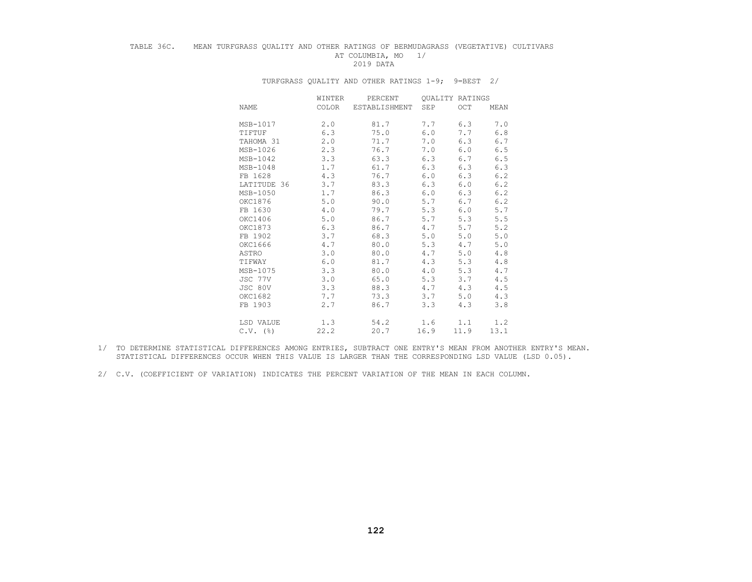# TABLE 36C. MEAN TURFGRASS QUALITY AND OTHER RATINGS OF BERMUDAGRASS (VEGETATIVE) CULTIVARS AT COLUMBIA, MO 1/

2019 DATA

TURFGRASS QUALITY AND OTHER RATINGS 1-9; 9=BEST 2/

| NAME | WINTER COLOR | PERCENT ESTABLISHMENT | QUALITY RATINGS SEP | OCT | MEAN |
|---|---|---|---|---|---|
| MSB-1017 | 2.0 | 81.7 | 7.7 | 6.3 | 7.0 |
| TIFTUF | 6.3 | 75.0 | 6.0 | 7.7 | 6.8 |
| TAHOMA 31 | 2.0 | 71.7 | 7.0 | 6.3 | 6.7 |
| MSB-1026 | 2.3 | 76.7 | 7.0 | 6.0 | 6.5 |
| MSB-1042 | 3.3 | 63.3 | 6.3 | 6.7 | 6.5 |
| MSB-1048 | 1.7 | 61.7 | 6.3 | 6.3 | 6.3 |
| FB 1628 | 4.3 | 76.7 | 6.0 | 6.3 | 6.2 |
| LATITUDE 36 | 3.7 | 83.3 | 6.3 | 6.0 | 6.2 |
| MSB-1050 | 1.7 | 86.3 | 6.0 | 6.3 | 6.2 |
| OKC1876 | 5.0 | 90.0 | 5.7 | 6.7 | 6.2 |
| FB 1630 | 4.0 | 79.7 | 5.3 | 6.0 | 5.7 |
| OKC1406 | 5.0 | 86.7 | 5.7 | 5.3 | 5.5 |
| OKC1873 | 6.3 | 86.7 | 4.7 | 5.7 | 5.2 |
| FB 1902 | 3.7 | 68.3 | 5.0 | 5.0 | 5.0 |
| OKC1666 | 4.7 | 80.0 | 5.3 | 4.7 | 5.0 |
| ASTRO | 3.0 | 80.0 | 4.7 | 5.0 | 4.8 |
| TIFWAY | 6.0 | 81.7 | 4.3 | 5.3 | 4.8 |
| MSB-1075 | 3.3 | 80.0 | 4.0 | 5.3 | 4.7 |
| JSC 77V | 3.0 | 65.0 | 5.3 | 3.7 | 4.5 |
| JSC 80V | 3.3 | 88.3 | 4.7 | 4.3 | 4.5 |
| OKC1682 | 7.7 | 73.3 | 3.7 | 5.0 | 4.3 |
| FB 1903 | 2.7 | 86.7 | 3.3 | 4.3 | 3.8 |
| LSD VALUE | 1.3 | 54.2 | 1.6 | 1.1 | 1.2 |
| C.V. (%) | 22.2 | 20.7 | 16.9 | 11.9 | 13.1 |

1/ TO DETERMINE STATISTICAL DIFFERENCES AMONG ENTRIES, SUBTRACT ONE ENTRY'S MEAN FROM ANOTHER ENTRY'S MEAN. STATISTICAL DIFFERENCES OCCUR WHEN THIS VALUE IS LARGER THAN THE CORRESPONDING LSD VALUE (LSD 0.05).

2/ C.V. (COEFFICIENT OF VARIATION) INDICATES THE PERCENT VARIATION OF THE MEAN IN EACH COLUMN.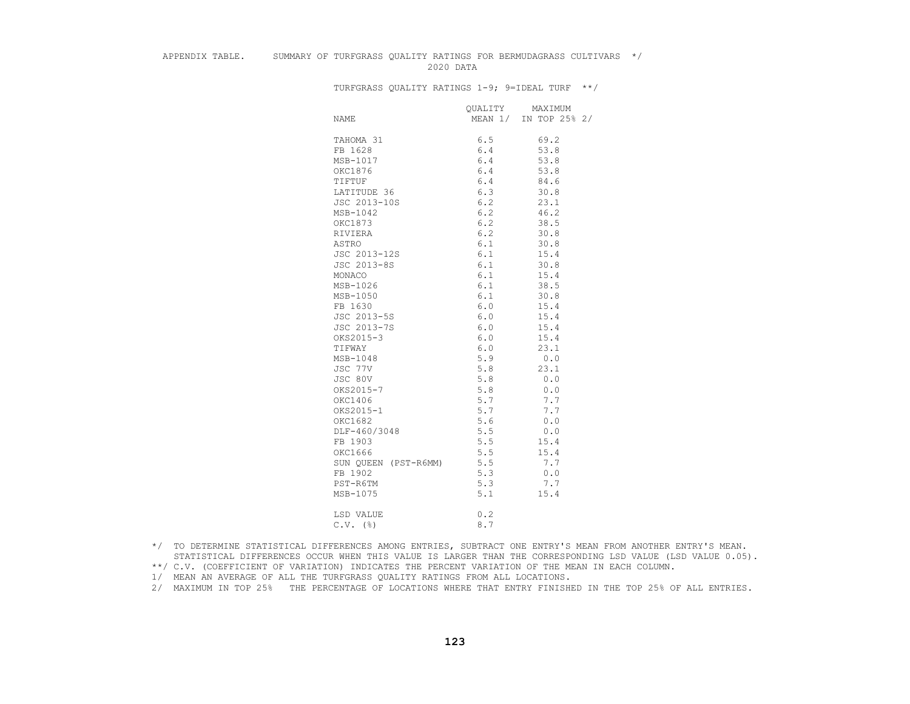APPENDIX TABLE. SUMMARY OF TURFGRASS QUALITY RATINGS FOR BERMUDAGRASS CULTIVARS */

2020 DATA

TURFGRASS QUALITY RATINGS 1-9; 9=IDEAL TURF **/

| NAME | QUALITY MEAN 1/ | MAXIMUM IN TOP 25% 2/ |
|---|---|---|
| TAHOMA 31 | 6.5 | 69.2 |
| FB 1628 | 6.4 | 53.8 |
| MSB-1017 | 6.4 | 53.8 |
| OKC1876 | 6.4 | 53.8 |
| TIFTUF | 6.4 | 84.6 |
| LATITUDE 36 | 6.3 | 30.8 |
| JSC 2013-10S | 6.2 | 23.1 |
| MSB-1042 | 6.2 | 46.2 |
| OKC1873 | 6.2 | 38.5 |
| RIVIERA | 6.2 | 30.8 |
| ASTRO | 6.1 | 30.8 |
| JSC 2013-12S | 6.1 | 15.4 |
| JSC 2013-8S | 6.1 | 30.8 |
| MONACO | 6.1 | 15.4 |
| MSB-1026 | 6.1 | 38.5 |
| MSB-1050 | 6.1 | 30.8 |
| FB 1630 | 6.0 | 15.4 |
| JSC 2013-5S | 6.0 | 15.4 |
| JSC 2013-7S | 6.0 | 15.4 |
| OKS2015-3 | 6.0 | 15.4 |
| TIFWAY | 6.0 | 23.1 |
| MSB-1048 | 5.9 | 0.0 |
| JSC 77V | 5.8 | 23.1 |
| JSC 80V | 5.8 | 0.0 |
| OKS2015-7 | 5.8 | 0.0 |
| OKC1406 | 5.7 | 7.7 |
| OKS2015-1 | 5.7 | 7.7 |
| OKC1682 | 5.6 | 0.0 |
| DLF-460/3048 | 5.5 | 0.0 |
| FB 1903 | 5.5 | 15.4 |
| OKC1666 | 5.5 | 15.4 |
| SUN QUEEN (PST-R6MM) | 5.5 | 7.7 |
| FB 1902 | 5.3 | 0.0 |
| PST-R6TM | 5.3 | 7.7 |
| MSB-1075 | 5.1 | 15.4 |
| LSD VALUE | 0.2 | |
| C.V. (%) | 8.7 | |

*/ TO DETERMINE STATISTICAL DIFFERENCES AMONG ENTRIES, SUBTRACT ONE ENTRY'S MEAN FROM ANOTHER ENTRY'S MEAN. STATISTICAL DIFFERENCES OCCUR WHEN THIS VALUE IS LARGER THAN THE CORRESPONDING LSD VALUE (LSD VALUE 0.05).

**/ C.V. (COEFFICIENT OF VARIATION) INDICATES THE PERCENT VARIATION OF THE MEAN IN EACH COLUMN.

1/ MEAN AN AVERAGE OF ALL THE TURFGRASS QUALITY RATINGS FROM ALL LOCATIONS.

2/ MAXIMUM IN TOP 25% THE PERCENTAGE OF LOCATIONS WHERE THAT ENTRY FINISHED IN THE TOP 25% OF ALL ENTRIES.